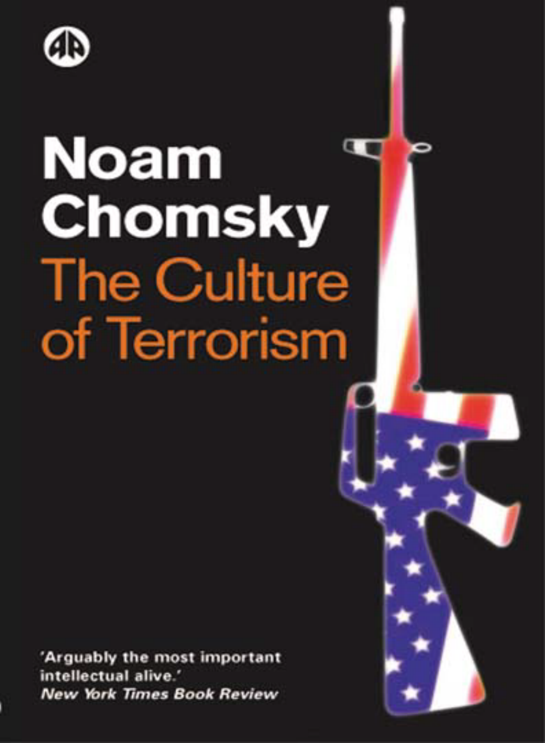# Noam Chomsky

## The Culture of Terrorism

'Arguably the most important intellectual alive.'
*New York Times Book Review*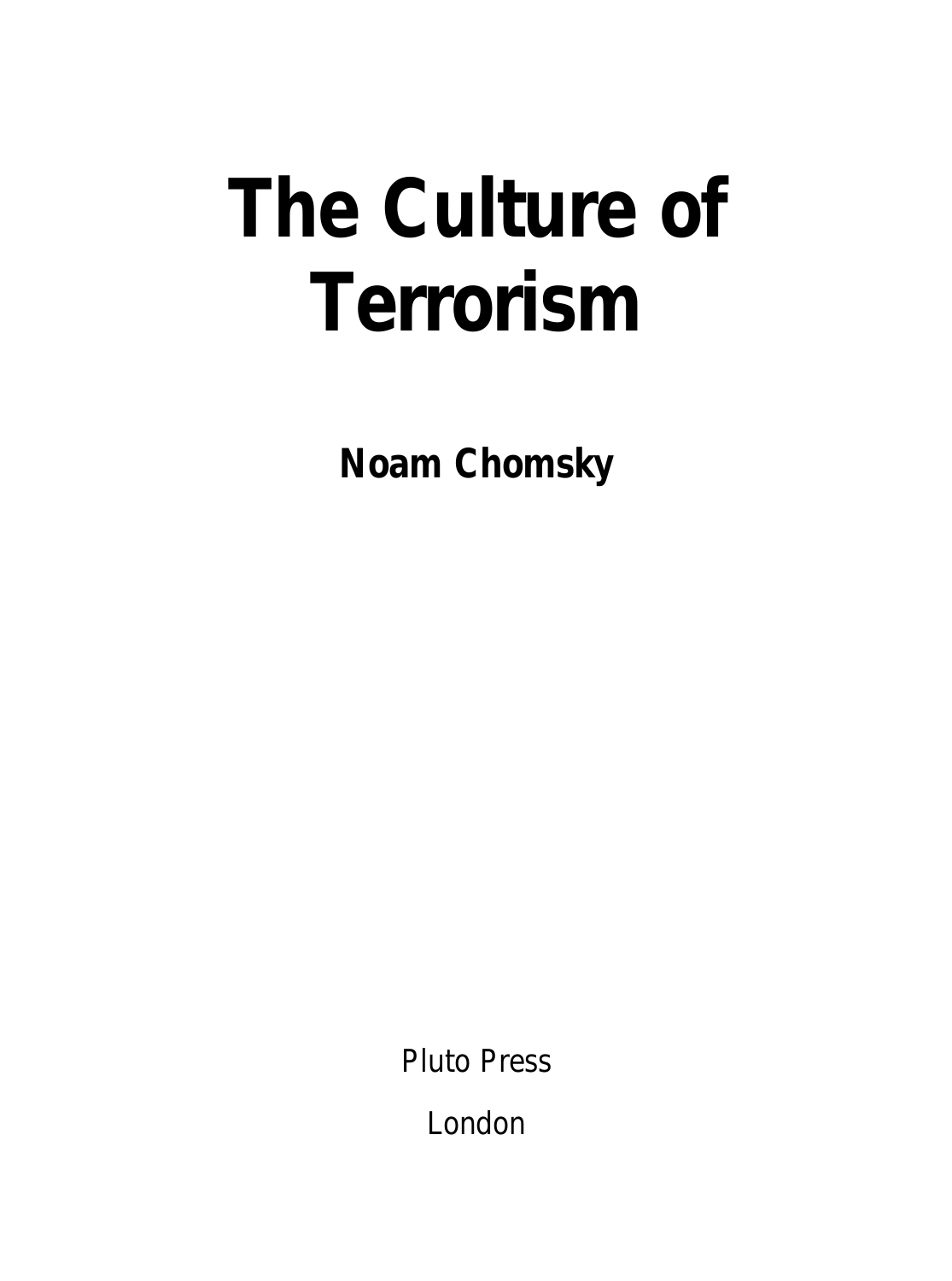# The Culture of Terrorism

**Noam Chomsky**

Pluto Press

London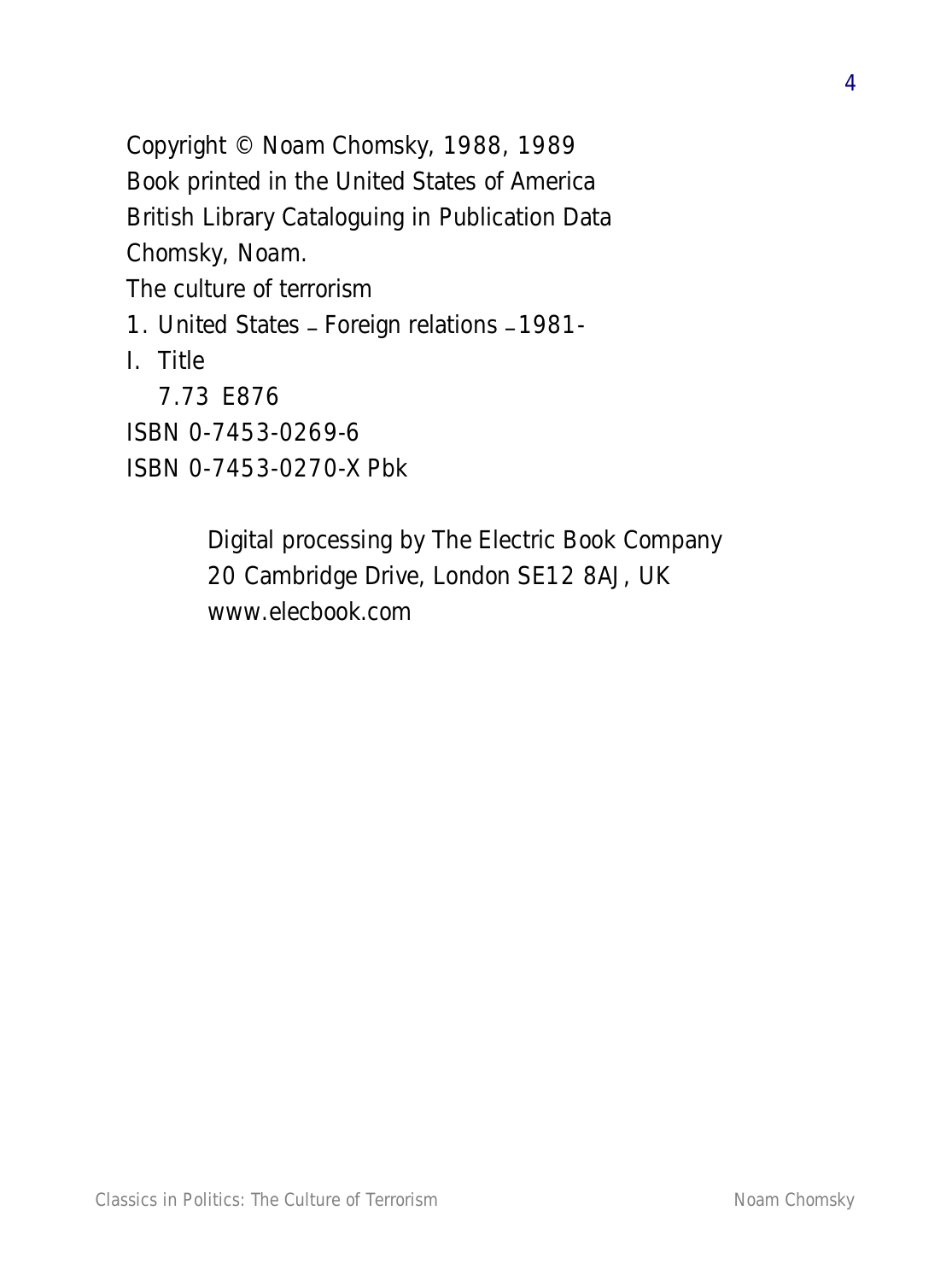Copyright © Noam Chomsky, 1988, 1989

Book printed in the United States of America

British Library Cataloguing in Publication Data

Chomsky, Noam.

The culture of terrorism

1. United States – Foreign relations – 1981-

I. Title

7.73 E876

ISBN 0-7453-0269-6

ISBN 0-7453-0270-X Pbk

Digital processing by The Electric Book Company

20 Cambridge Drive, London SE12 8AJ, UK

www.elecbook.com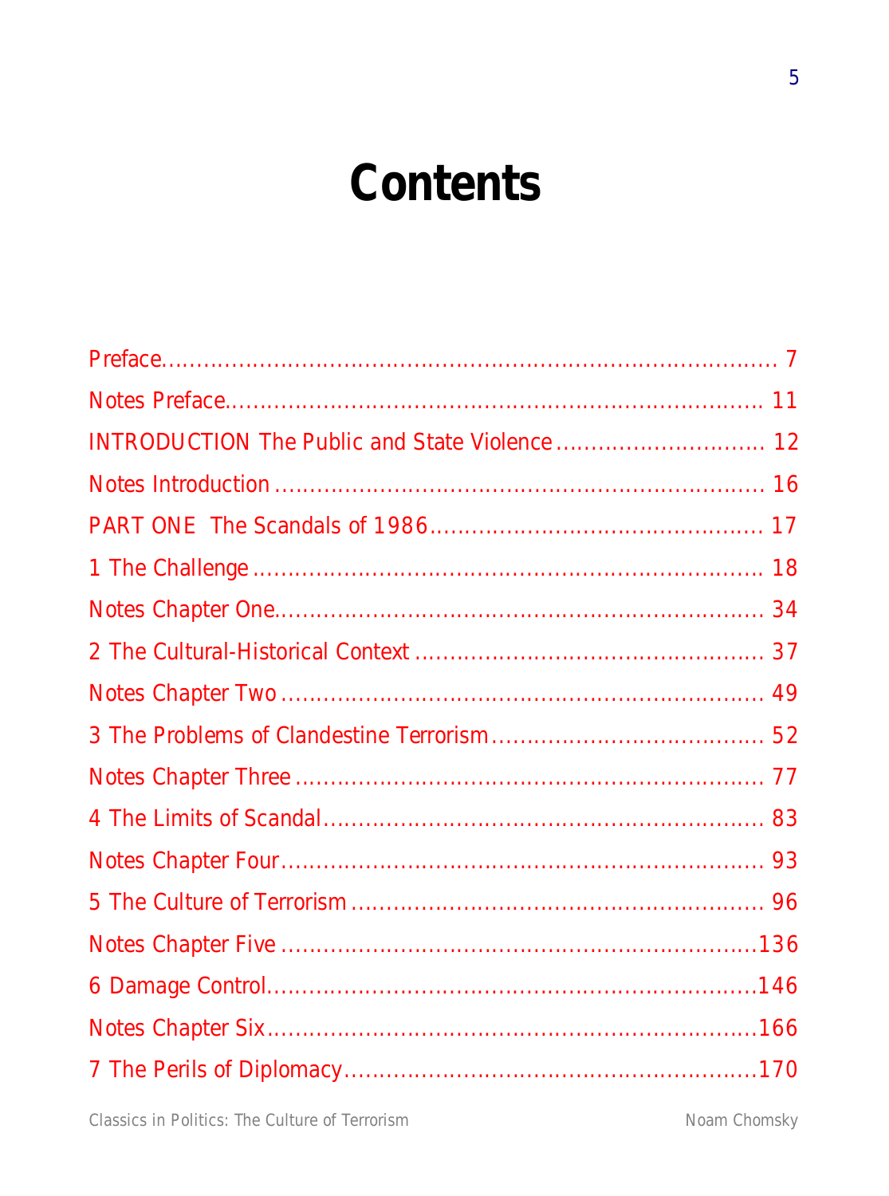# Contents

Preface........................................................................................ 7

Notes Preface.................................................................................. 11

INTRODUCTION The Public and State Violence .............................. 12

Notes Introduction ........................................................................ 16

PART ONE The Scandals of 1986................................................ 17

1 The Challenge ............................................................................ 18

Notes Chapter One........................................................................ 34

2 The Cultural-Historical Context .................................................. 37

Notes Chapter Two ........................................................................ 49

3 The Problems of Clandestine Terrorism....................................... 52

Notes Chapter Three ...................................................................... 77

4 The Limits of Scandal.................................................................. 83

Notes Chapter Four........................................................................ 93

5 The Culture of Terrorism ............................................................. 96

Notes Chapter Five .......................................................................136

6 Damage Control..........................................................................146

Notes Chapter Six.........................................................................166

7 The Perils of Diplomacy..............................................................170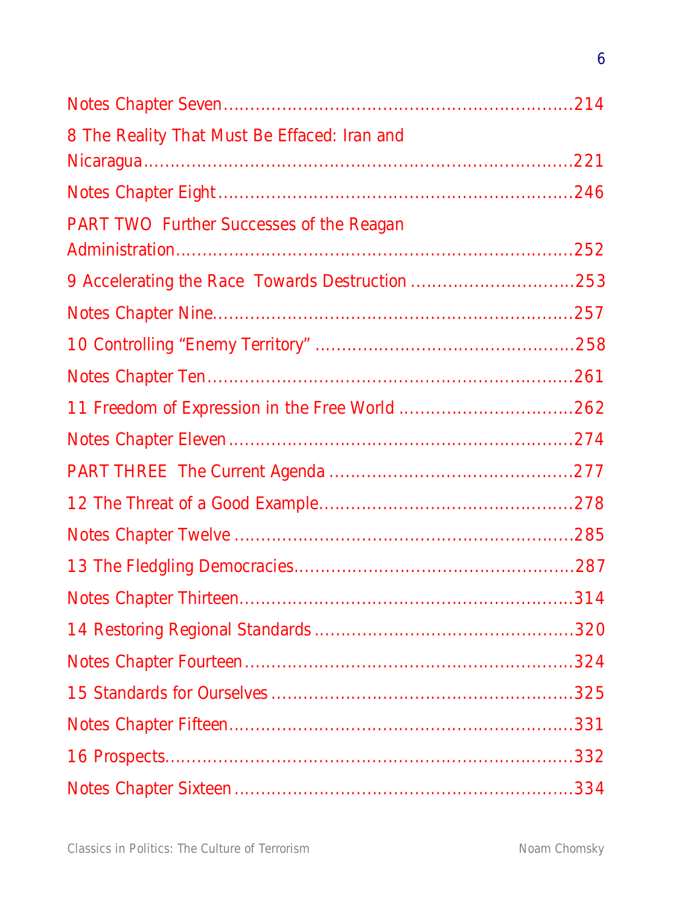Notes Chapter Seven........................................................................214

8 The Reality That Must Be Effaced: Iran and Nicaragua........................................................................221

Notes Chapter Eight........................................................................246

PART TWO Further Successes of the Reagan Administration........................................................................252

9 Accelerating the Race Towards Destruction ........................................253

Notes Chapter Nine........................................................................257

10 Controlling "Enemy Territory" ........................................................258

Notes Chapter Ten........................................................................261

11 Freedom of Expression in the Free World ........................................262

Notes Chapter Eleven........................................................................274

PART THREE The Current Agenda ........................................................277

12 The Threat of a Good Example........................................................278

Notes Chapter Twelve ........................................................................285

13 The Fledgling Democracies........................................................287

Notes Chapter Thirteen........................................................................314

14 Restoring Regional Standards ........................................................320

Notes Chapter Fourteen........................................................................324

15 Standards for Ourselves ........................................................................325

Notes Chapter Fifteen........................................................................331

16 Prospects........................................................................332

Notes Chapter Sixteen ........................................................................334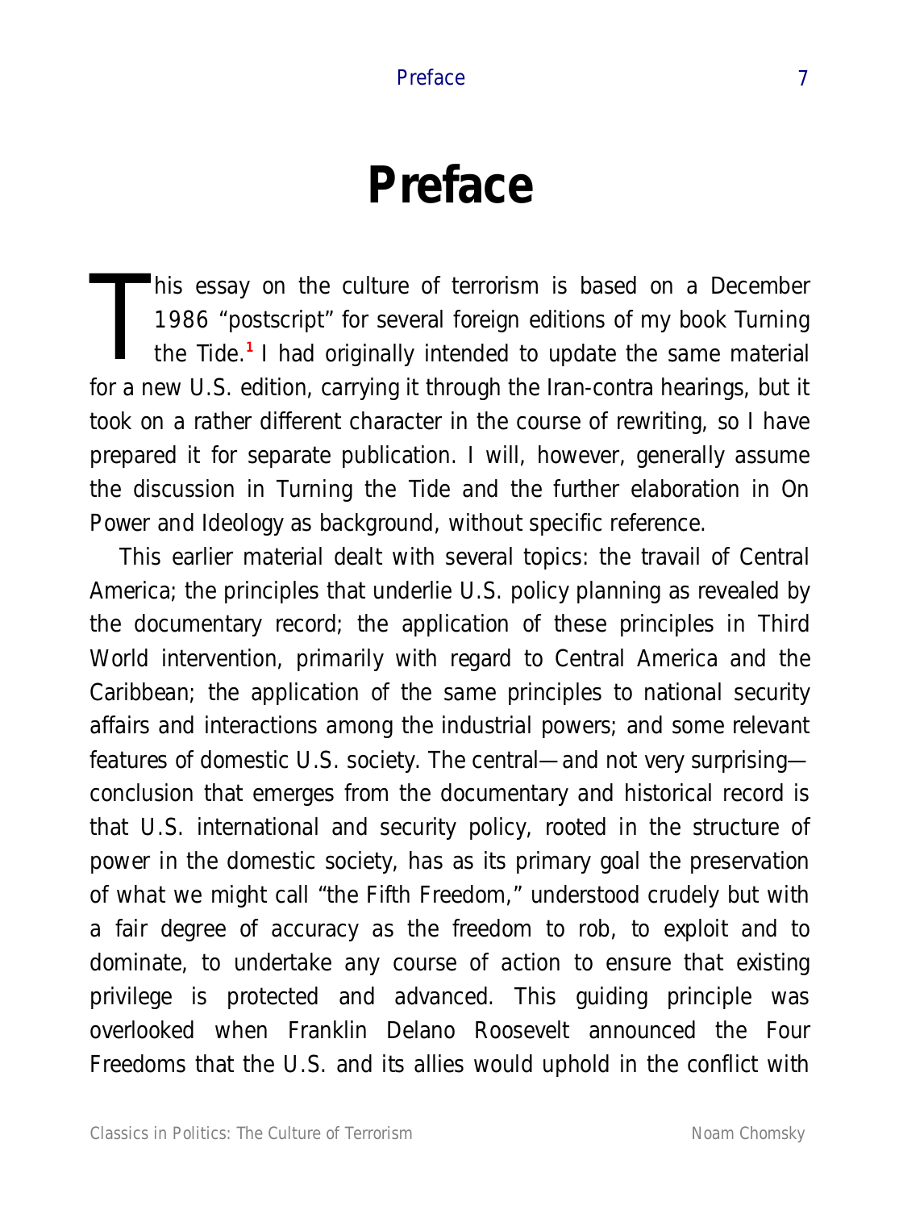# Preface

This essay on the culture of terrorism is based on a December 1986 "postscript" for several foreign editions of my book Turning the Tide.[1] I had originally intended to update the same material for a new U.S. edition, carrying it through the Iran-contra hearings, but it took on a rather different character in the course of rewriting, so I have prepared it for separate publication. I will, however, generally assume the discussion in Turning the Tide and the further elaboration in On Power and Ideology as background, without specific reference.

This earlier material dealt with several topics: the travail of Central America; the principles that underlie U.S. policy planning as revealed by the documentary record; the application of these principles in Third World intervention, primarily with regard to Central America and the Caribbean; the application of the same principles to national security affairs and interactions among the industrial powers; and some relevant features of domestic U.S. society. The central—and not very surprising—conclusion that emerges from the documentary and historical record is that U.S. international and security policy, rooted in the structure of power in the domestic society, has as its primary goal the preservation of what we might call "the Fifth Freedom," understood crudely but with a fair degree of accuracy as the freedom to rob, to exploit and to dominate, to undertake any course of action to ensure that existing privilege is protected and advanced. This guiding principle was overlooked when Franklin Delano Roosevelt announced the Four Freedoms that the U.S. and its allies would uphold in the conflict with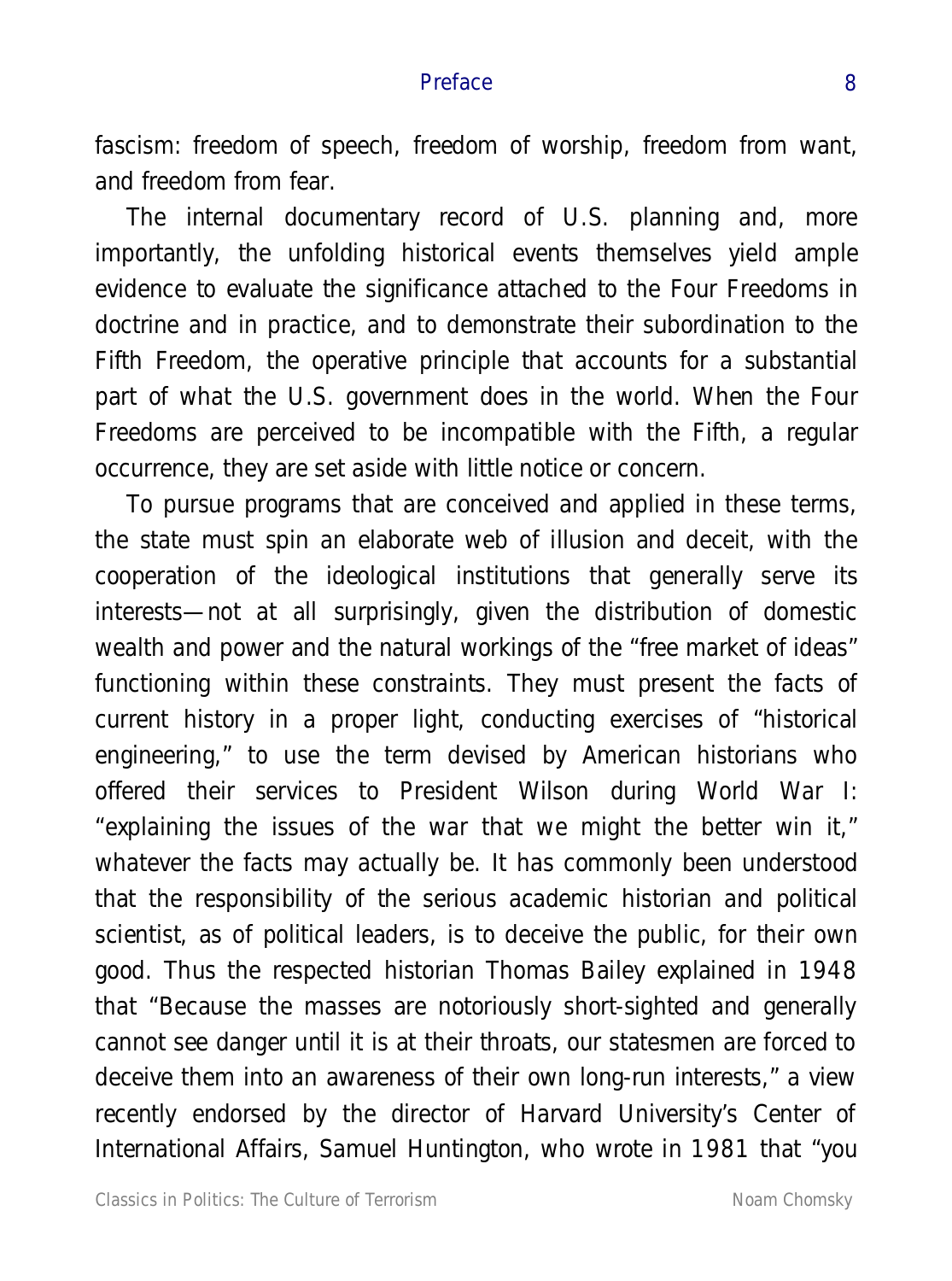fascism: freedom of speech, freedom of worship, freedom from want, and freedom from fear.

The internal documentary record of U.S. planning and, more importantly, the unfolding historical events themselves yield ample evidence to evaluate the significance attached to the Four Freedoms in doctrine and in practice, and to demonstrate their subordination to the Fifth Freedom, the operative principle that accounts for a substantial part of what the U.S. government does in the world. When the Four Freedoms are perceived to be incompatible with the Fifth, a regular occurrence, they are set aside with little notice or concern.

To pursue programs that are conceived and applied in these terms, the state must spin an elaborate web of illusion and deceit, with the cooperation of the ideological institutions that generally serve its interests—not at all surprisingly, given the distribution of domestic wealth and power and the natural workings of the "free market of ideas" functioning within these constraints. They must present the facts of current history in a proper light, conducting exercises of "historical engineering," to use the term devised by American historians who offered their services to President Wilson during World War I: "explaining the issues of the war that we might the better win it," whatever the facts may actually be. It has commonly been understood that the responsibility of the serious academic historian and political scientist, as of political leaders, is to deceive the public, for their own good. Thus the respected historian Thomas Bailey explained in 1948 that "Because the masses are notoriously short-sighted and generally cannot see danger until it is at their throats, our statesmen are forced to deceive them into an awareness of their own long-run interests," a view recently endorsed by the director of Harvard University's Center of International Affairs, Samuel Huntington, who wrote in 1981 that "you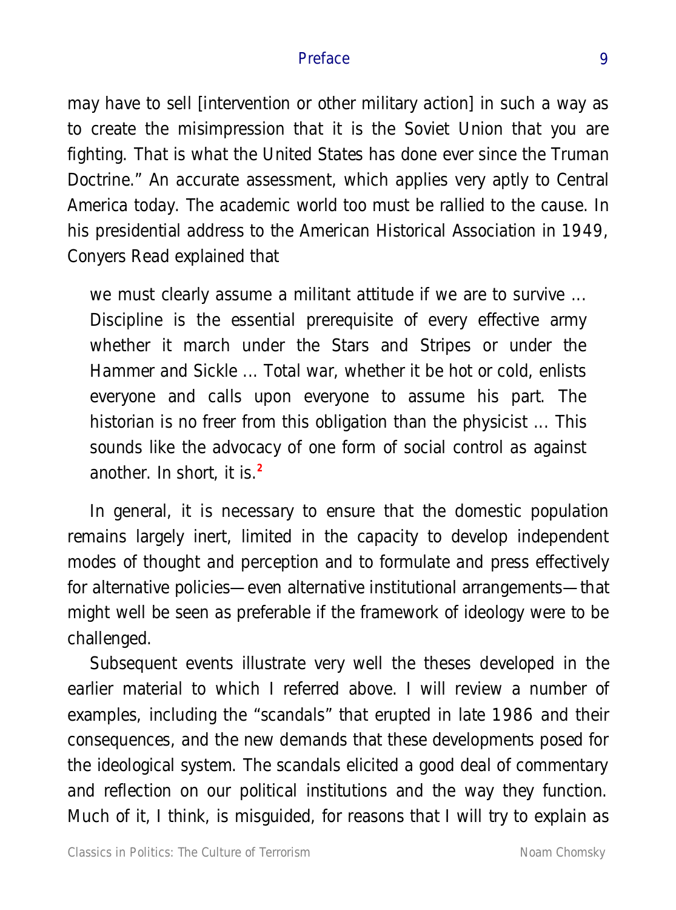may have to sell [intervention or other military action] in such a way as to create the misimpression that it is the Soviet Union that you are fighting. That is what the United States has done ever since the Truman Doctrine." An accurate assessment, which applies very aptly to Central America today. The academic world too must be rallied to the cause. In his presidential address to the American Historical Association in 1949, Conyers Read explained that

> we must clearly assume a militant attitude if we are to survive ... Discipline is the essential prerequisite of every effective army whether it march under the Stars and Stripes or under the Hammer and Sickle ... Total war, whether it be hot or cold, enlists everyone and calls upon everyone to assume his part. The historian is no freer from this obligation than the physicist ... This sounds like the advocacy of one form of social control as against another. In short, it is.[2]

In general, it is necessary to ensure that the domestic population remains largely inert, limited in the capacity to develop independent modes of thought and perception and to formulate and press effectively for alternative policies—even alternative institutional arrangements—that might well be seen as preferable if the framework of ideology were to be challenged.

Subsequent events illustrate very well the theses developed in the earlier material to which I referred above. I will review a number of examples, including the "scandals" that erupted in late 1986 and their consequences, and the new demands that these developments posed for the ideological system. The scandals elicited a good deal of commentary and reflection on our political institutions and the way they function. Much of it, I think, is misguided, for reasons that I will try to explain as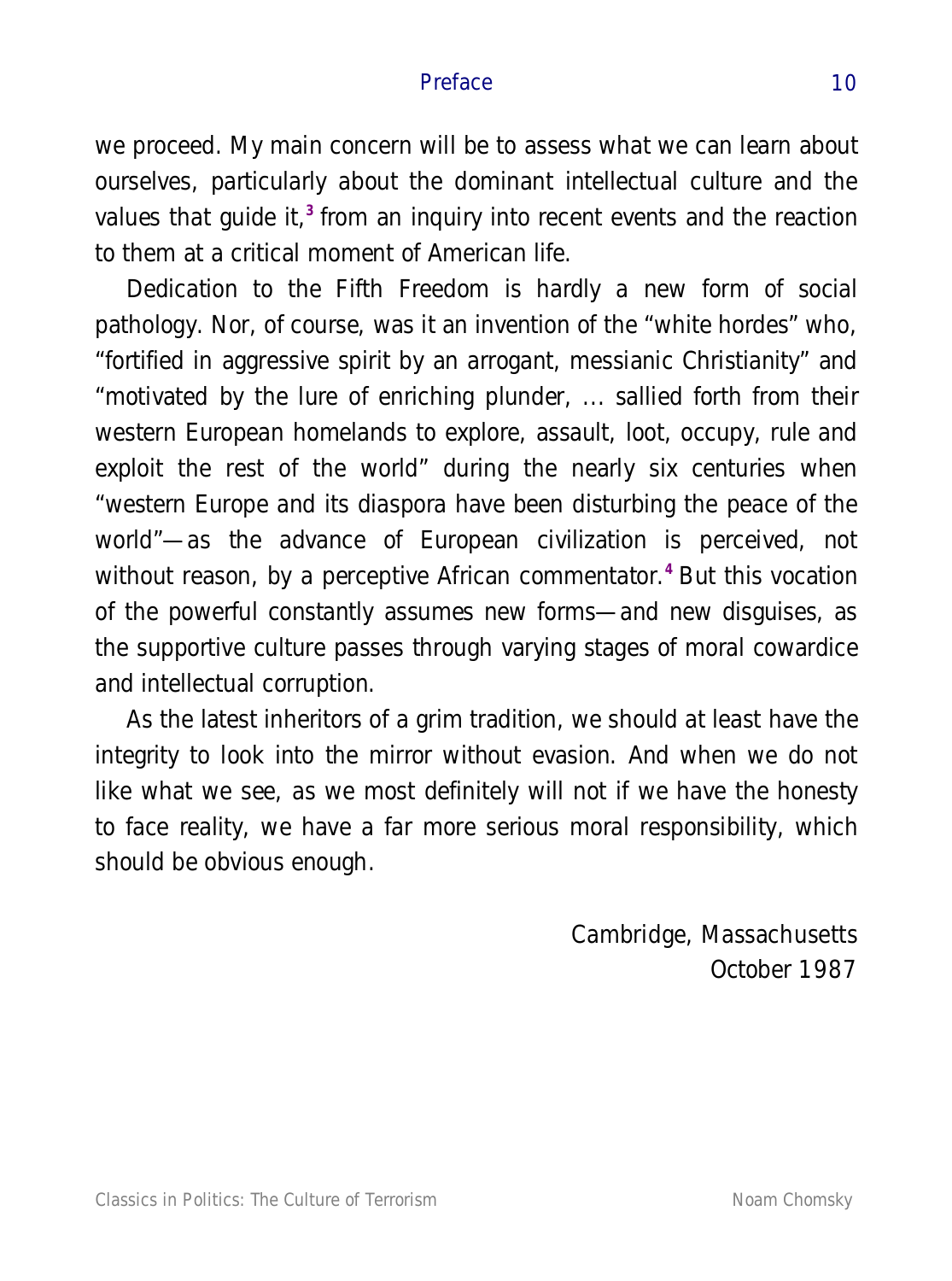we proceed. My main concern will be to assess what we can learn about ourselves, particularly about the dominant intellectual culture and the values that guide it,[3] from an inquiry into recent events and the reaction to them at a critical moment of American life.

Dedication to the Fifth Freedom is hardly a new form of social pathology. Nor, of course, was it an invention of the "white hordes" who, "fortified in aggressive spirit by an arrogant, messianic Christianity" and "motivated by the lure of enriching plunder, ... sallied forth from their western European homelands to explore, assault, loot, occupy, rule and exploit the rest of the world" during the nearly six centuries when "western Europe and its diaspora have been disturbing the peace of the world"—as the advance of European civilization is perceived, not without reason, by a perceptive African commentator.[4] But this vocation of the powerful constantly assumes new forms—and new disguises, as the supportive culture passes through varying stages of moral cowardice and intellectual corruption.

As the latest inheritors of a grim tradition, we should at least have the integrity to look into the mirror without evasion. And when we do not like what we see, as we most definitely will not if we have the honesty to face reality, we have a far more serious moral responsibility, which should be obvious enough.

Cambridge, Massachusetts
October 1987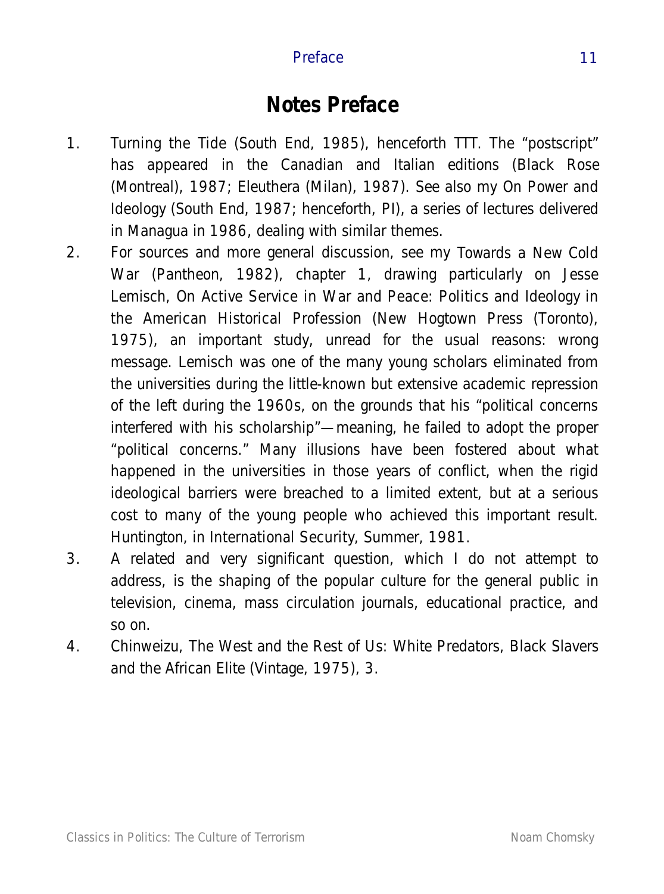# Notes Preface

1. Turning the Tide (South End, 1985), henceforth TTT. The "postscript" has appeared in the Canadian and Italian editions (Black Rose (Montreal), 1987; Eleuthera (Milan), 1987). See also my On Power and Ideology (South End, 1987; henceforth, PI), a series of lectures delivered in Managua in 1986, dealing with similar themes.
2. For sources and more general discussion, see my Towards a New Cold War (Pantheon, 1982), chapter 1, drawing particularly on Jesse Lemisch, On Active Service in War and Peace: Politics and Ideology in the American Historical Profession (New Hogtown Press (Toronto), 1975), an important study, unread for the usual reasons: wrong message. Lemisch was one of the many young scholars eliminated from the universities during the little-known but extensive academic repression of the left during the 1960s, on the grounds that his "political concerns interfered with his scholarship"—meaning, he failed to adopt the proper "political concerns." Many illusions have been fostered about what happened in the universities in those years of conflict, when the rigid ideological barriers were breached to a limited extent, but at a serious cost to many of the young people who achieved this important result. Huntington, in International Security, Summer, 1981.
3. A related and very significant question, which I do not attempt to address, is the shaping of the popular culture for the general public in television, cinema, mass circulation journals, educational practice, and so on.
4. Chinweizu, The West and the Rest of Us: White Predators, Black Slavers and the African Elite (Vintage, 1975), 3.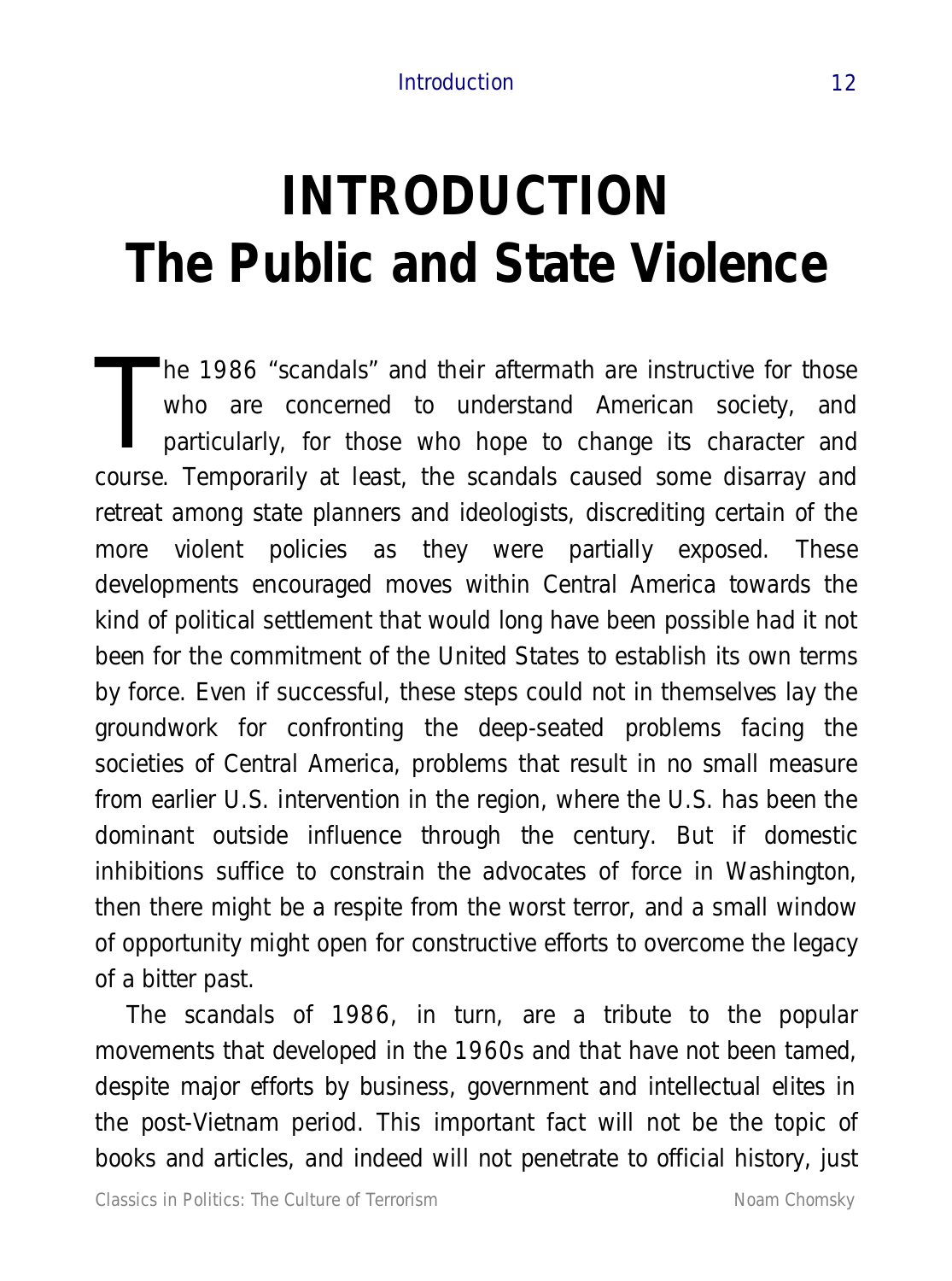# INTRODUCTION
# The Public and State Violence

The 1986 "scandals" and their aftermath are instructive for those who are concerned to understand American society, and particularly, for those who hope to change its character and course. Temporarily at least, the scandals caused some disarray and retreat among state planners and ideologists, discrediting certain of the more violent policies as they were partially exposed. These developments encouraged moves within Central America towards the kind of political settlement that would long have been possible had it not been for the commitment of the United States to establish its own terms by force. Even if successful, these steps could not in themselves lay the groundwork for confronting the deep-seated problems facing the societies of Central America, problems that result in no small measure from earlier U.S. intervention in the region, where the U.S. has been the dominant outside influence through the century. But if domestic inhibitions suffice to constrain the advocates of force in Washington, then there might be a respite from the worst terror, and a small window of opportunity might open for constructive efforts to overcome the legacy of a bitter past.

The scandals of 1986, in turn, are a tribute to the popular movements that developed in the 1960s and that have not been tamed, despite major efforts by business, government and intellectual elites in the post-Vietnam period. This important fact will not be the topic of books and articles, and indeed will not penetrate to official history, just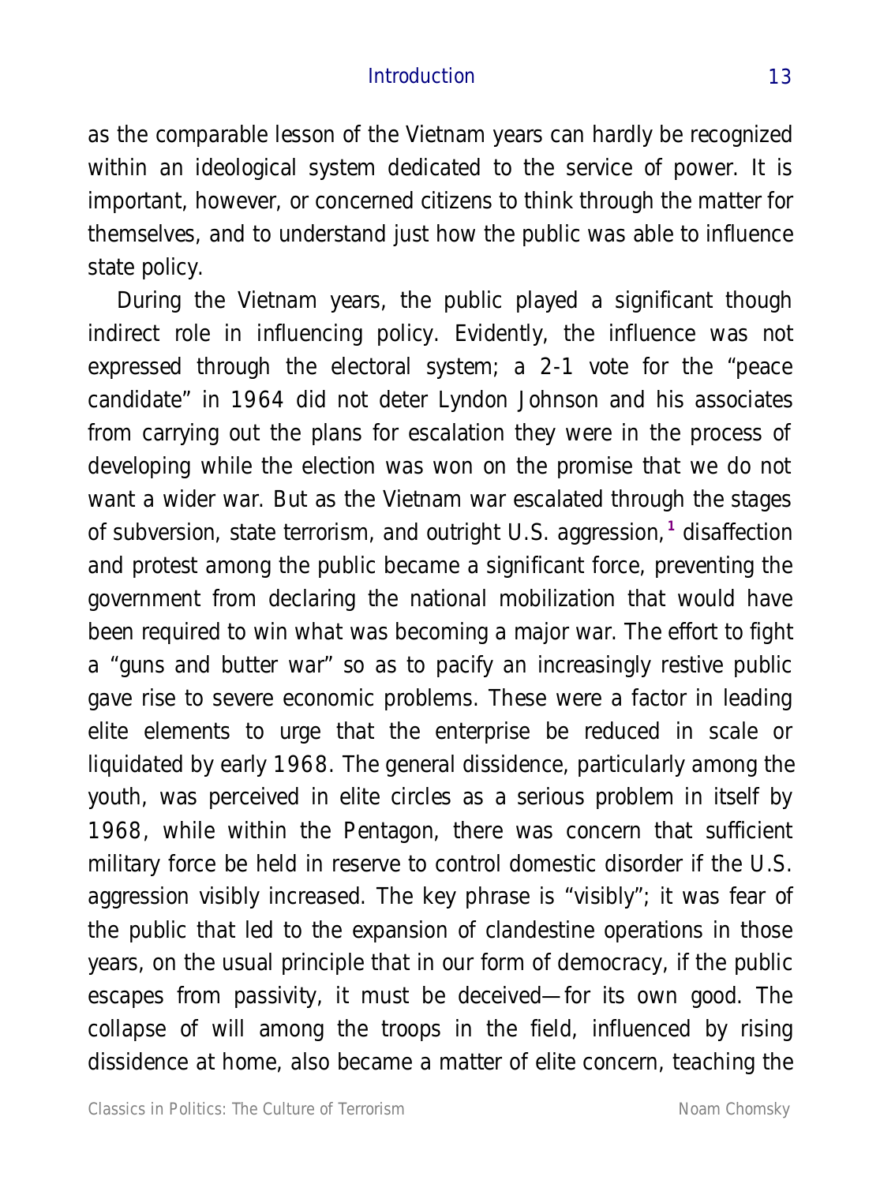as the comparable lesson of the Vietnam years can hardly be recognized within an ideological system dedicated to the service of power. It is important, however, or concerned citizens to think through the matter for themselves, and to understand just how the public was able to influence state policy.

During the Vietnam years, the public played a significant though indirect role in influencing policy. Evidently, the influence was not expressed through the electoral system; a 2-1 vote for the "peace candidate" in 1964 did not deter Lyndon Johnson and his associates from carrying out the plans for escalation they were in the process of developing while the election was won on the promise that we do not want a wider war. But as the Vietnam war escalated through the stages of subversion, state terrorism, and outright U.S. aggression,[1] disaffection and protest among the public became a significant force, preventing the government from declaring the national mobilization that would have been required to win what was becoming a major war. The effort to fight a "guns and butter war" so as to pacify an increasingly restive public gave rise to severe economic problems. These were a factor in leading elite elements to urge that the enterprise be reduced in scale or liquidated by early 1968. The general dissidence, particularly among the youth, was perceived in elite circles as a serious problem in itself by 1968, while within the Pentagon, there was concern that sufficient military force be held in reserve to control domestic disorder if the U.S. aggression visibly increased. The key phrase is "visibly"; it was fear of the public that led to the expansion of clandestine operations in those years, on the usual principle that in our form of democracy, if the public escapes from passivity, it must be deceived—for its own good. The collapse of will among the troops in the field, influenced by rising dissidence at home, also became a matter of elite concern, teaching the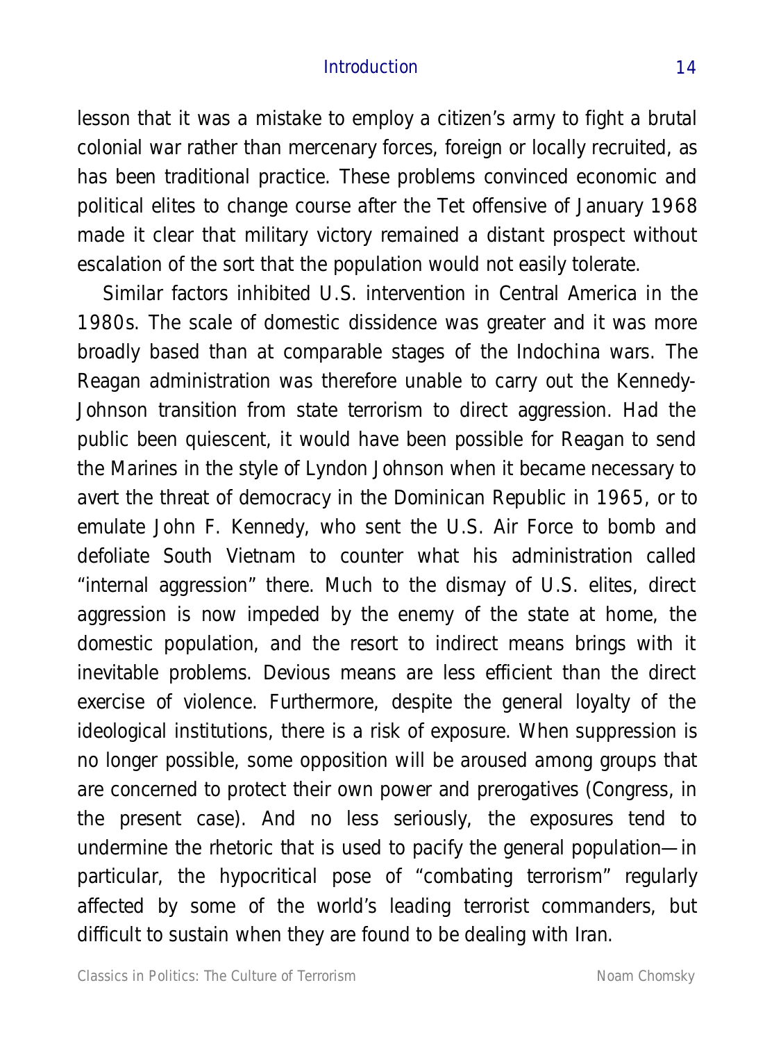lesson that it was a mistake to employ a citizen's army to fight a brutal colonial war rather than mercenary forces, foreign or locally recruited, as has been traditional practice. These problems convinced economic and political elites to change course after the Tet offensive of January 1968 made it clear that military victory remained a distant prospect without escalation of the sort that the population would not easily tolerate.

Similar factors inhibited U.S. intervention in Central America in the 1980s. The scale of domestic dissidence was greater and it was more broadly based than at comparable stages of the Indochina wars. The Reagan administration was therefore unable to carry out the Kennedy-Johnson transition from state terrorism to direct aggression. Had the public been quiescent, it would have been possible for Reagan to send the Marines in the style of Lyndon Johnson when it became necessary to avert the threat of democracy in the Dominican Republic in 1965, or to emulate John F. Kennedy, who sent the U.S. Air Force to bomb and defoliate South Vietnam to counter what his administration called "internal aggression" there. Much to the dismay of U.S. elites, direct aggression is now impeded by the enemy of the state at home, the domestic population, and the resort to indirect means brings with it inevitable problems. Devious means are less efficient than the direct exercise of violence. Furthermore, despite the general loyalty of the ideological institutions, there is a risk of exposure. When suppression is no longer possible, some opposition will be aroused among groups that are concerned to protect their own power and prerogatives (Congress, in the present case). And no less seriously, the exposures tend to undermine the rhetoric that is used to pacify the general population—in particular, the hypocritical pose of "combating terrorism" regularly affected by some of the world's leading terrorist commanders, but difficult to sustain when they are found to be dealing with Iran.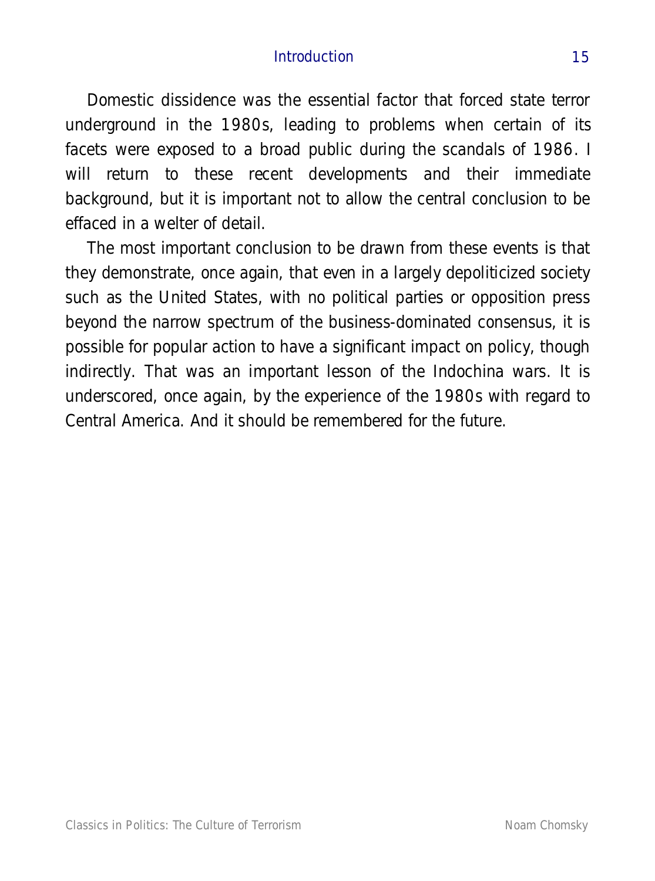Domestic dissidence was the essential factor that forced state terror underground in the 1980s, leading to problems when certain of its facets were exposed to a broad public during the scandals of 1986. I will return to these recent developments and their immediate background, but it is important not to allow the central conclusion to be effaced in a welter of detail.

The most important conclusion to be drawn from these events is that they demonstrate, once again, that even in a largely depoliticized society such as the United States, with no political parties or opposition press beyond the narrow spectrum of the business-dominated consensus, it is possible for popular action to have a significant impact on policy, though indirectly. That was an important lesson of the Indochina wars. It is underscored, once again, by the experience of the 1980s with regard to Central America. And it should be remembered for the future.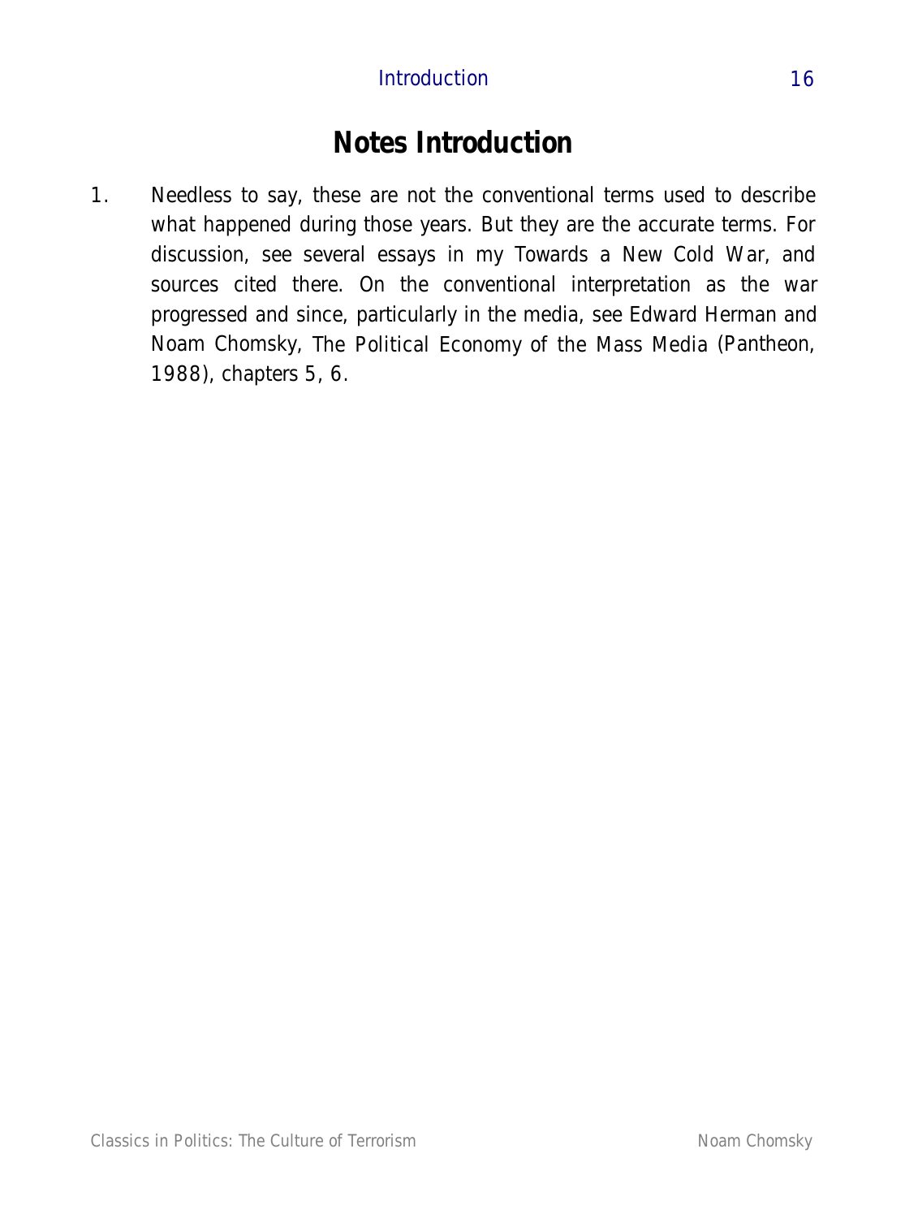# Notes Introduction

1. Needless to say, these are not the conventional terms used to describe what happened during those years. But they are the accurate terms. For discussion, see several essays in my Towards a New Cold War, and sources cited there. On the conventional interpretation as the war progressed and since, particularly in the media, see Edward Herman and Noam Chomsky, The Political Economy of the Mass Media (Pantheon, 1988), chapters 5, 6.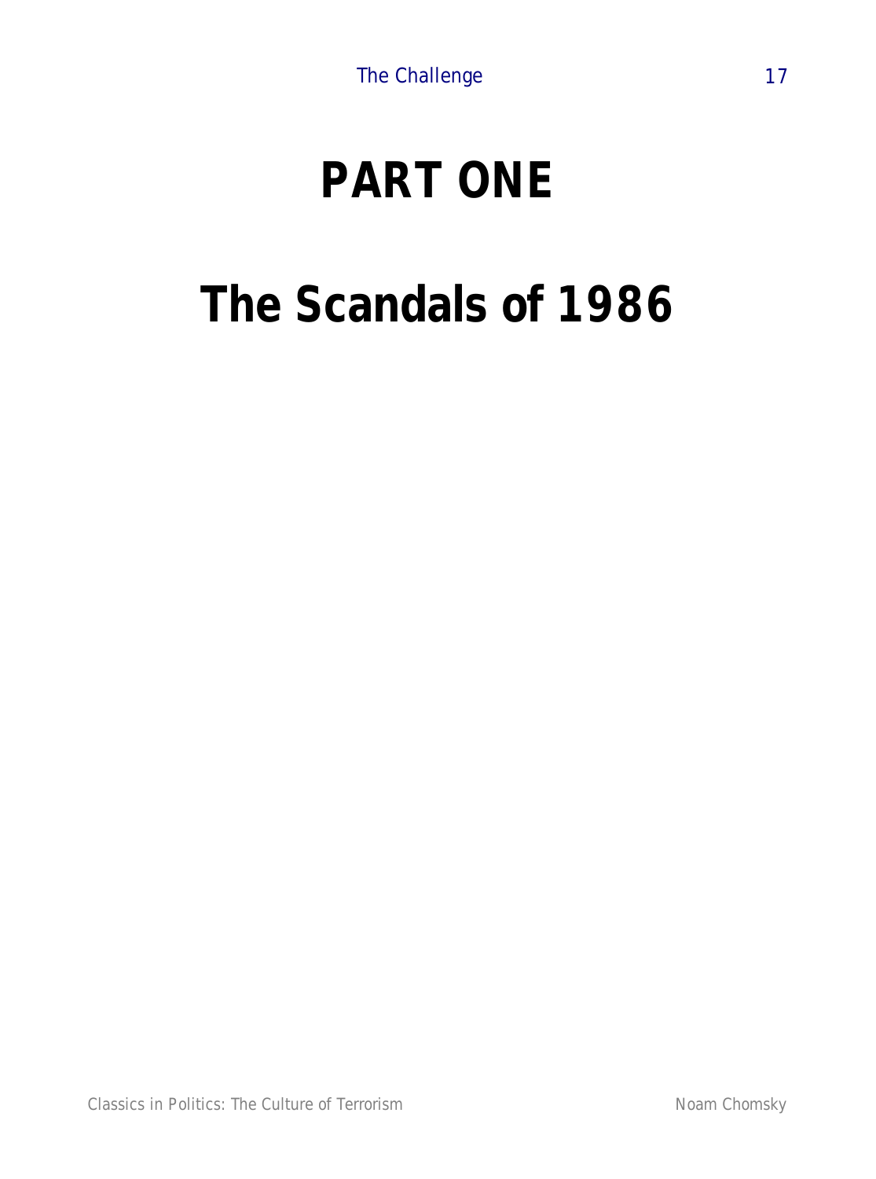# PART ONE

# The Scandals of 1986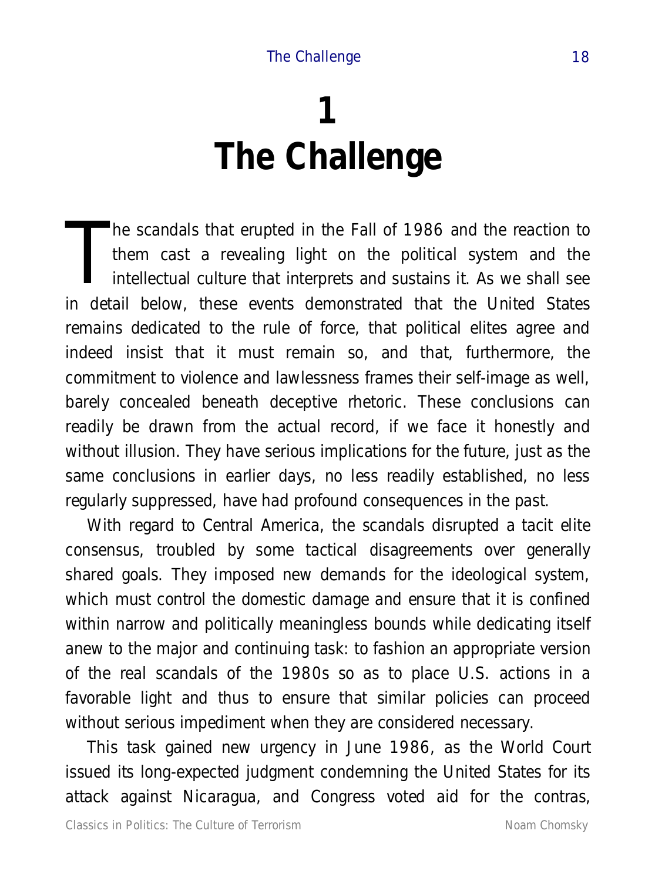# 1
# The Challenge

The scandals that erupted in the Fall of 1986 and the reaction to them cast a revealing light on the political system and the intellectual culture that interprets and sustains it. As we shall see in detail below, these events demonstrated that the United States remains dedicated to the rule of force, that political elites agree and indeed insist that it must remain so, and that, furthermore, the commitment to violence and lawlessness frames their self-image as well, barely concealed beneath deceptive rhetoric. These conclusions can readily be drawn from the actual record, if we face it honestly and without illusion. They have serious implications for the future, just as the same conclusions in earlier days, no less readily established, no less regularly suppressed, have had profound consequences in the past.

With regard to Central America, the scandals disrupted a tacit elite consensus, troubled by some tactical disagreements over generally shared goals. They imposed new demands for the ideological system, which must control the domestic damage and ensure that it is confined within narrow and politically meaningless bounds while dedicating itself anew to the major and continuing task: to fashion an appropriate version of the real scandals of the 1980s so as to place U.S. actions in a favorable light and thus to ensure that similar policies can proceed without serious impediment when they are considered necessary.

This task gained new urgency in June 1986, as the World Court issued its long-expected judgment condemning the United States for its attack against Nicaragua, and Congress voted aid for the contras,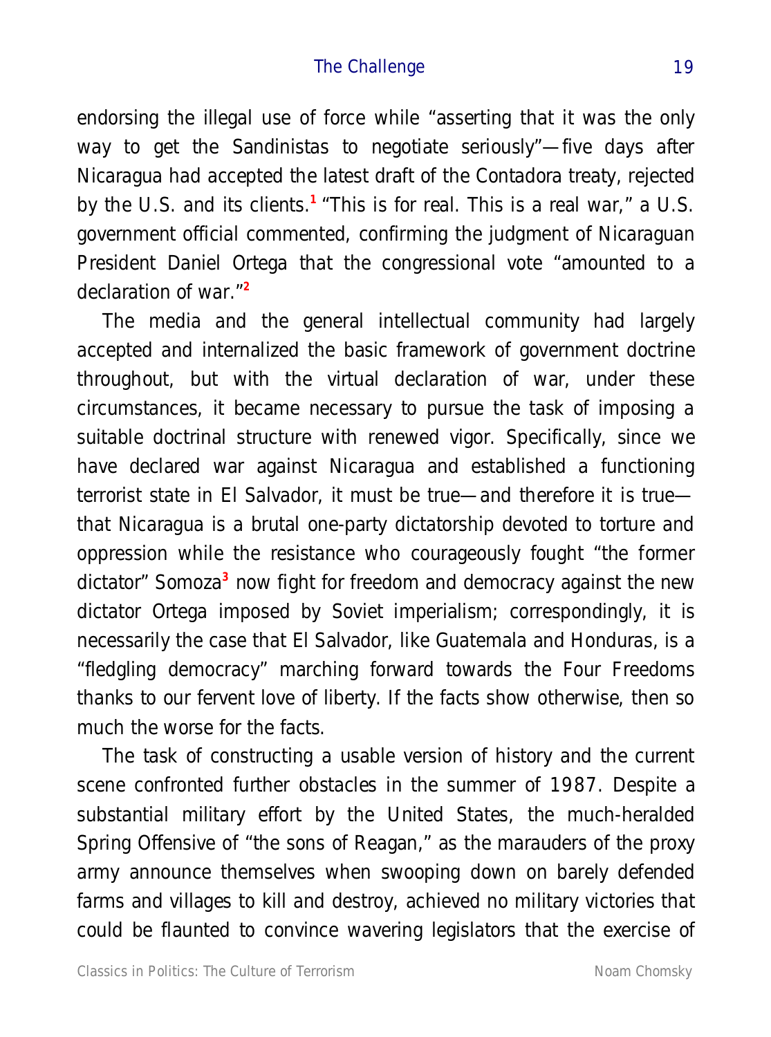endorsing the illegal use of force while "asserting that it was the only way to get the Sandinistas to negotiate seriously"—five days after Nicaragua had accepted the latest draft of the Contadora treaty, rejected by the U.S. and its clients.[1] "This is for real. This is a real war," a U.S. government official commented, confirming the judgment of Nicaraguan President Daniel Ortega that the congressional vote "amounted to a declaration of war."[2]

The media and the general intellectual community had largely accepted and internalized the basic framework of government doctrine throughout, but with the virtual declaration of war, under these circumstances, it became necessary to pursue the task of imposing a suitable doctrinal structure with renewed vigor. Specifically, since we have declared war against Nicaragua and established a functioning terrorist state in El Salvador, it must be true—and therefore it is true—that Nicaragua is a brutal one-party dictatorship devoted to torture and oppression while the resistance who courageously fought "the former dictator" Somoza[3] now fight for freedom and democracy against the new dictator Ortega imposed by Soviet imperialism; correspondingly, it is necessarily the case that El Salvador, like Guatemala and Honduras, is a "fledgling democracy" marching forward towards the Four Freedoms thanks to our fervent love of liberty. If the facts show otherwise, then so much the worse for the facts.

The task of constructing a usable version of history and the current scene confronted further obstacles in the summer of 1987. Despite a substantial military effort by the United States, the much-heralded Spring Offensive of "the sons of Reagan," as the marauders of the proxy army announce themselves when swooping down on barely defended farms and villages to kill and destroy, achieved no military victories that could be flaunted to convince wavering legislators that the exercise of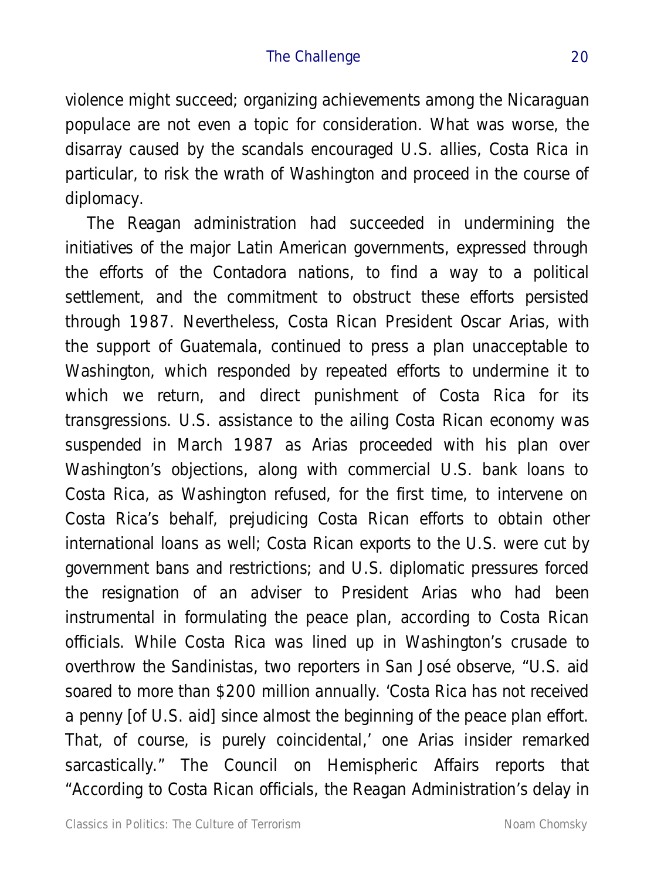violence might succeed; organizing achievements among the Nicaraguan populace are not even a topic for consideration. What was worse, the disarray caused by the scandals encouraged U.S. allies, Costa Rica in particular, to risk the wrath of Washington and proceed in the course of diplomacy.

The Reagan administration had succeeded in undermining the initiatives of the major Latin American governments, expressed through the efforts of the Contadora nations, to find a way to a political settlement, and the commitment to obstruct these efforts persisted through 1987. Nevertheless, Costa Rican President Oscar Arias, with the support of Guatemala, continued to press a plan unacceptable to Washington, which responded by repeated efforts to undermine it to which we return, and direct punishment of Costa Rica for its transgressions. U.S. assistance to the ailing Costa Rican economy was suspended in March 1987 as Arias proceeded with his plan over Washington's objections, along with commercial U.S. bank loans to Costa Rica, as Washington refused, for the first time, to intervene on Costa Rica's behalf, prejudicing Costa Rican efforts to obtain other international loans as well; Costa Rican exports to the U.S. were cut by government bans and restrictions; and U.S. diplomatic pressures forced the resignation of an adviser to President Arias who had been instrumental in formulating the peace plan, according to Costa Rican officials. While Costa Rica was lined up in Washington's crusade to overthrow the Sandinistas, two reporters in San José observe, "U.S. aid soared to more than $200 million annually. 'Costa Rica has not received a penny [of U.S. aid] since almost the beginning of the peace plan effort. That, of course, is purely coincidental,' one Arias insider remarked sarcastically." The Council on Hemispheric Affairs reports that "According to Costa Rican officials, the Reagan Administration's delay in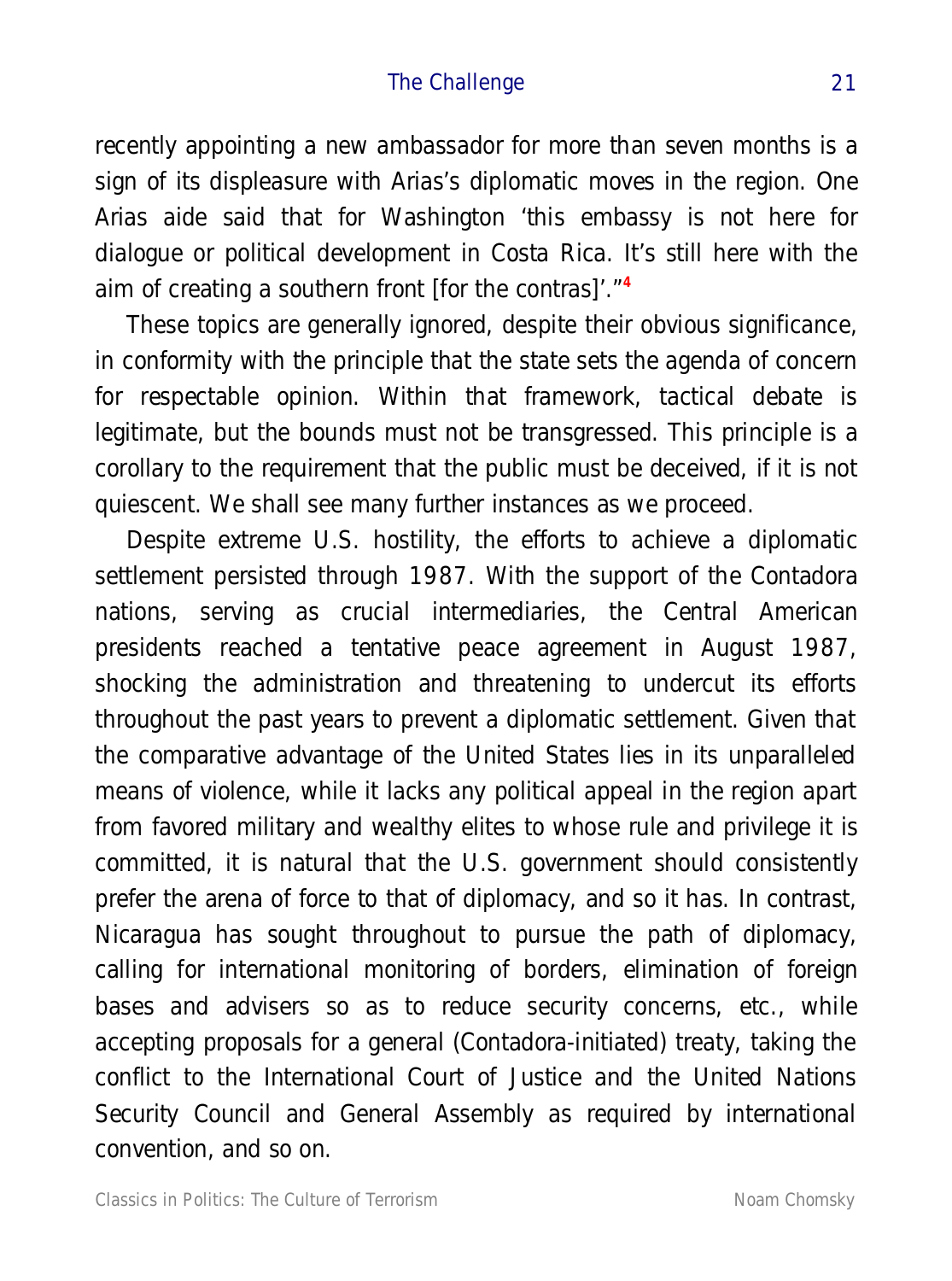recently appointing a new ambassador for more than seven months is a sign of its displeasure with Arias's diplomatic moves in the region. One Arias aide said that for Washington 'this embassy is not here for dialogue or political development in Costa Rica. It's still here with the aim of creating a southern front [for the contras]'."[4]

These topics are generally ignored, despite their obvious significance, in conformity with the principle that the state sets the agenda of concern for respectable opinion. Within that framework, tactical debate is legitimate, but the bounds must not be transgressed. This principle is a corollary to the requirement that the public must be deceived, if it is not quiescent. We shall see many further instances as we proceed.

Despite extreme U.S. hostility, the efforts to achieve a diplomatic settlement persisted through 1987. With the support of the Contadora nations, serving as crucial intermediaries, the Central American presidents reached a tentative peace agreement in August 1987, shocking the administration and threatening to undercut its efforts throughout the past years to prevent a diplomatic settlement. Given that the comparative advantage of the United States lies in its unparalleled means of violence, while it lacks any political appeal in the region apart from favored military and wealthy elites to whose rule and privilege it is committed, it is natural that the U.S. government should consistently prefer the arena of force to that of diplomacy, and so it has. In contrast, Nicaragua has sought throughout to pursue the path of diplomacy, calling for international monitoring of borders, elimination of foreign bases and advisers so as to reduce security concerns, etc., while accepting proposals for a general (Contadora-initiated) treaty, taking the conflict to the International Court of Justice and the United Nations Security Council and General Assembly as required by international convention, and so on.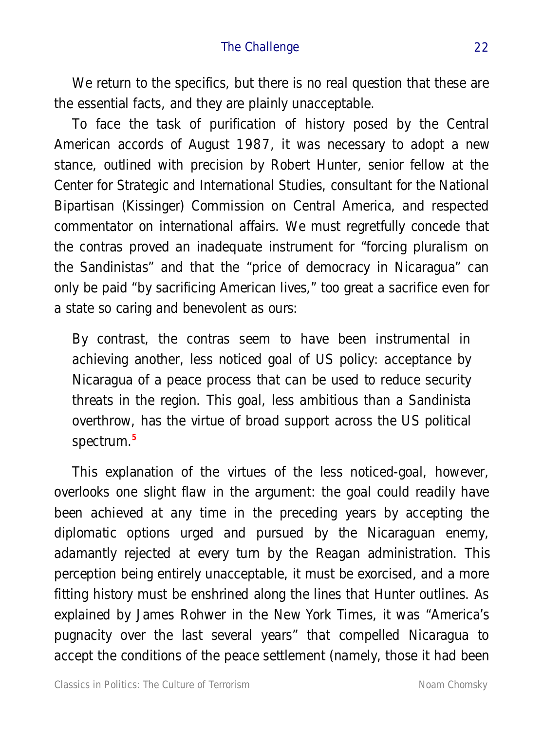We return to the specifics, but there is no real question that these are the essential facts, and they are plainly unacceptable.

To face the task of purification of history posed by the Central American accords of August 1987, it was necessary to adopt a new stance, outlined with precision by Robert Hunter, senior fellow at the Center for Strategic and International Studies, consultant for the National Bipartisan (Kissinger) Commission on Central America, and respected commentator on international affairs. We must regretfully concede that the contras proved an inadequate instrument for "forcing pluralism on the Sandinistas" and that the "price of democracy in Nicaragua" can only be paid "by sacrificing American lives," too great a sacrifice even for a state so caring and benevolent as ours:

> By contrast, the contras seem to have been instrumental in achieving another, less noticed goal of US policy: acceptance by Nicaragua of a peace process that can be used to reduce security threats in the region. This goal, less ambitious than a Sandinista overthrow, has the virtue of broad support across the US political spectrum.[5]

This explanation of the virtues of the less noticed-goal, however, overlooks one slight flaw in the argument: the goal could readily have been achieved at any time in the preceding years by accepting the diplomatic options urged and pursued by the Nicaraguan enemy, adamantly rejected at every turn by the Reagan administration. This perception being entirely unacceptable, it must be exorcised, and a more fitting history must be enshrined along the lines that Hunter outlines. As explained by James Rohwer in the New York Times, it was "America's pugnacity over the last several years" that compelled Nicaragua to accept the conditions of the peace settlement (namely, those it had been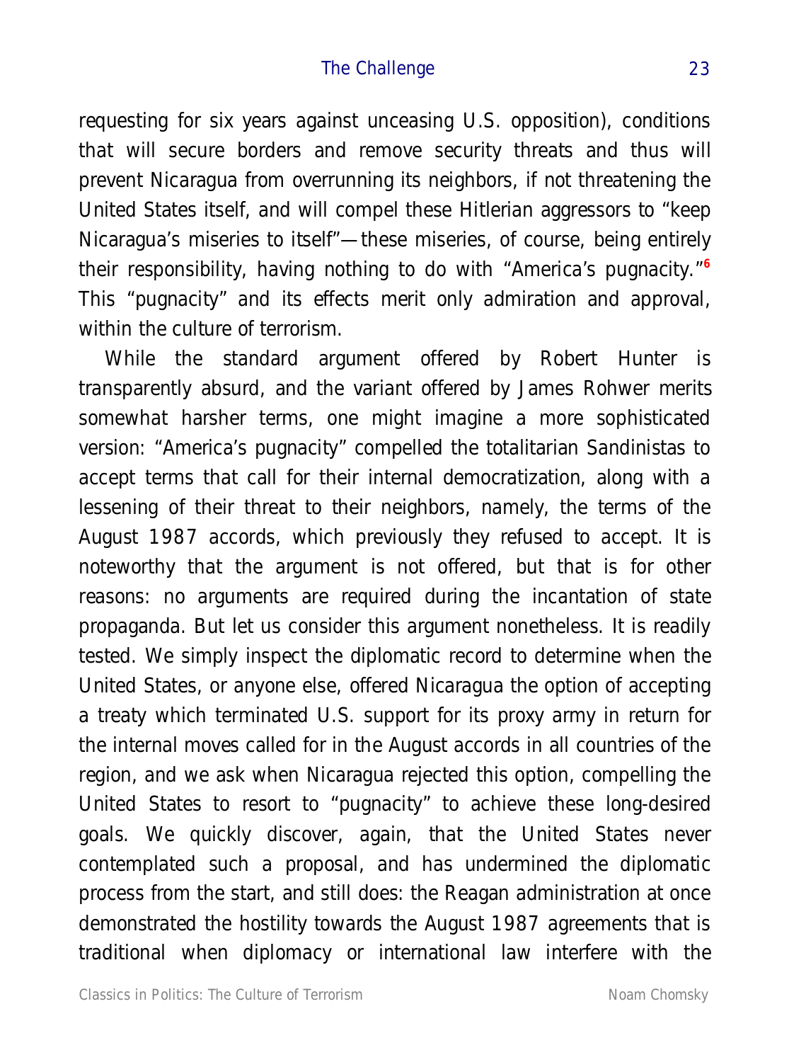requesting for six years against unceasing U.S. opposition), conditions that will secure borders and remove security threats and thus will prevent Nicaragua from overrunning its neighbors, if not threatening the United States itself, and will compel these Hitlerian aggressors to "keep Nicaragua's miseries to itself"—these miseries, of course, being entirely their responsibility, having nothing to do with "America's pugnacity."[6] This "pugnacity" and its effects merit only admiration and approval, within the culture of terrorism.

While the standard argument offered by Robert Hunter is transparently absurd, and the variant offered by James Rohwer merits somewhat harsher terms, one might imagine a more sophisticated version: "America's pugnacity" compelled the totalitarian Sandinistas to accept terms that call for their internal democratization, along with a lessening of their threat to their neighbors, namely, the terms of the August 1987 accords, which previously they refused to accept. It is noteworthy that the argument is not offered, but that is for other reasons: no arguments are required during the incantation of state propaganda. But let us consider this argument nonetheless. It is readily tested. We simply inspect the diplomatic record to determine when the United States, or anyone else, offered Nicaragua the option of accepting a treaty which terminated U.S. support for its proxy army in return for the internal moves called for in the August accords in all countries of the region, and we ask when Nicaragua rejected this option, compelling the United States to resort to "pugnacity" to achieve these long-desired goals. We quickly discover, again, that the United States never contemplated such a proposal, and has undermined the diplomatic process from the start, and still does: the Reagan administration at once demonstrated the hostility towards the August 1987 agreements that is traditional when diplomacy or international law interfere with the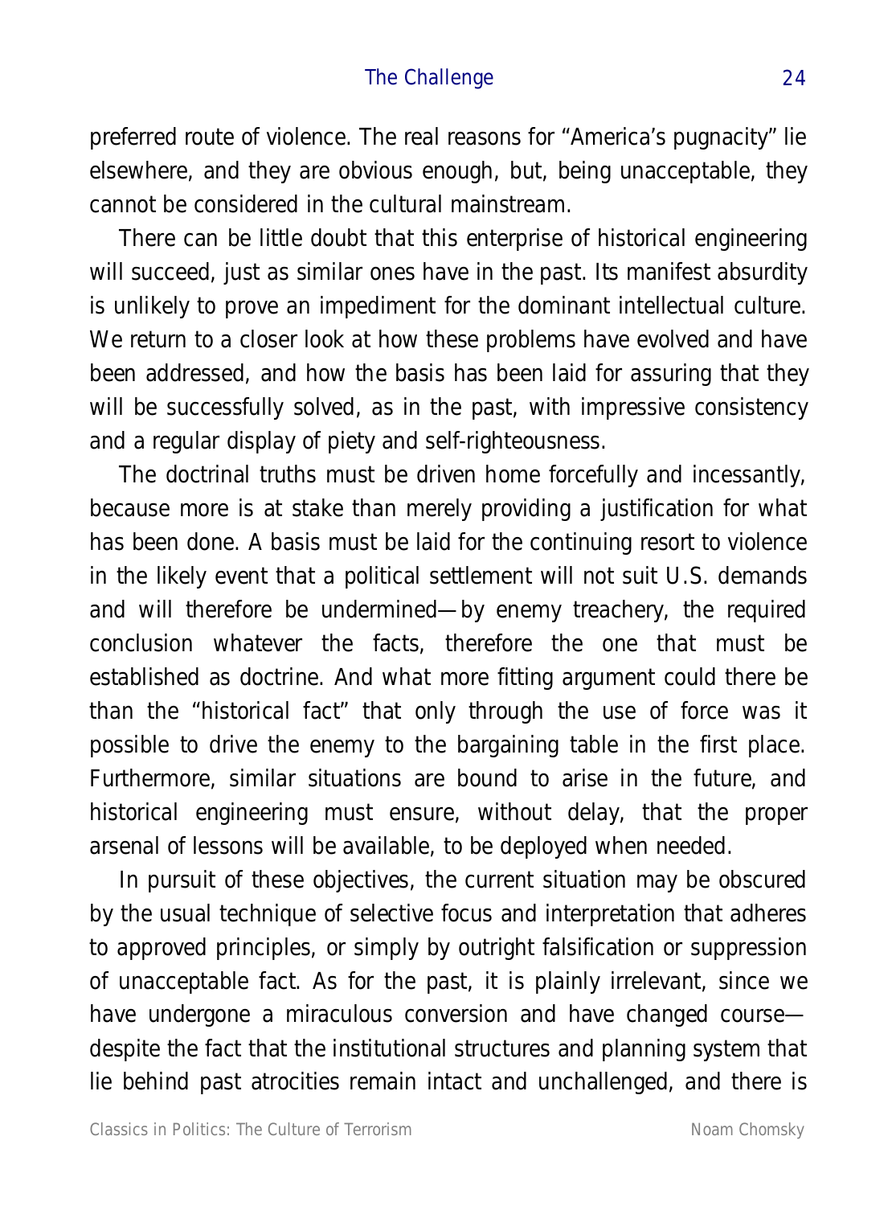preferred route of violence. The real reasons for "America's pugnacity" lie elsewhere, and they are obvious enough, but, being unacceptable, they cannot be considered in the cultural mainstream.

There can be little doubt that this enterprise of historical engineering will succeed, just as similar ones have in the past. Its manifest absurdity is unlikely to prove an impediment for the dominant intellectual culture. We return to a closer look at how these problems have evolved and have been addressed, and how the basis has been laid for assuring that they will be successfully solved, as in the past, with impressive consistency and a regular display of piety and self-righteousness.

The doctrinal truths must be driven home forcefully and incessantly, because more is at stake than merely providing a justification for what has been done. A basis must be laid for the continuing resort to violence in the likely event that a political settlement will not suit U.S. demands and will therefore be undermined—by enemy treachery, the required conclusion whatever the facts, therefore the one that must be established as doctrine. And what more fitting argument could there be than the "historical fact" that only through the use of force was it possible to drive the enemy to the bargaining table in the first place. Furthermore, similar situations are bound to arise in the future, and historical engineering must ensure, without delay, that the proper arsenal of lessons will be available, to be deployed when needed.

In pursuit of these objectives, the current situation may be obscured by the usual technique of selective focus and interpretation that adheres to approved principles, or simply by outright falsification or suppression of unacceptable fact. As for the past, it is plainly irrelevant, since we have undergone a miraculous conversion and have changed course—despite the fact that the institutional structures and planning system that lie behind past atrocities remain intact and unchallenged, and there is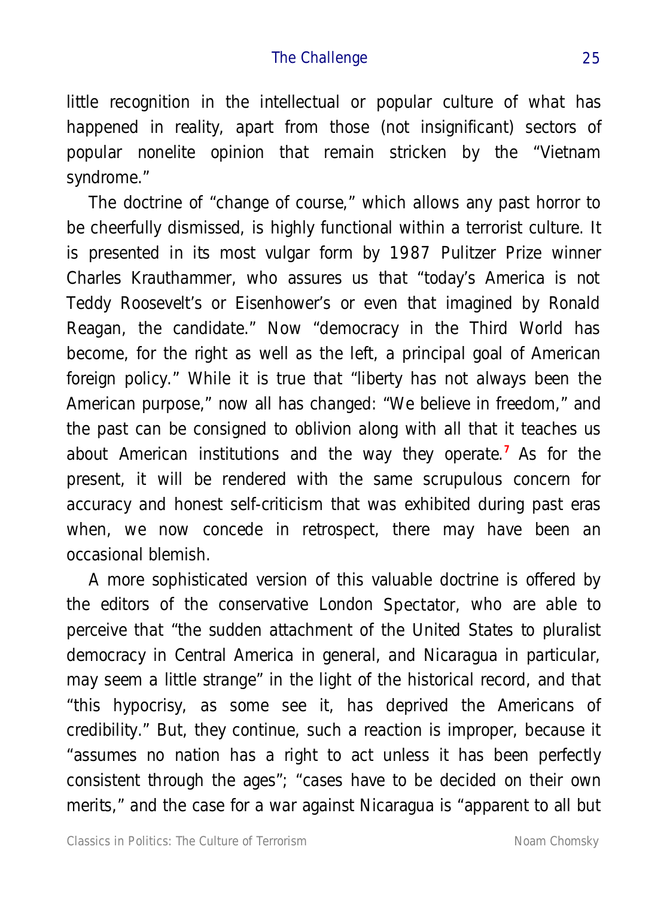little recognition in the intellectual or popular culture of what has happened in reality, apart from those (not insignificant) sectors of popular nonelite opinion that remain stricken by the "Vietnam syndrome."

The doctrine of "change of course," which allows any past horror to be cheerfully dismissed, is highly functional within a terrorist culture. It is presented in its most vulgar form by 1987 Pulitzer Prize winner Charles Krauthammer, who assures us that "today's America is not Teddy Roosevelt's or Eisenhower's or even that imagined by Ronald Reagan, the candidate." Now "democracy in the Third World has become, for the right as well as the left, a principal goal of American foreign policy." While it is true that "liberty has not always been the American purpose," now all has changed: "We believe in freedom," and the past can be consigned to oblivion along with all that it teaches us about American institutions and the way they operate.[7] As for the present, it will be rendered with the same scrupulous concern for accuracy and honest self-criticism that was exhibited during past eras when, we now concede in retrospect, there may have been an occasional blemish.

A more sophisticated version of this valuable doctrine is offered by the editors of the conservative London *Spectator*, who are able to perceive that "the sudden attachment of the United States to pluralist democracy in Central America in general, and Nicaragua in particular, may seem a little strange" in the light of the historical record, and that "this hypocrisy, as some see it, has deprived the Americans of credibility." But, they continue, such a reaction is improper, because it "assumes no nation has a right to act unless it has been perfectly consistent through the ages"; "cases have to be decided on their own merits," and the case for a war against Nicaragua is "apparent to all but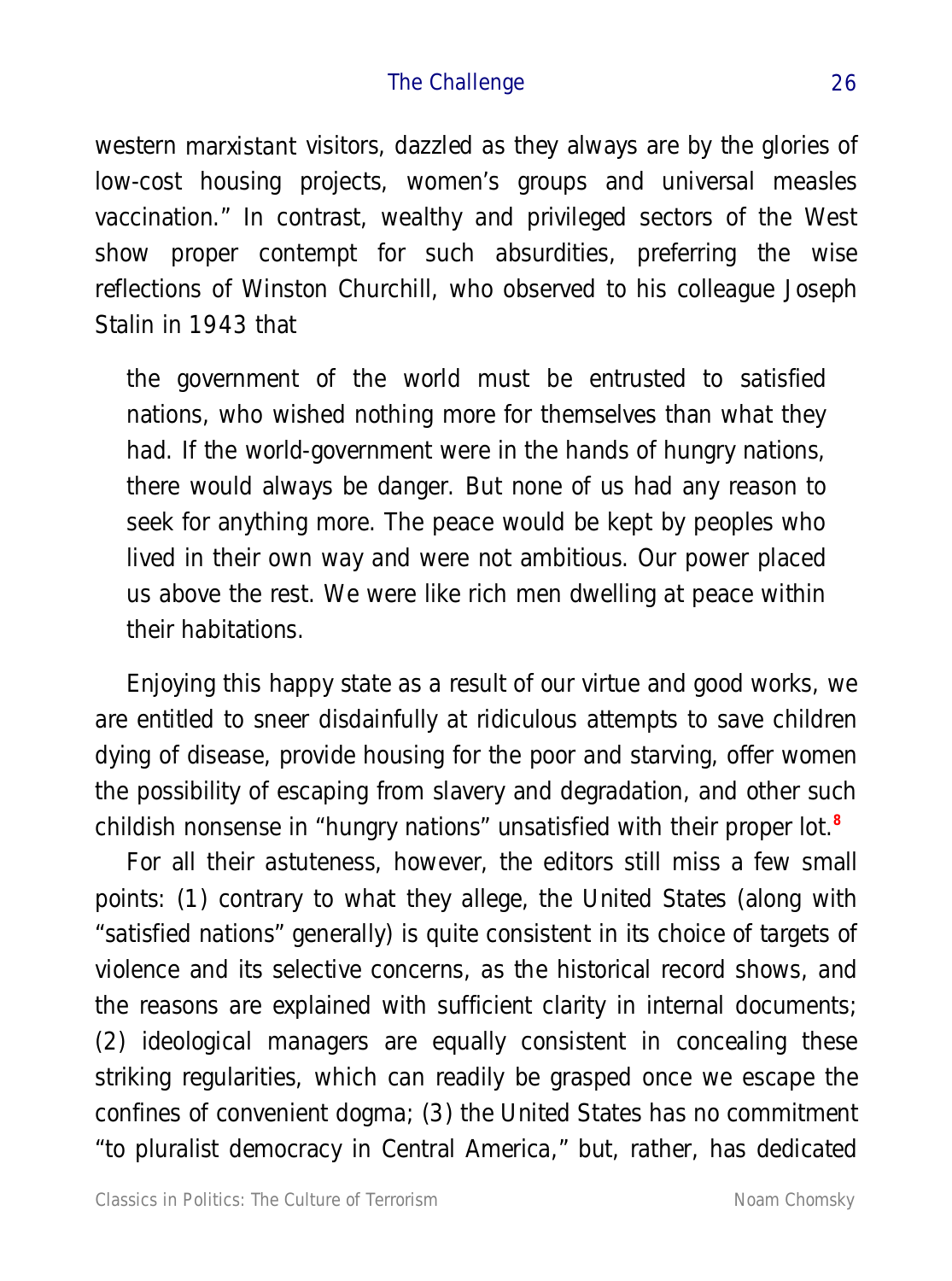western marxistant visitors, dazzled as they always are by the glories of low-cost housing projects, women's groups and universal measles vaccination." In contrast, wealthy and privileged sectors of the West show proper contempt for such absurdities, preferring the wise reflections of Winston Churchill, who observed to his colleague Joseph Stalin in 1943 that

> the government of the world must be entrusted to satisfied nations, who wished nothing more for themselves than what they had. If the world-government were in the hands of hungry nations, there would always be danger. But none of us had any reason to seek for anything more. The peace would be kept by peoples who lived in their own way and were not ambitious. Our power placed us above the rest. We were like rich men dwelling at peace within their habitations.

Enjoying this happy state as a result of our virtue and good works, we are entitled to sneer disdainfully at ridiculous attempts to save children dying of disease, provide housing for the poor and starving, offer women the possibility of escaping from slavery and degradation, and other such childish nonsense in "hungry nations" unsatisfied with their proper lot.[8]

For all their astuteness, however, the editors still miss a few small points: (1) contrary to what they allege, the United States (along with "satisfied nations" generally) is quite consistent in its choice of targets of violence and its selective concerns, as the historical record shows, and the reasons are explained with sufficient clarity in internal documents; (2) ideological managers are equally consistent in concealing these striking regularities, which can readily be grasped once we escape the confines of convenient dogma; (3) the United States has no commitment "to pluralist democracy in Central America," but, rather, has dedicated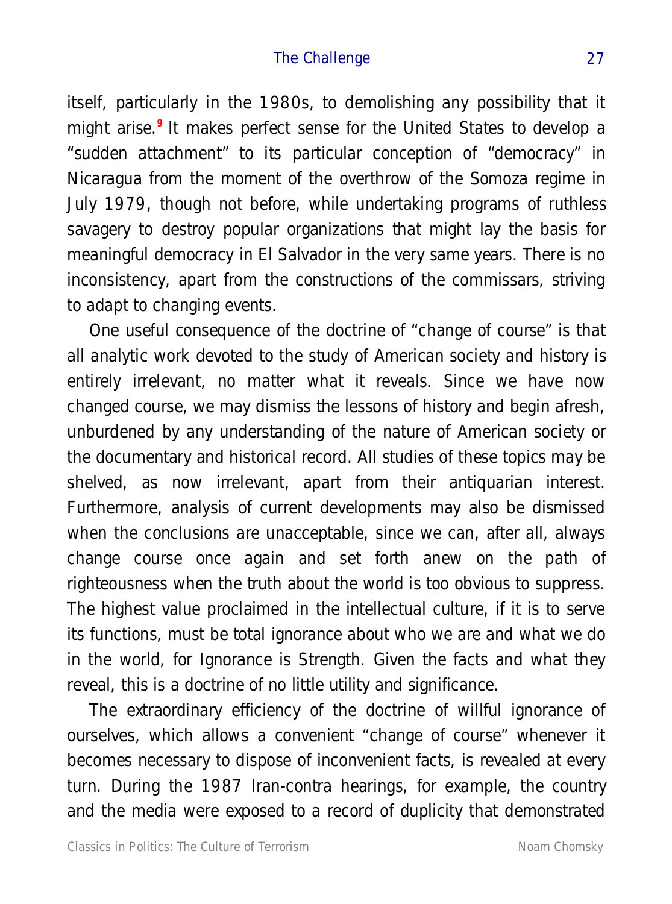itself, particularly in the 1980s, to demolishing any possibility that it might arise.[9] It makes perfect sense for the United States to develop a "sudden attachment" to its particular conception of "democracy" in Nicaragua from the moment of the overthrow of the Somoza regime in July 1979, though not before, while undertaking programs of ruthless savagery to destroy popular organizations that might lay the basis for meaningful democracy in El Salvador in the very same years. There is no inconsistency, apart from the constructions of the commissars, striving to adapt to changing events.

One useful consequence of the doctrine of "change of course" is that all analytic work devoted to the study of American society and history is entirely irrelevant, no matter what it reveals. Since we have now changed course, we may dismiss the lessons of history and begin afresh, unburdened by any understanding of the nature of American society or the documentary and historical record. All studies of these topics may be shelved, as now irrelevant, apart from their antiquarian interest. Furthermore, analysis of current developments may also be dismissed when the conclusions are unacceptable, since we can, after all, always change course once again and set forth anew on the path of righteousness when the truth about the world is too obvious to suppress. The highest value proclaimed in the intellectual culture, if it is to serve its functions, must be total ignorance about who we are and what we do in the world, for Ignorance is Strength. Given the facts and what they reveal, this is a doctrine of no little utility and significance.

The extraordinary efficiency of the doctrine of willful ignorance of ourselves, which allows a convenient "change of course" whenever it becomes necessary to dispose of inconvenient facts, is revealed at every turn. During the 1987 Iran-contra hearings, for example, the country and the media were exposed to a record of duplicity that demonstrated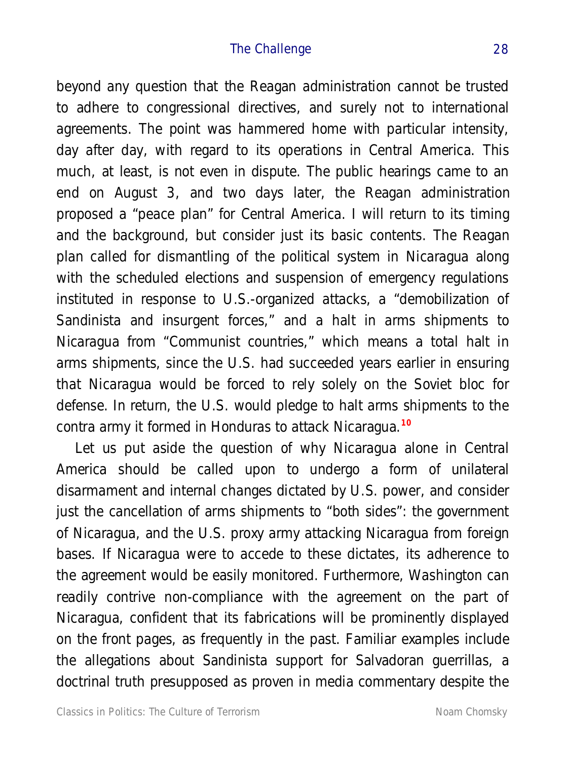beyond any question that the Reagan administration cannot be trusted to adhere to congressional directives, and surely not to international agreements. The point was hammered home with particular intensity, day after day, with regard to its operations in Central America. This much, at least, is not even in dispute. The public hearings came to an end on August 3, and two days later, the Reagan administration proposed a "peace plan" for Central America. I will return to its timing and the background, but consider just its basic contents. The Reagan plan called for dismantling of the political system in Nicaragua along with the scheduled elections and suspension of emergency regulations instituted in response to U.S.-organized attacks, a "demobilization of Sandinista and insurgent forces," and a halt in arms shipments to Nicaragua from "Communist countries," which means a total halt in arms shipments, since the U.S. had succeeded years earlier in ensuring that Nicaragua would be forced to rely solely on the Soviet bloc for defense. In return, the U.S. would pledge to halt arms shipments to the contra army it formed in Honduras to attack Nicaragua.[10]

Let us put aside the question of why Nicaragua alone in Central America should be called upon to undergo a form of unilateral disarmament and internal changes dictated by U.S. power, and consider just the cancellation of arms shipments to "both sides": the government of Nicaragua, and the U.S. proxy army attacking Nicaragua from foreign bases. If Nicaragua were to accede to these dictates, its adherence to the agreement would be easily monitored. Furthermore, Washington can readily contrive non-compliance with the agreement on the part of Nicaragua, confident that its fabrications will be prominently displayed on the front pages, as frequently in the past. Familiar examples include the allegations about Sandinista support for Salvadoran guerrillas, a doctrinal truth presupposed as proven in media commentary despite the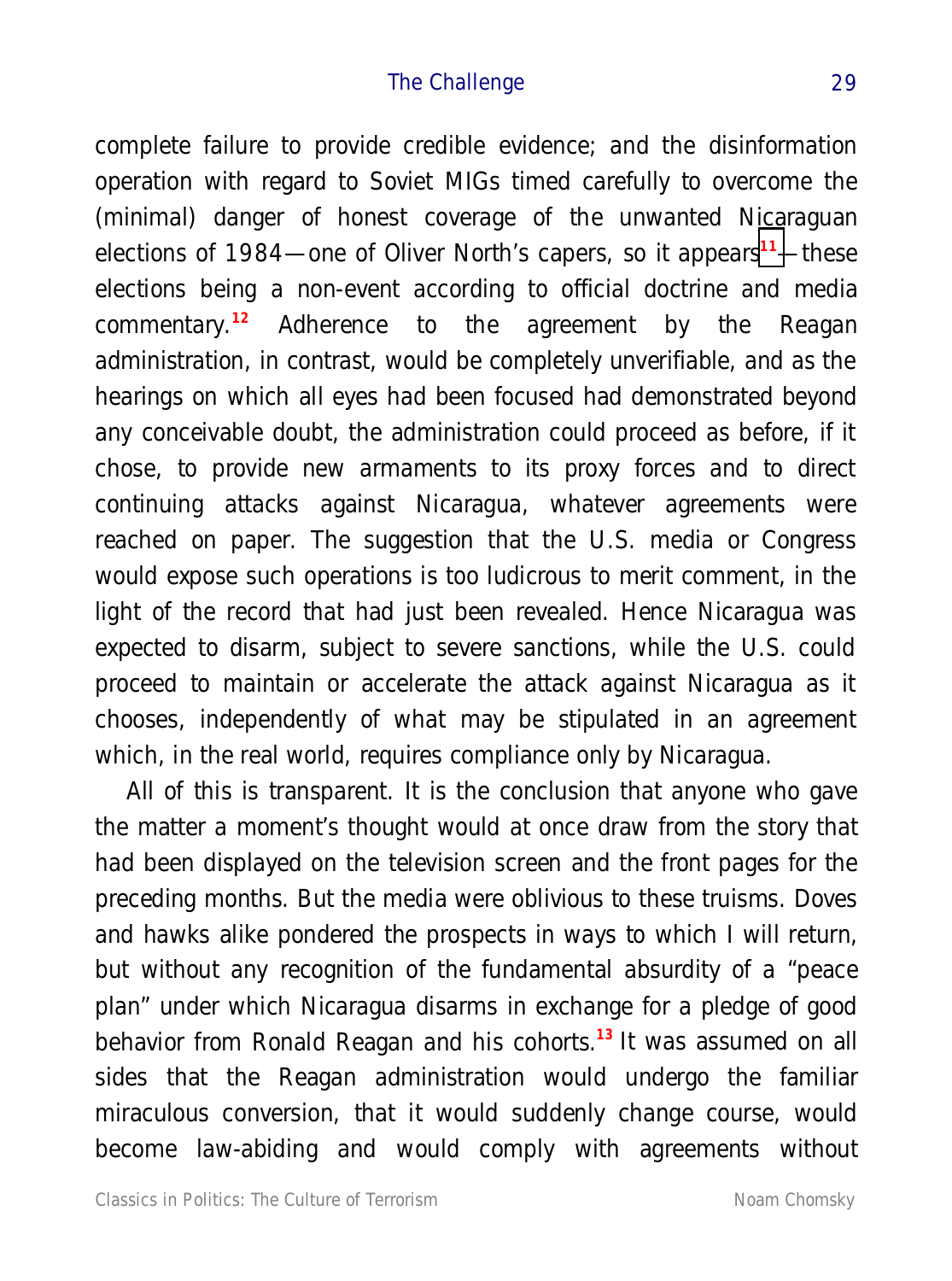complete failure to provide credible evidence; and the disinformation operation with regard to Soviet MIGs timed carefully to overcome the (minimal) danger of honest coverage of the unwanted Nicaraguan elections of 1984—one of Oliver North's capers, so it appears[11]—these elections being a non-event according to official doctrine and media commentary.[12] Adherence to the agreement by the Reagan administration, in contrast, would be completely unverifiable, and as the hearings on which all eyes had been focused had demonstrated beyond any conceivable doubt, the administration could proceed as before, if it chose, to provide new armaments to its proxy forces and to direct continuing attacks against Nicaragua, whatever agreements were reached on paper. The suggestion that the U.S. media or Congress would expose such operations is too ludicrous to merit comment, in the light of the record that had just been revealed. Hence Nicaragua was expected to disarm, subject to severe sanctions, while the U.S. could proceed to maintain or accelerate the attack against Nicaragua as it chooses, independently of what may be stipulated in an agreement which, in the real world, requires compliance only by Nicaragua.

All of this is transparent. It is the conclusion that anyone who gave the matter a moment's thought would at once draw from the story that had been displayed on the television screen and the front pages for the preceding months. But the media were oblivious to these truisms. Doves and hawks alike pondered the prospects in ways to which I will return, but without any recognition of the fundamental absurdity of a "peace plan" under which Nicaragua disarms in exchange for a pledge of good behavior from Ronald Reagan and his cohorts.[13] It was assumed on all sides that the Reagan administration would undergo the familiar miraculous conversion, that it would suddenly change course, would become law-abiding and would comply with agreements without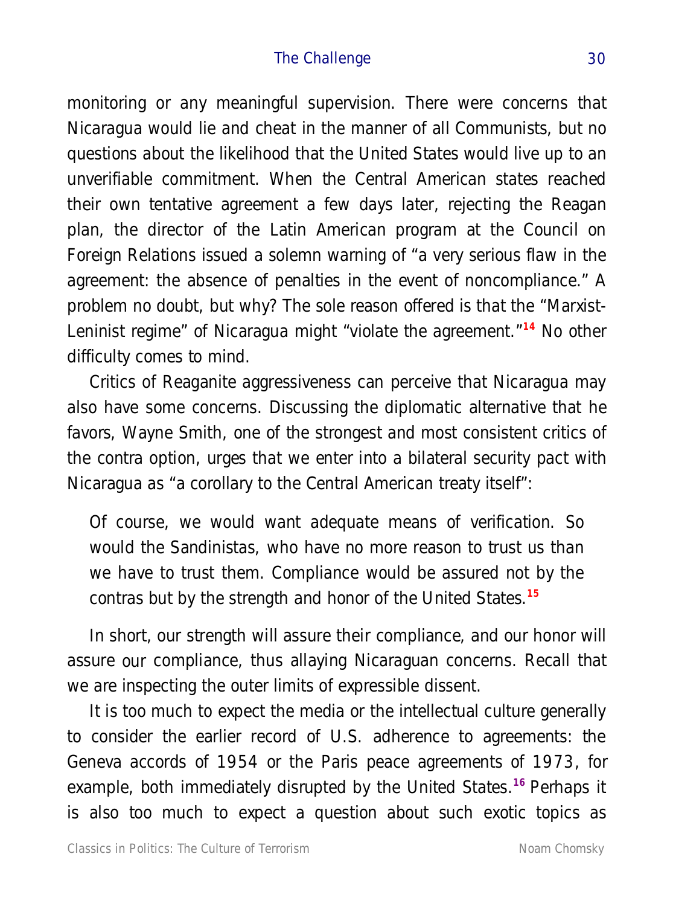monitoring or any meaningful supervision. There were concerns that Nicaragua would lie and cheat in the manner of all Communists, but no questions about the likelihood that the United States would live up to an unverifiable commitment. When the Central American states reached their own tentative agreement a few days later, rejecting the Reagan plan, the director of the Latin American program at the Council on Foreign Relations issued a solemn warning of "a very serious flaw in the agreement: the absence of penalties in the event of noncompliance." A problem no doubt, but why? The sole reason offered is that the "Marxist-Leninist regime" of Nicaragua might "violate the agreement."[14] No other difficulty comes to mind.

Critics of Reaganite aggressiveness can perceive that Nicaragua may also have some concerns. Discussing the diplomatic alternative that he favors, Wayne Smith, one of the strongest and most consistent critics of the contra option, urges that we enter into a bilateral security pact with Nicaragua as "a corollary to the Central American treaty itself":

> Of course, we would want adequate means of verification. So would the Sandinistas, who have no more reason to trust us than we have to trust them. Compliance would be assured not by the contras but by the strength and honor of the United States.[15]

In short, our strength will assure their compliance, and our honor will assure *our* compliance, thus allaying Nicaraguan concerns. Recall that we are inspecting the outer limits of expressible dissent.

It is too much to expect the media or the intellectual culture generally to consider the earlier record of U.S. adherence to agreements: the Geneva accords of 1954 or the Paris peace agreements of 1973, for example, both immediately disrupted by the United States.[16] Perhaps it is also too much to expect a question about such exotic topics as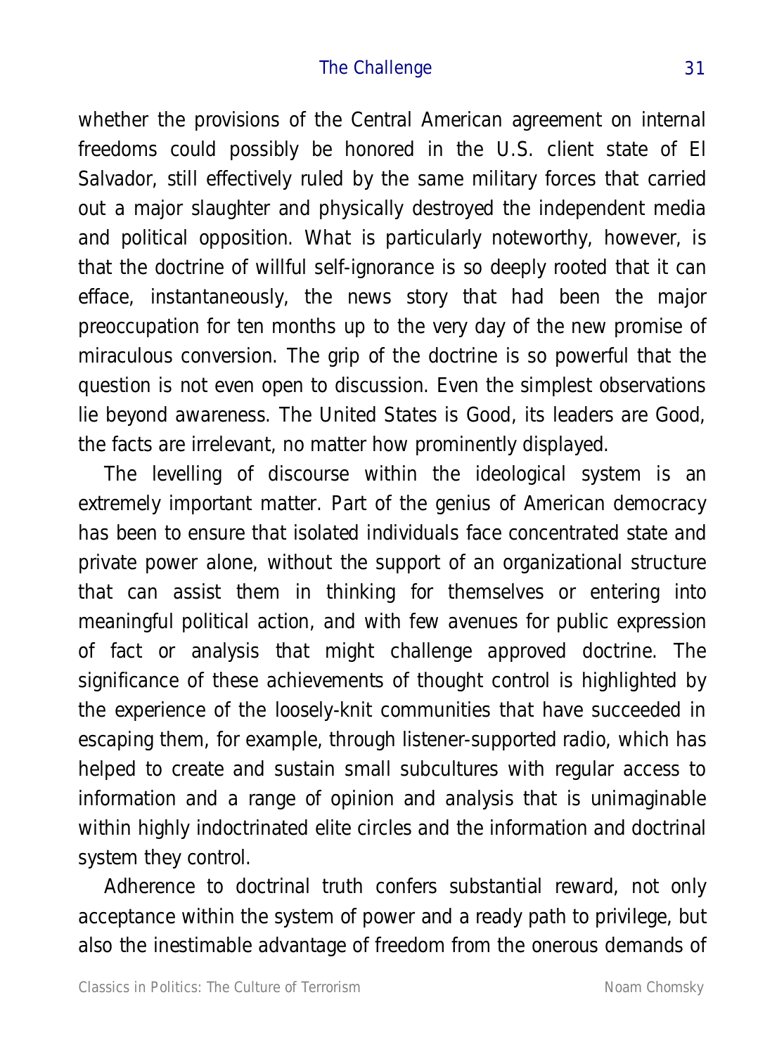whether the provisions of the Central American agreement on internal freedoms could possibly be honored in the U.S. client state of El Salvador, still effectively ruled by the same military forces that carried out a major slaughter and physically destroyed the independent media and political opposition. What is particularly noteworthy, however, is that the doctrine of willful self-ignorance is so deeply rooted that it can efface, instantaneously, the news story that had been the major preoccupation for ten months up to the very day of the new promise of miraculous conversion. The grip of the doctrine is so powerful that the question is not even open to discussion. Even the simplest observations lie beyond awareness. The United States is Good, its leaders are Good, the facts are irrelevant, no matter how prominently displayed.

The levelling of discourse within the ideological system is an extremely important matter. Part of the genius of American democracy has been to ensure that isolated individuals face concentrated state and private power alone, without the support of an organizational structure that can assist them in thinking for themselves or entering into meaningful political action, and with few avenues for public expression of fact or analysis that might challenge approved doctrine. The significance of these achievements of thought control is highlighted by the experience of the loosely-knit communities that have succeeded in escaping them, for example, through listener-supported radio, which has helped to create and sustain small subcultures with regular access to information and a range of opinion and analysis that is unimaginable within highly indoctrinated elite circles and the information and doctrinal system they control.

Adherence to doctrinal truth confers substantial reward, not only acceptance within the system of power and a ready path to privilege, but also the inestimable advantage of freedom from the onerous demands of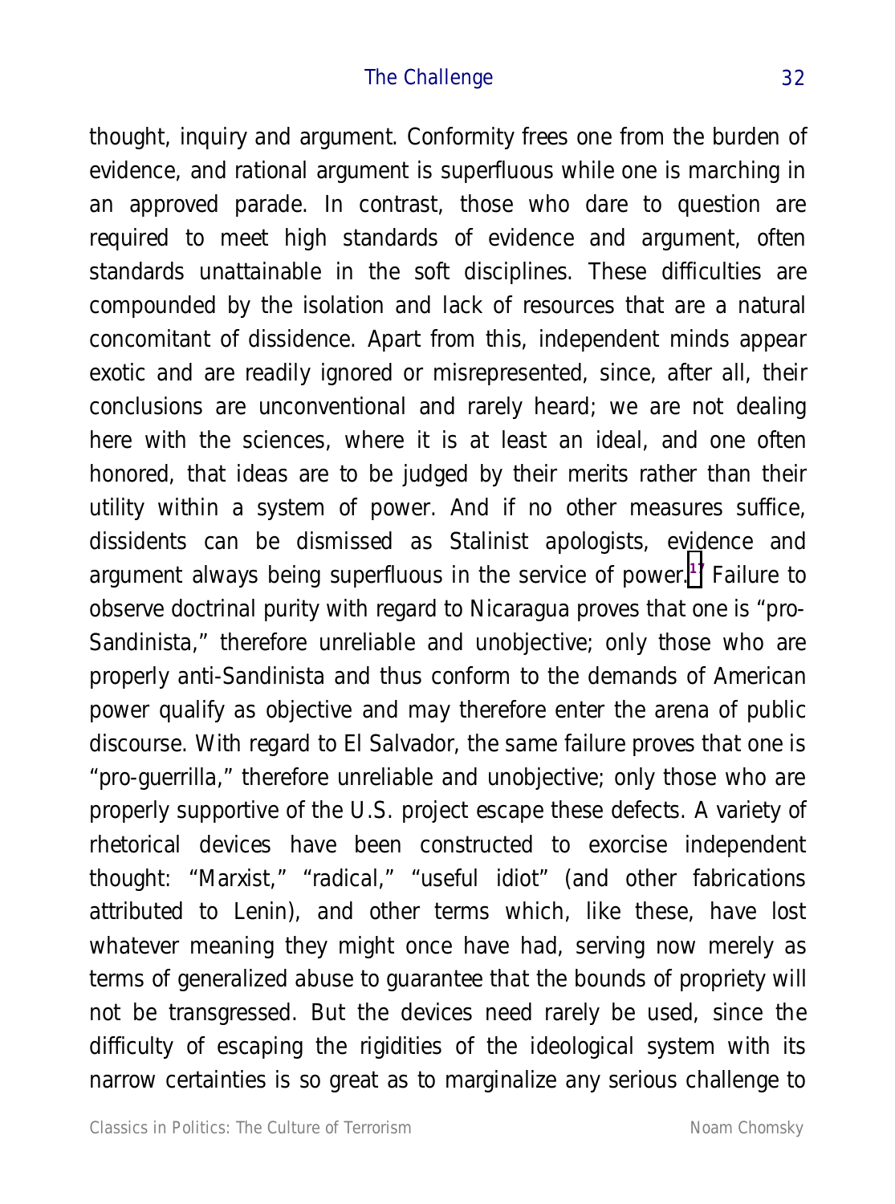thought, inquiry and argument. Conformity frees one from the burden of evidence, and rational argument is superfluous while one is marching in an approved parade. In contrast, those who dare to question are required to meet high standards of evidence and argument, often standards unattainable in the soft disciplines. These difficulties are compounded by the isolation and lack of resources that are a natural concomitant of dissidence. Apart from this, independent minds appear exotic and are readily ignored or misrepresented, since, after all, their conclusions are unconventional and rarely heard; we are not dealing here with the sciences, where it is at least an ideal, and one often honored, that ideas are to be judged by their merits rather than their utility within a system of power. And if no other measures suffice, dissidents can be dismissed as Stalinist apologists, evidence and argument always being superfluous in the service of power.[17] Failure to observe doctrinal purity with regard to Nicaragua proves that one is "pro-Sandinista," therefore unreliable and unobjective; only those who are properly anti-Sandinista and thus conform to the demands of American power qualify as objective and may therefore enter the arena of public discourse. With regard to El Salvador, the same failure proves that one is "pro-guerrilla," therefore unreliable and unobjective; only those who are properly supportive of the U.S. project escape these defects. A variety of rhetorical devices have been constructed to exorcise independent thought: "Marxist," "radical," "useful idiot" (and other fabrications attributed to Lenin), and other terms which, like these, have lost whatever meaning they might once have had, serving now merely as terms of generalized abuse to guarantee that the bounds of propriety will not be transgressed. But the devices need rarely be used, since the difficulty of escaping the rigidities of the ideological system with its narrow certainties is so great as to marginalize any serious challenge to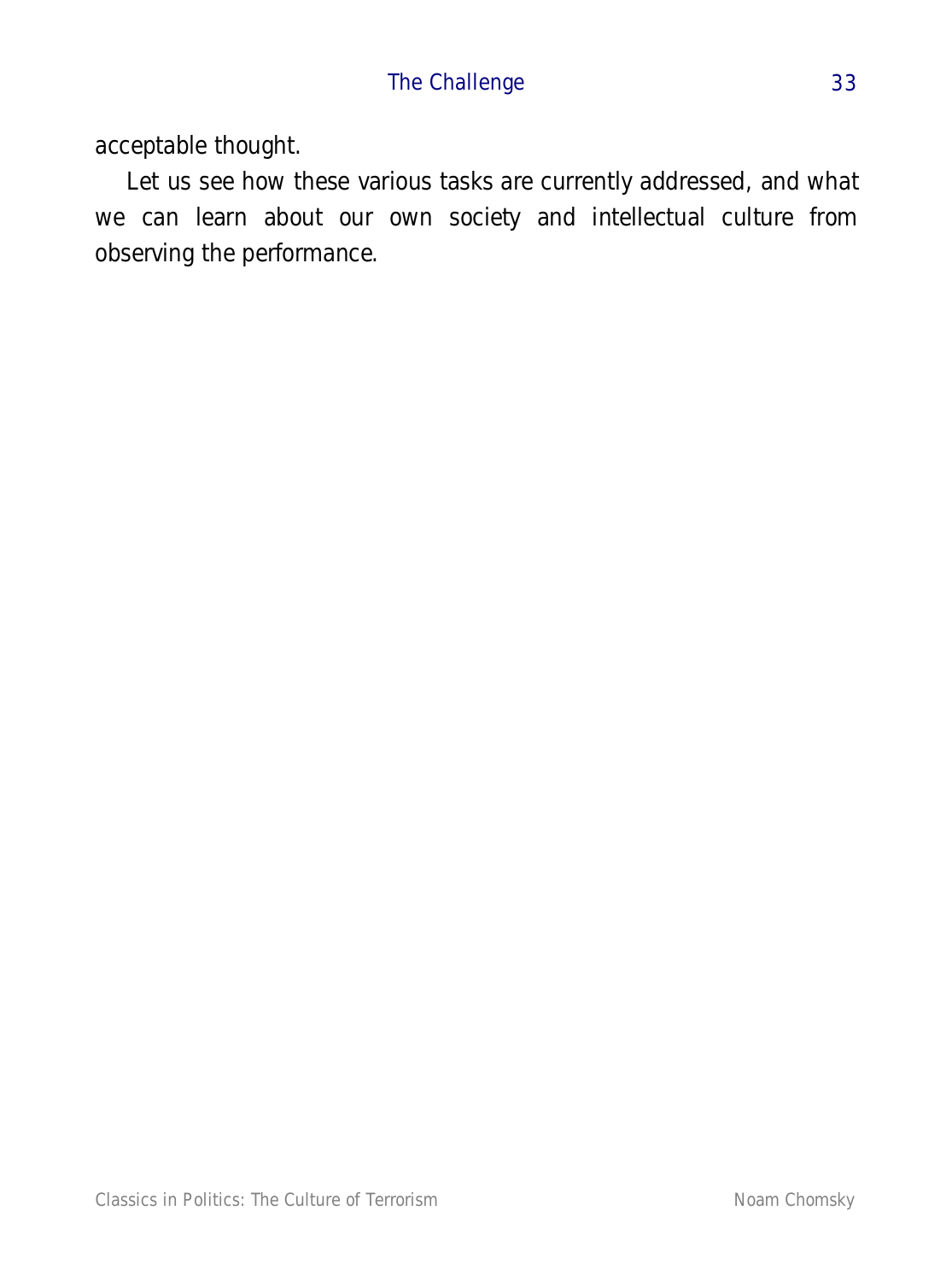acceptable thought.

Let us see how these various tasks are currently addressed, and what we can learn about our own society and intellectual culture from observing the performance.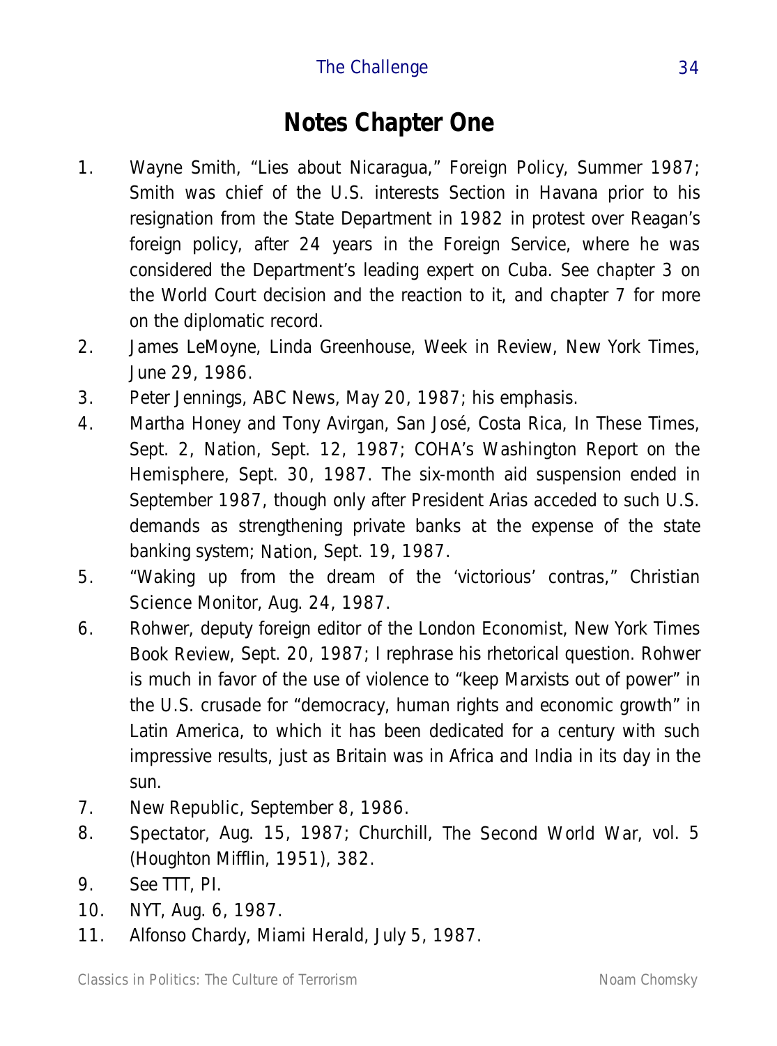# Notes Chapter One

1. Wayne Smith, "Lies about Nicaragua," Foreign Policy, Summer 1987; Smith was chief of the U.S. interests Section in Havana prior to his resignation from the State Department in 1982 in protest over Reagan's foreign policy, after 24 years in the Foreign Service, where he was considered the Department's leading expert on Cuba. See chapter 3 on the World Court decision and the reaction to it, and chapter 7 for more on the diplomatic record.
2. James LeMoyne, Linda Greenhouse, Week in Review, New York Times, June 29, 1986.
3. Peter Jennings, ABC News, May 20, 1987; his emphasis.
4. Martha Honey and Tony Avirgan, San José, Costa Rica, In These Times, Sept. 2, Nation, Sept. 12, 1987; COHA's Washington Report on the Hemisphere, Sept. 30, 1987. The six-month aid suspension ended in September 1987, though only after President Arias acceded to such U.S. demands as strengthening private banks at the expense of the state banking system; Nation, Sept. 19, 1987.
5. "Waking up from the dream of the 'victorious' contras," Christian Science Monitor, Aug. 24, 1987.
6. Rohwer, deputy foreign editor of the London Economist, New York Times Book Review, Sept. 20, 1987; I rephrase his rhetorical question. Rohwer is much in favor of the use of violence to "keep Marxists out of power" in the U.S. crusade for "democracy, human rights and economic growth" in Latin America, to which it has been dedicated for a century with such impressive results, just as Britain was in Africa and India in its day in the sun.
7. New Republic, September 8, 1986.
8. Spectator, Aug. 15, 1987; Churchill, The Second World War, vol. 5 (Houghton Mifflin, 1951), 382.
9. See TTT, PI.
10. NYT, Aug. 6, 1987.
11. Alfonso Chardy, Miami Herald, July 5, 1987.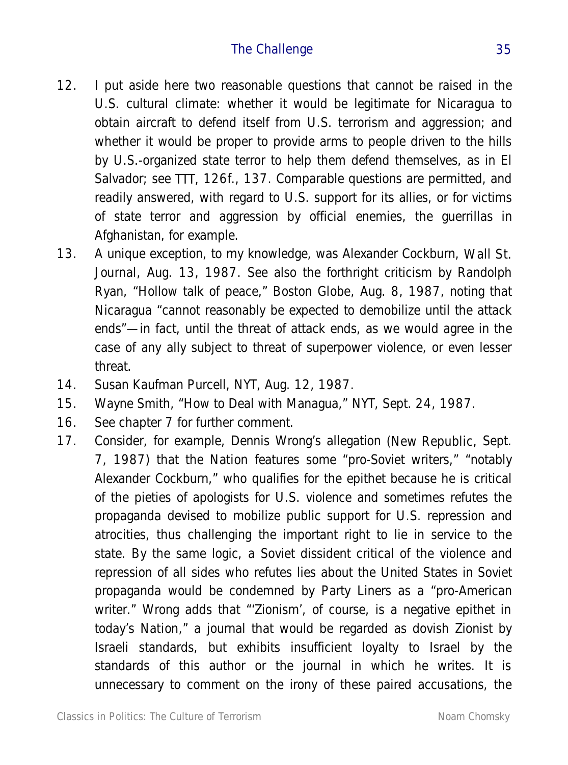12. I put aside here two reasonable questions that cannot be raised in the U.S. cultural climate: whether it would be legitimate for Nicaragua to obtain aircraft to defend itself from U.S. terrorism and aggression; and whether it would be proper to provide arms to people driven to the hills by U.S.-organized state terror to help them defend themselves, as in El Salvador; see *TTT*, 126f., 137. Comparable questions are permitted, and readily answered, with regard to U.S. support for its allies, or for victims of state terror and aggression by official enemies, the guerrillas in Afghanistan, for example.
13. A unique exception, to my knowledge, was Alexander Cockburn, *Wall St. Journal*, Aug. 13, 1987. See also the forthright criticism by Randolph Ryan, "Hollow talk of peace," *Boston Globe*, Aug. 8, 1987, noting that Nicaragua "cannot reasonably be expected to demobilize until the attack ends"—in fact, until the threat of attack ends, as we would agree in the case of any ally subject to threat of superpower violence, or even lesser threat.
14. Susan Kaufman Purcell, *NYT*, Aug. 12, 1987.
15. Wayne Smith, "How to Deal with Managua," *NYT*, Sept. 24, 1987.
16. See chapter 7 for further comment.
17. Consider, for example, Dennis Wrong's allegation (*New Republic*, Sept. 7, 1987) that the *Nation* features some "pro-Soviet writers," "notably Alexander Cockburn," who qualifies for the epithet because he is critical of the pieties of apologists for U.S. violence and sometimes refutes the propaganda devised to mobilize public support for U.S. repression and atrocities, thus challenging the important right to lie in service to the state. By the same logic, a Soviet dissident critical of the violence and repression of all sides who refutes lies about the United States in Soviet propaganda would be condemned by Party Liners as a "pro-American writer." Wrong adds that "'Zionism', of course, is a negative epithet in today's *Nation*," a journal that would be regarded as dovish Zionist by Israeli standards, but exhibits insufficient loyalty to Israel by the standards of this author or the journal in which he writes. It is unnecessary to comment on the irony of these paired accusations, the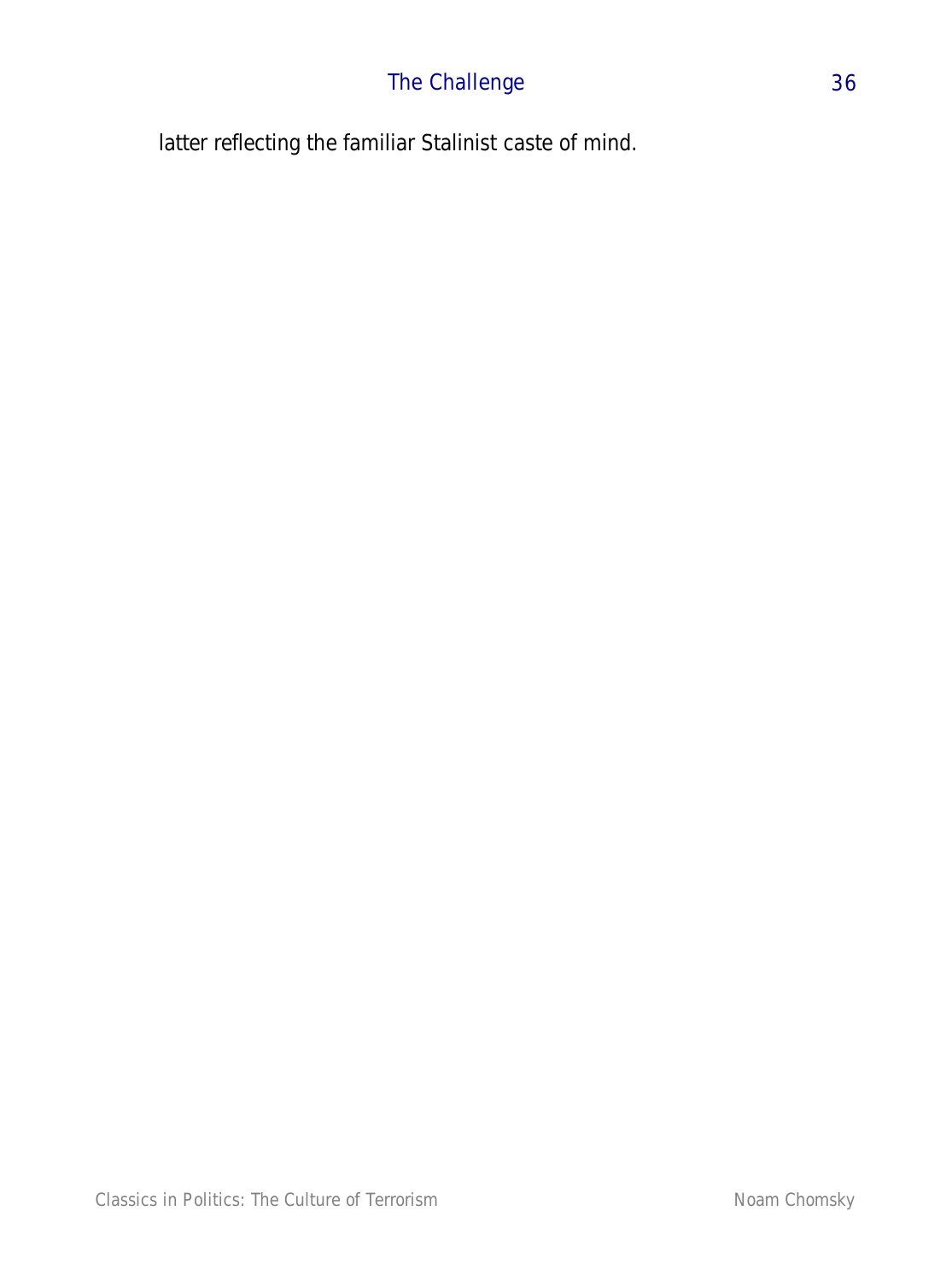latter reflecting the familiar Stalinist caste of mind.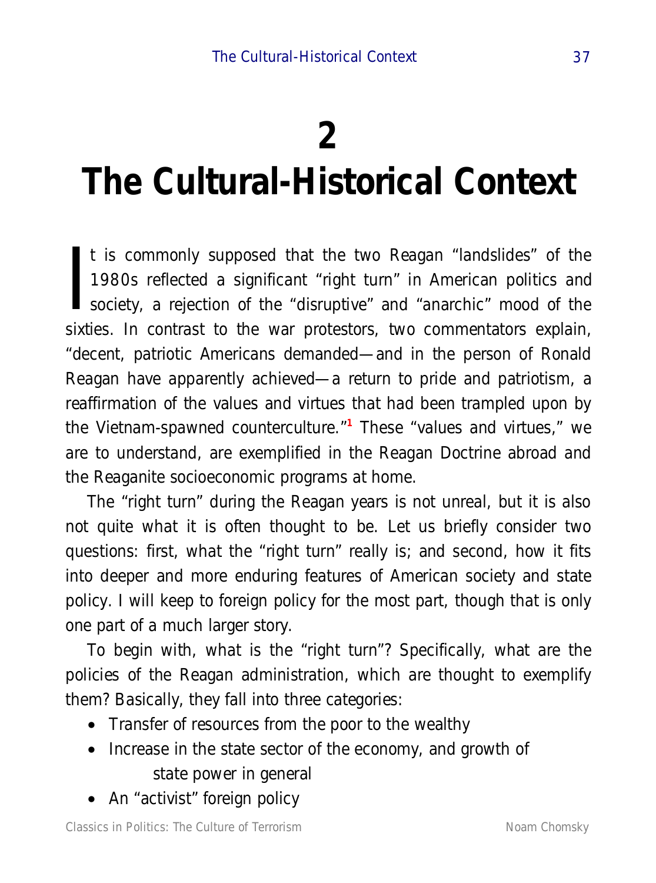# 2
# The Cultural-Historical Context

It is commonly supposed that the two Reagan "landslides" of the 1980s reflected a significant "right turn" in American politics and society, a rejection of the "disruptive" and "anarchic" mood of the sixties. In contrast to the war protestors, two commentators explain, "decent, patriotic Americans demanded—and in the person of Ronald Reagan have apparently achieved—a return to pride and patriotism, a reaffirmation of the values and virtues that had been trampled upon by the Vietnam-spawned counterculture."[1] These "values and virtues," we are to understand, are exemplified in the Reagan Doctrine abroad and the Reaganite socioeconomic programs at home.

The "right turn" during the Reagan years is not unreal, but it is also not quite what it is often thought to be. Let us briefly consider two questions: first, what the "right turn" really is; and second, how it fits into deeper and more enduring features of American society and state policy. I will keep to foreign policy for the most part, though that is only one part of a much larger story.

To begin with, what is the "right turn"? Specifically, what are the policies of the Reagan administration, which are thought to exemplify them? Basically, they fall into three categories:

- Transfer of resources from the poor to the wealthy
- Increase in the state sector of the economy, and growth of state power in general
- An "activist" foreign policy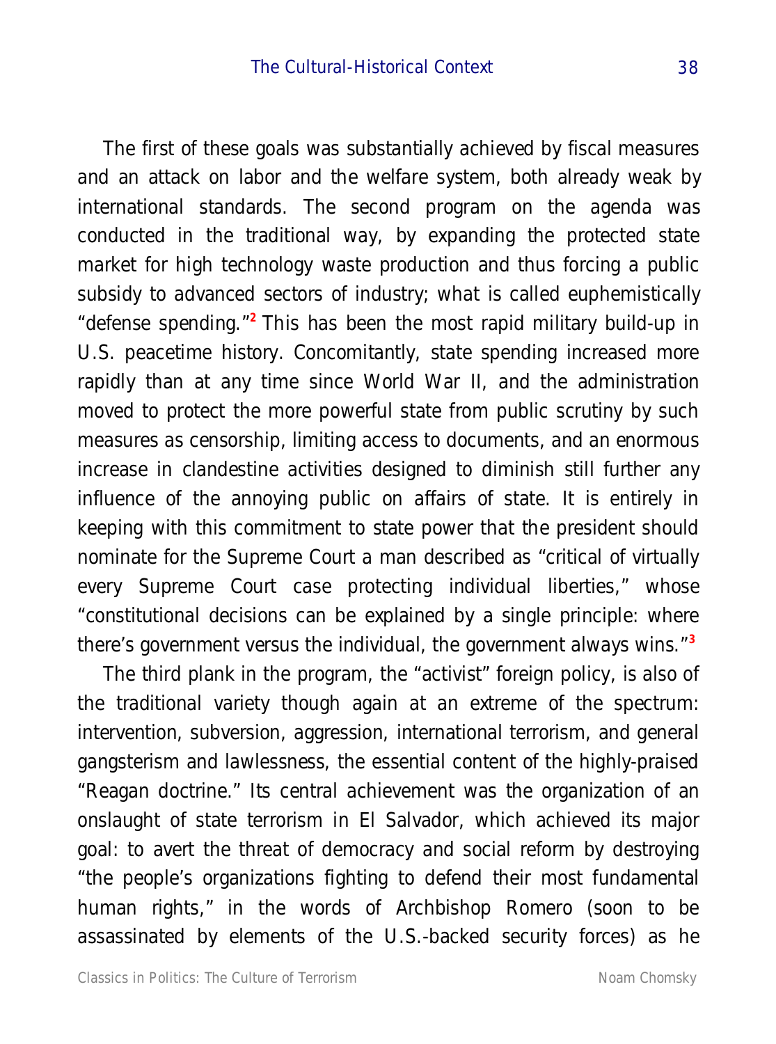The first of these goals was substantially achieved by fiscal measures and an attack on labor and the welfare system, both already weak by international standards. The second program on the agenda was conducted in the traditional way, by expanding the protected state market for high technology waste production and thus forcing a public subsidy to advanced sectors of industry; what is called euphemistically "defense spending."[2] This has been the most rapid military build-up in U.S. peacetime history. Concomitantly, state spending increased more rapidly than at any time since World War II, and the administration moved to protect the more powerful state from public scrutiny by such measures as censorship, limiting access to documents, and an enormous increase in clandestine activities designed to diminish still further any influence of the annoying public on affairs of state. It is entirely in keeping with this commitment to state power that the president should nominate for the Supreme Court a man described as "critical of virtually every Supreme Court case protecting individual liberties," whose "constitutional decisions can be explained by a single principle: where there's government versus the individual, the government always wins."[3]

The third plank in the program, the "activist" foreign policy, is also of the traditional variety though again at an extreme of the spectrum: intervention, subversion, aggression, international terrorism, and general gangsterism and lawlessness, the essential content of the highly-praised "Reagan doctrine." Its central achievement was the organization of an onslaught of state terrorism in El Salvador, which achieved its major goal: to avert the threat of democracy and social reform by destroying "the people's organizations fighting to defend their most fundamental human rights," in the words of Archbishop Romero (soon to be assassinated by elements of the U.S.-backed security forces) as he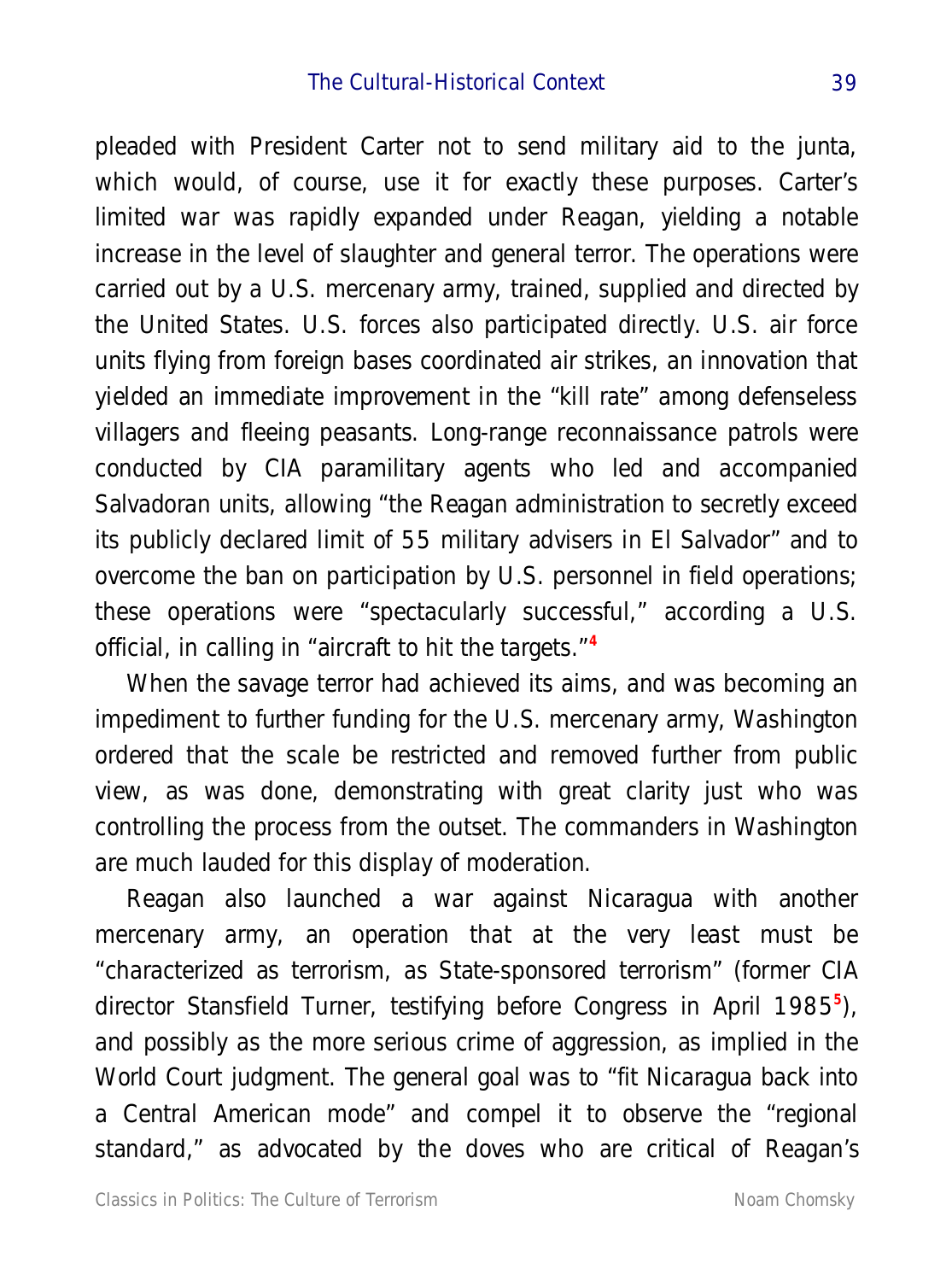pleaded with President Carter not to send military aid to the junta, which would, of course, use it for exactly these purposes. Carter's limited war was rapidly expanded under Reagan, yielding a notable increase in the level of slaughter and general terror. The operations were carried out by a U.S. mercenary army, trained, supplied and directed by the United States. U.S. forces also participated directly. U.S. air force units flying from foreign bases coordinated air strikes, an innovation that yielded an immediate improvement in the "kill rate" among defenseless villagers and fleeing peasants. Long-range reconnaissance patrols were conducted by CIA paramilitary agents who led and accompanied Salvadoran units, allowing "the Reagan administration to secretly exceed its publicly declared limit of 55 military advisers in El Salvador" and to overcome the ban on participation by U.S. personnel in field operations; these operations were "spectacularly successful," according a U.S. official, in calling in "aircraft to hit the targets."[4]

When the savage terror had achieved its aims, and was becoming an impediment to further funding for the U.S. mercenary army, Washington ordered that the scale be restricted and removed further from public view, as was done, demonstrating with great clarity just who was controlling the process from the outset. The commanders in Washington are much lauded for this display of moderation.

Reagan also launched a war against Nicaragua with another mercenary army, an operation that at the very least must be "characterized as terrorism, as State-sponsored terrorism" (former CIA director Stansfield Turner, testifying before Congress in April 1985[5]), and possibly as the more serious crime of aggression, as implied in the World Court judgment. The general goal was to "fit Nicaragua back into a Central American mode" and compel it to observe the "regional standard," as advocated by the doves who are critical of Reagan's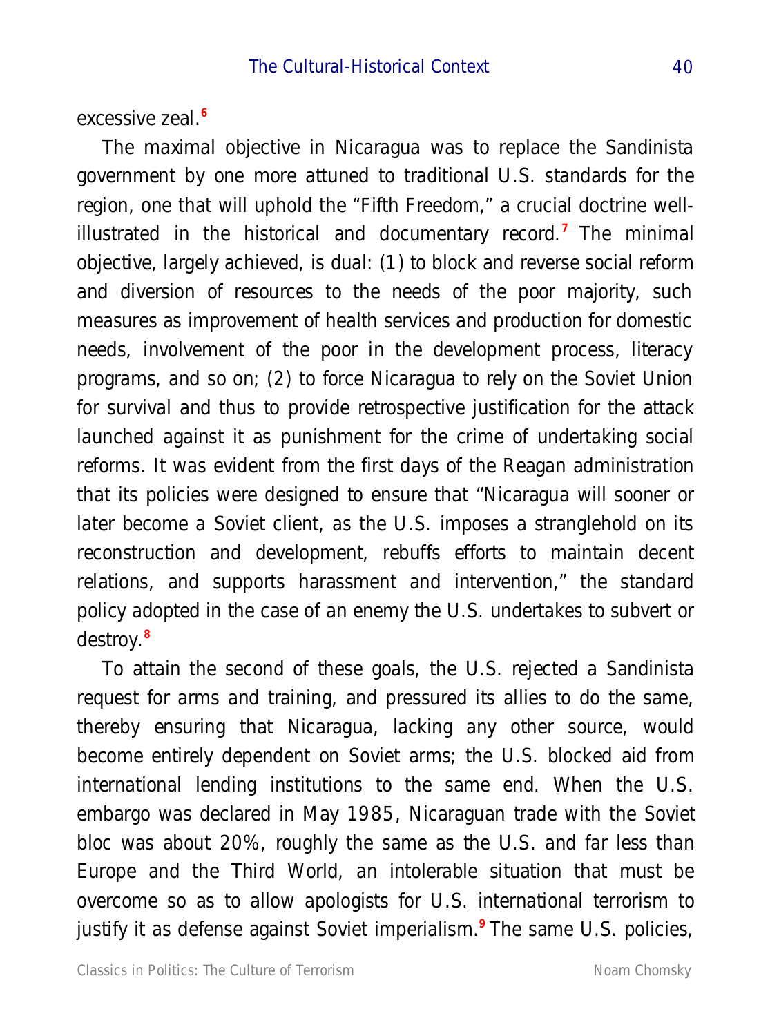excessive zeal.[6]

The maximal objective in Nicaragua was to replace the Sandinista government by one more attuned to traditional U.S. standards for the region, one that will uphold the "Fifth Freedom," a crucial doctrine well-illustrated in the historical and documentary record.[7] The minimal objective, largely achieved, is dual: (1) to block and reverse social reform and diversion of resources to the needs of the poor majority, such measures as improvement of health services and production for domestic needs, involvement of the poor in the development process, literacy programs, and so on; (2) to force Nicaragua to rely on the Soviet Union for survival and thus to provide retrospective justification for the attack launched against it as punishment for the crime of undertaking social reforms. It was evident from the first days of the Reagan administration that its policies were designed to ensure that "Nicaragua will sooner or later become a Soviet client, as the U.S. imposes a stranglehold on its reconstruction and development, rebuffs efforts to maintain decent relations, and supports harassment and intervention," the standard policy adopted in the case of an enemy the U.S. undertakes to subvert or destroy.[8]

To attain the second of these goals, the U.S. rejected a Sandinista request for arms and training, and pressured its allies to do the same, thereby ensuring that Nicaragua, lacking any other source, would become entirely dependent on Soviet arms; the U.S. blocked aid from international lending institutions to the same end. When the U.S. embargo was declared in May 1985, Nicaraguan trade with the Soviet bloc was about 20%, roughly the same as the U.S. and far less than Europe and the Third World, an intolerable situation that must be overcome so as to allow apologists for U.S. international terrorism to justify it as defense against Soviet imperialism.[9] The same U.S. policies,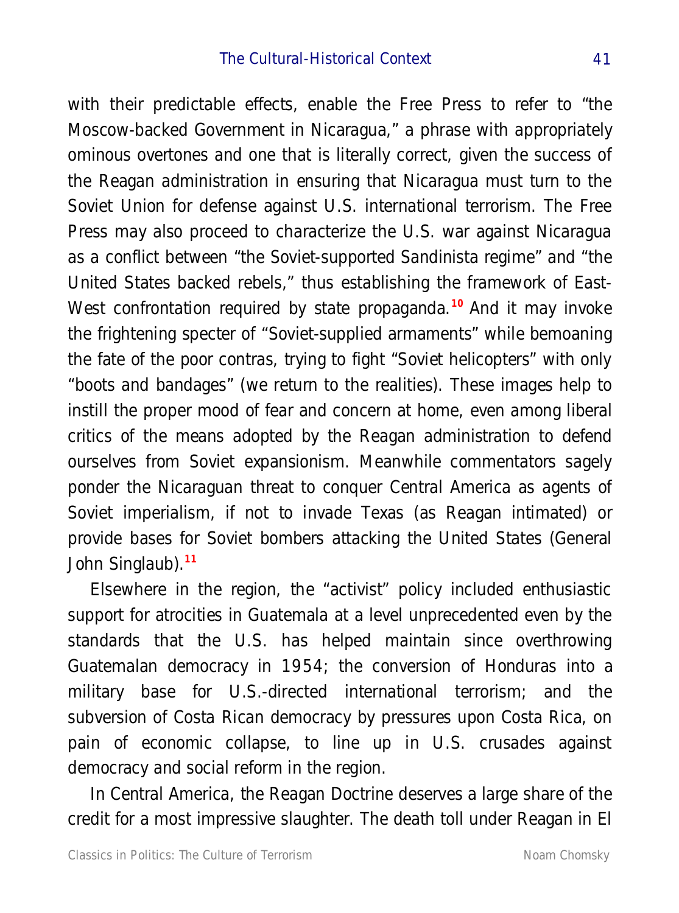with their predictable effects, enable the Free Press to refer to "the Moscow-backed Government in Nicaragua," a phrase with appropriately ominous overtones and one that is literally correct, given the success of the Reagan administration in ensuring that Nicaragua must turn to the Soviet Union for defense against U.S. international terrorism. The Free Press may also proceed to characterize the U.S. war against Nicaragua as a conflict between "the Soviet-supported Sandinista regime" and "the United States backed rebels," thus establishing the framework of East-West confrontation required by state propaganda.[10] And it may invoke the frightening specter of "Soviet-supplied armaments" while bemoaning the fate of the poor contras, trying to fight "Soviet helicopters" with only "boots and bandages" (we return to the realities). These images help to instill the proper mood of fear and concern at home, even among liberal critics of the means adopted by the Reagan administration to defend ourselves from Soviet expansionism. Meanwhile commentators sagely ponder the Nicaraguan threat to conquer Central America as agents of Soviet imperialism, if not to invade Texas (as Reagan intimated) or provide bases for Soviet bombers attacking the United States (General John Singlaub).[11]

Elsewhere in the region, the "activist" policy included enthusiastic support for atrocities in Guatemala at a level unprecedented even by the standards that the U.S. has helped maintain since overthrowing Guatemalan democracy in 1954; the conversion of Honduras into a military base for U.S.-directed international terrorism; and the subversion of Costa Rican democracy by pressures upon Costa Rica, on pain of economic collapse, to line up in U.S. crusades against democracy and social reform in the region.

In Central America, the Reagan Doctrine deserves a large share of the credit for a most impressive slaughter. The death toll under Reagan in El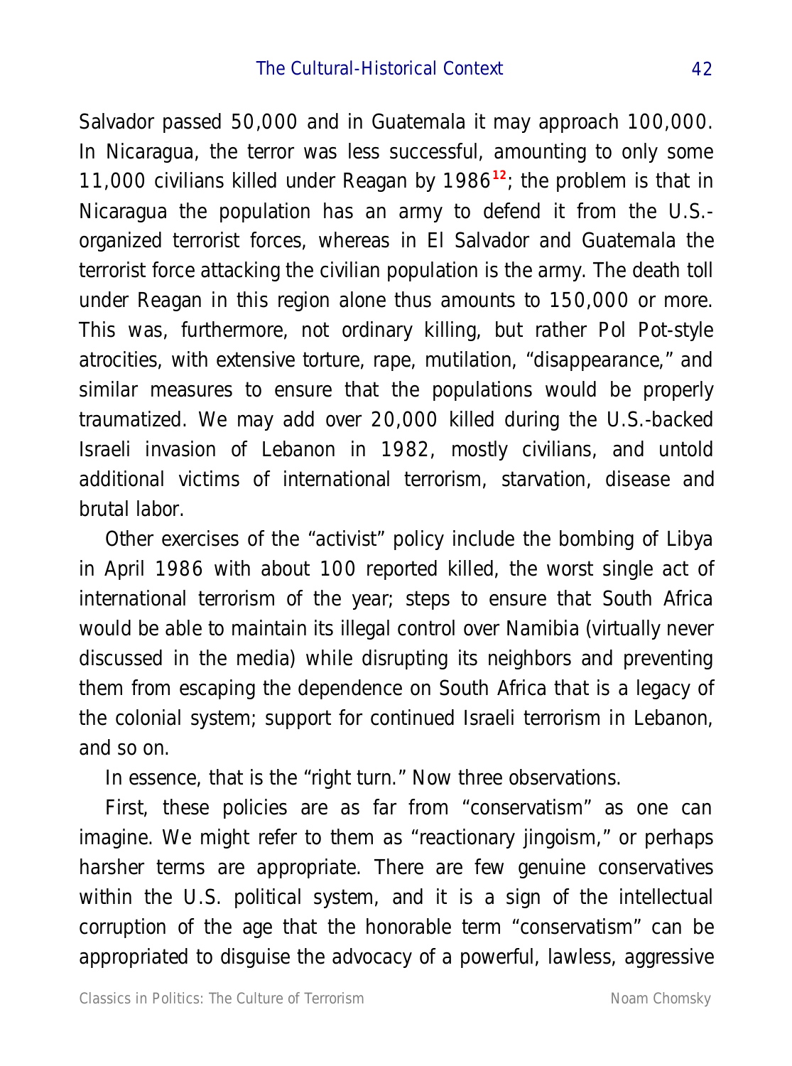Salvador passed 50,000 and in Guatemala it may approach 100,000. In Nicaragua, the terror was less successful, amounting to only some 11,000 civilians killed under Reagan by 1986[12]; the problem is that in Nicaragua the population has an army to defend it from the U.S.-organized terrorist forces, whereas in El Salvador and Guatemala the terrorist force attacking the civilian population is the army. The death toll under Reagan in this region alone thus amounts to 150,000 or more. This was, furthermore, not ordinary killing, but rather Pol Pot-style atrocities, with extensive torture, rape, mutilation, "disappearance," and similar measures to ensure that the populations would be properly traumatized. We may add over 20,000 killed during the U.S.-backed Israeli invasion of Lebanon in 1982, mostly civilians, and untold additional victims of international terrorism, starvation, disease and brutal labor.

Other exercises of the "activist" policy include the bombing of Libya in April 1986 with about 100 reported killed, the worst single act of international terrorism of the year; steps to ensure that South Africa would be able to maintain its illegal control over Namibia (virtually never discussed in the media) while disrupting its neighbors and preventing them from escaping the dependence on South Africa that is a legacy of the colonial system; support for continued Israeli terrorism in Lebanon, and so on.

In essence, that is the "right turn." Now three observations.

First, these policies are as far from "conservatism" as one can imagine. We might refer to them as "reactionary jingoism," or perhaps harsher terms are appropriate. There are few genuine conservatives within the U.S. political system, and it is a sign of the intellectual corruption of the age that the honorable term "conservatism" can be appropriated to disguise the advocacy of a powerful, lawless, aggressive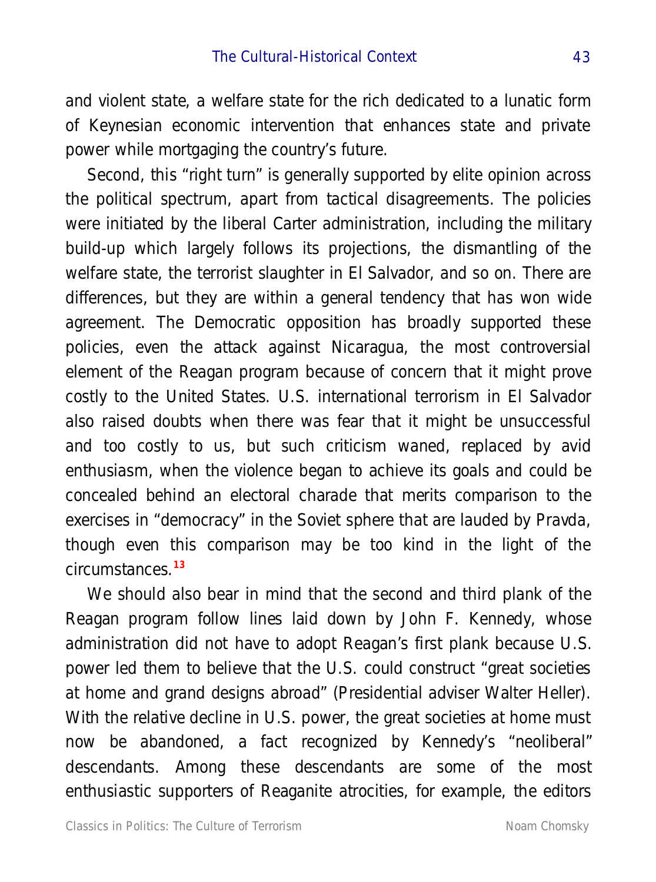and violent state, a welfare state for the rich dedicated to a lunatic form of Keynesian economic intervention that enhances state and private power while mortgaging the country's future.

Second, this "right turn" is generally supported by elite opinion across the political spectrum, apart from tactical disagreements. The policies were initiated by the liberal Carter administration, including the military build-up which largely follows its projections, the dismantling of the welfare state, the terrorist slaughter in El Salvador, and so on. There are differences, but they are within a general tendency that has won wide agreement. The Democratic opposition has broadly supported these policies, even the attack against Nicaragua, the most controversial element of the Reagan program because of concern that it might prove costly to the United States. U.S. international terrorism in El Salvador also raised doubts when there was fear that it might be unsuccessful and too costly to us, but such criticism waned, replaced by avid enthusiasm, when the violence began to achieve its goals and could be concealed behind an electoral charade that merits comparison to the exercises in "democracy" in the Soviet sphere that are lauded by Pravda, though even this comparison may be too kind in the light of the circumstances.[13]

We should also bear in mind that the second and third plank of the Reagan program follow lines laid down by John F. Kennedy, whose administration did not have to adopt Reagan's first plank because U.S. power led them to believe that the U.S. could construct "great societies at home and grand designs abroad" (Presidential adviser Walter Heller). With the relative decline in U.S. power, the great societies at home must now be abandoned, a fact recognized by Kennedy's "neoliberal" descendants. Among these descendants are some of the most enthusiastic supporters of Reaganite atrocities, for example, the editors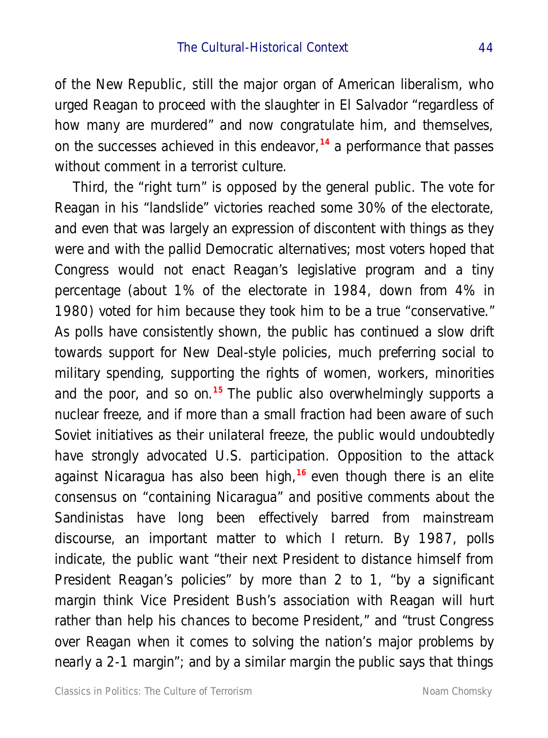of the New Republic, still the major organ of American liberalism, who urged Reagan to proceed with the slaughter in El Salvador "regardless of how many are murdered" and now congratulate him, and themselves, on the successes achieved in this endeavor,[14] a performance that passes without comment in a terrorist culture.

Third, the "right turn" is opposed by the general public. The vote for Reagan in his "landslide" victories reached some 30% of the electorate, and even that was largely an expression of discontent with things as they were and with the pallid Democratic alternatives; most voters hoped that Congress would not enact Reagan's legislative program and a tiny percentage (about 1% of the electorate in 1984, down from 4% in 1980) voted for him because they took him to be a true "conservative." As polls have consistently shown, the public has continued a slow drift towards support for New Deal-style policies, much preferring social to military spending, supporting the rights of women, workers, minorities and the poor, and so on.[15] The public also overwhelmingly supports a nuclear freeze, and if more than a small fraction had been aware of such Soviet initiatives as their unilateral freeze, the public would undoubtedly have strongly advocated U.S. participation. Opposition to the attack against Nicaragua has also been high,[16] even though there is an elite consensus on "containing Nicaragua" and positive comments about the Sandinistas have long been effectively barred from mainstream discourse, an important matter to which I return. By 1987, polls indicate, the public want "their next President to distance himself from President Reagan's policies" by more than 2 to 1, "by a significant margin think Vice President Bush's association with Reagan will hurt rather than help his chances to become President," and "trust Congress over Reagan when it comes to solving the nation's major problems by nearly a 2-1 margin"; and by a similar margin the public says that things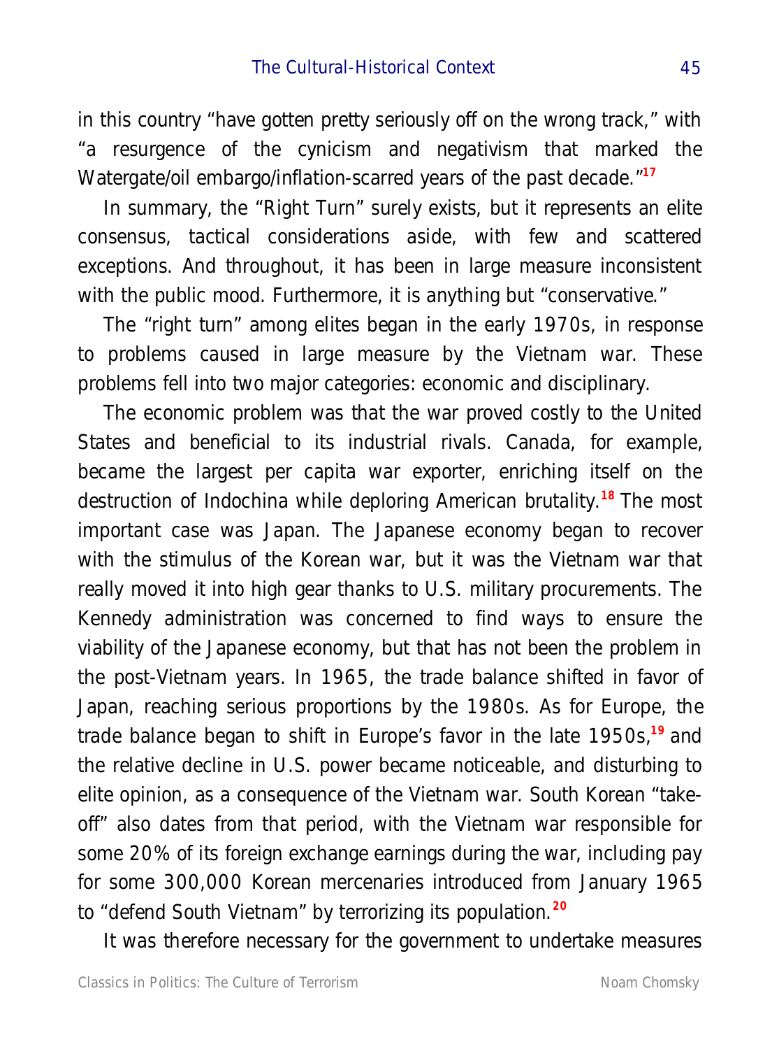in this country "have gotten pretty seriously off on the wrong track," with "a resurgence of the cynicism and negativism that marked the Watergate/oil embargo/inflation-scarred years of the past decade."[17]

In summary, the "Right Turn" surely exists, but it represents an elite consensus, tactical considerations aside, with few and scattered exceptions. And throughout, it has been in large measure inconsistent with the public mood. Furthermore, it is anything but "conservative."

The "right turn" among elites began in the early 1970s, in response to problems caused in large measure by the Vietnam war. These problems fell into two major categories: economic and disciplinary.

The economic problem was that the war proved costly to the United States and beneficial to its industrial rivals. Canada, for example, became the largest per capita war exporter, enriching itself on the destruction of Indochina while deploring American brutality.[18] The most important case was Japan. The Japanese economy began to recover with the stimulus of the Korean war, but it was the Vietnam war that really moved it into high gear thanks to U.S. military procurements. The Kennedy administration was concerned to find ways to ensure the viability of the Japanese economy, but that has not been the problem in the post-Vietnam years. In 1965, the trade balance shifted in favor of Japan, reaching serious proportions by the 1980s. As for Europe, the trade balance began to shift in Europe's favor in the late 1950s,[19] and the relative decline in U.S. power became noticeable, and disturbing to elite opinion, as a consequence of the Vietnam war. South Korean "take-off" also dates from that period, with the Vietnam war responsible for some 20% of its foreign exchange earnings during the war, including pay for some 300,000 Korean mercenaries introduced from January 1965 to "defend South Vietnam" by terrorizing its population.[20]

It was therefore necessary for the government to undertake measures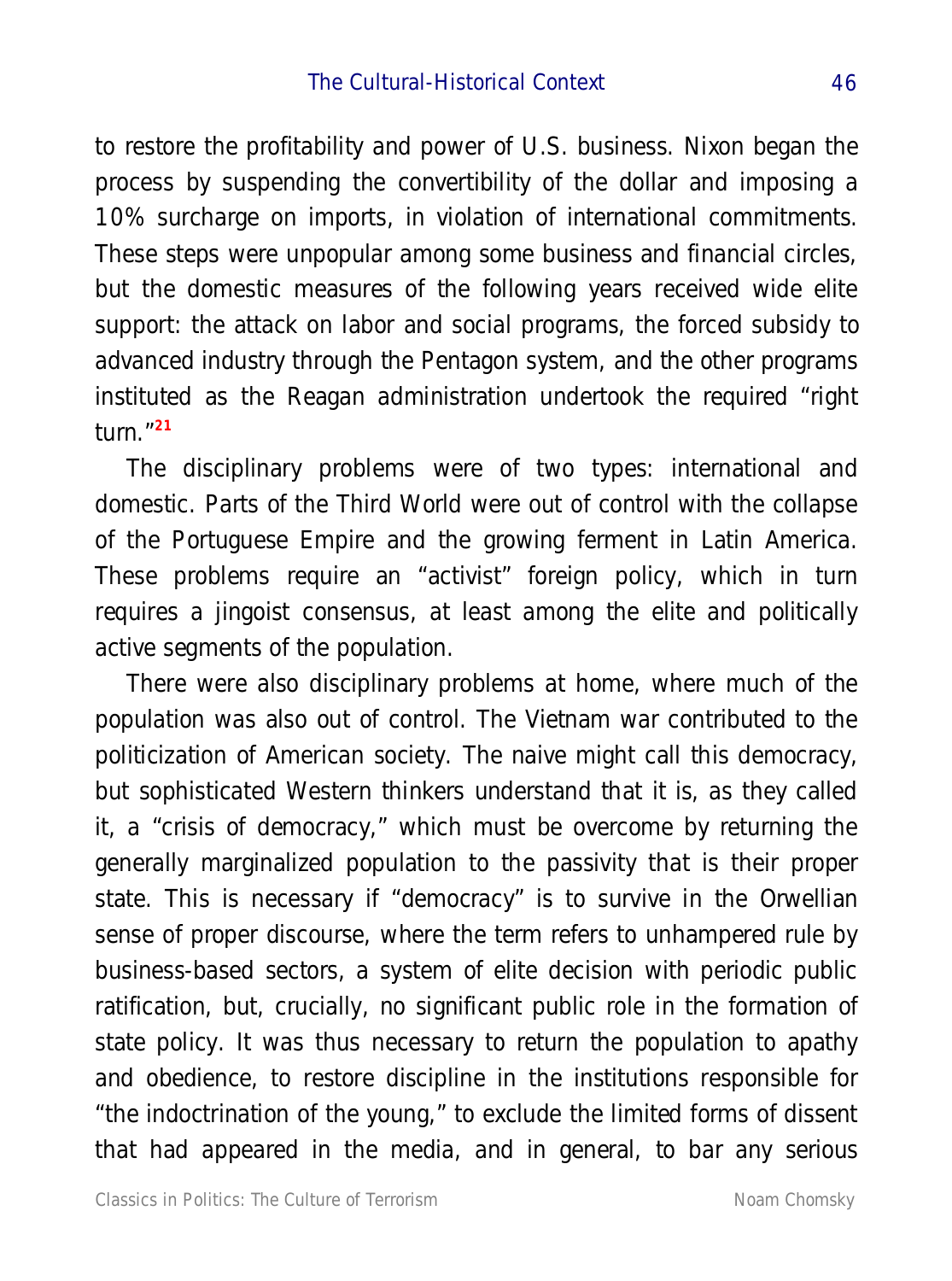to restore the profitability and power of U.S. business. Nixon began the process by suspending the convertibility of the dollar and imposing a 10% surcharge on imports, in violation of international commitments. These steps were unpopular among some business and financial circles, but the domestic measures of the following years received wide elite support: the attack on labor and social programs, the forced subsidy to advanced industry through the Pentagon system, and the other programs instituted as the Reagan administration undertook the required "right turn."[21]

The disciplinary problems were of two types: international and domestic. Parts of the Third World were out of control with the collapse of the Portuguese Empire and the growing ferment in Latin America. These problems require an "activist" foreign policy, which in turn requires a jingoist consensus, at least among the elite and politically active segments of the population.

There were also disciplinary problems at home, where much of the population was also out of control. The Vietnam war contributed to the politicization of American society. The naive might call this democracy, but sophisticated Western thinkers understand that it is, as they called it, a "crisis of democracy," which must be overcome by returning the generally marginalized population to the passivity that is their proper state. This is necessary if "democracy" is to survive in the Orwellian sense of proper discourse, where the term refers to unhampered rule by business-based sectors, a system of elite decision with periodic public ratification, but, crucially, no significant public role in the formation of state policy. It was thus necessary to return the population to apathy and obedience, to restore discipline in the institutions responsible for "the indoctrination of the young," to exclude the limited forms of dissent that had appeared in the media, and in general, to bar any serious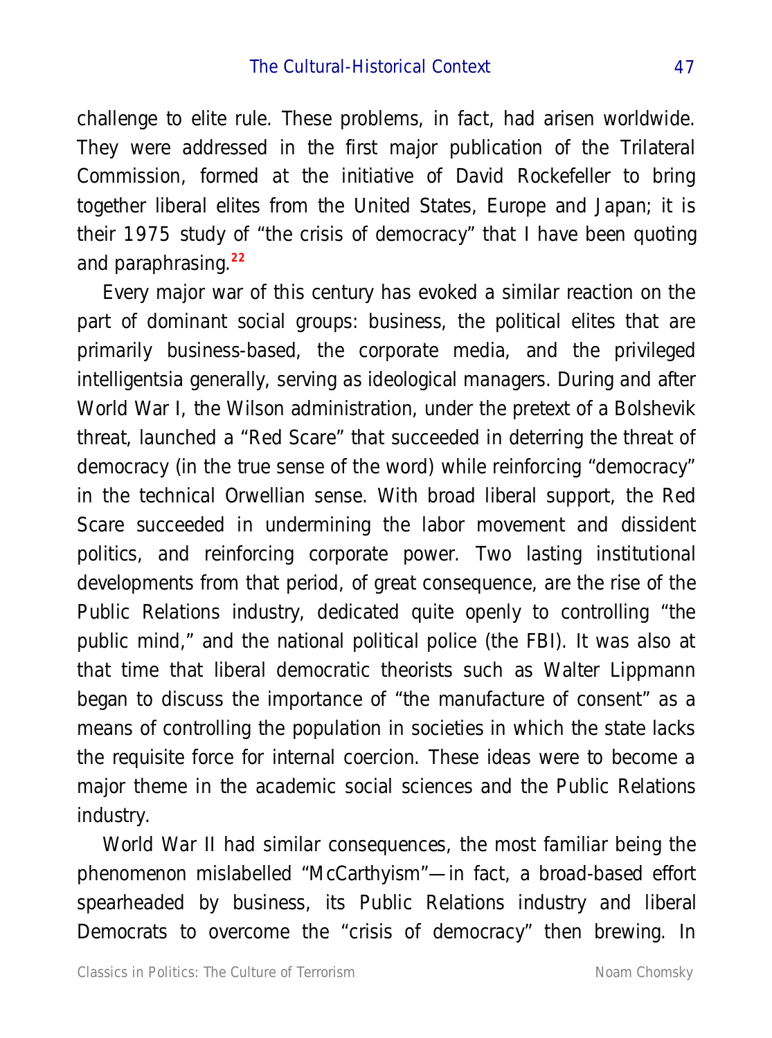challenge to elite rule. These problems, in fact, had arisen worldwide. They were addressed in the first major publication of the Trilateral Commission, formed at the initiative of David Rockefeller to bring together liberal elites from the United States, Europe and Japan; it is their 1975 study of "the crisis of democracy" that I have been quoting and paraphrasing.[22]

Every major war of this century has evoked a similar reaction on the part of dominant social groups: business, the political elites that are primarily business-based, the corporate media, and the privileged intelligentsia generally, serving as ideological managers. During and after World War I, the Wilson administration, under the pretext of a Bolshevik threat, launched a "Red Scare" that succeeded in deterring the threat of democracy (in the true sense of the word) while reinforcing "democracy" in the technical Orwellian sense. With broad liberal support, the Red Scare succeeded in undermining the labor movement and dissident politics, and reinforcing corporate power. Two lasting institutional developments from that period, of great consequence, are the rise of the Public Relations industry, dedicated quite openly to controlling "the public mind," and the national political police (the FBI). It was also at that time that liberal democratic theorists such as Walter Lippmann began to discuss the importance of "the manufacture of consent" as a means of controlling the population in societies in which the state lacks the requisite force for internal coercion. These ideas were to become a major theme in the academic social sciences and the Public Relations industry.

World War II had similar consequences, the most familiar being the phenomenon mislabelled "McCarthyism"—in fact, a broad-based effort spearheaded by business, its Public Relations industry and liberal Democrats to overcome the "crisis of democracy" then brewing. In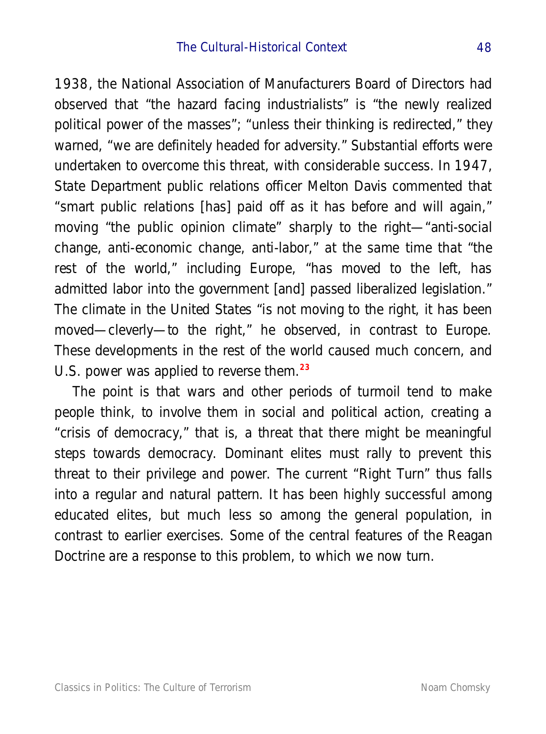1938, the National Association of Manufacturers Board of Directors had observed that "the hazard facing industrialists" is "the newly realized political power of the masses"; "unless their thinking is redirected," they warned, "we are definitely headed for adversity." Substantial efforts were undertaken to overcome this threat, with considerable success. In 1947, State Department public relations officer Melton Davis commented that "smart public relations [has] paid off as it has before and will again," moving "the public opinion climate" sharply to the right—"anti-social change, anti-economic change, anti-labor," at the same time that "the rest of the world," including Europe, "has moved to the left, has admitted labor into the government [and] passed liberalized legislation." The climate in the United States "is not moving to the right, it has been moved—cleverly—to the right," he observed, in contrast to Europe. These developments in the rest of the world caused much concern, and U.S. power was applied to reverse them.[23]

The point is that wars and other periods of turmoil tend to make people think, to involve them in social and political action, creating a "crisis of democracy," that is, a threat that there might be meaningful steps towards democracy. Dominant elites must rally to prevent this threat to their privilege and power. The current "Right Turn" thus falls into a regular and natural pattern. It has been highly successful among educated elites, but much less so among the general population, in contrast to earlier exercises. Some of the central features of the Reagan Doctrine are a response to this problem, to which we now turn.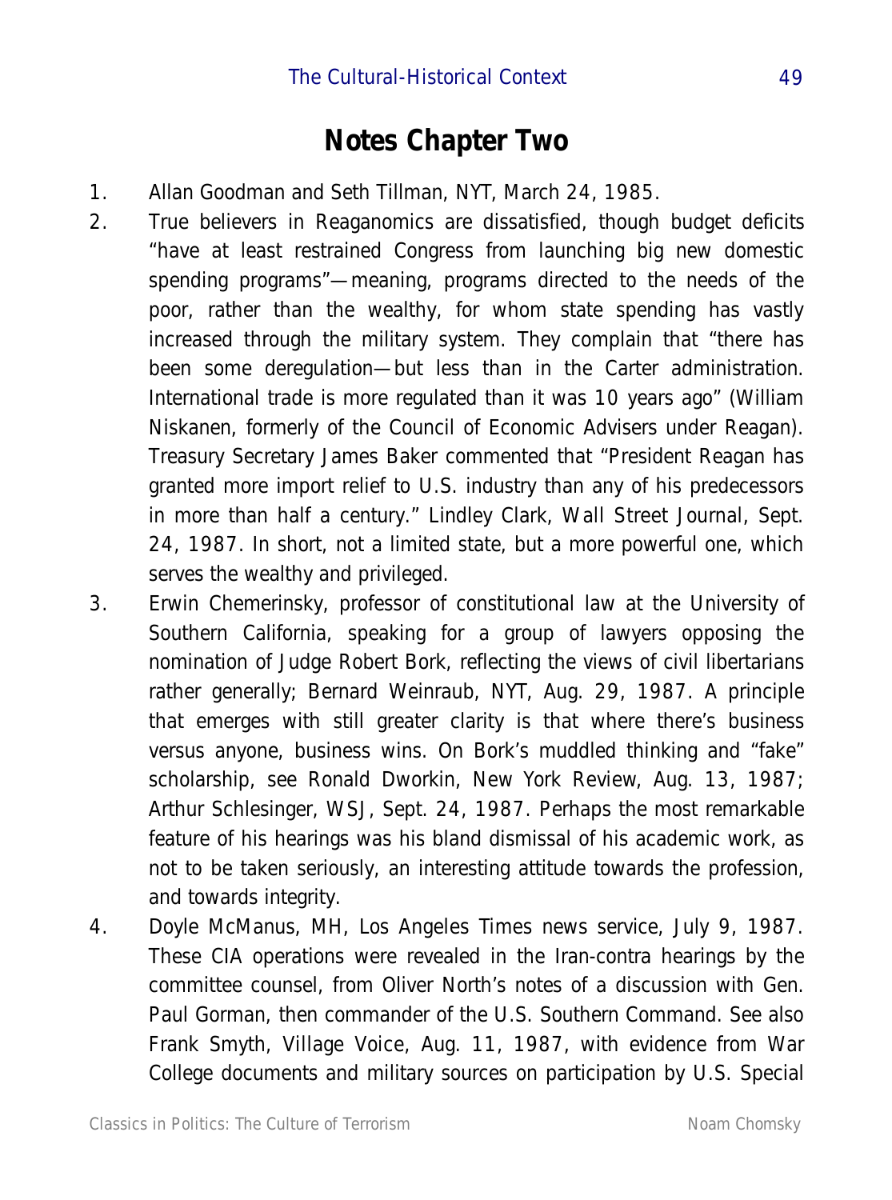## Notes Chapter Two

1. Allan Goodman and Seth Tillman, NYT, March 24, 1985.
2. True believers in Reaganomics are dissatisfied, though budget deficits "have at least restrained Congress from launching big new domestic spending programs"—meaning, programs directed to the needs of the poor, rather than the wealthy, for whom state spending has vastly increased through the military system. They complain that "there has been some deregulation—but less than in the Carter administration. International trade is more regulated than it was 10 years ago" (William Niskanen, formerly of the Council of Economic Advisers under Reagan). Treasury Secretary James Baker commented that "President Reagan has granted more import relief to U.S. industry than any of his predecessors in more than half a century." Lindley Clark, Wall Street Journal, Sept. 24, 1987. In short, not a limited state, but a more powerful one, which serves the wealthy and privileged.
3. Erwin Chemerinsky, professor of constitutional law at the University of Southern California, speaking for a group of lawyers opposing the nomination of Judge Robert Bork, reflecting the views of civil libertarians rather generally; Bernard Weinraub, NYT, Aug. 29, 1987. A principle that emerges with still greater clarity is that where there's business versus anyone, business wins. On Bork's muddled thinking and "fake" scholarship, see Ronald Dworkin, New York Review, Aug. 13, 1987; Arthur Schlesinger, WSJ, Sept. 24, 1987. Perhaps the most remarkable feature of his hearings was his bland dismissal of his academic work, as not to be taken seriously, an interesting attitude towards the profession, and towards integrity.
4. Doyle McManus, MH, Los Angeles Times news service, July 9, 1987. These CIA operations were revealed in the Iran-contra hearings by the committee counsel, from Oliver North's notes of a discussion with Gen. Paul Gorman, then commander of the U.S. Southern Command. See also Frank Smyth, Village Voice, Aug. 11, 1987, with evidence from War College documents and military sources on participation by U.S. Special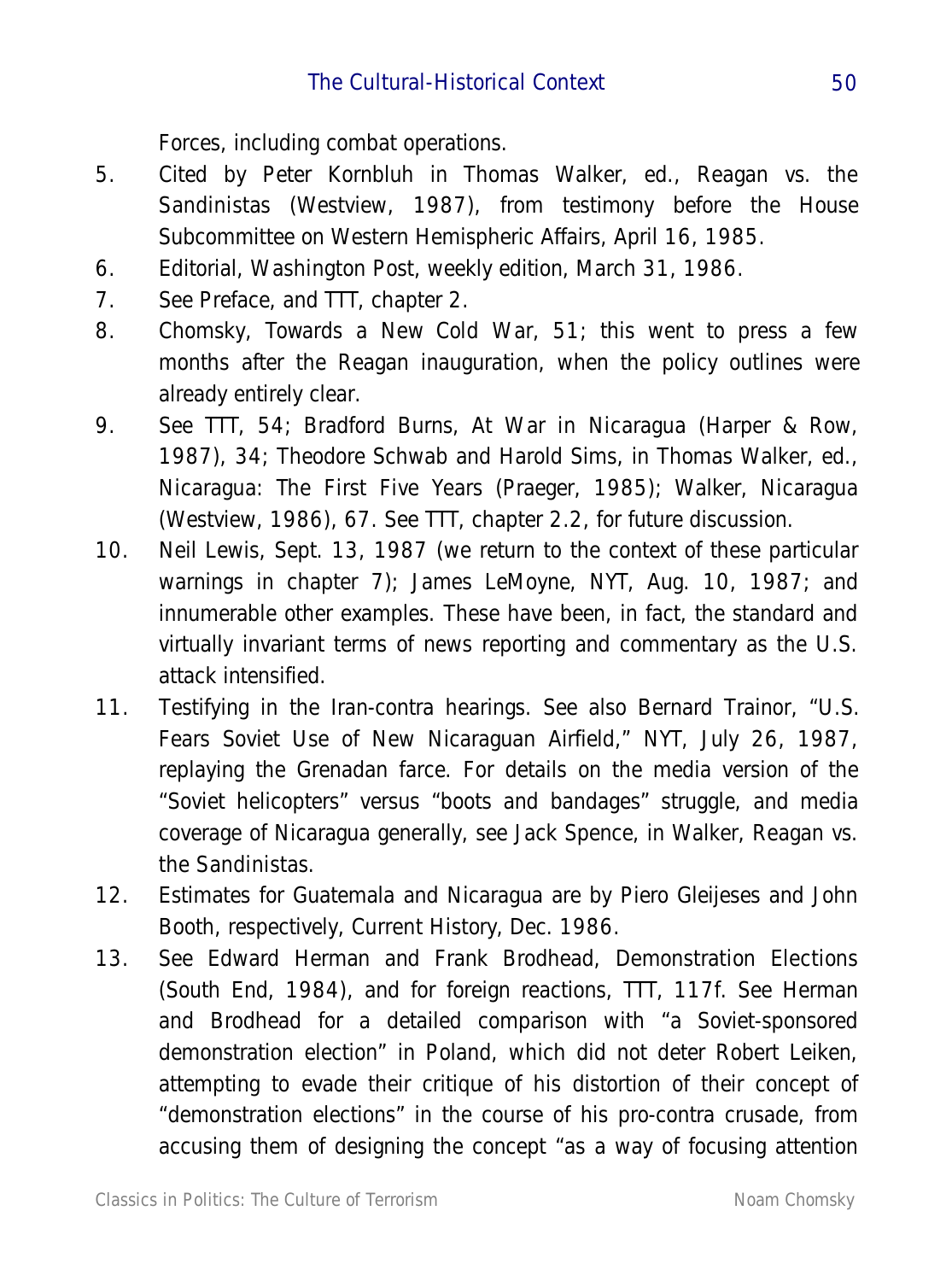Forces, including combat operations.

5. Cited by Peter Kornbluh in Thomas Walker, ed., Reagan vs. the Sandinistas (Westview, 1987), from testimony before the House Subcommittee on Western Hemispheric Affairs, April 16, 1985.
6. Editorial, Washington Post, weekly edition, March 31, 1986.
7. See Preface, and TTT, chapter 2.
8. Chomsky, Towards a New Cold War, 51; this went to press a few months after the Reagan inauguration, when the policy outlines were already entirely clear.
9. See TTT, 54; Bradford Burns, At War in Nicaragua (Harper & Row, 1987), 34; Theodore Schwab and Harold Sims, in Thomas Walker, ed., Nicaragua: The First Five Years (Praeger, 1985); Walker, Nicaragua (Westview, 1986), 67. See TTT, chapter 2.2, for future discussion.
10. Neil Lewis, Sept. 13, 1987 (we return to the context of these particular warnings in chapter 7); James LeMoyne, NYT, Aug. 10, 1987; and innumerable other examples. These have been, in fact, the standard and virtually invariant terms of news reporting and commentary as the U.S. attack intensified.
11. Testifying in the Iran-contra hearings. See also Bernard Trainor, "U.S. Fears Soviet Use of New Nicaraguan Airfield," NYT, July 26, 1987, replaying the Grenadan farce. For details on the media version of the "Soviet helicopters" versus "boots and bandages" struggle, and media coverage of Nicaragua generally, see Jack Spence, in Walker, Reagan vs. the Sandinistas.
12. Estimates for Guatemala and Nicaragua are by Piero Gleijeses and John Booth, respectively, Current History, Dec. 1986.
13. See Edward Herman and Frank Brodhead, Demonstration Elections (South End, 1984), and for foreign reactions, TTT, 117f. See Herman and Brodhead for a detailed comparison with "a Soviet-sponsored demonstration election" in Poland, which did not deter Robert Leiken, attempting to evade their critique of his distortion of their concept of "demonstration elections" in the course of his pro-contra crusade, from accusing them of designing the concept "as a way of focusing attention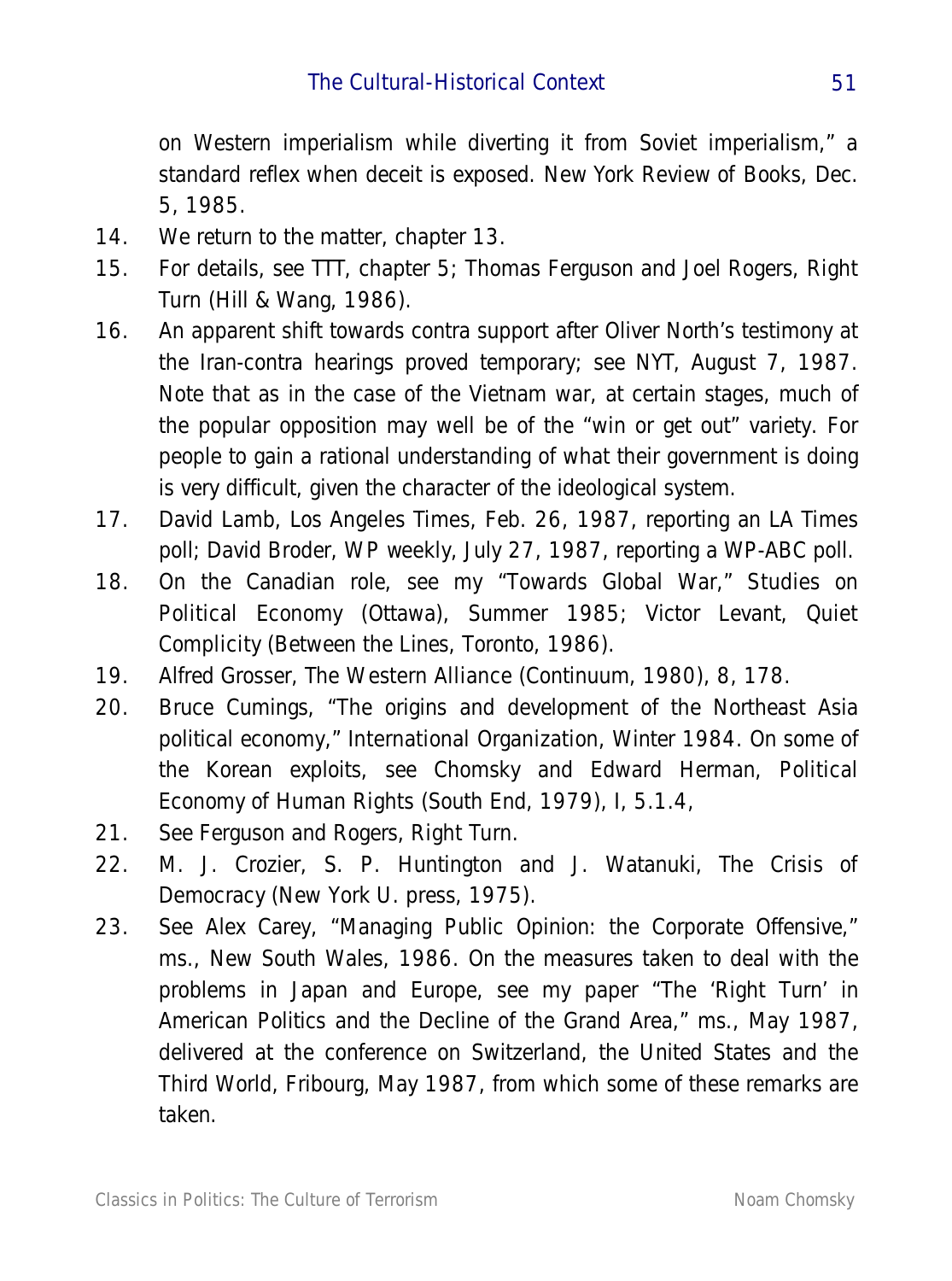on Western imperialism while diverting it from Soviet imperialism," a standard reflex when deceit is exposed. New York Review of Books, Dec. 5, 1985.

14. We return to the matter, chapter 13.
15. For details, see TTT, chapter 5; Thomas Ferguson and Joel Rogers, Right Turn (Hill & Wang, 1986).
16. An apparent shift towards contra support after Oliver North's testimony at the Iran-contra hearings proved temporary; see NYT, August 7, 1987. Note that as in the case of the Vietnam war, at certain stages, much of the popular opposition may well be of the "win or get out" variety. For people to gain a rational understanding of what their government is doing is very difficult, given the character of the ideological system.
17. David Lamb, Los Angeles Times, Feb. 26, 1987, reporting an LA Times poll; David Broder, WP weekly, July 27, 1987, reporting a WP-ABC poll.
18. On the Canadian role, see my "Towards Global War," Studies on Political Economy (Ottawa), Summer 1985; Victor Levant, Quiet Complicity (Between the Lines, Toronto, 1986).
19. Alfred Grosser, The Western Alliance (Continuum, 1980), 8, 178.
20. Bruce Cumings, "The origins and development of the Northeast Asia political economy," International Organization, Winter 1984. On some of the Korean exploits, see Chomsky and Edward Herman, Political Economy of Human Rights (South End, 1979), I, 5.1.4,
21. See Ferguson and Rogers, Right Turn.
22. M. J. Crozier, S. P. Huntington and J. Watanuki, The Crisis of Democracy (New York U. press, 1975).
23. See Alex Carey, "Managing Public Opinion: the Corporate Offensive," ms., New South Wales, 1986. On the measures taken to deal with the problems in Japan and Europe, see my paper "The 'Right Turn' in American Politics and the Decline of the Grand Area," ms., May 1987, delivered at the conference on Switzerland, the United States and the Third World, Fribourg, May 1987, from which some of these remarks are taken.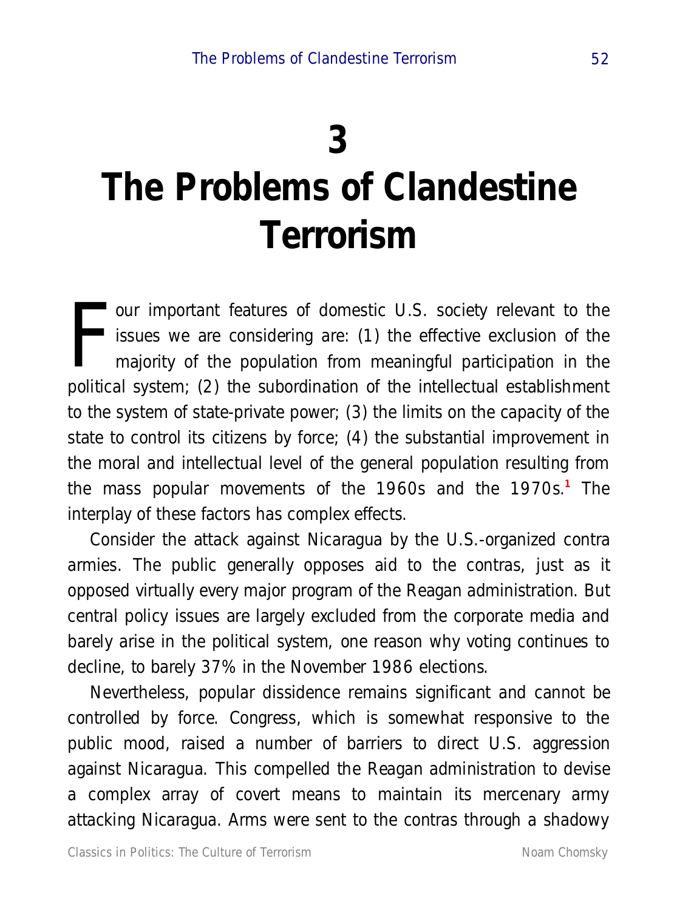# 3
# The Problems of Clandestine Terrorism

Four important features of domestic U.S. society relevant to the issues we are considering are: (1) the effective exclusion of the majority of the population from meaningful participation in the political system; (2) the subordination of the intellectual establishment to the system of state-private power; (3) the limits on the capacity of the state to control its citizens by force; (4) the substantial improvement in the moral and intellectual level of the general population resulting from the mass popular movements of the 1960s and the 1970s.[1] The interplay of these factors has complex effects.

Consider the attack against Nicaragua by the U.S.-organized contra armies. The public generally opposes aid to the contras, just as it opposed virtually every major program of the Reagan administration. But central policy issues are largely excluded from the corporate media and barely arise in the political system, one reason why voting continues to decline, to barely 37% in the November 1986 elections.

Nevertheless, popular dissidence remains significant and cannot be controlled by force. Congress, which is somewhat responsive to the public mood, raised a number of barriers to direct U.S. aggression against Nicaragua. This compelled the Reagan administration to devise a complex array of covert means to maintain its mercenary army attacking Nicaragua. Arms were sent to the contras through a shadowy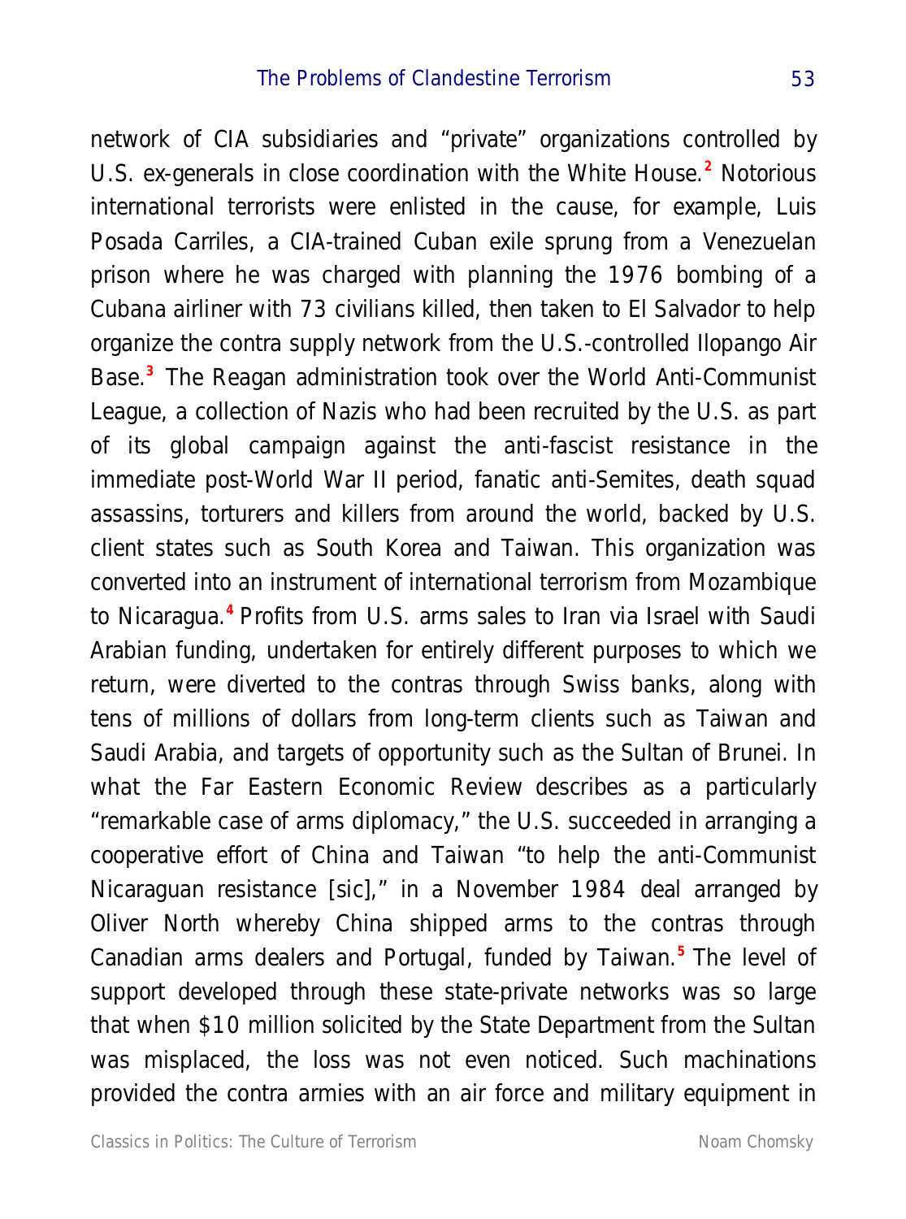network of CIA subsidiaries and "private" organizations controlled by U.S. ex-generals in close coordination with the White House.[2] Notorious international terrorists were enlisted in the cause, for example, Luis Posada Carriles, a CIA-trained Cuban exile sprung from a Venezuelan prison where he was charged with planning the 1976 bombing of a Cubana airliner with 73 civilians killed, then taken to El Salvador to help organize the contra supply network from the U.S.-controlled Ilopango Air Base.[3] The Reagan administration took over the World Anti-Communist League, a collection of Nazis who had been recruited by the U.S. as part of its global campaign against the anti-fascist resistance in the immediate post-World War II period, fanatic anti-Semites, death squad assassins, torturers and killers from around the world, backed by U.S. client states such as South Korea and Taiwan. This organization was converted into an instrument of international terrorism from Mozambique to Nicaragua.[4] Profits from U.S. arms sales to Iran via Israel with Saudi Arabian funding, undertaken for entirely different purposes to which we return, were diverted to the contras through Swiss banks, along with tens of millions of dollars from long-term clients such as Taiwan and Saudi Arabia, and targets of opportunity such as the Sultan of Brunei. In what the Far Eastern Economic Review describes as a particularly "remarkable case of arms diplomacy," the U.S. succeeded in arranging a cooperative effort of China and Taiwan "to help the anti-Communist Nicaraguan resistance [sic]," in a November 1984 deal arranged by Oliver North whereby China shipped arms to the contras through Canadian arms dealers and Portugal, funded by Taiwan.[5] The level of support developed through these state-private networks was so large that when $10 million solicited by the State Department from the Sultan was misplaced, the loss was not even noticed. Such machinations provided the contra armies with an air force and military equipment in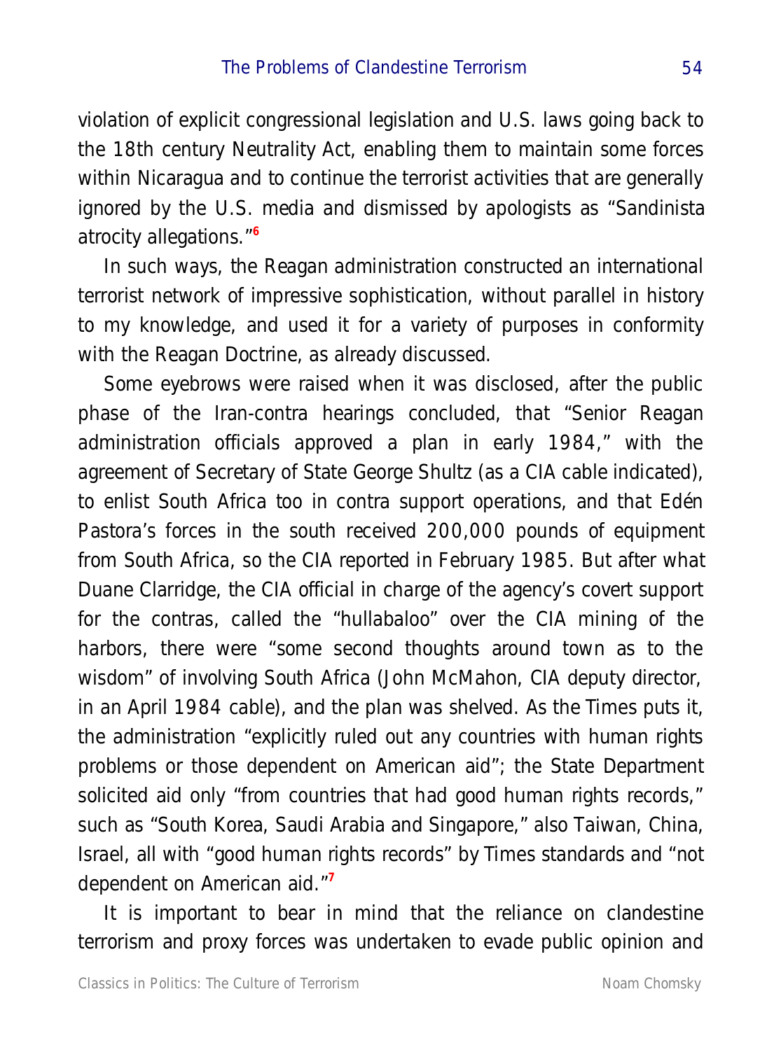violation of explicit congressional legislation and U.S. laws going back to the 18th century Neutrality Act, enabling them to maintain some forces within Nicaragua and to continue the terrorist activities that are generally ignored by the U.S. media and dismissed by apologists as "Sandinista atrocity allegations."[6]

In such ways, the Reagan administration constructed an international terrorist network of impressive sophistication, without parallel in history to my knowledge, and used it for a variety of purposes in conformity with the Reagan Doctrine, as already discussed.

Some eyebrows were raised when it was disclosed, after the public phase of the Iran-contra hearings concluded, that "Senior Reagan administration officials approved a plan in early 1984," with the agreement of Secretary of State George Shultz (as a CIA cable indicated), to enlist South Africa too in contra support operations, and that Edén Pastora's forces in the south received 200,000 pounds of equipment from South Africa, so the CIA reported in February 1985. But after what Duane Clarridge, the CIA official in charge of the agency's covert support for the contras, called the "hullabaloo" over the CIA mining of the harbors, there were "some second thoughts around town as to the wisdom" of involving South Africa (John McMahon, CIA deputy director, in an April 1984 cable), and the plan was shelved. As the Times puts it, the administration "explicitly ruled out any countries with human rights problems or those dependent on American aid"; the State Department solicited aid only "from countries that had good human rights records," such as "South Korea, Saudi Arabia and Singapore," also Taiwan, China, Israel, all with "good human rights records" by Times standards and "not dependent on American aid."[7]

It is important to bear in mind that the reliance on clandestine terrorism and proxy forces was undertaken to evade public opinion and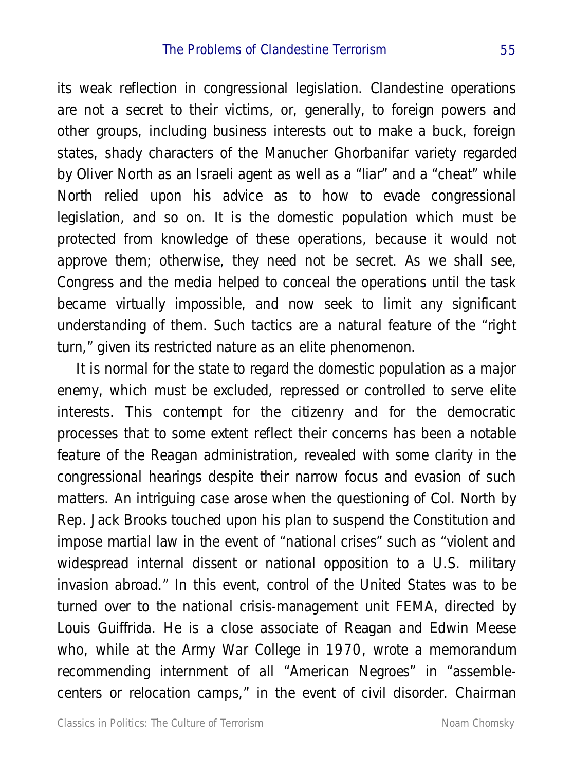its weak reflection in congressional legislation. Clandestine operations are not a secret to their victims, or, generally, to foreign powers and other groups, including business interests out to make a buck, foreign states, shady characters of the Manucher Ghorbanifar variety regarded by Oliver North as an Israeli agent as well as a "liar" and a "cheat" while North relied upon his advice as to how to evade congressional legislation, and so on. It is the domestic population which must be protected from knowledge of these operations, because it would not approve them; otherwise, they need not be secret. As we shall see, Congress and the media helped to conceal the operations until the task became virtually impossible, and now seek to limit any significant understanding of them. Such tactics are a natural feature of the "right turn," given its restricted nature as an elite phenomenon.

It is normal for the state to regard the domestic population as a major enemy, which must be excluded, repressed or controlled to serve elite interests. This contempt for the citizenry and for the democratic processes that to some extent reflect their concerns has been a notable feature of the Reagan administration, revealed with some clarity in the congressional hearings despite their narrow focus and evasion of such matters. An intriguing case arose when the questioning of Col. North by Rep. Jack Brooks touched upon his plan to suspend the Constitution and impose martial law in the event of "national crises" such as "violent and widespread internal dissent or national opposition to a U.S. military invasion abroad." In this event, control of the United States was to be turned over to the national crisis-management unit FEMA, directed by Louis Guiffrida. He is a close associate of Reagan and Edwin Meese who, while at the Army War College in 1970, wrote a memorandum recommending internment of all "American Negroes" in "assemble-centers or relocation camps," in the event of civil disorder. Chairman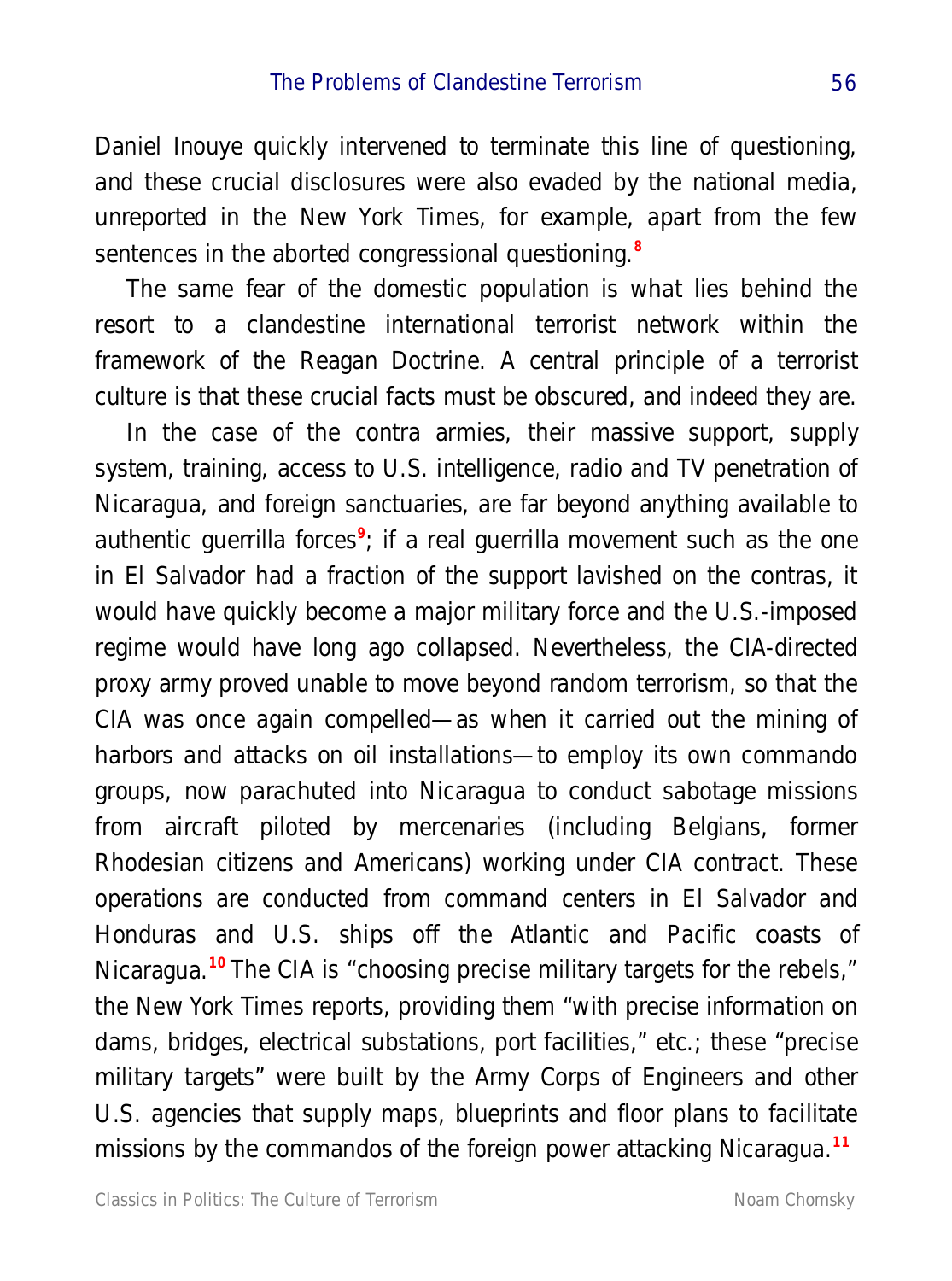Daniel Inouye quickly intervened to terminate this line of questioning, and these crucial disclosures were also evaded by the national media, unreported in the New York Times, for example, apart from the few sentences in the aborted congressional questioning.[8]

The same fear of the domestic population is what lies behind the resort to a clandestine international terrorist network within the framework of the Reagan Doctrine. A central principle of a terrorist culture is that these crucial facts must be obscured, and indeed they are.

In the case of the contra armies, their massive support, supply system, training, access to U.S. intelligence, radio and TV penetration of Nicaragua, and foreign sanctuaries, are far beyond anything available to authentic guerrilla forces[9]; if a real guerrilla movement such as the one in El Salvador had a fraction of the support lavished on the contras, it would have quickly become a major military force and the U.S.-imposed regime would have long ago collapsed. Nevertheless, the CIA-directed proxy army proved unable to move beyond random terrorism, so that the CIA was once again compelled—as when it carried out the mining of harbors and attacks on oil installations—to employ its own commando groups, now parachuted into Nicaragua to conduct sabotage missions from aircraft piloted by mercenaries (including Belgians, former Rhodesian citizens and Americans) working under CIA contract. These operations are conducted from command centers in El Salvador and Honduras and U.S. ships off the Atlantic and Pacific coasts of Nicaragua.[10] The CIA is "choosing precise military targets for the rebels," the New York Times reports, providing them "with precise information on dams, bridges, electrical substations, port facilities," etc.; these "precise military targets" were built by the Army Corps of Engineers and other U.S. agencies that supply maps, blueprints and floor plans to facilitate missions by the commandos of the foreign power attacking Nicaragua.[11]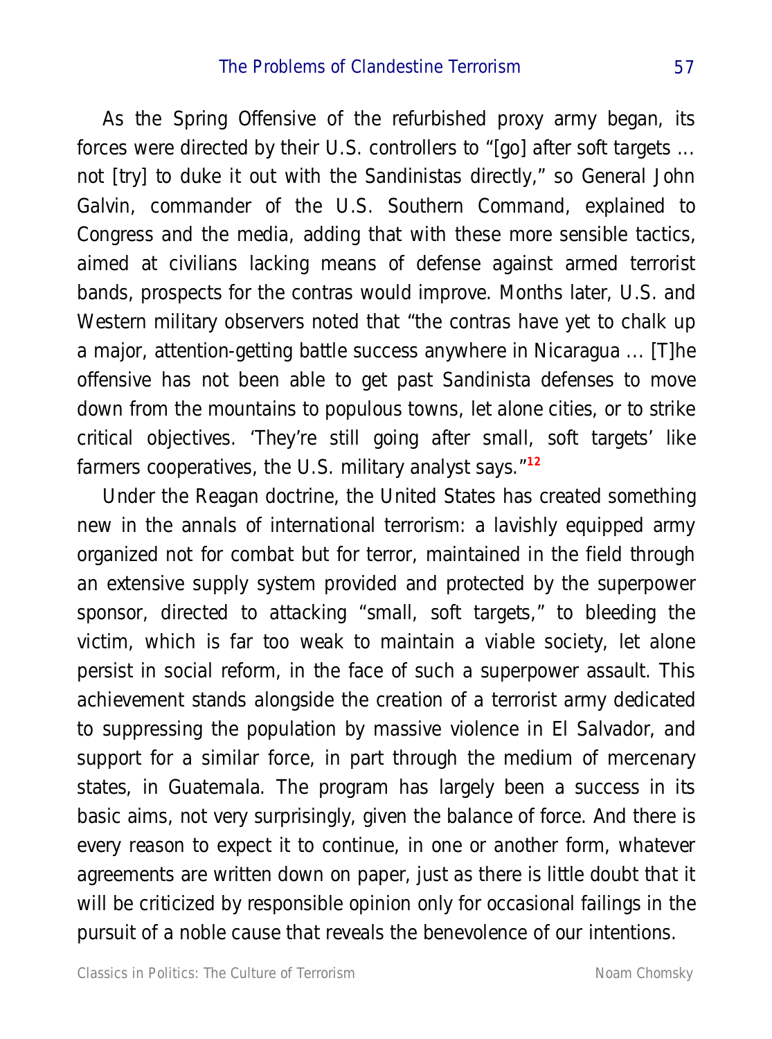As the Spring Offensive of the refurbished proxy army began, its forces were directed by their U.S. controllers to "[go] after soft targets ... not [try] to duke it out with the Sandinistas directly," so General John Galvin, commander of the U.S. Southern Command, explained to Congress and the media, adding that with these more sensible tactics, aimed at civilians lacking means of defense against armed terrorist bands, prospects for the contras would improve. Months later, U.S. and Western military observers noted that "the contras have yet to chalk up a major, attention-getting battle success anywhere in Nicaragua ... [T]he offensive has not been able to get past Sandinista defenses to move down from the mountains to populous towns, let alone cities, or to strike critical objectives. 'They're still going after small, soft targets' like farmers cooperatives, the U.S. military analyst says."[12]

Under the Reagan doctrine, the United States has created something new in the annals of international terrorism: a lavishly equipped army organized not for combat but for terror, maintained in the field through an extensive supply system provided and protected by the superpower sponsor, directed to attacking "small, soft targets," to bleeding the victim, which is far too weak to maintain a viable society, let alone persist in social reform, in the face of such a superpower assault. This achievement stands alongside the creation of a terrorist army dedicated to suppressing the population by massive violence in El Salvador, and support for a similar force, in part through the medium of mercenary states, in Guatemala. The program has largely been a success in its basic aims, not very surprisingly, given the balance of force. And there is every reason to expect it to continue, in one or another form, whatever agreements are written down on paper, just as there is little doubt that it will be criticized by responsible opinion only for occasional failings in the pursuit of a noble cause that reveals the benevolence of our intentions.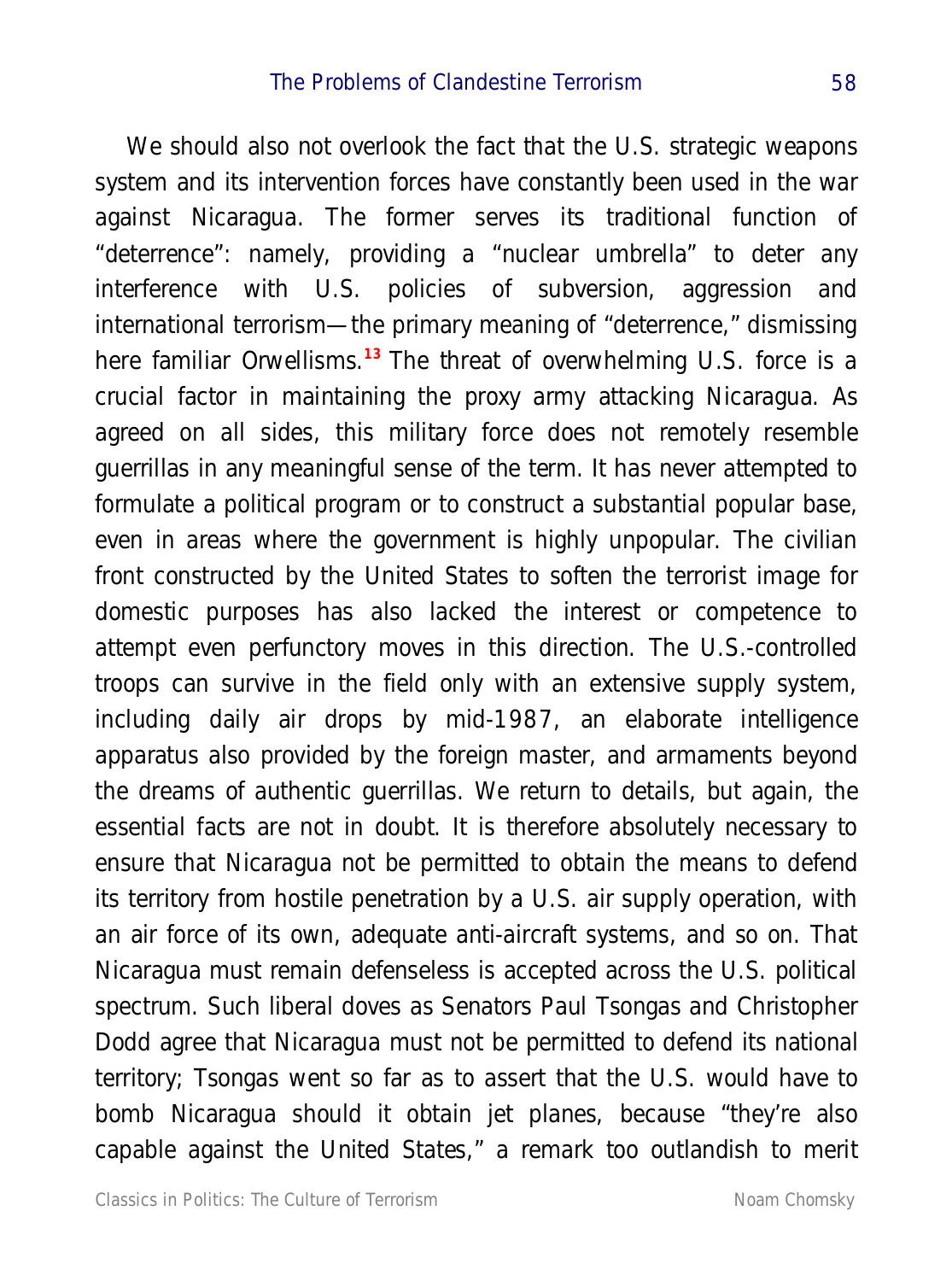We should also not overlook the fact that the U.S. strategic weapons system and its intervention forces have constantly been used in the war against Nicaragua. The former serves its traditional function of "deterrence": namely, providing a "nuclear umbrella" to deter any interference with U.S. policies of subversion, aggression and international terrorism—the primary meaning of "deterrence," dismissing here familiar Orwellisms.[13] The threat of overwhelming U.S. force is a crucial factor in maintaining the proxy army attacking Nicaragua. As agreed on all sides, this military force does not remotely resemble guerrillas in any meaningful sense of the term. It has never attempted to formulate a political program or to construct a substantial popular base, even in areas where the government is highly unpopular. The civilian front constructed by the United States to soften the terrorist image for domestic purposes has also lacked the interest or competence to attempt even perfunctory moves in this direction. The U.S.-controlled troops can survive in the field only with an extensive supply system, including daily air drops by mid-1987, an elaborate intelligence apparatus also provided by the foreign master, and armaments beyond the dreams of authentic guerrillas. We return to details, but again, the essential facts are not in doubt. It is therefore absolutely necessary to ensure that Nicaragua not be permitted to obtain the means to defend its territory from hostile penetration by a U.S. air supply operation, with an air force of its own, adequate anti-aircraft systems, and so on. That Nicaragua must remain defenseless is accepted across the U.S. political spectrum. Such liberal doves as Senators Paul Tsongas and Christopher Dodd agree that Nicaragua must not be permitted to defend its national territory; Tsongas went so far as to assert that the U.S. would have to bomb Nicaragua should it obtain jet planes, because "they're also capable against the United States," a remark too outlandish to merit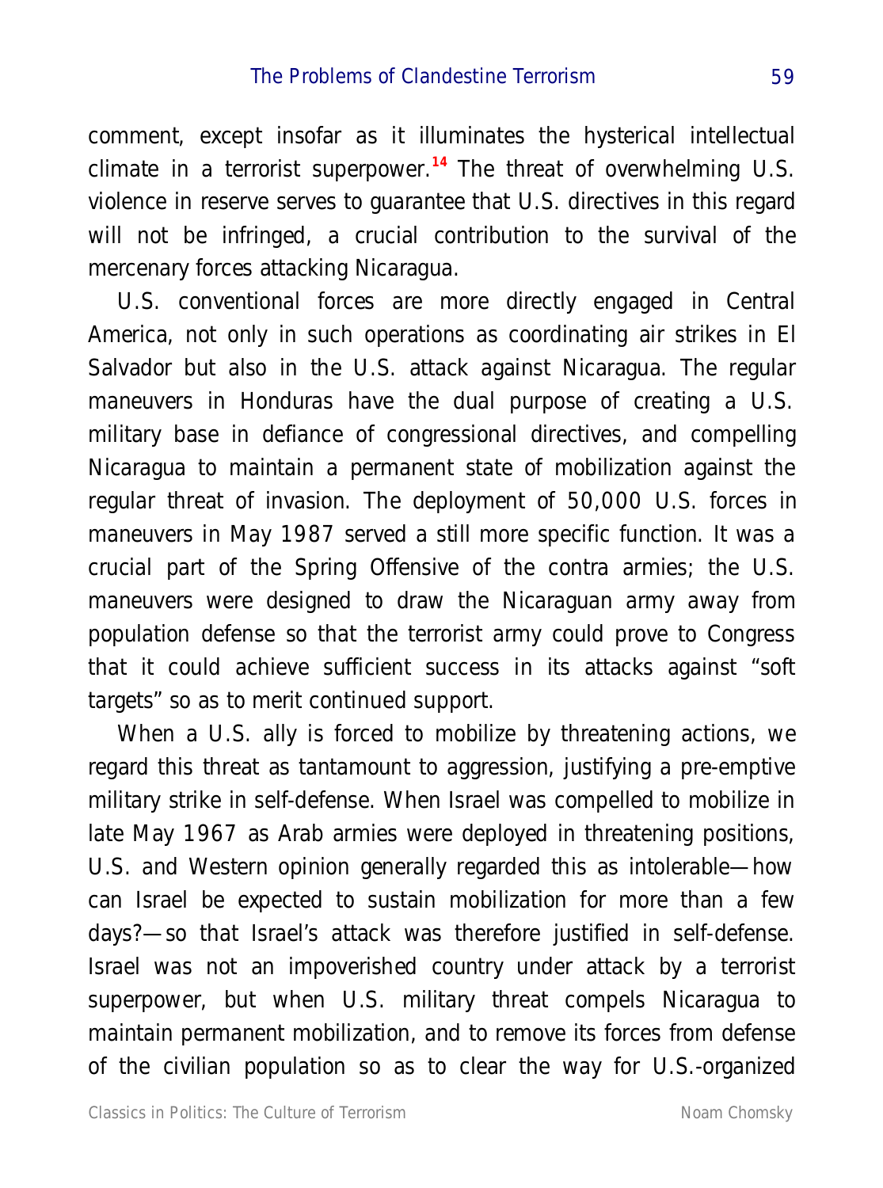comment, except insofar as it illuminates the hysterical intellectual climate in a terrorist superpower.[14] The threat of overwhelming U.S. violence in reserve serves to guarantee that U.S. directives in this regard will not be infringed, a crucial contribution to the survival of the mercenary forces attacking Nicaragua.

U.S. conventional forces are more directly engaged in Central America, not only in such operations as coordinating air strikes in El Salvador but also in the U.S. attack against Nicaragua. The regular maneuvers in Honduras have the dual purpose of creating a U.S. military base in defiance of congressional directives, and compelling Nicaragua to maintain a permanent state of mobilization against the regular threat of invasion. The deployment of 50,000 U.S. forces in maneuvers in May 1987 served a still more specific function. It was a crucial part of the Spring Offensive of the contra armies; the U.S. maneuvers were designed to draw the Nicaraguan army away from population defense so that the terrorist army could prove to Congress that it could achieve sufficient success in its attacks against "soft targets" so as to merit continued support.

When a U.S. ally is forced to mobilize by threatening actions, we regard this threat as tantamount to aggression, justifying a pre-emptive military strike in self-defense. When Israel was compelled to mobilize in late May 1967 as Arab armies were deployed in threatening positions, U.S. and Western opinion generally regarded this as intolerable—how can Israel be expected to sustain mobilization for more than a few days?—so that Israel's attack was therefore justified in self-defense. Israel was not an impoverished country under attack by a terrorist superpower, but when U.S. military threat compels Nicaragua to maintain permanent mobilization, and to remove its forces from defense of the civilian population so as to clear the way for U.S.-organized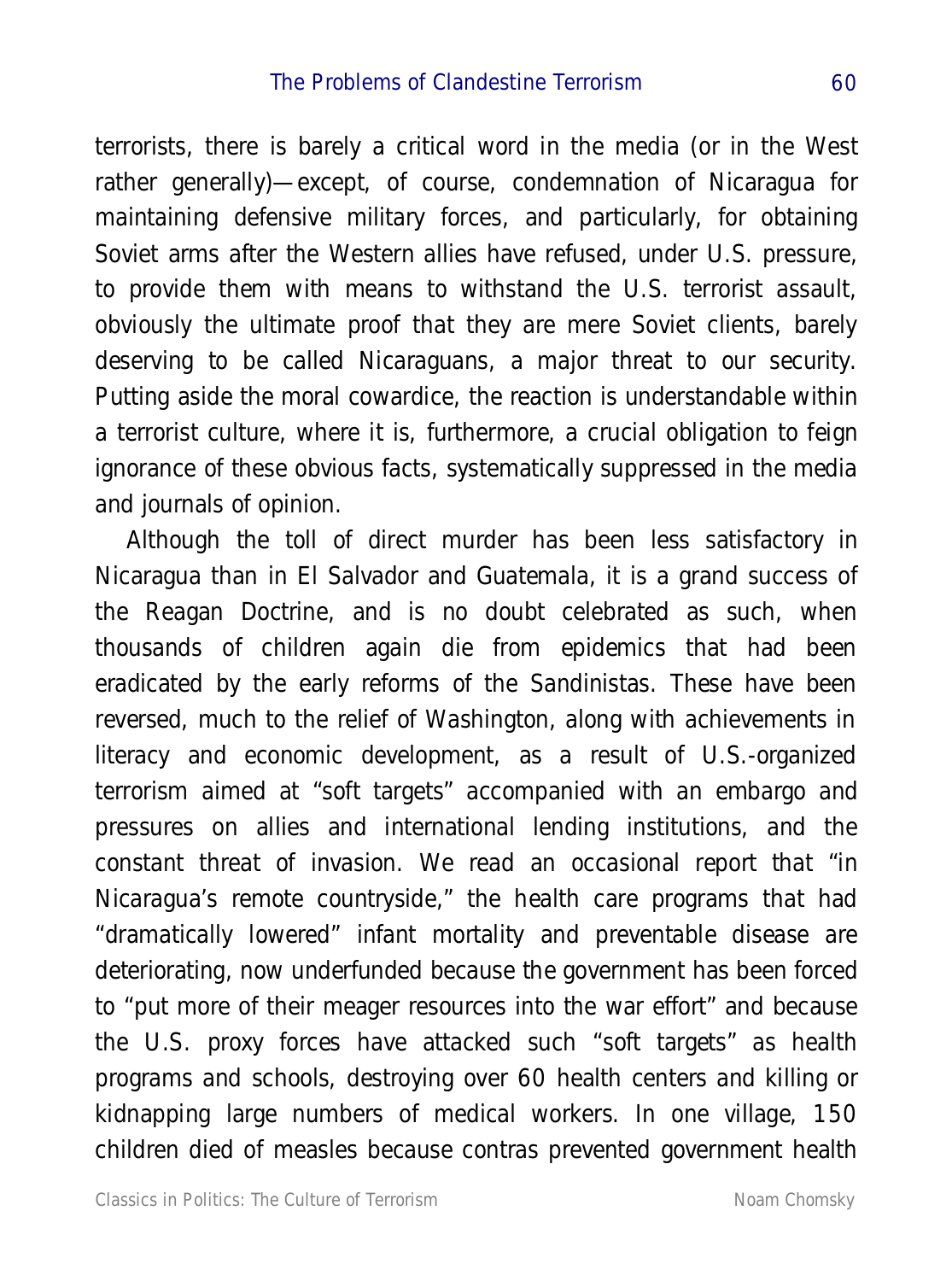terrorists, there is barely a critical word in the media (or in the West rather generally)—except, of course, condemnation of Nicaragua for maintaining defensive military forces, and particularly, for obtaining Soviet arms after the Western allies have refused, under U.S. pressure, to provide them with means to withstand the U.S. terrorist assault, obviously the ultimate proof that they are mere Soviet clients, barely deserving to be called Nicaraguans, a major threat to our security. Putting aside the moral cowardice, the reaction is understandable within a terrorist culture, where it is, furthermore, a crucial obligation to feign ignorance of these obvious facts, systematically suppressed in the media and journals of opinion.

Although the toll of direct murder has been less satisfactory in Nicaragua than in El Salvador and Guatemala, it is a grand success of the Reagan Doctrine, and is no doubt celebrated as such, when thousands of children again die from epidemics that had been eradicated by the early reforms of the Sandinistas. These have been reversed, much to the relief of Washington, along with achievements in literacy and economic development, as a result of U.S.-organized terrorism aimed at "soft targets" accompanied with an embargo and pressures on allies and international lending institutions, and the constant threat of invasion. We read an occasional report that "in Nicaragua's remote countryside," the health care programs that had "dramatically lowered" infant mortality and preventable disease are deteriorating, now underfunded because the government has been forced to "put more of their meager resources into the war effort" and because the U.S. proxy forces have attacked such "soft targets" as health programs and schools, destroying over 60 health centers and killing or kidnapping large numbers of medical workers. In one village, 150 children died of measles because contras prevented government health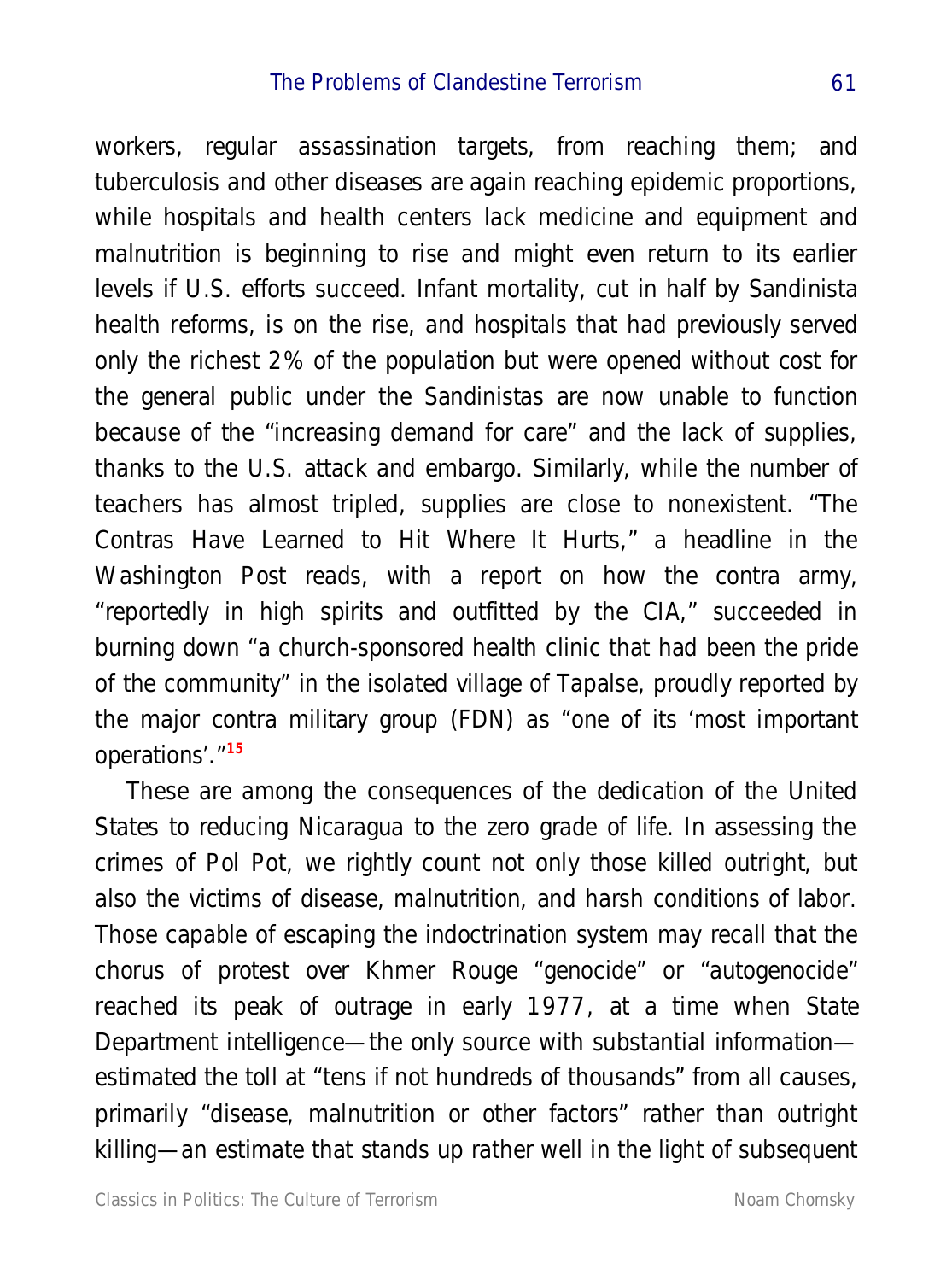workers, regular assassination targets, from reaching them; and tuberculosis and other diseases are again reaching epidemic proportions, while hospitals and health centers lack medicine and equipment and malnutrition is beginning to rise and might even return to its earlier levels if U.S. efforts succeed. Infant mortality, cut in half by Sandinista health reforms, is on the rise, and hospitals that had previously served only the richest 2% of the population but were opened without cost for the general public under the Sandinistas are now unable to function because of the "increasing demand for care" and the lack of supplies, thanks to the U.S. attack and embargo. Similarly, while the number of teachers has almost tripled, supplies are close to nonexistent. "The Contras Have Learned to Hit Where It Hurts," a headline in the Washington Post reads, with a report on how the contra army, "reportedly in high spirits and outfitted by the CIA," succeeded in burning down "a church-sponsored health clinic that had been the pride of the community" in the isolated village of Tapalse, proudly reported by the major contra military group (FDN) as "one of its 'most important operations'."[15]

These are among the consequences of the dedication of the United States to reducing Nicaragua to the zero grade of life. In assessing the crimes of Pol Pot, we rightly count not only those killed outright, but also the victims of disease, malnutrition, and harsh conditions of labor. Those capable of escaping the indoctrination system may recall that the chorus of protest over Khmer Rouge "genocide" or "autogenocide" reached its peak of outrage in early 1977, at a time when State Department intelligence—the only source with substantial information—estimated the toll at "tens if not hundreds of thousands" from all causes, primarily "disease, malnutrition or other factors" rather than outright killing—an estimate that stands up rather well in the light of subsequent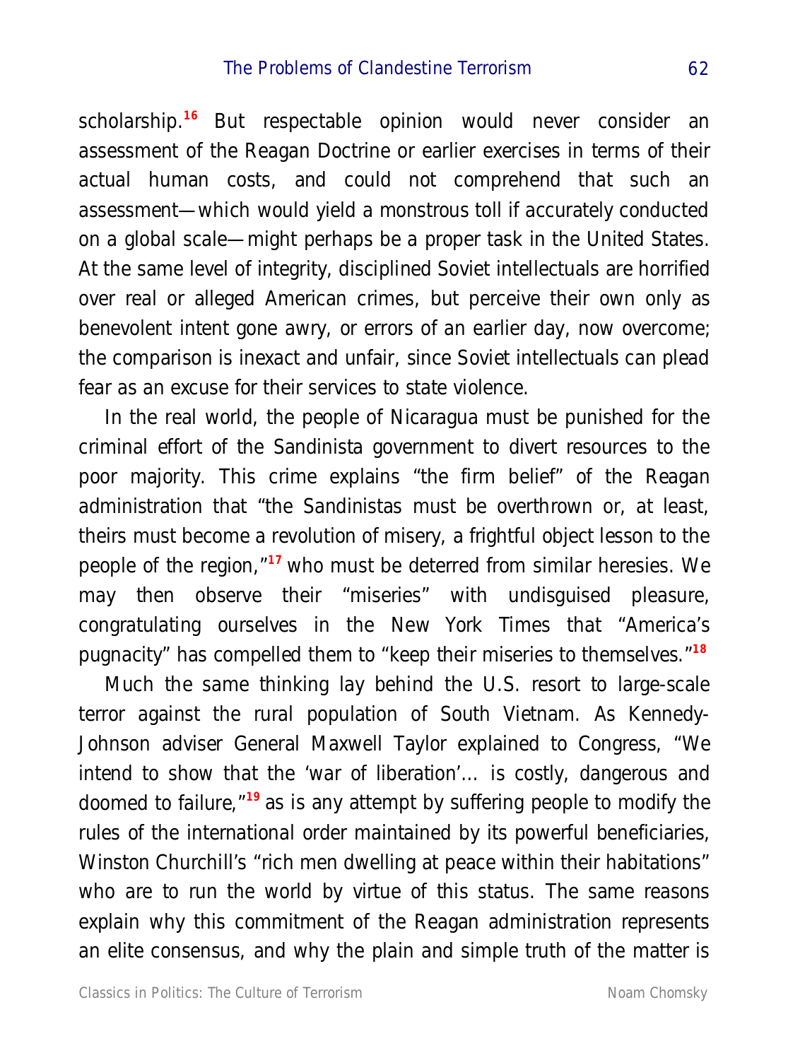scholarship.[16] But respectable opinion would never consider an assessment of the Reagan Doctrine or earlier exercises in terms of their actual human costs, and could not comprehend that such an assessment—which would yield a monstrous toll if accurately conducted on a global scale—might perhaps be a proper task in the United States. At the same level of integrity, disciplined Soviet intellectuals are horrified over real or alleged American crimes, but perceive their own only as benevolent intent gone awry, or errors of an earlier day, now overcome; the comparison is inexact and unfair, since Soviet intellectuals can plead fear as an excuse for their services to state violence.

In the real world, the people of Nicaragua must be punished for the criminal effort of the Sandinista government to divert resources to the poor majority. This crime explains "the firm belief" of the Reagan administration that "the Sandinistas must be overthrown or, at least, theirs must become a revolution of misery, a frightful object lesson to the people of the region,"[17] who must be deterred from similar heresies. We may then observe their "miseries" with undisguised pleasure, congratulating ourselves in the New York Times that "America's pugnacity" has compelled them to "keep their miseries to themselves."[18]

Much the same thinking lay behind the U.S. resort to large-scale terror against the rural population of South Vietnam. As Kennedy-Johnson adviser General Maxwell Taylor explained to Congress, "We intend to show that the 'war of liberation'... is costly, dangerous and doomed to failure,"[19] as is any attempt by suffering people to modify the rules of the international order maintained by its powerful beneficiaries, Winston Churchill's "rich men dwelling at peace within their habitations" who are to run the world by virtue of this status. The same reasons explain why this commitment of the Reagan administration represents an elite consensus, and why the plain and simple truth of the matter is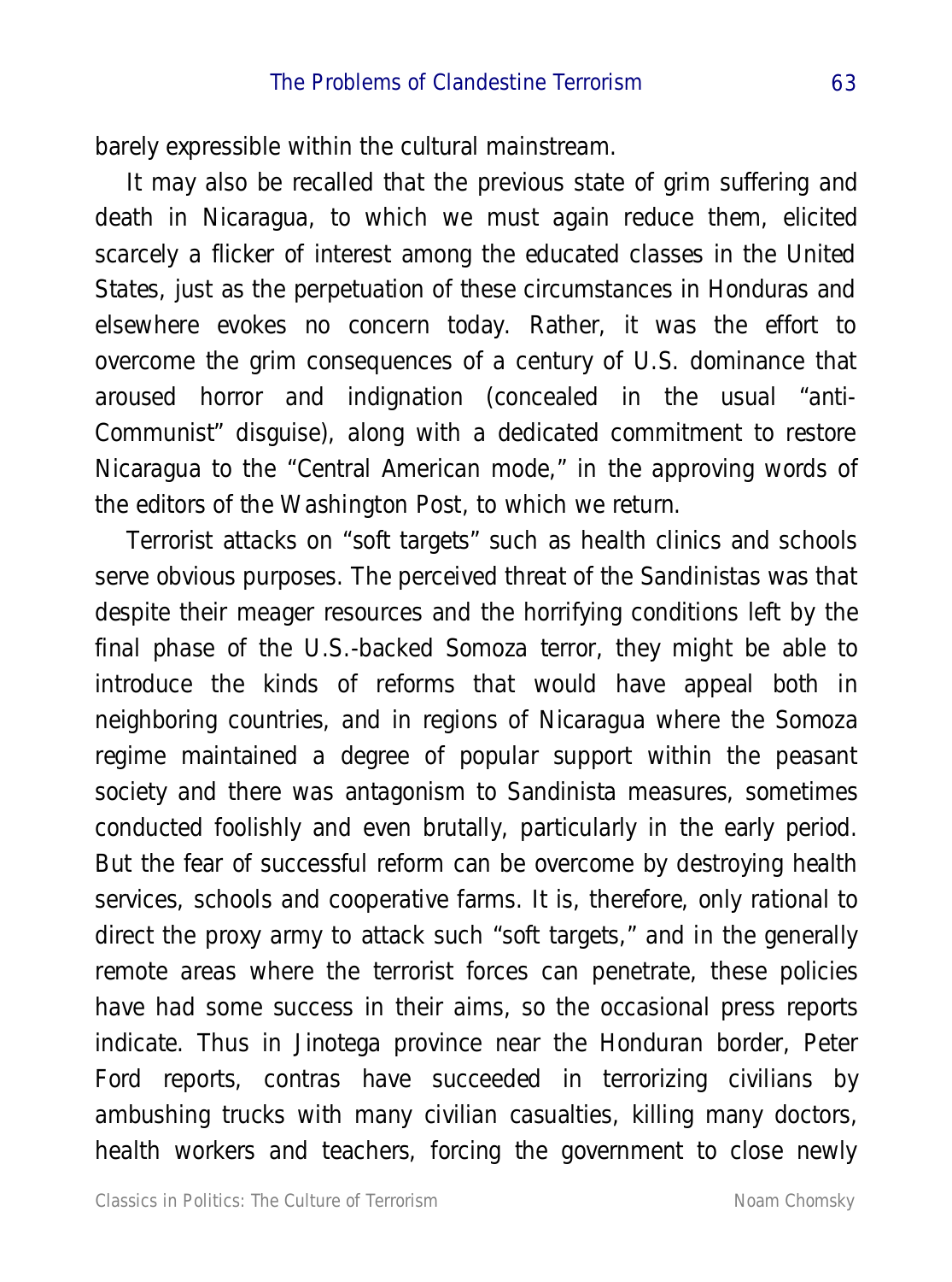barely expressible within the cultural mainstream.

It may also be recalled that the previous state of grim suffering and death in Nicaragua, to which we must again reduce them, elicited scarcely a flicker of interest among the educated classes in the United States, just as the perpetuation of these circumstances in Honduras and elsewhere evokes no concern today. Rather, it was the effort to overcome the grim consequences of a century of U.S. dominance that aroused horror and indignation (concealed in the usual "anti-Communist" disguise), along with a dedicated commitment to restore Nicaragua to the "Central American mode," in the approving words of the editors of the Washington Post, to which we return.

Terrorist attacks on "soft targets" such as health clinics and schools serve obvious purposes. The perceived threat of the Sandinistas was that despite their meager resources and the horrifying conditions left by the final phase of the U.S.-backed Somoza terror, they might be able to introduce the kinds of reforms that would have appeal both in neighboring countries, and in regions of Nicaragua where the Somoza regime maintained a degree of popular support within the peasant society and there was antagonism to Sandinista measures, sometimes conducted foolishly and even brutally, particularly in the early period. But the fear of successful reform can be overcome by destroying health services, schools and cooperative farms. It is, therefore, only rational to direct the proxy army to attack such "soft targets," and in the generally remote areas where the terrorist forces can penetrate, these policies have had some success in their aims, so the occasional press reports indicate. Thus in Jinotega province near the Honduran border, Peter Ford reports, contras have succeeded in terrorizing civilians by ambushing trucks with many civilian casualties, killing many doctors, health workers and teachers, forcing the government to close newly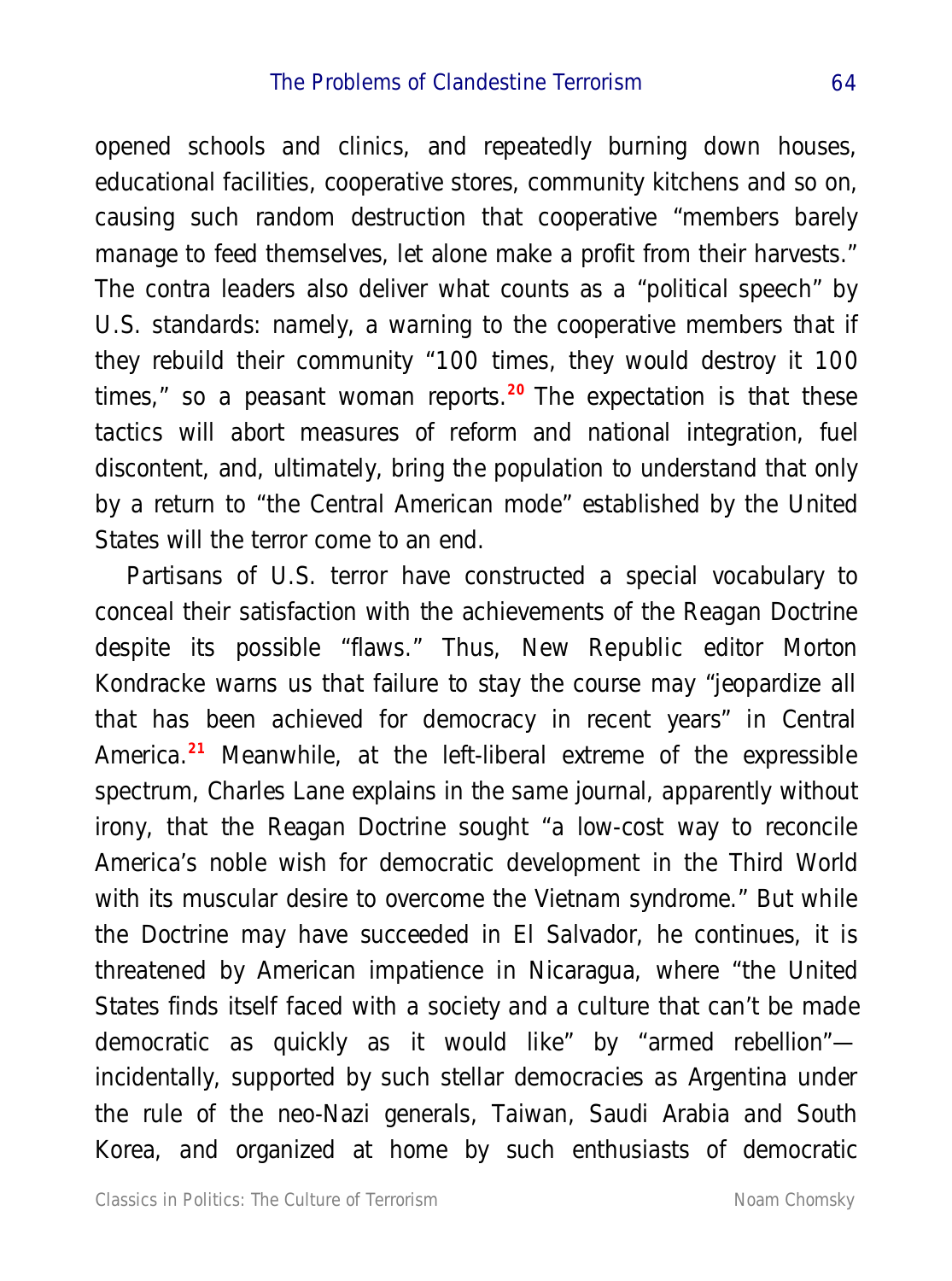opened schools and clinics, and repeatedly burning down houses, educational facilities, cooperative stores, community kitchens and so on, causing such random destruction that cooperative "members barely manage to feed themselves, let alone make a profit from their harvests." The contra leaders also deliver what counts as a "political speech" by U.S. standards: namely, a warning to the cooperative members that if they rebuild their community "100 times, they would destroy it 100 times," so a peasant woman reports.[20] The expectation is that these tactics will abort measures of reform and national integration, fuel discontent, and, ultimately, bring the population to understand that only by a return to "the Central American mode" established by the United States will the terror come to an end.

Partisans of U.S. terror have constructed a special vocabulary to conceal their satisfaction with the achievements of the Reagan Doctrine despite its possible "flaws." Thus, New Republic editor Morton Kondracke warns us that failure to stay the course may "jeopardize all that has been achieved for democracy in recent years" in Central America.[21] Meanwhile, at the left-liberal extreme of the expressible spectrum, Charles Lane explains in the same journal, apparently without irony, that the Reagan Doctrine sought "a low-cost way to reconcile America's noble wish for democratic development in the Third World with its muscular desire to overcome the Vietnam syndrome." But while the Doctrine may have succeeded in El Salvador, he continues, it is threatened by American impatience in Nicaragua, where "the United States finds itself faced with a society and a culture that can't be made democratic as quickly as it would like" by "armed rebellion"—incidentally, supported by such stellar democracies as Argentina under the rule of the neo-Nazi generals, Taiwan, Saudi Arabia and South Korea, and organized at home by such enthusiasts of democratic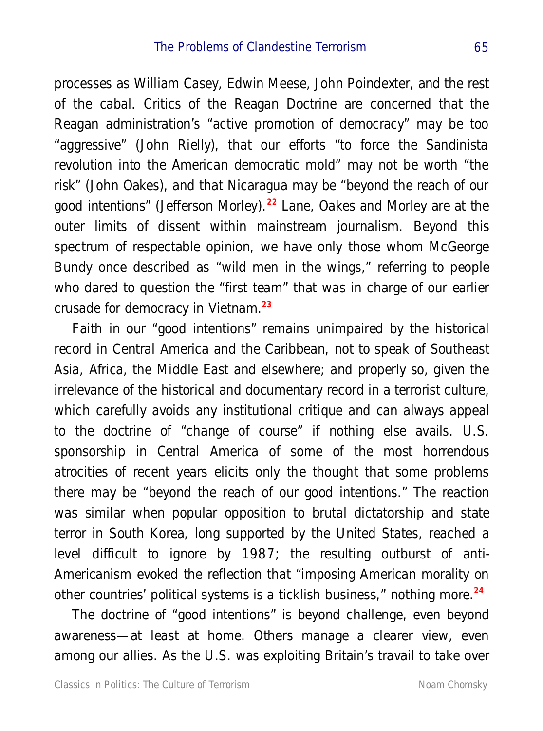processes as William Casey, Edwin Meese, John Poindexter, and the rest of the cabal. Critics of the Reagan Doctrine are concerned that the Reagan administration's "active promotion of democracy" may be too "aggressive" (John Rielly), that our efforts "to force the Sandinista revolution into the American democratic mold" may not be worth "the risk" (John Oakes), and that Nicaragua may be "beyond the reach of our good intentions" (Jefferson Morley).[22] Lane, Oakes and Morley are at the outer limits of dissent within mainstream journalism. Beyond this spectrum of respectable opinion, we have only those whom McGeorge Bundy once described as "wild men in the wings," referring to people who dared to question the "first team" that was in charge of our earlier crusade for democracy in Vietnam.[23]

Faith in our "good intentions" remains unimpaired by the historical record in Central America and the Caribbean, not to speak of Southeast Asia, Africa, the Middle East and elsewhere; and properly so, given the irrelevance of the historical and documentary record in a terrorist culture, which carefully avoids any institutional critique and can always appeal to the doctrine of "change of course" if nothing else avails. U.S. sponsorship in Central America of some of the most horrendous atrocities of recent years elicits only the thought that some problems there may be "beyond the reach of our good intentions." The reaction was similar when popular opposition to brutal dictatorship and state terror in South Korea, long supported by the United States, reached a level difficult to ignore by 1987; the resulting outburst of anti-Americanism evoked the reflection that "imposing American morality on other countries' political systems is a ticklish business," nothing more.[24]

The doctrine of "good intentions" is beyond challenge, even beyond awareness—at least at home. Others manage a clearer view, even among our allies. As the U.S. was exploiting Britain's travail to take over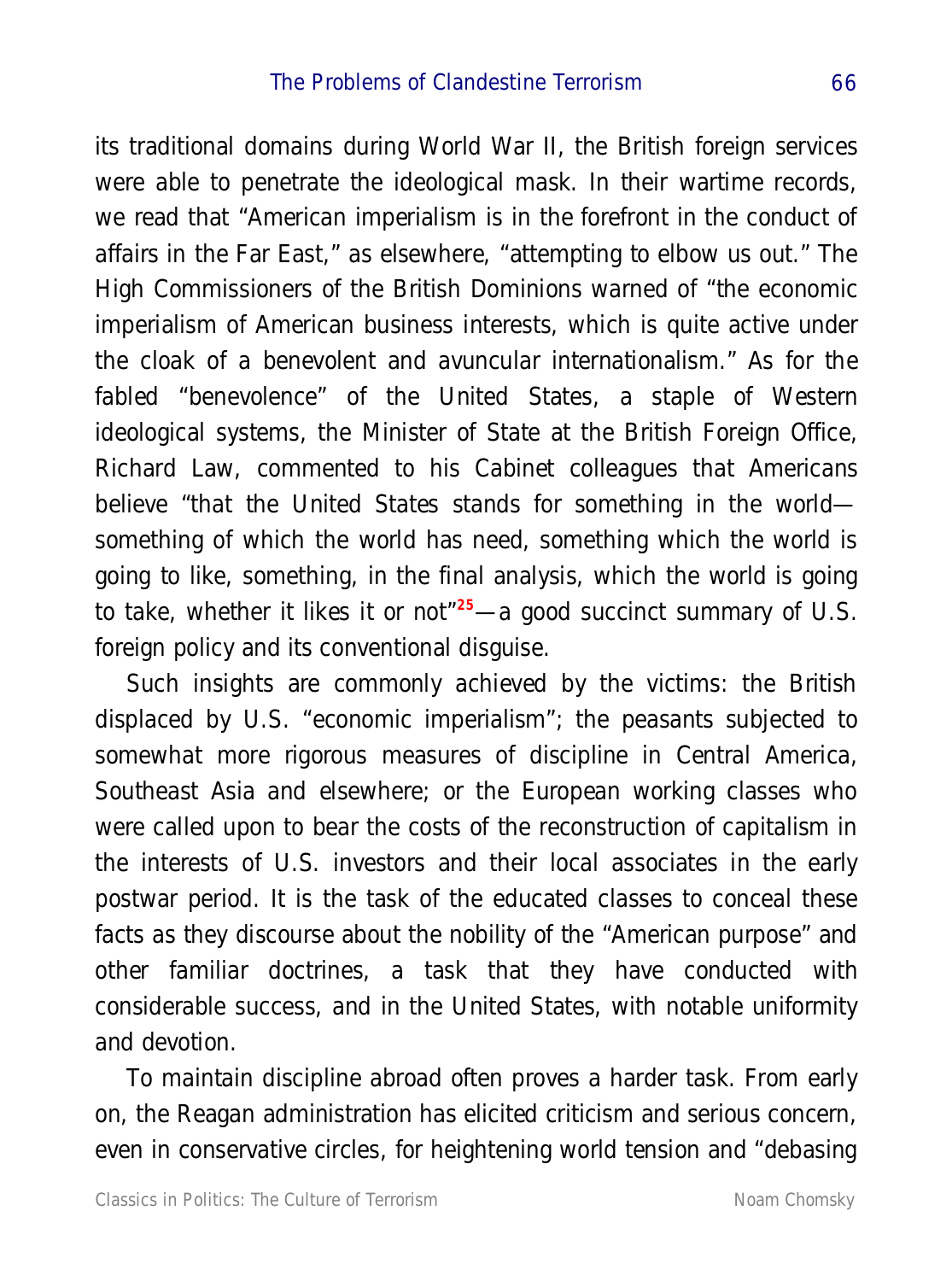its traditional domains during World War II, the British foreign services were able to penetrate the ideological mask. In their wartime records, we read that "American imperialism is in the forefront in the conduct of affairs in the Far East," as elsewhere, "attempting to elbow us out." The High Commissioners of the British Dominions warned of "the economic imperialism of American business interests, which is quite active under the cloak of a benevolent and avuncular internationalism." As for the fabled "benevolence" of the United States, a staple of Western ideological systems, the Minister of State at the British Foreign Office, Richard Law, commented to his Cabinet colleagues that Americans believe "that the United States stands for something in the world—something of which the world has need, something which the world is going to like, something, in the final analysis, which the world is going to take, whether it likes it or not"[25]—a good succinct summary of U.S. foreign policy and its conventional disguise.

Such insights are commonly achieved by the victims: the British displaced by U.S. "economic imperialism"; the peasants subjected to somewhat more rigorous measures of discipline in Central America, Southeast Asia and elsewhere; or the European working classes who were called upon to bear the costs of the reconstruction of capitalism in the interests of U.S. investors and their local associates in the early postwar period. It is the task of the educated classes to conceal these facts as they discourse about the nobility of the "American purpose" and other familiar doctrines, a task that they have conducted with considerable success, and in the United States, with notable uniformity and devotion.

To maintain discipline abroad often proves a harder task. From early on, the Reagan administration has elicited criticism and serious concern, even in conservative circles, for heightening world tension and "debasing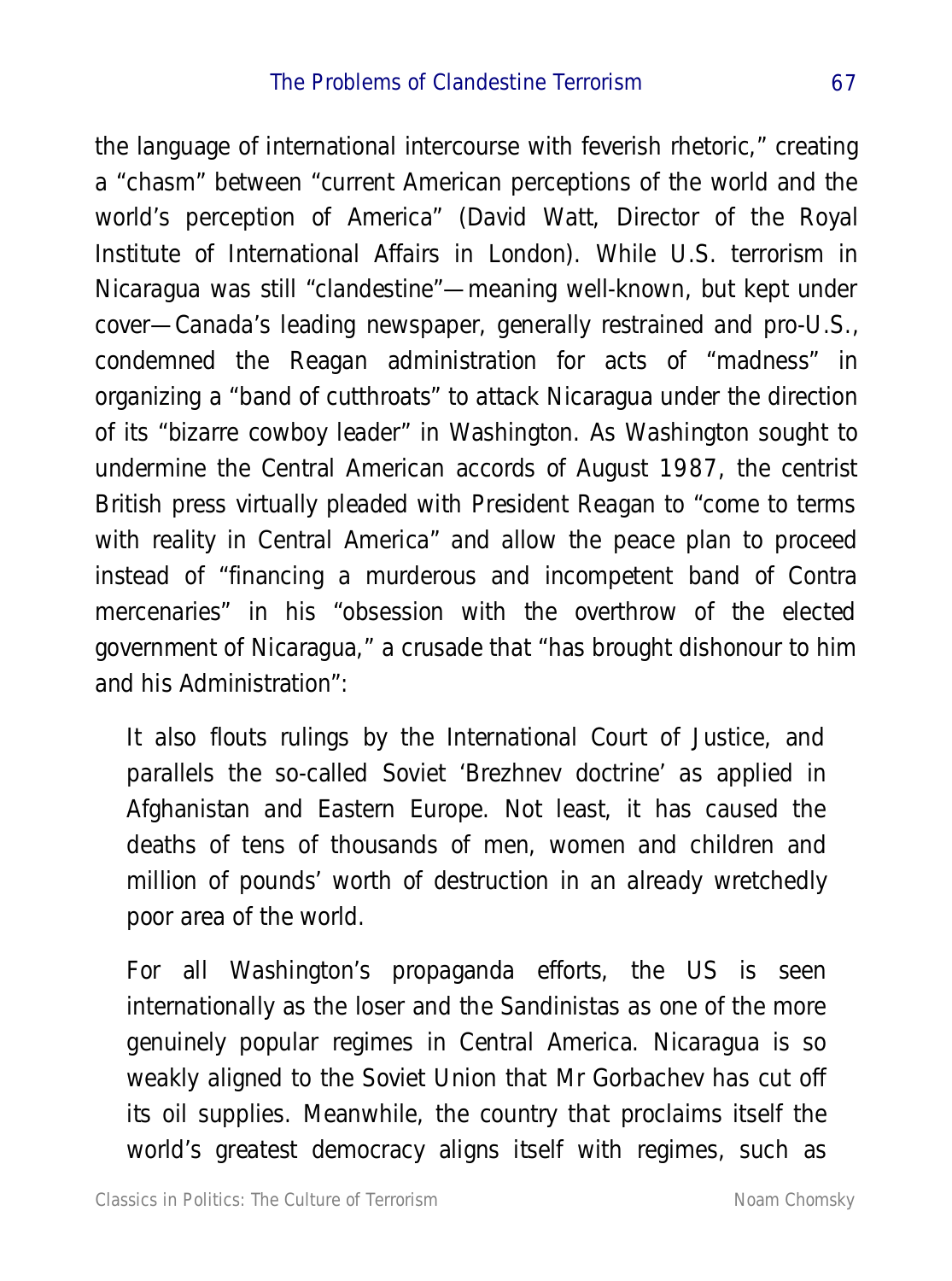the language of international intercourse with feverish rhetoric," creating a "chasm" between "current American perceptions of the world and the world's perception of America" (David Watt, Director of the Royal Institute of International Affairs in London). While U.S. terrorism in Nicaragua was still "clandestine"—meaning well-known, but kept under cover—Canada's leading newspaper, generally restrained and pro-U.S., condemned the Reagan administration for acts of "madness" in organizing a "band of cutthroats" to attack Nicaragua under the direction of its "bizarre cowboy leader" in Washington. As Washington sought to undermine the Central American accords of August 1987, the centrist British press virtually pleaded with President Reagan to "come to terms with reality in Central America" and allow the peace plan to proceed instead of "financing a murderous and incompetent band of Contra mercenaries" in his "obsession with the overthrow of the elected government of Nicaragua," a crusade that "has brought dishonour to him and his Administration":

> It also flouts rulings by the International Court of Justice, and parallels the so-called Soviet 'Brezhnev doctrine' as applied in Afghanistan and Eastern Europe. Not least, it has caused the deaths of tens of thousands of men, women and children and million of pounds' worth of destruction in an already wretchedly poor area of the world.
>
> For all Washington's propaganda efforts, the US is seen internationally as the loser and the Sandinistas as one of the more genuinely popular regimes in Central America. Nicaragua is so weakly aligned to the Soviet Union that Mr Gorbachev has cut off its oil supplies. Meanwhile, the country that proclaims itself the world's greatest democracy aligns itself with regimes, such as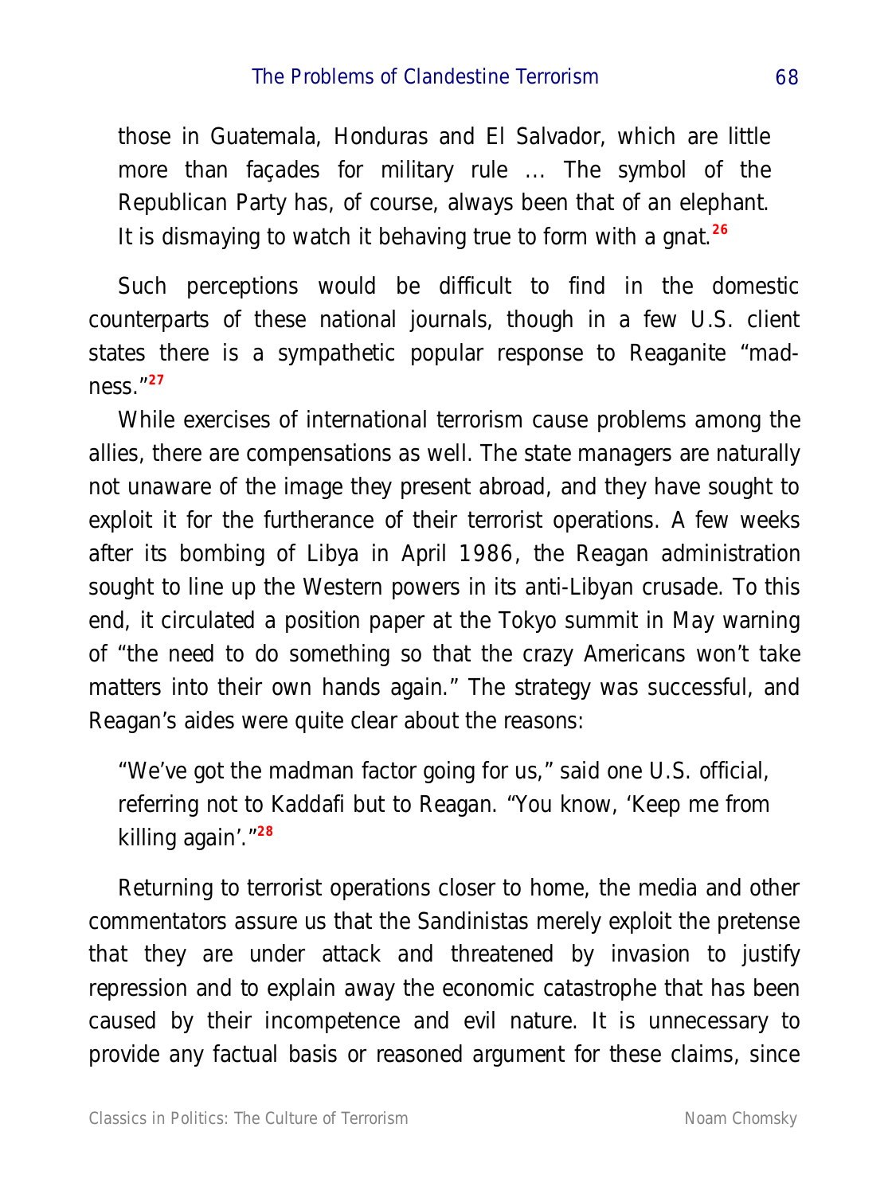> those in Guatemala, Honduras and El Salvador, which are little more than façades for military rule ... The symbol of the Republican Party has, of course, always been that of an elephant. It is dismaying to watch it behaving true to form with a gnat.[26]

Such perceptions would be difficult to find in the domestic counterparts of these national journals, though in a few U.S. client states there is a sympathetic popular response to Reaganite "madness."[27]

While exercises of international terrorism cause problems among the allies, there are compensations as well. The state managers are naturally not unaware of the image they present abroad, and they have sought to exploit it for the furtherance of their terrorist operations. A few weeks after its bombing of Libya in April 1986, the Reagan administration sought to line up the Western powers in its anti-Libyan crusade. To this end, it circulated a position paper at the Tokyo summit in May warning of "the need to do something so that the crazy Americans won't take matters into their own hands again." The strategy was successful, and Reagan's aides were quite clear about the reasons:

> "We've got the madman factor going for us," said one U.S. official, referring not to Kaddafi but to Reagan. "You know, 'Keep me from killing again'."[28]

Returning to terrorist operations closer to home, the media and other commentators assure us that the Sandinistas merely exploit the pretense that they are under attack and threatened by invasion to justify repression and to explain away the economic catastrophe that has been caused by their incompetence and evil nature. It is unnecessary to provide any factual basis or reasoned argument for these claims, since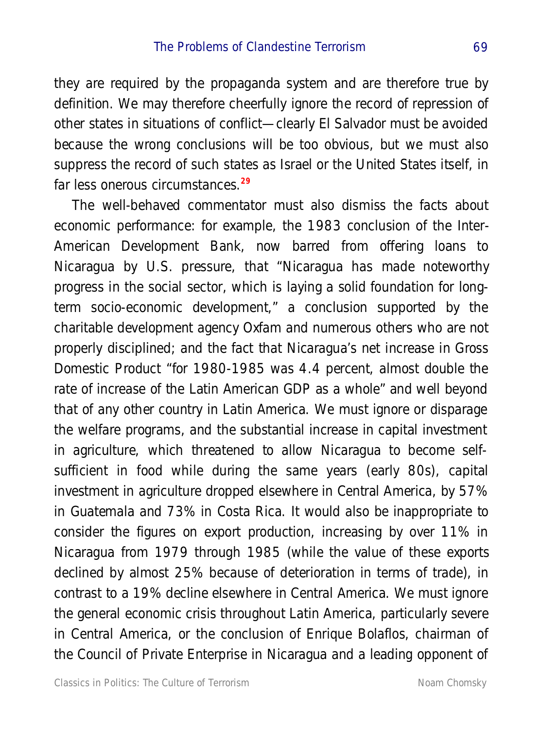they are required by the propaganda system and are therefore true by definition. We may therefore cheerfully ignore the record of repression of other states in situations of conflict—clearly El Salvador must be avoided because the wrong conclusions will be too obvious, but we must also suppress the record of such states as Israel or the United States itself, in far less onerous circumstances.[29]

The well-behaved commentator must also dismiss the facts about economic performance: for example, the 1983 conclusion of the Inter-American Development Bank, now barred from offering loans to Nicaragua by U.S. pressure, that "Nicaragua has made noteworthy progress in the social sector, which is laying a solid foundation for long-term socio-economic development," a conclusion supported by the charitable development agency Oxfam and numerous others who are not properly disciplined; and the fact that Nicaragua's net increase in Gross Domestic Product "for 1980-1985 was 4.4 percent, almost double the rate of increase of the Latin American GDP as a whole" and well beyond that of any other country in Latin America. We must ignore or disparage the welfare programs, and the substantial increase in capital investment in agriculture, which threatened to allow Nicaragua to become self-sufficient in food while during the same years (early 80s), capital investment in agriculture dropped elsewhere in Central America, by 57% in Guatemala and 73% in Costa Rica. It would also be inappropriate to consider the figures on export production, increasing by over 11% in Nicaragua from 1979 through 1985 (while the value of these exports declined by almost 25% because of deterioration in terms of trade), in contrast to a 19% decline elsewhere in Central America. We must ignore the general economic crisis throughout Latin America, particularly severe in Central America, or the conclusion of Enrique Bolaflos, chairman of the Council of Private Enterprise in Nicaragua and a leading opponent of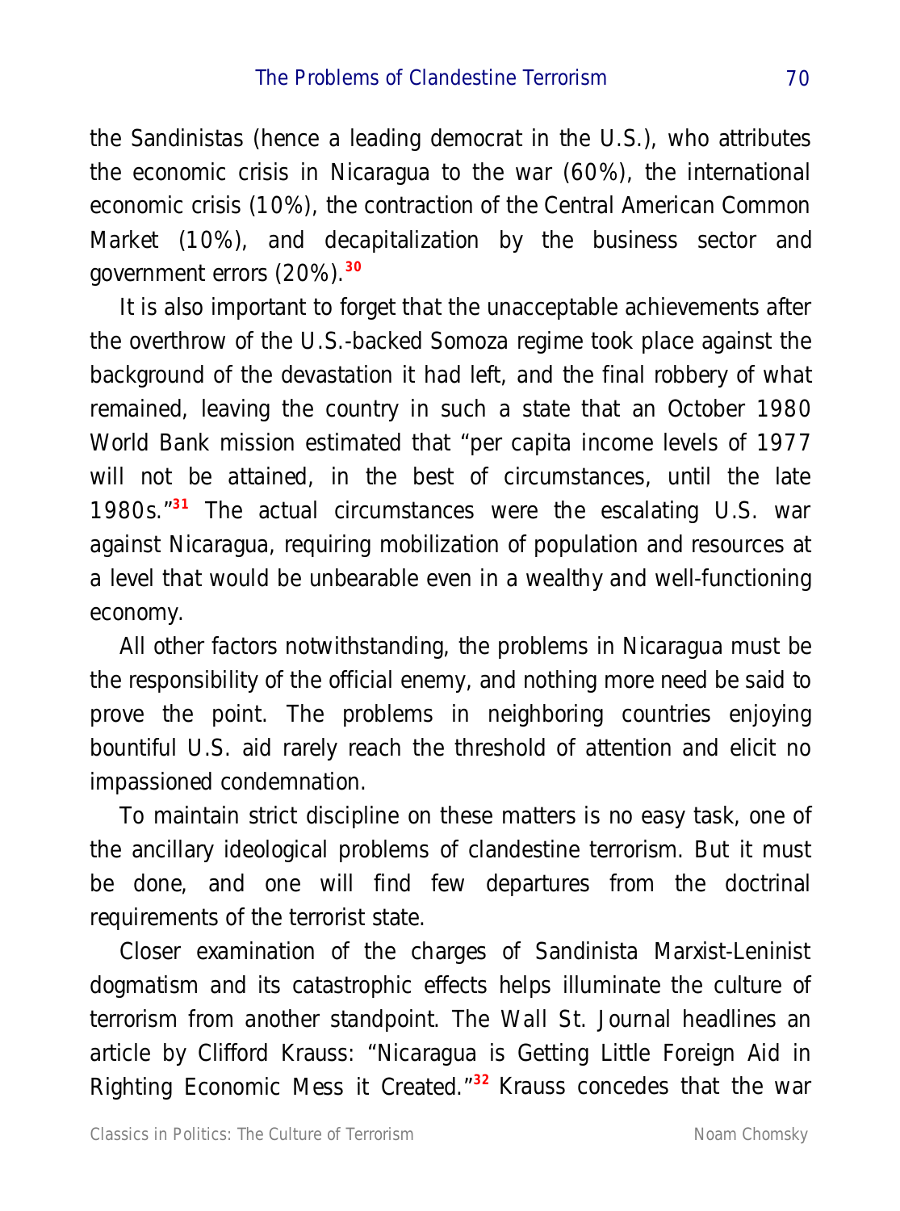the Sandinistas (hence a leading democrat in the U.S.), who attributes the economic crisis in Nicaragua to the war (60%), the international economic crisis (10%), the contraction of the Central American Common Market (10%), and decapitalization by the business sector and government errors (20%).[30]

It is also important to forget that the unacceptable achievements after the overthrow of the U.S.-backed Somoza regime took place against the background of the devastation it had left, and the final robbery of what remained, leaving the country in such a state that an October 1980 World Bank mission estimated that "per capita income levels of 1977 will not be attained, in the best of circumstances, until the late 1980s."[31] The actual circumstances were the escalating U.S. war against Nicaragua, requiring mobilization of population and resources at a level that would be unbearable even in a wealthy and well-functioning economy.

All other factors notwithstanding, the problems in Nicaragua must be the responsibility of the official enemy, and nothing more need be said to prove the point. The problems in neighboring countries enjoying bountiful U.S. aid rarely reach the threshold of attention and elicit no impassioned condemnation.

To maintain strict discipline on these matters is no easy task, one of the ancillary ideological problems of clandestine terrorism. But it must be done, and one will find few departures from the doctrinal requirements of the terrorist state.

Closer examination of the charges of Sandinista Marxist-Leninist dogmatism and its catastrophic effects helps illuminate the culture of terrorism from another standpoint. The Wall St. Journal headlines an article by Clifford Krauss: "Nicaragua is Getting Little Foreign Aid in Righting Economic Mess it Created."[32] Krauss concedes that the war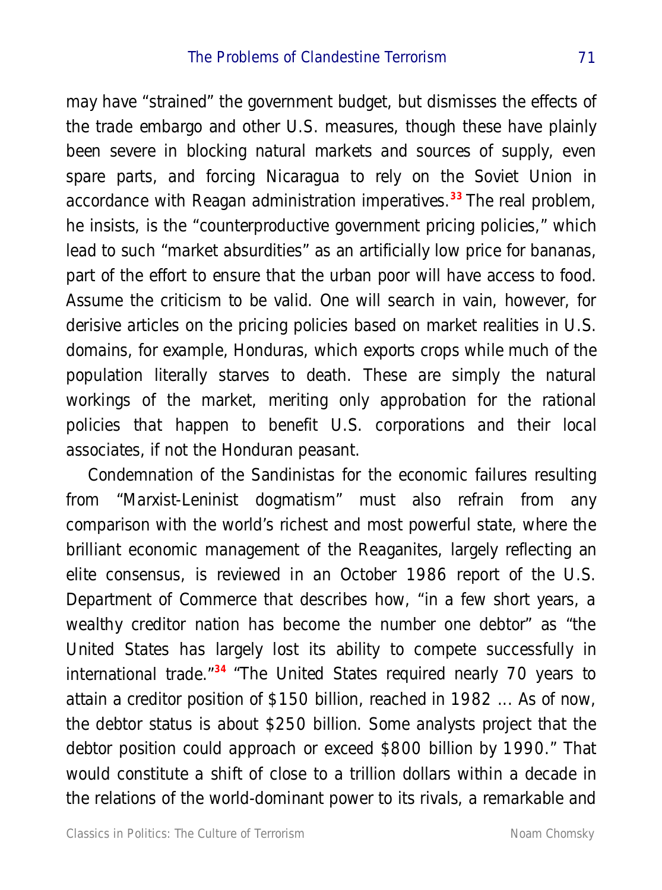may have "strained" the government budget, but dismisses the effects of the trade embargo and other U.S. measures, though these have plainly been severe in blocking natural markets and sources of supply, even spare parts, and forcing Nicaragua to rely on the Soviet Union in accordance with Reagan administration imperatives.[33] The real problem, he insists, is the "counterproductive government pricing policies," which lead to such "market absurdities" as an artificially low price for bananas, part of the effort to ensure that the urban poor will have access to food. Assume the criticism to be valid. One will search in vain, however, for derisive articles on the pricing policies based on market realities in U.S. domains, for example, Honduras, which exports crops while much of the population literally starves to death. These are simply the natural workings of the market, meriting only approbation for the rational policies that happen to benefit U.S. corporations and their local associates, if not the Honduran peasant.

Condemnation of the Sandinistas for the economic failures resulting from "Marxist-Leninist dogmatism" must also refrain from any comparison with the world's richest and most powerful state, where the brilliant economic management of the Reaganites, largely reflecting an elite consensus, is reviewed in an October 1986 report of the U.S. Department of Commerce that describes how, "in a few short years, a wealthy creditor nation has become the number one debtor" as "the United States has largely lost its ability to compete successfully in international trade."[34] "The United States required nearly 70 years to attain a creditor position of $150 billion, reached in 1982 ... As of now, the debtor status is about $250 billion. Some analysts project that the debtor position could approach or exceed $800 billion by 1990." That would constitute a shift of close to a trillion dollars within a decade in the relations of the world-dominant power to its rivals, a remarkable and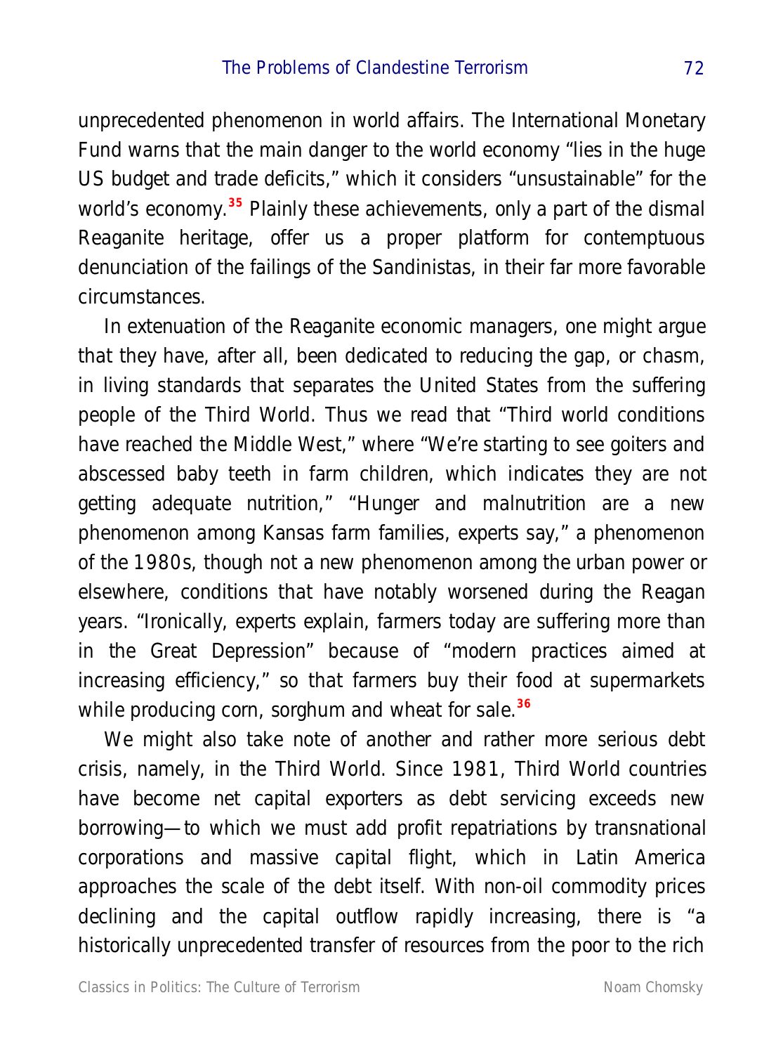unprecedented phenomenon in world affairs. The International Monetary Fund warns that the main danger to the world economy "lies in the huge US budget and trade deficits," which it considers "unsustainable" for the world's economy.[35] Plainly these achievements, only a part of the dismal Reaganite heritage, offer us a proper platform for contemptuous denunciation of the failings of the Sandinistas, in their far more favorable circumstances.

In extenuation of the Reaganite economic managers, one might argue that they have, after all, been dedicated to reducing the gap, or chasm, in living standards that separates the United States from the suffering people of the Third World. Thus we read that "Third world conditions have reached the Middle West," where "We're starting to see goiters and abscessed baby teeth in farm children, which indicates they are not getting adequate nutrition," "Hunger and malnutrition are a new phenomenon among Kansas farm families, experts say," a phenomenon of the 1980s, though not a new phenomenon among the urban power or elsewhere, conditions that have notably worsened during the Reagan years. "Ironically, experts explain, farmers today are suffering more than in the Great Depression" because of "modern practices aimed at increasing efficiency," so that farmers buy their food at supermarkets while producing corn, sorghum and wheat for sale.[36]

We might also take note of another and rather more serious debt crisis, namely, in the Third World. Since 1981, Third World countries have become net capital exporters as debt servicing exceeds new borrowing—to which we must add profit repatriations by transnational corporations and massive capital flight, which in Latin America approaches the scale of the debt itself. With non-oil commodity prices declining and the capital outflow rapidly increasing, there is "a historically unprecedented transfer of resources from the poor to the rich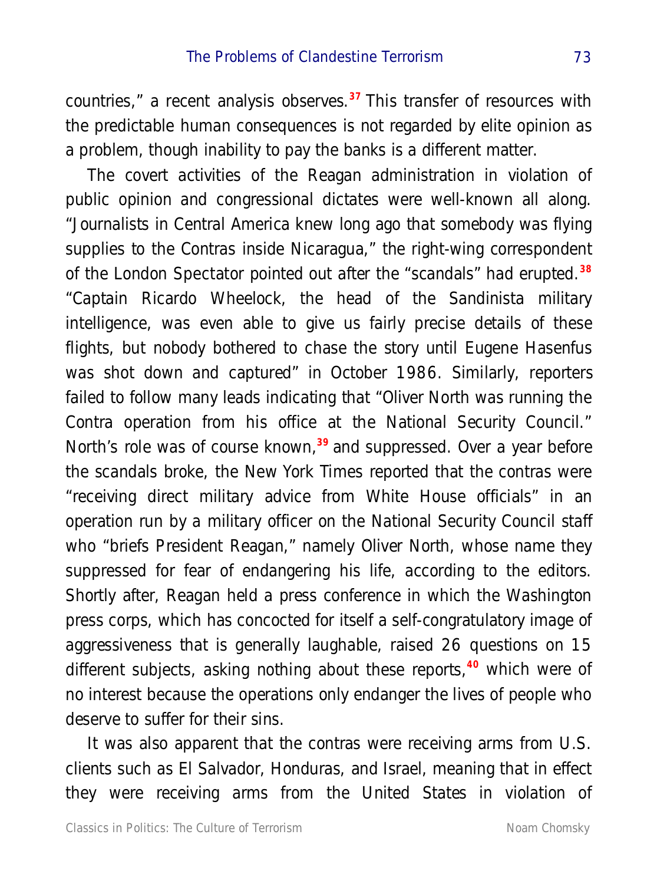countries," a recent analysis observes.[37] This transfer of resources with the predictable human consequences is not regarded by elite opinion as a problem, though inability to pay the banks is a different matter.

The covert activities of the Reagan administration in violation of public opinion and congressional dictates were well-known all along. "Journalists in Central America knew long ago that somebody was flying supplies to the Contras inside Nicaragua," the right-wing correspondent of the London Spectator pointed out after the "scandals" had erupted.[38] "Captain Ricardo Wheelock, the head of the Sandinista military intelligence, was even able to give us fairly precise details of these flights, but nobody bothered to chase the story until Eugene Hasenfus was shot down and captured" in October 1986. Similarly, reporters failed to follow many leads indicating that "Oliver North was running the Contra operation from his office at the National Security Council." North's role was of course known,[39] and suppressed. Over a year before the scandals broke, the New York Times reported that the contras were "receiving direct military advice from White House officials" in an operation run by a military officer on the National Security Council staff who "briefs President Reagan," namely Oliver North, whose name they suppressed for fear of endangering his life, according to the editors. Shortly after, Reagan held a press conference in which the Washington press corps, which has concocted for itself a self-congratulatory image of aggressiveness that is generally laughable, raised 26 questions on 15 different subjects, asking nothing about these reports,[40] which were of no interest because the operations only endanger the lives of people who deserve to suffer for their sins.

It was also apparent that the contras were receiving arms from U.S. clients such as El Salvador, Honduras, and Israel, meaning that in effect they were receiving arms from the United States in violation of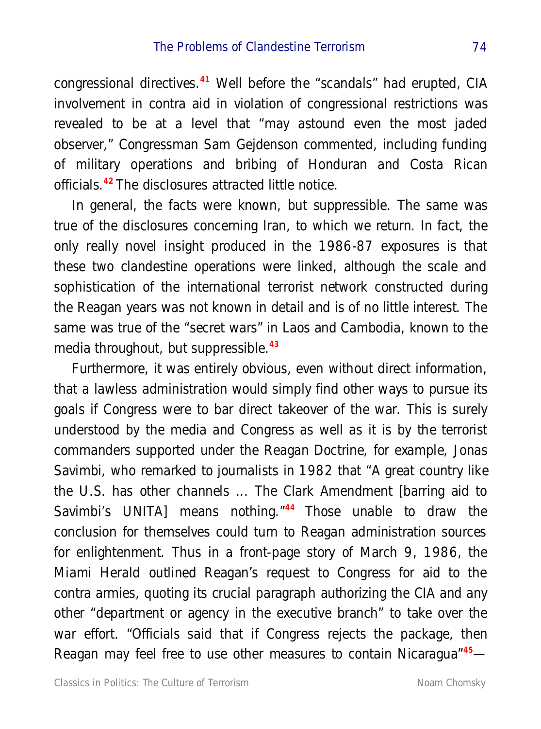congressional directives.[41] Well before the "scandals" had erupted, CIA involvement in contra aid in violation of congressional restrictions was revealed to be at a level that "may astound even the most jaded observer," Congressman Sam Gejdenson commented, including funding of military operations and bribing of Honduran and Costa Rican officials.[42] The disclosures attracted little notice.

In general, the facts were known, but suppressible. The same was true of the disclosures concerning Iran, to which we return. In fact, the only really novel insight produced in the 1986-87 exposures is that these two clandestine operations were linked, although the scale and sophistication of the international terrorist network constructed during the Reagan years was not known in detail and is of no little interest. The same was true of the "secret wars" in Laos and Cambodia, known to the media throughout, but suppressible.[43]

Furthermore, it was entirely obvious, even without direct information, that a lawless administration would simply find other ways to pursue its goals if Congress were to bar direct takeover of the war. This is surely understood by the media and Congress as well as it is by the terrorist commanders supported under the Reagan Doctrine, for example, Jonas Savimbi, who remarked to journalists in 1982 that "A great country like the U.S. has other channels ... The Clark Amendment [barring aid to Savimbi's UNITA] means nothing."[44] Those unable to draw the conclusion for themselves could turn to Reagan administration sources for enlightenment. Thus in a front-page story of March 9, 1986, the *Miami Herald* outlined Reagan's request to Congress for aid to the contra armies, quoting its crucial paragraph authorizing the CIA and any other "department or agency in the executive branch" to take over the war effort. "Officials said that if Congress rejects the package, then Reagan may feel free to use other measures to contain Nicaragua"[45]—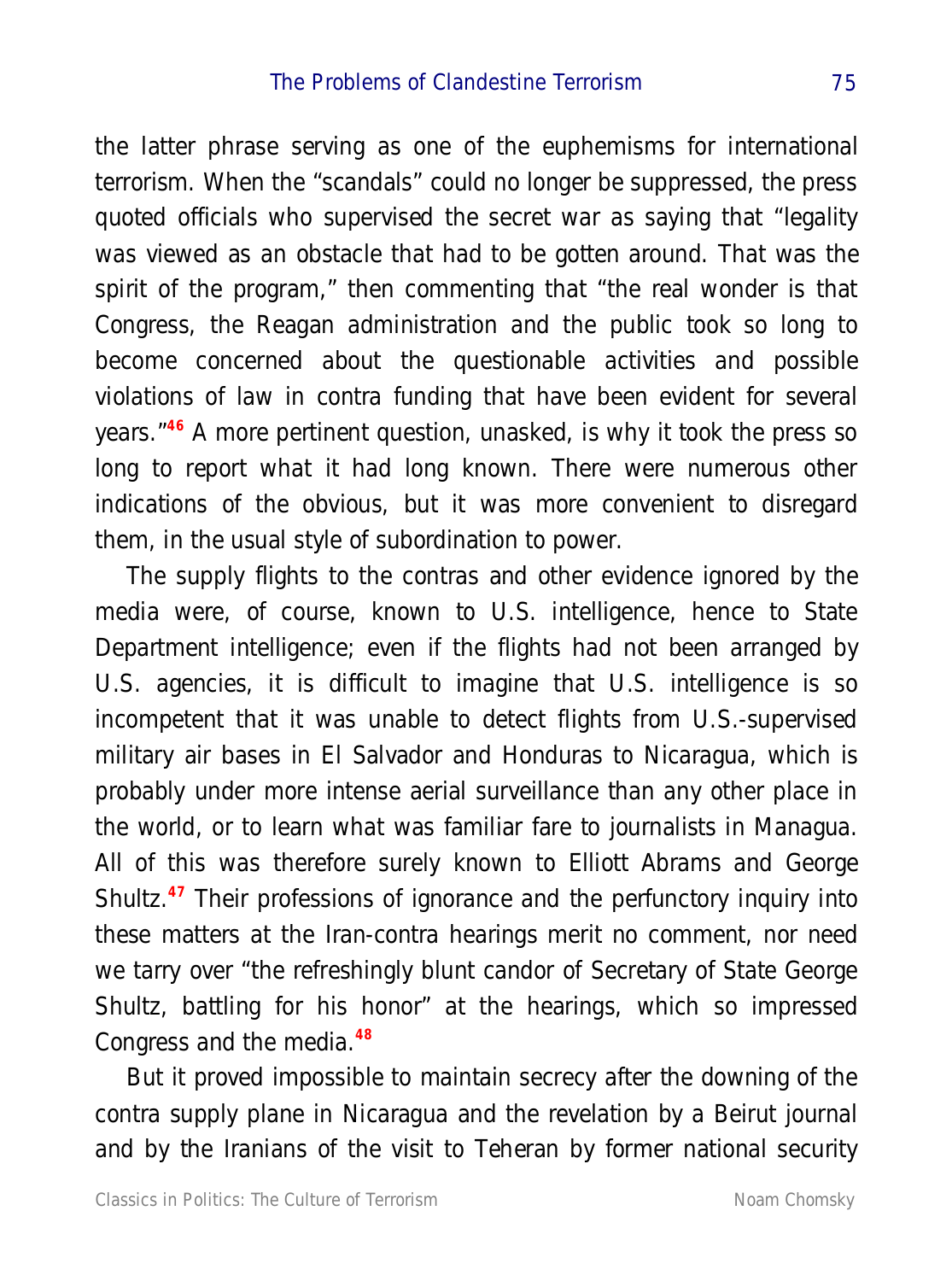the latter phrase serving as one of the euphemisms for international terrorism. When the "scandals" could no longer be suppressed, the press quoted officials who supervised the secret war as saying that "legality was viewed as an obstacle that had to be gotten around. That was the spirit of the program," then commenting that "the real wonder is that Congress, the Reagan administration and the public took so long to become concerned about the questionable activities and possible violations of law in contra funding that have been evident for several years."[46] A more pertinent question, unasked, is why it took the press so long to report what it had long known. There were numerous other indications of the obvious, but it was more convenient to disregard them, in the usual style of subordination to power.

The supply flights to the contras and other evidence ignored by the media were, of course, known to U.S. intelligence, hence to State Department intelligence; even if the flights had not been arranged by U.S. agencies, it is difficult to imagine that U.S. intelligence is so incompetent that it was unable to detect flights from U.S.-supervised military air bases in El Salvador and Honduras to Nicaragua, which is probably under more intense aerial surveillance than any other place in the world, or to learn what was familiar fare to journalists in Managua. All of this was therefore surely known to Elliott Abrams and George Shultz.[47] Their professions of ignorance and the perfunctory inquiry into these matters at the Iran-contra hearings merit no comment, nor need we tarry over "the refreshingly blunt candor of Secretary of State George Shultz, battling for his honor" at the hearings, which so impressed Congress and the media.[48]

But it proved impossible to maintain secrecy after the downing of the contra supply plane in Nicaragua and the revelation by a Beirut journal and by the Iranians of the visit to Teheran by former national security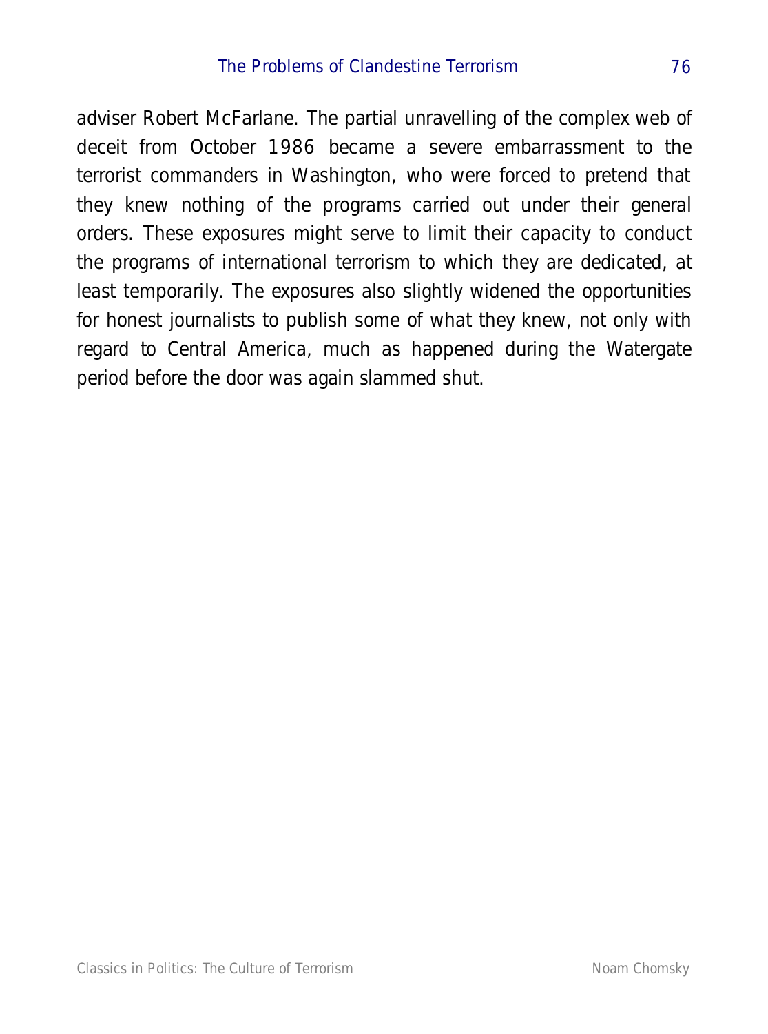adviser Robert McFarlane. The partial unravelling of the complex web of deceit from October 1986 became a severe embarrassment to the terrorist commanders in Washington, who were forced to pretend that they knew nothing of the programs carried out under their general orders. These exposures might serve to limit their capacity to conduct the programs of international terrorism to which they are dedicated, at least temporarily. The exposures also slightly widened the opportunities for honest journalists to publish some of what they knew, not only with regard to Central America, much as happened during the Watergate period before the door was again slammed shut.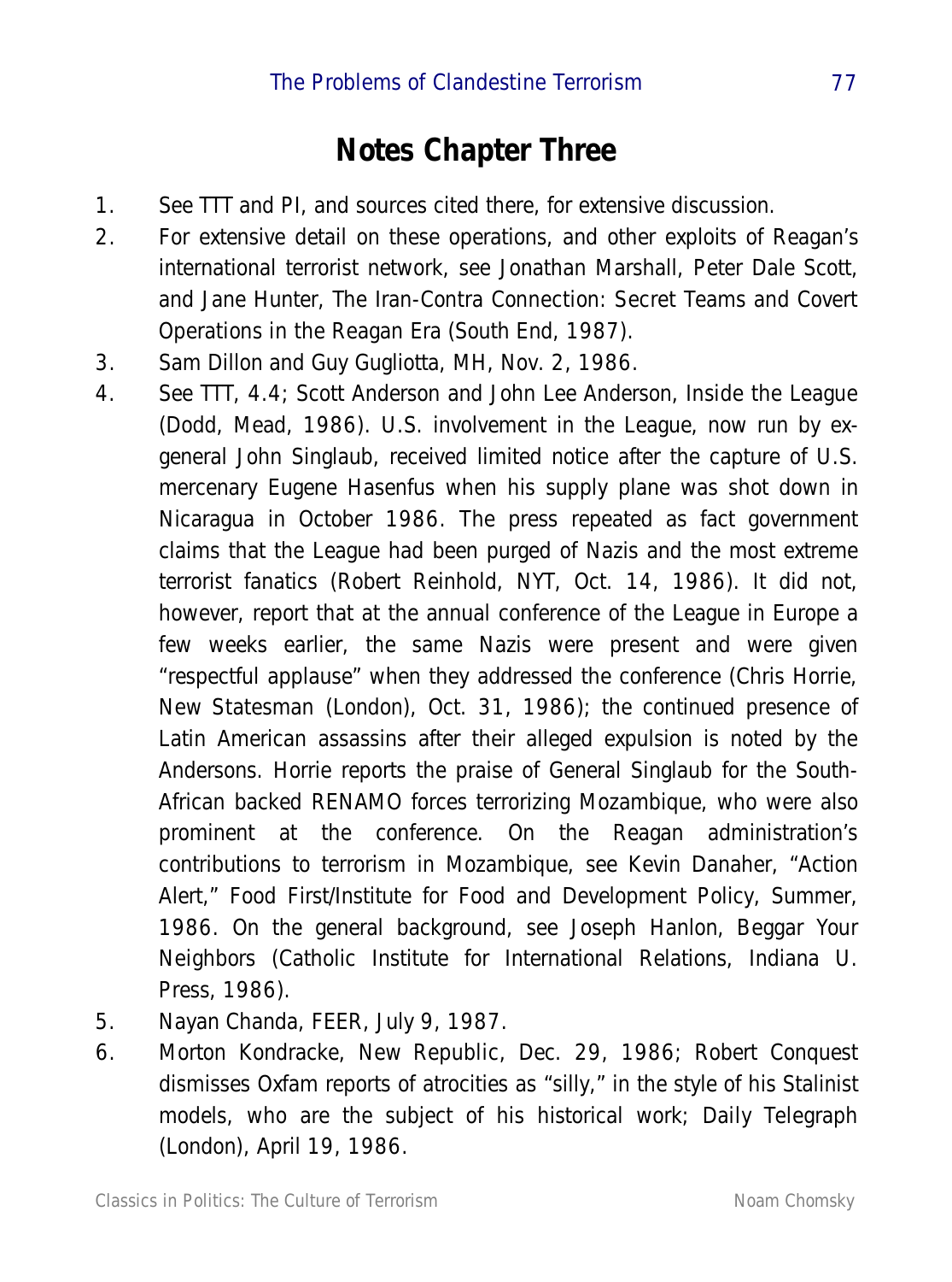## Notes Chapter Three

1. See TTT and PI, and sources cited there, for extensive discussion.
2. For extensive detail on these operations, and other exploits of Reagan's international terrorist network, see Jonathan Marshall, Peter Dale Scott, and Jane Hunter, The Iran-Contra Connection: Secret Teams and Covert Operations in the Reagan Era (South End, 1987).
3. Sam Dillon and Guy Gugliotta, MH, Nov. 2, 1986.
4. See TTT, 4.4; Scott Anderson and John Lee Anderson, Inside the League (Dodd, Mead, 1986). U.S. involvement in the League, now run by ex-general John Singlaub, received limited notice after the capture of U.S. mercenary Eugene Hasenfus when his supply plane was shot down in Nicaragua in October 1986. The press repeated as fact government claims that the League had been purged of Nazis and the most extreme terrorist fanatics (Robert Reinhold, NYT, Oct. 14, 1986). It did not, however, report that at the annual conference of the League in Europe a few weeks earlier, the same Nazis were present and were given "respectful applause" when they addressed the conference (Chris Horrie, New Statesman (London), Oct. 31, 1986); the continued presence of Latin American assassins after their alleged expulsion is noted by the Andersons. Horrie reports the praise of General Singlaub for the South-African backed RENAMO forces terrorizing Mozambique, who were also prominent at the conference. On the Reagan administration's contributions to terrorism in Mozambique, see Kevin Danaher, "Action Alert," Food First/Institute for Food and Development Policy, Summer, 1986. On the general background, see Joseph Hanlon, Beggar Your Neighbors (Catholic Institute for International Relations, Indiana U. Press, 1986).
5. Nayan Chanda, FEER, July 9, 1987.
6. Morton Kondracke, New Republic, Dec. 29, 1986; Robert Conquest dismisses Oxfam reports of atrocities as "silly," in the style of his Stalinist models, who are the subject of his historical work; Daily Telegraph (London), April 19, 1986.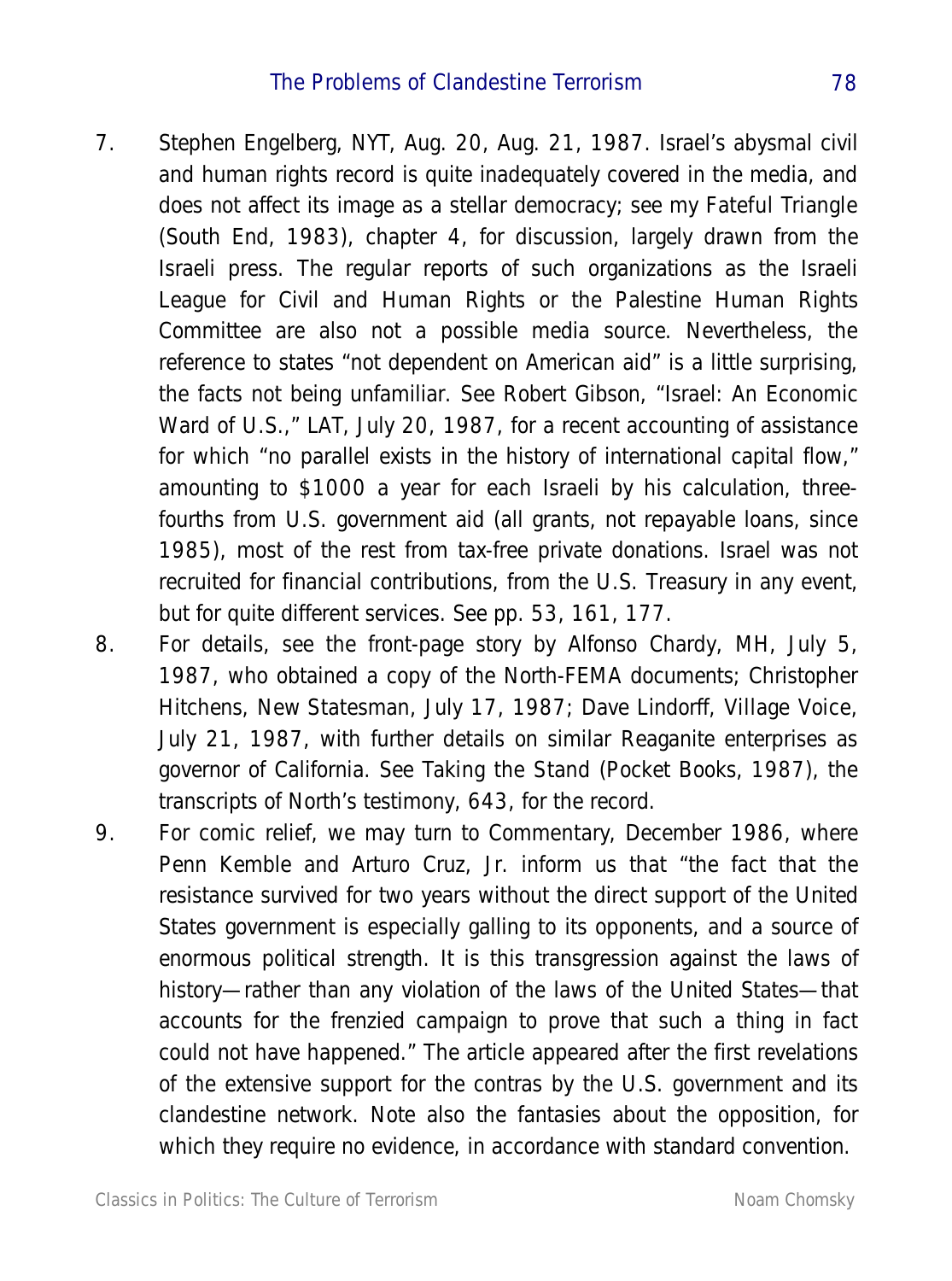7. Stephen Engelberg, NYT, Aug. 20, Aug. 21, 1987. Israel's abysmal civil and human rights record is quite inadequately covered in the media, and does not affect its image as a stellar democracy; see my Fateful Triangle (South End, 1983), chapter 4, for discussion, largely drawn from the Israeli press. The regular reports of such organizations as the Israeli League for Civil and Human Rights or the Palestine Human Rights Committee are also not a possible media source. Nevertheless, the reference to states "not dependent on American aid" is a little surprising, the facts not being unfamiliar. See Robert Gibson, "Israel: An Economic Ward of U.S.," LAT, July 20, 1987, for a recent accounting of assistance for which "no parallel exists in the history of international capital flow," amounting to $1000 a year for each Israeli by his calculation, three-fourths from U.S. government aid (all grants, not repayable loans, since 1985), most of the rest from tax-free private donations. Israel was not recruited for financial contributions, from the U.S. Treasury in any event, but for quite different services. See pp. 53, 161, 177.
8. For details, see the front-page story by Alfonso Chardy, MH, July 5, 1987, who obtained a copy of the North-FEMA documents; Christopher Hitchens, New Statesman, July 17, 1987; Dave Lindorff, Village Voice, July 21, 1987, with further details on similar Reaganite enterprises as governor of California. See Taking the Stand (Pocket Books, 1987), the transcripts of North's testimony, 643, for the record.
9. For comic relief, we may turn to Commentary, December 1986, where Penn Kemble and Arturo Cruz, Jr. inform us that "the fact that the resistance survived for two years without the direct support of the United States government is especially galling to its opponents, and a source of enormous political strength. It is this transgression against the laws of history—rather than any violation of the laws of the United States—that accounts for the frenzied campaign to prove that such a thing in fact could not have happened." The article appeared after the first revelations of the extensive support for the contras by the U.S. government and its clandestine network. Note also the fantasies about the opposition, for which they require no evidence, in accordance with standard convention.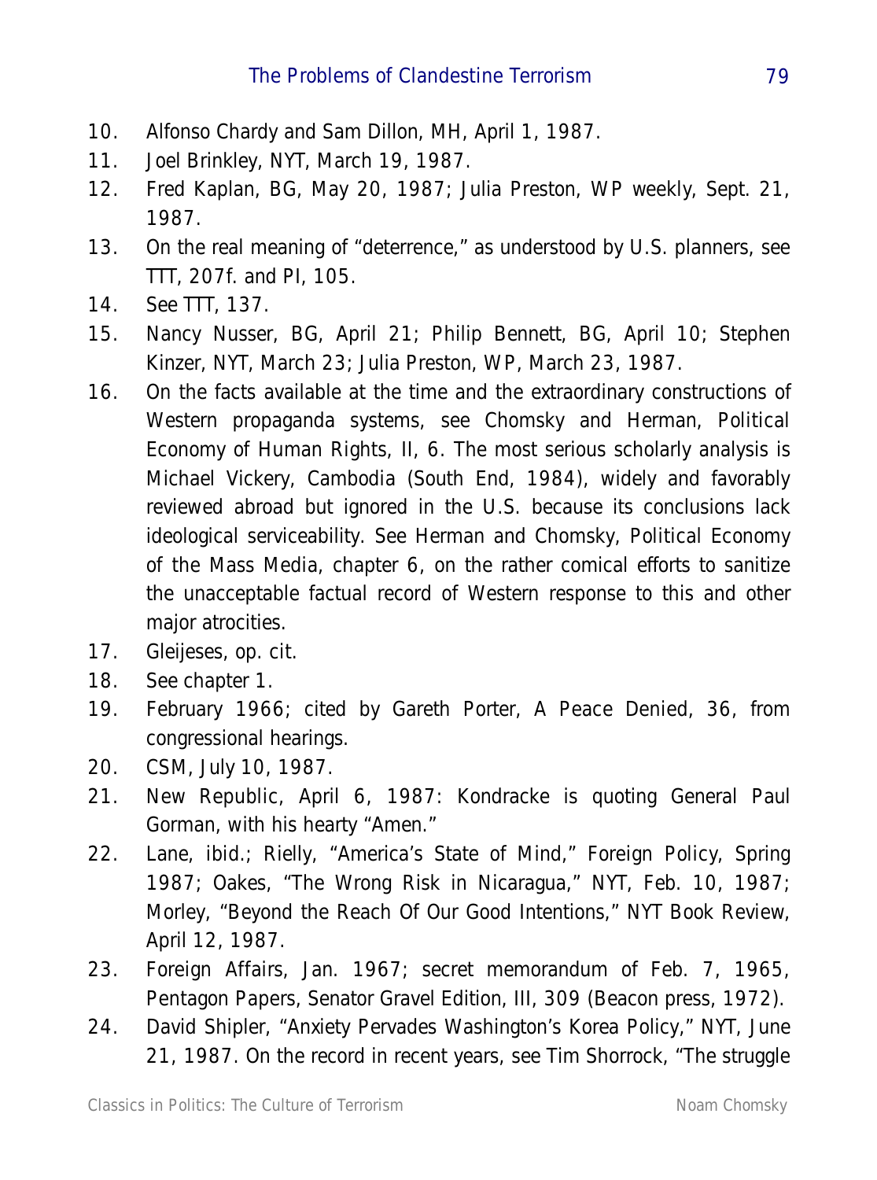10. Alfonso Chardy and Sam Dillon, MH, April 1, 1987.
11. Joel Brinkley, NYT, March 19, 1987.
12. Fred Kaplan, BG, May 20, 1987; Julia Preston, WP weekly, Sept. 21, 1987.
13. On the real meaning of "deterrence," as understood by U.S. planners, see TTT, 207f. and PI, 105.
14. See TTT, 137.
15. Nancy Nusser, BG, April 21; Philip Bennett, BG, April 10; Stephen Kinzer, NYT, March 23; Julia Preston, WP, March 23, 1987.
16. On the facts available at the time and the extraordinary constructions of Western propaganda systems, see Chomsky and Herman, Political Economy of Human Rights, II, 6. The most serious scholarly analysis is Michael Vickery, Cambodia (South End, 1984), widely and favorably reviewed abroad but ignored in the U.S. because its conclusions lack ideological serviceability. See Herman and Chomsky, Political Economy of the Mass Media, chapter 6, on the rather comical efforts to sanitize the unacceptable factual record of Western response to this and other major atrocities.
17. Gleijeses, op. cit.
18. See chapter 1.
19. February 1966; cited by Gareth Porter, A Peace Denied, 36, from congressional hearings.
20. CSM, July 10, 1987.
21. New Republic, April 6, 1987: Kondracke is quoting General Paul Gorman, with his hearty "Amen."
22. Lane, ibid.; Rielly, "America's State of Mind," Foreign Policy, Spring 1987; Oakes, "The Wrong Risk in Nicaragua," NYT, Feb. 10, 1987; Morley, "Beyond the Reach Of Our Good Intentions," NYT Book Review, April 12, 1987.
23. Foreign Affairs, Jan. 1967; secret memorandum of Feb. 7, 1965, Pentagon Papers, Senator Gravel Edition, III, 309 (Beacon press, 1972).
24. David Shipler, "Anxiety Pervades Washington's Korea Policy," NYT, June 21, 1987. On the record in recent years, see Tim Shorrock, "The struggle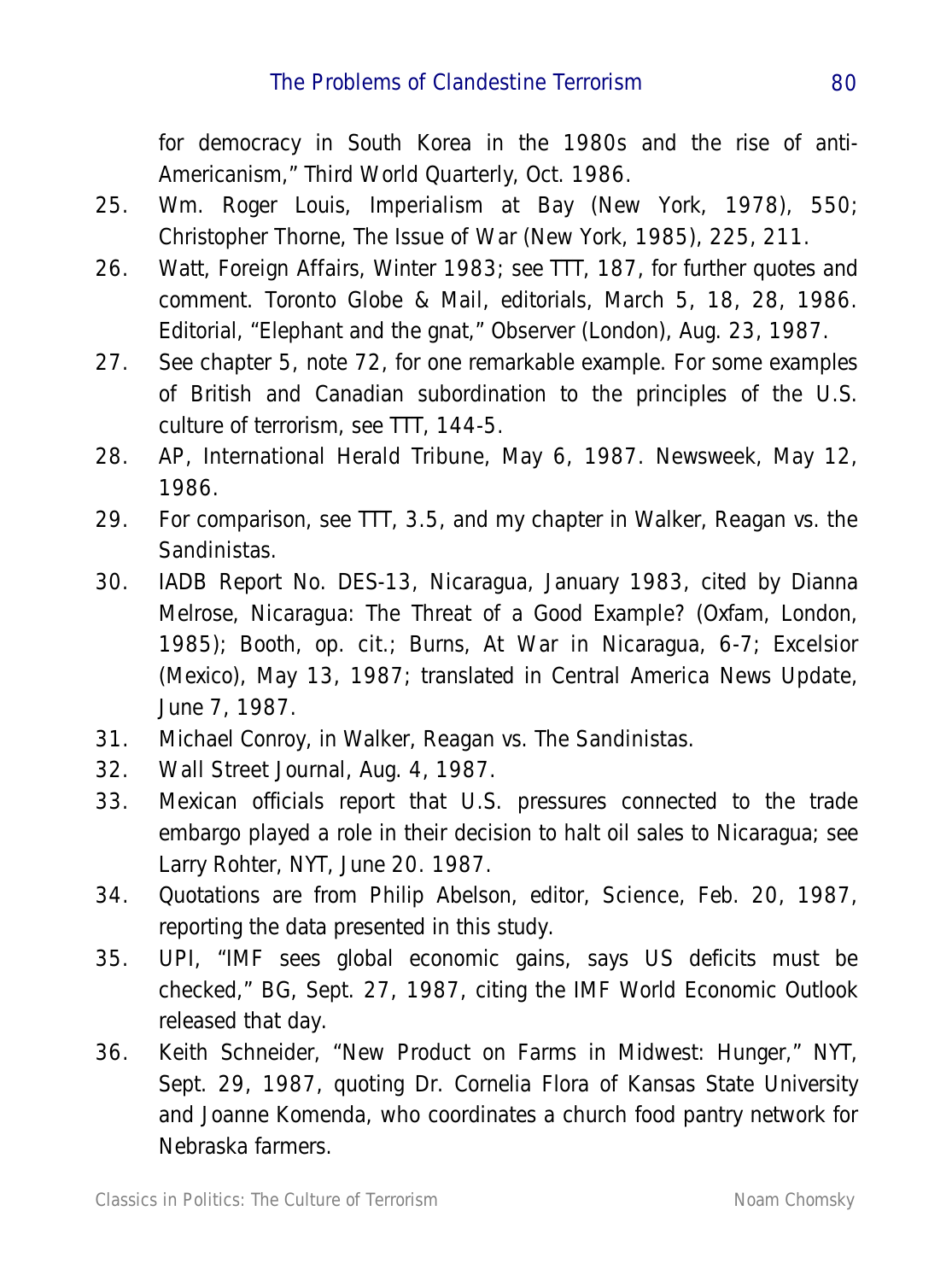for democracy in South Korea in the 1980s and the rise of anti-Americanism," Third World Quarterly, Oct. 1986.

25. Wm. Roger Louis, Imperialism at Bay (New York, 1978), 550; Christopher Thorne, The Issue of War (New York, 1985), 225, 211.
26. Watt, Foreign Affairs, Winter 1983; see TTT, 187, for further quotes and comment. Toronto Globe & Mail, editorials, March 5, 18, 28, 1986. Editorial, "Elephant and the gnat," Observer (London), Aug. 23, 1987.
27. See chapter 5, note 72, for one remarkable example. For some examples of British and Canadian subordination to the principles of the U.S. culture of terrorism, see TTT, 144-5.
28. AP, International Herald Tribune, May 6, 1987. Newsweek, May 12, 1986.
29. For comparison, see TTT, 3.5, and my chapter in Walker, Reagan vs. the Sandinistas.
30. IADB Report No. DES-13, Nicaragua, January 1983, cited by Dianna Melrose, Nicaragua: The Threat of a Good Example? (Oxfam, London, 1985); Booth, op. cit.; Burns, At War in Nicaragua, 6-7; Excelsior (Mexico), May 13, 1987; translated in Central America News Update, June 7, 1987.
31. Michael Conroy, in Walker, Reagan vs. The Sandinistas.
32. Wall Street Journal, Aug. 4, 1987.
33. Mexican officials report that U.S. pressures connected to the trade embargo played a role in their decision to halt oil sales to Nicaragua; see Larry Rohter, NYT, June 20. 1987.
34. Quotations are from Philip Abelson, editor, Science, Feb. 20, 1987, reporting the data presented in this study.
35. UPI, "IMF sees global economic gains, says US deficits must be checked," BG, Sept. 27, 1987, citing the IMF World Economic Outlook released that day.
36. Keith Schneider, "New Product on Farms in Midwest: Hunger," NYT, Sept. 29, 1987, quoting Dr. Cornelia Flora of Kansas State University and Joanne Komenda, who coordinates a church food pantry network for Nebraska farmers.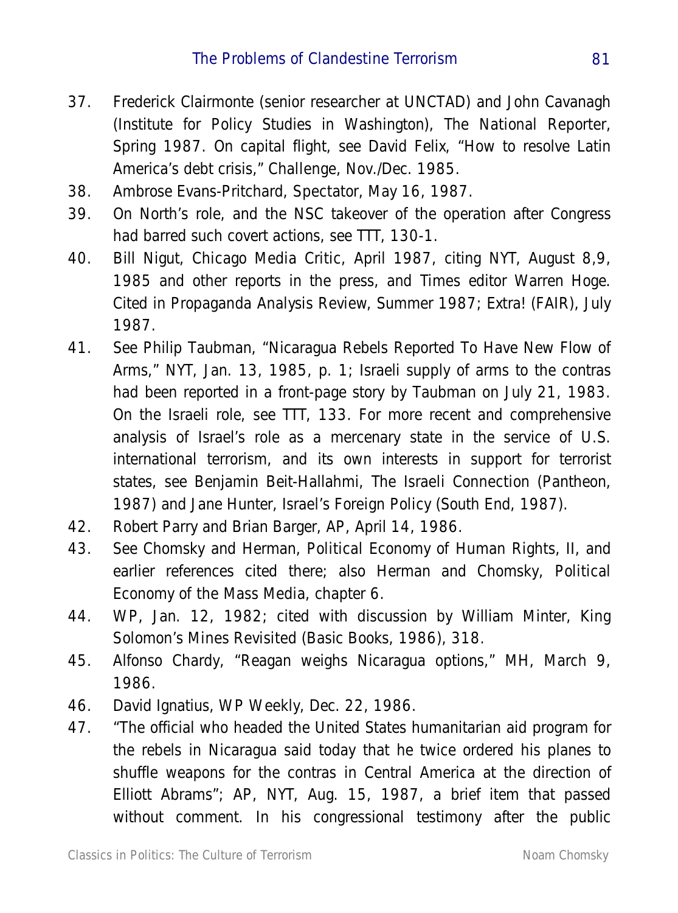37. Frederick Clairmonte (senior researcher at UNCTAD) and John Cavanagh (Institute for Policy Studies in Washington), The National Reporter, Spring 1987. On capital flight, see David Felix, "How to resolve Latin America's debt crisis," Challenge, Nov./Dec. 1985.
38. Ambrose Evans-Pritchard, Spectator, May 16, 1987.
39. On North's role, and the NSC takeover of the operation after Congress had barred such covert actions, see TTT, 130-1.
40. Bill Nigut, Chicago Media Critic, April 1987, citing NYT, August 8,9, 1985 and other reports in the press, and Times editor Warren Hoge. Cited in Propaganda Analysis Review, Summer 1987; Extra! (FAIR), July 1987.
41. See Philip Taubman, "Nicaragua Rebels Reported To Have New Flow of Arms," NYT, Jan. 13, 1985, p. 1; Israeli supply of arms to the contras had been reported in a front-page story by Taubman on July 21, 1983. On the Israeli role, see TTT, 133. For more recent and comprehensive analysis of Israel's role as a mercenary state in the service of U.S. international terrorism, and its own interests in support for terrorist states, see Benjamin Beit-Hallahmi, The Israeli Connection (Pantheon, 1987) and Jane Hunter, Israel's Foreign Policy (South End, 1987).
42. Robert Parry and Brian Barger, AP, April 14, 1986.
43. See Chomsky and Herman, Political Economy of Human Rights, II, and earlier references cited there; also Herman and Chomsky, Political Economy of the Mass Media, chapter 6.
44. WP, Jan. 12, 1982; cited with discussion by William Minter, King Solomon's Mines Revisited (Basic Books, 1986), 318.
45. Alfonso Chardy, "Reagan weighs Nicaragua options," MH, March 9, 1986.
46. David Ignatius, WP Weekly, Dec. 22, 1986.
47. "The official who headed the United States humanitarian aid program for the rebels in Nicaragua said today that he twice ordered his planes to shuffle weapons for the contras in Central America at the direction of Elliott Abrams"; AP, NYT, Aug. 15, 1987, a brief item that passed without comment. In his congressional testimony after the public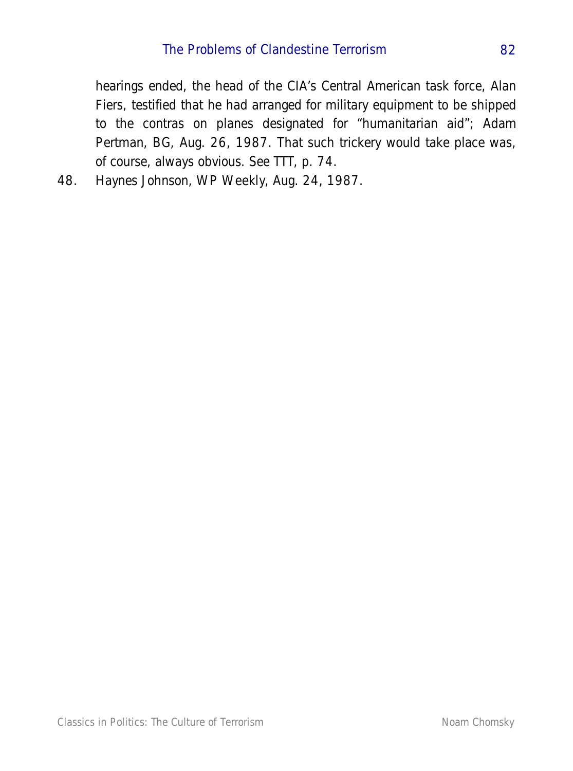hearings ended, the head of the CIA's Central American task force, Alan Fiers, testified that he had arranged for military equipment to be shipped to the contras on planes designated for "humanitarian aid"; Adam Pertman, BG, Aug. 26, 1987. That such trickery would take place was, of course, always obvious. See TTT, p. 74.

48. Haynes Johnson, WP Weekly, Aug. 24, 1987.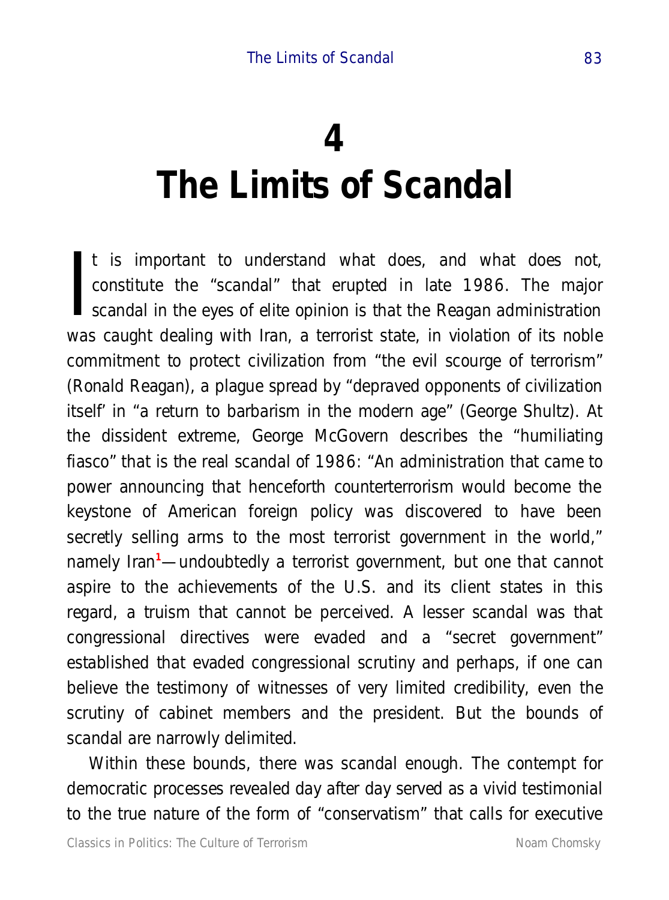# 4
# The Limits of Scandal

It is important to understand what does, and what does not, constitute the "scandal" that erupted in late 1986. The major scandal in the eyes of elite opinion is that the Reagan administration was caught dealing with Iran, a terrorist state, in violation of its noble commitment to protect civilization from "the evil scourge of terrorism" (Ronald Reagan), a plague spread by "depraved opponents of civilization itself' in "a return to barbarism in the modern age" (George Shultz). At the dissident extreme, George McGovern describes the "humiliating fiasco" that is the real scandal of 1986: "An administration that came to power announcing that henceforth counterterrorism would become the keystone of American foreign policy was discovered to have been secretly selling arms to the most terrorist government in the world," namely Iran[1]—undoubtedly a terrorist government, but one that cannot aspire to the achievements of the U.S. and its client states in this regard, a truism that cannot be perceived. A lesser scandal was that congressional directives were evaded and a "secret government" established that evaded congressional scrutiny and perhaps, if one can believe the testimony of witnesses of very limited credibility, even the scrutiny of cabinet members and the president. But the bounds of scandal are narrowly delimited.

Within these bounds, there was scandal enough. The contempt for democratic processes revealed day after day served as a vivid testimonial to the true nature of the form of "conservatism" that calls for executive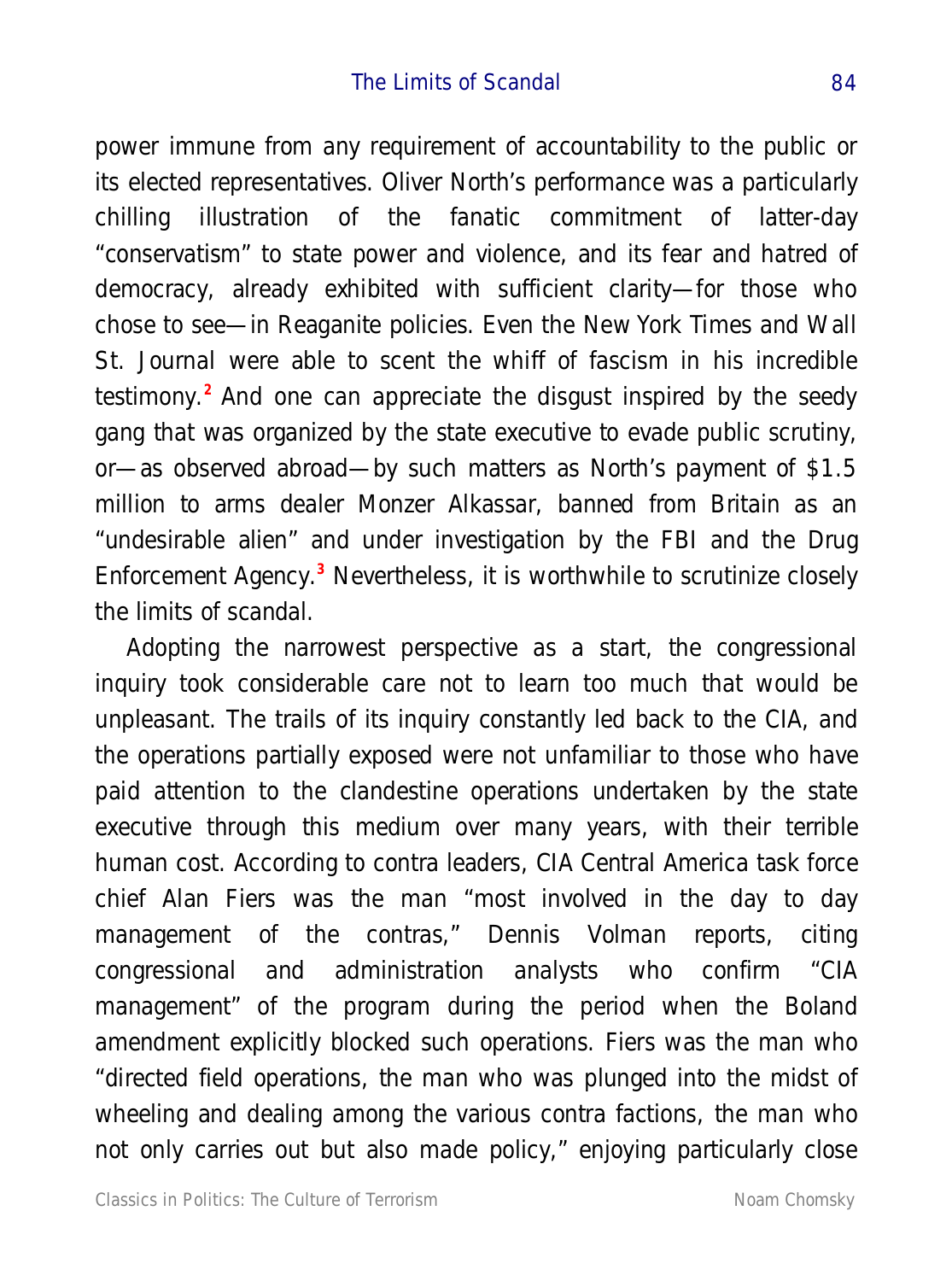power immune from any requirement of accountability to the public or its elected representatives. Oliver North's performance was a particularly chilling illustration of the fanatic commitment of latter-day "conservatism" to state power and violence, and its fear and hatred of democracy, already exhibited with sufficient clarity—for those who chose to see—in Reaganite policies. Even the New York Times and Wall St. Journal were able to scent the whiff of fascism in his incredible testimony.[2] And one can appreciate the disgust inspired by the seedy gang that was organized by the state executive to evade public scrutiny, or—as observed abroad—by such matters as North's payment of $1.5 million to arms dealer Monzer Alkassar, banned from Britain as an "undesirable alien" and under investigation by the FBI and the Drug Enforcement Agency.[3] Nevertheless, it is worthwhile to scrutinize closely the limits of scandal.

Adopting the narrowest perspective as a start, the congressional inquiry took considerable care not to learn too much that would be unpleasant. The trails of its inquiry constantly led back to the CIA, and the operations partially exposed were not unfamiliar to those who have paid attention to the clandestine operations undertaken by the state executive through this medium over many years, with their terrible human cost. According to contra leaders, CIA Central America task force chief Alan Fiers was the man "most involved in the day to day management of the contras," Dennis Volman reports, citing congressional and administration analysts who confirm "CIA management" of the program during the period when the Boland amendment explicitly blocked such operations. Fiers was the man who "directed field operations, the man who was plunged into the midst of wheeling and dealing among the various contra factions, the man who not only carries out but also made policy," enjoying particularly close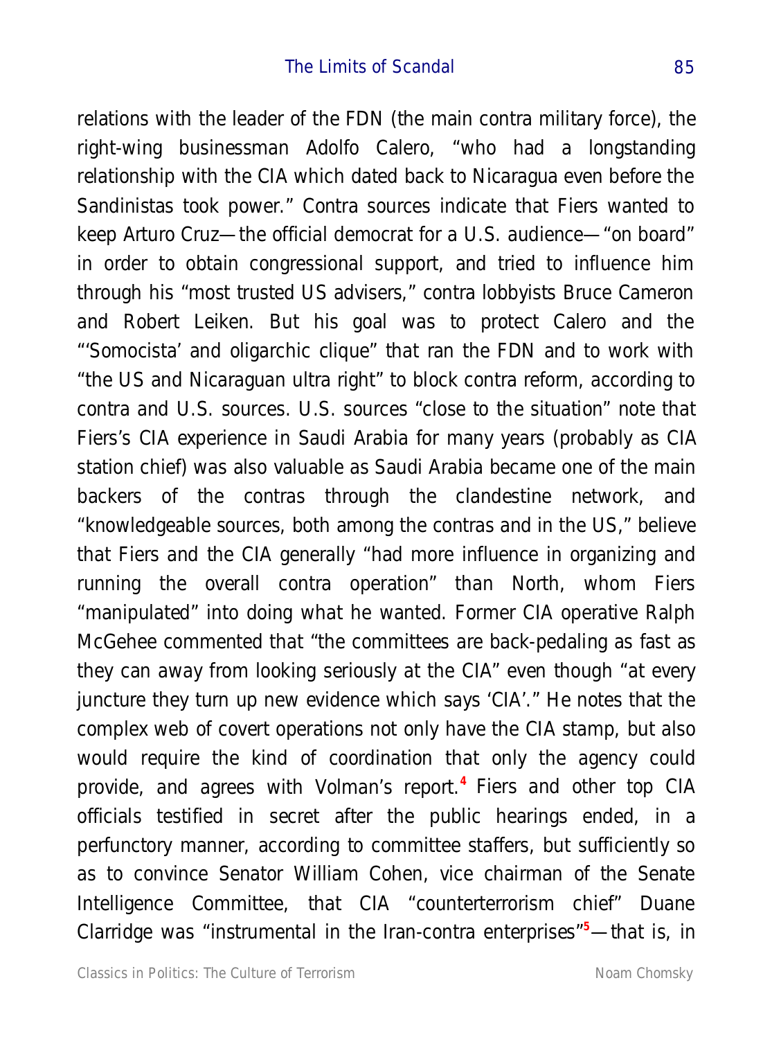relations with the leader of the FDN (the main contra military force), the right-wing businessman Adolfo Calero, "who had a longstanding relationship with the CIA which dated back to Nicaragua even before the Sandinistas took power." Contra sources indicate that Fiers wanted to keep Arturo Cruz—the official democrat for a U.S. audience—"on board" in order to obtain congressional support, and tried to influence him through his "most trusted US advisers," contra lobbyists Bruce Cameron and Robert Leiken. But his goal was to protect Calero and the "'Somocista' and oligarchic clique" that ran the FDN and to work with "the US and Nicaraguan ultra right" to block contra reform, according to contra and U.S. sources. U.S. sources "close to the situation" note that Fiers's CIA experience in Saudi Arabia for many years (probably as CIA station chief) was also valuable as Saudi Arabia became one of the main backers of the contras through the clandestine network, and "knowledgeable sources, both among the contras and in the US," believe that Fiers and the CIA generally "had more influence in organizing and running the overall contra operation" than North, whom Fiers "manipulated" into doing what he wanted. Former CIA operative Ralph McGehee commented that "the committees are back-pedaling as fast as they can away from looking seriously at the CIA" even though "at every juncture they turn up new evidence which says 'CIA'." He notes that the complex web of covert operations not only have the CIA stamp, but also would require the kind of coordination that only the agency could provide, and agrees with Volman's report.[4] Fiers and other top CIA officials testified in secret after the public hearings ended, in a perfunctory manner, according to committee staffers, but sufficiently so as to convince Senator William Cohen, vice chairman of the Senate Intelligence Committee, that CIA "counterterrorism chief" Duane Clarridge was "instrumental in the Iran-contra enterprises"[5]—that is, in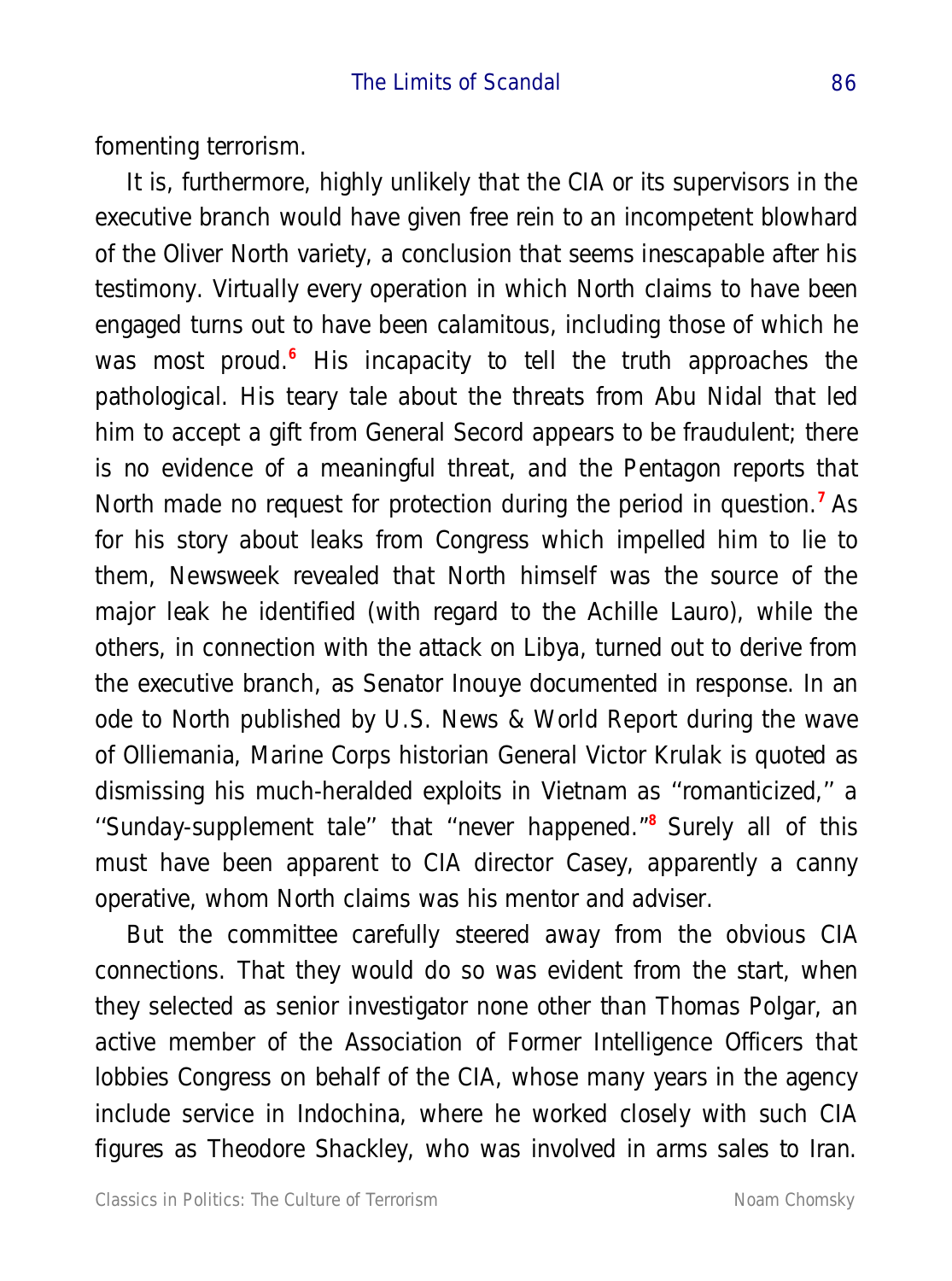fomenting terrorism.

It is, furthermore, highly unlikely that the CIA or its supervisors in the executive branch would have given free rein to an incompetent blowhard of the Oliver North variety, a conclusion that seems inescapable after his testimony. Virtually every operation in which North claims to have been engaged turns out to have been calamitous, including those of which he was most proud.[6] His incapacity to tell the truth approaches the pathological. His teary tale about the threats from Abu Nidal that led him to accept a gift from General Secord appears to be fraudulent; there is no evidence of a meaningful threat, and the Pentagon reports that North made no request for protection during the period in question.[7] As for his story about leaks from Congress which impelled him to lie to them, Newsweek revealed that North himself was the source of the major leak he identified (with regard to the Achille Lauro), while the others, in connection with the attack on Libya, turned out to derive from the executive branch, as Senator Inouye documented in response. In an ode to North published by U.S. News & World Report during the wave of Olliemania, Marine Corps historian General Victor Krulak is quoted as dismissing his much-heralded exploits in Vietnam as ''romanticized,'' a ''Sunday-supplement tale'' that ''never happened.''[8] Surely all of this must have been apparent to CIA director Casey, apparently a canny operative, whom North claims was his mentor and adviser.

But the committee carefully steered away from the obvious CIA connections. That they would do so was evident from the start, when they selected as senior investigator none other than Thomas Polgar, an active member of the Association of Former Intelligence Officers that lobbies Congress on behalf of the CIA, whose many years in the agency include service in Indochina, where he worked closely with such CIA figures as Theodore Shackley, who was involved in arms sales to Iran.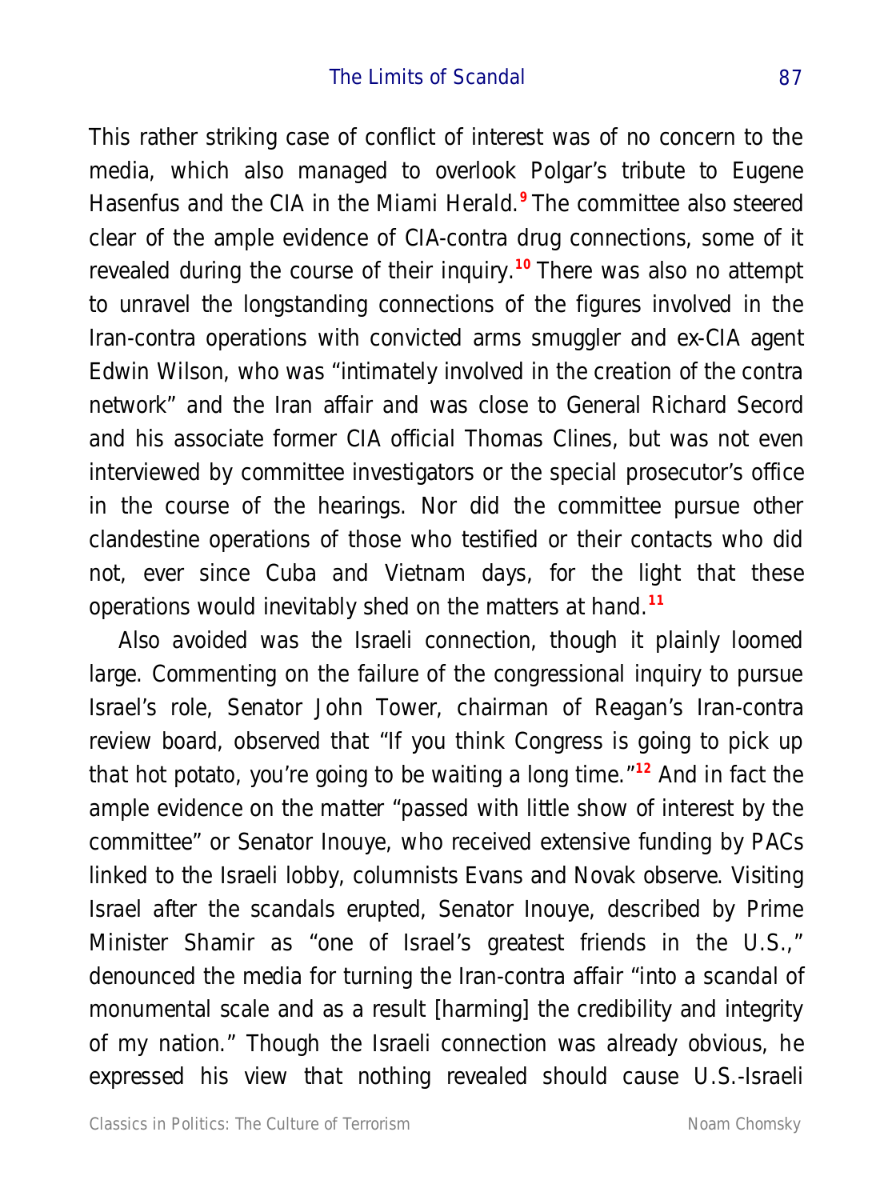This rather striking case of conflict of interest was of no concern to the media, which also managed to overlook Polgar's tribute to Eugene Hasenfus and the CIA in the *Miami Herald*.[9] The committee also steered clear of the ample evidence of CIA-contra drug connections, some of it revealed during the course of their inquiry.[10] There was also no attempt to unravel the longstanding connections of the figures involved in the Iran-contra operations with convicted arms smuggler and ex-CIA agent Edwin Wilson, who was "intimately involved in the creation of the contra network" and the Iran affair and was close to General Richard Secord and his associate former CIA official Thomas Clines, but was not even interviewed by committee investigators or the special prosecutor's office in the course of the hearings. Nor did the committee pursue other clandestine operations of those who testified or their contacts who did not, ever since Cuba and Vietnam days, for the light that these operations would inevitably shed on the matters at hand.[11]

Also avoided was the Israeli connection, though it plainly loomed large. Commenting on the failure of the congressional inquiry to pursue Israel's role, Senator John Tower, chairman of Reagan's Iran-contra review board, observed that "If you think Congress is going to pick up that hot potato, you're going to be waiting a long time."[12] And in fact the ample evidence on the matter "passed with little show of interest by the committee" or Senator Inouye, who received extensive funding by PACs linked to the Israeli lobby, columnists Evans and Novak observe. Visiting Israel after the scandals erupted, Senator Inouye, described by Prime Minister Shamir as "one of Israel's greatest friends in the U.S.," denounced the media for turning the Iran-contra affair "into a scandal of monumental scale and as a result [harming] the credibility and integrity of my nation." Though the Israeli connection was already obvious, he expressed his view that nothing revealed should cause U.S.-Israeli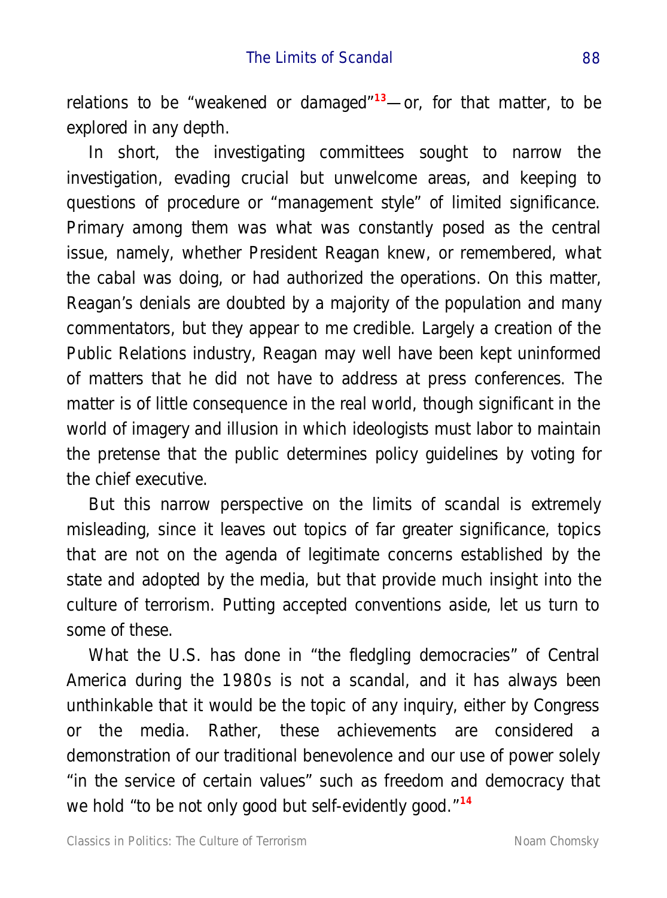relations to be "weakened or damaged"[13]—or, for that matter, to be explored in any depth.

In short, the investigating committees sought to narrow the investigation, evading crucial but unwelcome areas, and keeping to questions of procedure or "management style" of limited significance. Primary among them was what was constantly posed as the central issue, namely, whether President Reagan knew, or remembered, what the cabal was doing, or had authorized the operations. On this matter, Reagan's denials are doubted by a majority of the population and many commentators, but they appear to me credible. Largely a creation of the Public Relations industry, Reagan may well have been kept uninformed of matters that he did not have to address at press conferences. The matter is of little consequence in the real world, though significant in the world of imagery and illusion in which ideologists must labor to maintain the pretense that the public determines policy guidelines by voting for the chief executive.

But this narrow perspective on the limits of scandal is extremely misleading, since it leaves out topics of far greater significance, topics that are not on the agenda of legitimate concerns established by the state and adopted by the media, but that provide much insight into the culture of terrorism. Putting accepted conventions aside, let us turn to some of these.

What the U.S. has done in "the fledgling democracies" of Central America during the 1980s is not a scandal, and it has always been unthinkable that it would be the topic of any inquiry, either by Congress or the media. Rather, these achievements are considered a demonstration of our traditional benevolence and our use of power solely "in the service of certain values" such as freedom and democracy that we hold "to be not only good but self-evidently good."[14]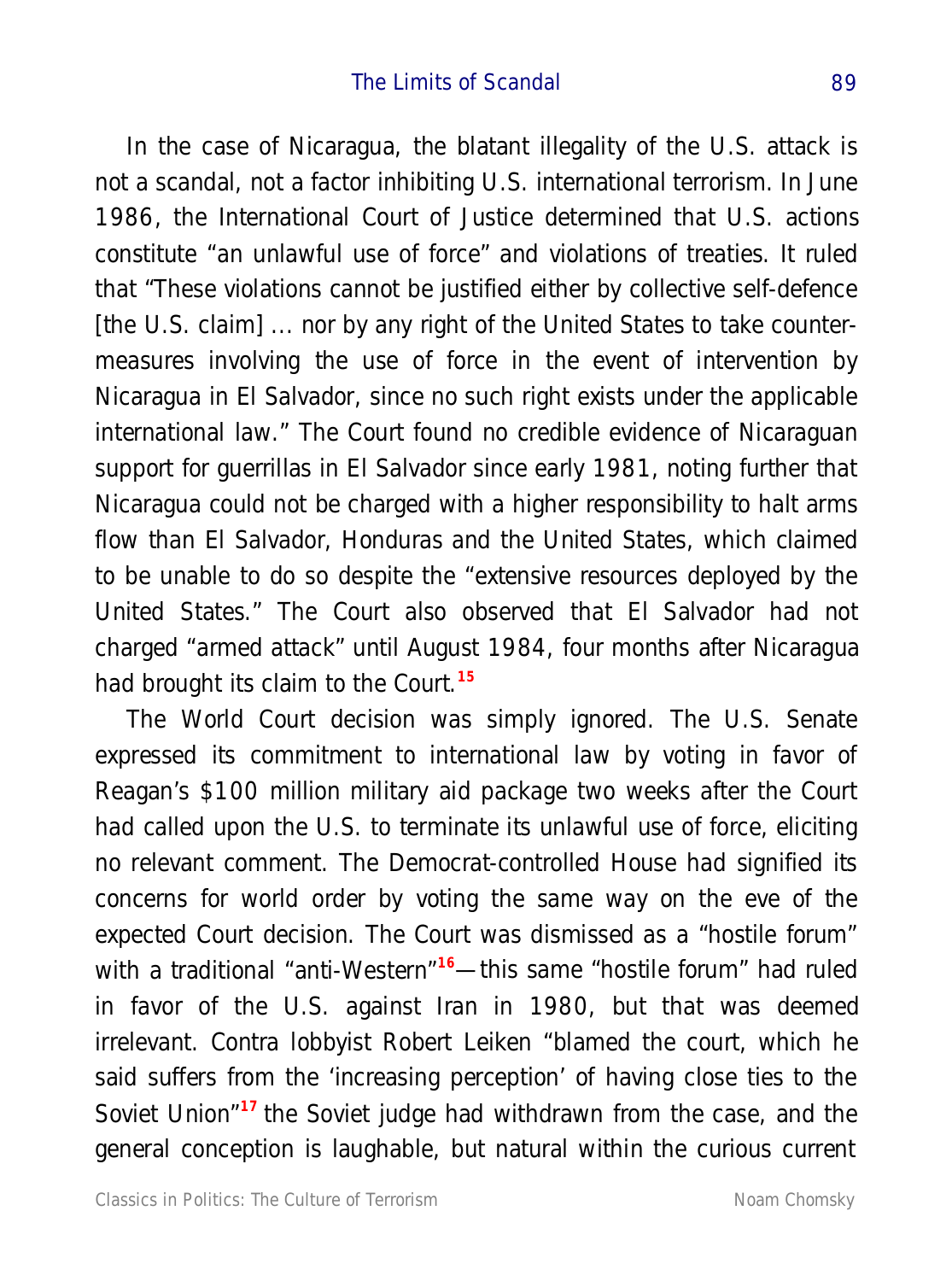In the case of Nicaragua, the blatant illegality of the U.S. attack is not a scandal, not a factor inhibiting U.S. international terrorism. In June 1986, the International Court of Justice determined that U.S. actions constitute "an unlawful use of force" and violations of treaties. It ruled that "These violations cannot be justified either by collective self-defence [the U.S. claim] ... nor by any right of the United States to take counter-measures involving the use of force in the event of intervention by Nicaragua in El Salvador, since no such right exists under the applicable international law." The Court found no credible evidence of Nicaraguan support for guerrillas in El Salvador since early 1981, noting further that Nicaragua could not be charged with a higher responsibility to halt arms flow than El Salvador, Honduras and the United States, which claimed to be unable to do so despite the "extensive resources deployed by the United States." The Court also observed that El Salvador had not charged "armed attack" until August 1984, four months after Nicaragua had brought its claim to the Court.[15]

The World Court decision was simply ignored. The U.S. Senate expressed its commitment to international law by voting in favor of Reagan's $100 million military aid package two weeks after the Court had called upon the U.S. to terminate its unlawful use of force, eliciting no relevant comment. The Democrat-controlled House had signified its concerns for world order by voting the same way on the eve of the expected Court decision. The Court was dismissed as a "hostile forum" with a traditional "anti-Western"[16]—this same "hostile forum" had ruled in favor of the U.S. against Iran in 1980, but that was deemed irrelevant. Contra lobbyist Robert Leiken "blamed the court, which he said suffers from the 'increasing perception' of having close ties to the Soviet Union"[17] the Soviet judge had withdrawn from the case, and the general conception is laughable, but natural within the curious current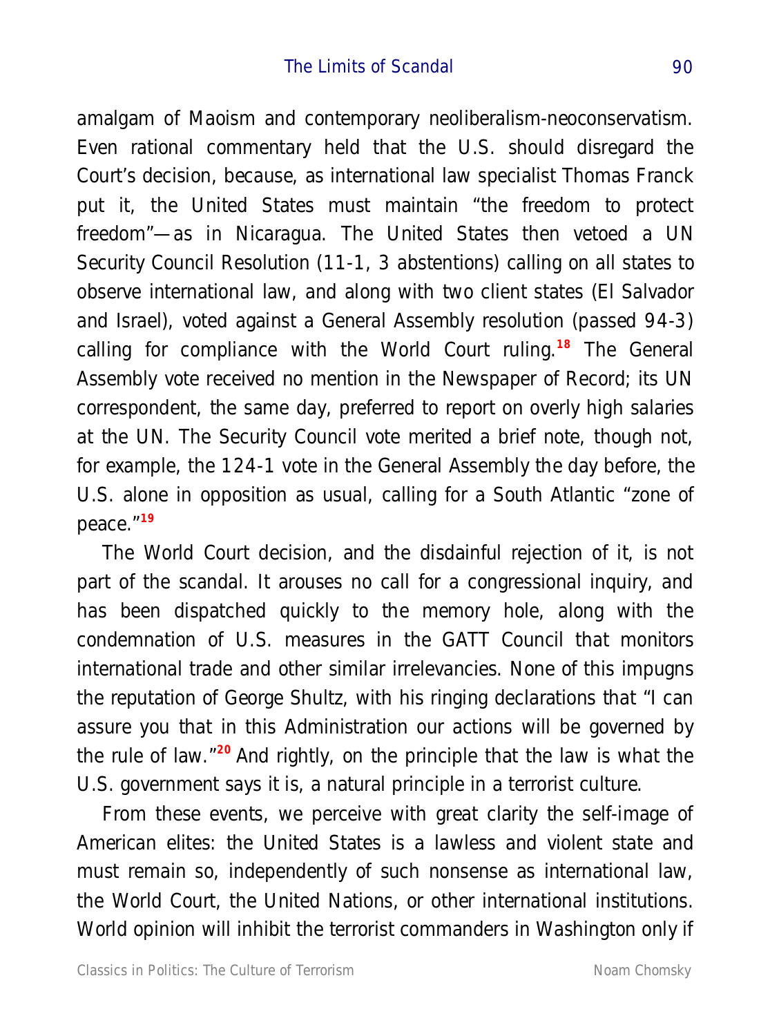amalgam of Maoism and contemporary neoliberalism-neoconservatism. Even rational commentary held that the U.S. should disregard the Court's decision, because, as international law specialist Thomas Franck put it, the United States must maintain "the freedom to protect freedom"—as in Nicaragua. The United States then vetoed a UN Security Council Resolution (11-1, 3 abstentions) calling on all states to observe international law, and along with two client states (El Salvador and Israel), voted against a General Assembly resolution (passed 94-3) calling for compliance with the World Court ruling.[18] The General Assembly vote received no mention in the Newspaper of Record; its UN correspondent, the same day, preferred to report on overly high salaries at the UN. The Security Council vote merited a brief note, though not, for example, the 124-1 vote in the General Assembly the day before, the U.S. alone in opposition as usual, calling for a South Atlantic "zone of peace."[19]

The World Court decision, and the disdainful rejection of it, is not part of the scandal. It arouses no call for a congressional inquiry, and has been dispatched quickly to the memory hole, along with the condemnation of U.S. measures in the GATT Council that monitors international trade and other similar irrelevancies. None of this impugns the reputation of George Shultz, with his ringing declarations that "I can assure you that in this Administration our actions will be governed by the rule of law."[20] And rightly, on the principle that the law is what the U.S. government says it is, a natural principle in a terrorist culture.

From these events, we perceive with great clarity the self-image of American elites: the United States is a lawless and violent state and must remain so, independently of such nonsense as international law, the World Court, the United Nations, or other international institutions. World opinion will inhibit the terrorist commanders in Washington only if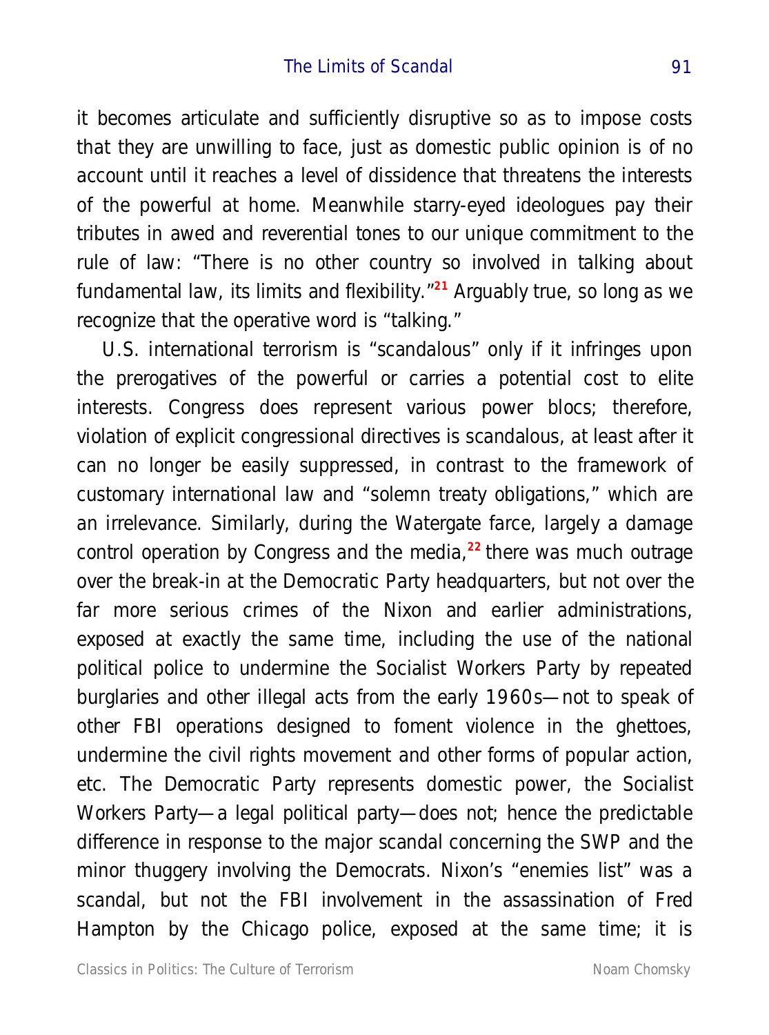it becomes articulate and sufficiently disruptive so as to impose costs that they are unwilling to face, just as domestic public opinion is of no account until it reaches a level of dissidence that threatens the interests of the powerful at home. Meanwhile starry-eyed ideologues pay their tributes in awed and reverential tones to our unique commitment to the rule of law: "There is no other country so involved in talking about fundamental law, its limits and flexibility."[21] Arguably true, so long as we recognize that the operative word is "talking."

U.S. international terrorism is "scandalous" only if it infringes upon the prerogatives of the powerful or carries a potential cost to elite interests. Congress does represent various power blocs; therefore, violation of explicit congressional directives is scandalous, at least after it can no longer be easily suppressed, in contrast to the framework of customary international law and "solemn treaty obligations," which are an irrelevance. Similarly, during the Watergate farce, largely a damage control operation by Congress and the media,[22] there was much outrage over the break-in at the Democratic Party headquarters, but not over the far more serious crimes of the Nixon and earlier administrations, exposed at exactly the same time, including the use of the national political police to undermine the Socialist Workers Party by repeated burglaries and other illegal acts from the early 1960s—not to speak of other FBI operations designed to foment violence in the ghettoes, undermine the civil rights movement and other forms of popular action, etc. The Democratic Party represents domestic power, the Socialist Workers Party—a legal political party—does not; hence the predictable difference in response to the major scandal concerning the SWP and the minor thuggery involving the Democrats. Nixon's "enemies list" was a scandal, but not the FBI involvement in the assassination of Fred Hampton by the Chicago police, exposed at the same time; it is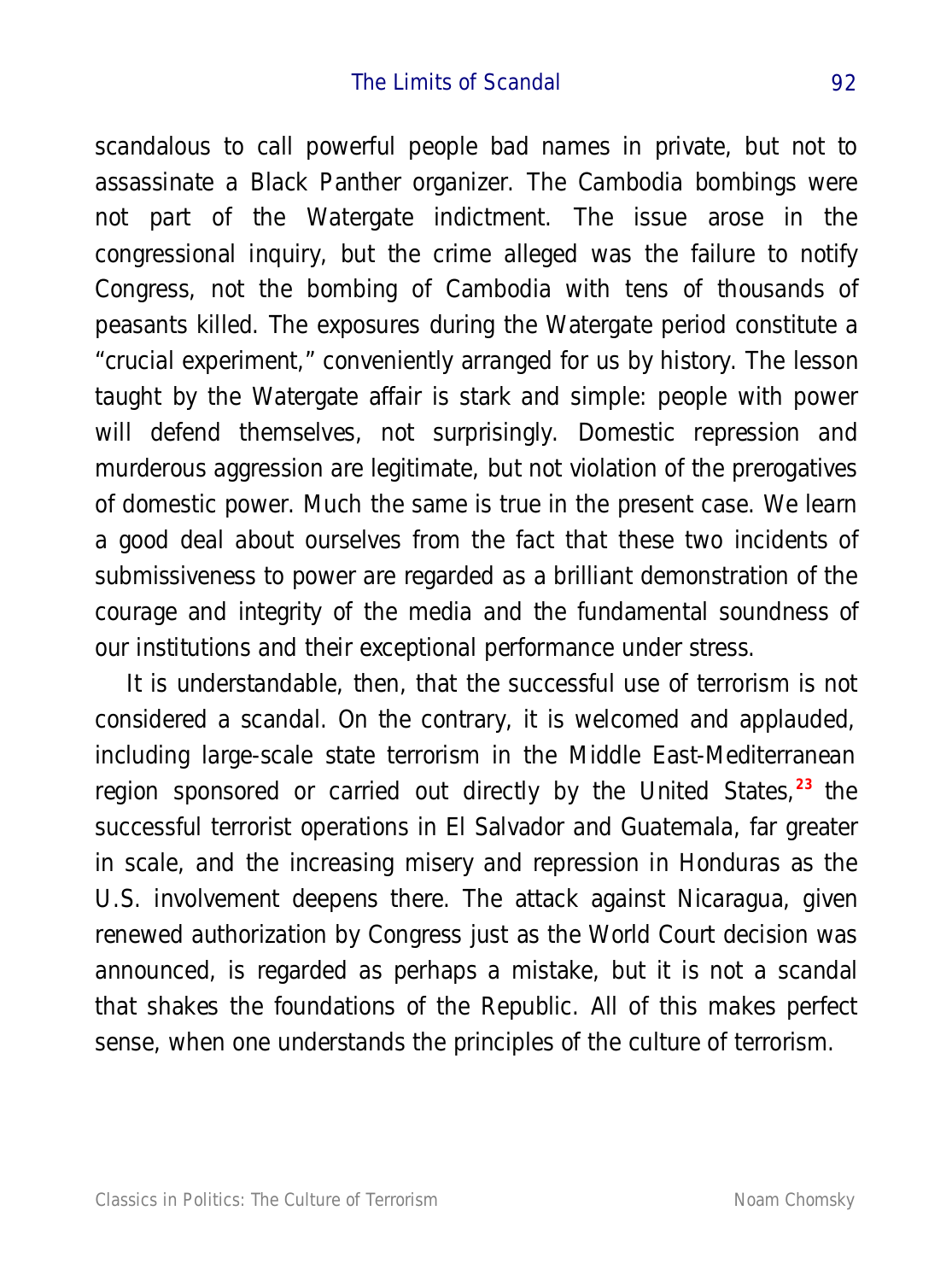scandalous to call powerful people bad names in private, but not to assassinate a Black Panther organizer. The Cambodia bombings were not part of the Watergate indictment. The issue arose in the congressional inquiry, but the crime alleged was the failure to notify Congress, not the bombing of Cambodia with tens of thousands of peasants killed. The exposures during the Watergate period constitute a "crucial experiment," conveniently arranged for us by history. The lesson taught by the Watergate affair is stark and simple: people with power will defend themselves, not surprisingly. Domestic repression and murderous aggression are legitimate, but not violation of the prerogatives of domestic power. Much the same is true in the present case. We learn a good deal about ourselves from the fact that these two incidents of submissiveness to power are regarded as a brilliant demonstration of the courage and integrity of the media and the fundamental soundness of our institutions and their exceptional performance under stress.

It is understandable, then, that the successful use of terrorism is not considered a scandal. On the contrary, it is welcomed and applauded, including large-scale state terrorism in the Middle East-Mediterranean region sponsored or carried out directly by the United States,[23] the successful terrorist operations in El Salvador and Guatemala, far greater in scale, and the increasing misery and repression in Honduras as the U.S. involvement deepens there. The attack against Nicaragua, given renewed authorization by Congress just as the World Court decision was announced, is regarded as perhaps a mistake, but it is not a scandal that shakes the foundations of the Republic. All of this makes perfect sense, when one understands the principles of the culture of terrorism.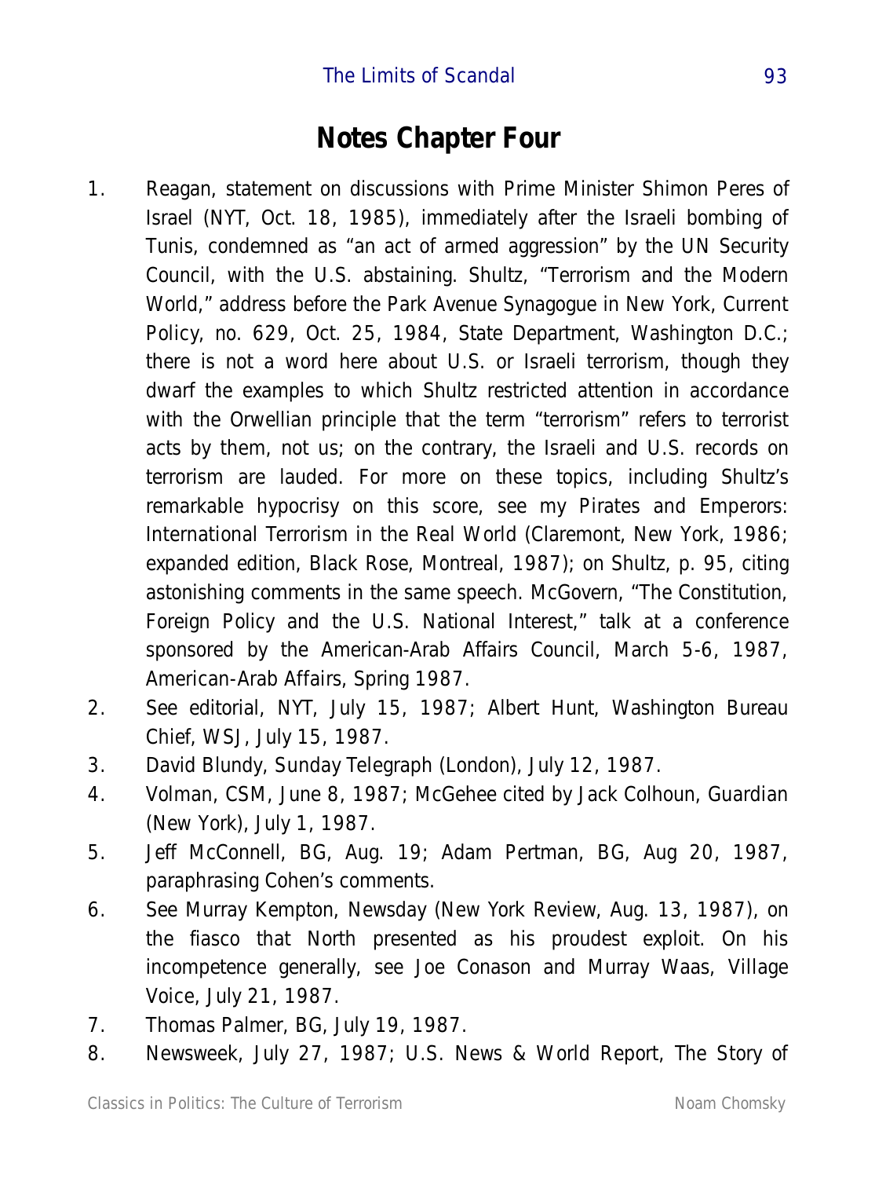## Notes Chapter Four

1. Reagan, statement on discussions with Prime Minister Shimon Peres of Israel (NYT, Oct. 18, 1985), immediately after the Israeli bombing of Tunis, condemned as “an act of armed aggression” by the UN Security Council, with the U.S. abstaining. Shultz, “Terrorism and the Modern World,” address before the Park Avenue Synagogue in New York, Current Policy, no. 629, Oct. 25, 1984, State Department, Washington D.C.; there is not a word here about U.S. or Israeli terrorism, though they dwarf the examples to which Shultz restricted attention in accordance with the Orwellian principle that the term “terrorism” refers to terrorist acts by them, not us; on the contrary, the Israeli and U.S. records on terrorism are lauded. For more on these topics, including Shultz’s remarkable hypocrisy on this score, see my Pirates and Emperors: International Terrorism in the Real World (Claremont, New York, 1986; expanded edition, Black Rose, Montreal, 1987); on Shultz, p. 95, citing astonishing comments in the same speech. McGovern, “The Constitution, Foreign Policy and the U.S. National Interest,” talk at a conference sponsored by the American-Arab Affairs Council, March 5-6, 1987, American-Arab Affairs, Spring 1987.
2. See editorial, NYT, July 15, 1987; Albert Hunt, Washington Bureau Chief, WSJ, July 15, 1987.
3. David Blundy, Sunday Telegraph (London), July 12, 1987.
4. Volman, CSM, June 8, 1987; McGehee cited by Jack Colhoun, Guardian (New York), July 1, 1987.
5. Jeff McConnell, BG, Aug. 19; Adam Pertman, BG, Aug 20, 1987, paraphrasing Cohen’s comments.
6. See Murray Kempton, Newsday (New York Review, Aug. 13, 1987), on the fiasco that North presented as his proudest exploit. On his incompetence generally, see Joe Conason and Murray Waas, Village Voice, July 21, 1987.
7. Thomas Palmer, BG, July 19, 1987.
8. Newsweek, July 27, 1987; U.S. News & World Report, The Story of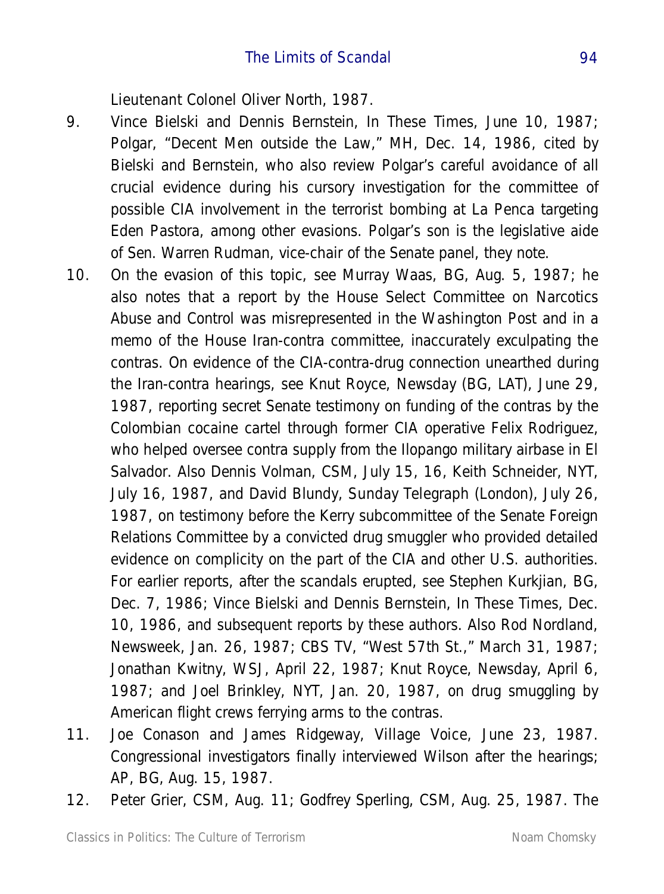Lieutenant Colonel Oliver North, 1987.

9. Vince Bielski and Dennis Bernstein, In These Times, June 10, 1987; Polgar, "Decent Men outside the Law," MH, Dec. 14, 1986, cited by Bielski and Bernstein, who also review Polgar's careful avoidance of all crucial evidence during his cursory investigation for the committee of possible CIA involvement in the terrorist bombing at La Penca targeting Eden Pastora, among other evasions. Polgar's son is the legislative aide of Sen. Warren Rudman, vice-chair of the Senate panel, they note.

10. On the evasion of this topic, see Murray Waas, BG, Aug. 5, 1987; he also notes that a report by the House Select Committee on Narcotics Abuse and Control was misrepresented in the Washington Post and in a memo of the House Iran-contra committee, inaccurately exculpating the contras. On evidence of the CIA-contra-drug connection unearthed during the Iran-contra hearings, see Knut Royce, Newsday (BG, LAT), June 29, 1987, reporting secret Senate testimony on funding of the contras by the Colombian cocaine cartel through former CIA operative Felix Rodriguez, who helped oversee contra supply from the Ilopango military airbase in El Salvador. Also Dennis Volman, CSM, July 15, 16, Keith Schneider, NYT, July 16, 1987, and David Blundy, Sunday Telegraph (London), July 26, 1987, on testimony before the Kerry subcommittee of the Senate Foreign Relations Committee by a convicted drug smuggler who provided detailed evidence on complicity on the part of the CIA and other U.S. authorities. For earlier reports, after the scandals erupted, see Stephen Kurkjian, BG, Dec. 7, 1986; Vince Bielski and Dennis Bernstein, In These Times, Dec. 10, 1986, and subsequent reports by these authors. Also Rod Nordland, Newsweek, Jan. 26, 1987; CBS TV, "West 57th St.," March 31, 1987; Jonathan Kwitny, WSJ, April 22, 1987; Knut Royce, Newsday, April 6, 1987; and Joel Brinkley, NYT, Jan. 20, 1987, on drug smuggling by American flight crews ferrying arms to the contras.

11. Joe Conason and James Ridgeway, Village Voice, June 23, 1987. Congressional investigators finally interviewed Wilson after the hearings; AP, BG, Aug. 15, 1987.

12. Peter Grier, CSM, Aug. 11; Godfrey Sperling, CSM, Aug. 25, 1987. The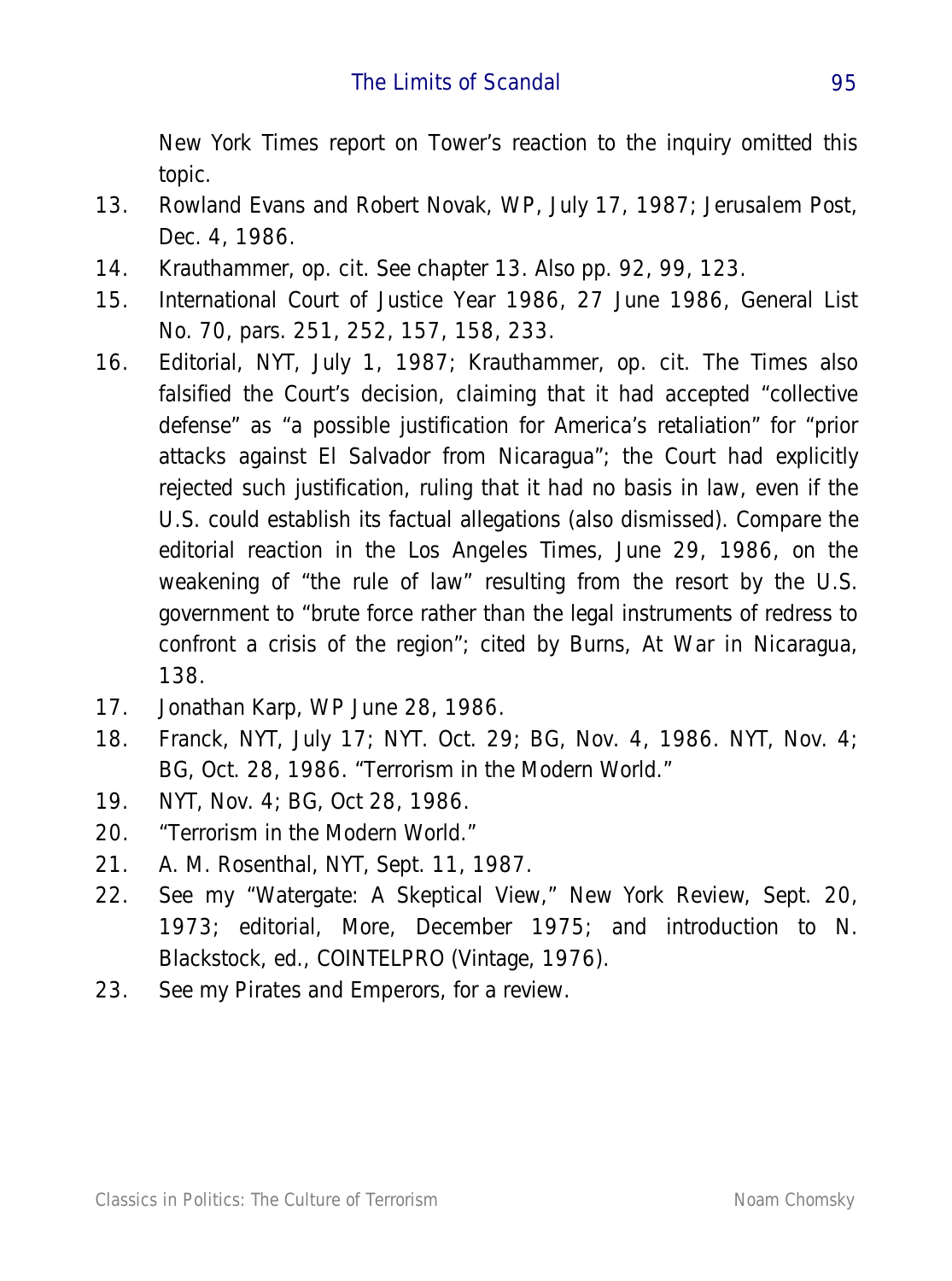New York Times report on Tower's reaction to the inquiry omitted this topic.

13. Rowland Evans and Robert Novak, WP, July 17, 1987; Jerusalem Post, Dec. 4, 1986.
14. Krauthammer, op. cit. See chapter 13. Also pp. 92, 99, 123.
15. International Court of Justice Year 1986, 27 June 1986, General List No. 70, pars. 251, 252, 157, 158, 233.
16. Editorial, NYT, July 1, 1987; Krauthammer, op. cit. The Times also falsified the Court's decision, claiming that it had accepted "collective defense" as "a possible justification for America's retaliation" for "prior attacks against El Salvador from Nicaragua"; the Court had explicitly rejected such justification, ruling that it had no basis in law, even if the U.S. could establish its factual allegations (also dismissed). Compare the editorial reaction in the Los Angeles Times, June 29, 1986, on the weakening of "the rule of law" resulting from the resort by the U.S. government to "brute force rather than the legal instruments of redress to confront a crisis of the region"; cited by Burns, At War in Nicaragua, 138.
17. Jonathan Karp, WP June 28, 1986.
18. Franck, NYT, July 17; NYT. Oct. 29; BG, Nov. 4, 1986. NYT, Nov. 4; BG, Oct. 28, 1986. "Terrorism in the Modern World."
19. NYT, Nov. 4; BG, Oct 28, 1986.
20. "Terrorism in the Modern World."
21. A. M. Rosenthal, NYT, Sept. 11, 1987.
22. See my "Watergate: A Skeptical View," New York Review, Sept. 20, 1973; editorial, More, December 1975; and introduction to N. Blackstock, ed., COINTELPRO (Vintage, 1976).
23. See my Pirates and Emperors, for a review.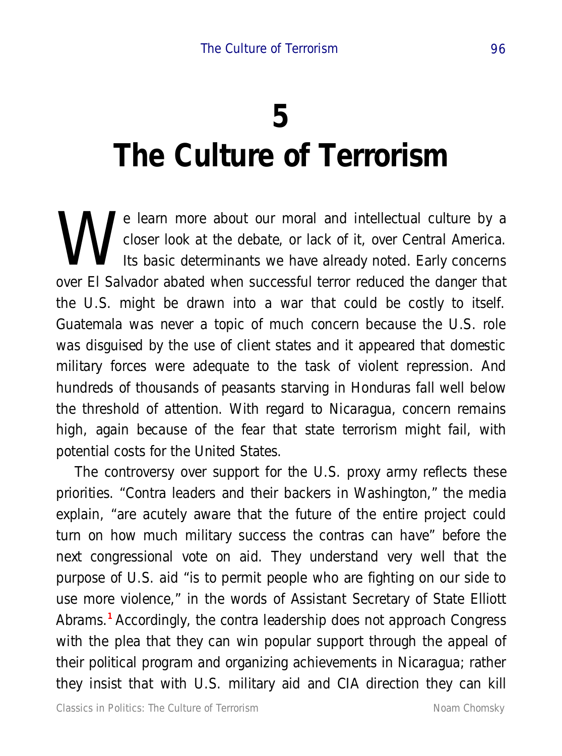# 5
# The Culture of Terrorism

We learn more about our moral and intellectual culture by a closer look at the debate, or lack of it, over Central America. Its basic determinants we have already noted. Early concerns over El Salvador abated when successful terror reduced the danger that the U.S. might be drawn into a war that could be costly to itself. Guatemala was never a topic of much concern because the U.S. role was disguised by the use of client states and it appeared that domestic military forces were adequate to the task of violent repression. And hundreds of thousands of peasants starving in Honduras fall well below the threshold of attention. With regard to Nicaragua, concern remains high, again because of the fear that state terrorism might fail, with potential costs for the United States.

The controversy over support for the U.S. proxy army reflects these priorities. "Contra leaders and their backers in Washington," the media explain, "are acutely aware that the future of the entire project could turn on how much military success the contras can have" before the next congressional vote on aid. They understand very well that the purpose of U.S. aid "is to permit people who are fighting on our side to use more violence," in the words of Assistant Secretary of State Elliott Abrams.[1] Accordingly, the contra leadership does not approach Congress with the plea that they can win popular support through the appeal of their political program and organizing achievements in Nicaragua; rather they insist that with U.S. military aid and CIA direction they can kill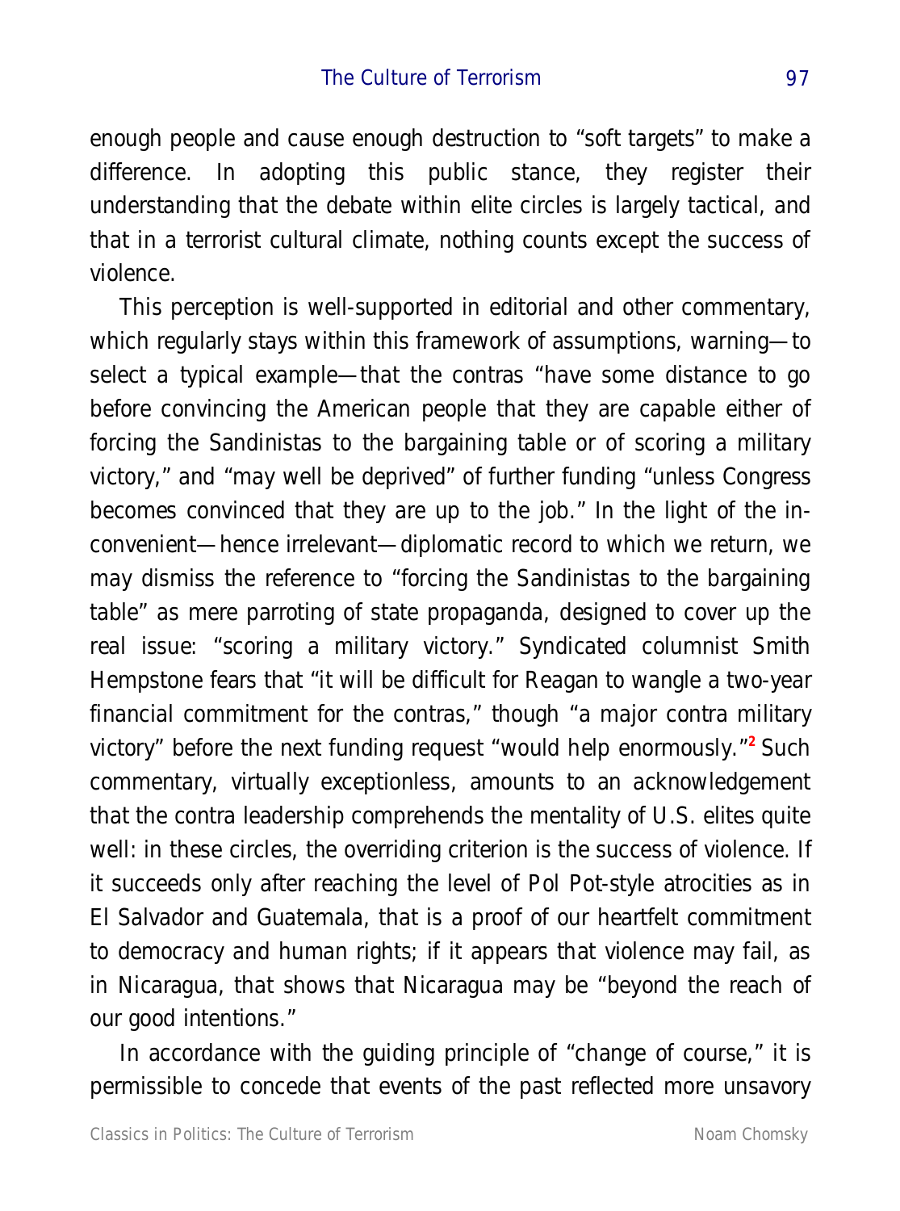enough people and cause enough destruction to "soft targets" to make a difference. In adopting this public stance, they register their understanding that the debate within elite circles is largely tactical, and that in a terrorist cultural climate, nothing counts except the success of violence.

This perception is well-supported in editorial and other commentary, which regularly stays within this framework of assumptions, warning—to select a typical example—that the contras "have some distance to go before convincing the American people that they are capable either of forcing the Sandinistas to the bargaining table or of scoring a military victory," and "may well be deprived" of further funding "unless Congress becomes convinced that they are up to the job." In the light of the inconvenient—hence irrelevant—diplomatic record to which we return, we may dismiss the reference to "forcing the Sandinistas to the bargaining table" as mere parroting of state propaganda, designed to cover up the real issue: "scoring a military victory." Syndicated columnist Smith Hempstone fears that "it will be difficult for Reagan to wangle a two-year financial commitment for the contras," though "a major contra military victory" before the next funding request "would help enormously."[2] Such commentary, virtually exceptionless, amounts to an acknowledgement that the contra leadership comprehends the mentality of U.S. elites quite well: in these circles, the overriding criterion is the success of violence. If it succeeds only after reaching the level of Pol Pot-style atrocities as in El Salvador and Guatemala, that is a proof of our heartfelt commitment to democracy and human rights; if it appears that violence may fail, as in Nicaragua, that shows that Nicaragua may be "beyond the reach of our good intentions."

In accordance with the guiding principle of "change of course," it is permissible to concede that events of the past reflected more unsavory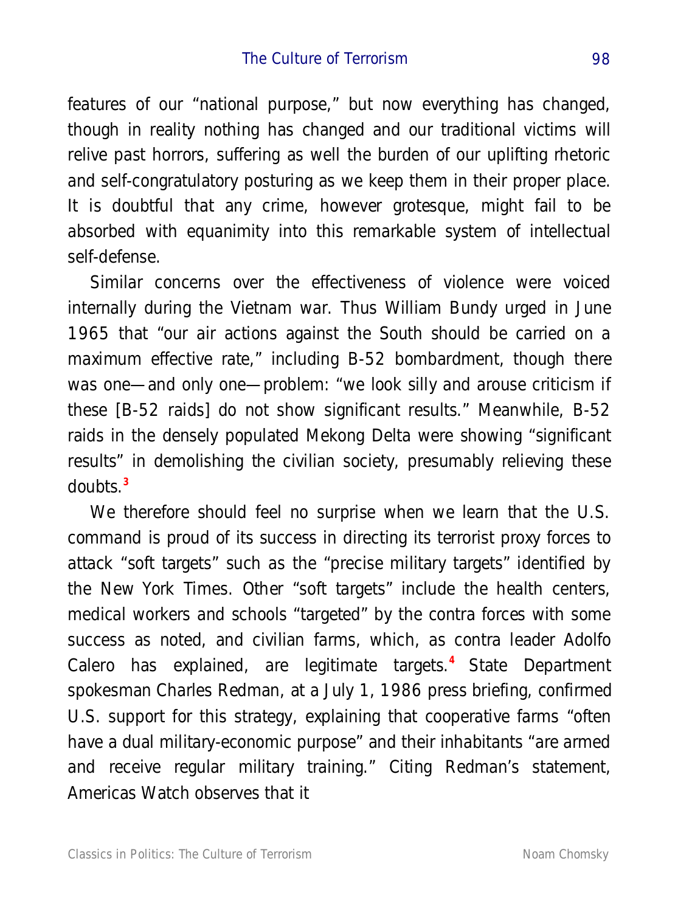features of our "national purpose," but now everything has changed, though in reality nothing has changed and our traditional victims will relive past horrors, suffering as well the burden of our uplifting rhetoric and self-congratulatory posturing as we keep them in their proper place. It is doubtful that any crime, however grotesque, might fail to be absorbed with equanimity into this remarkable system of intellectual self-defense.

Similar concerns over the effectiveness of violence were voiced internally during the Vietnam war. Thus William Bundy urged in June 1965 that "our air actions against the South should be carried on a maximum effective rate," including B-52 bombardment, though there was one—and only one—problem: "we look silly and arouse criticism if these [B-52 raids] do not show significant results." Meanwhile, B-52 raids in the densely populated Mekong Delta were showing "significant results" in demolishing the civilian society, presumably relieving these doubts.[3]

We therefore should feel no surprise when we learn that the U.S. command is proud of its success in directing its terrorist proxy forces to attack "soft targets" such as the "precise military targets" identified by the New York Times. Other "soft targets" include the health centers, medical workers and schools "targeted" by the contra forces with some success as noted, and civilian farms, which, as contra leader Adolfo Calero has explained, are legitimate targets.[4] State Department spokesman Charles Redman, at a July 1, 1986 press briefing, confirmed U.S. support for this strategy, explaining that cooperative farms "often have a dual military-economic purpose" and their inhabitants "are armed and receive regular military training." Citing Redman's statement, Americas Watch observes that it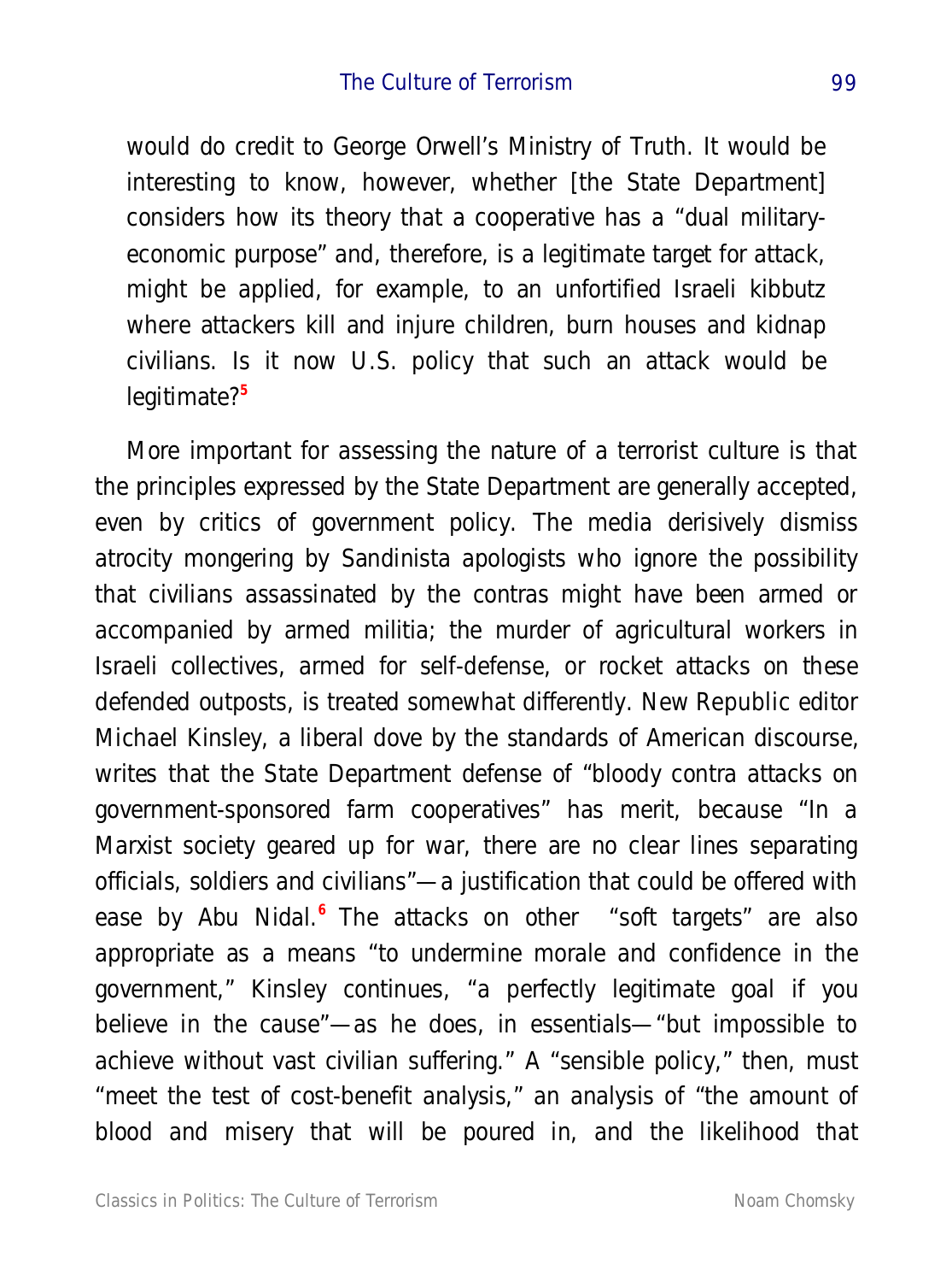> would do credit to George Orwell's Ministry of Truth. It would be interesting to know, however, whether [the State Department] considers how its theory that a cooperative has a "dual military-economic purpose" and, therefore, is a legitimate target for attack, might be applied, for example, to an unfortified Israeli kibbutz where attackers kill and injure children, burn houses and kidnap civilians. Is it now U.S. policy that such an attack would be legitimate?[5]

More important for assessing the nature of a terrorist culture is that the principles expressed by the State Department are generally accepted, even by critics of government policy. The media derisively dismiss atrocity mongering by Sandinista apologists who ignore the possibility that civilians assassinated by the contras might have been armed or accompanied by armed militia; the murder of agricultural workers in Israeli collectives, armed for self-defense, or rocket attacks on these defended outposts, is treated somewhat differently. New Republic editor Michael Kinsley, a liberal dove by the standards of American discourse, writes that the State Department defense of "bloody contra attacks on government-sponsored farm cooperatives" has merit, because "In a Marxist society geared up for war, there are no clear lines separating officials, soldiers and civilians"—a justification that could be offered with ease by Abu Nidal.[6] The attacks on other "soft targets" are also appropriate as a means "to undermine morale and confidence in the government," Kinsley continues, "a perfectly legitimate goal if you believe in the cause"—as he does, in essentials—"but impossible to achieve without vast civilian suffering." A "sensible policy," then, must "meet the test of cost-benefit analysis," an analysis of "the amount of blood and misery that will be poured in, and the likelihood that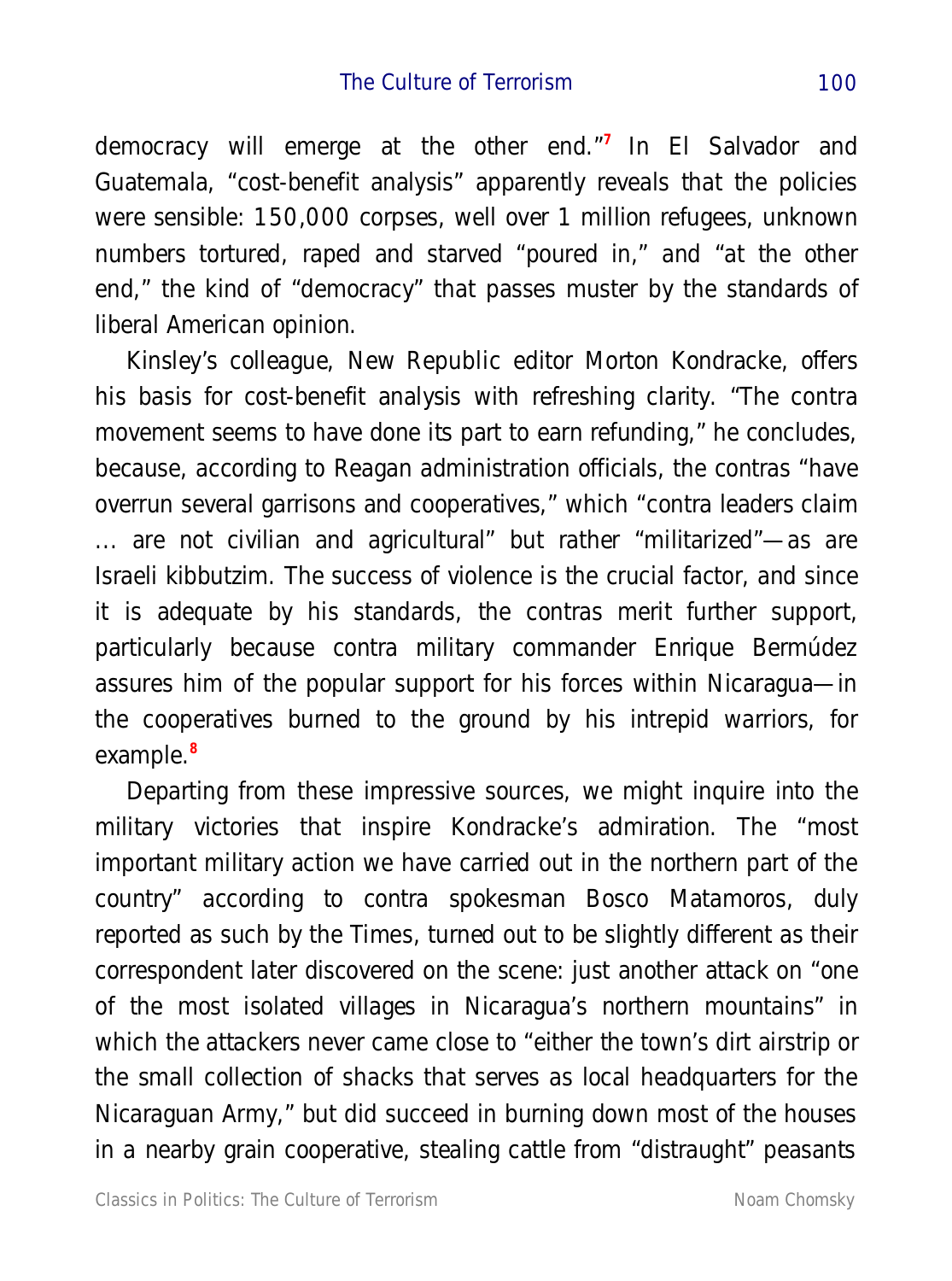democracy will emerge at the other end."[7] In El Salvador and Guatemala, "cost-benefit analysis" apparently reveals that the policies were sensible: 150,000 corpses, well over 1 million refugees, unknown numbers tortured, raped and starved "poured in," and "at the other end," the kind of "democracy" that passes muster by the standards of liberal American opinion.

Kinsley's colleague, New Republic editor Morton Kondracke, offers his basis for cost-benefit analysis with refreshing clarity. "The contra movement seems to have done its part to earn refunding," he concludes, because, according to Reagan administration officials, the contras "have overrun several garrisons and cooperatives," which "contra leaders claim ... are not civilian and agricultural" but rather "militarized"—as are Israeli kibbutzim. The success of violence is the crucial factor, and since it is adequate by his standards, the contras merit further support, particularly because contra military commander Enrique Bermúdez assures him of the popular support for his forces within Nicaragua—in the cooperatives burned to the ground by his intrepid warriors, for example.[8]

Departing from these impressive sources, we might inquire into the military victories that inspire Kondracke's admiration. The "most important military action we have carried out in the northern part of the country" according to contra spokesman Bosco Matamoros, duly reported as such by the Times, turned out to be slightly different as their correspondent later discovered on the scene: just another attack on "one of the most isolated villages in Nicaragua's northern mountains" in which the attackers never came close to "either the town's dirt airstrip or the small collection of shacks that serves as local headquarters for the Nicaraguan Army," but did succeed in burning down most of the houses in a nearby grain cooperative, stealing cattle from "distraught" peasants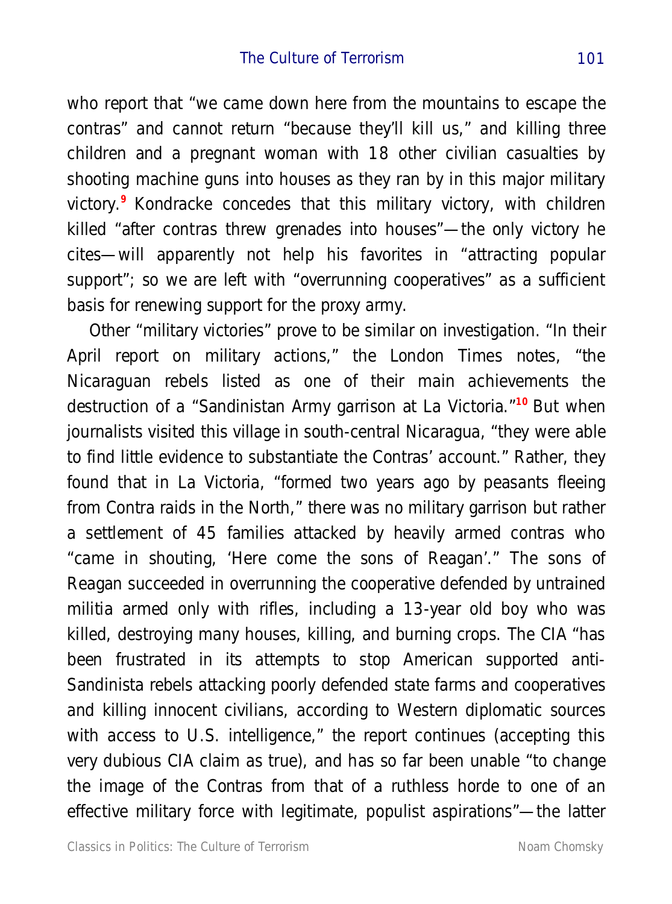who report that "we came down here from the mountains to escape the contras" and cannot return "because they'll kill us," and killing three children and a pregnant woman with 18 other civilian casualties by shooting machine guns into houses as they ran by in this major military victory.[9] Kondracke concedes that this military victory, with children killed "after contras threw grenades into houses"—the only victory he cites—will apparently not help his favorites in "attracting popular support"; so we are left with "overrunning cooperatives" as a sufficient basis for renewing support for the proxy army.

Other "military victories" prove to be similar on investigation. "In their April report on military actions," the London Times notes, "the Nicaraguan rebels listed as one of their main achievements the destruction of a "Sandinistan Army garrison at La Victoria."[10] But when journalists visited this village in south-central Nicaragua, "they were able to find little evidence to substantiate the Contras' account." Rather, they found that in La Victoria, "formed two years ago by peasants fleeing from Contra raids in the North," there was no military garrison but rather a settlement of 45 families attacked by heavily armed contras who "came in shouting, 'Here come the sons of Reagan'." The sons of Reagan succeeded in overrunning the cooperative defended by untrained militia armed only with rifles, including a 13-year old boy who was killed, destroying many houses, killing, and burning crops. The CIA "has been frustrated in its attempts to stop American supported anti-Sandinista rebels attacking poorly defended state farms and cooperatives and killing innocent civilians, according to Western diplomatic sources with access to U.S. intelligence," the report continues (accepting this very dubious CIA claim as true), and has so far been unable "to change the image of the Contras from that of a ruthless horde to one of an effective military force with legitimate, populist aspirations"—the latter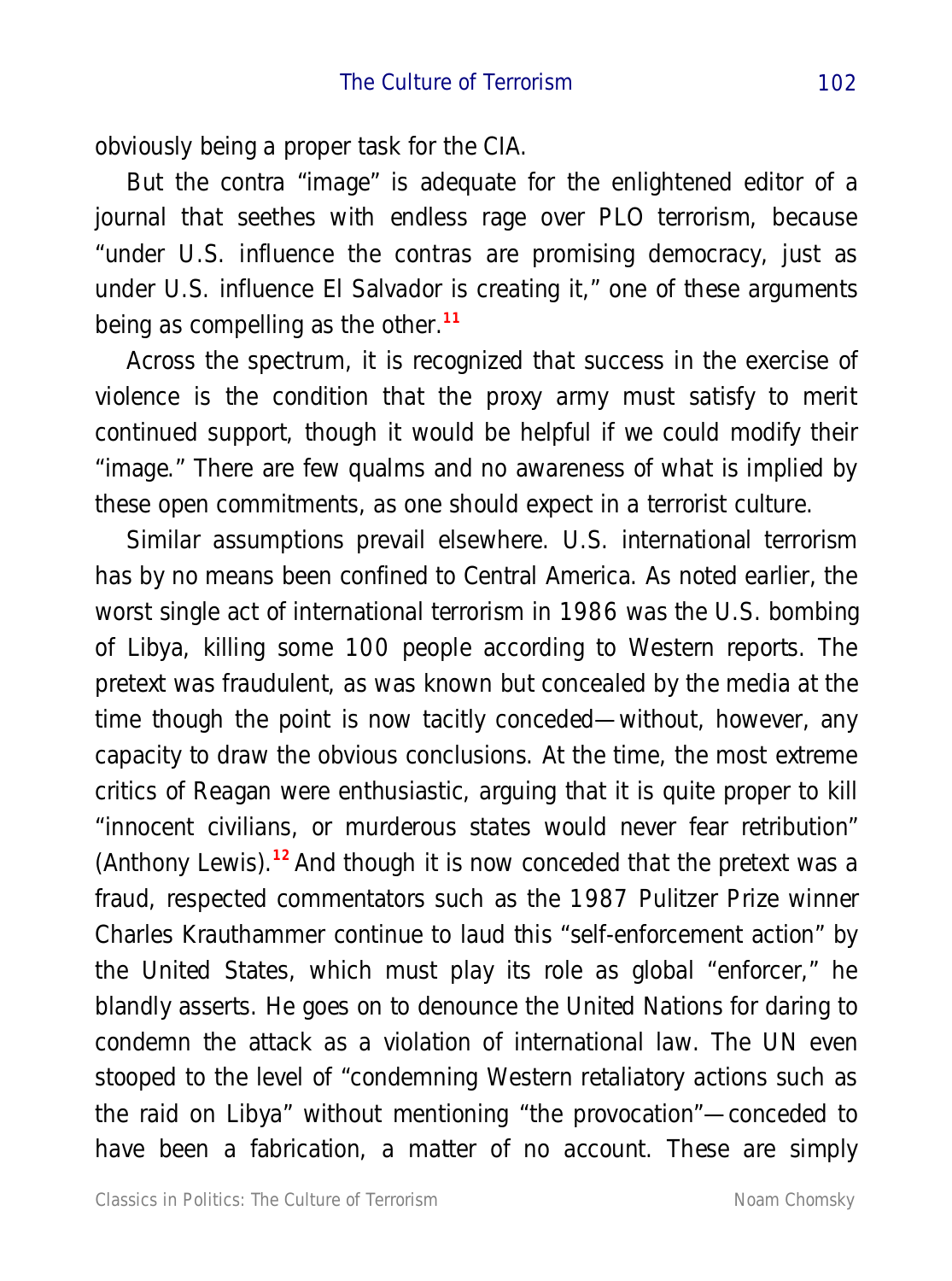obviously being a proper task for the CIA.

But the contra "image" is adequate for the enlightened editor of a journal that seethes with endless rage over PLO terrorism, because "under U.S. influence the contras are promising democracy, just as under U.S. influence El Salvador is creating it," one of these arguments being as compelling as the other.[11]

Across the spectrum, it is recognized that success in the exercise of violence is the condition that the proxy army must satisfy to merit continued support, though it would be helpful if we could modify their "image." There are few qualms and no awareness of what is implied by these open commitments, as one should expect in a terrorist culture.

Similar assumptions prevail elsewhere. U.S. international terrorism has by no means been confined to Central America. As noted earlier, the worst single act of international terrorism in 1986 was the U.S. bombing of Libya, killing some 100 people according to Western reports. The pretext was fraudulent, as was known but concealed by the media at the time though the point is now tacitly conceded—without, however, any capacity to draw the obvious conclusions. At the time, the most extreme critics of Reagan were enthusiastic, arguing that it is quite proper to kill "innocent civilians, or murderous states would never fear retribution" (Anthony Lewis).[12] And though it is now conceded that the pretext was a fraud, respected commentators such as the 1987 Pulitzer Prize winner Charles Krauthammer continue to laud this "self-enforcement action" by the United States, which must play its role as global "enforcer," he blandly asserts. He goes on to denounce the United Nations for daring to condemn the attack as a violation of international law. The UN even stooped to the level of "condemning Western retaliatory actions such as the raid on Libya" without mentioning "the provocation"—conceded to have been a fabrication, a matter of no account. These are simply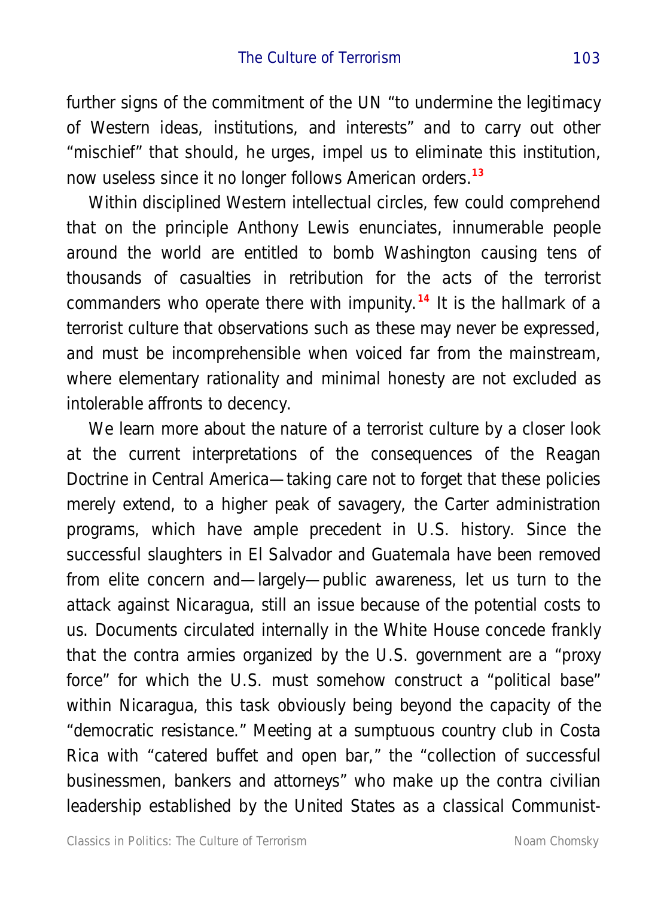further signs of the commitment of the UN "to undermine the legitimacy of Western ideas, institutions, and interests" and to carry out other "mischief" that should, he urges, impel us to eliminate this institution, now useless since it no longer follows American orders.[13]

Within disciplined Western intellectual circles, few could comprehend that on the principle Anthony Lewis enunciates, innumerable people around the world are entitled to bomb Washington causing tens of thousands of casualties in retribution for the acts of the terrorist commanders who operate there with impunity.[14] It is the hallmark of a terrorist culture that observations such as these may never be expressed, and must be incomprehensible when voiced far from the mainstream, where elementary rationality and minimal honesty are not excluded as intolerable affronts to decency.

We learn more about the nature of a terrorist culture by a closer look at the current interpretations of the consequences of the Reagan Doctrine in Central America—taking care not to forget that these policies merely extend, to a higher peak of savagery, the Carter administration programs, which have ample precedent in U.S. history. Since the successful slaughters in El Salvador and Guatemala have been removed from elite concern and—largely—public awareness, let us turn to the attack against Nicaragua, still an issue because of the potential costs to us. Documents circulated internally in the White House concede frankly that the contra armies organized by the U.S. government are a "proxy force" for which the U.S. must somehow construct a "political base" within Nicaragua, this task obviously being beyond the capacity of the "democratic resistance." Meeting at a sumptuous country club in Costa Rica with "catered buffet and open bar," the "collection of successful businessmen, bankers and attorneys" who make up the contra civilian leadership established by the United States as a classical Communist-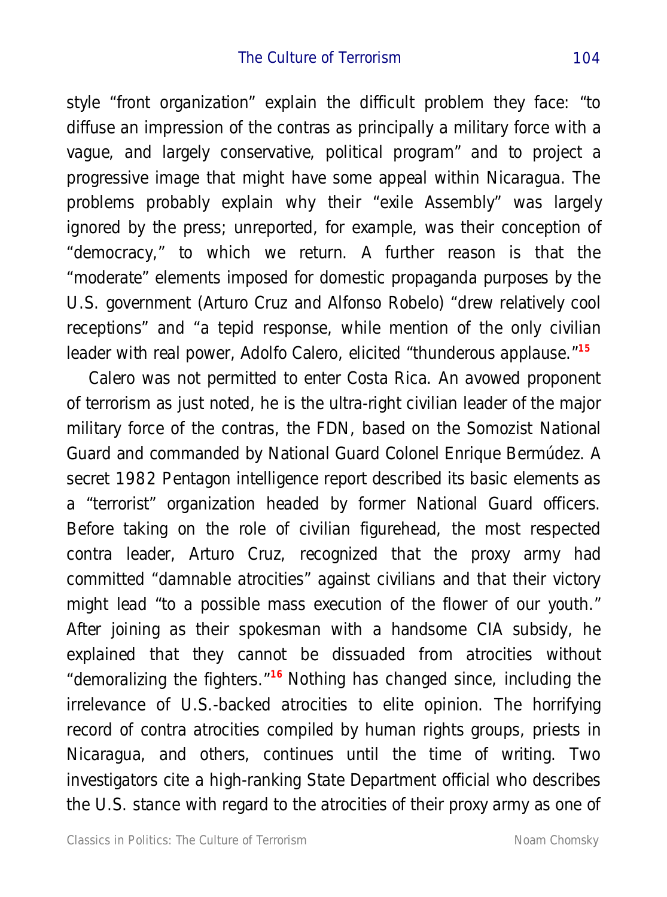style "front organization" explain the difficult problem they face: "to diffuse an impression of the contras as principally a military force with a vague, and largely conservative, political program" and to project a progressive image that might have some appeal within Nicaragua. The problems probably explain why their "exile Assembly" was largely ignored by the press; unreported, for example, was their conception of "democracy," to which we return. A further reason is that the "moderate" elements imposed for domestic propaganda purposes by the U.S. government (Arturo Cruz and Alfonso Robelo) "drew relatively cool receptions" and "a tepid response, while mention of the only civilian leader with real power, Adolfo Calero, elicited "thunderous applause."[15]

Calero was not permitted to enter Costa Rica. An avowed proponent of terrorism as just noted, he is the ultra-right civilian leader of the major military force of the contras, the FDN, based on the Somozist National Guard and commanded by National Guard Colonel Enrique Bermúdez. A secret 1982 Pentagon intelligence report described its basic elements as a "terrorist" organization headed by former National Guard officers. Before taking on the role of civilian figurehead, the most respected contra leader, Arturo Cruz, recognized that the proxy army had committed "damnable atrocities" against civilians and that their victory might lead "to a possible mass execution of the flower of our youth." After joining as their spokesman with a handsome CIA subsidy, he explained that they cannot be dissuaded from atrocities without "demoralizing the fighters."[16] Nothing has changed since, including the irrelevance of U.S.-backed atrocities to elite opinion. The horrifying record of contra atrocities compiled by human rights groups, priests in Nicaragua, and others, continues until the time of writing. Two investigators cite a high-ranking State Department official who describes the U.S. stance with regard to the atrocities of their proxy army as one of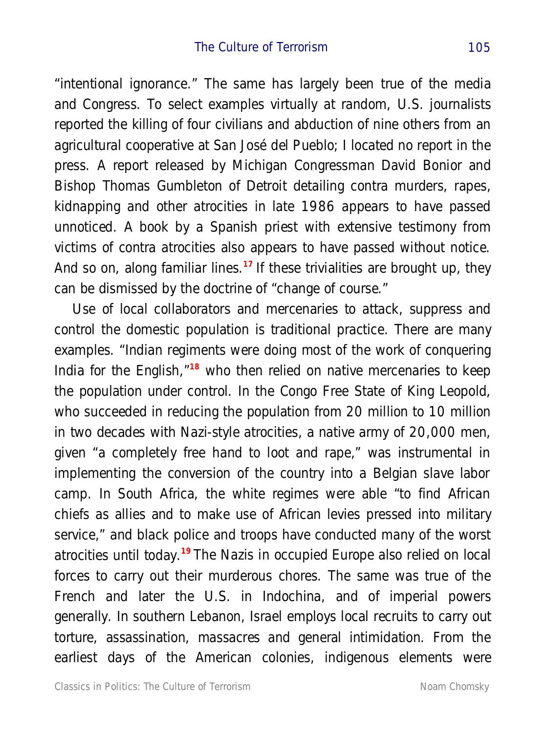"intentional ignorance." The same has largely been true of the media and Congress. To select examples virtually at random, U.S. journalists reported the killing of four civilians and abduction of nine others from an agricultural cooperative at San José del Pueblo; I located no report in the press. A report released by Michigan Congressman David Bonior and Bishop Thomas Gumbleton of Detroit detailing contra murders, rapes, kidnapping and other atrocities in late 1986 appears to have passed unnoticed. A book by a Spanish priest with extensive testimony from victims of contra atrocities also appears to have passed without notice. And so on, along familiar lines.[17] If these trivialities are brought up, they can be dismissed by the doctrine of "change of course."

Use of local collaborators and mercenaries to attack, suppress and control the domestic population is traditional practice. There are many examples. "Indian regiments were doing most of the work of conquering India for the English,"[18] who then relied on native mercenaries to keep the population under control. In the Congo Free State of King Leopold, who succeeded in reducing the population from 20 million to 10 million in two decades with Nazi-style atrocities, a native army of 20,000 men, given "a completely free hand to loot and rape," was instrumental in implementing the conversion of the country into a Belgian slave labor camp. In South Africa, the white regimes were able "to find African chiefs as allies and to make use of African levies pressed into military service," and black police and troops have conducted many of the worst atrocities until today.[19] The Nazis in occupied Europe also relied on local forces to carry out their murderous chores. The same was true of the French and later the U.S. in Indochina, and of imperial powers generally. In southern Lebanon, Israel employs local recruits to carry out torture, assassination, massacres and general intimidation. From the earliest days of the American colonies, indigenous elements were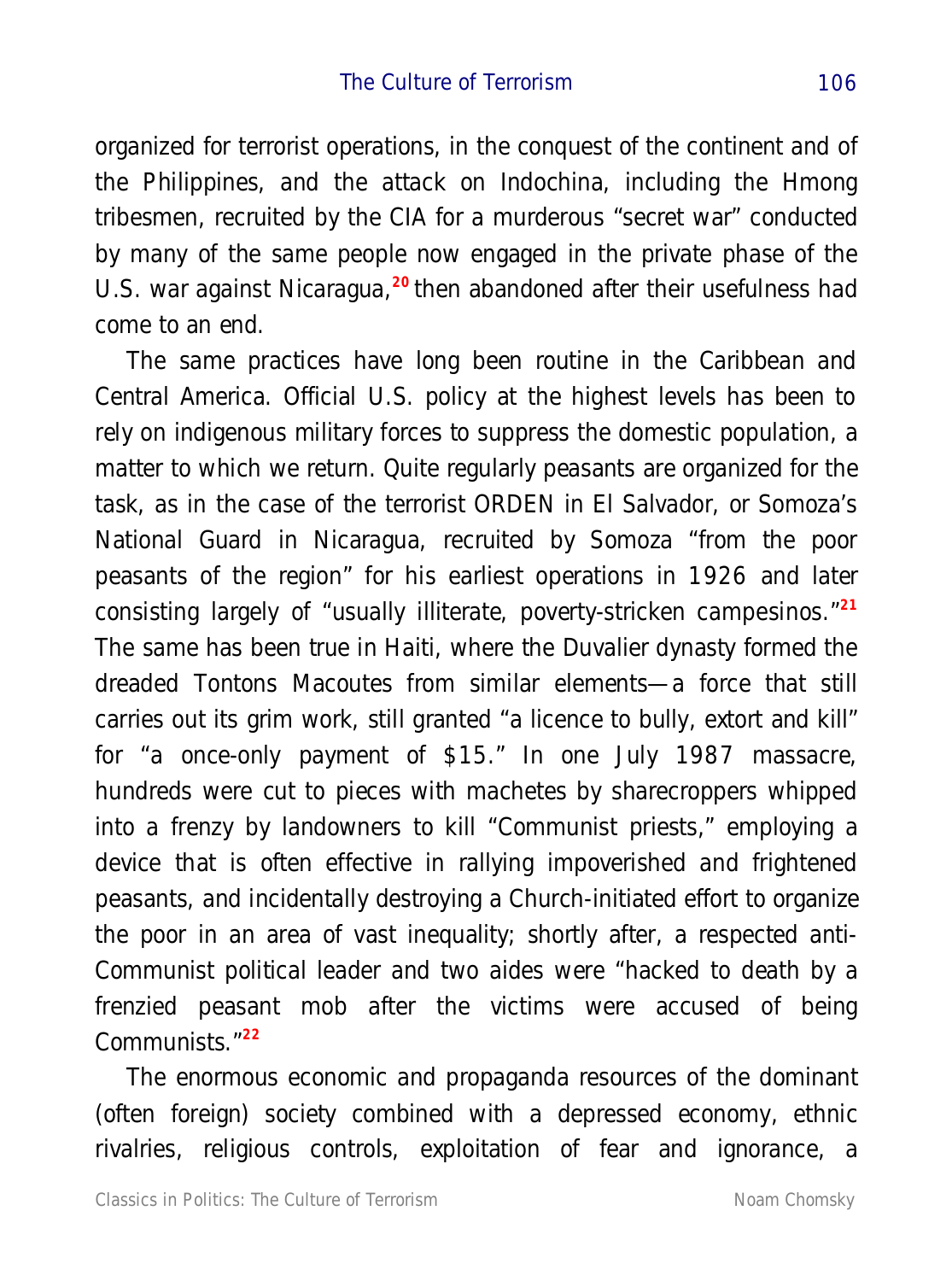organized for terrorist operations, in the conquest of the continent and of the Philippines, and the attack on Indochina, including the Hmong tribesmen, recruited by the CIA for a murderous "secret war" conducted by many of the same people now engaged in the private phase of the U.S. war against Nicaragua,[20] then abandoned after their usefulness had come to an end.

The same practices have long been routine in the Caribbean and Central America. Official U.S. policy at the highest levels has been to rely on indigenous military forces to suppress the domestic population, a matter to which we return. Quite regularly peasants are organized for the task, as in the case of the terrorist ORDEN in El Salvador, or Somoza's National Guard in Nicaragua, recruited by Somoza "from the poor peasants of the region" for his earliest operations in 1926 and later consisting largely of "usually illiterate, poverty-stricken campesinos."[21] The same has been true in Haiti, where the Duvalier dynasty formed the dreaded Tontons Macoutes from similar elements—a force that still carries out its grim work, still granted "a licence to bully, extort and kill" for "a once-only payment of $15." In one July 1987 massacre, hundreds were cut to pieces with machetes by sharecroppers whipped into a frenzy by landowners to kill "Communist priests," employing a device that is often effective in rallying impoverished and frightened peasants, and incidentally destroying a Church-initiated effort to organize the poor in an area of vast inequality; shortly after, a respected anti-Communist political leader and two aides were "hacked to death by a frenzied peasant mob after the victims were accused of being Communists."[22]

The enormous economic and propaganda resources of the dominant (often foreign) society combined with a depressed economy, ethnic rivalries, religious controls, exploitation of fear and ignorance, a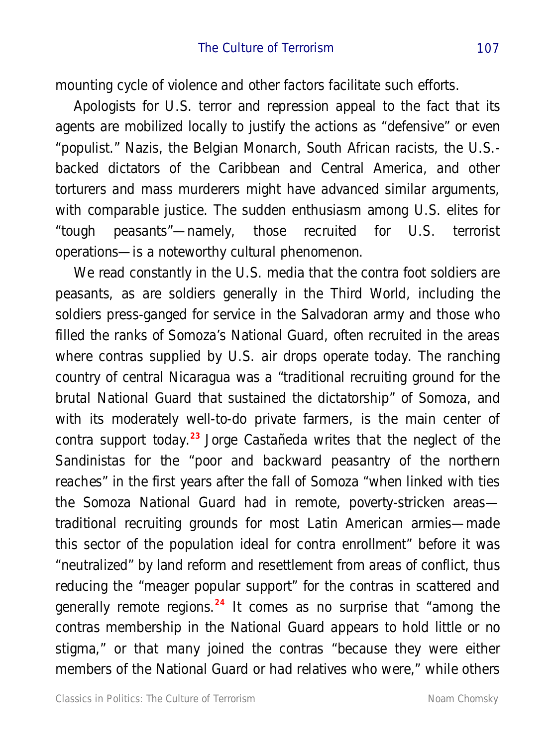mounting cycle of violence and other factors facilitate such efforts.

Apologists for U.S. terror and repression appeal to the fact that its agents are mobilized locally to justify the actions as "defensive" or even "populist." Nazis, the Belgian Monarch, South African racists, the U.S.-backed dictators of the Caribbean and Central America, and other torturers and mass murderers might have advanced similar arguments, with comparable justice. The sudden enthusiasm among U.S. elites for "tough peasants"—namely, those recruited for U.S. terrorist operations—is a noteworthy cultural phenomenon.

We read constantly in the U.S. media that the contra foot soldiers are peasants, as are soldiers generally in the Third World, including the soldiers press-ganged for service in the Salvadoran army and those who filled the ranks of Somoza's National Guard, often recruited in the areas where contras supplied by U.S. air drops operate today. The ranching country of central Nicaragua was a "traditional recruiting ground for the brutal National Guard that sustained the dictatorship" of Somoza, and with its moderately well-to-do private farmers, is the main center of contra support today.[23] Jorge Castañeda writes that the neglect of the Sandinistas for the "poor and backward peasantry of the northern reaches" in the first years after the fall of Somoza "when linked with ties the Somoza National Guard had in remote, poverty-stricken areas—traditional recruiting grounds for most Latin American armies—made this sector of the population ideal for contra enrollment" before it was "neutralized" by land reform and resettlement from areas of conflict, thus reducing the "meager popular support" for the contras in scattered and generally remote regions.[24] It comes as no surprise that "among the contras membership in the National Guard appears to hold little or no stigma," or that many joined the contras "because they were either members of the National Guard or had relatives who were," while others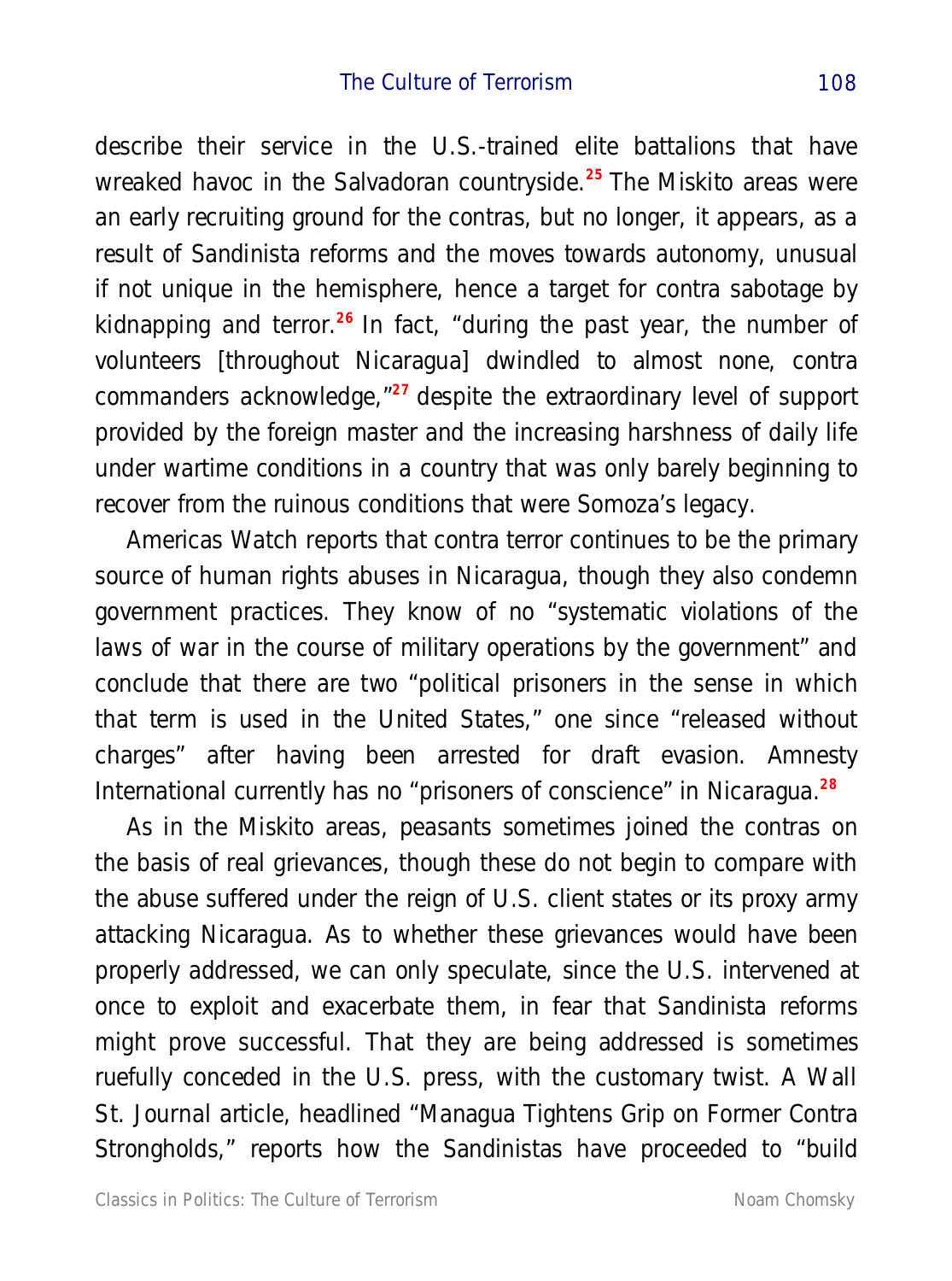describe their service in the U.S.-trained elite battalions that have wreaked havoc in the Salvadoran countryside.[25] The Miskito areas were an early recruiting ground for the contras, but no longer, it appears, as a result of Sandinista reforms and the moves towards autonomy, unusual if not unique in the hemisphere, hence a target for contra sabotage by kidnapping and terror.[26] In fact, "during the past year, the number of volunteers [throughout Nicaragua] dwindled to almost none, contra commanders acknowledge,"[27] despite the extraordinary level of support provided by the foreign master and the increasing harshness of daily life under wartime conditions in a country that was only barely beginning to recover from the ruinous conditions that were Somoza's legacy.

Americas Watch reports that contra terror continues to be the primary source of human rights abuses in Nicaragua, though they also condemn government practices. They know of no "systematic violations of the laws of war in the course of military operations by the government" and conclude that there are two "political prisoners in the sense in which that term is used in the United States," one since "released without charges" after having been arrested for draft evasion. Amnesty International currently has no "prisoners of conscience" in Nicaragua.[28]

As in the Miskito areas, peasants sometimes joined the contras on the basis of real grievances, though these do not begin to compare with the abuse suffered under the reign of U.S. client states or its proxy army attacking Nicaragua. As to whether these grievances would have been properly addressed, we can only speculate, since the U.S. intervened at once to exploit and exacerbate them, in fear that Sandinista reforms might prove successful. That they are being addressed is sometimes ruefully conceded in the U.S. press, with the customary twist. A Wall St. Journal article, headlined "Managua Tightens Grip on Former Contra Strongholds," reports how the Sandinistas have proceeded to "build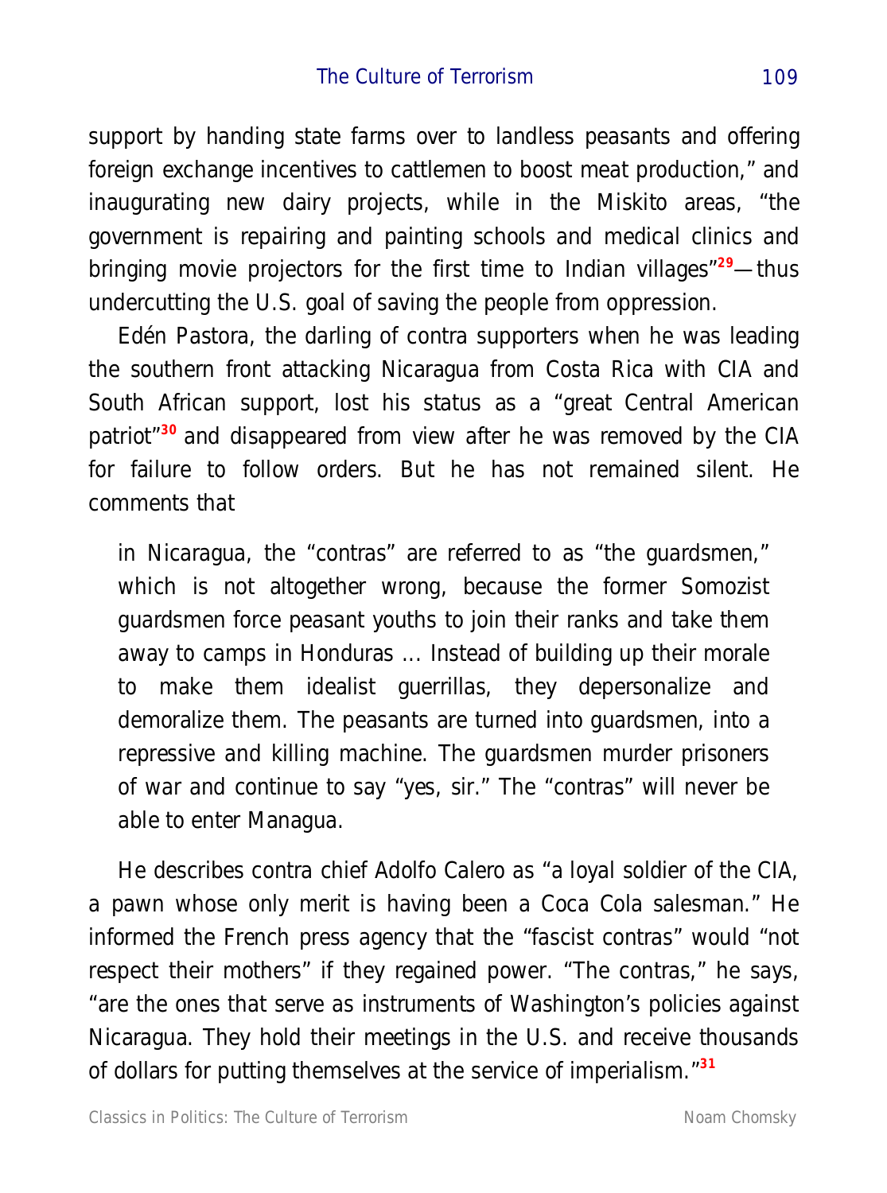support by handing state farms over to landless peasants and offering foreign exchange incentives to cattlemen to boost meat production," and inaugurating new dairy projects, while in the Miskito areas, "the government is repairing and painting schools and medical clinics and bringing movie projectors for the first time to Indian villages"[29]—thus undercutting the U.S. goal of saving the people from oppression.

Edén Pastora, the darling of contra supporters when he was leading the southern front attacking Nicaragua from Costa Rica with CIA and South African support, lost his status as a "great Central American patriot"[30] and disappeared from view after he was removed by the CIA for failure to follow orders. But he has not remained silent. He comments that

> in Nicaragua, the "contras" are referred to as "the guardsmen," which is not altogether wrong, because the former Somozist guardsmen force peasant youths to join their ranks and take them away to camps in Honduras ... Instead of building up their morale to make them idealist guerrillas, they depersonalize and demoralize them. The peasants are turned into guardsmen, into a repressive and killing machine. The guardsmen murder prisoners of war and continue to say "yes, sir." The "contras" will never be able to enter Managua.

He describes contra chief Adolfo Calero as "a loyal soldier of the CIA, a pawn whose only merit is having been a Coca Cola salesman." He informed the French press agency that the "fascist contras" would "not respect their mothers" if they regained power. "The contras," he says, "are the ones that serve as instruments of Washington's policies against Nicaragua. They hold their meetings in the U.S. and receive thousands of dollars for putting themselves at the service of imperialism."[31]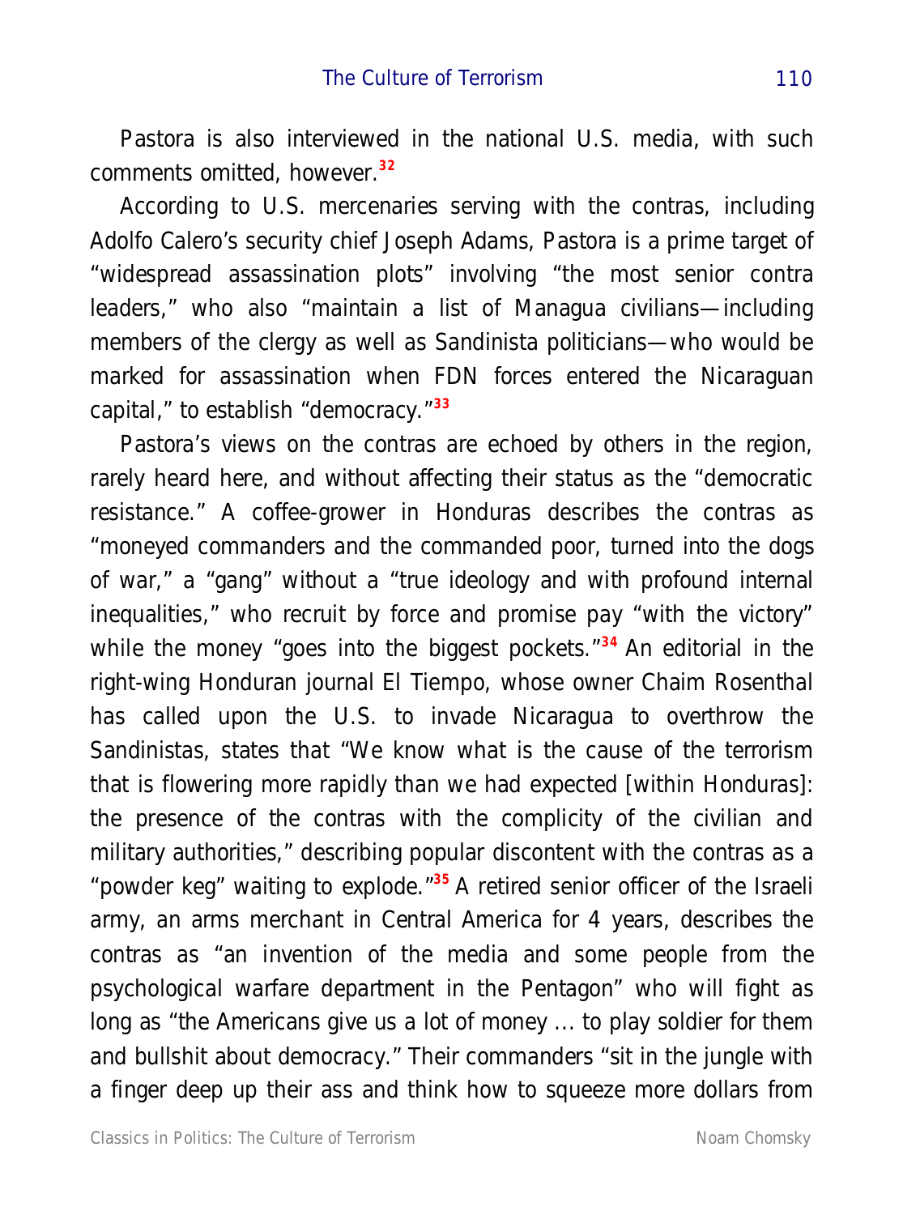Pastora is also interviewed in the national U.S. media, with such comments omitted, however.[32]

According to U.S. mercenaries serving with the contras, including Adolfo Calero's security chief Joseph Adams, Pastora is a prime target of "widespread assassination plots" involving "the most senior contra leaders," who also "maintain a list of Managua civilians—including members of the clergy as well as Sandinista politicians—who would be marked for assassination when FDN forces entered the Nicaraguan capital," to establish "democracy."[33]

Pastora's views on the contras are echoed by others in the region, rarely heard here, and without affecting their status as the "democratic resistance." A coffee-grower in Honduras describes the contras as "moneyed commanders and the commanded poor, turned into the dogs of war," a "gang" without a "true ideology and with profound internal inequalities," who recruit by force and promise pay "with the victory" while the money "goes into the biggest pockets."[34] An editorial in the right-wing Honduran journal El Tiempo, whose owner Chaim Rosenthal has called upon the U.S. to invade Nicaragua to overthrow the Sandinistas, states that "We know what is the cause of the terrorism that is flowering more rapidly than we had expected [within Honduras]: the presence of the contras with the complicity of the civilian and military authorities," describing popular discontent with the contras as a "powder keg" waiting to explode."[35] A retired senior officer of the Israeli army, an arms merchant in Central America for 4 years, describes the contras as "an invention of the media and some people from the psychological warfare department in the Pentagon" who will fight as long as "the Americans give us a lot of money ... to play soldier for them and bullshit about democracy." Their commanders "sit in the jungle with a finger deep up their ass and think how to squeeze more dollars from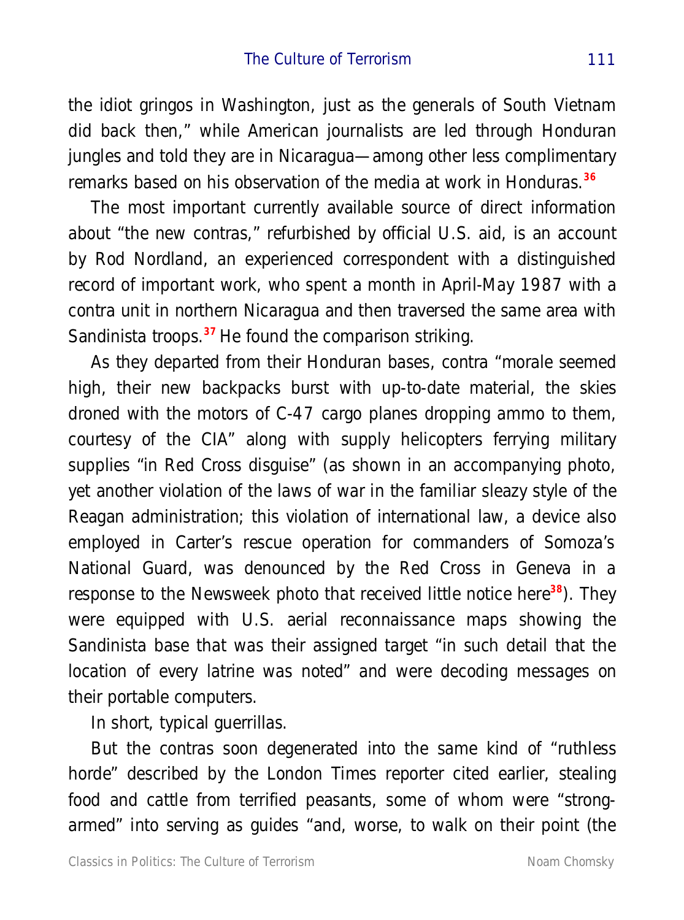the idiot gringos in Washington, just as the generals of South Vietnam did back then," while American journalists are led through Honduran jungles and told they are in Nicaragua—among other less complimentary remarks based on his observation of the media at work in Honduras.[36]

The most important currently available source of direct information about "the new contras," refurbished by official U.S. aid, is an account by Rod Nordland, an experienced correspondent with a distinguished record of important work, who spent a month in April-May 1987 with a contra unit in northern Nicaragua and then traversed the same area with Sandinista troops.[37] He found the comparison striking.

As they departed from their Honduran bases, contra "morale seemed high, their new backpacks burst with up-to-date material, the skies droned with the motors of C-47 cargo planes dropping ammo to them, courtesy of the CIA" along with supply helicopters ferrying military supplies "in Red Cross disguise" (as shown in an accompanying photo, yet another violation of the laws of war in the familiar sleazy style of the Reagan administration; this violation of international law, a device also employed in Carter's rescue operation for commanders of Somoza's National Guard, was denounced by the Red Cross in Geneva in a response to the Newsweek photo that received little notice here[38]). They were equipped with U.S. aerial reconnaissance maps showing the Sandinista base that was their assigned target "in such detail that the location of every latrine was noted" and were decoding messages on their portable computers.

In short, typical guerrillas.

But the contras soon degenerated into the same kind of "ruthless horde" described by the London Times reporter cited earlier, stealing food and cattle from terrified peasants, some of whom were "strong-armed" into serving as guides "and, worse, to walk on their point (the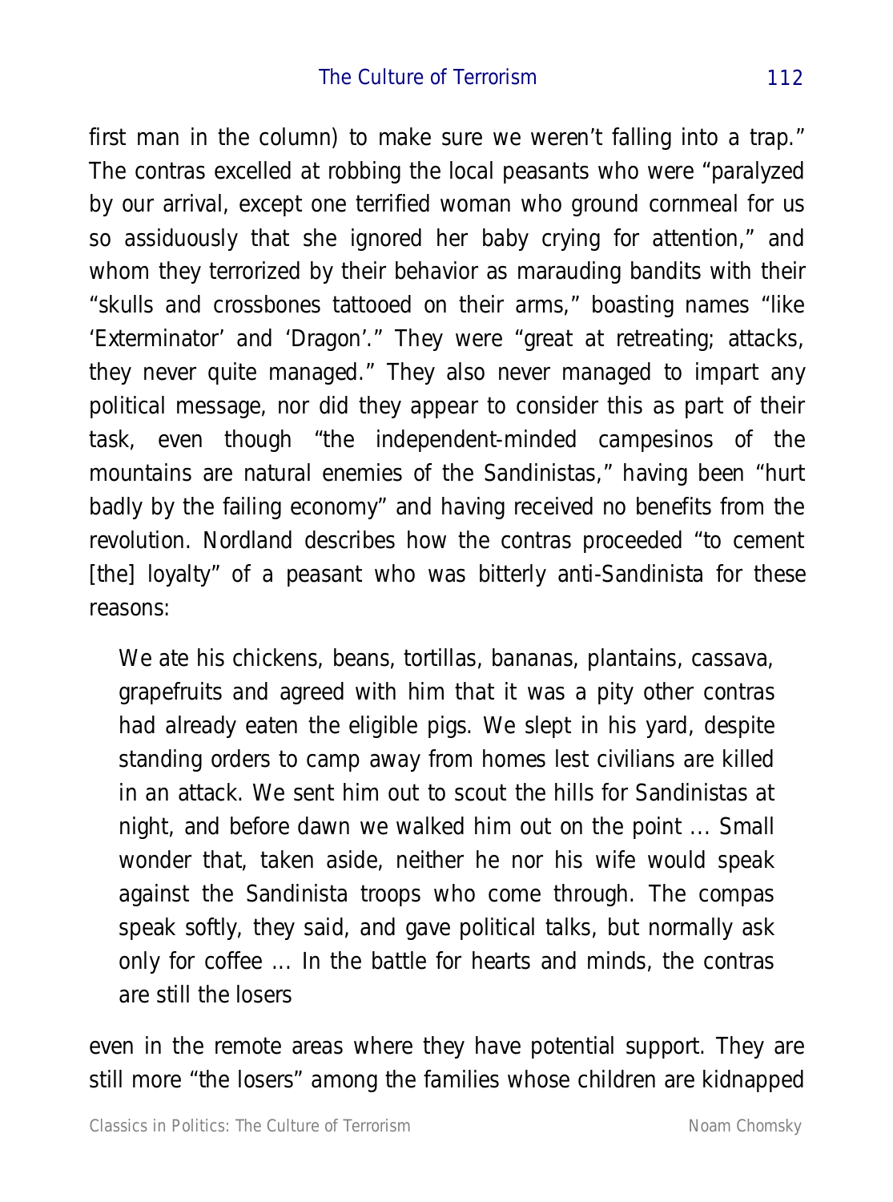first man in the column) to make sure we weren't falling into a trap." The contras excelled at robbing the local peasants who were "paralyzed by our arrival, except one terrified woman who ground cornmeal for us so assiduously that she ignored her baby crying for attention," and whom they terrorized by their behavior as marauding bandits with their "skulls and crossbones tattooed on their arms," boasting names "like 'Exterminator' and 'Dragon'." They were "great at retreating; attacks, they never quite managed." They also never managed to impart any political message, nor did they appear to consider this as part of their task, even though "the independent-minded campesinos of the mountains are natural enemies of the Sandinistas," having been "hurt badly by the failing economy" and having received no benefits from the revolution. Nordland describes how the contras proceeded "to cement [the] loyalty" of a peasant who was bitterly anti-Sandinista for these reasons:

> We ate his chickens, beans, tortillas, bananas, plantains, cassava, grapefruits and agreed with him that it was a pity other contras had already eaten the eligible pigs. We slept in his yard, despite standing orders to camp away from homes lest civilians are killed in an attack. We sent him out to scout the hills for Sandinistas at night, and before dawn we walked him out on the point ... Small wonder that, taken aside, neither he nor his wife would speak against the Sandinista troops who come through. The compas speak softly, they said, and gave political talks, but normally ask only for coffee ... In the battle for hearts and minds, the contras are still the losers

even in the remote areas where they have potential support. They are still more "the losers" among the families whose children are kidnapped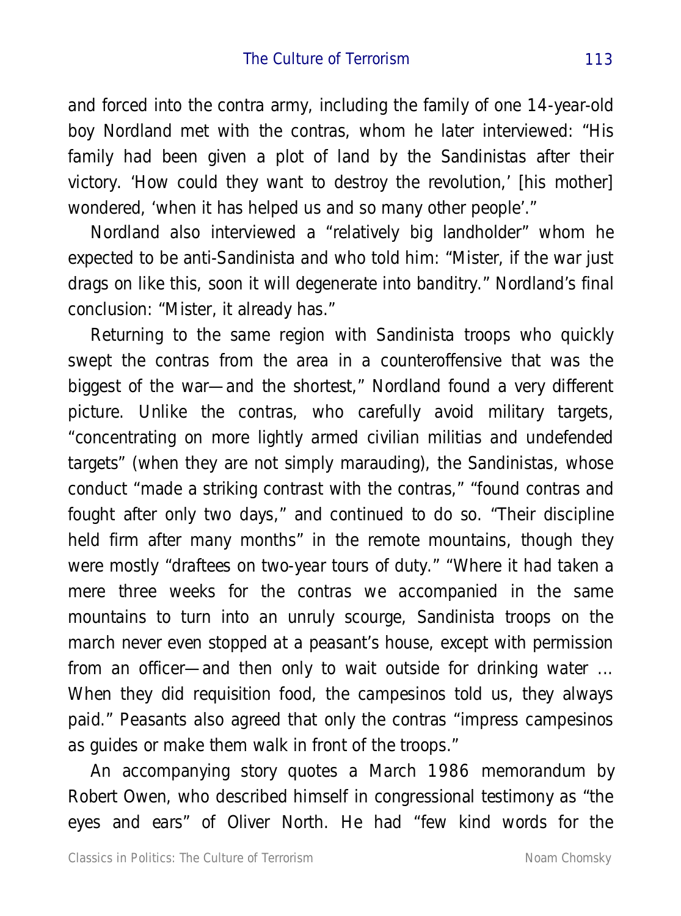and forced into the contra army, including the family of one 14-year-old boy Nordland met with the contras, whom he later interviewed: "His family had been given a plot of land by the Sandinistas after their victory. 'How could they want to destroy the revolution,' [his mother] wondered, 'when it has helped us and so many other people'."

Nordland also interviewed a "relatively big landholder" whom he expected to be anti-Sandinista and who told him: "Mister, if the war just drags on like this, soon it will degenerate into banditry." Nordland's final conclusion: "Mister, it already has."

Returning to the same region with Sandinista troops who quickly swept the contras from the area in a counteroffensive that was the biggest of the war—and the shortest," Nordland found a very different picture. Unlike the contras, who carefully avoid military targets, "concentrating on more lightly armed civilian militias and undefended targets" (when they are not simply marauding), the Sandinistas, whose conduct "made a striking contrast with the contras," "found contras and fought after only two days," and continued to do so. "Their discipline held firm after many months" in the remote mountains, though they were mostly "draftees on two-year tours of duty." "Where it had taken a mere three weeks for the contras we accompanied in the same mountains to turn into an unruly scourge, Sandinista troops on the march never even stopped at a peasant's house, except with permission from an officer—and then only to wait outside for drinking water ... When they did requisition food, the campesinos told us, they always paid." Peasants also agreed that only the contras "impress campesinos as guides or make them walk in front of the troops."

An accompanying story quotes a March 1986 memorandum by Robert Owen, who described himself in congressional testimony as "the eyes and ears" of Oliver North. He had "few kind words for the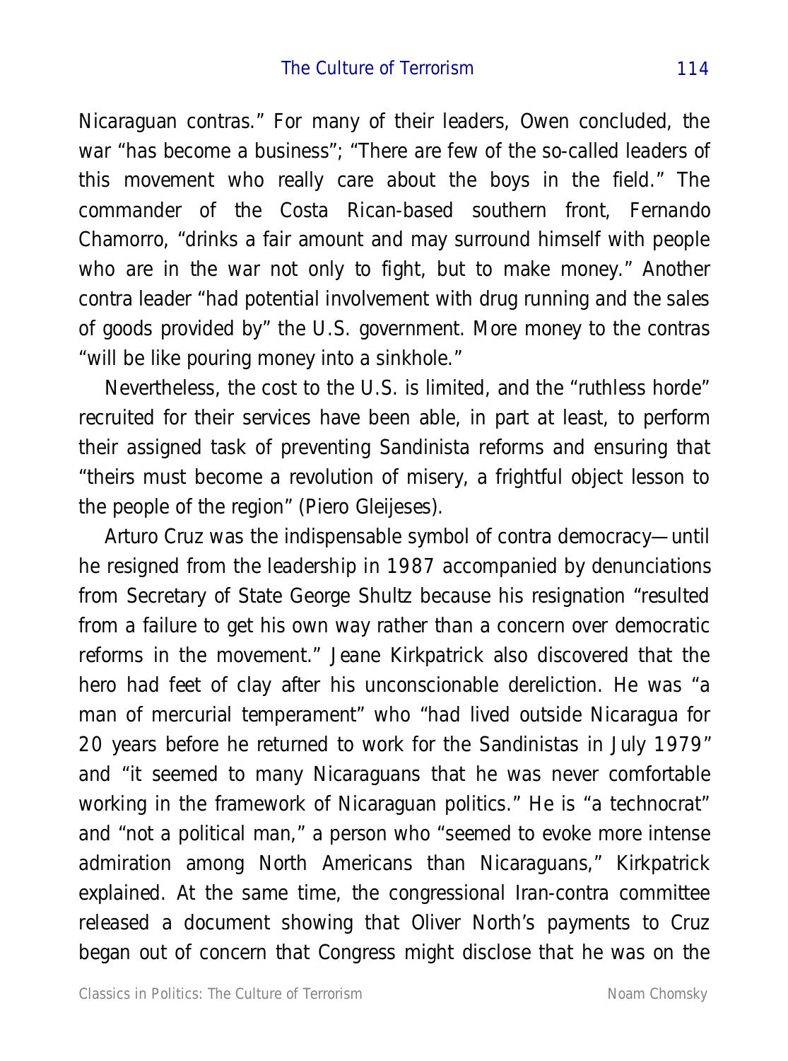Nicaraguan contras." For many of their leaders, Owen concluded, the war "has become a business"; "There are few of the so-called leaders of this movement who really care about the boys in the field." The commander of the Costa Rican-based southern front, Fernando Chamorro, "drinks a fair amount and may surround himself with people who are in the war not only to fight, but to make money." Another contra leader "had potential involvement with drug running and the sales of goods provided by" the U.S. government. More money to the contras "will be like pouring money into a sinkhole."

Nevertheless, the cost to the U.S. is limited, and the "ruthless horde" recruited for their services have been able, in part at least, to perform their assigned task of preventing Sandinista reforms and ensuring that "theirs must become a revolution of misery, a frightful object lesson to the people of the region" (Piero Gleijeses).

Arturo Cruz was the indispensable symbol of contra democracy—until he resigned from the leadership in 1987 accompanied by denunciations from Secretary of State George Shultz because his resignation "resulted from a failure to get his own way rather than a concern over democratic reforms in the movement." Jeane Kirkpatrick also discovered that the hero had feet of clay after his unconscionable dereliction. He was "a man of mercurial temperament" who "had lived outside Nicaragua for 20 years before he returned to work for the Sandinistas in July 1979" and "it seemed to many Nicaraguans that he was never comfortable working in the framework of Nicaraguan politics." He is "a technocrat" and "not a political man," a person who "seemed to evoke more intense admiration among North Americans than Nicaraguans," Kirkpatrick explained. At the same time, the congressional Iran-contra committee released a document showing that Oliver North's payments to Cruz began out of concern that Congress might disclose that he was on the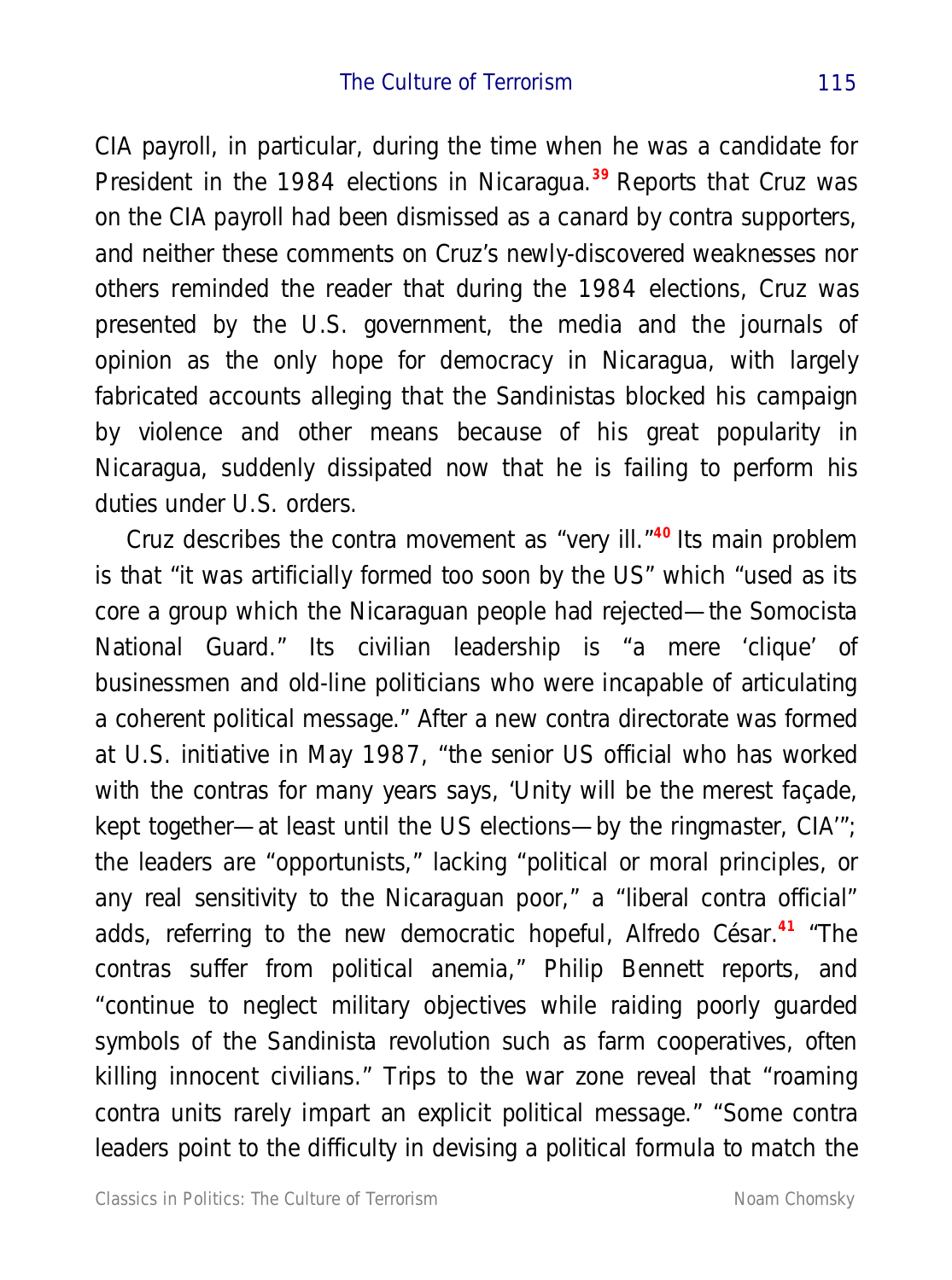CIA payroll, in particular, during the time when he was a candidate for President in the 1984 elections in Nicaragua.[39] Reports that Cruz was on the CIA payroll had been dismissed as a canard by contra supporters, and neither these comments on Cruz's newly-discovered weaknesses nor others reminded the reader that during the 1984 elections, Cruz was presented by the U.S. government, the media and the journals of opinion as the only hope for democracy in Nicaragua, with largely fabricated accounts alleging that the Sandinistas blocked his campaign by violence and other means because of his great popularity in Nicaragua, suddenly dissipated now that he is failing to perform his duties under U.S. orders.

Cruz describes the contra movement as "very ill."[40] Its main problem is that "it was artificially formed too soon by the US" which "used as its core a group which the Nicaraguan people had rejected—the Somocista National Guard." Its civilian leadership is "a mere 'clique' of businessmen and old-line politicians who were incapable of articulating a coherent political message." After a new contra directorate was formed at U.S. initiative in May 1987, "the senior US official who has worked with the contras for many years says, 'Unity will be the merest façade, kept together—at least until the US elections—by the ringmaster, CIA'"; the leaders are "opportunists," lacking "political or moral principles, or any real sensitivity to the Nicaraguan poor," a "liberal contra official" adds, referring to the new democratic hopeful, Alfredo César.[41] "The contras suffer from political anemia," Philip Bennett reports, and "continue to neglect military objectives while raiding poorly guarded symbols of the Sandinista revolution such as farm cooperatives, often killing innocent civilians." Trips to the war zone reveal that "roaming contra units rarely impart an explicit political message." "Some contra leaders point to the difficulty in devising a political formula to match the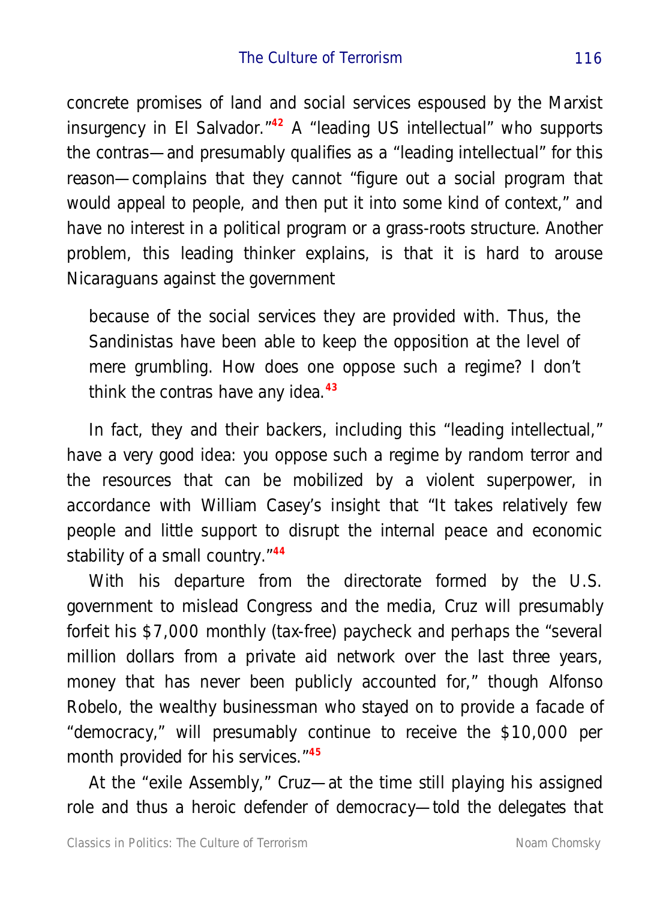concrete promises of land and social services espoused by the Marxist insurgency in El Salvador."[42] A "leading US intellectual" who supports the contras—and presumably qualifies as a "leading intellectual" for this reason—complains that they cannot "figure out a social program that would appeal to people, and then put it into some kind of context," and have no interest in a political program or a grass-roots structure. Another problem, this leading thinker explains, is that it is hard to arouse Nicaraguans against the government

> because of the social services they are provided with. Thus, the Sandinistas have been able to keep the opposition at the level of mere grumbling. How does one oppose such a regime? I don't think the contras have any idea.[43]

In fact, they and their backers, including this "leading intellectual," have a very good idea: you oppose such a regime by random terror and the resources that can be mobilized by a violent superpower, in accordance with William Casey's insight that "It takes relatively few people and little support to disrupt the internal peace and economic stability of a small country."[44]

With his departure from the directorate formed by the U.S. government to mislead Congress and the media, Cruz will presumably forfeit his $7,000 monthly (tax-free) paycheck and perhaps the "several million dollars from a private aid network over the last three years, money that has never been publicly accounted for," though Alfonso Robelo, the wealthy businessman who stayed on to provide a facade of "democracy," will presumably continue to receive the $10,000 per month provided for his services."[45]

At the "exile Assembly," Cruz—at the time still playing his assigned role and thus a heroic defender of democracy—told the delegates that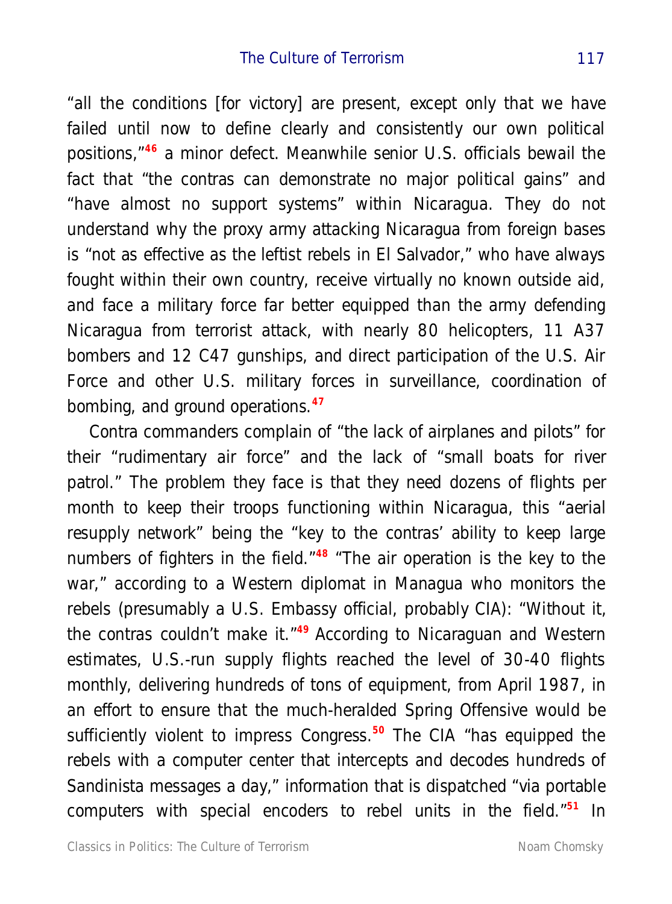"all the conditions [for victory] are present, except only that we have failed until now to define clearly and consistently our own political positions,"[46] a minor defect. Meanwhile senior U.S. officials bewail the fact that "the contras can demonstrate no major political gains" and "have almost no support systems" within Nicaragua. They do not understand why the proxy army attacking Nicaragua from foreign bases is "not as effective as the leftist rebels in El Salvador," who have always fought within their own country, receive virtually no known outside aid, and face a military force far better equipped than the army defending Nicaragua from terrorist attack, with nearly 80 helicopters, 11 A37 bombers and 12 C47 gunships, and direct participation of the U.S. Air Force and other U.S. military forces in surveillance, coordination of bombing, and ground operations.[47]

Contra commanders complain of "the lack of airplanes and pilots" for their "rudimentary air force" and the lack of "small boats for river patrol." The problem they face is that they need dozens of flights per month to keep their troops functioning within Nicaragua, this "aerial resupply network" being the "key to the contras' ability to keep large numbers of fighters in the field."[48] "The air operation is the key to the war," according to a Western diplomat in Managua who monitors the rebels (presumably a U.S. Embassy official, probably CIA): "Without it, the contras couldn't make it."[49] According to Nicaraguan and Western estimates, U.S.-run supply flights reached the level of 30-40 flights monthly, delivering hundreds of tons of equipment, from April 1987, in an effort to ensure that the much-heralded Spring Offensive would be sufficiently violent to impress Congress.[50] The CIA "has equipped the rebels with a computer center that intercepts and decodes hundreds of Sandinista messages a day," information that is dispatched "via portable computers with special encoders to rebel units in the field."[51] In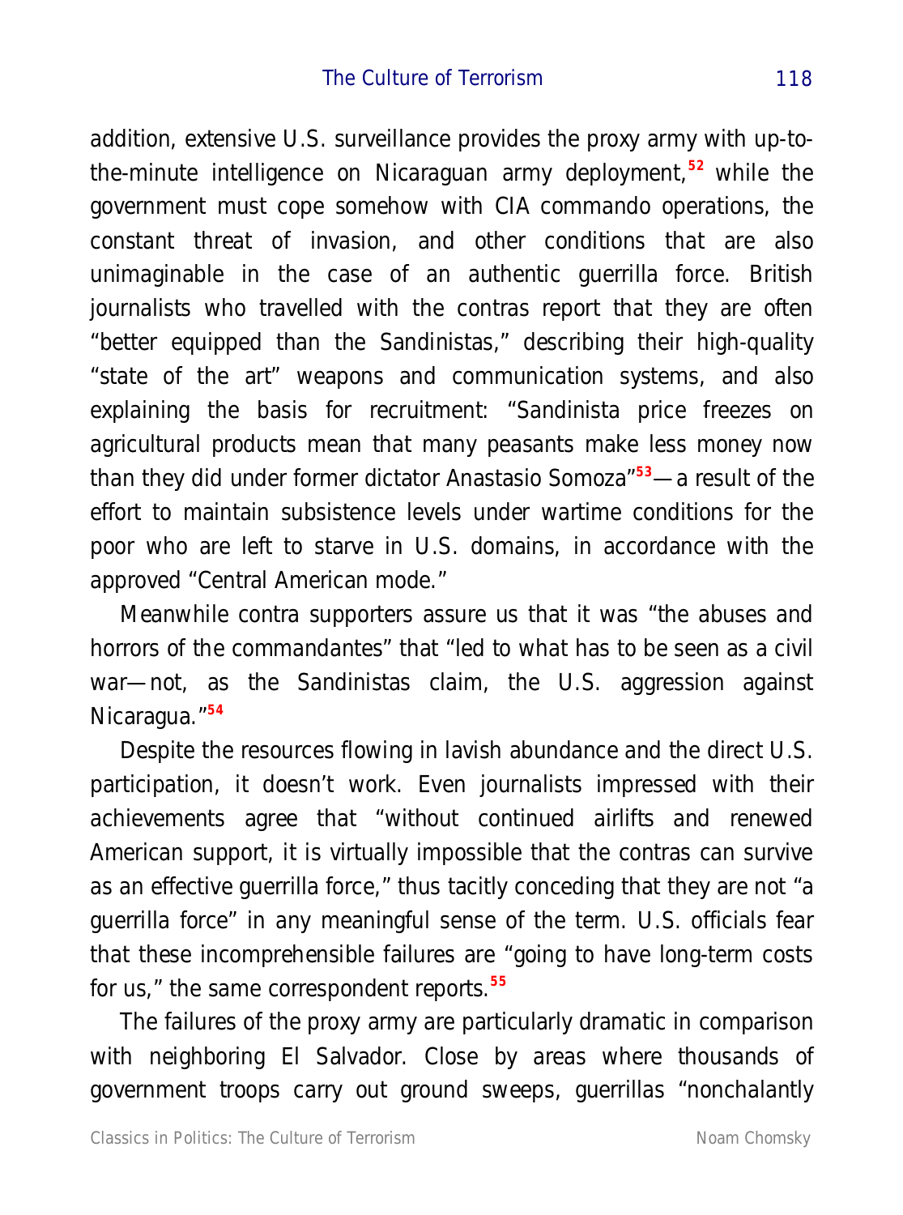addition, extensive U.S. surveillance provides the proxy army with up-to-the-minute intelligence on Nicaraguan army deployment,[52] while the government must cope somehow with CIA commando operations, the constant threat of invasion, and other conditions that are also unimaginable in the case of an authentic guerrilla force. British journalists who travelled with the contras report that they are often "better equipped than the Sandinistas," describing their high-quality "state of the art" weapons and communication systems, and also explaining the basis for recruitment: "Sandinista price freezes on agricultural products mean that many peasants make less money now than they did under former dictator Anastasio Somoza"[53]—a result of the effort to maintain subsistence levels under wartime conditions for the poor who are left to starve in U.S. domains, in accordance with the approved "Central American mode."

Meanwhile contra supporters assure us that it was "the abuses and horrors of the commandantes" that "led to what has to be seen as a civil war—not, as the Sandinistas claim, the U.S. aggression against Nicaragua."[54]

Despite the resources flowing in lavish abundance and the direct U.S. participation, it doesn't work. Even journalists impressed with their achievements agree that "without continued airlifts and renewed American support, it is virtually impossible that the contras can survive as an effective guerrilla force," thus tacitly conceding that they are not "a guerrilla force" in any meaningful sense of the term. U.S. officials fear that these incomprehensible failures are "going to have long-term costs for us," the same correspondent reports.[55]

The failures of the proxy army are particularly dramatic in comparison with neighboring El Salvador. Close by areas where thousands of government troops carry out ground sweeps, guerrillas "nonchalantly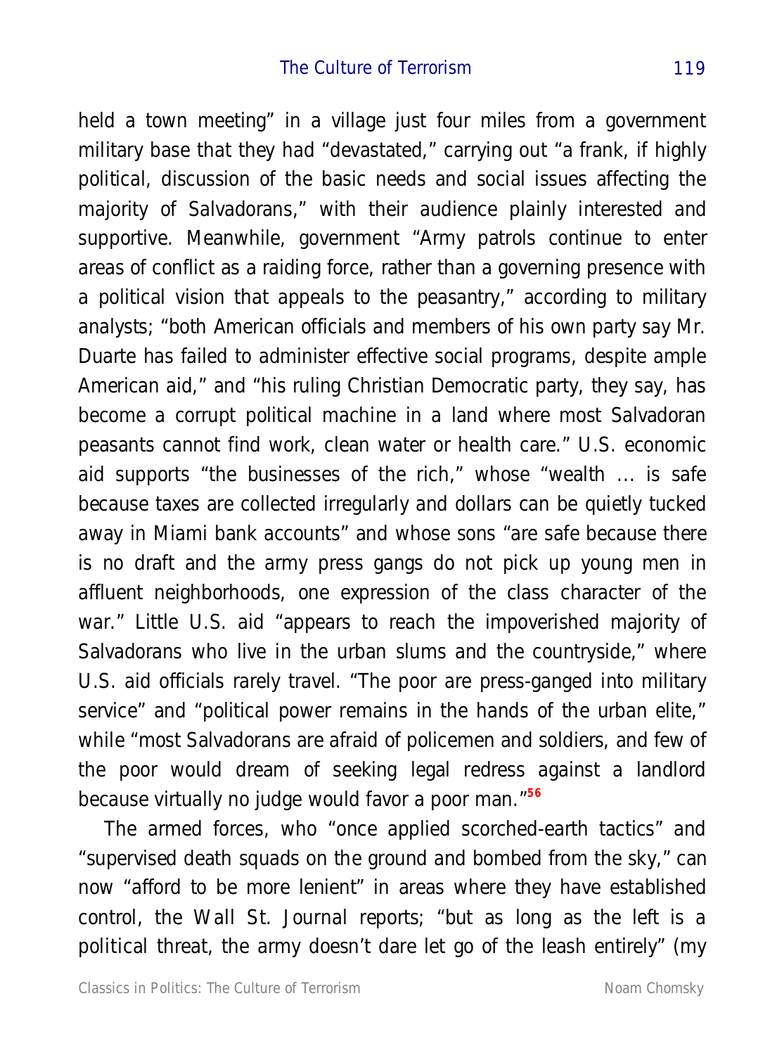held a town meeting" in a village just four miles from a government military base that they had "devastated," carrying out "a frank, if highly political, discussion of the basic needs and social issues affecting the majority of Salvadorans," with their audience plainly interested and supportive. Meanwhile, government "Army patrols continue to enter areas of conflict as a raiding force, rather than a governing presence with a political vision that appeals to the peasantry," according to military analysts; "both American officials and members of his own party say Mr. Duarte has failed to administer effective social programs, despite ample American aid," and "his ruling Christian Democratic party, they say, has become a corrupt political machine in a land where most Salvadoran peasants cannot find work, clean water or health care." U.S. economic aid supports "the businesses of the rich," whose "wealth ... is safe because taxes are collected irregularly and dollars can be quietly tucked away in Miami bank accounts" and whose sons "are safe because there is no draft and the army press gangs do not pick up young men in affluent neighborhoods, one expression of the class character of the war." Little U.S. aid "appears to reach the impoverished majority of Salvadorans who live in the urban slums and the countryside," where U.S. aid officials rarely travel. "The poor are press-ganged into military service" and "political power remains in the hands of the urban elite," while "most Salvadorans are afraid of policemen and soldiers, and few of the poor would dream of seeking legal redress against a landlord because virtually no judge would favor a poor man."[56]

The armed forces, who "once applied scorched-earth tactics" and "supervised death squads on the ground and bombed from the sky," can now "afford to be more lenient" in areas where they have established control, the *Wall St. Journal* reports; "but as long as the left is a political threat, the army doesn't dare let go of the leash entirely" (my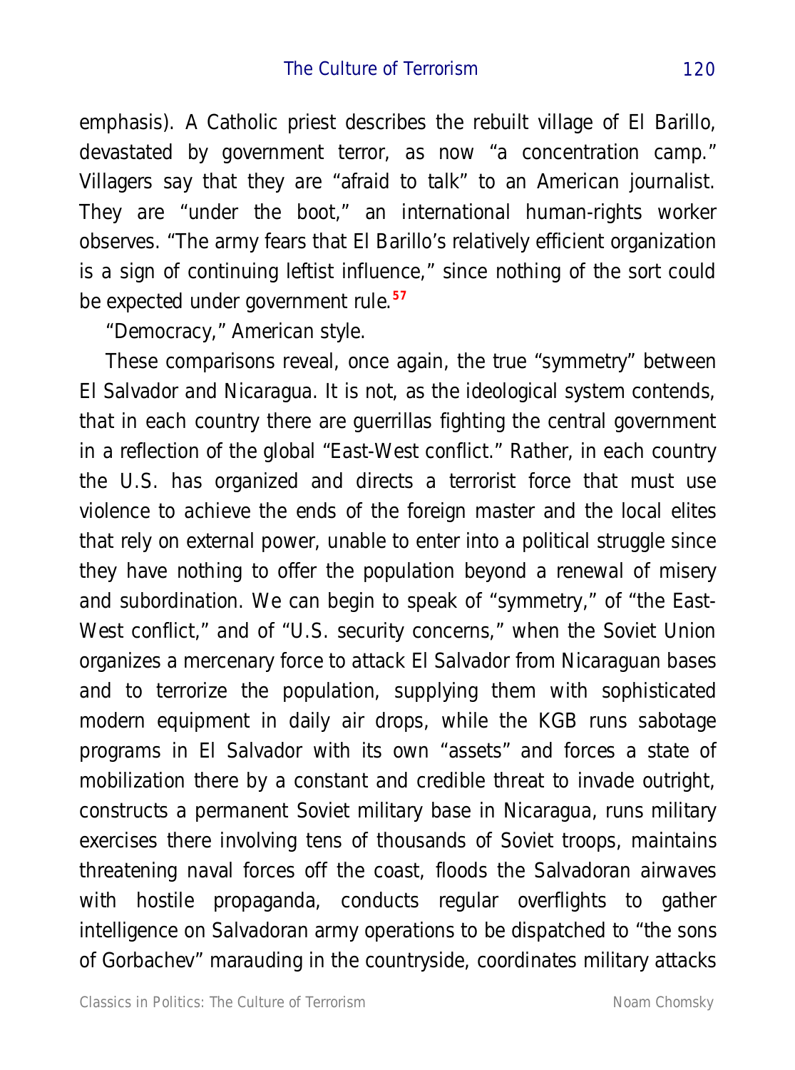emphasis). A Catholic priest describes the rebuilt village of El Barillo, devastated by government terror, as now "a concentration camp." Villagers say that they are "afraid to talk" to an American journalist. They are "under the boot," an international human-rights worker observes. "The army fears that El Barillo's relatively efficient organization is a sign of continuing leftist influence," since nothing of the sort could be expected under government rule.[57]

"Democracy," American style.

These comparisons reveal, once again, the true "symmetry" between El Salvador and Nicaragua. It is not, as the ideological system contends, that in each country there are guerrillas fighting the central government in a reflection of the global "East-West conflict." Rather, in each country the U.S. has organized and directs a terrorist force that must use violence to achieve the ends of the foreign master and the local elites that rely on external power, unable to enter into a political struggle since they have nothing to offer the population beyond a renewal of misery and subordination. We can begin to speak of "symmetry," of "the East-West conflict," and of "U.S. security concerns," when the Soviet Union organizes a mercenary force to attack El Salvador from Nicaraguan bases and to terrorize the population, supplying them with sophisticated modern equipment in daily air drops, while the KGB runs sabotage programs in El Salvador with its own "assets" and forces a state of mobilization there by a constant and credible threat to invade outright, constructs a permanent Soviet military base in Nicaragua, runs military exercises there involving tens of thousands of Soviet troops, maintains threatening naval forces off the coast, floods the Salvadoran airwaves with hostile propaganda, conducts regular overflights to gather intelligence on Salvadoran army operations to be dispatched to "the sons of Gorbachev" marauding in the countryside, coordinates military attacks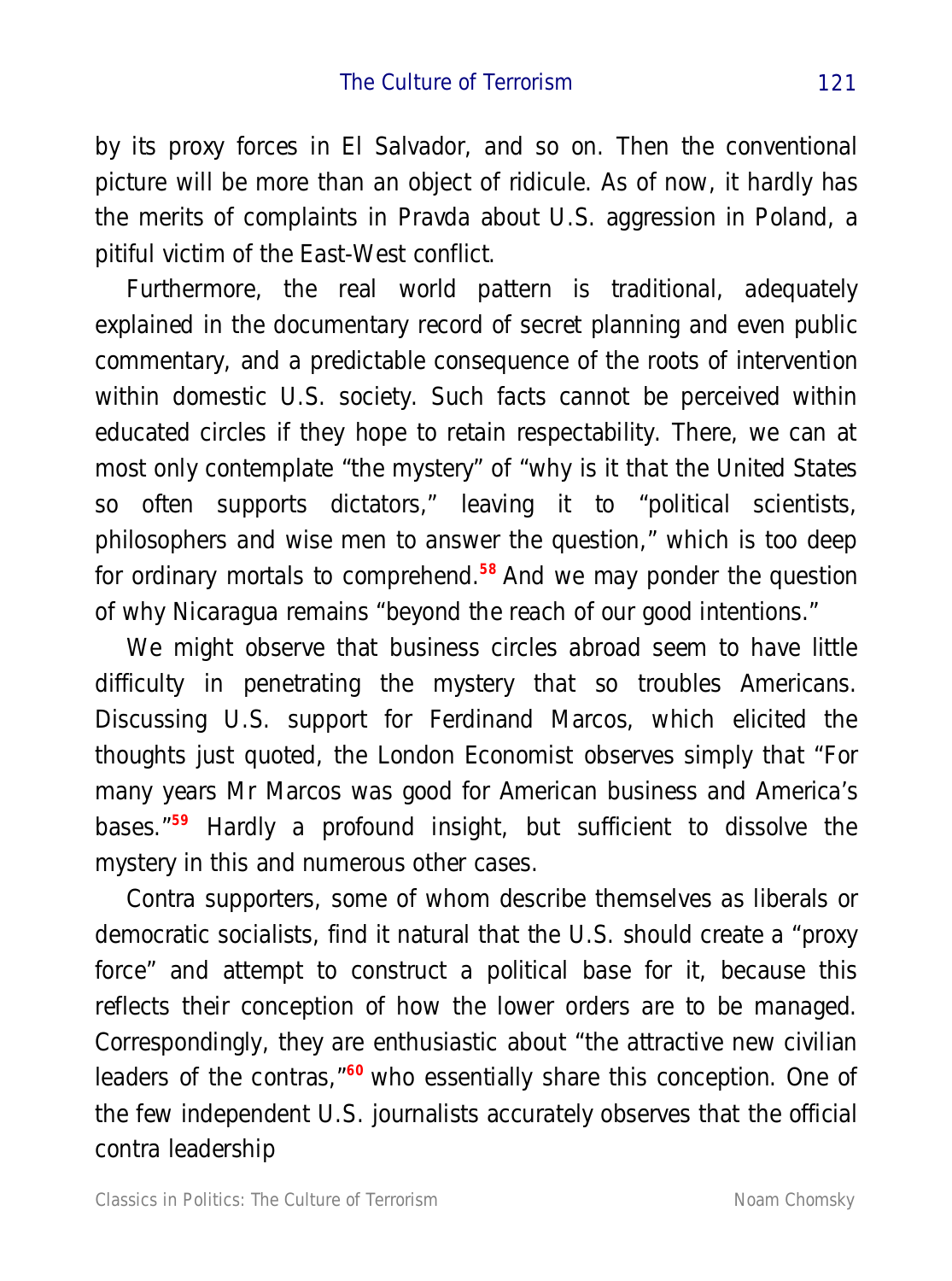by its proxy forces in El Salvador, and so on. Then the conventional picture will be more than an object of ridicule. As of now, it hardly has the merits of complaints in Pravda about U.S. aggression in Poland, a pitiful victim of the East-West conflict.

Furthermore, the real world pattern is traditional, adequately explained in the documentary record of secret planning and even public commentary, and a predictable consequence of the roots of intervention within domestic U.S. society. Such facts cannot be perceived within educated circles if they hope to retain respectability. There, we can at most only contemplate "the mystery" of "why is it that the United States so often supports dictators," leaving it to "political scientists, philosophers and wise men to answer the question," which is too deep for ordinary mortals to comprehend.[58] And we may ponder the question of why Nicaragua remains "beyond the reach of our good intentions."

We might observe that business circles abroad seem to have little difficulty in penetrating the mystery that so troubles Americans. Discussing U.S. support for Ferdinand Marcos, which elicited the thoughts just quoted, the London Economist observes simply that "For many years Mr Marcos was good for American business and America's bases."[59] Hardly a profound insight, but sufficient to dissolve the mystery in this and numerous other cases.

Contra supporters, some of whom describe themselves as liberals or democratic socialists, find it natural that the U.S. should create a "proxy force" and attempt to construct a political base for it, because this reflects their conception of how the lower orders are to be managed. Correspondingly, they are enthusiastic about "the attractive new civilian leaders of the contras,"[60] who essentially share this conception. One of the few independent U.S. journalists accurately observes that the official contra leadership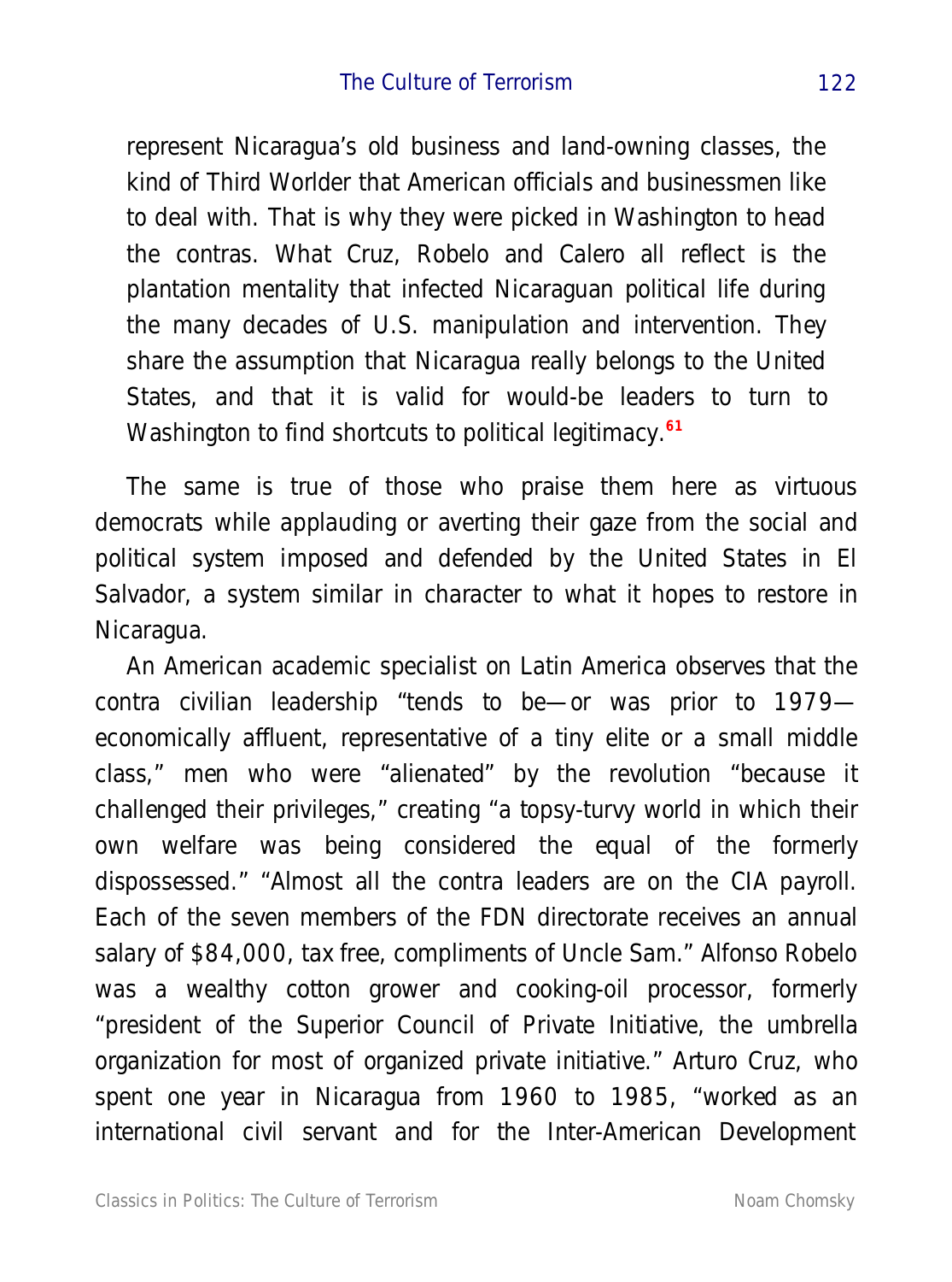represent Nicaragua's old business and land-owning classes, the kind of Third Worlder that American officials and businessmen like to deal with. That is why they were picked in Washington to head the contras. What Cruz, Robelo and Calero all reflect is the plantation mentality that infected Nicaraguan political life during the many decades of U.S. manipulation and intervention. They share the assumption that Nicaragua really belongs to the United States, and that it is valid for would-be leaders to turn to Washington to find shortcuts to political legitimacy.[61]

The same is true of those who praise them here as virtuous democrats while applauding or averting their gaze from the social and political system imposed and defended by the United States in El Salvador, a system similar in character to what it hopes to restore in Nicaragua.

An American academic specialist on Latin America observes that the contra civilian leadership "tends to be—or was prior to 1979—economically affluent, representative of a tiny elite or a small middle class," men who were "alienated" by the revolution "because it challenged their privileges," creating "a topsy-turvy world in which their own welfare was being considered the equal of the formerly dispossessed." "Almost all the contra leaders are on the CIA payroll. Each of the seven members of the FDN directorate receives an annual salary of $84,000, tax free, compliments of Uncle Sam." Alfonso Robelo was a wealthy cotton grower and cooking-oil processor, formerly "president of the Superior Council of Private Initiative, the umbrella organization for most of organized private initiative." Arturo Cruz, who spent one year in Nicaragua from 1960 to 1985, "worked as an international civil servant and for the Inter-American Development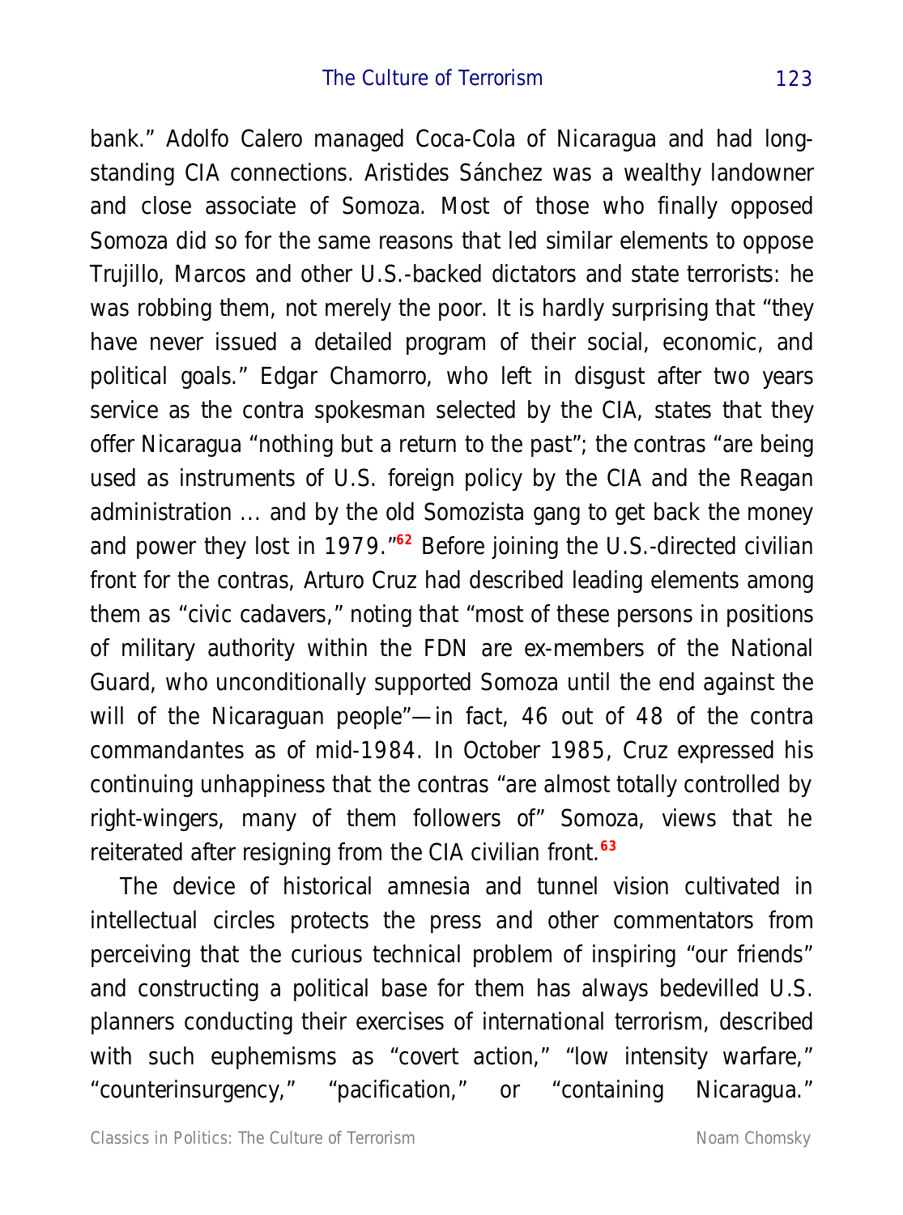bank." Adolfo Calero managed Coca-Cola of Nicaragua and had long-standing CIA connections. Aristides Sánchez was a wealthy landowner and close associate of Somoza. Most of those who finally opposed Somoza did so for the same reasons that led similar elements to oppose Trujillo, Marcos and other U.S.-backed dictators and state terrorists: he was robbing them, not merely the poor. It is hardly surprising that "they have never issued a detailed program of their social, economic, and political goals." Edgar Chamorro, who left in disgust after two years service as the contra spokesman selected by the CIA, states that they offer Nicaragua "nothing but a return to the past"; the contras "are being used as instruments of U.S. foreign policy by the CIA and the Reagan administration ... and by the old Somozista gang to get back the money and power they lost in 1979."[62] Before joining the U.S.-directed civilian front for the contras, Arturo Cruz had described leading elements among them as "civic cadavers," noting that "most of these persons in positions of military authority within the FDN are ex-members of the National Guard, who unconditionally supported Somoza until the end against the will of the Nicaraguan people"—in fact, 46 out of 48 of the contra commandantes as of mid-1984. In October 1985, Cruz expressed his continuing unhappiness that the contras "are almost totally controlled by right-wingers, many of them followers of" Somoza, views that he reiterated after resigning from the CIA civilian front.[63]

The device of historical amnesia and tunnel vision cultivated in intellectual circles protects the press and other commentators from perceiving that the curious technical problem of inspiring "our friends" and constructing a political base for them has always bedevilled U.S. planners conducting their exercises of international terrorism, described with such euphemisms as "covert action," "low intensity warfare," "counterinsurgency," "pacification," or "containing Nicaragua."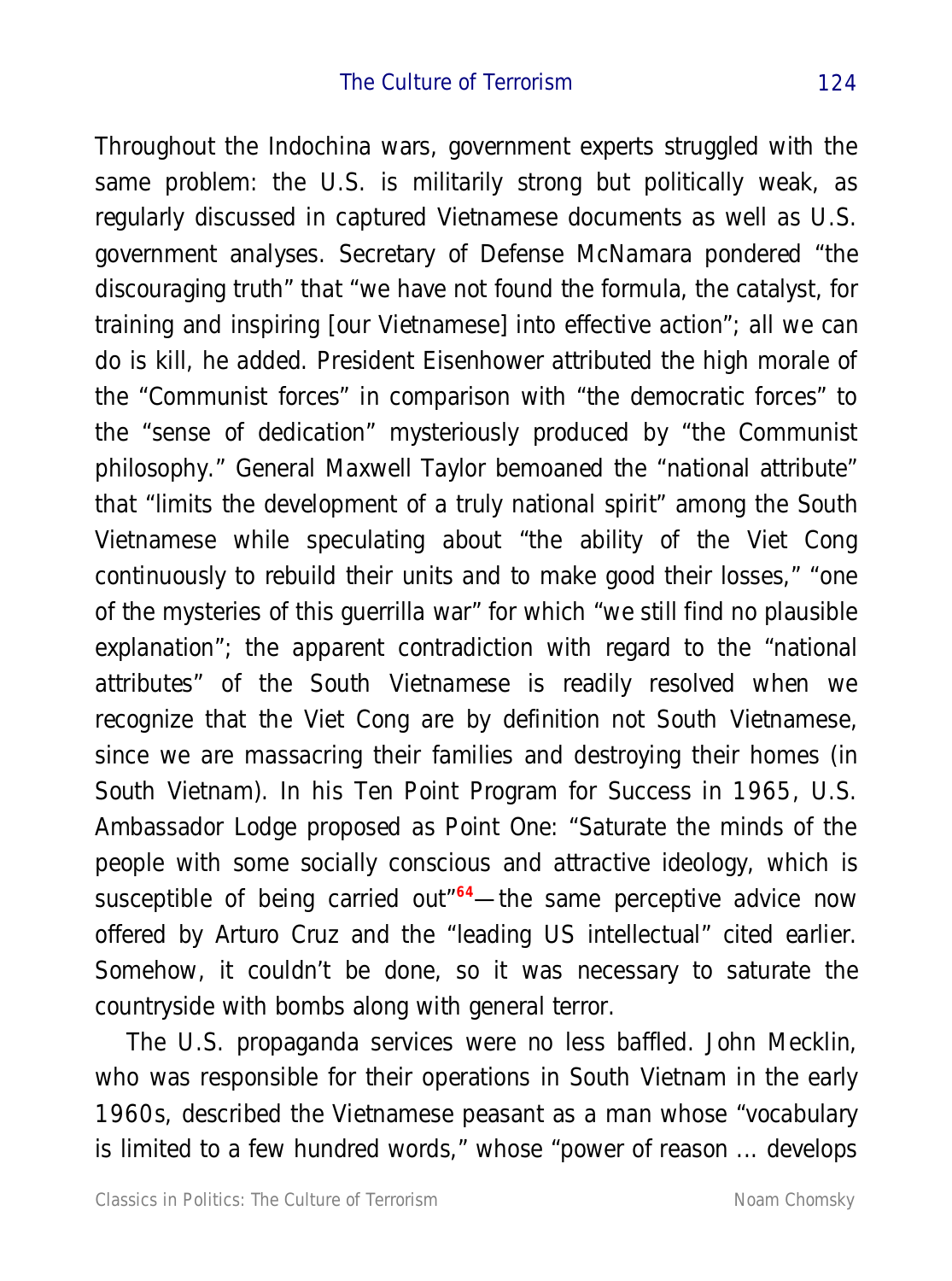Throughout the Indochina wars, government experts struggled with the same problem: the U.S. is militarily strong but politically weak, as regularly discussed in captured Vietnamese documents as well as U.S. government analyses. Secretary of Defense McNamara pondered "the discouraging truth" that "we have not found the formula, the catalyst, for training and inspiring [our Vietnamese] into effective action"; all we can do is kill, he added. President Eisenhower attributed the high morale of the "Communist forces" in comparison with "the democratic forces" to the "sense of dedication" mysteriously produced by "the Communist philosophy." General Maxwell Taylor bemoaned the "national attribute" that "limits the development of a truly national spirit" among the South Vietnamese while speculating about "the ability of the Viet Cong continuously to rebuild their units and to make good their losses," "one of the mysteries of this guerrilla war" for which "we still find no plausible explanation"; the apparent contradiction with regard to the "national attributes" of the South Vietnamese is readily resolved when we recognize that the Viet Cong are by definition not South Vietnamese, since we are massacring their families and destroying their homes (in South Vietnam). In his Ten Point Program for Success in 1965, U.S. Ambassador Lodge proposed as Point One: "Saturate the minds of the people with some socially conscious and attractive ideology, which is susceptible of being carried out"[64]—the same perceptive advice now offered by Arturo Cruz and the "leading US intellectual" cited earlier. Somehow, it couldn't be done, so it was necessary to saturate the countryside with bombs along with general terror.

The U.S. propaganda services were no less baffled. John Mecklin, who was responsible for their operations in South Vietnam in the early 1960s, described the Vietnamese peasant as a man whose "vocabulary is limited to a few hundred words," whose "power of reason ... develops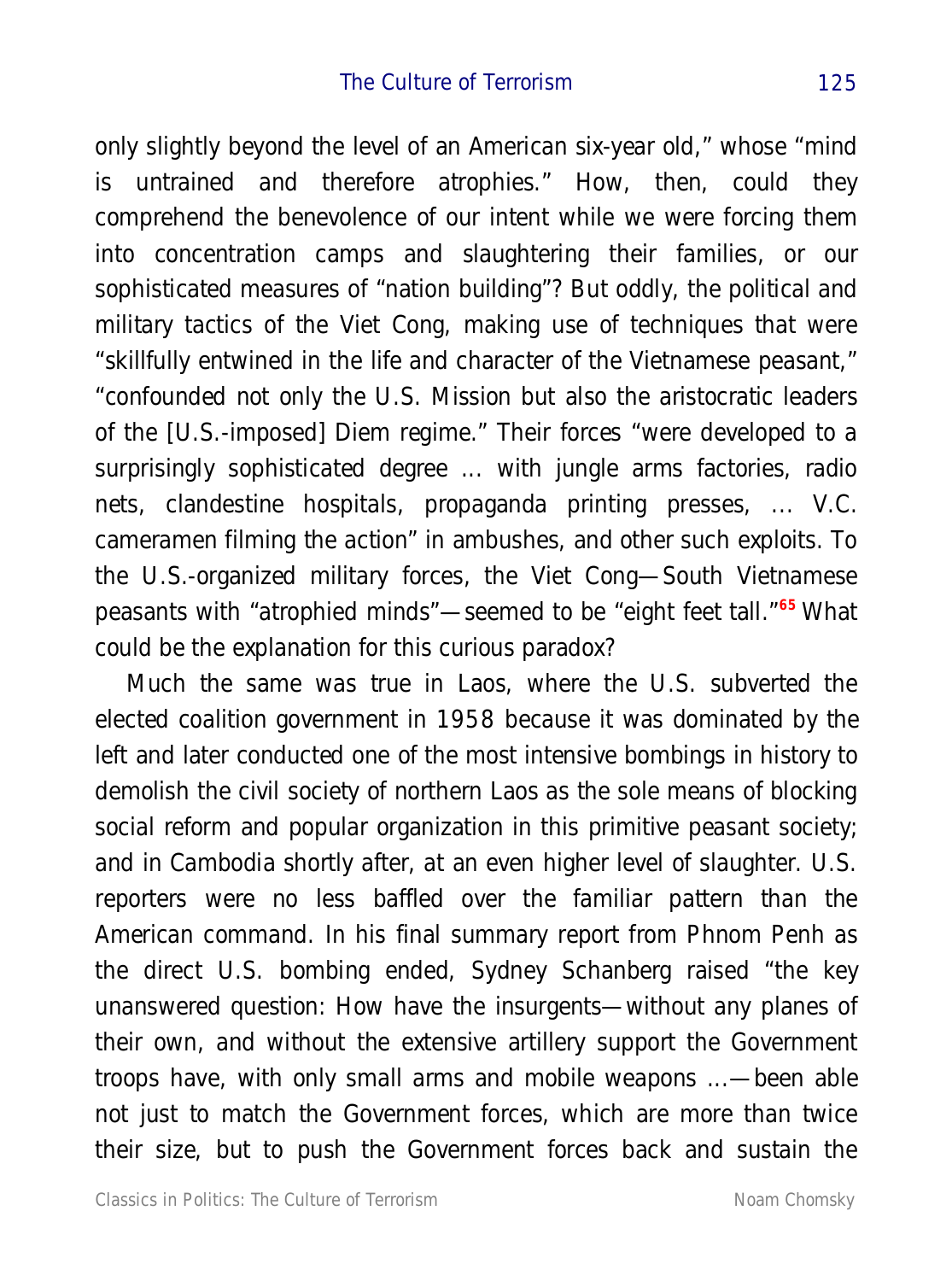only slightly beyond the level of an American six-year old," whose "mind is untrained and therefore atrophies." How, then, could they comprehend the benevolence of our intent while we were forcing them into concentration camps and slaughtering their families, or our sophisticated measures of "nation building"? But oddly, the political and military tactics of the Viet Cong, making use of techniques that were "skillfully entwined in the life and character of the Vietnamese peasant," "confounded not only the U.S. Mission but also the aristocratic leaders of the [U.S.-imposed] Diem regime." Their forces "were developed to a surprisingly sophisticated degree ... with jungle arms factories, radio nets, clandestine hospitals, propaganda printing presses, ... V.C. cameramen filming the action" in ambushes, and other such exploits. To the U.S.-organized military forces, the Viet Cong—South Vietnamese peasants with "atrophied minds"—seemed to be "eight feet tall."[65] What could be the explanation for this curious paradox?

Much the same was true in Laos, where the U.S. subverted the elected coalition government in 1958 because it was dominated by the left and later conducted one of the most intensive bombings in history to demolish the civil society of northern Laos as the sole means of blocking social reform and popular organization in this primitive peasant society; and in Cambodia shortly after, at an even higher level of slaughter. U.S. reporters were no less baffled over the familiar pattern than the American command. In his final summary report from Phnom Penh as the direct U.S. bombing ended, Sydney Schanberg raised "the key unanswered question: How have the insurgents—without any planes of their own, and without the extensive artillery support the Government troops have, with only small arms and mobile weapons ...—been able not just to match the Government forces, which are more than twice their size, but to push the Government forces back and sustain the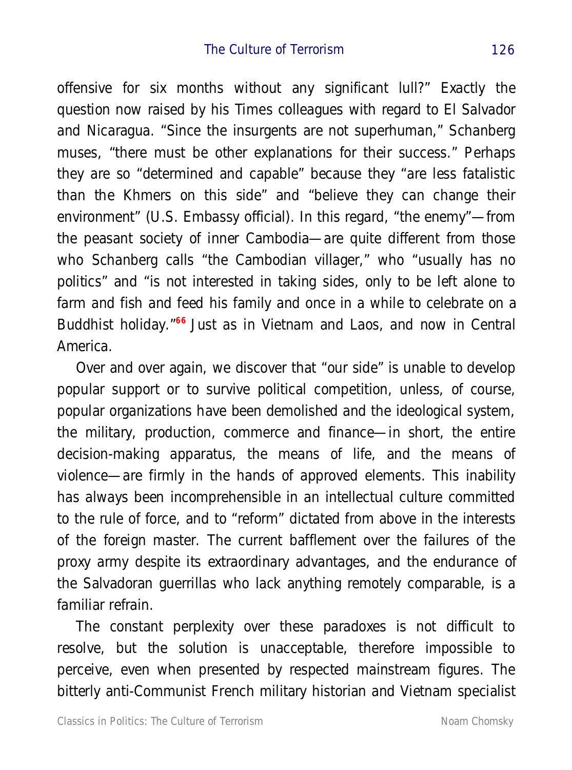offensive for six months without any significant lull?" Exactly the question now raised by his Times colleagues with regard to El Salvador and Nicaragua. "Since the insurgents are not superhuman," Schanberg muses, "there must be other explanations for their success." Perhaps they are so "determined and capable" because they "are less fatalistic than the Khmers on this side" and "believe they can change their environment" (U.S. Embassy official). In this regard, "the enemy"—from the peasant society of inner Cambodia—are quite different from those who Schanberg calls "the Cambodian villager," who "usually has no politics" and "is not interested in taking sides, only to be left alone to farm and fish and feed his family and once in a while to celebrate on a Buddhist holiday."[66] Just as in Vietnam and Laos, and now in Central America.

Over and over again, we discover that "our side" is unable to develop popular support or to survive political competition, unless, of course, popular organizations have been demolished and the ideological system, the military, production, commerce and finance—in short, the entire decision-making apparatus, the means of life, and the means of violence—are firmly in the hands of approved elements. This inability has always been incomprehensible in an intellectual culture committed to the rule of force, and to "reform" dictated from above in the interests of the foreign master. The current bafflement over the failures of the proxy army despite its extraordinary advantages, and the endurance of the Salvadoran guerrillas who lack anything remotely comparable, is a familiar refrain.

The constant perplexity over these paradoxes is not difficult to resolve, but the solution is unacceptable, therefore impossible to perceive, even when presented by respected mainstream figures. The bitterly anti-Communist French military historian and Vietnam specialist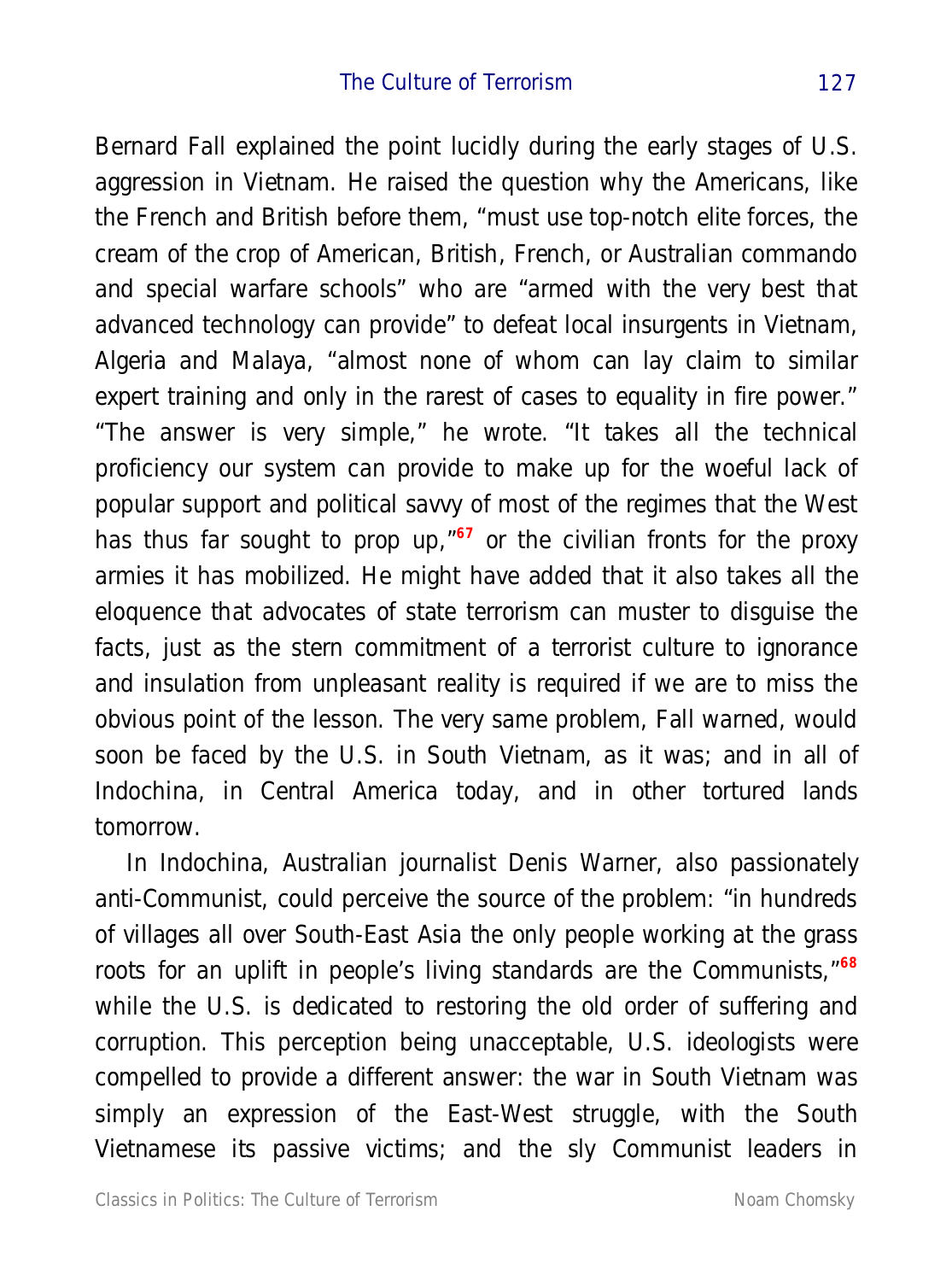Bernard Fall explained the point lucidly during the early stages of U.S. aggression in Vietnam. He raised the question why the Americans, like the French and British before them, "must use top-notch elite forces, the cream of the crop of American, British, French, or Australian commando and special warfare schools" who are "armed with the very best that advanced technology can provide" to defeat local insurgents in Vietnam, Algeria and Malaya, "almost none of whom can lay claim to similar expert training and only in the rarest of cases to equality in fire power." "The answer is very simple," he wrote. "It takes all the technical proficiency our system can provide to make up for the woeful lack of popular support and political savvy of most of the regimes that the West has thus far sought to prop up,"[67] or the civilian fronts for the proxy armies it has mobilized. He might have added that it also takes all the eloquence that advocates of state terrorism can muster to disguise the facts, just as the stern commitment of a terrorist culture to ignorance and insulation from unpleasant reality is required if we are to miss the obvious point of the lesson. The very same problem, Fall warned, would soon be faced by the U.S. in South Vietnam, as it was; and in all of Indochina, in Central America today, and in other tortured lands tomorrow.

In Indochina, Australian journalist Denis Warner, also passionately anti-Communist, could perceive the source of the problem: "in hundreds of villages all over South-East Asia the only people working at the grass roots for an uplift in people's living standards are the Communists,"[68] while the U.S. is dedicated to restoring the old order of suffering and corruption. This perception being unacceptable, U.S. ideologists were compelled to provide a different answer: the war in South Vietnam was simply an expression of the East-West struggle, with the South Vietnamese its passive victims; and the sly Communist leaders in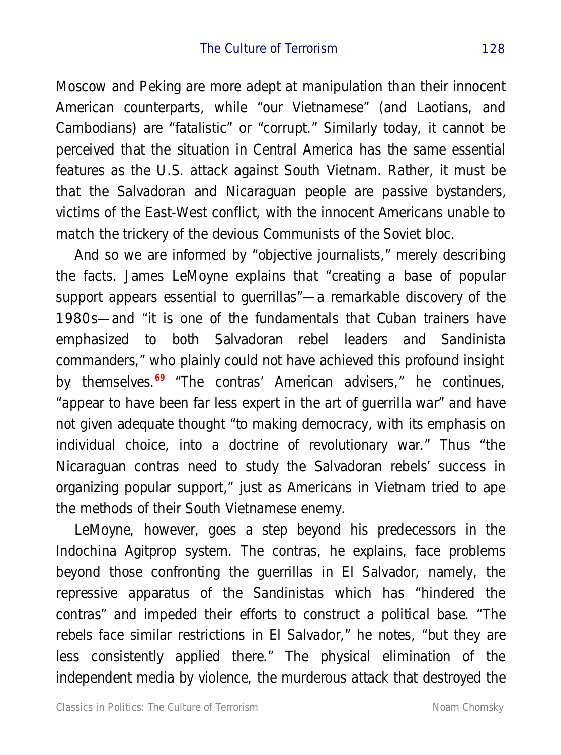Moscow and Peking are more adept at manipulation than their innocent American counterparts, while "our Vietnamese" (and Laotians, and Cambodians) are "fatalistic" or "corrupt." Similarly today, it cannot be perceived that the situation in Central America has the same essential features as the U.S. attack against South Vietnam. Rather, it must be that the Salvadoran and Nicaraguan people are passive bystanders, victims of the East-West conflict, with the innocent Americans unable to match the trickery of the devious Communists of the Soviet bloc.

And so we are informed by "objective journalists," merely describing the facts. James LeMoyne explains that "creating a base of popular support appears essential to guerrillas"—a remarkable discovery of the 1980s—and "it is one of the fundamentals that Cuban trainers have emphasized to both Salvadoran rebel leaders and Sandinista commanders," who plainly could not have achieved this profound insight by themselves.[69] "The contras' American advisers," he continues, "appear to have been far less expert in the art of guerrilla war" and have not given adequate thought "to making democracy, with its emphasis on individual choice, into a doctrine of revolutionary war." Thus "the Nicaraguan contras need to study the Salvadoran rebels' success in organizing popular support," just as Americans in Vietnam tried to ape the methods of their South Vietnamese enemy.

LeMoyne, however, goes a step beyond his predecessors in the Indochina Agitprop system. The contras, he explains, face problems beyond those confronting the guerrillas in El Salvador, namely, the repressive apparatus of the Sandinistas which has "hindered the contras" and impeded their efforts to construct a political base. "The rebels face similar restrictions in El Salvador," he notes, "but they are less consistently applied there." The physical elimination of the independent media by violence, the murderous attack that destroyed the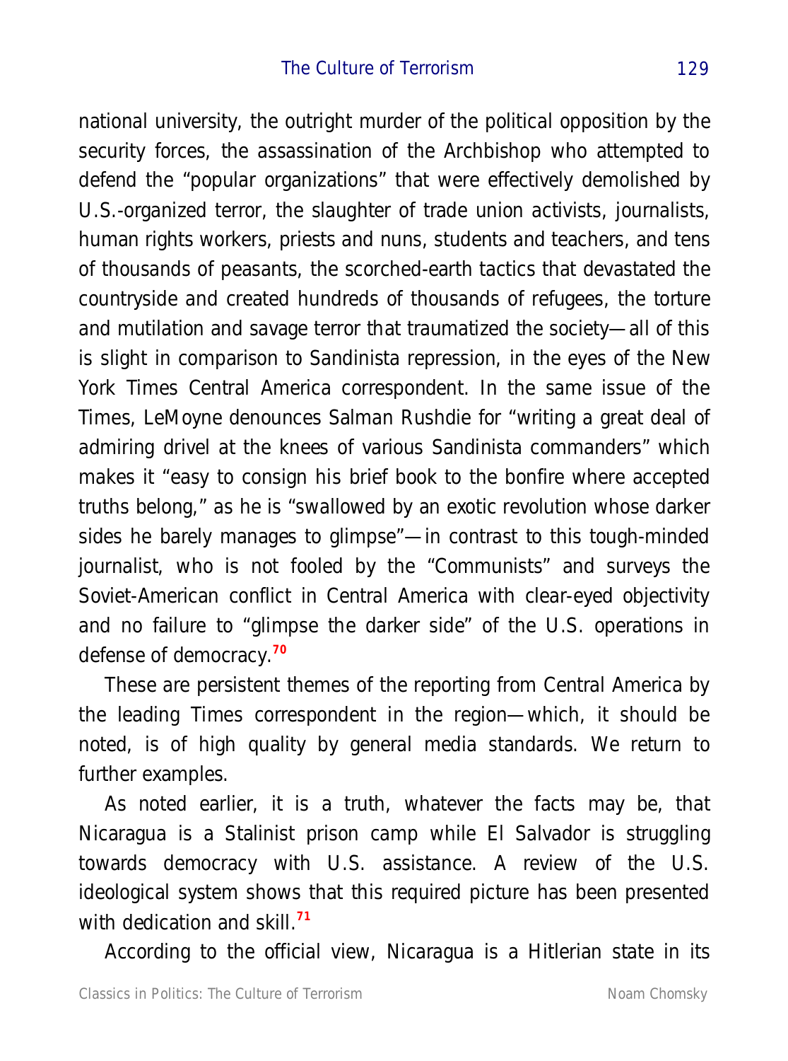national university, the outright murder of the political opposition by the security forces, the assassination of the Archbishop who attempted to defend the "popular organizations" that were effectively demolished by U.S.-organized terror, the slaughter of trade union activists, journalists, human rights workers, priests and nuns, students and teachers, and tens of thousands of peasants, the scorched-earth tactics that devastated the countryside and created hundreds of thousands of refugees, the torture and mutilation and savage terror that traumatized the society—all of this is slight in comparison to Sandinista repression, in the eyes of the New York Times Central America correspondent. In the same issue of the Times, LeMoyne denounces Salman Rushdie for "writing a great deal of admiring drivel at the knees of various Sandinista commanders" which makes it "easy to consign his brief book to the bonfire where accepted truths belong," as he is "swallowed by an exotic revolution whose darker sides he barely manages to glimpse"—in contrast to this tough-minded journalist, who is not fooled by the "Communists" and surveys the Soviet-American conflict in Central America with clear-eyed objectivity and no failure to "glimpse the darker side" of the U.S. operations in defense of democracy.[70]

These are persistent themes of the reporting from Central America by the leading Times correspondent in the region—which, it should be noted, is of high quality by general media standards. We return to further examples.

As noted earlier, it is a truth, whatever the facts may be, that Nicaragua is a Stalinist prison camp while El Salvador is struggling towards democracy with U.S. assistance. A review of the U.S. ideological system shows that this required picture has been presented with dedication and skill.[71]

According to the official view, Nicaragua is a Hitlerian state in its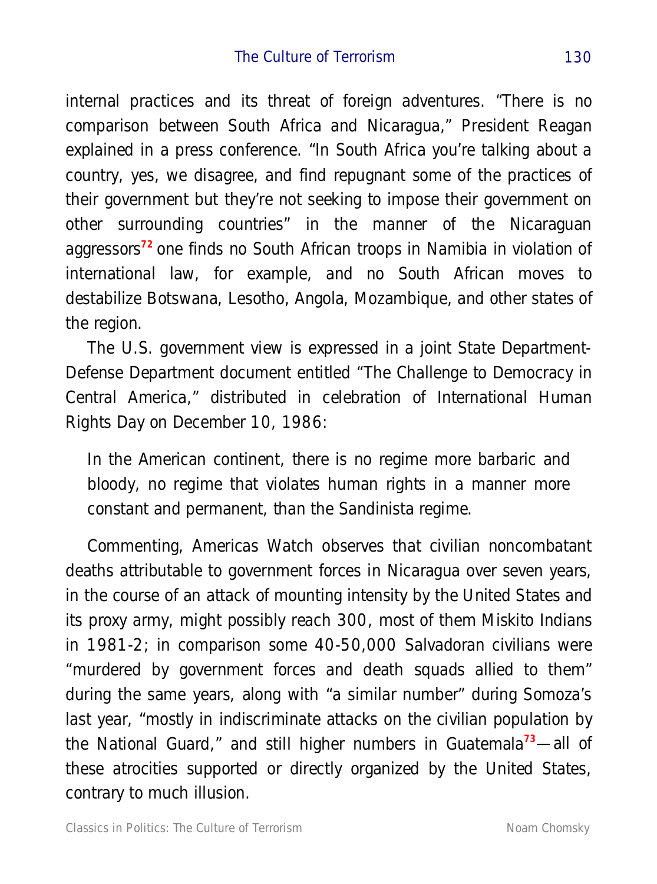internal practices and its threat of foreign adventures. "There is no comparison between South Africa and Nicaragua," President Reagan explained in a press conference. "In South Africa you're talking about a country, yes, we disagree, and find repugnant some of the practices of their government but they're not seeking to impose their government on other surrounding countries" in the manner of the Nicaraguan aggressors[72] one finds no South African troops in Namibia in violation of international law, for example, and no South African moves to destabilize Botswana, Lesotho, Angola, Mozambique, and other states of the region.

The U.S. government view is expressed in a joint State Department-Defense Department document entitled "The Challenge to Democracy in Central America," distributed in celebration of International Human Rights Day on December 10, 1986:

> In the American continent, there is no regime more barbaric and bloody, no regime that violates human rights in a manner more constant and permanent, than the Sandinista regime.

Commenting, Americas Watch observes that civilian noncombatant deaths attributable to government forces in Nicaragua over seven years, in the course of an attack of mounting intensity by the United States and its proxy army, might possibly reach 300, most of them Miskito Indians in 1981-2; in comparison some 40-50,000 Salvadoran civilians were "murdered by government forces and death squads allied to them" during the same years, along with "a similar number" during Somoza's last year, "mostly in indiscriminate attacks on the civilian population by the National Guard," and still higher numbers in Guatemala[73]—all of these atrocities supported or directly organized by the United States, contrary to much illusion.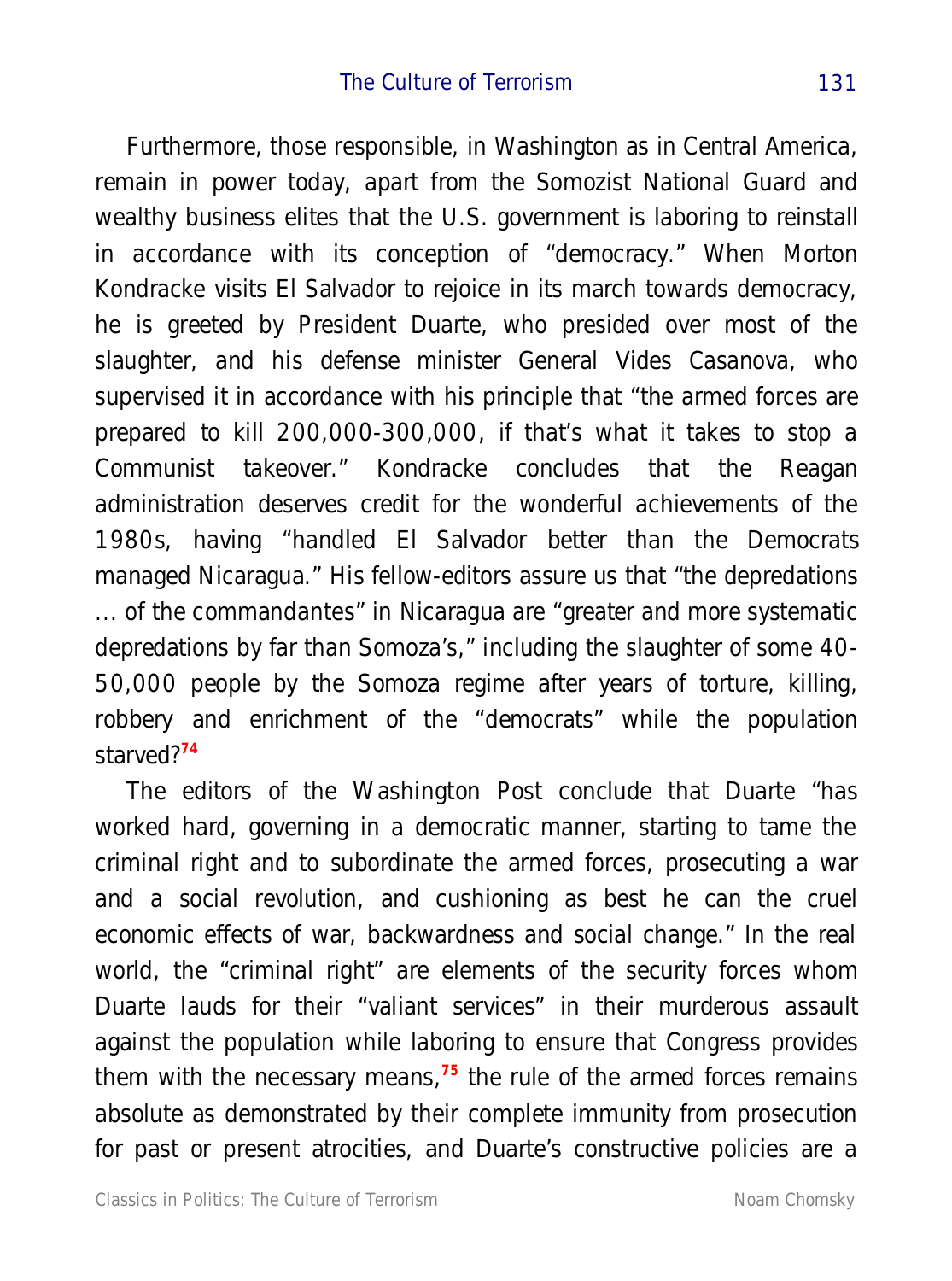Furthermore, those responsible, in Washington as in Central America, remain in power today, apart from the Somozist National Guard and wealthy business elites that the U.S. government is laboring to reinstall in accordance with its conception of "democracy." When Morton Kondracke visits El Salvador to rejoice in its march towards democracy, he is greeted by President Duarte, who presided over most of the slaughter, and his defense minister General Vides Casanova, who supervised it in accordance with his principle that "the armed forces are prepared to kill 200,000-300,000, if that's what it takes to stop a Communist takeover." Kondracke concludes that the Reagan administration deserves credit for the wonderful achievements of the 1980s, having "handled El Salvador better than the Democrats managed Nicaragua." His fellow-editors assure us that "the depredations ... of the commandantes" in Nicaragua are "greater and more systematic depredations by far than Somoza's," including the slaughter of some 40-50,000 people by the Somoza regime after years of torture, killing, robbery and enrichment of the "democrats" while the population starved?[74]

The editors of the Washington Post conclude that Duarte "has worked hard, governing in a democratic manner, starting to tame the criminal right and to subordinate the armed forces, prosecuting a war and a social revolution, and cushioning as best he can the cruel economic effects of war, backwardness and social change." In the real world, the "criminal right" are elements of the security forces whom Duarte lauds for their "valiant services" in their murderous assault against the population while laboring to ensure that Congress provides them with the necessary means,[75] the rule of the armed forces remains absolute as demonstrated by their complete immunity from prosecution for past or present atrocities, and Duarte's constructive policies are a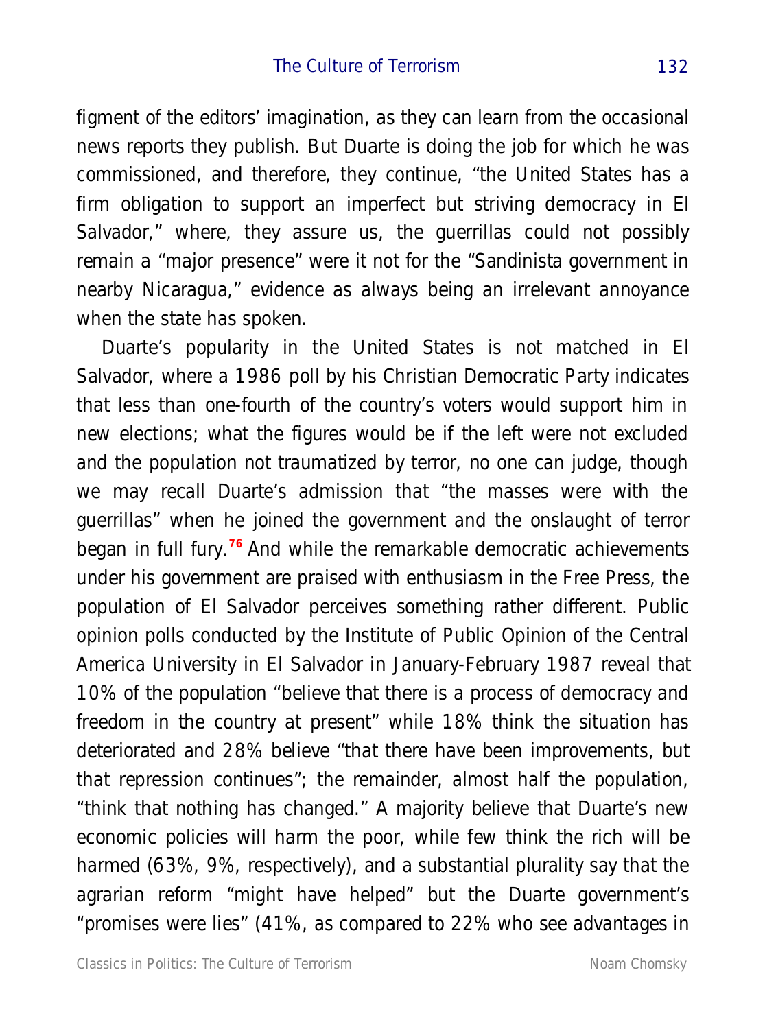figment of the editors' imagination, as they can learn from the occasional news reports they publish. But Duarte is doing the job for which he was commissioned, and therefore, they continue, "the United States has a firm obligation to support an imperfect but striving democracy in El Salvador," where, they assure us, the guerrillas could not possibly remain a "major presence" were it not for the "Sandinista government in nearby Nicaragua," evidence as always being an irrelevant annoyance when the state has spoken.

Duarte's popularity in the United States is not matched in El Salvador, where a 1986 poll by his Christian Democratic Party indicates that less than one-fourth of the country's voters would support him in new elections; what the figures would be if the left were not excluded and the population not traumatized by terror, no one can judge, though we may recall Duarte's admission that "the masses were with the guerrillas" when he joined the government and the onslaught of terror began in full fury.[76] And while the remarkable democratic achievements under his government are praised with enthusiasm in the Free Press, the population of El Salvador perceives something rather different. Public opinion polls conducted by the Institute of Public Opinion of the Central America University in El Salvador in January-February 1987 reveal that 10% of the population "believe that there is a process of democracy and freedom in the country at present" while 18% think the situation has deteriorated and 28% believe "that there have been improvements, but that repression continues"; the remainder, almost half the population, "think that nothing has changed." A majority believe that Duarte's new economic policies will harm the poor, while few think the rich will be harmed (63%, 9%, respectively), and a substantial plurality say that the agrarian reform "might have helped" but the Duarte government's "promises were lies" (41%, as compared to 22% who see advantages in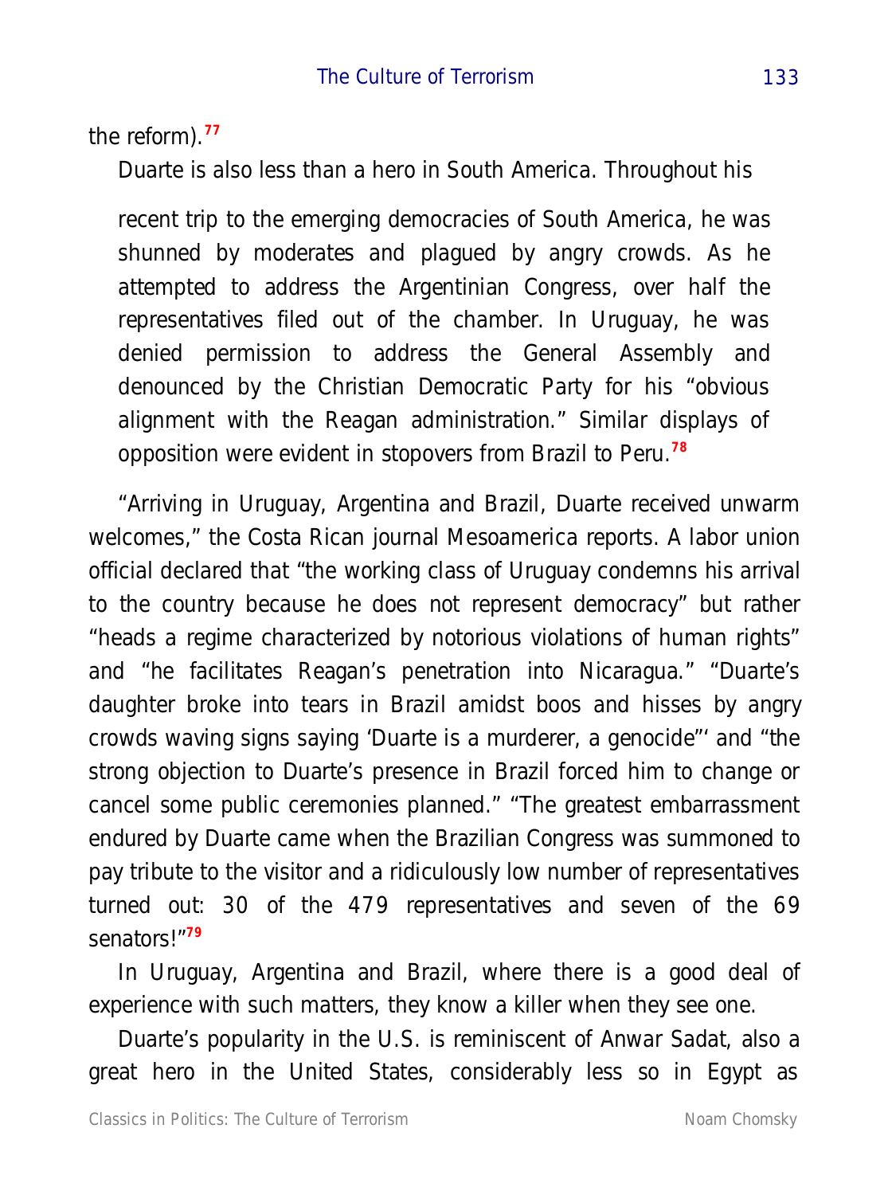the reform).[77]

Duarte is also less than a hero in South America. Throughout his

> recent trip to the emerging democracies of South America, he was shunned by moderates and plagued by angry crowds. As he attempted to address the Argentinian Congress, over half the representatives filed out of the chamber. In Uruguay, he was denied permission to address the General Assembly and denounced by the Christian Democratic Party for his "obvious alignment with the Reagan administration." Similar displays of opposition were evident in stopovers from Brazil to Peru.[78]

"Arriving in Uruguay, Argentina and Brazil, Duarte received unwarm welcomes," the Costa Rican journal Mesoamerica reports. A labor union official declared that "the working class of Uruguay condemns his arrival to the country because he does not represent democracy" but rather "heads a regime characterized by notorious violations of human rights" and "he facilitates Reagan's penetration into Nicaragua." "Duarte's daughter broke into tears in Brazil amidst boos and hisses by angry crowds waving signs saying 'Duarte is a murderer, a genocide"' and "the strong objection to Duarte's presence in Brazil forced him to change or cancel some public ceremonies planned." "The greatest embarrassment endured by Duarte came when the Brazilian Congress was summoned to pay tribute to the visitor and a ridiculously low number of representatives turned out: 30 of the 479 representatives and seven of the 69 senators!"[79]

In Uruguay, Argentina and Brazil, where there is a good deal of experience with such matters, they know a killer when they see one.

Duarte's popularity in the U.S. is reminiscent of Anwar Sadat, also a great hero in the United States, considerably less so in Egypt as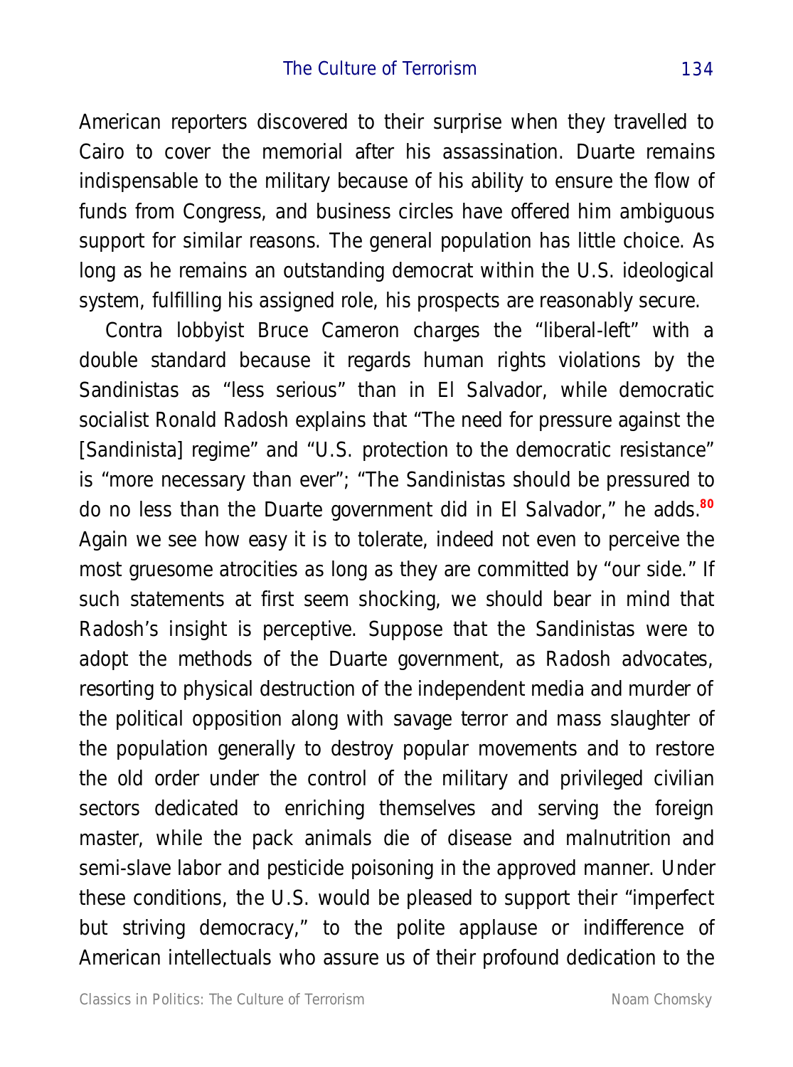American reporters discovered to their surprise when they travelled to Cairo to cover the memorial after his assassination. Duarte remains indispensable to the military because of his ability to ensure the flow of funds from Congress, and business circles have offered him ambiguous support for similar reasons. The general population has little choice. As long as he remains an outstanding democrat within the U.S. ideological system, fulfilling his assigned role, his prospects are reasonably secure.

Contra lobbyist Bruce Cameron charges the "liberal-left" with a double standard because it regards human rights violations by the Sandinistas as "less serious" than in El Salvador, while democratic socialist Ronald Radosh explains that "The need for pressure against the [Sandinista] regime" and "U.S. protection to the democratic resistance" is "more necessary than ever"; "The Sandinistas should be pressured to do no less than the Duarte government did in El Salvador," he adds.[80] Again we see how easy it is to tolerate, indeed not even to perceive the most gruesome atrocities as long as they are committed by "our side." If such statements at first seem shocking, we should bear in mind that Radosh's insight is perceptive. Suppose that the Sandinistas were to adopt the methods of the Duarte government, as Radosh advocates, resorting to physical destruction of the independent media and murder of the political opposition along with savage terror and mass slaughter of the population generally to destroy popular movements and to restore the old order under the control of the military and privileged civilian sectors dedicated to enriching themselves and serving the foreign master, while the pack animals die of disease and malnutrition and semi-slave labor and pesticide poisoning in the approved manner. Under these conditions, the U.S. would be pleased to support their "imperfect but striving democracy," to the polite applause or indifference of American intellectuals who assure us of their profound dedication to the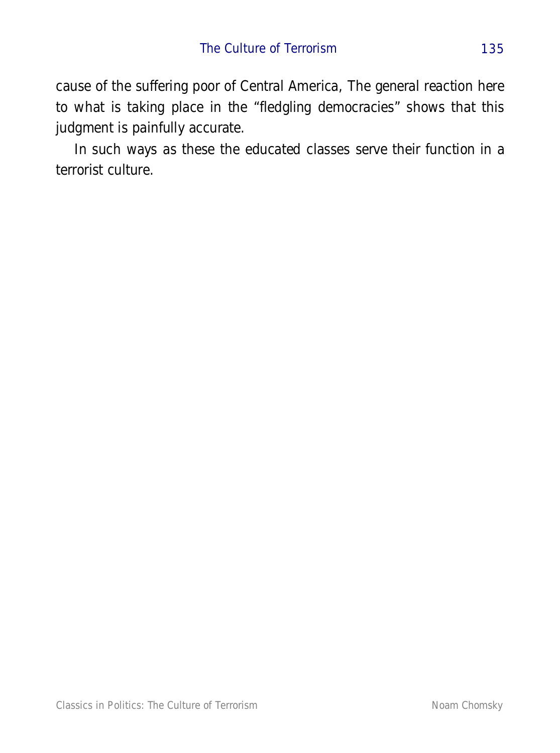cause of the suffering poor of Central America, The general reaction here to what is taking place in the "fledgling democracies" shows that this judgment is painfully accurate.

In such ways as these the educated classes serve their function in a terrorist culture.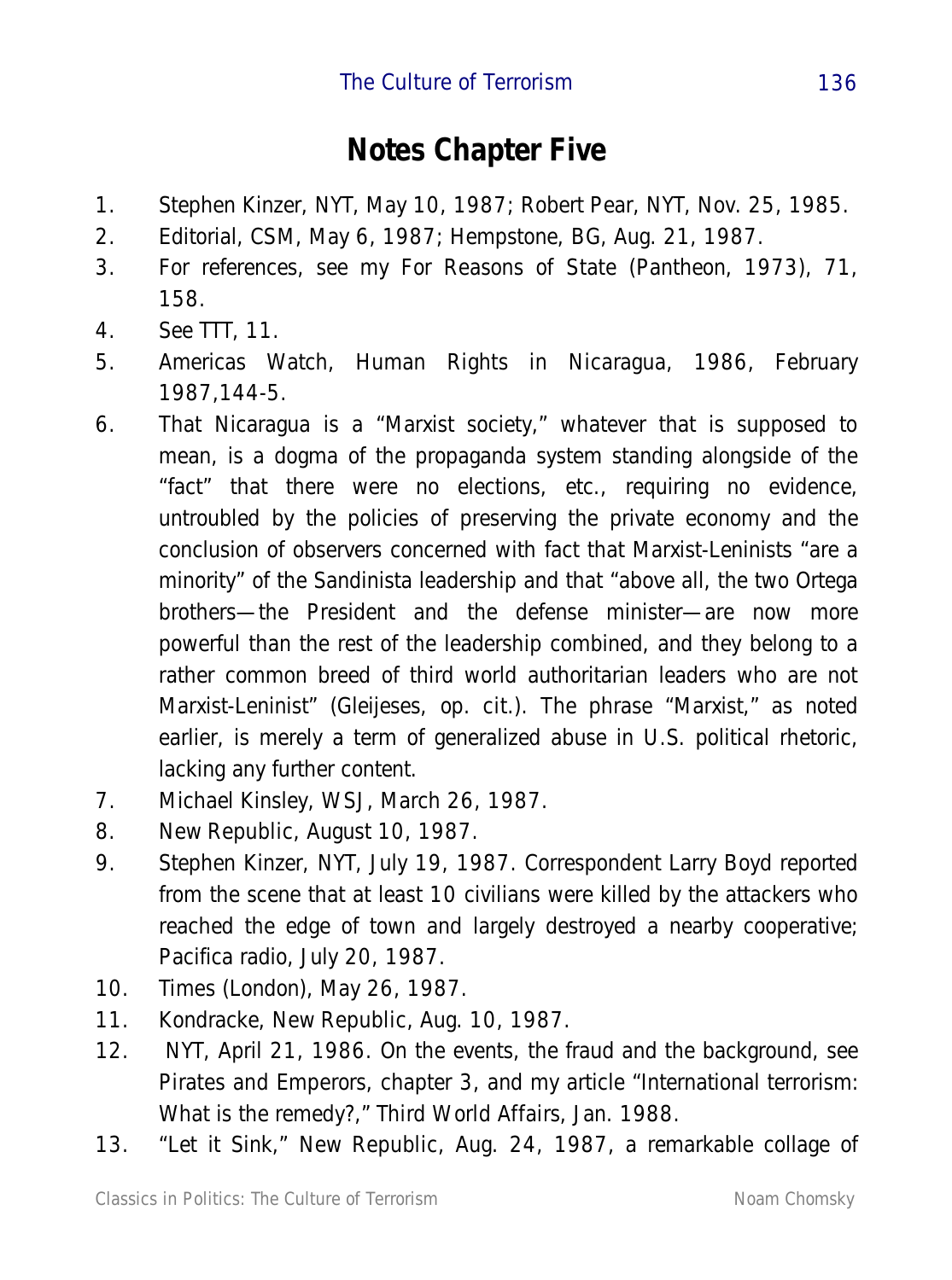# Notes Chapter Five

1. Stephen Kinzer, NYT, May 10, 1987; Robert Pear, NYT, Nov. 25, 1985.
2. Editorial, CSM, May 6, 1987; Hempstone, BG, Aug. 21, 1987.
3. For references, see my For Reasons of State (Pantheon, 1973), 71, 158.
4. See TTT, 11.
5. Americas Watch, Human Rights in Nicaragua, 1986, February 1987,144-5.
6. That Nicaragua is a "Marxist society," whatever that is supposed to mean, is a dogma of the propaganda system standing alongside of the "fact" that there were no elections, etc., requiring no evidence, untroubled by the policies of preserving the private economy and the conclusion of observers concerned with fact that Marxist-Leninists "are a minority" of the Sandinista leadership and that "above all, the two Ortega brothers—the President and the defense minister—are now more powerful than the rest of the leadership combined, and they belong to a rather common breed of third world authoritarian leaders who are not Marxist-Leninist" (Gleijeses, op. cit.). The phrase "Marxist," as noted earlier, is merely a term of generalized abuse in U.S. political rhetoric, lacking any further content.
7. Michael Kinsley, WSJ, March 26, 1987.
8. New Republic, August 10, 1987.
9. Stephen Kinzer, NYT, July 19, 1987. Correspondent Larry Boyd reported from the scene that at least 10 civilians were killed by the attackers who reached the edge of town and largely destroyed a nearby cooperative; Pacifica radio, July 20, 1987.
10. Times (London), May 26, 1987.
11. Kondracke, New Republic, Aug. 10, 1987.
12. NYT, April 21, 1986. On the events, the fraud and the background, see Pirates and Emperors, chapter 3, and my article "International terrorism: What is the remedy?," Third World Affairs, Jan. 1988.
13. "Let it Sink," New Republic, Aug. 24, 1987, a remarkable collage of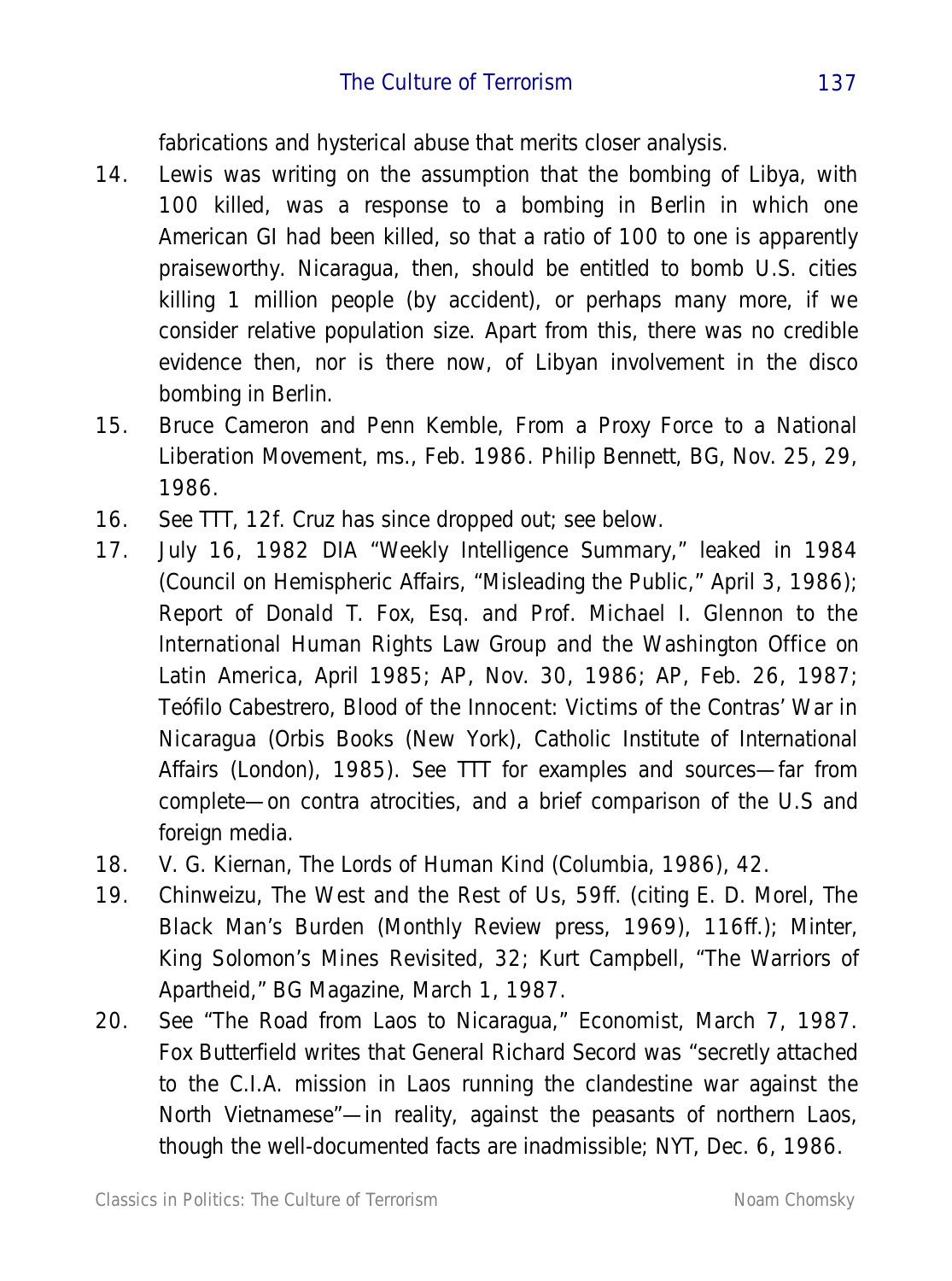fabrications and hysterical abuse that merits closer analysis.

14. Lewis was writing on the assumption that the bombing of Libya, with 100 killed, was a response to a bombing in Berlin in which one American GI had been killed, so that a ratio of 100 to one is apparently praiseworthy. Nicaragua, then, should be entitled to bomb U.S. cities killing 1 million people (by accident), or perhaps many more, if we consider relative population size. Apart from this, there was no credible evidence then, nor is there now, of Libyan involvement in the disco bombing in Berlin.
15. Bruce Cameron and Penn Kemble, From a Proxy Force to a National Liberation Movement, ms., Feb. 1986. Philip Bennett, BG, Nov. 25, 29, 1986.
16. See TTT, 12f. Cruz has since dropped out; see below.
17. July 16, 1982 DIA "Weekly Intelligence Summary," leaked in 1984 (Council on Hemispheric Affairs, "Misleading the Public," April 3, 1986); Report of Donald T. Fox, Esq. and Prof. Michael I. Glennon to the International Human Rights Law Group and the Washington Office on Latin America, April 1985; AP, Nov. 30, 1986; AP, Feb. 26, 1987; Teófilo Cabestrero, Blood of the Innocent: Victims of the Contras' War in Nicaragua (Orbis Books (New York), Catholic Institute of International Affairs (London), 1985). See TTT for examples and sources—far from complete—on contra atrocities, and a brief comparison of the U.S and foreign media.
18. V. G. Kiernan, The Lords of Human Kind (Columbia, 1986), 42.
19. Chinweizu, The West and the Rest of Us, 59ff. (citing E. D. Morel, The Black Man's Burden (Monthly Review press, 1969), 116ff.); Minter, King Solomon's Mines Revisited, 32; Kurt Campbell, "The Warriors of Apartheid," BG Magazine, March 1, 1987.
20. See "The Road from Laos to Nicaragua," Economist, March 7, 1987. Fox Butterfield writes that General Richard Secord was "secretly attached to the C.I.A. mission in Laos running the clandestine war against the North Vietnamese"—in reality, against the peasants of northern Laos, though the well-documented facts are inadmissible; NYT, Dec. 6, 1986.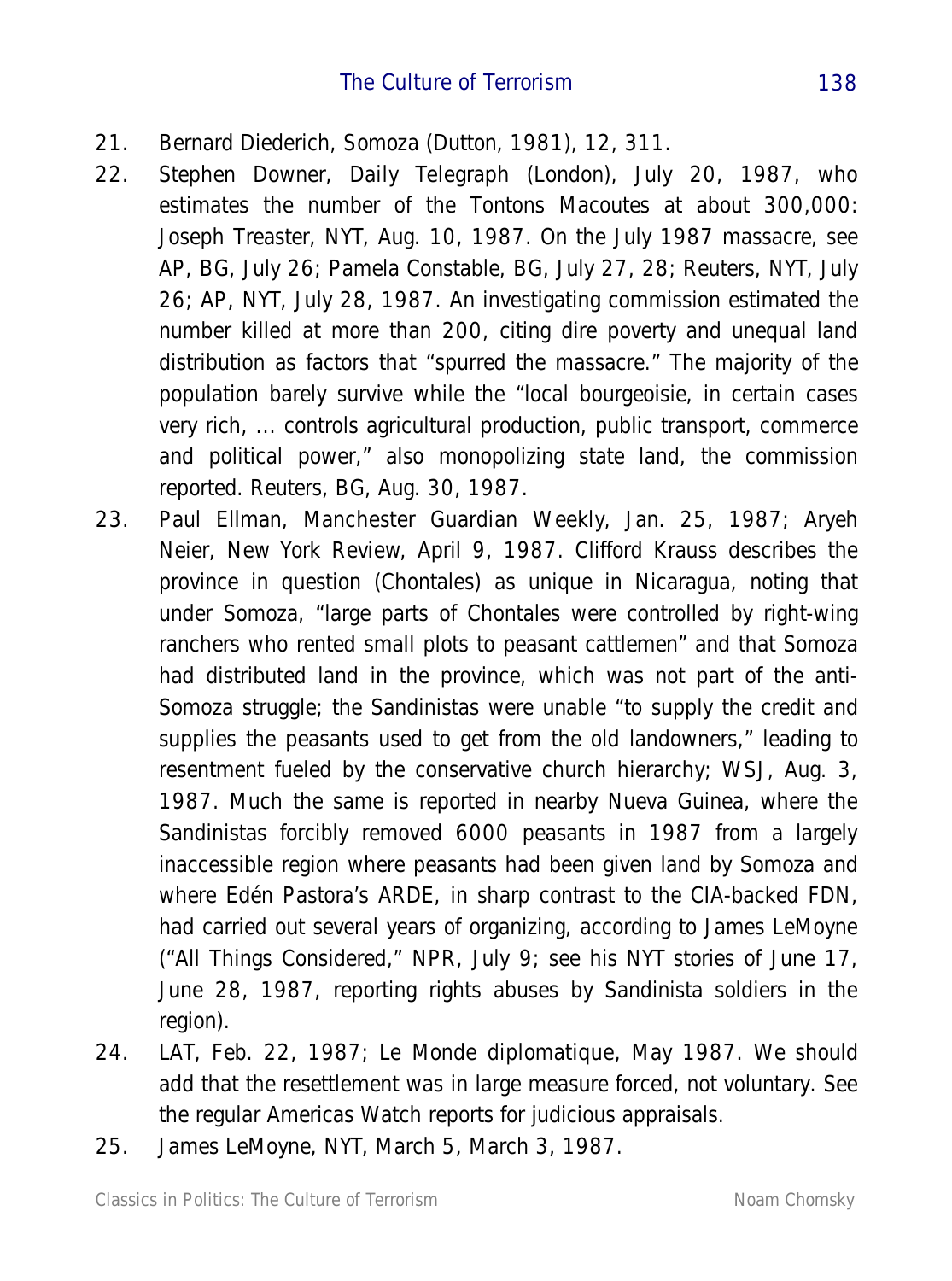21. Bernard Diederich, Somoza (Dutton, 1981), 12, 311.
22. Stephen Downer, Daily Telegraph (London), July 20, 1987, who estimates the number of the Tontons Macoutes at about 300,000: Joseph Treaster, NYT, Aug. 10, 1987. On the July 1987 massacre, see AP, BG, July 26; Pamela Constable, BG, July 27, 28; Reuters, NYT, July 26; AP, NYT, July 28, 1987. An investigating commission estimated the number killed at more than 200, citing dire poverty and unequal land distribution as factors that "spurred the massacre." The majority of the population barely survive while the "local bourgeoisie, in certain cases very rich, ... controls agricultural production, public transport, commerce and political power," also monopolizing state land, the commission reported. Reuters, BG, Aug. 30, 1987.
23. Paul Ellman, Manchester Guardian Weekly, Jan. 25, 1987; Aryeh Neier, New York Review, April 9, 1987. Clifford Krauss describes the province in question (Chontales) as unique in Nicaragua, noting that under Somoza, "large parts of Chontales were controlled by right-wing ranchers who rented small plots to peasant cattlemen" and that Somoza had distributed land in the province, which was not part of the anti-Somoza struggle; the Sandinistas were unable "to supply the credit and supplies the peasants used to get from the old landowners," leading to resentment fueled by the conservative church hierarchy; WSJ, Aug. 3, 1987. Much the same is reported in nearby Nueva Guinea, where the Sandinistas forcibly removed 6000 peasants in 1987 from a largely inaccessible region where peasants had been given land by Somoza and where Edén Pastora's ARDE, in sharp contrast to the CIA-backed FDN, had carried out several years of organizing, according to James LeMoyne ("All Things Considered," NPR, July 9; see his NYT stories of June 17, June 28, 1987, reporting rights abuses by Sandinista soldiers in the region).
24. LAT, Feb. 22, 1987; Le Monde diplomatique, May 1987. We should add that the resettlement was in large measure forced, not voluntary. See the regular Americas Watch reports for judicious appraisals.
25. James LeMoyne, NYT, March 5, March 3, 1987.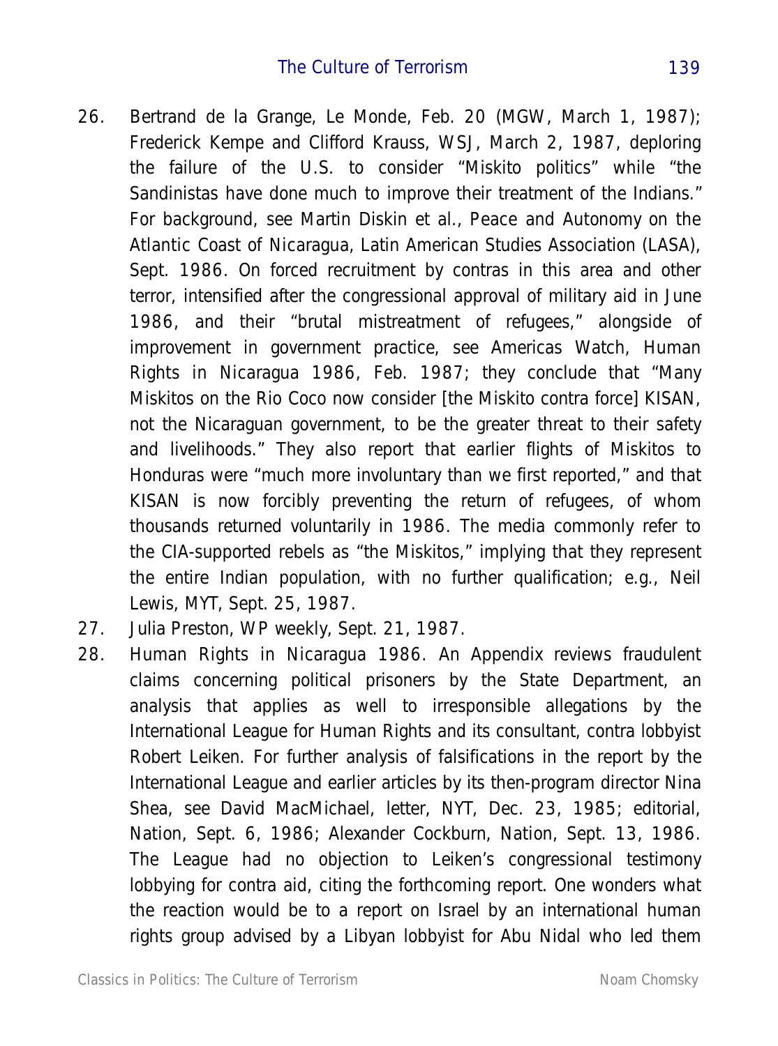26. Bertrand de la Grange, Le Monde, Feb. 20 (MGW, March 1, 1987); Frederick Kempe and Clifford Krauss, WSJ, March 2, 1987, deploring the failure of the U.S. to consider "Miskito politics" while "the Sandinistas have done much to improve their treatment of the Indians." For background, see Martin Diskin et al., Peace and Autonomy on the Atlantic Coast of Nicaragua, Latin American Studies Association (LASA), Sept. 1986. On forced recruitment by contras in this area and other terror, intensified after the congressional approval of military aid in June 1986, and their "brutal mistreatment of refugees," alongside of improvement in government practice, see Americas Watch, Human Rights in Nicaragua 1986, Feb. 1987; they conclude that "Many Miskitos on the Rio Coco now consider [the Miskito contra force] KISAN, not the Nicaraguan government, to be the greater threat to their safety and livelihoods." They also report that earlier flights of Miskitos to Honduras were "much more involuntary than we first reported," and that KISAN is now forcibly preventing the return of refugees, of whom thousands returned voluntarily in 1986. The media commonly refer to the CIA-supported rebels as "the Miskitos," implying that they represent the entire Indian population, with no further qualification; e.g., Neil Lewis, MYT, Sept. 25, 1987.
27. Julia Preston, WP weekly, Sept. 21, 1987.
28. Human Rights in Nicaragua 1986. An Appendix reviews fraudulent claims concerning political prisoners by the State Department, an analysis that applies as well to irresponsible allegations by the International League for Human Rights and its consultant, contra lobbyist Robert Leiken. For further analysis of falsifications in the report by the International League and earlier articles by its then-program director Nina Shea, see David MacMichael, letter, NYT, Dec. 23, 1985; editorial, Nation, Sept. 6, 1986; Alexander Cockburn, Nation, Sept. 13, 1986. The League had no objection to Leiken's congressional testimony lobbying for contra aid, citing the forthcoming report. One wonders what the reaction would be to a report on Israel by an international human rights group advised by a Libyan lobbyist for Abu Nidal who led them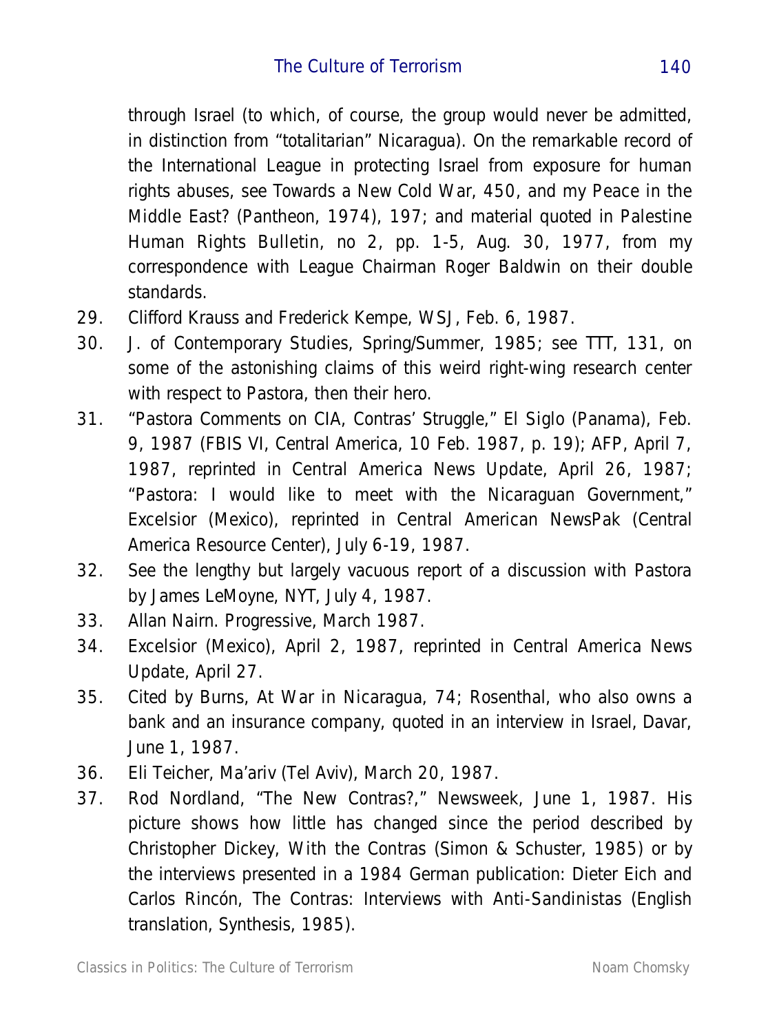through Israel (to which, of course, the group would never be admitted, in distinction from "totalitarian" Nicaragua). On the remarkable record of the International League in protecting Israel from exposure for human rights abuses, see Towards a New Cold War, 450, and my Peace in the Middle East? (Pantheon, 1974), 197; and material quoted in Palestine Human Rights Bulletin, no 2, pp. 1-5, Aug. 30, 1977, from my correspondence with League Chairman Roger Baldwin on their double standards.

29. Clifford Krauss and Frederick Kempe, WSJ, Feb. 6, 1987.
30. J. of Contemporary Studies, Spring/Summer, 1985; see TTT, 131, on some of the astonishing claims of this weird right-wing research center with respect to Pastora, then their hero.
31. "Pastora Comments on CIA, Contras' Struggle," El Siglo (Panama), Feb. 9, 1987 (FBIS VI, Central America, 10 Feb. 1987, p. 19); AFP, April 7, 1987, reprinted in Central America News Update, April 26, 1987; "Pastora: I would like to meet with the Nicaraguan Government," Excelsior (Mexico), reprinted in Central American NewsPak (Central America Resource Center), July 6-19, 1987.
32. See the lengthy but largely vacuous report of a discussion with Pastora by James LeMoyne, NYT, July 4, 1987.
33. Allan Nairn. Progressive, March 1987.
34. Excelsior (Mexico), April 2, 1987, reprinted in Central America News Update, April 27.
35. Cited by Burns, At War in Nicaragua, 74; Rosenthal, who also owns a bank and an insurance company, quoted in an interview in Israel, Davar, June 1, 1987.
36. Eli Teicher, Ma'ariv (Tel Aviv), March 20, 1987.
37. Rod Nordland, "The New Contras?," Newsweek, June 1, 1987. His picture shows how little has changed since the period described by Christopher Dickey, With the Contras (Simon & Schuster, 1985) or by the interviews presented in a 1984 German publication: Dieter Eich and Carlos Rincón, The Contras: Interviews with Anti-Sandinistas (English translation, Synthesis, 1985).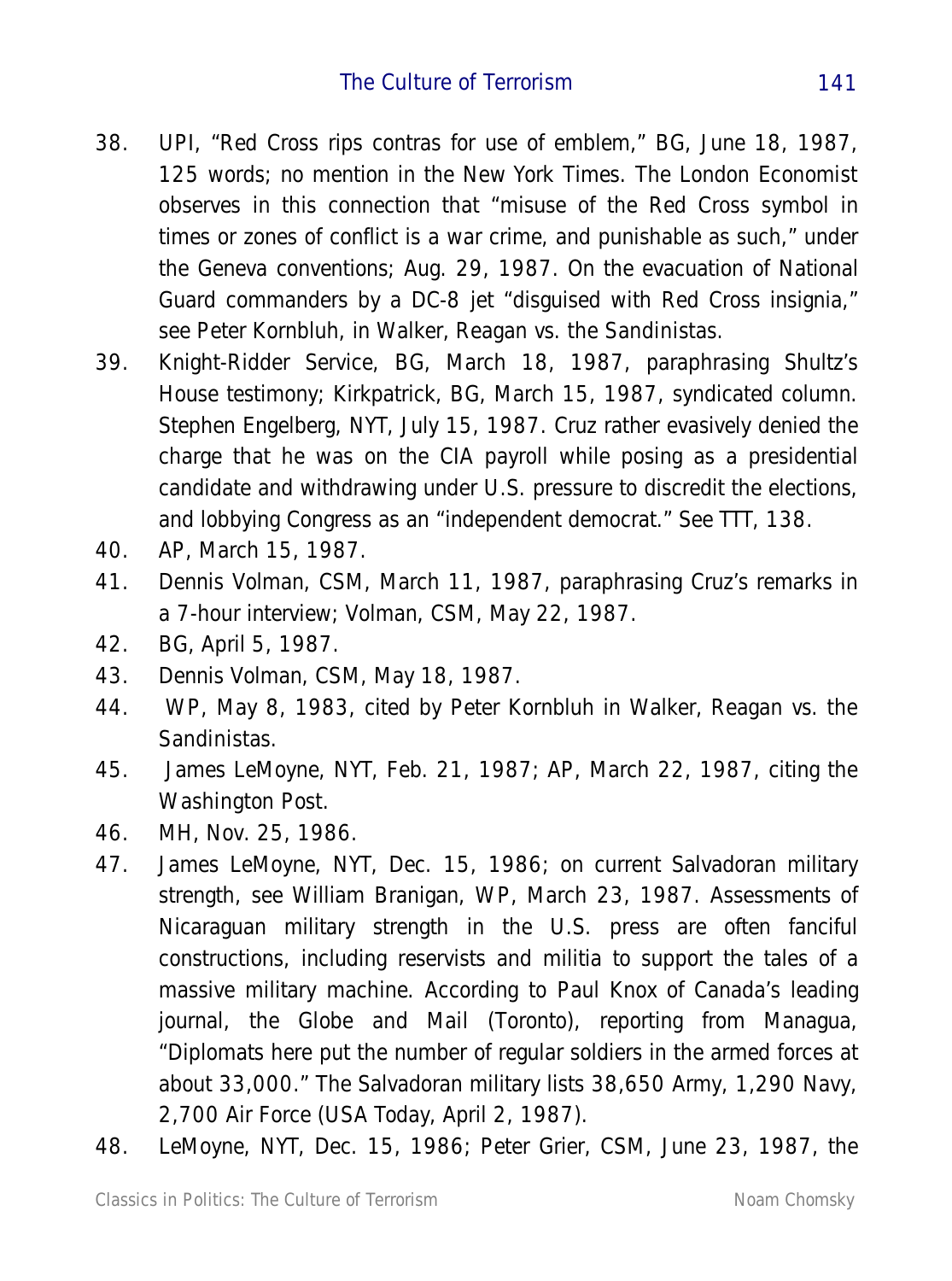38. UPI, "Red Cross rips contras for use of emblem," BG, June 18, 1987, 125 words; no mention in the New York Times. The London Economist observes in this connection that "misuse of the Red Cross symbol in times or zones of conflict is a war crime, and punishable as such," under the Geneva conventions; Aug. 29, 1987. On the evacuation of National Guard commanders by a DC-8 jet "disguised with Red Cross insignia," see Peter Kornbluh, in Walker, Reagan vs. the Sandinistas.
39. Knight-Ridder Service, BG, March 18, 1987, paraphrasing Shultz's House testimony; Kirkpatrick, BG, March 15, 1987, syndicated column. Stephen Engelberg, NYT, July 15, 1987. Cruz rather evasively denied the charge that he was on the CIA payroll while posing as a presidential candidate and withdrawing under U.S. pressure to discredit the elections, and lobbying Congress as an "independent democrat." See TTT, 138.
40. AP, March 15, 1987.
41. Dennis Volman, CSM, March 11, 1987, paraphrasing Cruz's remarks in a 7-hour interview; Volman, CSM, May 22, 1987.
42. BG, April 5, 1987.
43. Dennis Volman, CSM, May 18, 1987.
44. WP, May 8, 1983, cited by Peter Kornbluh in Walker, Reagan vs. the Sandinistas.
45. James LeMoyne, NYT, Feb. 21, 1987; AP, March 22, 1987, citing the Washington Post.
46. MH, Nov. 25, 1986.
47. James LeMoyne, NYT, Dec. 15, 1986; on current Salvadoran military strength, see William Branigan, WP, March 23, 1987. Assessments of Nicaraguan military strength in the U.S. press are often fanciful constructions, including reservists and militia to support the tales of a massive military machine. According to Paul Knox of Canada's leading journal, the Globe and Mail (Toronto), reporting from Managua, "Diplomats here put the number of regular soldiers in the armed forces at about 33,000." The Salvadoran military lists 38,650 Army, 1,290 Navy, 2,700 Air Force (USA Today, April 2, 1987).
48. LeMoyne, NYT, Dec. 15, 1986; Peter Grier, CSM, June 23, 1987, the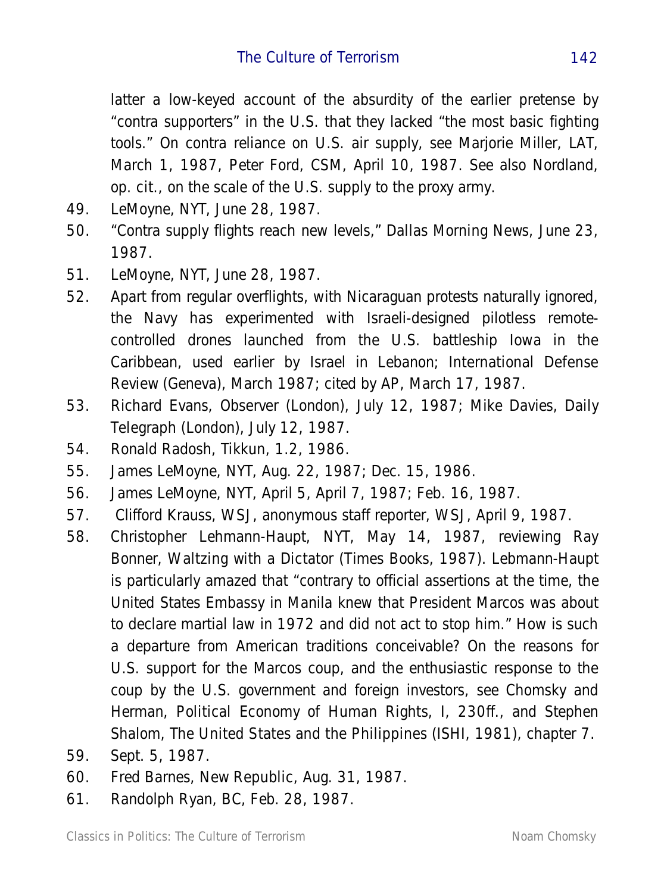latter a low-keyed account of the absurdity of the earlier pretense by "contra supporters" in the U.S. that they lacked "the most basic fighting tools." On contra reliance on U.S. air supply, see Marjorie Miller, LAT, March 1, 1987, Peter Ford, CSM, April 10, 1987. See also Nordland, op. cit., on the scale of the U.S. supply to the proxy army.

49. LeMoyne, NYT, June 28, 1987.
50. "Contra supply flights reach new levels," Dallas Morning News, June 23, 1987.
51. LeMoyne, NYT, June 28, 1987.
52. Apart from regular overflights, with Nicaraguan protests naturally ignored, the Navy has experimented with Israeli-designed pilotless remote-controlled drones launched from the U.S. battleship Iowa in the Caribbean, used earlier by Israel in Lebanon; International Defense Review (Geneva), March 1987; cited by AP, March 17, 1987.
53. Richard Evans, Observer (London), July 12, 1987; Mike Davies, Daily Telegraph (London), July 12, 1987.
54. Ronald Radosh, Tikkun, 1.2, 1986.
55. James LeMoyne, NYT, Aug. 22, 1987; Dec. 15, 1986.
56. James LeMoyne, NYT, April 5, April 7, 1987; Feb. 16, 1987.
57. Clifford Krauss, WSJ, anonymous staff reporter, WSJ, April 9, 1987.
58. Christopher Lehmann-Haupt, NYT, May 14, 1987, reviewing Ray Bonner, Waltzing with a Dictator (Times Books, 1987). Lebmann-Haupt is particularly amazed that "contrary to official assertions at the time, the United States Embassy in Manila knew that President Marcos was about to declare martial law in 1972 and did not act to stop him." How is such a departure from American traditions conceivable? On the reasons for U.S. support for the Marcos coup, and the enthusiastic response to the coup by the U.S. government and foreign investors, see Chomsky and Herman, Political Economy of Human Rights, I, 230ff., and Stephen Shalom, The United States and the Philippines (ISHI, 1981), chapter 7.
59. Sept. 5, 1987.
60. Fred Barnes, New Republic, Aug. 31, 1987.
61. Randolph Ryan, BC, Feb. 28, 1987.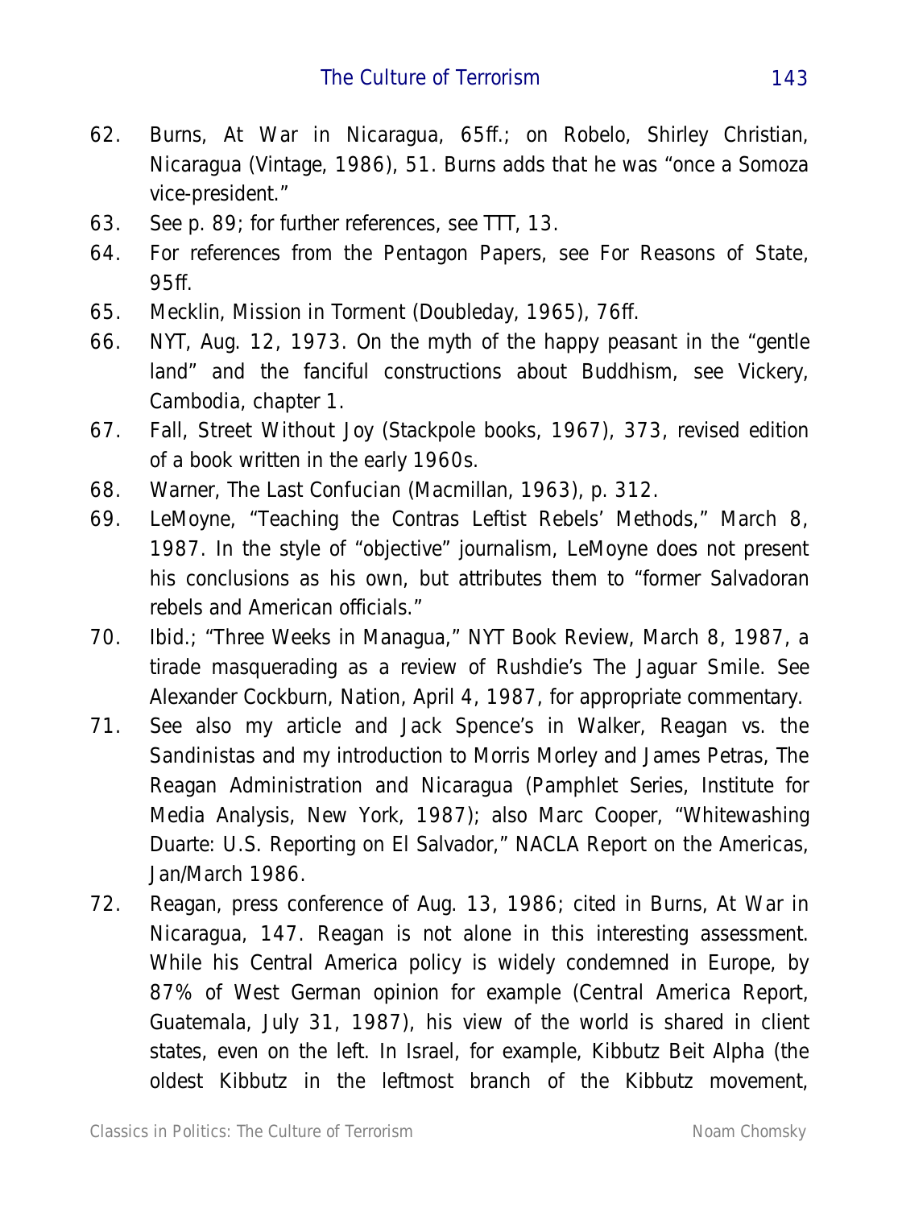62. Burns, At War in Nicaragua, 65ff.; on Robelo, Shirley Christian, Nicaragua (Vintage, 1986), 51. Burns adds that he was "once a Somoza vice-president."
63. See p. 89; for further references, see TTT, 13.
64. For references from the Pentagon Papers, see For Reasons of State, 95ff.
65. Mecklin, Mission in Torment (Doubleday, 1965), 76ff.
66. NYT, Aug. 12, 1973. On the myth of the happy peasant in the "gentle land" and the fanciful constructions about Buddhism, see Vickery, Cambodia, chapter 1.
67. Fall, Street Without Joy (Stackpole books, 1967), 373, revised edition of a book written in the early 1960s.
68. Warner, The Last Confucian (Macmillan, 1963), p. 312.
69. LeMoyne, "Teaching the Contras Leftist Rebels' Methods," March 8, 1987. In the style of "objective" journalism, LeMoyne does not present his conclusions as his own, but attributes them to "former Salvadoran rebels and American officials."
70. Ibid.; "Three Weeks in Managua," NYT Book Review, March 8, 1987, a tirade masquerading as a review of Rushdie's The Jaguar Smile. See Alexander Cockburn, Nation, April 4, 1987, for appropriate commentary.
71. See also my article and Jack Spence's in Walker, Reagan vs. the Sandinistas and my introduction to Morris Morley and James Petras, The Reagan Administration and Nicaragua (Pamphlet Series, Institute for Media Analysis, New York, 1987); also Marc Cooper, "Whitewashing Duarte: U.S. Reporting on El Salvador," NACLA Report on the Americas, Jan/March 1986.
72. Reagan, press conference of Aug. 13, 1986; cited in Burns, At War in Nicaragua, 147. Reagan is not alone in this interesting assessment. While his Central America policy is widely condemned in Europe, by 87% of West German opinion for example (Central America Report, Guatemala, July 31, 1987), his view of the world is shared in client states, even on the left. In Israel, for example, Kibbutz Beit Alpha (the oldest Kibbutz in the leftmost branch of the Kibbutz movement,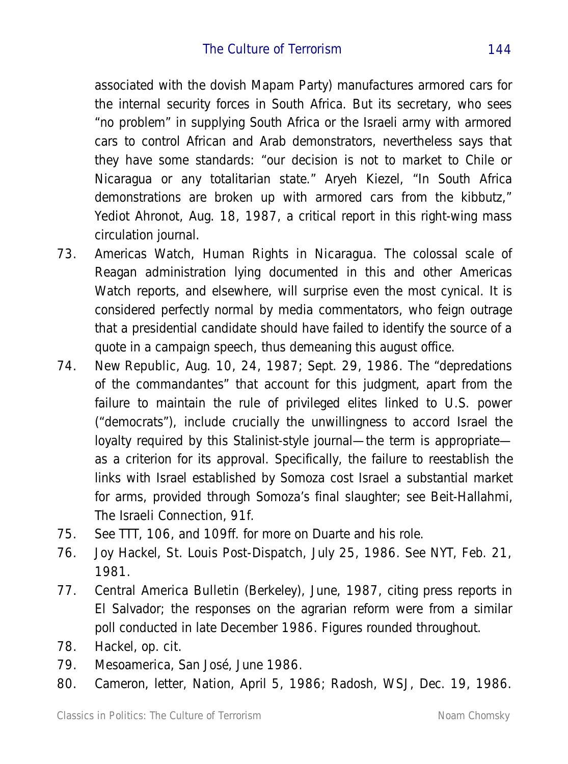associated with the dovish Mapam Party) manufactures armored cars for the internal security forces in South Africa. But its secretary, who sees "no problem" in supplying South Africa or the Israeli army with armored cars to control African and Arab demonstrators, nevertheless says that they have some standards: "our decision is not to market to Chile or Nicaragua or any totalitarian state." Aryeh Kiezel, "In South Africa demonstrations are broken up with armored cars from the kibbutz," Yediot Ahronot, Aug. 18, 1987, a critical report in this right-wing mass circulation journal.

73. Americas Watch, Human Rights in Nicaragua. The colossal scale of Reagan administration lying documented in this and other Americas Watch reports, and elsewhere, will surprise even the most cynical. It is considered perfectly normal by media commentators, who feign outrage that a presidential candidate should have failed to identify the source of a quote in a campaign speech, thus demeaning this august office.
74. New Republic, Aug. 10, 24, 1987; Sept. 29, 1986. The "depredations of the commandantes" that account for this judgment, apart from the failure to maintain the rule of privileged elites linked to U.S. power ("democrats"), include crucially the unwillingness to accord Israel the loyalty required by this Stalinist-style journal—the term is appropriate—as a criterion for its approval. Specifically, the failure to reestablish the links with Israel established by Somoza cost Israel a substantial market for arms, provided through Somoza's final slaughter; see Beit-Hallahmi, The Israeli Connection, 91f.
75. See TTT, 106, and 109ff. for more on Duarte and his role.
76. Joy Hackel, St. Louis Post-Dispatch, July 25, 1986. See NYT, Feb. 21, 1981.
77. Central America Bulletin (Berkeley), June, 1987, citing press reports in El Salvador; the responses on the agrarian reform were from a similar poll conducted in late December 1986. Figures rounded throughout.
78. Hackel, op. cit.
79. Mesoamerica, San José, June 1986.
80. Cameron, letter, Nation, April 5, 1986; Radosh, WSJ, Dec. 19, 1986.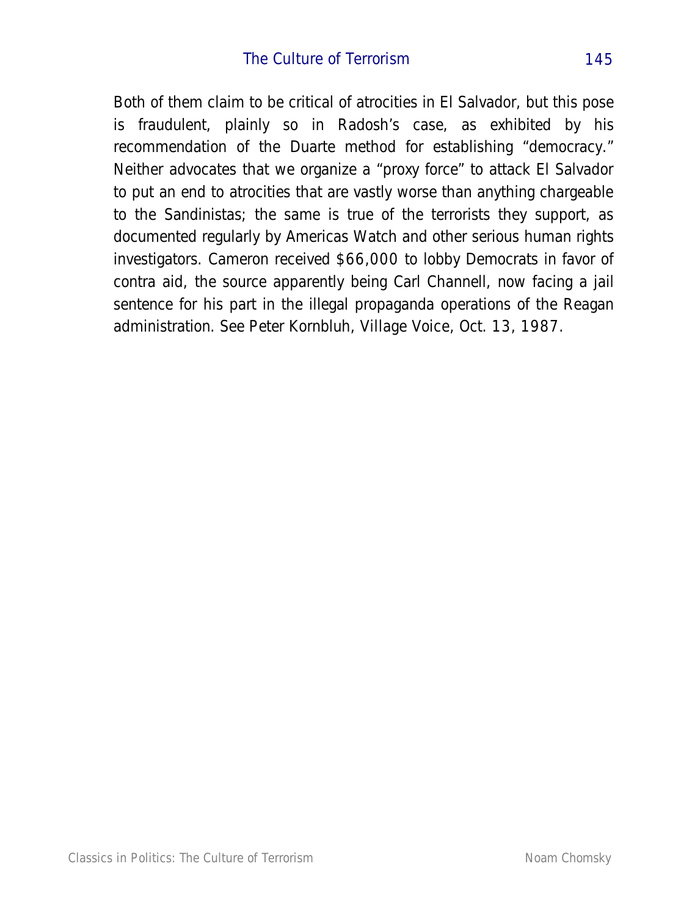Both of them claim to be critical of atrocities in El Salvador, but this pose is fraudulent, plainly so in Radosh's case, as exhibited by his recommendation of the Duarte method for establishing "democracy." Neither advocates that we organize a "proxy force" to attack El Salvador to put an end to atrocities that are vastly worse than anything chargeable to the Sandinistas; the same is true of the terrorists they support, as documented regularly by Americas Watch and other serious human rights investigators. Cameron received $66,000 to lobby Democrats in favor of contra aid, the source apparently being Carl Channell, now facing a jail sentence for his part in the illegal propaganda operations of the Reagan administration. See Peter Kornbluh, *Village Voice*, Oct. 13, 1987.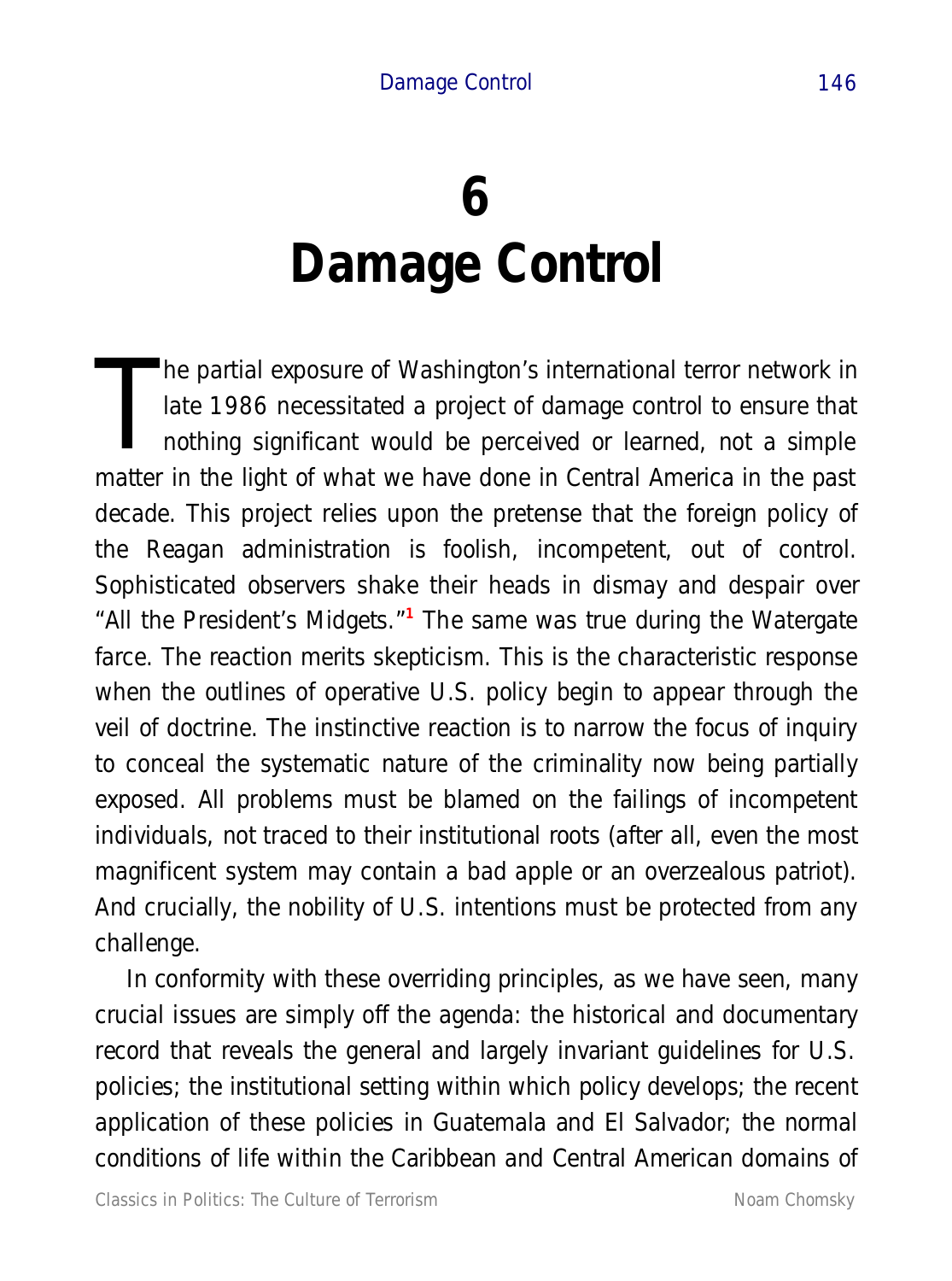# 6
# Damage Control

The partial exposure of Washington's international terror network in late 1986 necessitated a project of damage control to ensure that nothing significant would be perceived or learned, not a simple matter in the light of what we have done in Central America in the past decade. This project relies upon the pretense that the foreign policy of the Reagan administration is foolish, incompetent, out of control. Sophisticated observers shake their heads in dismay and despair over "All the President's Midgets."[1] The same was true during the Watergate farce. The reaction merits skepticism. This is the characteristic response when the outlines of operative U.S. policy begin to appear through the veil of doctrine. The instinctive reaction is to narrow the focus of inquiry to conceal the systematic nature of the criminality now being partially exposed. All problems must be blamed on the failings of incompetent individuals, not traced to their institutional roots (after all, even the most magnificent system may contain a bad apple or an overzealous patriot). And crucially, the nobility of U.S. intentions must be protected from any challenge.

In conformity with these overriding principles, as we have seen, many crucial issues are simply off the agenda: the historical and documentary record that reveals the general and largely invariant guidelines for U.S. policies; the institutional setting within which policy develops; the recent application of these policies in Guatemala and El Salvador; the normal conditions of life within the Caribbean and Central American domains of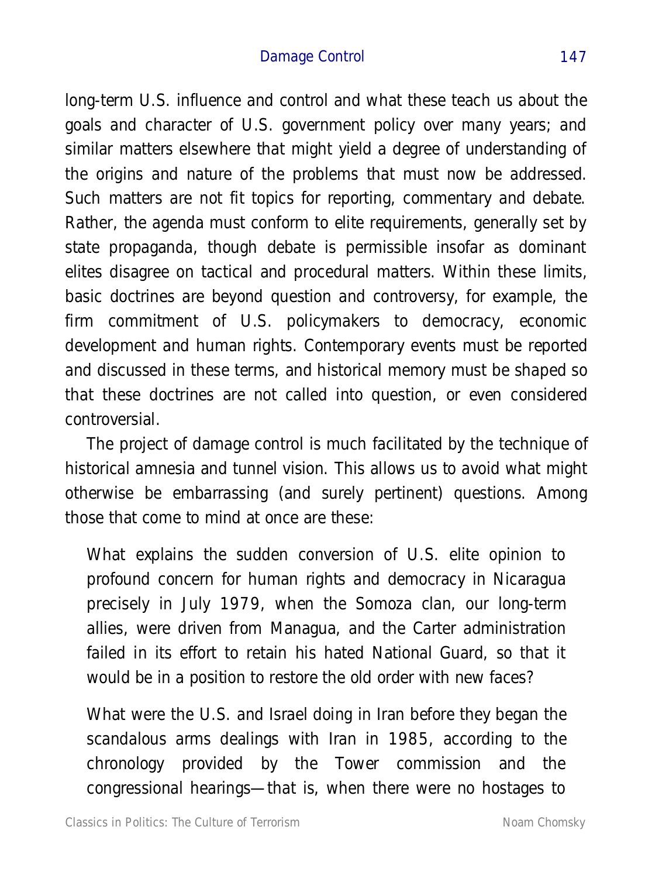long-term U.S. influence and control and what these teach us about the goals and character of U.S. government policy over many years; and similar matters elsewhere that might yield a degree of understanding of the origins and nature of the problems that must now be addressed. Such matters are not fit topics for reporting, commentary and debate. Rather, the agenda must conform to elite requirements, generally set by state propaganda, though debate is permissible insofar as dominant elites disagree on tactical and procedural matters. Within these limits, basic doctrines are beyond question and controversy, for example, the firm commitment of U.S. policymakers to democracy, economic development and human rights. Contemporary events must be reported and discussed in these terms, and historical memory must be shaped so that these doctrines are not called into question, or even considered controversial.

The project of damage control is much facilitated by the technique of historical amnesia and tunnel vision. This allows us to avoid what might otherwise be embarrassing (and surely pertinent) questions. Among those that come to mind at once are these:

> What explains the sudden conversion of U.S. elite opinion to profound concern for human rights and democracy in Nicaragua precisely in July 1979, when the Somoza clan, our long-term allies, were driven from Managua, and the Carter administration failed in its effort to retain his hated National Guard, so that it would be in a position to restore the old order with new faces?

> What were the U.S. and Israel doing in Iran before they began the scandalous arms dealings with Iran in 1985, according to the chronology provided by the Tower commission and the congressional hearings—that is, when there were no hostages to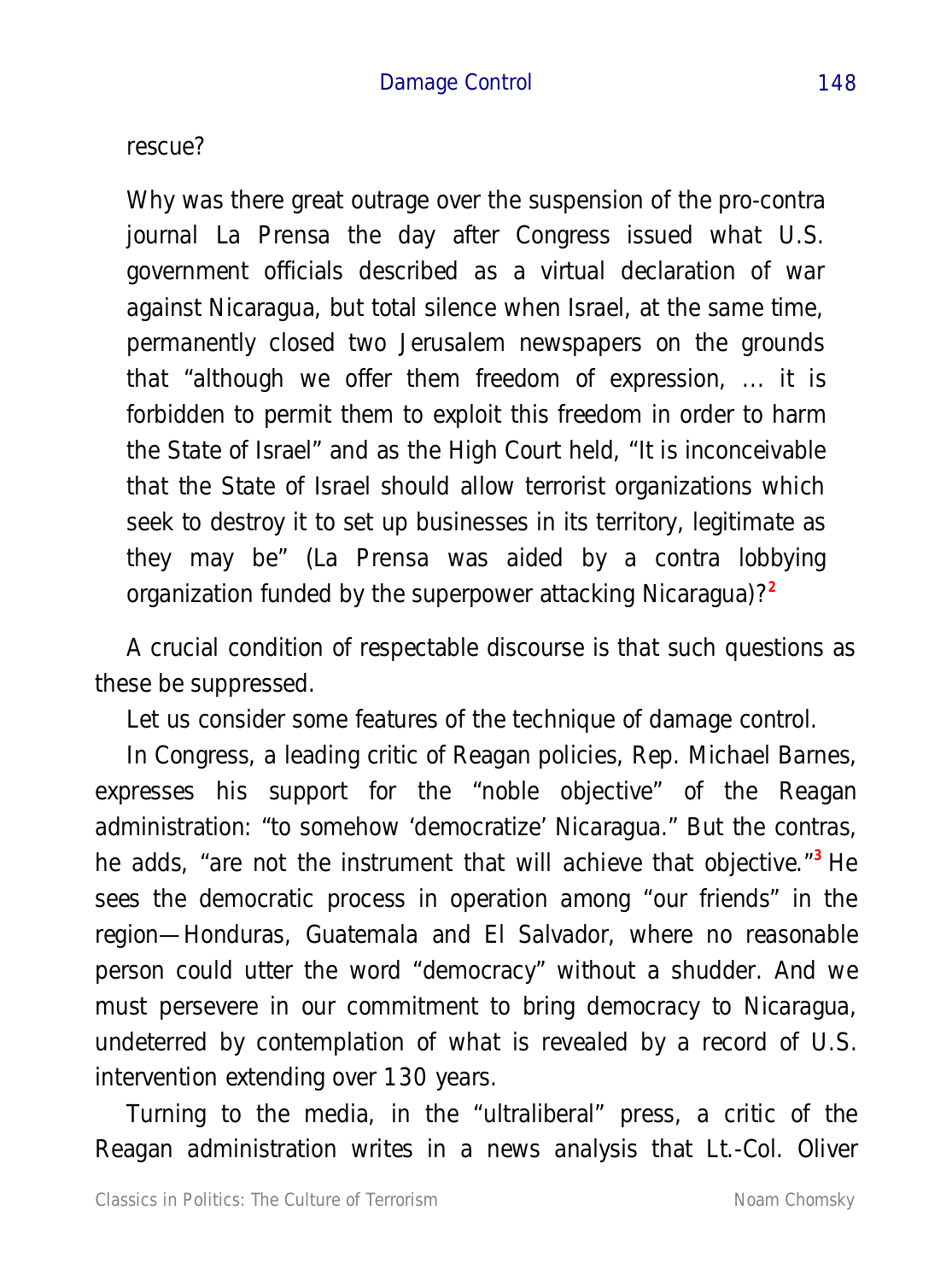rescue?

Why was there great outrage over the suspension of the pro-contra journal La Prensa the day after Congress issued what U.S. government officials described as a virtual declaration of war against Nicaragua, but total silence when Israel, at the same time, permanently closed two Jerusalem newspapers on the grounds that "although we offer them freedom of expression, ... it is forbidden to permit them to exploit this freedom in order to harm the State of Israel" and as the High Court held, "It is inconceivable that the State of Israel should allow terrorist organizations which seek to destroy it to set up businesses in its territory, legitimate as they may be" (La Prensa was aided by a contra lobbying organization funded by the superpower attacking Nicaragua)?[2]

A crucial condition of respectable discourse is that such questions as these be suppressed.

Let us consider some features of the technique of damage control.

In Congress, a leading critic of Reagan policies, Rep. Michael Barnes, expresses his support for the "noble objective" of the Reagan administration: "to somehow 'democratize' Nicaragua." But the contras, he adds, "are not the instrument that will achieve that objective."[3] He sees the democratic process in operation among "our friends" in the region—Honduras, Guatemala and El Salvador, where no reasonable person could utter the word "democracy" without a shudder. And we must persevere in our commitment to bring democracy to Nicaragua, undeterred by contemplation of what is revealed by a record of U.S. intervention extending over 130 years.

Turning to the media, in the "ultraliberal" press, a critic of the Reagan administration writes in a news analysis that Lt.-Col. Oliver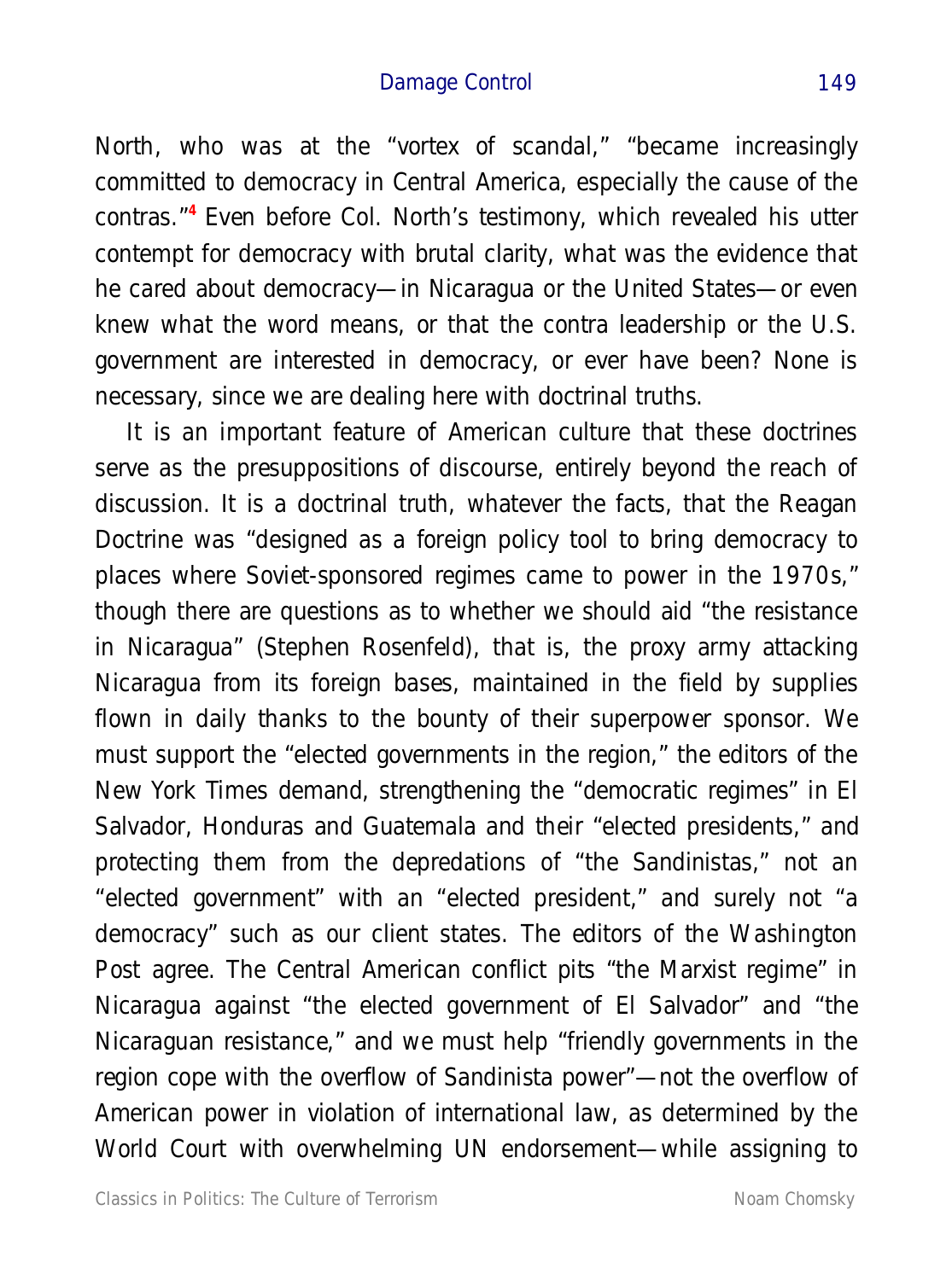North, who was at the "vortex of scandal," "became increasingly committed to democracy in Central America, especially the cause of the contras."[4] Even before Col. North's testimony, which revealed his utter contempt for democracy with brutal clarity, what was the evidence that he cared about democracy—in Nicaragua or the United States—or even knew what the word means, or that the contra leadership or the U.S. government are interested in democracy, or ever have been? None is necessary, since we are dealing here with doctrinal truths.

It is an important feature of American culture that these doctrines serve as the presuppositions of discourse, entirely beyond the reach of discussion. It is a doctrinal truth, whatever the facts, that the Reagan Doctrine was "designed as a foreign policy tool to bring democracy to places where Soviet-sponsored regimes came to power in the 1970s," though there are questions as to whether we should aid "the resistance in Nicaragua" (Stephen Rosenfeld), that is, the proxy army attacking Nicaragua from its foreign bases, maintained in the field by supplies flown in daily thanks to the bounty of their superpower sponsor. We must support the "elected governments in the region," the editors of the New York Times demand, strengthening the "democratic regimes" in El Salvador, Honduras and Guatemala and their "elected presidents," and protecting them from the depredations of "the Sandinistas," not an "elected government" with an "elected president," and surely not "a democracy" such as our client states. The editors of the Washington Post agree. The Central American conflict pits "the Marxist regime" in Nicaragua against "the elected government of El Salvador" and "the Nicaraguan resistance," and we must help "friendly governments in the region cope with the overflow of Sandinista power"—not the overflow of American power in violation of international law, as determined by the World Court with overwhelming UN endorsement—while assigning to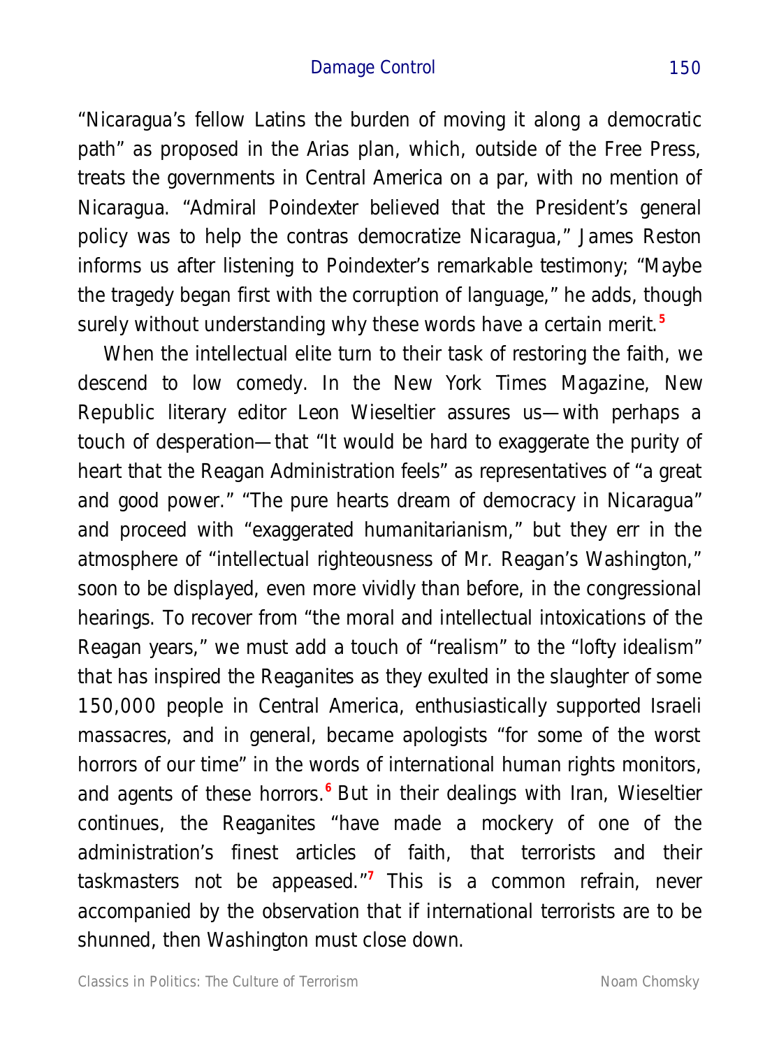"Nicaragua's fellow Latins the burden of moving it along a democratic path" as proposed in the Arias plan, which, outside of the Free Press, treats the governments in Central America on a par, with no mention of Nicaragua. "Admiral Poindexter believed that the President's general policy was to help the contras democratize Nicaragua," James Reston informs us after listening to Poindexter's remarkable testimony; "Maybe the tragedy began first with the corruption of language," he adds, though surely without understanding why these words have a certain merit.[5]

When the intellectual elite turn to their task of restoring the faith, we descend to low comedy. In the New York Times Magazine, New Republic literary editor Leon Wieseltier assures us—with perhaps a touch of desperation—that "It would be hard to exaggerate the purity of heart that the Reagan Administration feels" as representatives of "a great and good power." "The pure hearts dream of democracy in Nicaragua" and proceed with "exaggerated humanitarianism," but they err in the atmosphere of "intellectual righteousness of Mr. Reagan's Washington," soon to be displayed, even more vividly than before, in the congressional hearings. To recover from "the moral and intellectual intoxications of the Reagan years," we must add a touch of "realism" to the "lofty idealism" that has inspired the Reaganites as they exulted in the slaughter of some 150,000 people in Central America, enthusiastically supported Israeli massacres, and in general, became apologists "for some of the worst horrors of our time" in the words of international human rights monitors, and agents of these horrors.[6] But in their dealings with Iran, Wieseltier continues, the Reaganites "have made a mockery of one of the administration's finest articles of faith, that terrorists and their taskmasters not be appeased."[7] This is a common refrain, never accompanied by the observation that if international terrorists are to be shunned, then Washington must close down.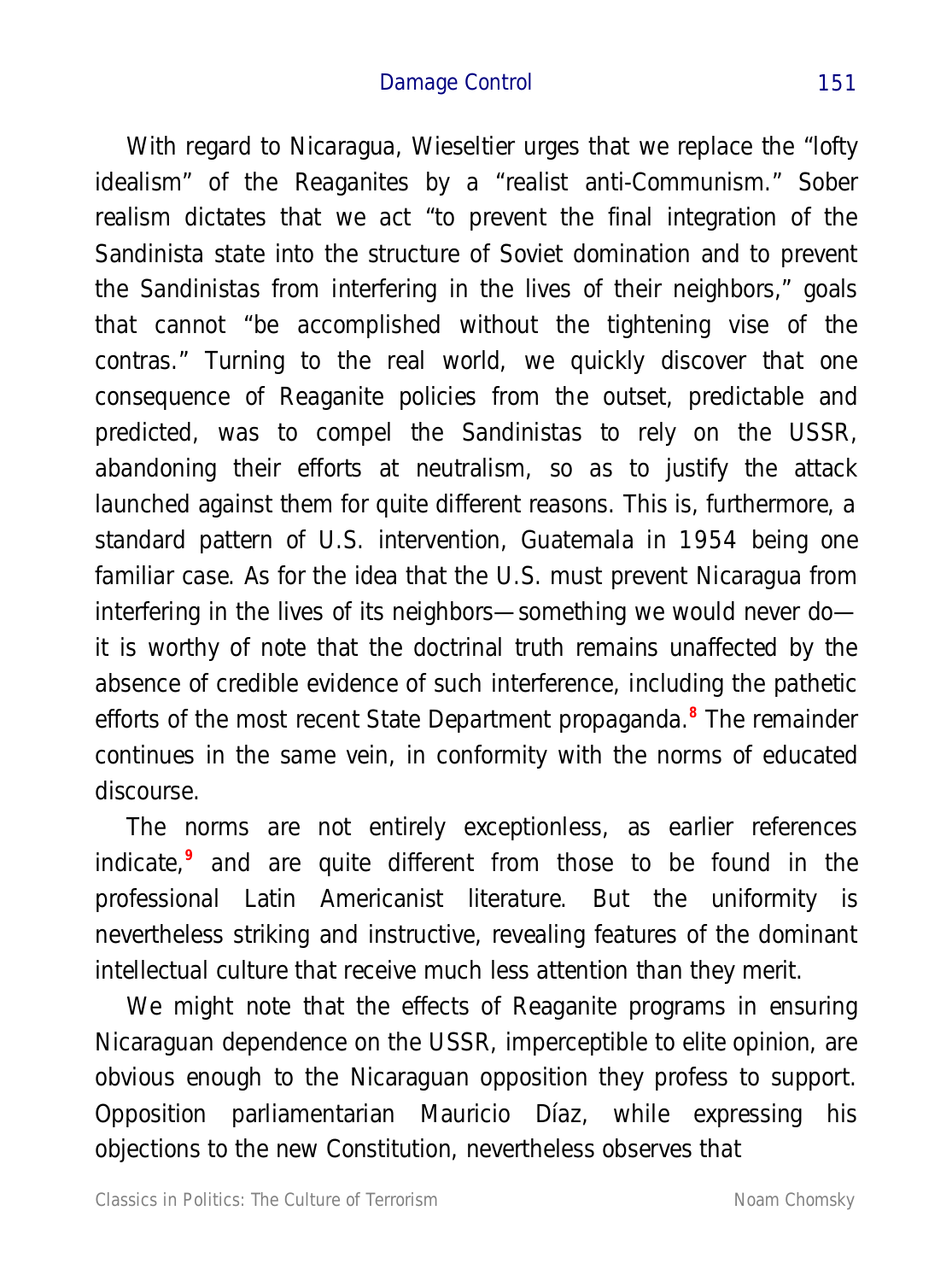With regard to Nicaragua, Wieseltier urges that we replace the "lofty idealism" of the Reaganites by a "realist anti-Communism." Sober realism dictates that we act "to prevent the final integration of the Sandinista state into the structure of Soviet domination and to prevent the Sandinistas from interfering in the lives of their neighbors," goals that cannot "be accomplished without the tightening vise of the contras." Turning to the real world, we quickly discover that one consequence of Reaganite policies from the outset, predictable and predicted, was to compel the Sandinistas to rely on the USSR, abandoning their efforts at neutralism, so as to justify the attack launched against them for quite different reasons. This is, furthermore, a standard pattern of U.S. intervention, Guatemala in 1954 being one familiar case. As for the idea that the U.S. must prevent Nicaragua from interfering in the lives of its neighbors—something we would never do—it is worthy of note that the doctrinal truth remains unaffected by the absence of credible evidence of such interference, including the pathetic efforts of the most recent State Department propaganda.[8] The remainder continues in the same vein, in conformity with the norms of educated discourse.

The norms are not entirely exceptionless, as earlier references indicate,[9] and are quite different from those to be found in the professional Latin Americanist literature. But the uniformity is nevertheless striking and instructive, revealing features of the dominant intellectual culture that receive much less attention than they merit.

We might note that the effects of Reaganite programs in ensuring Nicaraguan dependence on the USSR, imperceptible to elite opinion, are obvious enough to the Nicaraguan opposition they profess to support. Opposition parliamentarian Mauricio Díaz, while expressing his objections to the new Constitution, nevertheless observes that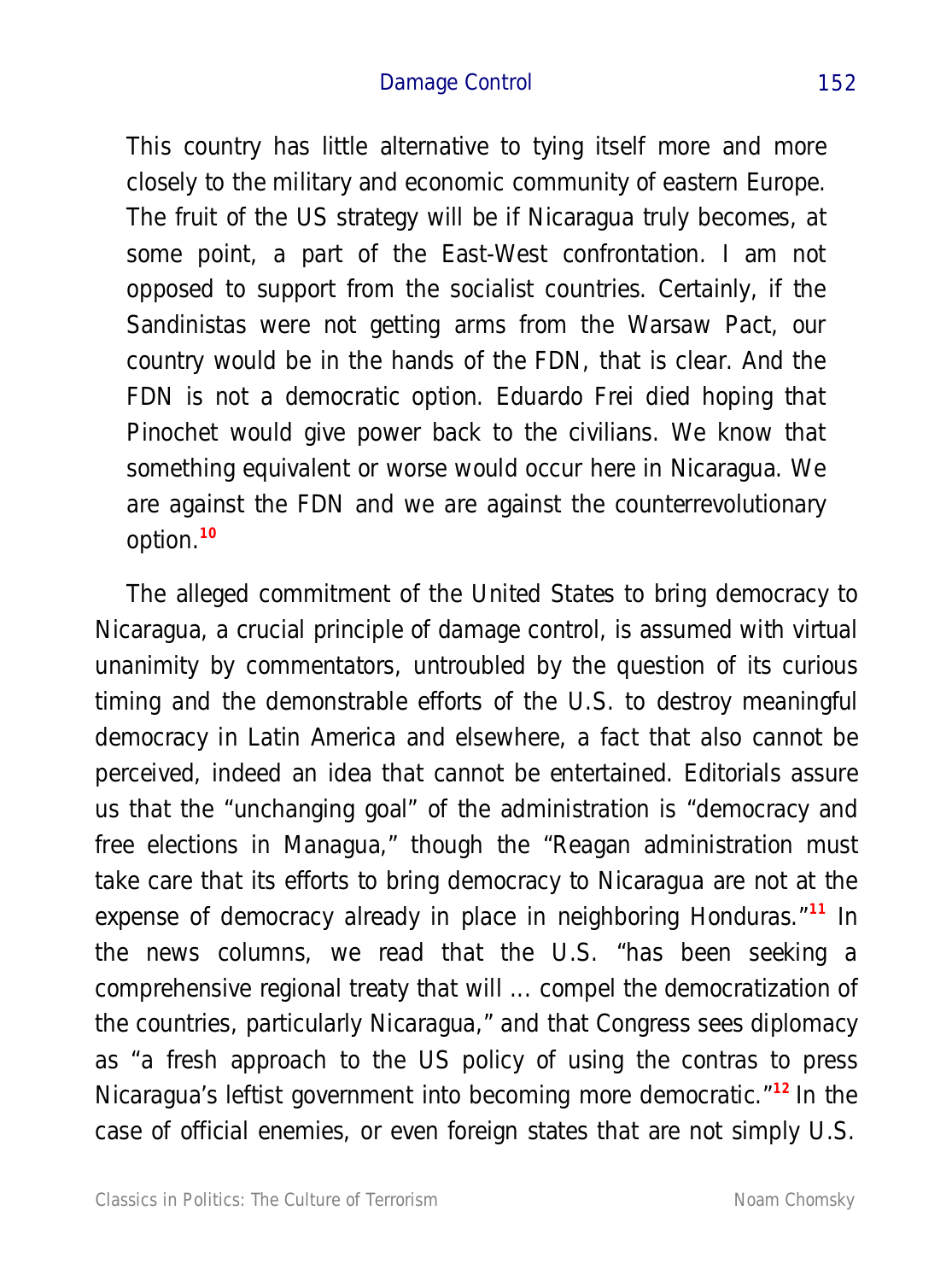> This country has little alternative to tying itself more and more closely to the military and economic community of eastern Europe. The fruit of the US strategy will be if Nicaragua truly becomes, at some point, a part of the East-West confrontation. I am not opposed to support from the socialist countries. Certainly, if the Sandinistas were not getting arms from the Warsaw Pact, our country would be in the hands of the FDN, that is clear. And the FDN is not a democratic option. Eduardo Frei died hoping that Pinochet would give power back to the civilians. We know that something equivalent or worse would occur here in Nicaragua. We are against the FDN and we are against the counterrevolutionary option.[10]

The alleged commitment of the United States to bring democracy to Nicaragua, a crucial principle of damage control, is assumed with virtual unanimity by commentators, untroubled by the question of its curious timing and the demonstrable efforts of the U.S. to destroy meaningful democracy in Latin America and elsewhere, a fact that also cannot be perceived, indeed an idea that cannot be entertained. Editorials assure us that the "unchanging goal" of the administration is "democracy and free elections in Managua," though the "Reagan administration must take care that its efforts to bring democracy to Nicaragua are not at the expense of democracy already in place in neighboring Honduras."[11] In the news columns, we read that the U.S. "has been seeking a comprehensive regional treaty that will ... compel the democratization of the countries, particularly Nicaragua," and that Congress sees diplomacy as "a fresh approach to the US policy of using the contras to press Nicaragua's leftist government into becoming more democratic."[12] In the case of official enemies, or even foreign states that are not simply U.S.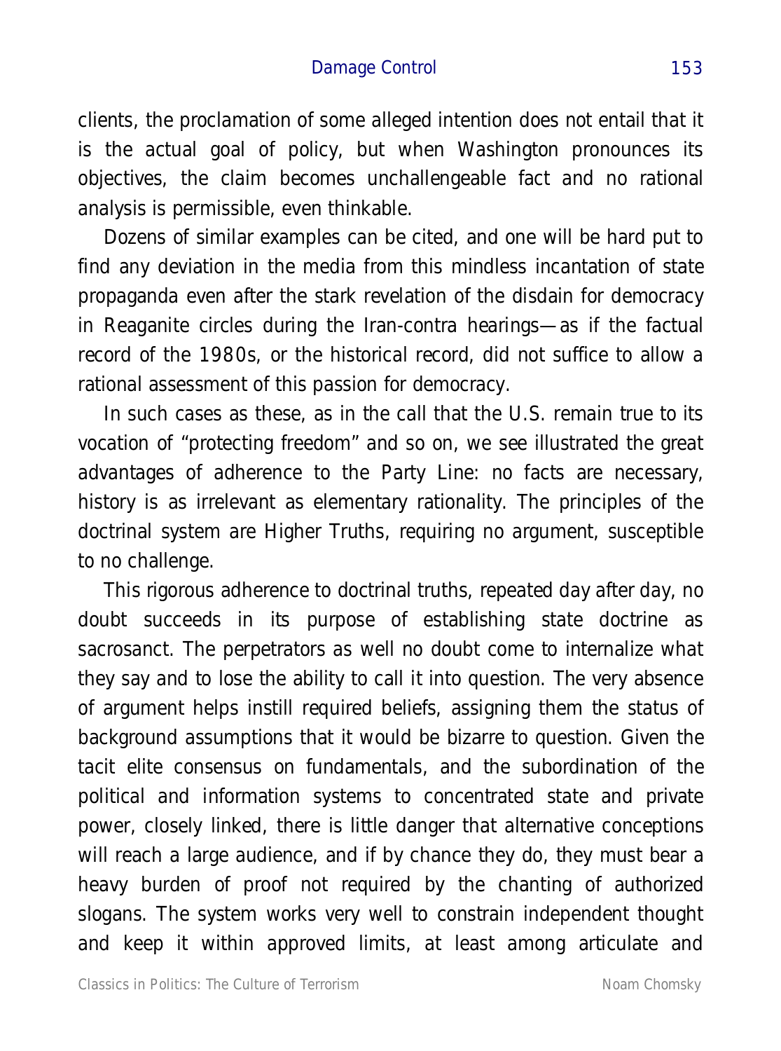clients, the proclamation of some alleged intention does not entail that it is the actual goal of policy, but when Washington pronounces its objectives, the claim becomes unchallengeable fact and no rational analysis is permissible, even thinkable.

Dozens of similar examples can be cited, and one will be hard put to find any deviation in the media from this mindless incantation of state propaganda even after the stark revelation of the disdain for democracy in Reaganite circles during the Iran-contra hearings—as if the factual record of the 1980s, or the historical record, did not suffice to allow a rational assessment of this passion for democracy.

In such cases as these, as in the call that the U.S. remain true to its vocation of "protecting freedom" and so on, we see illustrated the great advantages of adherence to the Party Line: no facts are necessary, history is as irrelevant as elementary rationality. The principles of the doctrinal system are Higher Truths, requiring no argument, susceptible to no challenge.

This rigorous adherence to doctrinal truths, repeated day after day, no doubt succeeds in its purpose of establishing state doctrine as sacrosanct. The perpetrators as well no doubt come to internalize what they say and to lose the ability to call it into question. The very absence of argument helps instill required beliefs, assigning them the status of background assumptions that it would be bizarre to question. Given the tacit elite consensus on fundamentals, and the subordination of the political and information systems to concentrated state and private power, closely linked, there is little danger that alternative conceptions will reach a large audience, and if by chance they do, they must bear a heavy burden of proof not required by the chanting of authorized slogans. The system works very well to constrain independent thought and keep it within approved limits, at least among articulate and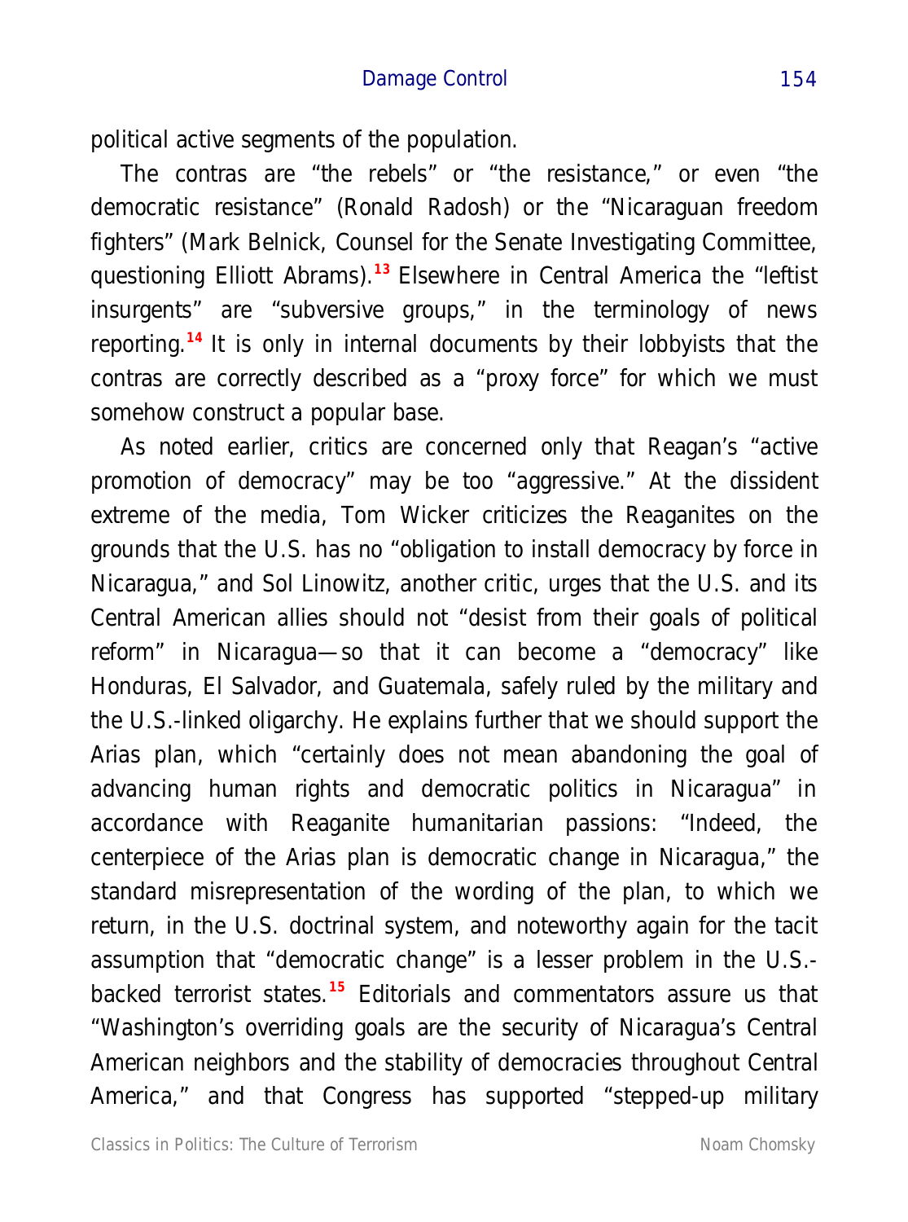political active segments of the population.

The contras are "the rebels" or "the resistance," or even "the democratic resistance" (Ronald Radosh) or the "Nicaraguan freedom fighters" (Mark Belnick, Counsel for the Senate Investigating Committee, questioning Elliott Abrams).[13] Elsewhere in Central America the "leftist insurgents" are "subversive groups," in the terminology of news reporting.[14] It is only in internal documents by their lobbyists that the contras are correctly described as a "proxy force" for which we must somehow construct a popular base.

As noted earlier, critics are concerned only that Reagan's "active promotion of democracy" may be too "aggressive." At the dissident extreme of the media, Tom Wicker criticizes the Reaganites on the grounds that the U.S. has no "obligation to install democracy by force in Nicaragua," and Sol Linowitz, another critic, urges that the U.S. and its Central American allies should not "desist from their goals of political reform" in Nicaragua—so that it can become a "democracy" like Honduras, El Salvador, and Guatemala, safely ruled by the military and the U.S.-linked oligarchy. He explains further that we should support the Arias plan, which "certainly does not mean abandoning the goal of advancing human rights and democratic politics in Nicaragua" in accordance with Reaganite humanitarian passions: "Indeed, the centerpiece of the Arias plan is democratic change in Nicaragua," the standard misrepresentation of the wording of the plan, to which we return, in the U.S. doctrinal system, and noteworthy again for the tacit assumption that "democratic change" is a lesser problem in the U.S.-backed terrorist states.[15] Editorials and commentators assure us that "Washington's overriding goals are the security of Nicaragua's Central American neighbors and the stability of democracies throughout Central America," and that Congress has supported "stepped-up military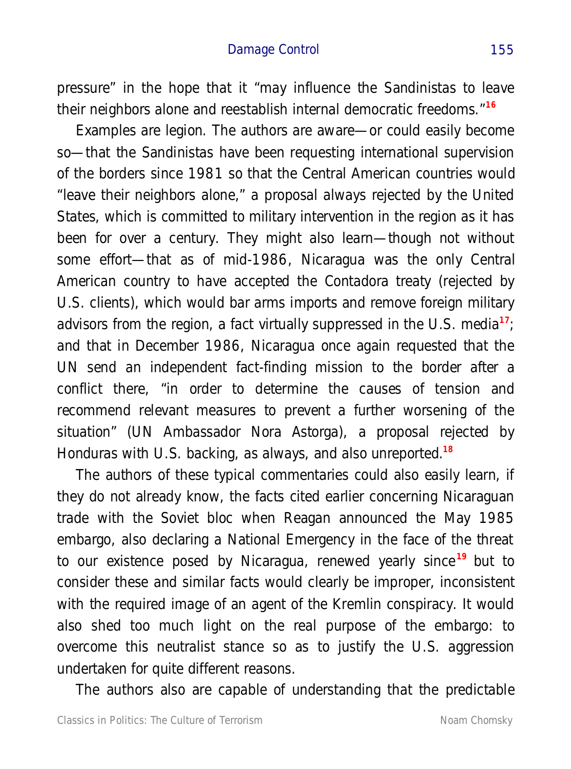pressure" in the hope that it "may influence the Sandinistas to leave their neighbors alone and reestablish internal democratic freedoms."[16]

Examples are legion. The authors are aware—or could easily become so—that the Sandinistas have been requesting international supervision of the borders since 1981 so that the Central American countries would "leave their neighbors alone," a proposal always rejected by the United States, which is committed to military intervention in the region as it has been for over a century. They might also learn—though not without some effort—that as of mid-1986, Nicaragua was the only Central American country to have accepted the Contadora treaty (rejected by U.S. clients), which would bar arms imports and remove foreign military advisors from the region, a fact virtually suppressed in the U.S. media[17]; and that in December 1986, Nicaragua once again requested that the UN send an independent fact-finding mission to the border after a conflict there, "in order to determine the causes of tension and recommend relevant measures to prevent a further worsening of the situation" (UN Ambassador Nora Astorga), a proposal rejected by Honduras with U.S. backing, as always, and also unreported.[18]

The authors of these typical commentaries could also easily learn, if they do not already know, the facts cited earlier concerning Nicaraguan trade with the Soviet bloc when Reagan announced the May 1985 embargo, also declaring a National Emergency in the face of the threat to our existence posed by Nicaragua, renewed yearly since[19] but to consider these and similar facts would clearly be improper, inconsistent with the required image of an agent of the Kremlin conspiracy. It would also shed too much light on the real purpose of the embargo: to overcome this neutralist stance so as to justify the U.S. aggression undertaken for quite different reasons.

The authors also are capable of understanding that the predictable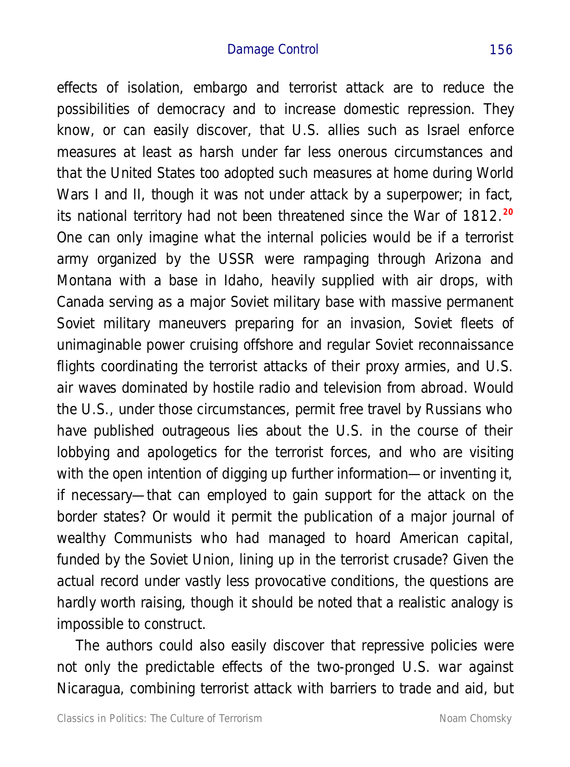effects of isolation, embargo and terrorist attack are to reduce the possibilities of democracy and to increase domestic repression. They know, or can easily discover, that U.S. allies such as Israel enforce measures at least as harsh under far less onerous circumstances and that the United States too adopted such measures at home during World Wars I and II, though it was not under attack by a superpower; in fact, its national territory had not been threatened since the War of 1812.[20] One can only imagine what the internal policies would be if a terrorist army organized by the USSR were rampaging through Arizona and Montana with a base in Idaho, heavily supplied with air drops, with Canada serving as a major Soviet military base with massive permanent Soviet military maneuvers preparing for an invasion, Soviet fleets of unimaginable power cruising offshore and regular Soviet reconnaissance flights coordinating the terrorist attacks of their proxy armies, and U.S. air waves dominated by hostile radio and television from abroad. Would the U.S., under those circumstances, permit free travel by Russians who have published outrageous lies about the U.S. in the course of their lobbying and apologetics for the terrorist forces, and who are visiting with the open intention of digging up further information—or inventing it, if necessary—that can employed to gain support for the attack on the border states? Or would it permit the publication of a major journal of wealthy Communists who had managed to hoard American capital, funded by the Soviet Union, lining up in the terrorist crusade? Given the actual record under vastly less provocative conditions, the questions are hardly worth raising, though it should be noted that a realistic analogy is impossible to construct.

The authors could also easily discover that repressive policies were not only the predictable effects of the two-pronged U.S. war against Nicaragua, combining terrorist attack with barriers to trade and aid, but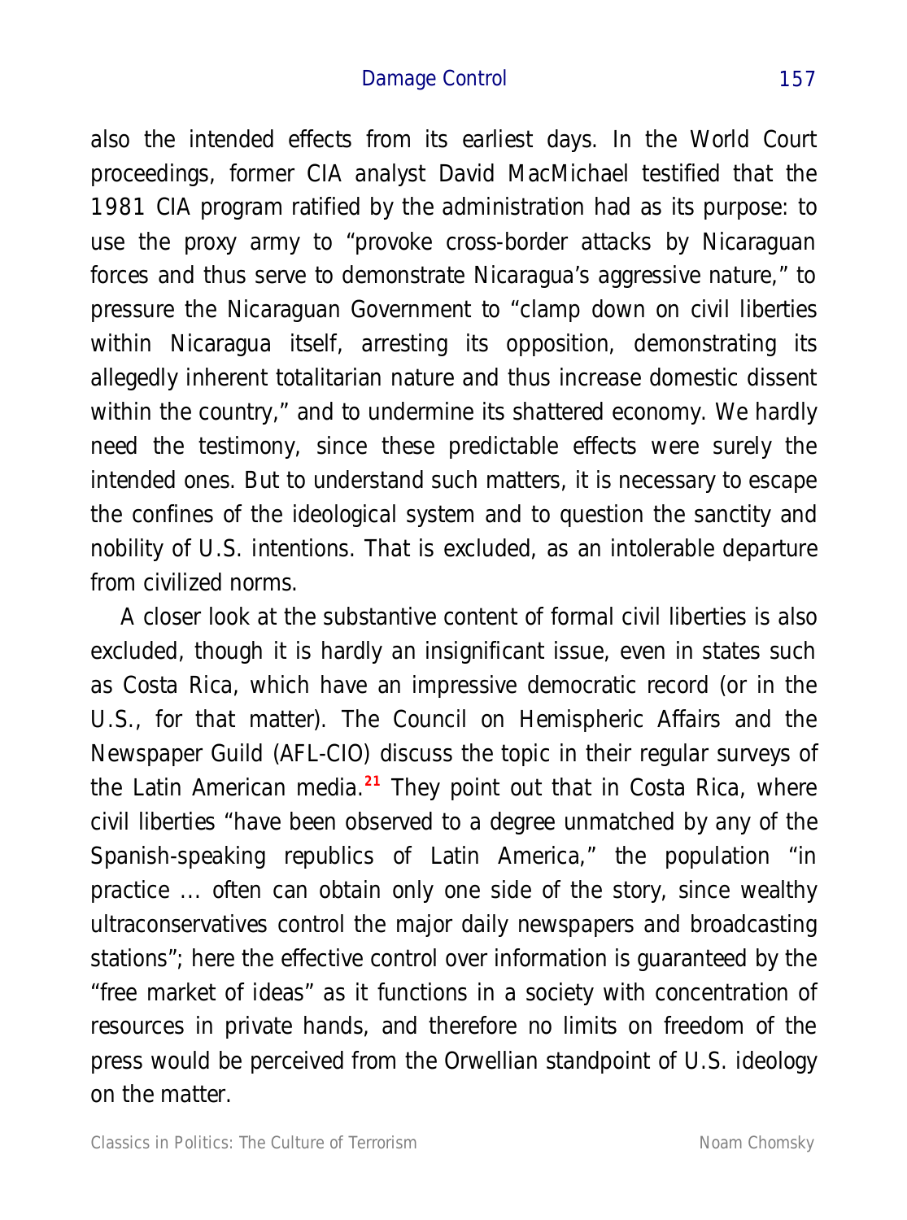also the intended effects from its earliest days. In the World Court proceedings, former CIA analyst David MacMichael testified that the 1981 CIA program ratified by the administration had as its purpose: to use the proxy army to "provoke cross-border attacks by Nicaraguan forces and thus serve to demonstrate Nicaragua's aggressive nature," to pressure the Nicaraguan Government to "clamp down on civil liberties within Nicaragua itself, arresting its opposition, demonstrating its allegedly inherent totalitarian nature and thus increase domestic dissent within the country," and to undermine its shattered economy. We hardly need the testimony, since these predictable effects were surely the intended ones. But to understand such matters, it is necessary to escape the confines of the ideological system and to question the sanctity and nobility of U.S. intentions. That is excluded, as an intolerable departure from civilized norms.

A closer look at the substantive content of formal civil liberties is also excluded, though it is hardly an insignificant issue, even in states such as Costa Rica, which have an impressive democratic record (or in the U.S., for that matter). The Council on Hemispheric Affairs and the Newspaper Guild (AFL-CIO) discuss the topic in their regular surveys of the Latin American media.[21] They point out that in Costa Rica, where civil liberties "have been observed to a degree unmatched by any of the Spanish-speaking republics of Latin America," the population "in practice ... often can obtain only one side of the story, since wealthy ultraconservatives control the major daily newspapers and broadcasting stations"; here the effective control over information is guaranteed by the "free market of ideas" as it functions in a society with concentration of resources in private hands, and therefore no limits on freedom of the press would be perceived from the Orwellian standpoint of U.S. ideology on the matter.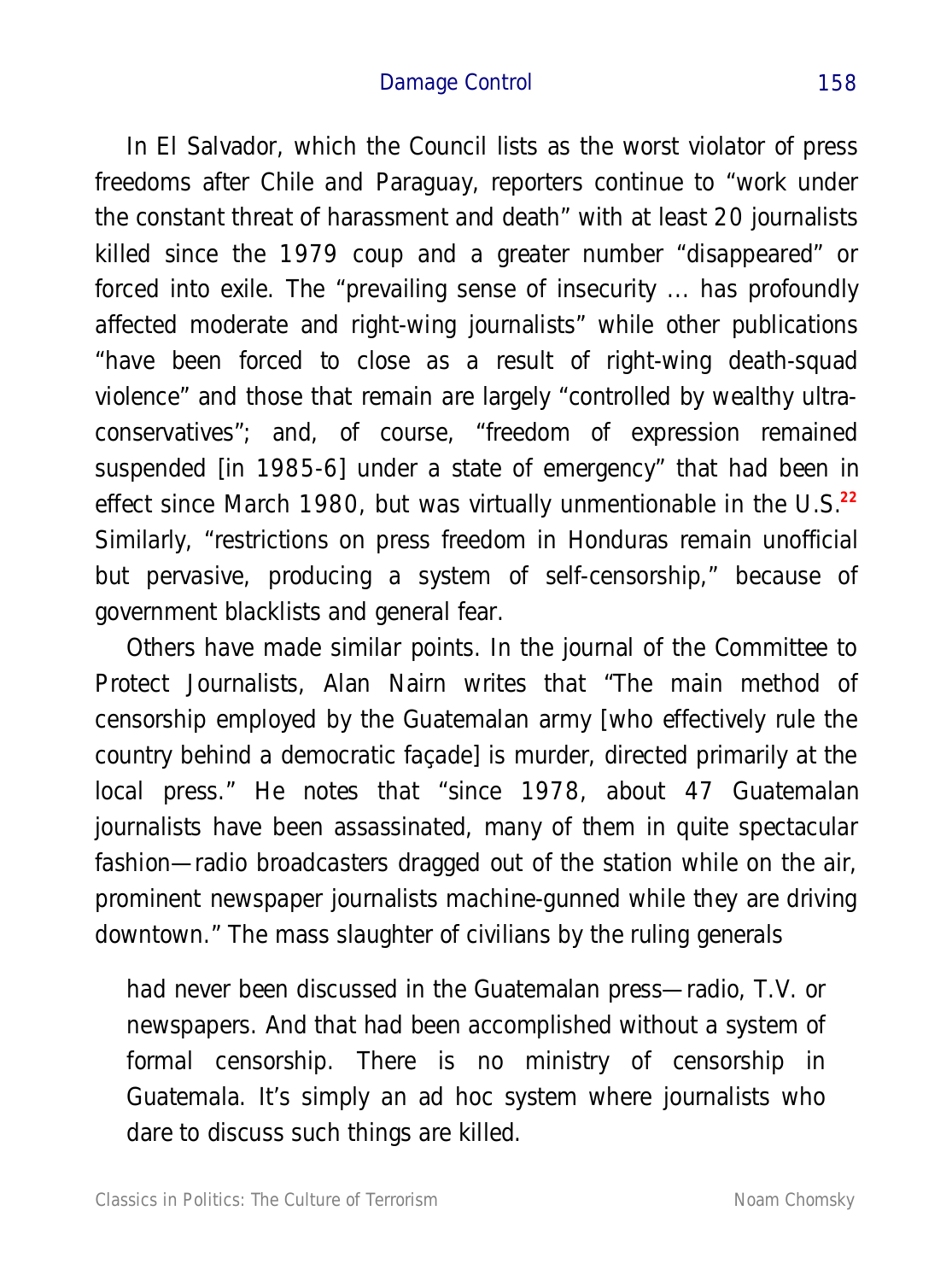In El Salvador, which the Council lists as the worst violator of press freedoms after Chile and Paraguay, reporters continue to "work under the constant threat of harassment and death" with at least 20 journalists killed since the 1979 coup and a greater number "disappeared" or forced into exile. The "prevailing sense of insecurity ... has profoundly affected moderate and right-wing journalists" while other publications "have been forced to close as a result of right-wing death-squad violence" and those that remain are largely "controlled by wealthy ultra-conservatives"; and, of course, "freedom of expression remained suspended [in 1985-6] under a state of emergency" that had been in effect since March 1980, but was virtually unmentionable in the U.S.[22] Similarly, "restrictions on press freedom in Honduras remain unofficial but pervasive, producing a system of self-censorship," because of government blacklists and general fear.

Others have made similar points. In the journal of the Committee to Protect Journalists, Alan Nairn writes that "The main method of censorship employed by the Guatemalan army [who effectively rule the country behind a democratic façade] is murder, directed primarily at the local press." He notes that "since 1978, about 47 Guatemalan journalists have been assassinated, many of them in quite spectacular fashion—radio broadcasters dragged out of the station while on the air, prominent newspaper journalists machine-gunned while they are driving downtown." The mass slaughter of civilians by the ruling generals

> had never been discussed in the Guatemalan press—radio, T.V. or newspapers. And that had been accomplished without a system of formal censorship. There is no ministry of censorship in Guatemala. It's simply an ad hoc system where journalists who dare to discuss such things are killed.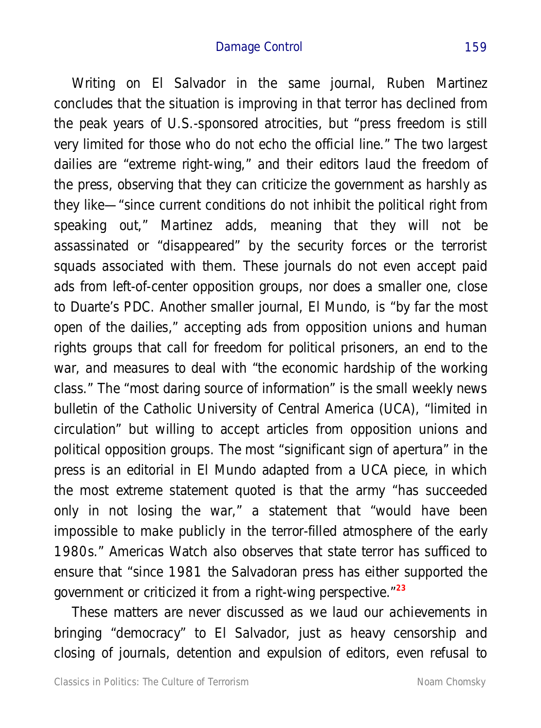Writing on El Salvador in the same journal, Ruben Martinez concludes that the situation is improving in that terror has declined from the peak years of U.S.-sponsored atrocities, but “press freedom is still very limited for those who do not echo the official line.” The two largest dailies are “extreme right-wing,” and their editors laud the freedom of the press, observing that they can criticize the government as harshly as they like—“since current conditions do not inhibit the political right from speaking out,” Martinez adds, meaning that they will not be assassinated or “disappeared” by the security forces or the terrorist squads associated with them. These journals do not even accept paid ads from left-of-center opposition groups, nor does a smaller one, close to Duarte’s PDC. Another smaller journal, El Mundo, is “by far the most open of the dailies,” accepting ads from opposition unions and human rights groups that call for freedom for political prisoners, an end to the war, and measures to deal with “the economic hardship of the working class.” The “most daring source of information” is the small weekly news bulletin of the Catholic University of Central America (UCA), “limited in circulation” but willing to accept articles from opposition unions and political opposition groups. The most “significant sign of apertura” in the press is an editorial in El Mundo adapted from a UCA piece, in which the most extreme statement quoted is that the army “has succeeded only in not losing the war,” a statement that “would have been impossible to make publicly in the terror-filled atmosphere of the early 1980s.” Americas Watch also observes that state terror has sufficed to ensure that “since 1981 the Salvadoran press has either supported the government or criticized it from a right-wing perspective.”[23]

These matters are never discussed as we laud our achievements in bringing “democracy” to El Salvador, just as heavy censorship and closing of journals, detention and expulsion of editors, even refusal to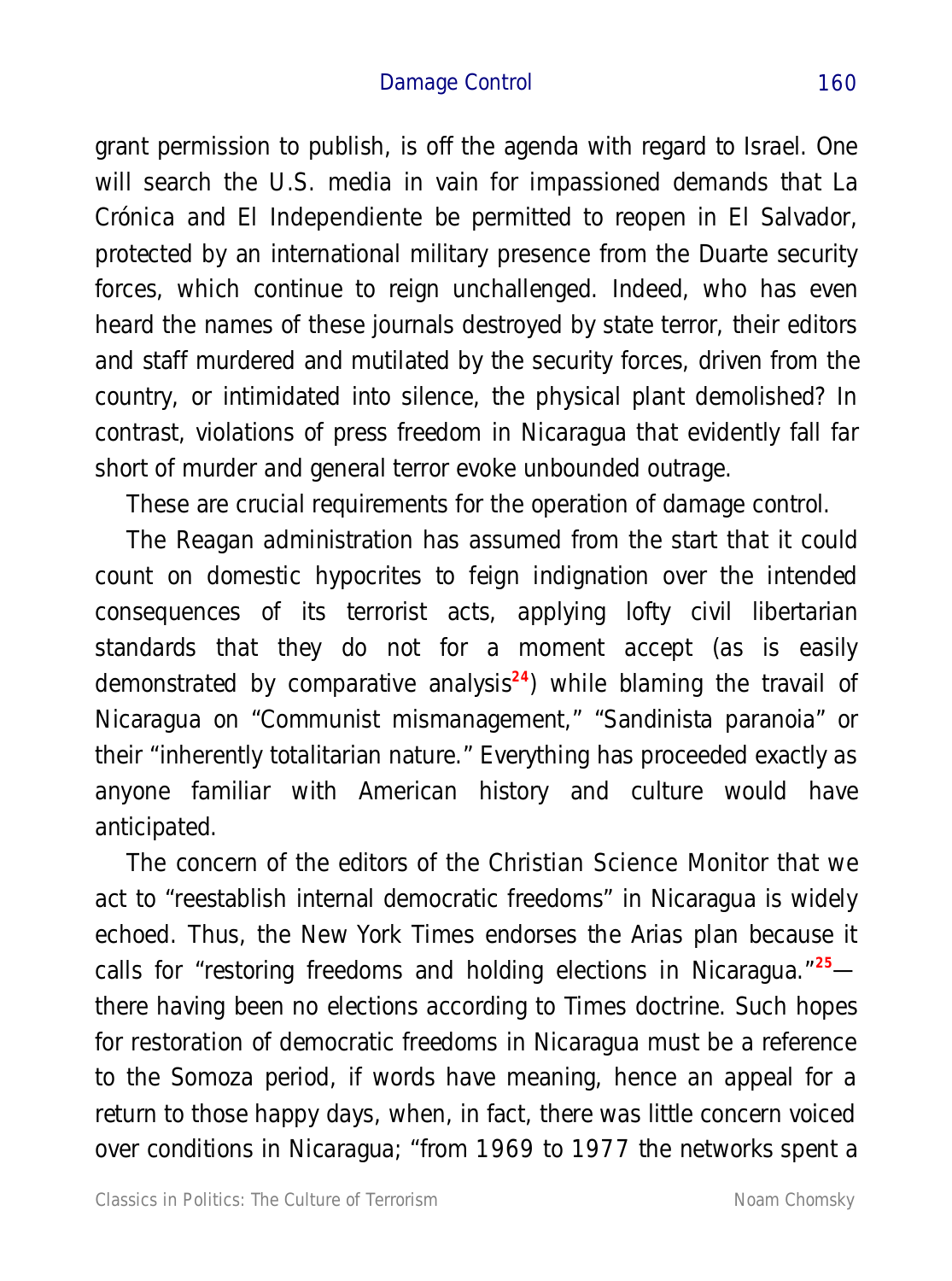grant permission to publish, is off the agenda with regard to Israel. One will search the U.S. media in vain for impassioned demands that La Crónica and El Independiente be permitted to reopen in El Salvador, protected by an international military presence from the Duarte security forces, which continue to reign unchallenged. Indeed, who has even heard the names of these journals destroyed by state terror, their editors and staff murdered and mutilated by the security forces, driven from the country, or intimidated into silence, the physical plant demolished? In contrast, violations of press freedom in Nicaragua that evidently fall far short of murder and general terror evoke unbounded outrage.

These are crucial requirements for the operation of damage control.

The Reagan administration has assumed from the start that it could count on domestic hypocrites to feign indignation over the intended consequences of its terrorist acts, applying lofty civil libertarian standards that they do not for a moment accept (as is easily demonstrated by comparative analysis[24]) while blaming the travail of Nicaragua on "Communist mismanagement," "Sandinista paranoia" or their "inherently totalitarian nature." Everything has proceeded exactly as anyone familiar with American history and culture would have anticipated.

The concern of the editors of the Christian Science Monitor that we act to "reestablish internal democratic freedoms" in Nicaragua is widely echoed. Thus, the New York Times endorses the Arias plan because it calls for "restoring freedoms and holding elections in Nicaragua."[25]—there having been no elections according to Times doctrine. Such hopes for restoration of democratic freedoms in Nicaragua must be a reference to the Somoza period, if words have meaning, hence an appeal for a return to those happy days, when, in fact, there was little concern voiced over conditions in Nicaragua; "from 1969 to 1977 the networks spent a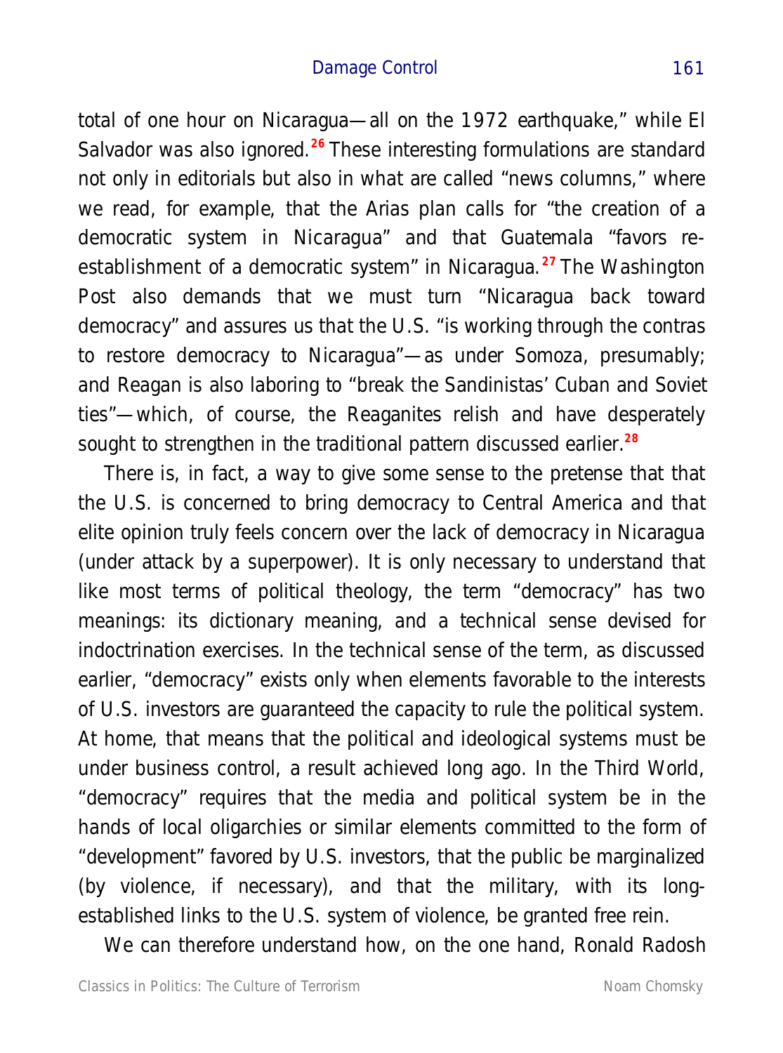total of one hour on Nicaragua—all on the 1972 earthquake," while El Salvador was also ignored.[26] These interesting formulations are standard not only in editorials but also in what are called "news columns," where we read, for example, that the Arias plan calls for "the creation of a democratic system in Nicaragua" and that Guatemala "favors re-establishment of a democratic system" in Nicaragua.[27] The Washington Post also demands that we must turn "Nicaragua back toward democracy" and assures us that the U.S. "is working through the contras to restore democracy to Nicaragua"—as under Somoza, presumably; and Reagan is also laboring to "break the Sandinistas' Cuban and Soviet ties"—which, of course, the Reaganites relish and have desperately sought to strengthen in the traditional pattern discussed earlier.[28]

There is, in fact, a way to give some sense to the pretense that that the U.S. is concerned to bring democracy to Central America and that elite opinion truly feels concern over the lack of democracy in Nicaragua (under attack by a superpower). It is only necessary to understand that like most terms of political theology, the term "democracy" has two meanings: its dictionary meaning, and a technical sense devised for indoctrination exercises. In the technical sense of the term, as discussed earlier, "democracy" exists only when elements favorable to the interests of U.S. investors are guaranteed the capacity to rule the political system. At home, that means that the political and ideological systems must be under business control, a result achieved long ago. In the Third World, "democracy" requires that the media and political system be in the hands of local oligarchies or similar elements committed to the form of "development" favored by U.S. investors, that the public be marginalized (by violence, if necessary), and that the military, with its long-established links to the U.S. system of violence, be granted free rein.

We can therefore understand how, on the one hand, Ronald Radosh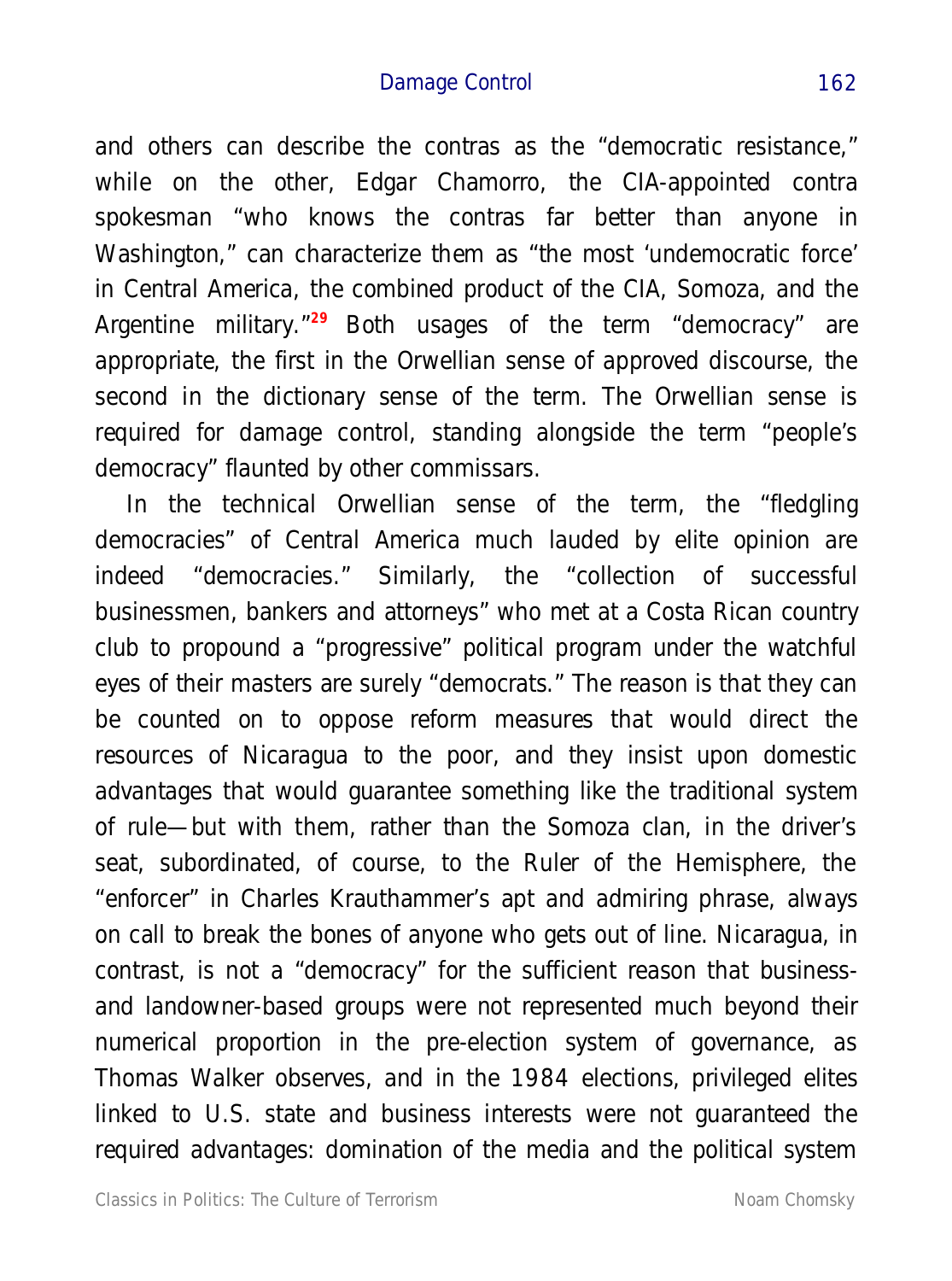and others can describe the contras as the "democratic resistance," while on the other, Edgar Chamorro, the CIA-appointed contra spokesman "who knows the contras far better than anyone in Washington," can characterize them as "the most 'undemocratic force' in Central America, the combined product of the CIA, Somoza, and the Argentine military."[29] Both usages of the term "democracy" are appropriate, the first in the Orwellian sense of approved discourse, the second in the dictionary sense of the term. The Orwellian sense is required for damage control, standing alongside the term "people's democracy" flaunted by other commissars.

In the technical Orwellian sense of the term, the "fledgling democracies" of Central America much lauded by elite opinion are indeed "democracies." Similarly, the "collection of successful businessmen, bankers and attorneys" who met at a Costa Rican country club to propound a "progressive" political program under the watchful eyes of their masters are surely "democrats." The reason is that they can be counted on to oppose reform measures that would direct the resources of Nicaragua to the poor, and they insist upon domestic advantages that would guarantee something like the traditional system of rule—but with them, rather than the Somoza clan, in the driver's seat, subordinated, of course, to the Ruler of the Hemisphere, the "enforcer" in Charles Krauthammer's apt and admiring phrase, always on call to break the bones of anyone who gets out of line. Nicaragua, in contrast, is not a "democracy" for the sufficient reason that business- and landowner-based groups were not represented much beyond their numerical proportion in the pre-election system of governance, as Thomas Walker observes, and in the 1984 elections, privileged elites linked to U.S. state and business interests were not guaranteed the required advantages: domination of the media and the political system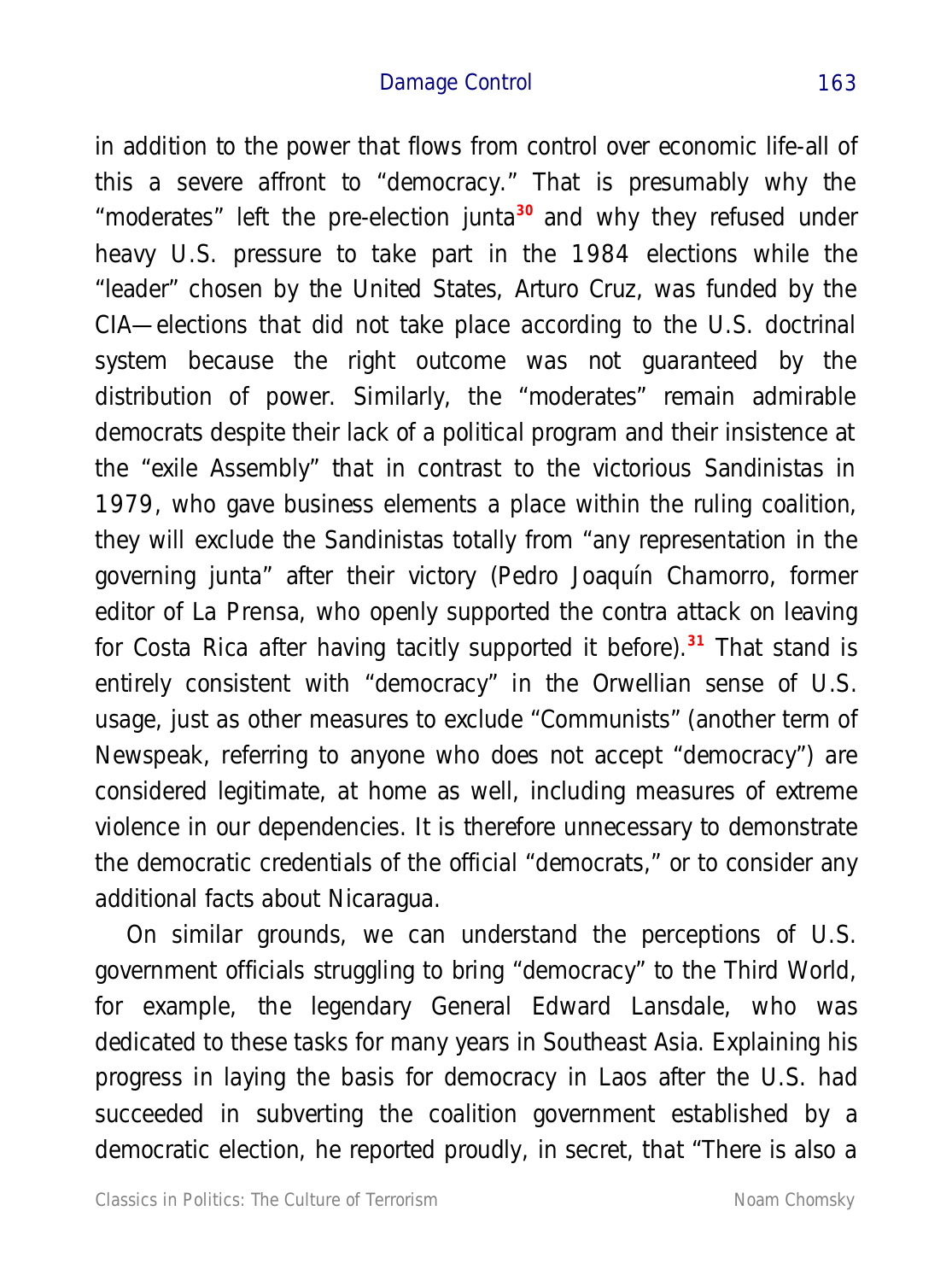in addition to the power that flows from control over economic life-all of this a severe affront to "democracy." That is presumably why the "moderates" left the pre-election junta[30] and why they refused under heavy U.S. pressure to take part in the 1984 elections while the "leader" chosen by the United States, Arturo Cruz, was funded by the CIA—elections that did not take place according to the U.S. doctrinal system because the right outcome was not guaranteed by the distribution of power. Similarly, the "moderates" remain admirable democrats despite their lack of a political program and their insistence at the "exile Assembly" that in contrast to the victorious Sandinistas in 1979, who gave business elements a place within the ruling coalition, they will exclude the Sandinistas totally from "any representation in the governing junta" after their victory (Pedro Joaquín Chamorro, former editor of La Prensa, who openly supported the contra attack on leaving for Costa Rica after having tacitly supported it before).[31] That stand is entirely consistent with "democracy" in the Orwellian sense of U.S. usage, just as other measures to exclude "Communists" (another term of Newspeak, referring to anyone who does not accept "democracy") are considered legitimate, at home as well, including measures of extreme violence in our dependencies. It is therefore unnecessary to demonstrate the democratic credentials of the official "democrats," or to consider any additional facts about Nicaragua.

On similar grounds, we can understand the perceptions of U.S. government officials struggling to bring "democracy" to the Third World, for example, the legendary General Edward Lansdale, who was dedicated to these tasks for many years in Southeast Asia. Explaining his progress in laying the basis for democracy in Laos after the U.S. had succeeded in subverting the coalition government established by a democratic election, he reported proudly, in secret, that "There is also a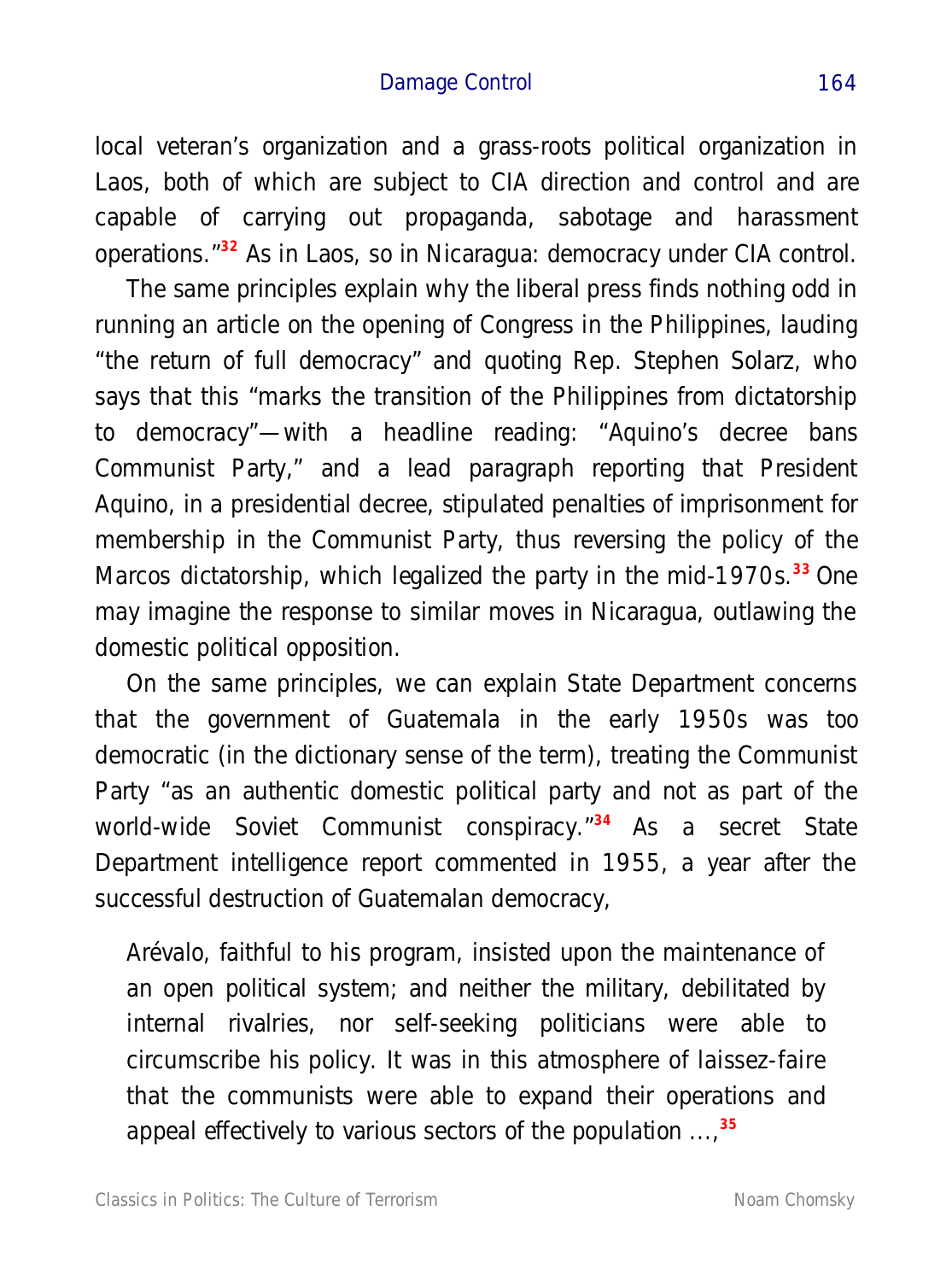local veteran's organization and a grass-roots political organization in Laos, both of which are subject to CIA direction and control and are capable of carrying out propaganda, sabotage and harassment operations."[32] As in Laos, so in Nicaragua: democracy under CIA control.

The same principles explain why the liberal press finds nothing odd in running an article on the opening of Congress in the Philippines, lauding "the return of full democracy" and quoting Rep. Stephen Solarz, who says that this "marks the transition of the Philippines from dictatorship to democracy"—with a headline reading: "Aquino's decree bans Communist Party," and a lead paragraph reporting that President Aquino, in a presidential decree, stipulated penalties of imprisonment for membership in the Communist Party, thus reversing the policy of the Marcos dictatorship, which legalized the party in the mid-1970s.[33] One may imagine the response to similar moves in Nicaragua, outlawing the domestic political opposition.

On the same principles, we can explain State Department concerns that the government of Guatemala in the early 1950s was too democratic (in the dictionary sense of the term), treating the Communist Party "as an authentic domestic political party and not as part of the world-wide Soviet Communist conspiracy."[34] As a secret State Department intelligence report commented in 1955, a year after the successful destruction of Guatemalan democracy,

> Arévalo, faithful to his program, insisted upon the maintenance of an open political system; and neither the military, debilitated by internal rivalries, nor self-seeking politicians were able to circumscribe his policy. It was in this atmosphere of laissez-faire that the communists were able to expand their operations and appeal effectively to various sectors of the population ...,[35]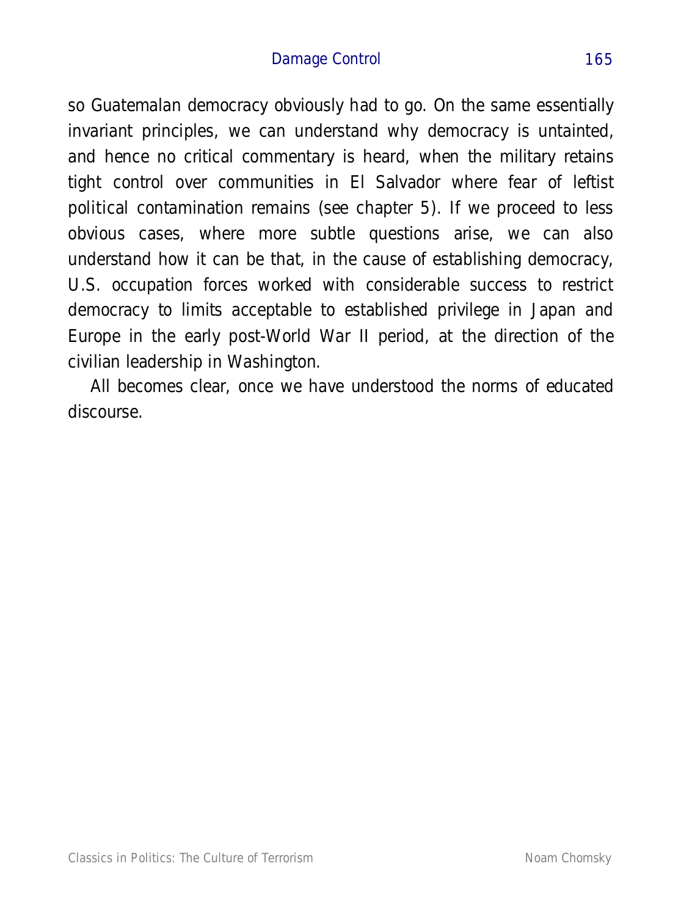so Guatemalan democracy obviously had to go. On the same essentially invariant principles, we can understand why democracy is untainted, and hence no critical commentary is heard, when the military retains tight control over communities in El Salvador where fear of leftist political contamination remains (see chapter 5). If we proceed to less obvious cases, where more subtle questions arise, we can also understand how it can be that, in the cause of establishing democracy, U.S. occupation forces worked with considerable success to restrict democracy to limits acceptable to established privilege in Japan and Europe in the early post-World War II period, at the direction of the civilian leadership in Washington.

All becomes clear, once we have understood the norms of educated discourse.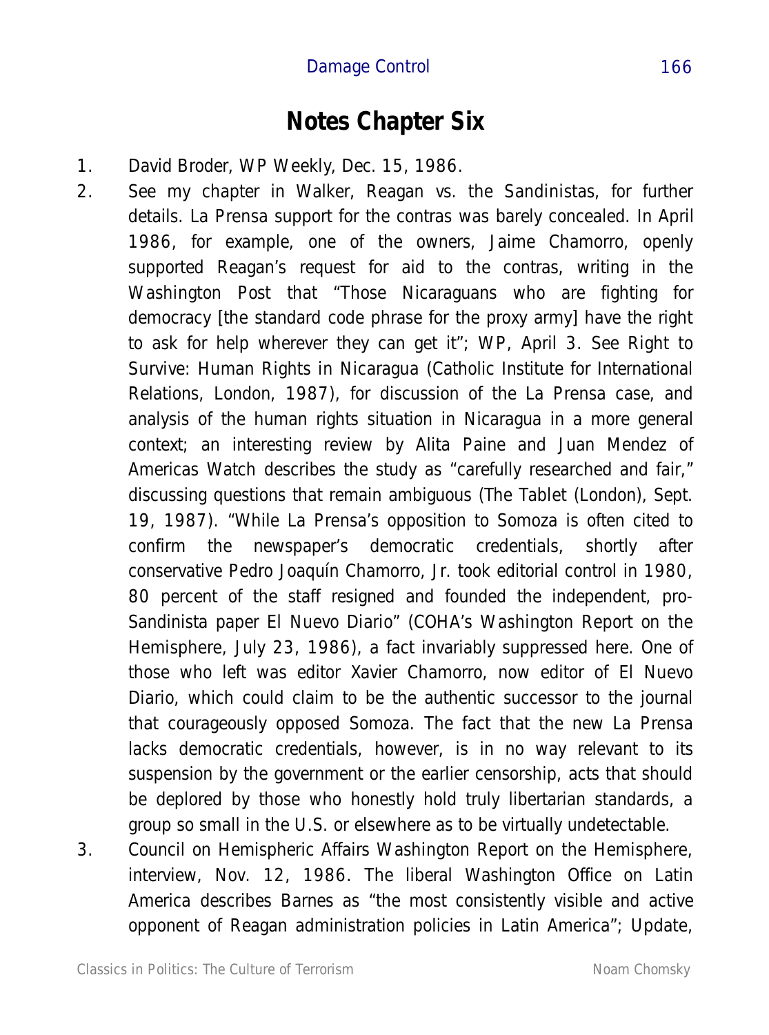# Notes Chapter Six

1. David Broder, WP Weekly, Dec. 15, 1986.
2. See my chapter in Walker, Reagan vs. the Sandinistas, for further details. La Prensa support for the contras was barely concealed. In April 1986, for example, one of the owners, Jaime Chamorro, openly supported Reagan's request for aid to the contras, writing in the Washington Post that "Those Nicaraguans who are fighting for democracy [the standard code phrase for the proxy army] have the right to ask for help wherever they can get it"; WP, April 3. See Right to Survive: Human Rights in Nicaragua (Catholic Institute for International Relations, London, 1987), for discussion of the La Prensa case, and analysis of the human rights situation in Nicaragua in a more general context; an interesting review by Alita Paine and Juan Mendez of Americas Watch describes the study as "carefully researched and fair," discussing questions that remain ambiguous (The Tablet (London), Sept. 19, 1987). "While La Prensa's opposition to Somoza is often cited to confirm the newspaper's democratic credentials, shortly after conservative Pedro Joaquín Chamorro, Jr. took editorial control in 1980, 80 percent of the staff resigned and founded the independent, pro-Sandinista paper El Nuevo Diario" (COHA's Washington Report on the Hemisphere, July 23, 1986), a fact invariably suppressed here. One of those who left was editor Xavier Chamorro, now editor of El Nuevo Diario, which could claim to be the authentic successor to the journal that courageously opposed Somoza. The fact that the new La Prensa lacks democratic credentials, however, is in no way relevant to its suspension by the government or the earlier censorship, acts that should be deplored by those who honestly hold truly libertarian standards, a group so small in the U.S. or elsewhere as to be virtually undetectable.
3. Council on Hemispheric Affairs Washington Report on the Hemisphere, interview, Nov. 12, 1986. The liberal Washington Office on Latin America describes Barnes as "the most consistently visible and active opponent of Reagan administration policies in Latin America"; Update,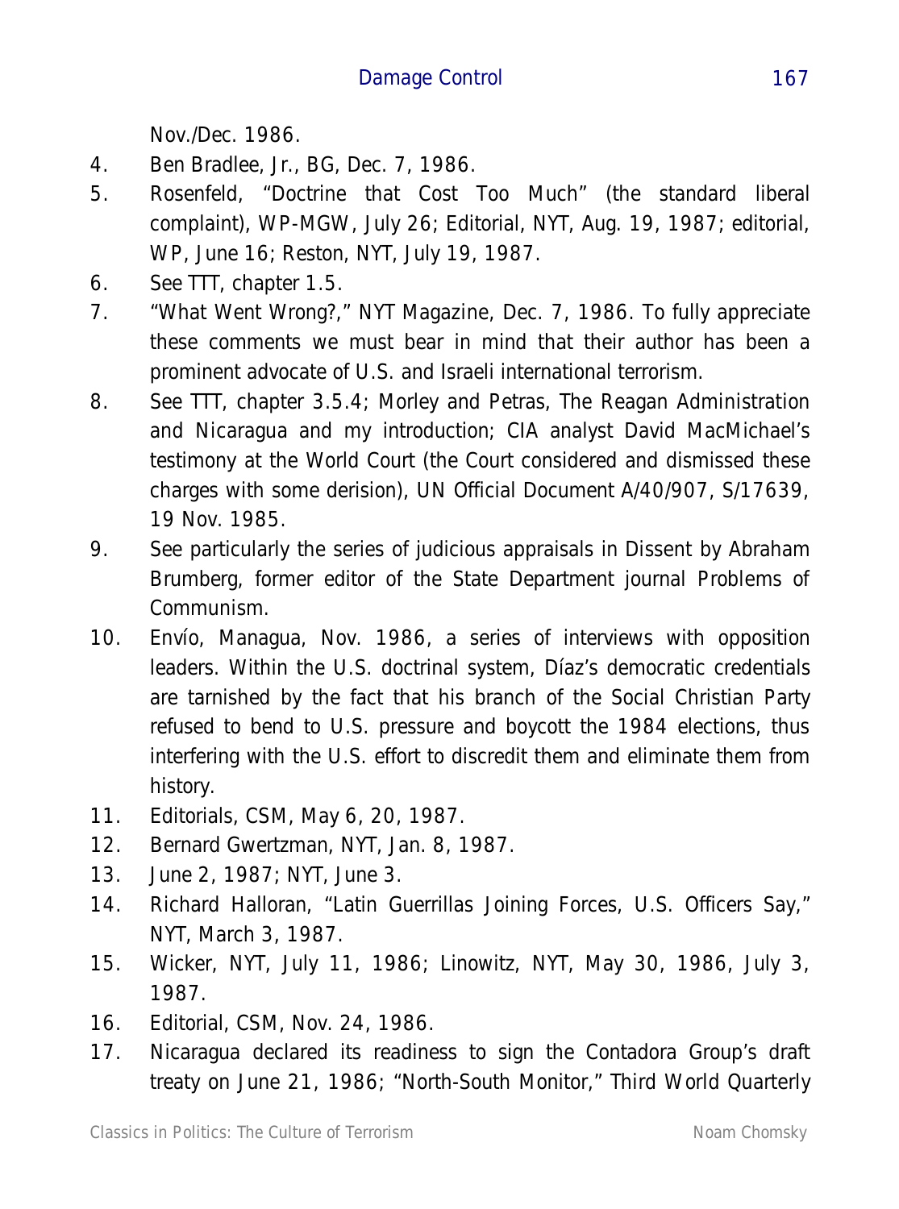Nov./Dec. 1986.

4. Ben Bradlee, Jr., BG, Dec. 7, 1986.
5. Rosenfeld, "Doctrine that Cost Too Much" (the standard liberal complaint), WP-MGW, July 26; Editorial, NYT, Aug. 19, 1987; editorial, WP, June 16; Reston, NYT, July 19, 1987.
6. See TTT, chapter 1.5.
7. "What Went Wrong?," NYT Magazine, Dec. 7, 1986. To fully appreciate these comments we must bear in mind that their author has been a prominent advocate of U.S. and Israeli international terrorism.
8. See TTT, chapter 3.5.4; Morley and Petras, The Reagan Administration and Nicaragua and my introduction; CIA analyst David MacMichael's testimony at the World Court (the Court considered and dismissed these charges with some derision), UN Official Document A/40/907, S/17639, 19 Nov. 1985.
9. See particularly the series of judicious appraisals in Dissent by Abraham Brumberg, former editor of the State Department journal Problems of Communism.
10. Envío, Managua, Nov. 1986, a series of interviews with opposition leaders. Within the U.S. doctrinal system, Díaz's democratic credentials are tarnished by the fact that his branch of the Social Christian Party refused to bend to U.S. pressure and boycott the 1984 elections, thus interfering with the U.S. effort to discredit them and eliminate them from history.
11. Editorials, CSM, May 6, 20, 1987.
12. Bernard Gwertzman, NYT, Jan. 8, 1987.
13. June 2, 1987; NYT, June 3.
14. Richard Halloran, "Latin Guerrillas Joining Forces, U.S. Officers Say," NYT, March 3, 1987.
15. Wicker, NYT, July 11, 1986; Linowitz, NYT, May 30, 1986, July 3, 1987.
16. Editorial, CSM, Nov. 24, 1986.
17. Nicaragua declared its readiness to sign the Contadora Group's draft treaty on June 21, 1986; "North-South Monitor," Third World Quarterly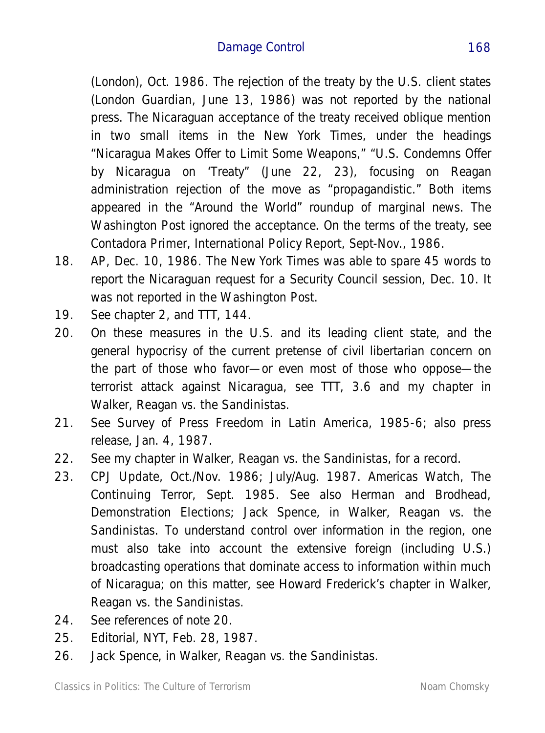(London), Oct. 1986. The rejection of the treaty by the U.S. client states (London Guardian, June 13, 1986) was not reported by the national press. The Nicaraguan acceptance of the treaty received oblique mention in two small items in the New York Times, under the headings "Nicaragua Makes Offer to Limit Some Weapons," "U.S. Condemns Offer by Nicaragua on 'Treaty" (June 22, 23), focusing on Reagan administration rejection of the move as "propagandistic." Both items appeared in the "Around the World" roundup of marginal news. The Washington Post ignored the acceptance. On the terms of the treaty, see Contadora Primer, International Policy Report, Sept-Nov., 1986.

18. AP, Dec. 10, 1986. The New York Times was able to spare 45 words to report the Nicaraguan request for a Security Council session, Dec. 10. It was not reported in the Washington Post.
19. See chapter 2, and TTT, 144.
20. On these measures in the U.S. and its leading client state, and the general hypocrisy of the current pretense of civil libertarian concern on the part of those who favor—or even most of those who oppose—the terrorist attack against Nicaragua, see TTT, 3.6 and my chapter in Walker, Reagan vs. the Sandinistas.
21. See Survey of Press Freedom in Latin America, 1985-6; also press release, Jan. 4, 1987.
22. See my chapter in Walker, Reagan vs. the Sandinistas, for a record.
23. CPJ Update, Oct./Nov. 1986; July/Aug. 1987. Americas Watch, The Continuing Terror, Sept. 1985. See also Herman and Brodhead, Demonstration Elections; Jack Spence, in Walker, Reagan vs. the Sandinistas. To understand control over information in the region, one must also take into account the extensive foreign (including U.S.) broadcasting operations that dominate access to information within much of Nicaragua; on this matter, see Howard Frederick's chapter in Walker, Reagan vs. the Sandinistas.
24. See references of note 20.
25. Editorial, NYT, Feb. 28, 1987.
26. Jack Spence, in Walker, Reagan vs. the Sandinistas.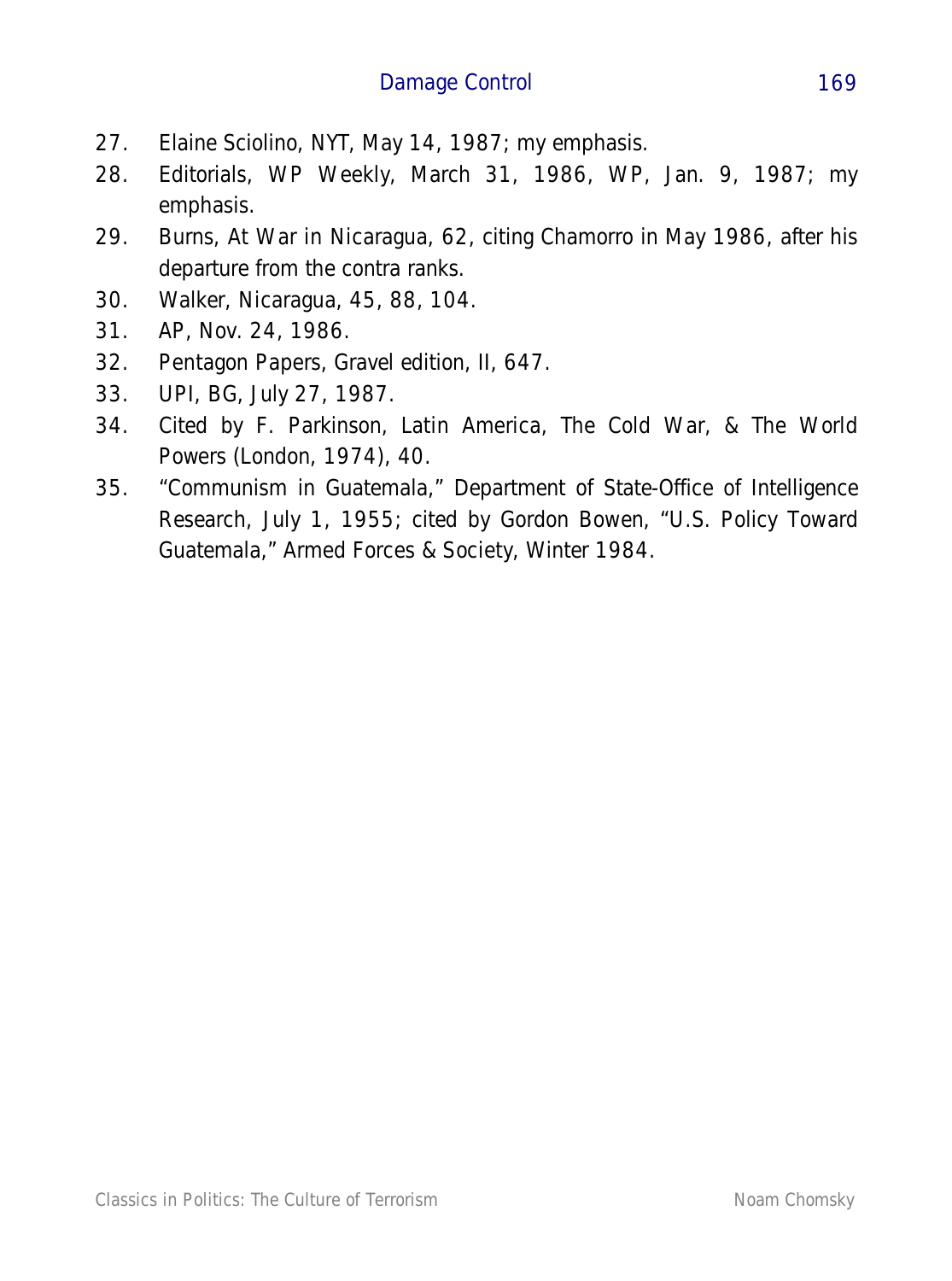27. Elaine Sciolino, NYT, May 14, 1987; my emphasis.
28. Editorials, WP Weekly, March 31, 1986, WP, Jan. 9, 1987; my emphasis.
29. Burns, At War in Nicaragua, 62, citing Chamorro in May 1986, after his departure from the contra ranks.
30. Walker, Nicaragua, 45, 88, 104.
31. AP, Nov. 24, 1986.
32. Pentagon Papers, Gravel edition, II, 647.
33. UPI, BG, July 27, 1987.
34. Cited by F. Parkinson, Latin America, The Cold War, & The World Powers (London, 1974), 40.
35. "Communism in Guatemala," Department of State-Office of Intelligence Research, July 1, 1955; cited by Gordon Bowen, "U.S. Policy Toward Guatemala," Armed Forces & Society, Winter 1984.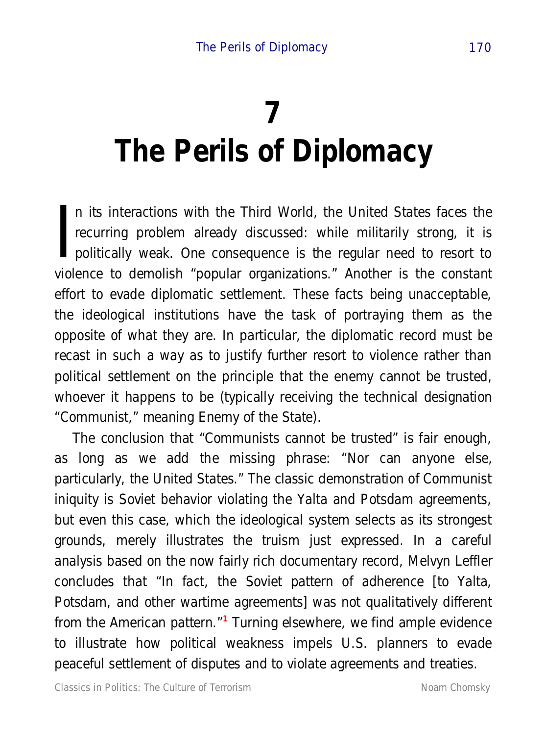# 7
# The Perils of Diplomacy

In its interactions with the Third World, the United States faces the recurring problem already discussed: while militarily strong, it is politically weak. One consequence is the regular need to resort to violence to demolish "popular organizations." Another is the constant effort to evade diplomatic settlement. These facts being unacceptable, the ideological institutions have the task of portraying them as the opposite of what they are. In particular, the diplomatic record must be recast in such a way as to justify further resort to violence rather than political settlement on the principle that the enemy cannot be trusted, whoever it happens to be (typically receiving the technical designation "Communist," meaning Enemy of the State).

The conclusion that "Communists cannot be trusted" is fair enough, as long as we add the missing phrase: "Nor can anyone else, particularly, the United States." The classic demonstration of Communist iniquity is Soviet behavior violating the Yalta and Potsdam agreements, but even this case, which the ideological system selects as its strongest grounds, merely illustrates the truism just expressed. In a careful analysis based on the now fairly rich documentary record, Melvyn Leffler concludes that "In fact, the Soviet pattern of adherence [to Yalta, Potsdam, and other wartime agreements] was not qualitatively different from the American pattern."[1] Turning elsewhere, we find ample evidence to illustrate how political weakness impels U.S. planners to evade peaceful settlement of disputes and to violate agreements and treaties.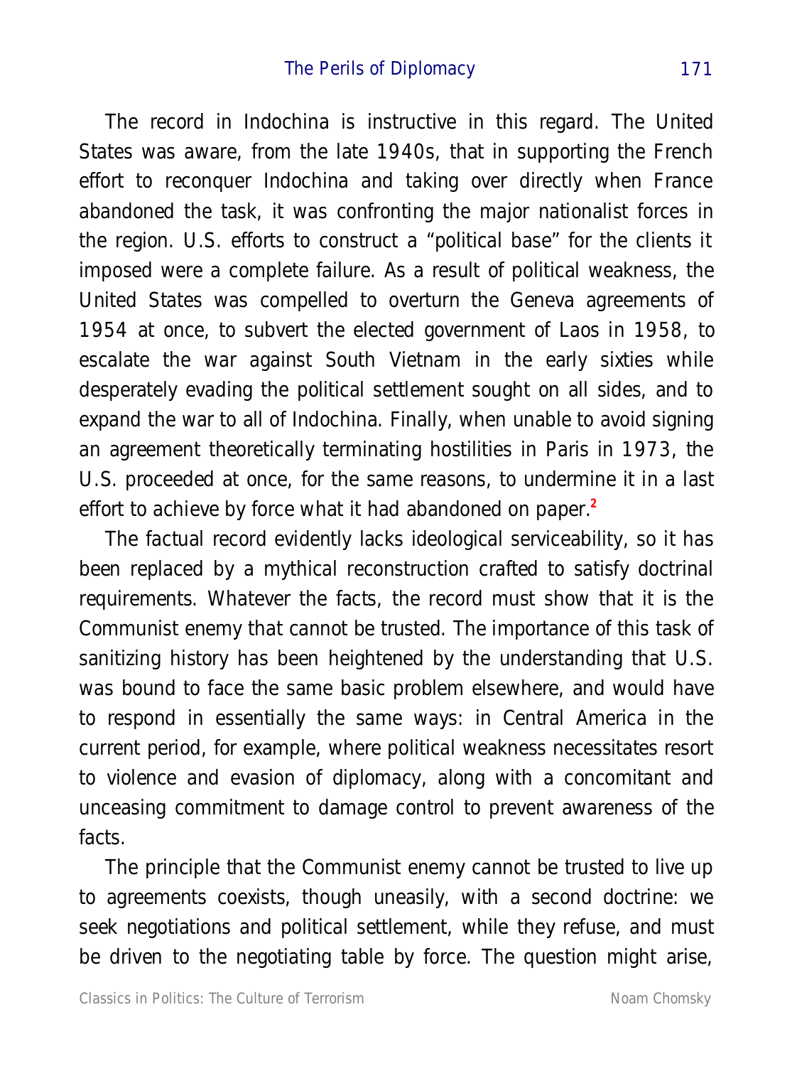The record in Indochina is instructive in this regard. The United States was aware, from the late 1940s, that in supporting the French effort to reconquer Indochina and taking over directly when France abandoned the task, it was confronting the major nationalist forces in the region. U.S. efforts to construct a "political base" for the clients it imposed were a complete failure. As a result of political weakness, the United States was compelled to overturn the Geneva agreements of 1954 at once, to subvert the elected government of Laos in 1958, to escalate the war against South Vietnam in the early sixties while desperately evading the political settlement sought on all sides, and to expand the war to all of Indochina. Finally, when unable to avoid signing an agreement theoretically terminating hostilities in Paris in 1973, the U.S. proceeded at once, for the same reasons, to undermine it in a last effort to achieve by force what it had abandoned on paper.[2]

The factual record evidently lacks ideological serviceability, so it has been replaced by a mythical reconstruction crafted to satisfy doctrinal requirements. Whatever the facts, the record must show that it is the Communist enemy that cannot be trusted. The importance of this task of sanitizing history has been heightened by the understanding that U.S. was bound to face the same basic problem elsewhere, and would have to respond in essentially the same ways: in Central America in the current period, for example, where political weakness necessitates resort to violence and evasion of diplomacy, along with a concomitant and unceasing commitment to damage control to prevent awareness of the facts.

The principle that the Communist enemy cannot be trusted to live up to agreements coexists, though uneasily, with a second doctrine: we seek negotiations and political settlement, while they refuse, and must be driven to the negotiating table by force. The question might arise,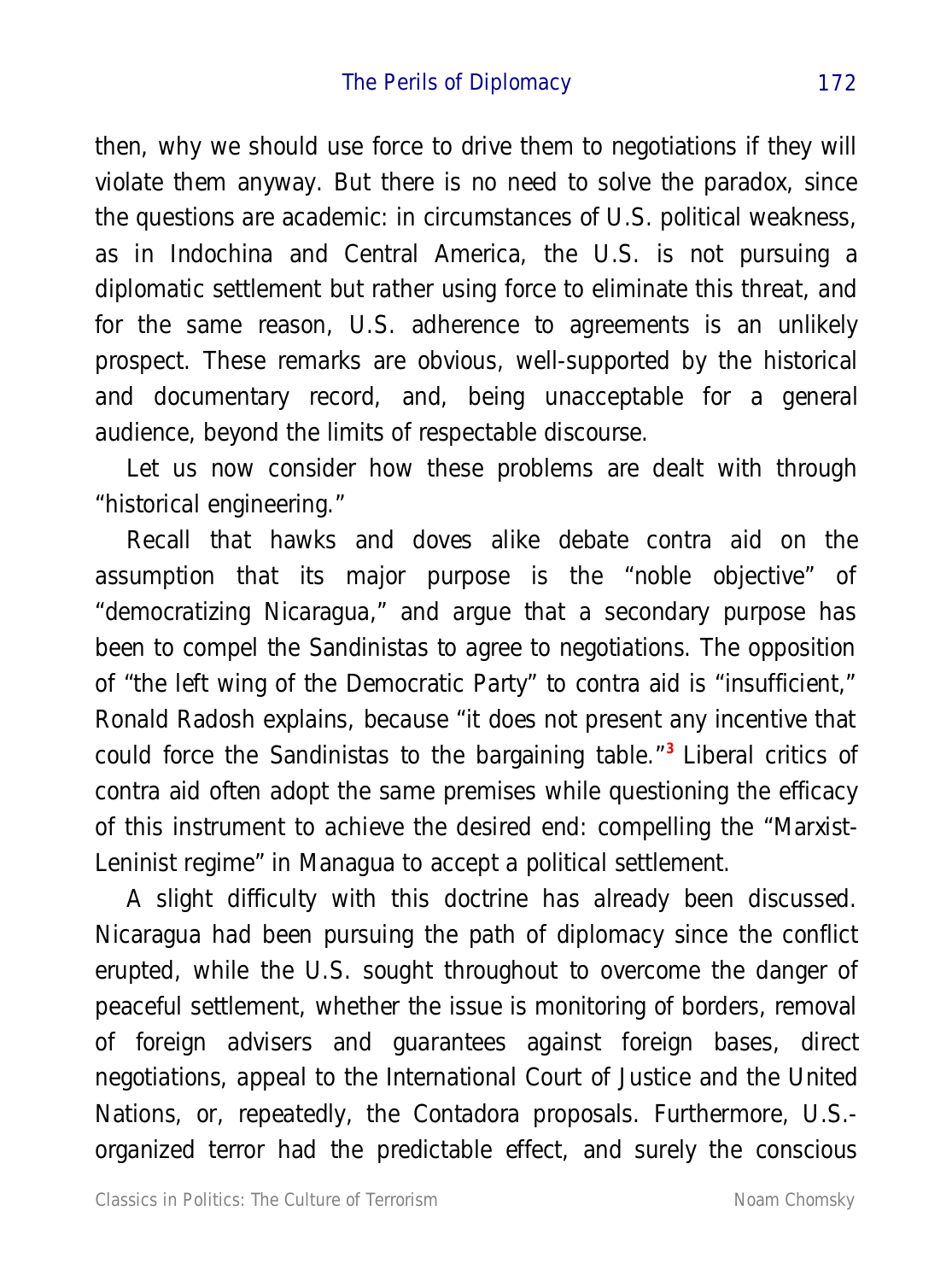then, why we should use force to drive them to negotiations if they will violate them anyway. But there is no need to solve the paradox, since the questions are academic: in circumstances of U.S. political weakness, as in Indochina and Central America, the U.S. is not pursuing a diplomatic settlement but rather using force to eliminate this threat, and for the same reason, U.S. adherence to agreements is an unlikely prospect. These remarks are obvious, well-supported by the historical and documentary record, and, being unacceptable for a general audience, beyond the limits of respectable discourse.

Let us now consider how these problems are dealt with through "historical engineering."

Recall that hawks and doves alike debate contra aid on the assumption that its major purpose is the "noble objective" of "democratizing Nicaragua," and argue that a secondary purpose has been to compel the Sandinistas to agree to negotiations. The opposition of "the left wing of the Democratic Party" to contra aid is "insufficient," Ronald Radosh explains, because "it does not present any incentive that could force the Sandinistas to the bargaining table."[3] Liberal critics of contra aid often adopt the same premises while questioning the efficacy of this instrument to achieve the desired end: compelling the "Marxist-Leninist regime" in Managua to accept a political settlement.

A slight difficulty with this doctrine has already been discussed. Nicaragua had been pursuing the path of diplomacy since the conflict erupted, while the U.S. sought throughout to overcome the danger of peaceful settlement, whether the issue is monitoring of borders, removal of foreign advisers and guarantees against foreign bases, direct negotiations, appeal to the International Court of Justice and the United Nations, or, repeatedly, the Contadora proposals. Furthermore, U.S.-organized terror had the predictable effect, and surely the conscious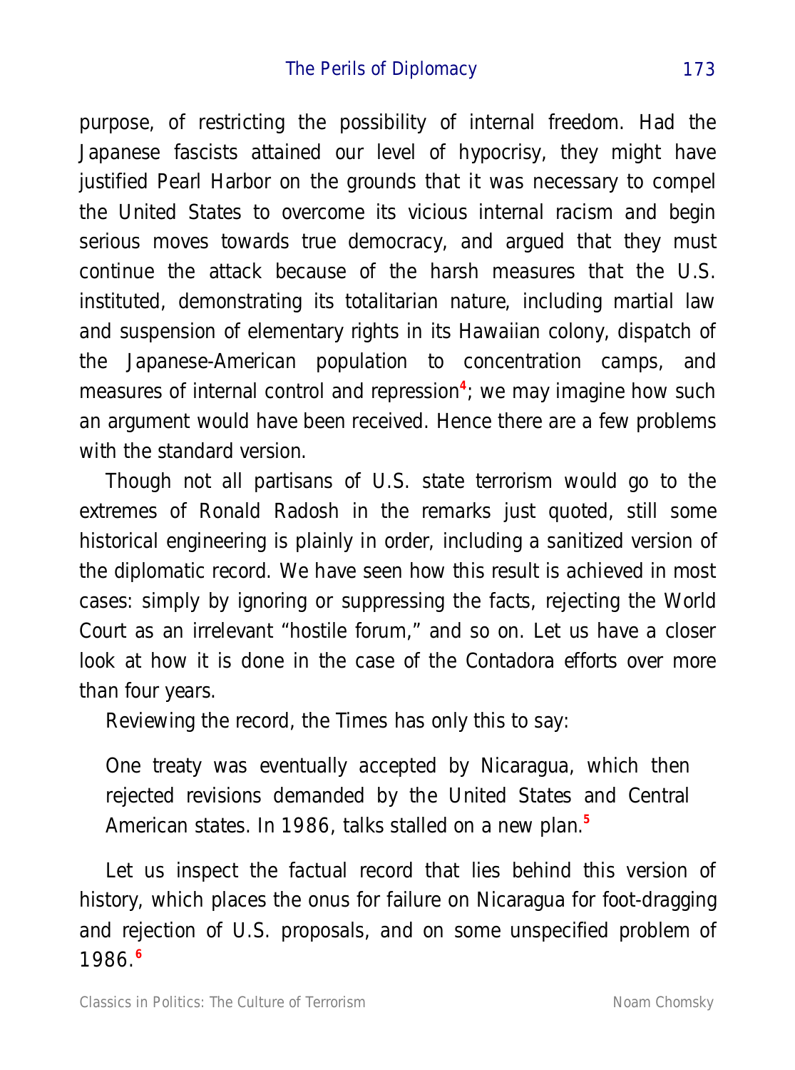purpose, of restricting the possibility of internal freedom. Had the Japanese fascists attained our level of hypocrisy, they might have justified Pearl Harbor on the grounds that it was necessary to compel the United States to overcome its vicious internal racism and begin serious moves towards true democracy, and argued that they must continue the attack because of the harsh measures that the U.S. instituted, demonstrating its totalitarian nature, including martial law and suspension of elementary rights in its Hawaiian colony, dispatch of the Japanese-American population to concentration camps, and measures of internal control and repression[4]; we may imagine how such an argument would have been received. Hence there are a few problems with the standard version.

Though not all partisans of U.S. state terrorism would go to the extremes of Ronald Radosh in the remarks just quoted, still some historical engineering is plainly in order, including a sanitized version of the diplomatic record. We have seen how this result is achieved in most cases: simply by ignoring or suppressing the facts, rejecting the World Court as an irrelevant "hostile forum," and so on. Let us have a closer look at how it is done in the case of the Contadora efforts over more than four years.

Reviewing the record, the Times has only this to say:

> One treaty was eventually accepted by Nicaragua, which then rejected revisions demanded by the United States and Central American states. In 1986, talks stalled on a new plan.[5]

Let us inspect the factual record that lies behind this version of history, which places the onus for failure on Nicaragua for foot-dragging and rejection of U.S. proposals, and on some unspecified problem of 1986.[6]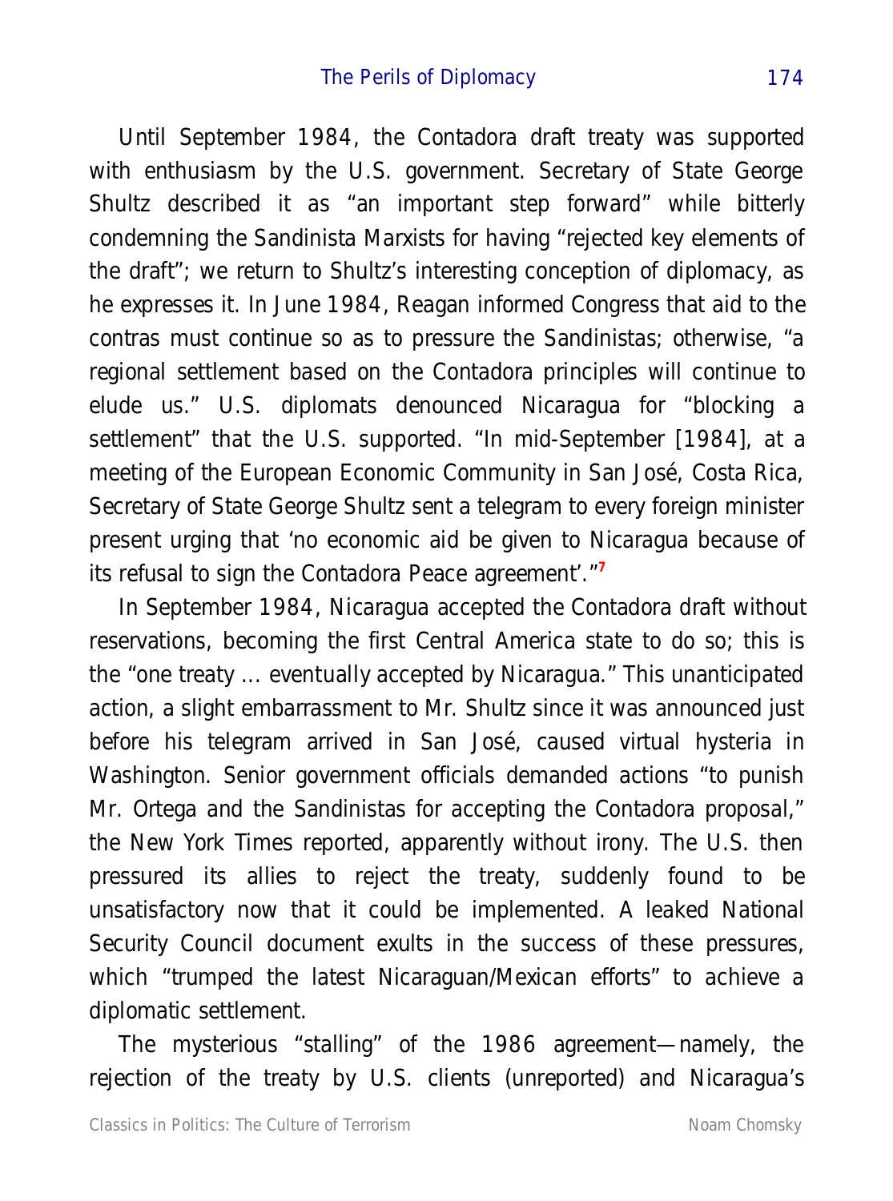Until September 1984, the Contadora draft treaty was supported with enthusiasm by the U.S. government. Secretary of State George Shultz described it as "an important step forward" while bitterly condemning the Sandinista Marxists for having "rejected key elements of the draft"; we return to Shultz's interesting conception of diplomacy, as he expresses it. In June 1984, Reagan informed Congress that aid to the contras must continue so as to pressure the Sandinistas; otherwise, "a regional settlement based on the Contadora principles will continue to elude us." U.S. diplomats denounced Nicaragua for "blocking a settlement" that the U.S. supported. "In mid-September [1984], at a meeting of the European Economic Community in San José, Costa Rica, Secretary of State George Shultz sent a telegram to every foreign minister present urging that 'no economic aid be given to Nicaragua because of its refusal to sign the Contadora Peace agreement'."[7]

In September 1984, Nicaragua accepted the Contadora draft without reservations, becoming the first Central America state to do so; this is the "one treaty ... eventually accepted by Nicaragua." This unanticipated action, a slight embarrassment to Mr. Shultz since it was announced just before his telegram arrived in San José, caused virtual hysteria in Washington. Senior government officials demanded actions "to punish Mr. Ortega and the Sandinistas for accepting the Contadora proposal," the New York Times reported, apparently without irony. The U.S. then pressured its allies to reject the treaty, suddenly found to be unsatisfactory now that it could be implemented. A leaked National Security Council document exults in the success of these pressures, which "trumped the latest Nicaraguan/Mexican efforts" to achieve a diplomatic settlement.

The mysterious "stalling" of the 1986 agreement—namely, the rejection of the treaty by U.S. clients (unreported) and Nicaragua's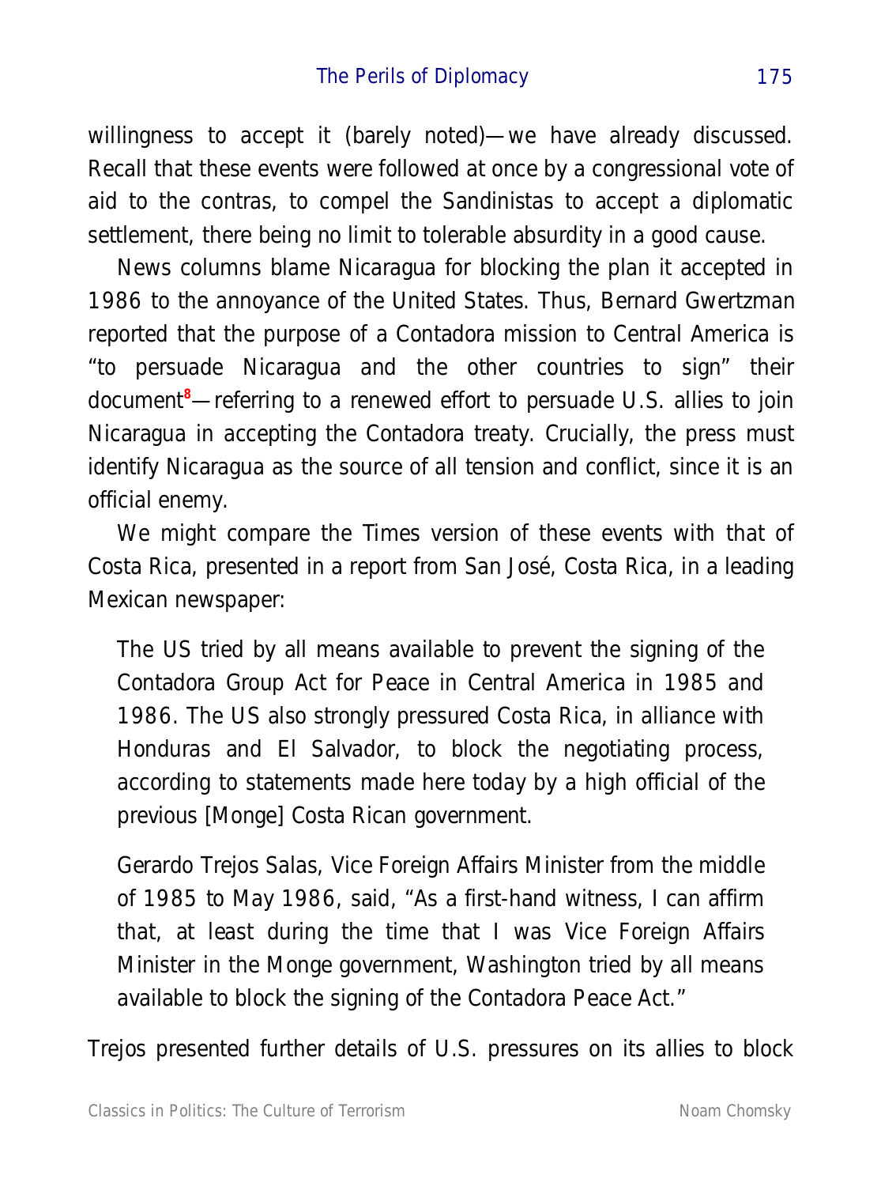willingness to accept it (barely noted)—we have already discussed. Recall that these events were followed at once by a congressional vote of aid to the contras, to compel the Sandinistas to accept a diplomatic settlement, there being no limit to tolerable absurdity in a good cause.

News columns blame Nicaragua for blocking the plan it accepted in 1986 to the annoyance of the United States. Thus, Bernard Gwertzman reported that the purpose of a Contadora mission to Central America is "to persuade Nicaragua and the other countries to sign" their document[8]—referring to a renewed effort to persuade U.S. allies to join Nicaragua in accepting the Contadora treaty. Crucially, the press must identify Nicaragua as the source of all tension and conflict, since it is an official enemy.

We might compare the Times version of these events with that of Costa Rica, presented in a report from San José, Costa Rica, in a leading Mexican newspaper:

> The US tried by all means available to prevent the signing of the Contadora Group Act for Peace in Central America in 1985 and 1986. The US also strongly pressured Costa Rica, in alliance with Honduras and El Salvador, to block the negotiating process, according to statements made here today by a high official of the previous [Monge] Costa Rican government.
>
> Gerardo Trejos Salas, Vice Foreign Affairs Minister from the middle of 1985 to May 1986, said, "As a first-hand witness, I can affirm that, at least during the time that I was Vice Foreign Affairs Minister in the Monge government, Washington tried by all means available to block the signing of the Contadora Peace Act."

Trejos presented further details of U.S. pressures on its allies to block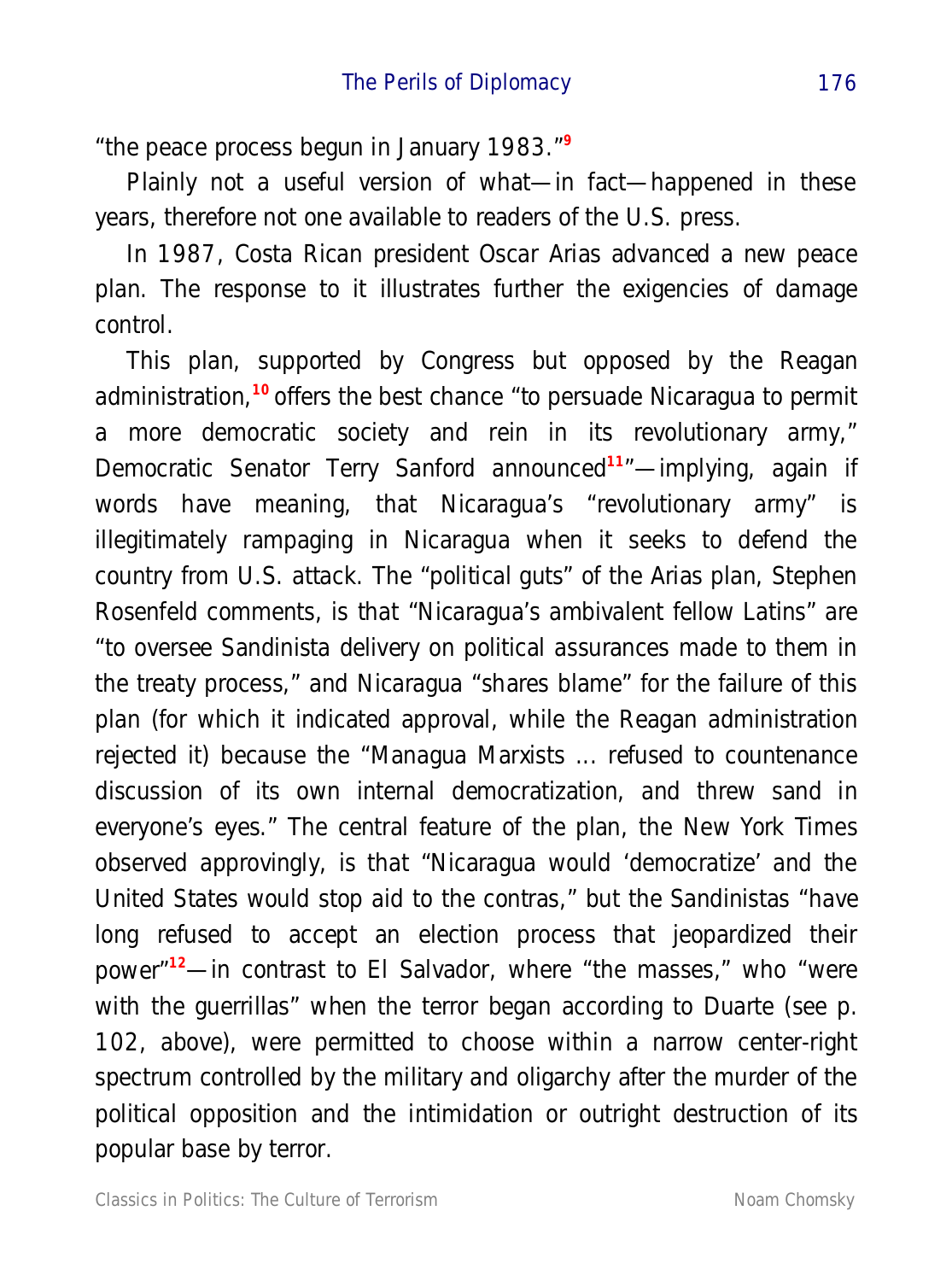"the peace process begun in January 1983."[9]

Plainly not a useful version of what—in fact—happened in these years, therefore not one available to readers of the U.S. press.

In 1987, Costa Rican president Oscar Arias advanced a new peace plan. The response to it illustrates further the exigencies of damage control.

This plan, supported by Congress but opposed by the Reagan administration,[10] offers the best chance "to persuade Nicaragua to permit a more democratic society and rein in its revolutionary army," Democratic Senator Terry Sanford announced[11]"—implying, again if words have meaning, that Nicaragua's "revolutionary army" is illegitimately rampaging in Nicaragua when it seeks to defend the country from U.S. attack. The "political guts" of the Arias plan, Stephen Rosenfeld comments, is that "Nicaragua's ambivalent fellow Latins" are "to oversee Sandinista delivery on political assurances made to them in the treaty process," and Nicaragua "shares blame" for the failure of this plan (for which it indicated approval, while the Reagan administration rejected it) because the "Managua Marxists ... refused to countenance discussion of its own internal democratization, and threw sand in everyone's eyes." The central feature of the plan, the New York Times observed approvingly, is that "Nicaragua would 'democratize' and the United States would stop aid to the contras," but the Sandinistas "have long refused to accept an election process that jeopardized their power"[12]—in contrast to El Salvador, where "the masses," who "were with the guerrillas" when the terror began according to Duarte (see p. 102, above), were permitted to choose within a narrow center-right spectrum controlled by the military and oligarchy after the murder of the political opposition and the intimidation or outright destruction of its popular base by terror.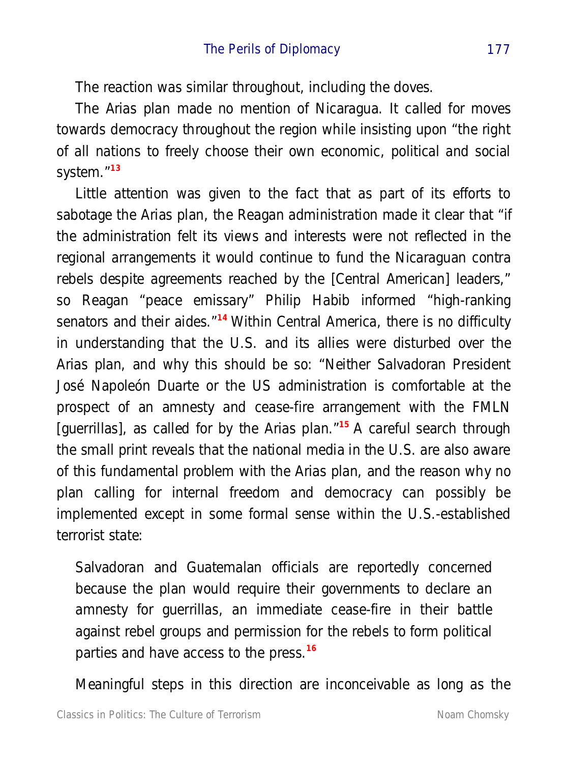The reaction was similar throughout, including the doves.

The Arias plan made no mention of Nicaragua. It called for moves towards democracy throughout the region while insisting upon "the right of all nations to freely choose their own economic, political and social system."[13]

Little attention was given to the fact that as part of its efforts to sabotage the Arias plan, the Reagan administration made it clear that "if the administration felt its views and interests were not reflected in the regional arrangements it would continue to fund the Nicaraguan contra rebels despite agreements reached by the [Central American] leaders," so Reagan "peace emissary" Philip Habib informed "high-ranking senators and their aides."[14] Within Central America, there is no difficulty in understanding that the U.S. and its allies were disturbed over the Arias plan, and why this should be so: "Neither Salvadoran President José Napoleón Duarte or the US administration is comfortable at the prospect of an amnesty and cease-fire arrangement with the FMLN [guerrillas], as called for by the Arias plan."[15] A careful search through the small print reveals that the national media in the U.S. are also aware of this fundamental problem with the Arias plan, and the reason why no plan calling for internal freedom and democracy can possibly be implemented except in some formal sense within the U.S.-established terrorist state:

> Salvadoran and Guatemalan officials are reportedly concerned because the plan would require their governments to declare an amnesty for guerrillas, an immediate cease-fire in their battle against rebel groups and permission for the rebels to form political parties and have access to the press.[16]

Meaningful steps in this direction are inconceivable as long as the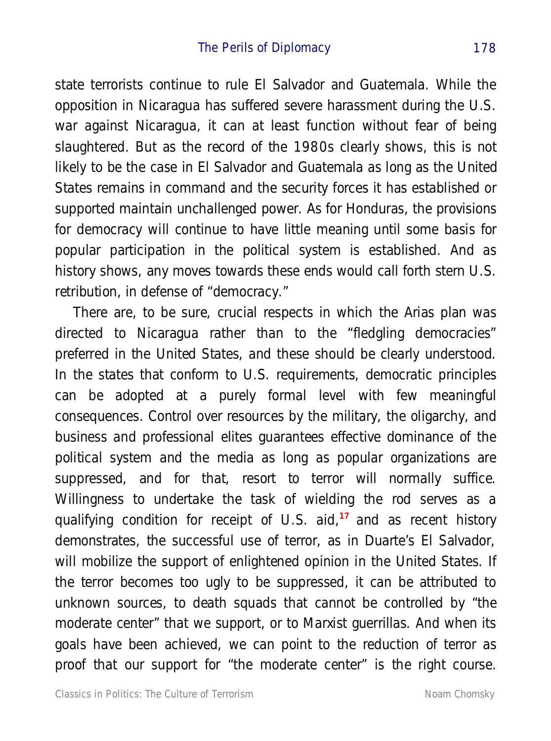state terrorists continue to rule El Salvador and Guatemala. While the opposition in Nicaragua has suffered severe harassment during the U.S. war against Nicaragua, it can at least function without fear of being slaughtered. But as the record of the 1980s clearly shows, this is not likely to be the case in El Salvador and Guatemala as long as the United States remains in command and the security forces it has established or supported maintain unchallenged power. As for Honduras, the provisions for democracy will continue to have little meaning until some basis for popular participation in the political system is established. And as history shows, any moves towards these ends would call forth stern U.S. retribution, in defense of "democracy."

There are, to be sure, crucial respects in which the Arias plan was directed to Nicaragua rather than to the "fledgling democracies" preferred in the United States, and these should be clearly understood. In the states that conform to U.S. requirements, democratic principles can be adopted at a purely formal level with few meaningful consequences. Control over resources by the military, the oligarchy, and business and professional elites guarantees effective dominance of the political system and the media as long as popular organizations are suppressed, and for that, resort to terror will normally suffice. Willingness to undertake the task of wielding the rod serves as a qualifying condition for receipt of U.S. aid,[17] and as recent history demonstrates, the successful use of terror, as in Duarte's El Salvador, will mobilize the support of enlightened opinion in the United States. If the terror becomes too ugly to be suppressed, it can be attributed to unknown sources, to death squads that cannot be controlled by "the moderate center" that we support, or to Marxist guerrillas. And when its goals have been achieved, we can point to the reduction of terror as proof that our support for "the moderate center" is the right course.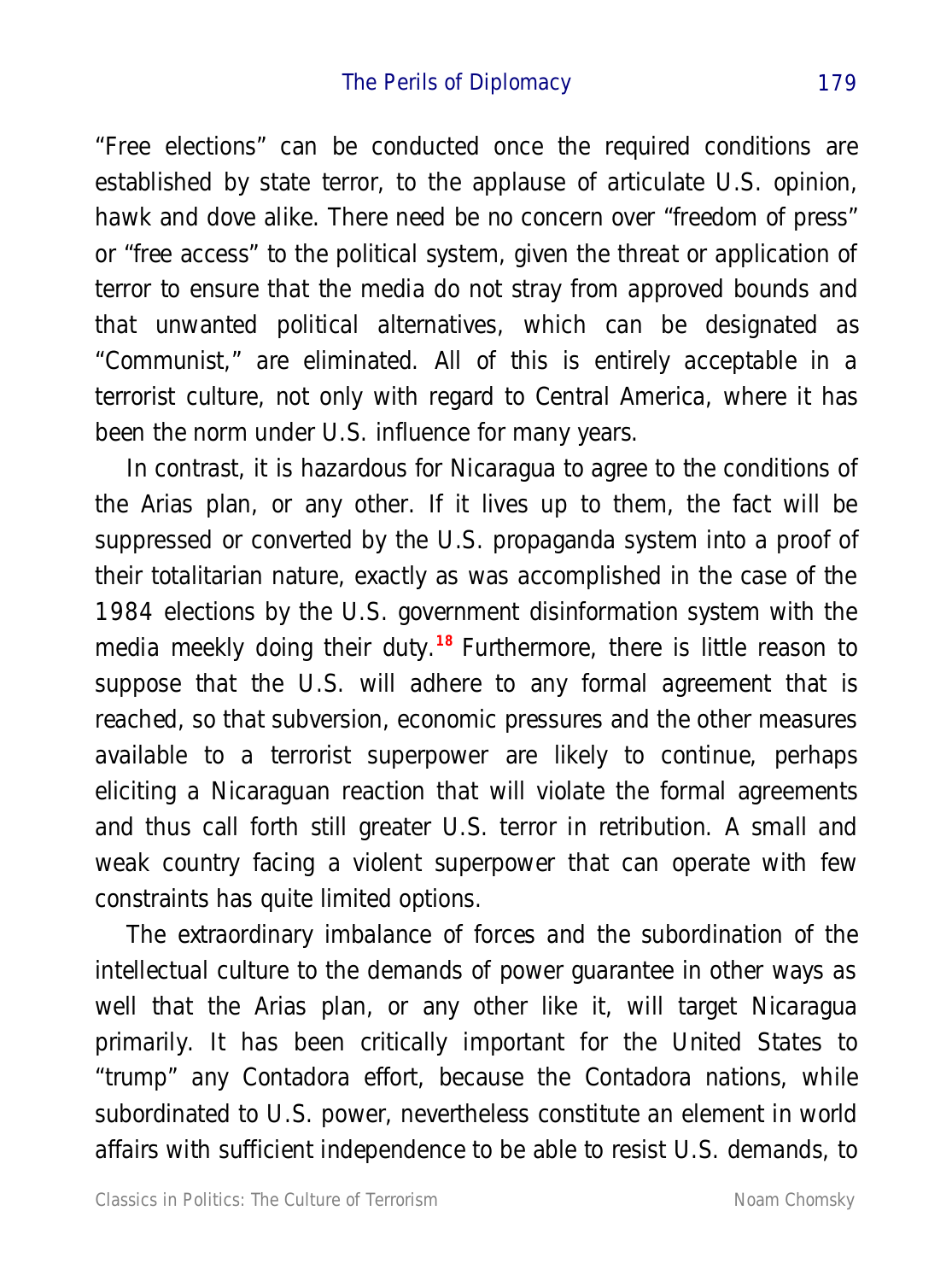"Free elections" can be conducted once the required conditions are established by state terror, to the applause of articulate U.S. opinion, hawk and dove alike. There need be no concern over "freedom of press" or "free access" to the political system, given the threat or application of terror to ensure that the media do not stray from approved bounds and that unwanted political alternatives, which can be designated as "Communist," are eliminated. All of this is entirely acceptable in a terrorist culture, not only with regard to Central America, where it has been the norm under U.S. influence for many years.

In contrast, it is hazardous for Nicaragua to agree to the conditions of the Arias plan, or any other. If it lives up to them, the fact will be suppressed or converted by the U.S. propaganda system into a proof of their totalitarian nature, exactly as was accomplished in the case of the 1984 elections by the U.S. government disinformation system with the media meekly doing their duty.[18] Furthermore, there is little reason to suppose that the U.S. will adhere to any formal agreement that is reached, so that subversion, economic pressures and the other measures available to a terrorist superpower are likely to continue, perhaps eliciting a Nicaraguan reaction that will violate the formal agreements and thus call forth still greater U.S. terror in retribution. A small and weak country facing a violent superpower that can operate with few constraints has quite limited options.

The extraordinary imbalance of forces and the subordination of the intellectual culture to the demands of power guarantee in other ways as well that the Arias plan, or any other like it, will target Nicaragua primarily. It has been critically important for the United States to "trump" any Contadora effort, because the Contadora nations, while subordinated to U.S. power, nevertheless constitute an element in world affairs with sufficient independence to be able to resist U.S. demands, to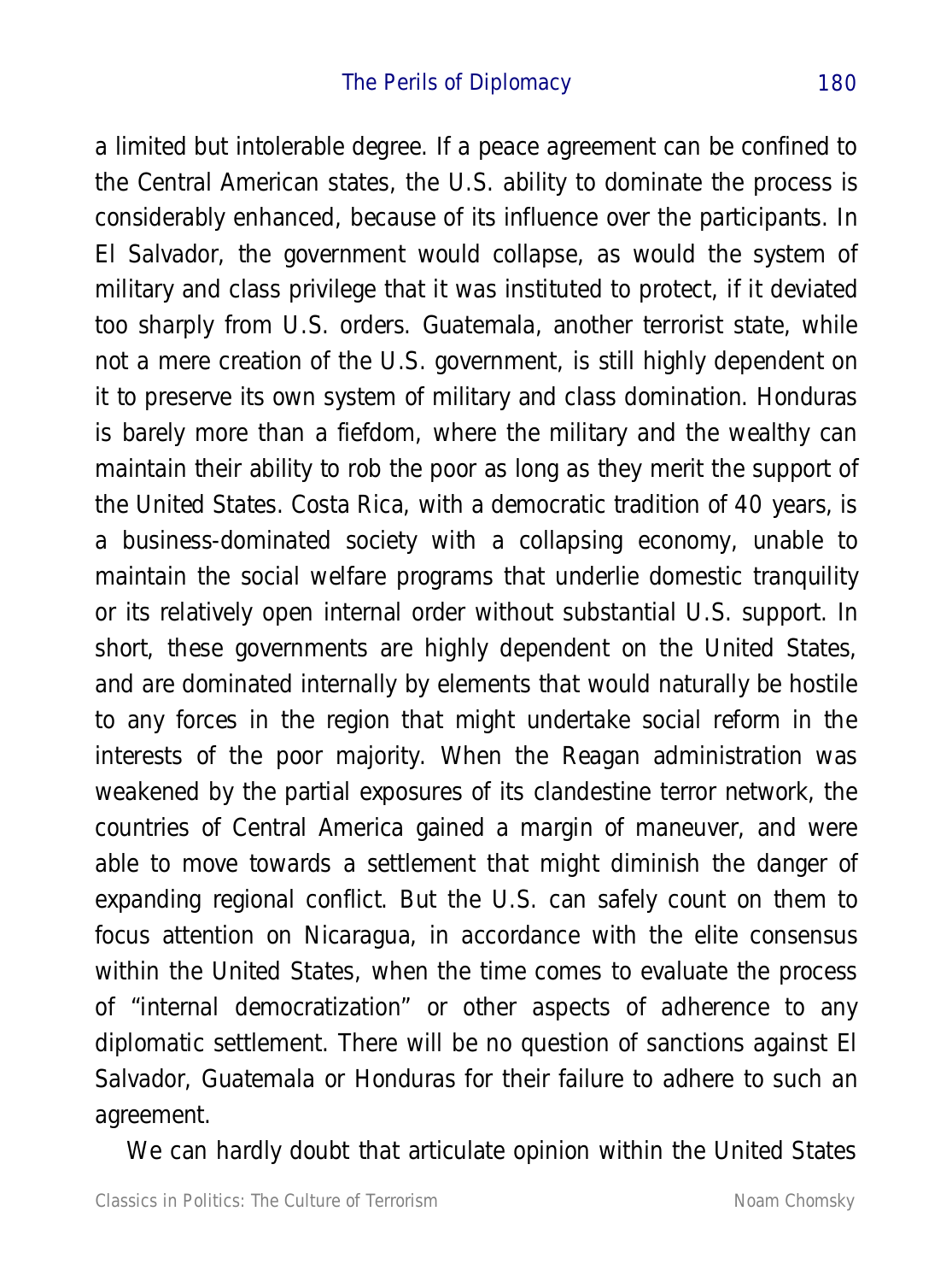a limited but intolerable degree. If a peace agreement can be confined to the Central American states, the U.S. ability to dominate the process is considerably enhanced, because of its influence over the participants. In El Salvador, the government would collapse, as would the system of military and class privilege that it was instituted to protect, if it deviated too sharply from U.S. orders. Guatemala, another terrorist state, while not a mere creation of the U.S. government, is still highly dependent on it to preserve its own system of military and class domination. Honduras is barely more than a fiefdom, where the military and the wealthy can maintain their ability to rob the poor as long as they merit the support of the United States. Costa Rica, with a democratic tradition of 40 years, is a business-dominated society with a collapsing economy, unable to maintain the social welfare programs that underlie domestic tranquility or its relatively open internal order without substantial U.S. support. In short, these governments are highly dependent on the United States, and are dominated internally by elements that would naturally be hostile to any forces in the region that might undertake social reform in the interests of the poor majority. When the Reagan administration was weakened by the partial exposures of its clandestine terror network, the countries of Central America gained a margin of maneuver, and were able to move towards a settlement that might diminish the danger of expanding regional conflict. But the U.S. can safely count on them to focus attention on Nicaragua, in accordance with the elite consensus within the United States, when the time comes to evaluate the process of "internal democratization" or other aspects of adherence to any diplomatic settlement. There will be no question of sanctions against El Salvador, Guatemala or Honduras for their failure to adhere to such an agreement.

We can hardly doubt that articulate opinion within the United States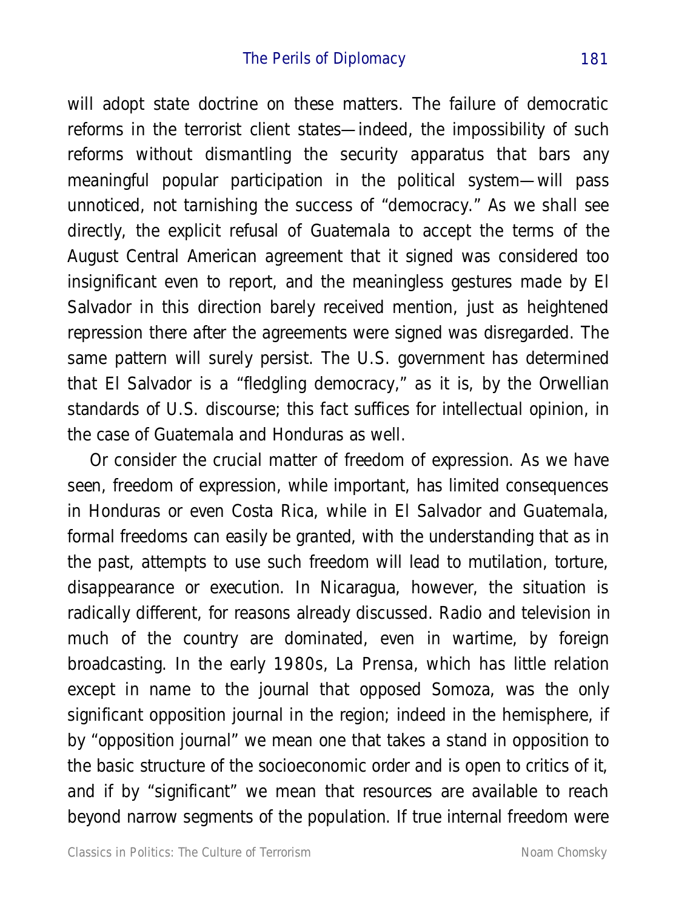will adopt state doctrine on these matters. The failure of democratic reforms in the terrorist client states—indeed, the impossibility of such reforms without dismantling the security apparatus that bars any meaningful popular participation in the political system—will pass unnoticed, not tarnishing the success of "democracy." As we shall see directly, the explicit refusal of Guatemala to accept the terms of the August Central American agreement that it signed was considered too insignificant even to report, and the meaningless gestures made by El Salvador in this direction barely received mention, just as heightened repression there after the agreements were signed was disregarded. The same pattern will surely persist. The U.S. government has determined that El Salvador is a "fledgling democracy," as it is, by the Orwellian standards of U.S. discourse; this fact suffices for intellectual opinion, in the case of Guatemala and Honduras as well.

Or consider the crucial matter of freedom of expression. As we have seen, freedom of expression, while important, has limited consequences in Honduras or even Costa Rica, while in El Salvador and Guatemala, formal freedoms can easily be granted, with the understanding that as in the past, attempts to use such freedom will lead to mutilation, torture, disappearance or execution. In Nicaragua, however, the situation is radically different, for reasons already discussed. Radio and television in much of the country are dominated, even in wartime, by foreign broadcasting. In the early 1980s, La Prensa, which has little relation except in name to the journal that opposed Somoza, was the only significant opposition journal in the region; indeed in the hemisphere, if by "opposition journal" we mean one that takes a stand in opposition to the basic structure of the socioeconomic order and is open to critics of it, and if by "significant" we mean that resources are available to reach beyond narrow segments of the population. If true internal freedom were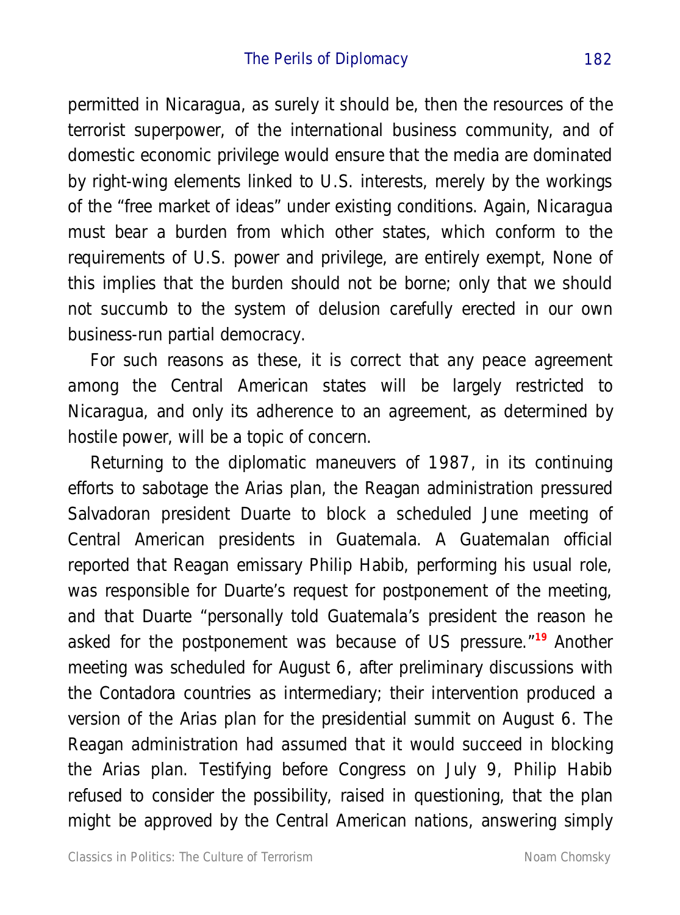permitted in Nicaragua, as surely it should be, then the resources of the terrorist superpower, of the international business community, and of domestic economic privilege would ensure that the media are dominated by right-wing elements linked to U.S. interests, merely by the workings of the "free market of ideas" under existing conditions. Again, Nicaragua must bear a burden from which other states, which conform to the requirements of U.S. power and privilege, are entirely exempt, None of this implies that the burden should not be borne; only that we should not succumb to the system of delusion carefully erected in our own business-run partial democracy.

For such reasons as these, it is correct that any peace agreement among the Central American states will be largely restricted to Nicaragua, and only its adherence to an agreement, as determined by hostile power, will be a topic of concern.

Returning to the diplomatic maneuvers of 1987, in its continuing efforts to sabotage the Arias plan, the Reagan administration pressured Salvadoran president Duarte to block a scheduled June meeting of Central American presidents in Guatemala. A Guatemalan official reported that Reagan emissary Philip Habib, performing his usual role, was responsible for Duarte's request for postponement of the meeting, and that Duarte "personally told Guatemala's president the reason he asked for the postponement was because of US pressure."[19] Another meeting was scheduled for August 6, after preliminary discussions with the Contadora countries as intermediary; their intervention produced a version of the Arias plan for the presidential summit on August 6. The Reagan administration had assumed that it would succeed in blocking the Arias plan. Testifying before Congress on July 9, Philip Habib refused to consider the possibility, raised in questioning, that the plan might be approved by the Central American nations, answering simply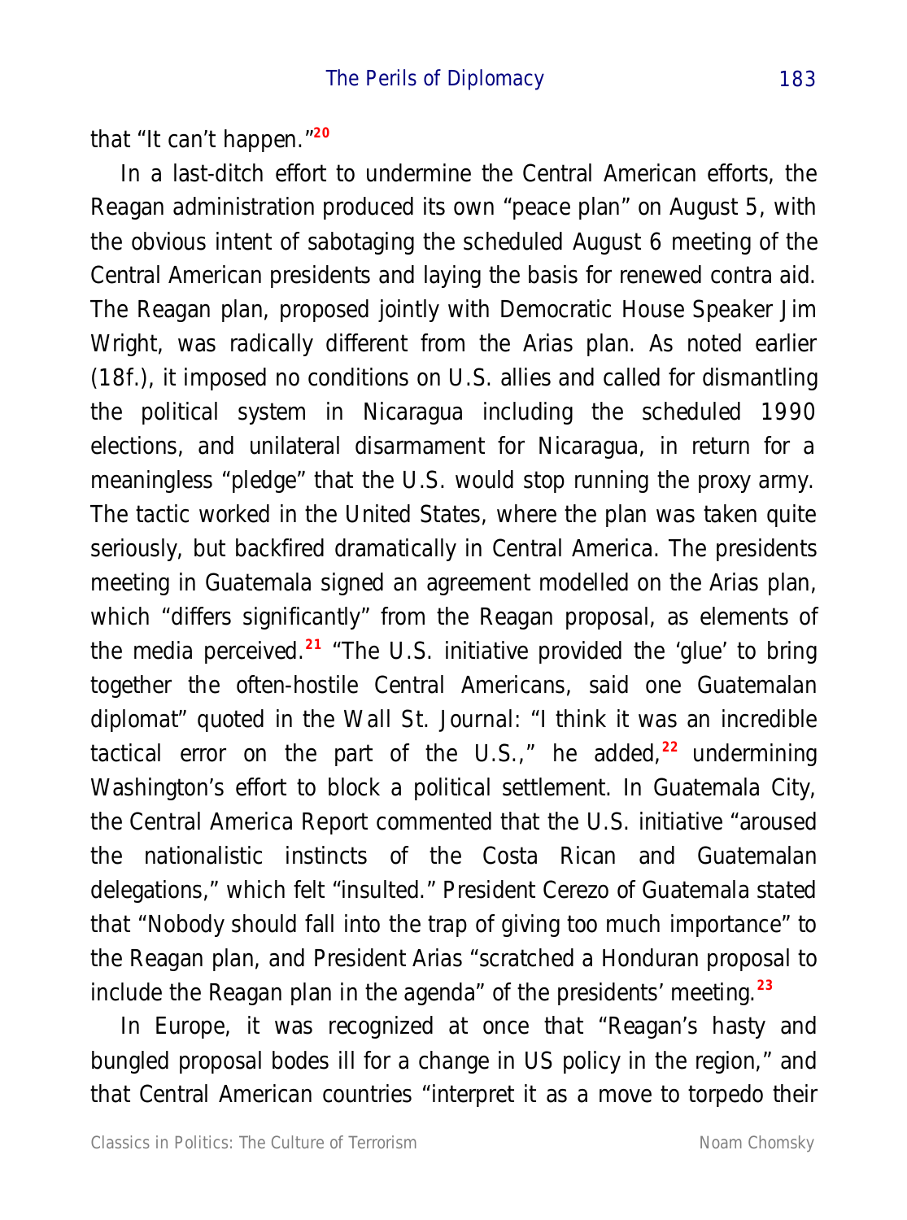that "It can't happen."[20]

In a last-ditch effort to undermine the Central American efforts, the Reagan administration produced its own "peace plan" on August 5, with the obvious intent of sabotaging the scheduled August 6 meeting of the Central American presidents and laying the basis for renewed contra aid. The Reagan plan, proposed jointly with Democratic House Speaker Jim Wright, was radically different from the Arias plan. As noted earlier (18f.), it imposed no conditions on U.S. allies and called for dismantling the political system in Nicaragua including the scheduled 1990 elections, and unilateral disarmament for Nicaragua, in return for a meaningless "pledge" that the U.S. would stop running the proxy army. The tactic worked in the United States, where the plan was taken quite seriously, but backfired dramatically in Central America. The presidents meeting in Guatemala signed an agreement modelled on the Arias plan, which "differs significantly" from the Reagan proposal, as elements of the media perceived.[21] "The U.S. initiative provided the 'glue' to bring together the often-hostile Central Americans, said one Guatemalan diplomat" quoted in the Wall St. Journal: "I think it was an incredible tactical error on the part of the U.S.," he added,[22] undermining Washington's effort to block a political settlement. In Guatemala City, the Central America Report commented that the U.S. initiative "aroused the nationalistic instincts of the Costa Rican and Guatemalan delegations," which felt "insulted." President Cerezo of Guatemala stated that "Nobody should fall into the trap of giving too much importance" to the Reagan plan, and President Arias "scratched a Honduran proposal to include the Reagan plan in the agenda" of the presidents' meeting.[23]

In Europe, it was recognized at once that "Reagan's hasty and bungled proposal bodes ill for a change in US policy in the region," and that Central American countries "interpret it as a move to torpedo their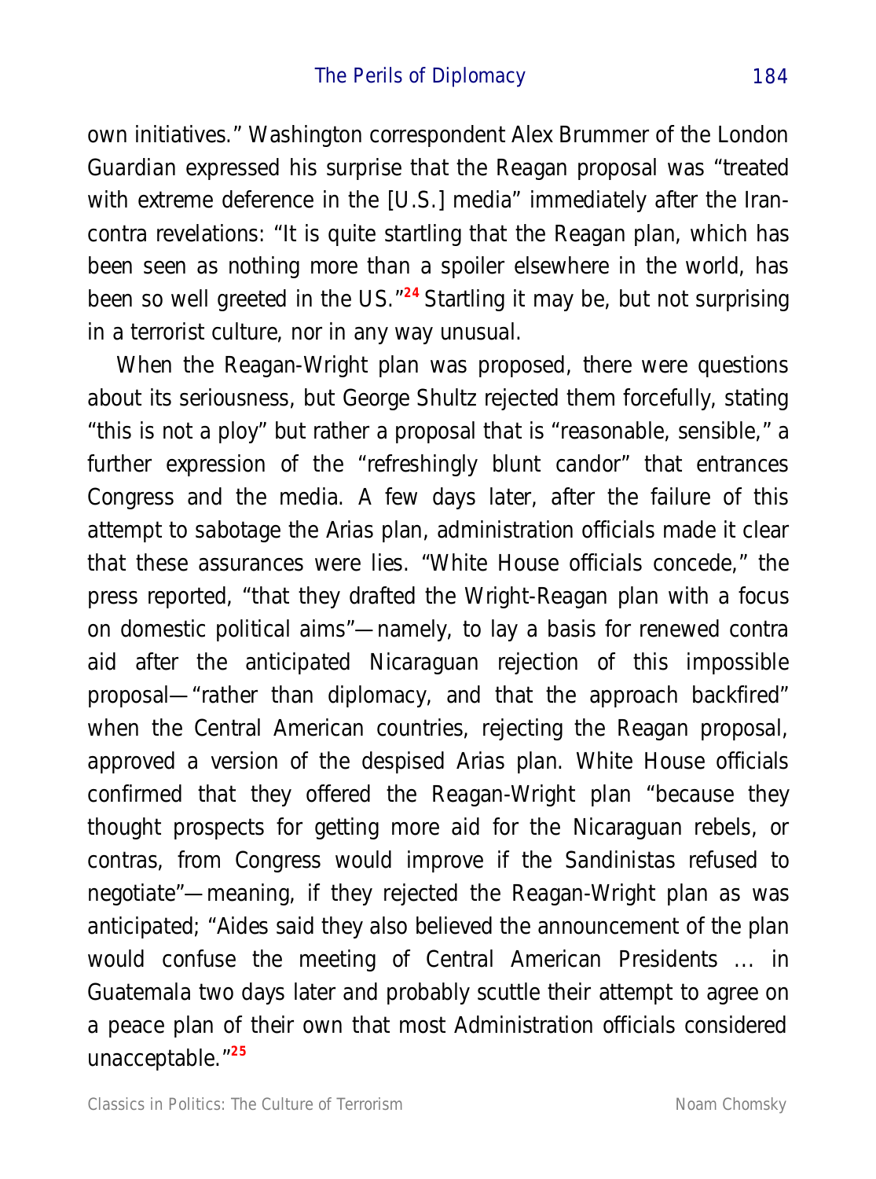own initiatives." Washington correspondent Alex Brummer of the London *Guardian* expressed his surprise that the Reagan proposal was "treated with extreme deference in the [U.S.] media" immediately after the Iran-contra revelations: "It is quite startling that the Reagan plan, which has been seen as nothing more than a spoiler elsewhere in the world, has been so well greeted in the US."[24] Startling it may be, but not surprising in a terrorist culture, nor in any way unusual.

When the Reagan-Wright plan was proposed, there were questions about its seriousness, but George Shultz rejected them forcefully, stating "this is not a ploy" but rather a proposal that is "reasonable, sensible," a further expression of the "refreshingly blunt candor" that entrances Congress and the media. A few days later, after the failure of this attempt to sabotage the Arias plan, administration officials made it clear that these assurances were lies. "White House officials concede," the press reported, "that they drafted the Wright-Reagan plan with a focus on domestic political aims"—namely, to lay a basis for renewed contra aid after the anticipated Nicaraguan rejection of this impossible proposal—"rather than diplomacy, and that the approach backfired" when the Central American countries, rejecting the Reagan proposal, approved a version of the despised Arias plan. White House officials confirmed that they offered the Reagan-Wright plan "because they thought prospects for getting more aid for the Nicaraguan rebels, or contras, from Congress would improve if the Sandinistas refused to negotiate"—meaning, if they rejected the Reagan-Wright plan as was anticipated; "Aides said they also believed the announcement of the plan would confuse the meeting of Central American Presidents ... in Guatemala two days later and probably scuttle their attempt to agree on a peace plan of their own that most Administration officials considered unacceptable."[25]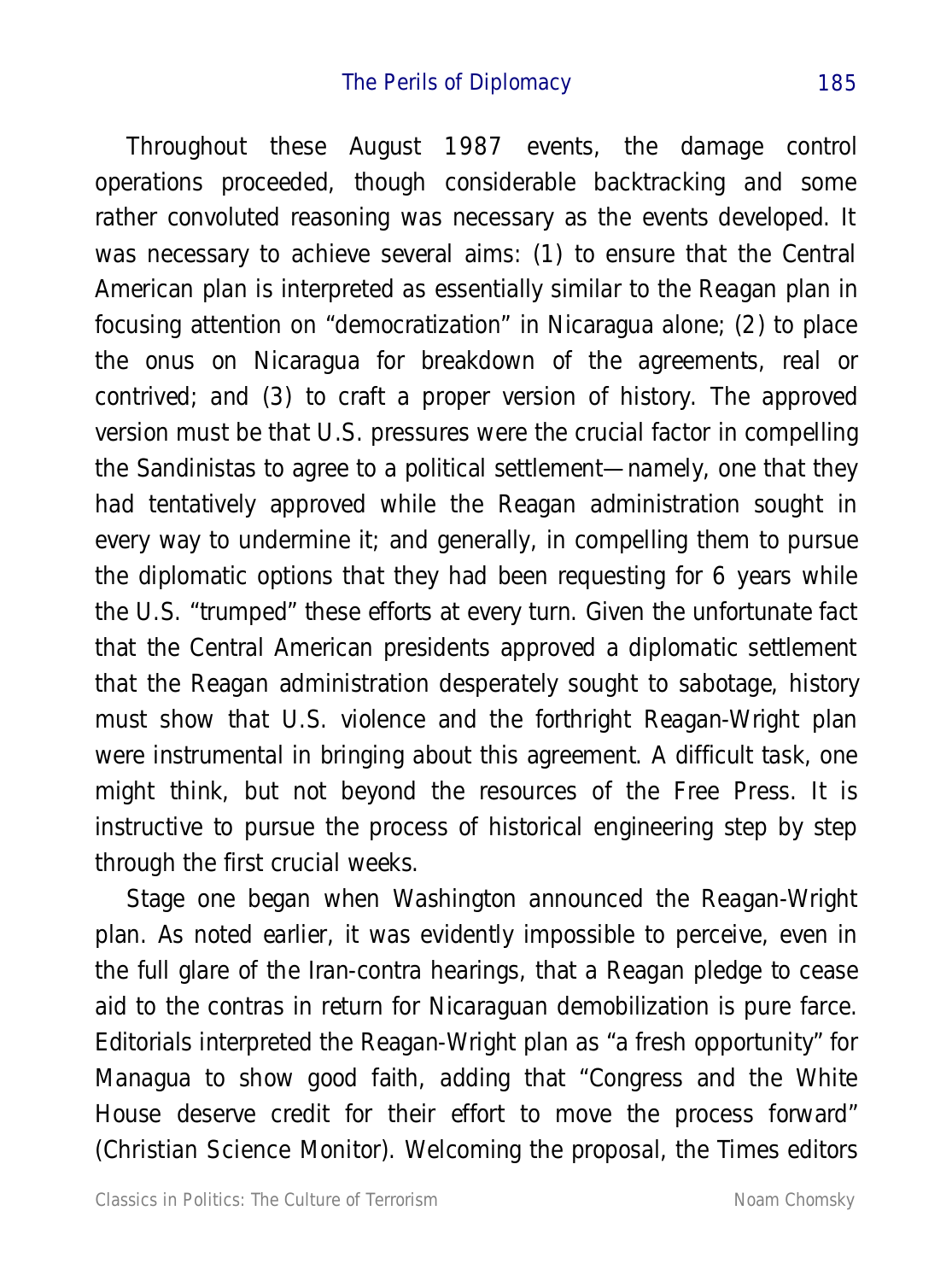Throughout these August 1987 events, the damage control operations proceeded, though considerable backtracking and some rather convoluted reasoning was necessary as the events developed. It was necessary to achieve several aims: (1) to ensure that the Central American plan is interpreted as essentially similar to the Reagan plan in focusing attention on "democratization" in Nicaragua alone; (2) to place the onus on Nicaragua for breakdown of the agreements, real or contrived; and (3) to craft a proper version of history. The approved version must be that U.S. pressures were the crucial factor in compelling the Sandinistas to agree to a political settlement—namely, one that they had tentatively approved while the Reagan administration sought in every way to undermine it; and generally, in compelling them to pursue the diplomatic options that they had been requesting for 6 years while the U.S. "trumped" these efforts at every turn. Given the unfortunate fact that the Central American presidents approved a diplomatic settlement that the Reagan administration desperately sought to sabotage, history must show that U.S. violence and the forthright Reagan-Wright plan were instrumental in bringing about this agreement. A difficult task, one might think, but not beyond the resources of the Free Press. It is instructive to pursue the process of historical engineering step by step through the first crucial weeks.

Stage one began when Washington announced the Reagan-Wright plan. As noted earlier, it was evidently impossible to perceive, even in the full glare of the Iran-contra hearings, that a Reagan pledge to cease aid to the contras in return for Nicaraguan demobilization is pure farce. Editorials interpreted the Reagan-Wright plan as "a fresh opportunity" for Managua to show good faith, adding that "Congress and the White House deserve credit for their effort to move the process forward" (Christian Science Monitor). Welcoming the proposal, the Times editors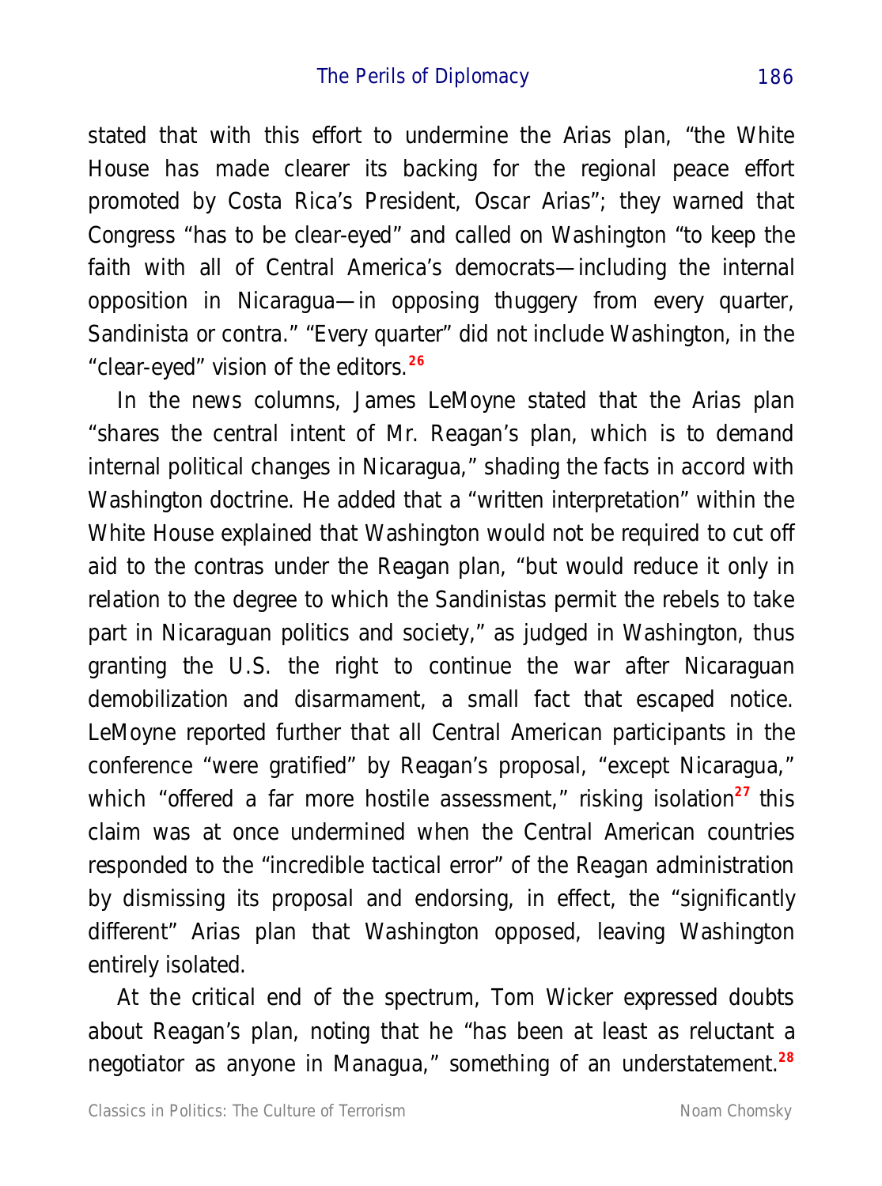stated that with this effort to undermine the Arias plan, "the White House has made clearer its backing for the regional peace effort promoted by Costa Rica's President, Oscar Arias"; they warned that Congress "has to be clear-eyed" and called on Washington "to keep the faith with all of Central America's democrats—including the internal opposition in Nicaragua—in opposing thuggery from every quarter, Sandinista or contra." "Every quarter" did not include Washington, in the "clear-eyed" vision of the editors.[26]

In the news columns, James LeMoyne stated that the Arias plan "shares the central intent of Mr. Reagan's plan, which is to demand internal political changes in Nicaragua," shading the facts in accord with Washington doctrine. He added that a "written interpretation" within the White House explained that Washington would not be required to cut off aid to the contras under the Reagan plan, "but would reduce it only in relation to the degree to which the Sandinistas permit the rebels to take part in Nicaraguan politics and society," as judged in Washington, thus granting the U.S. the right to continue the war after Nicaraguan demobilization and disarmament, a small fact that escaped notice. LeMoyne reported further that all Central American participants in the conference "were gratified" by Reagan's proposal, "except Nicaragua," which "offered a far more hostile assessment," risking isolation[27] this claim was at once undermined when the Central American countries responded to the "incredible tactical error" of the Reagan administration by dismissing its proposal and endorsing, in effect, the "significantly different" Arias plan that Washington opposed, leaving Washington entirely isolated.

At the critical end of the spectrum, Tom Wicker expressed doubts about Reagan's plan, noting that he "has been at least as reluctant a negotiator as anyone in Managua," something of an understatement.[28]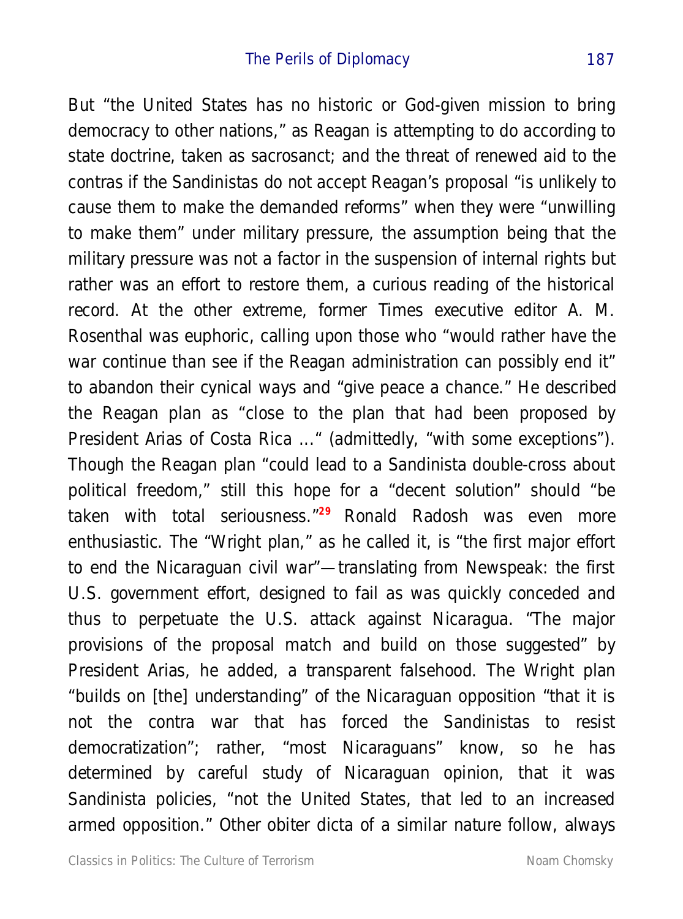But "the United States has no historic or God-given mission to bring democracy to other nations," as Reagan is attempting to do according to state doctrine, taken as sacrosanct; and the threat of renewed aid to the contras if the Sandinistas do not accept Reagan's proposal "is unlikely to cause them to make the demanded reforms" when they were "unwilling to make them" under military pressure, the assumption being that the military pressure was not a factor in the suspension of internal rights but rather was an effort to restore them, a curious reading of the historical record. At the other extreme, former Times executive editor A. M. Rosenthal was euphoric, calling upon those who "would rather have the war continue than see if the Reagan administration can possibly end it" to abandon their cynical ways and "give peace a chance." He described the Reagan plan as "close to the plan that had been proposed by President Arias of Costa Rica ..." (admittedly, "with some exceptions"). Though the Reagan plan "could lead to a Sandinista double-cross about political freedom," still this hope for a "decent solution" should "be taken with total seriousness."[29] Ronald Radosh was even more enthusiastic. The "Wright plan," as he called it, is "the first major effort to end the Nicaraguan civil war"—translating from Newspeak: the first U.S. government effort, designed to fail as was quickly conceded and thus to perpetuate the U.S. attack against Nicaragua. "The major provisions of the proposal match and build on those suggested" by President Arias, he added, a transparent falsehood. The Wright plan "builds on [the] understanding" of the Nicaraguan opposition "that it is not the contra war that has forced the Sandinistas to resist democratization"; rather, "most Nicaraguans" know, so he has determined by careful study of Nicaraguan opinion, that it was Sandinista policies, "not the United States, that led to an increased armed opposition." Other obiter dicta of a similar nature follow, always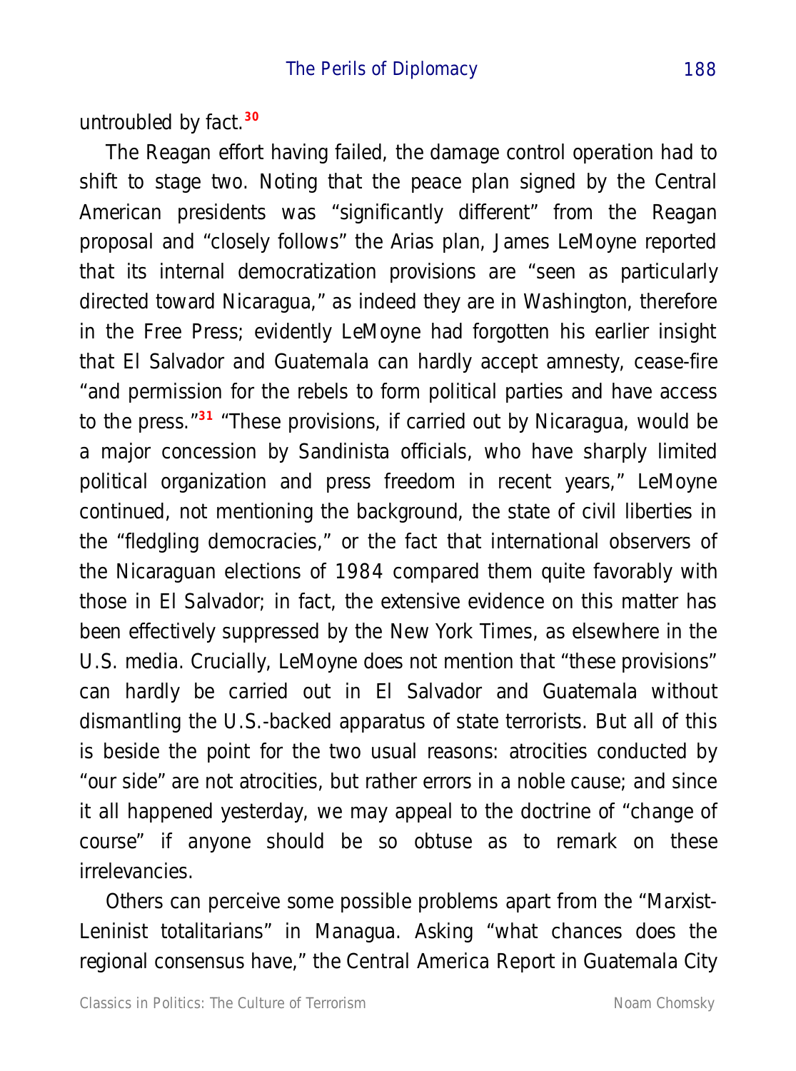untroubled by fact.[30]

The Reagan effort having failed, the damage control operation had to shift to stage two. Noting that the peace plan signed by the Central American presidents was "significantly different" from the Reagan proposal and "closely follows" the Arias plan, James LeMoyne reported that its internal democratization provisions are "seen as particularly directed toward Nicaragua," as indeed they are in Washington, therefore in the Free Press; evidently LeMoyne had forgotten his earlier insight that El Salvador and Guatemala can hardly accept amnesty, cease-fire "and permission for the rebels to form political parties and have access to the press."[31] "These provisions, if carried out by Nicaragua, would be a major concession by Sandinista officials, who have sharply limited political organization and press freedom in recent years," LeMoyne continued, not mentioning the background, the state of civil liberties in the "fledgling democracies," or the fact that international observers of the Nicaraguan elections of 1984 compared them quite favorably with those in El Salvador; in fact, the extensive evidence on this matter has been effectively suppressed by the New York Times, as elsewhere in the U.S. media. Crucially, LeMoyne does not mention that "these provisions" can hardly be carried out in El Salvador and Guatemala without dismantling the U.S.-backed apparatus of state terrorists. But all of this is beside the point for the two usual reasons: atrocities conducted by "our side" are not atrocities, but rather errors in a noble cause; and since it all happened yesterday, we may appeal to the doctrine of "change of course" if anyone should be so obtuse as to remark on these irrelevancies.

Others can perceive some possible problems apart from the "Marxist-Leninist totalitarians" in Managua. Asking "what chances does the regional consensus have," the Central America Report in Guatemala City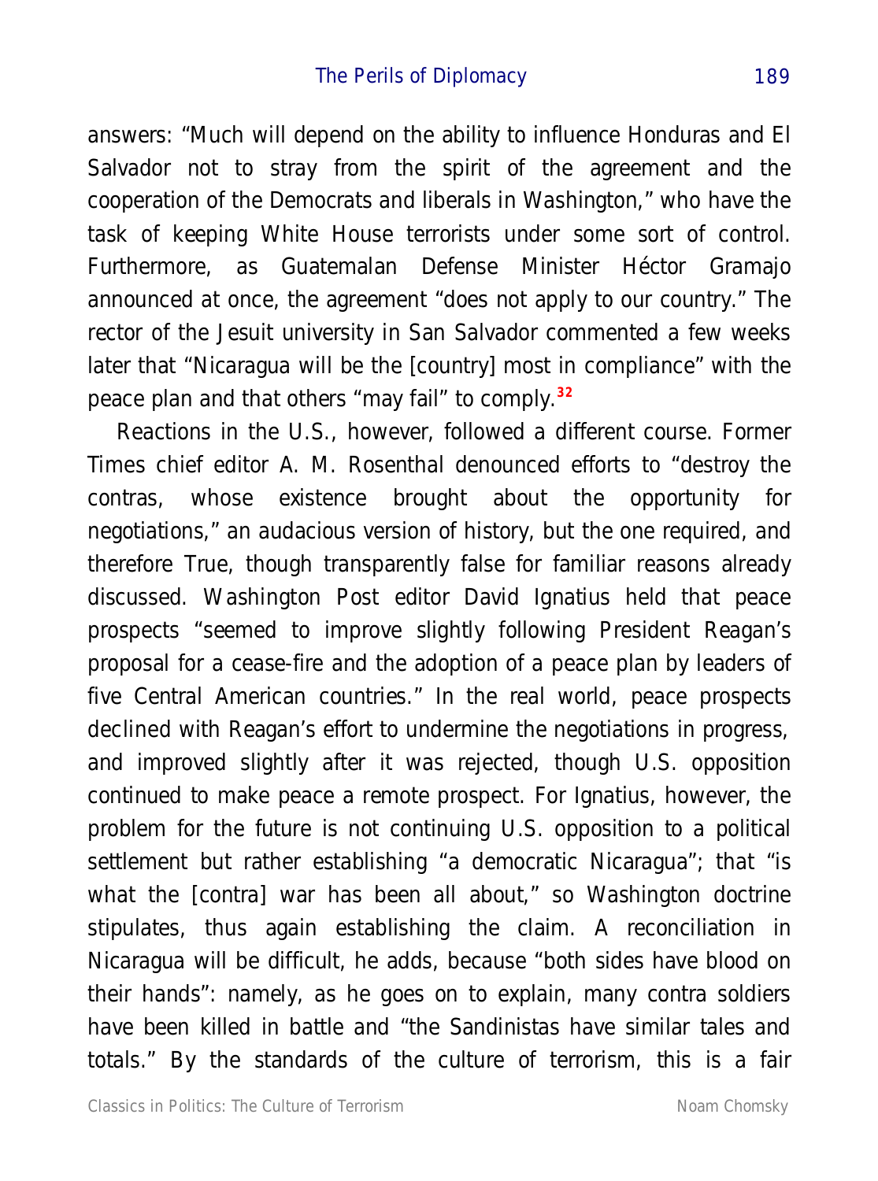answers: "Much will depend on the ability to influence Honduras and El Salvador not to stray from the spirit of the agreement and the cooperation of the Democrats and liberals in Washington," who have the task of keeping White House terrorists under some sort of control. Furthermore, as Guatemalan Defense Minister Héctor Gramajo announced at once, the agreement "does not apply to our country." The rector of the Jesuit university in San Salvador commented a few weeks later that "Nicaragua will be the [country] most in compliance" with the peace plan and that others "may fail" to comply.[32]

Reactions in the U.S., however, followed a different course. Former Times chief editor A. M. Rosenthal denounced efforts to "destroy the contras, whose existence brought about the opportunity for negotiations," an audacious version of history, but the one required, and therefore True, though transparently false for familiar reasons already discussed. Washington Post editor David Ignatius held that peace prospects "seemed to improve slightly following President Reagan's proposal for a cease-fire and the adoption of a peace plan by leaders of five Central American countries." In the real world, peace prospects declined with Reagan's effort to undermine the negotiations in progress, and improved slightly after it was rejected, though U.S. opposition continued to make peace a remote prospect. For Ignatius, however, the problem for the future is not continuing U.S. opposition to a political settlement but rather establishing "a democratic Nicaragua"; that "is what the [contra] war has been all about," so Washington doctrine stipulates, thus again establishing the claim. A reconciliation in Nicaragua will be difficult, he adds, because "both sides have blood on their hands": namely, as he goes on to explain, many contra soldiers have been killed in battle and "the Sandinistas have similar tales and totals." By the standards of the culture of terrorism, this is a fair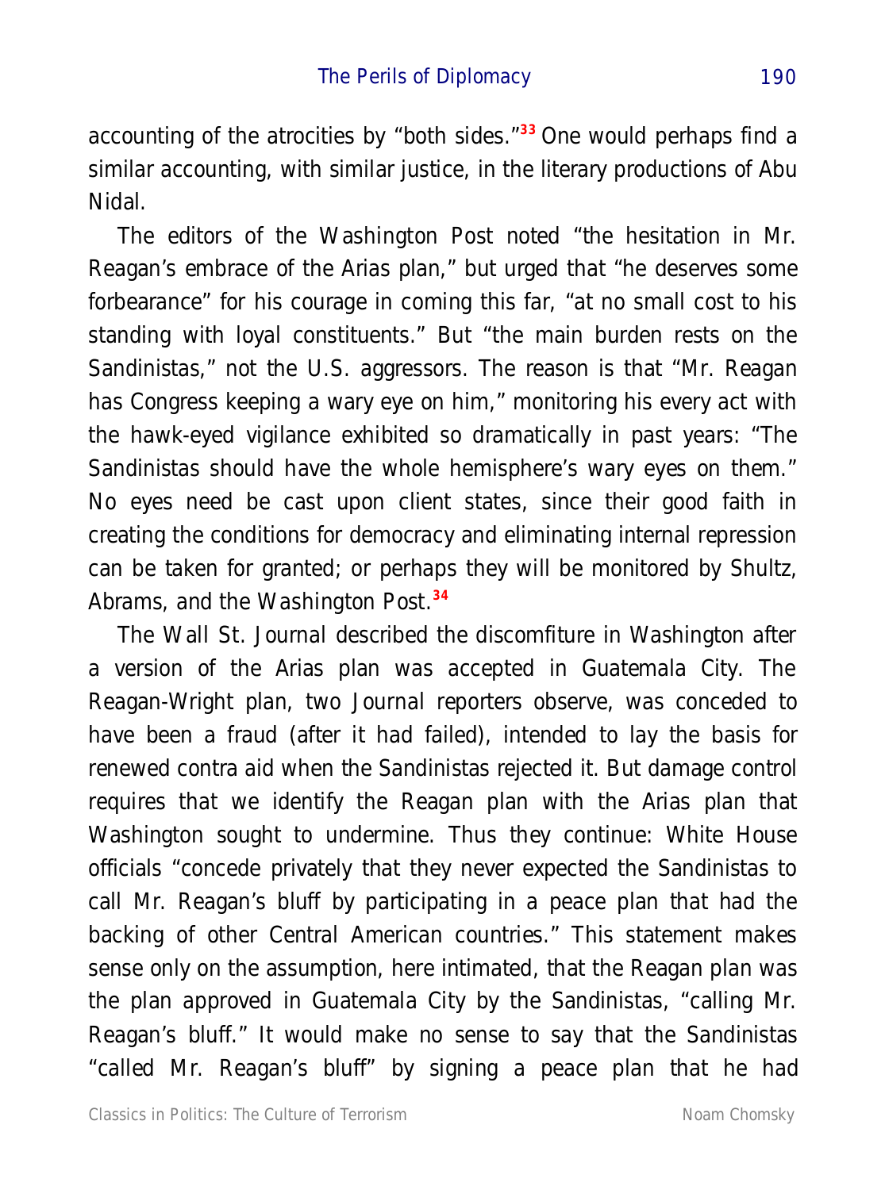accounting of the atrocities by "both sides."[33] One would perhaps find a similar accounting, with similar justice, in the literary productions of Abu Nidal.

The editors of the *Washington Post* noted "the hesitation in Mr. Reagan's embrace of the Arias plan," but urged that "he deserves some forbearance" for his courage in coming this far, "at no small cost to his standing with loyal constituents." But "the main burden rests on the Sandinistas," not the U.S. aggressors. The reason is that "Mr. Reagan has Congress keeping a wary eye on him," monitoring his every act with the hawk-eyed vigilance exhibited so dramatically in past years: "The Sandinistas should have the whole hemisphere's wary eyes on them." No eyes need be cast upon client states, since their good faith in creating the conditions for democracy and eliminating internal repression can be taken for granted; or perhaps they will be monitored by Shultz, Abrams, and the *Washington Post*.[34]

The *Wall St. Journal* described the discomfiture in Washington after a version of the Arias plan was accepted in Guatemala City. The Reagan-Wright plan, two *Journal* reporters observe, was conceded to have been a fraud (after it had failed), intended to lay the basis for renewed contra aid when the Sandinistas rejected it. But damage control requires that we identify the Reagan plan with the Arias plan that Washington sought to undermine. Thus they continue: White House officials "concede privately that they never expected the Sandinistas to call Mr. Reagan's bluff by participating in a peace plan that had the backing of other Central American countries." This statement makes sense only on the assumption, here intimated, that the Reagan plan was the plan approved in Guatemala City by the Sandinistas, "calling Mr. Reagan's bluff." It would make no sense to say that the Sandinistas "called Mr. Reagan's bluff" by signing a peace plan that he had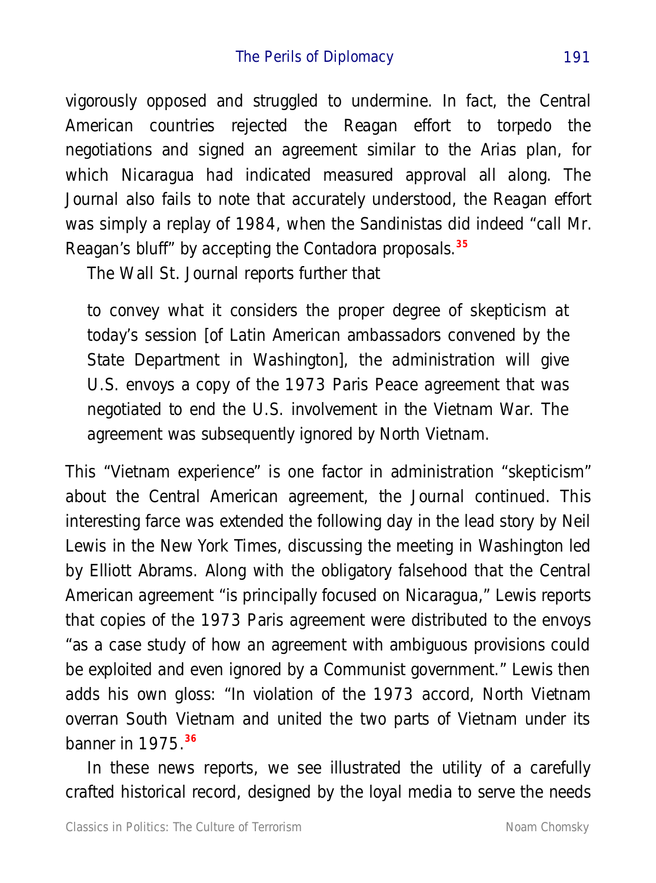vigorously opposed and struggled to undermine. In fact, the Central American countries rejected the Reagan effort to torpedo the negotiations and signed an agreement similar to the Arias plan, for which Nicaragua had indicated measured approval all along. The Journal also fails to note that accurately understood, the Reagan effort was simply a replay of 1984, when the Sandinistas did indeed "call Mr. Reagan's bluff" by accepting the Contadora proposals.[35]

The Wall St. Journal reports further that

> to convey what it considers the proper degree of skepticism at today's session [of Latin American ambassadors convened by the State Department in Washington], the administration will give U.S. envoys a copy of the 1973 Paris Peace agreement that was negotiated to end the U.S. involvement in the Vietnam War. The agreement was subsequently ignored by North Vietnam.

This "Vietnam experience" is one factor in administration "skepticism" about the Central American agreement, the Journal continued. This interesting farce was extended the following day in the lead story by Neil Lewis in the New York Times, discussing the meeting in Washington led by Elliott Abrams. Along with the obligatory falsehood that the Central American agreement "is principally focused on Nicaragua," Lewis reports that copies of the 1973 Paris agreement were distributed to the envoys "as a case study of how an agreement with ambiguous provisions could be exploited and even ignored by a Communist government." Lewis then adds his own gloss: "In violation of the 1973 accord, North Vietnam overran South Vietnam and united the two parts of Vietnam under its banner in 1975."[36]

In these news reports, we see illustrated the utility of a carefully crafted historical record, designed by the loyal media to serve the needs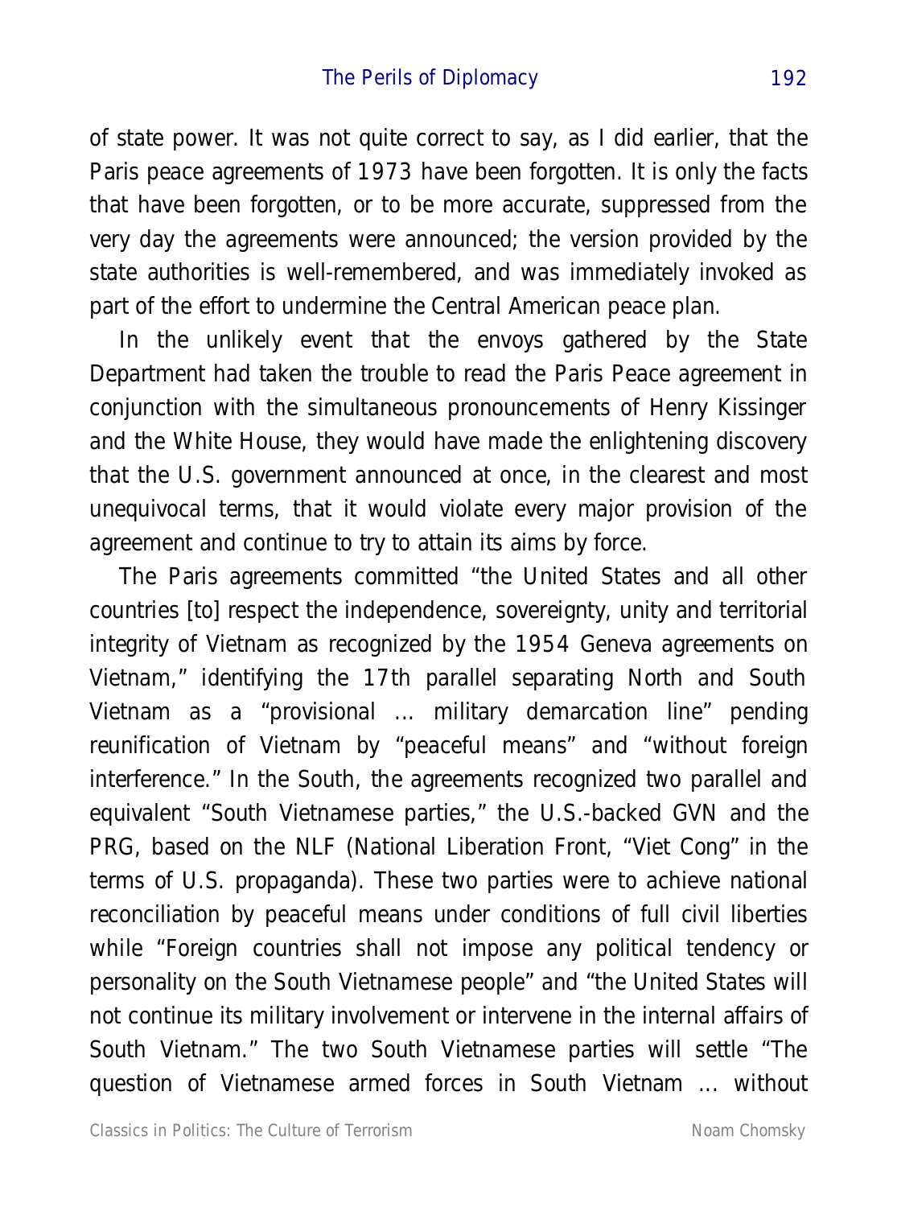of state power. It was not quite correct to say, as I did earlier, that the Paris peace agreements of 1973 have been forgotten. It is only the facts that have been forgotten, or to be more accurate, suppressed from the very day the agreements were announced; the version provided by the state authorities is well-remembered, and was immediately invoked as part of the effort to undermine the Central American peace plan.

In the unlikely event that the envoys gathered by the State Department had taken the trouble to read the Paris Peace agreement in conjunction with the simultaneous pronouncements of Henry Kissinger and the White House, they would have made the enlightening discovery that the U.S. government announced at once, in the clearest and most unequivocal terms, that it would violate every major provision of the agreement and continue to try to attain its aims by force.

The Paris agreements committed "the United States and all other countries [to] respect the independence, sovereignty, unity and territorial integrity of Vietnam as recognized by the 1954 Geneva agreements on Vietnam," identifying the 17th parallel separating North and South Vietnam as a "provisional ... military demarcation line" pending reunification of Vietnam by "peaceful means" and "without foreign interference." In the South, the agreements recognized two parallel and equivalent "South Vietnamese parties," the U.S.-backed GVN and the PRG, based on the NLF (National Liberation Front, "Viet Cong" in the terms of U.S. propaganda). These two parties were to achieve national reconciliation by peaceful means under conditions of full civil liberties while "Foreign countries shall not impose any political tendency or personality on the South Vietnamese people" and "the United States will not continue its military involvement or intervene in the internal affairs of South Vietnam." The two South Vietnamese parties will settle "The question of Vietnamese armed forces in South Vietnam ... without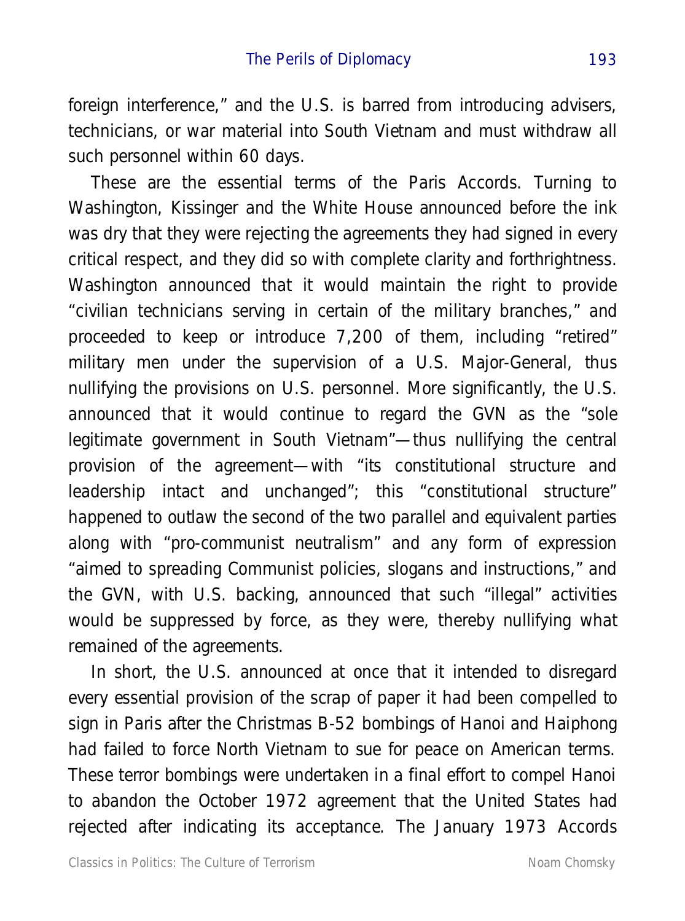foreign interference," and the U.S. is barred from introducing advisers, technicians, or war material into South Vietnam and must withdraw all such personnel within 60 days.

These are the essential terms of the Paris Accords. Turning to Washington, Kissinger and the White House announced before the ink was dry that they were rejecting the agreements they had signed in every critical respect, and they did so with complete clarity and forthrightness. Washington announced that it would maintain the right to provide "civilian technicians serving in certain of the military branches," and proceeded to keep or introduce 7,200 of them, including "retired" military men under the supervision of a U.S. Major-General, thus nullifying the provisions on U.S. personnel. More significantly, the U.S. announced that it would continue to regard the GVN as the "sole legitimate government in South Vietnam"—thus nullifying the central provision of the agreement—with "its constitutional structure and leadership intact and unchanged"; this "constitutional structure" happened to outlaw the second of the two parallel and equivalent parties along with "pro-communist neutralism" and any form of expression "aimed to spreading Communist policies, slogans and instructions," and the GVN, with U.S. backing, announced that such "illegal" activities would be suppressed by force, as they were, thereby nullifying what remained of the agreements.

In short, the U.S. announced at once that it intended to disregard every essential provision of the scrap of paper it had been compelled to sign in Paris after the Christmas B-52 bombings of Hanoi and Haiphong had failed to force North Vietnam to sue for peace on American terms. These terror bombings were undertaken in a final effort to compel Hanoi to abandon the October 1972 agreement that the United States had rejected after indicating its acceptance. The January 1973 Accords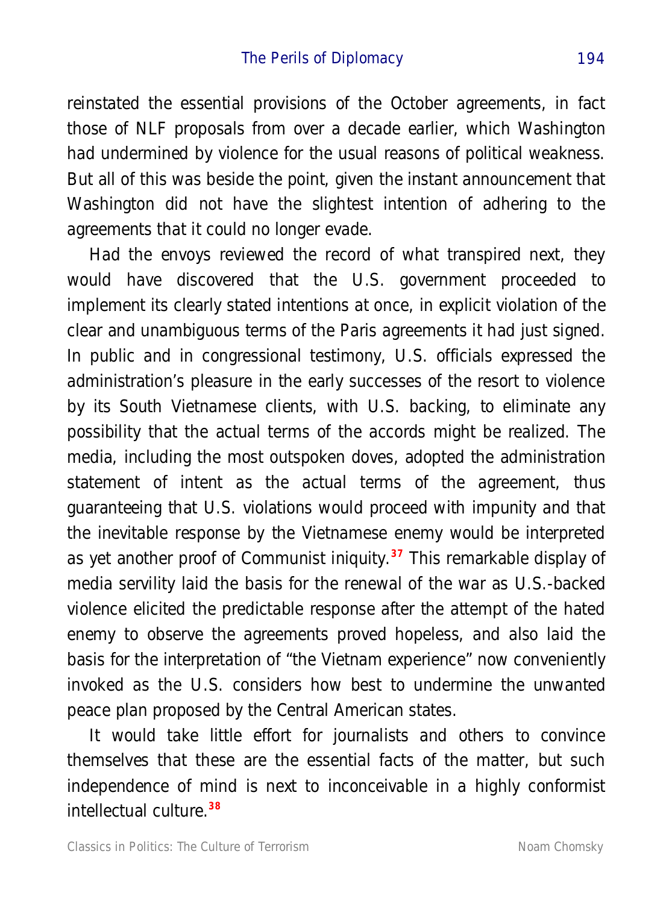reinstated the essential provisions of the October agreements, in fact those of NLF proposals from over a decade earlier, which Washington had undermined by violence for the usual reasons of political weakness. But all of this was beside the point, given the instant announcement that Washington did not have the slightest intention of adhering to the agreements that it could no longer evade.

Had the envoys reviewed the record of what transpired next, they would have discovered that the U.S. government proceeded to implement its clearly stated intentions at once, in explicit violation of the clear and unambiguous terms of the Paris agreements it had just signed. In public and in congressional testimony, U.S. officials expressed the administration's pleasure in the early successes of the resort to violence by its South Vietnamese clients, with U.S. backing, to eliminate any possibility that the actual terms of the accords might be realized. The media, including the most outspoken doves, adopted the administration statement of intent as the actual terms of the agreement, thus guaranteeing that U.S. violations would proceed with impunity and that the inevitable response by the Vietnamese enemy would be interpreted as yet another proof of Communist iniquity.[37] This remarkable display of media servility laid the basis for the renewal of the war as U.S.-backed violence elicited the predictable response after the attempt of the hated enemy to observe the agreements proved hopeless, and also laid the basis for the interpretation of "the Vietnam experience" now conveniently invoked as the U.S. considers how best to undermine the unwanted peace plan proposed by the Central American states.

It would take little effort for journalists and others to convince themselves that these are the essential facts of the matter, but such independence of mind is next to inconceivable in a highly conformist intellectual culture.[38]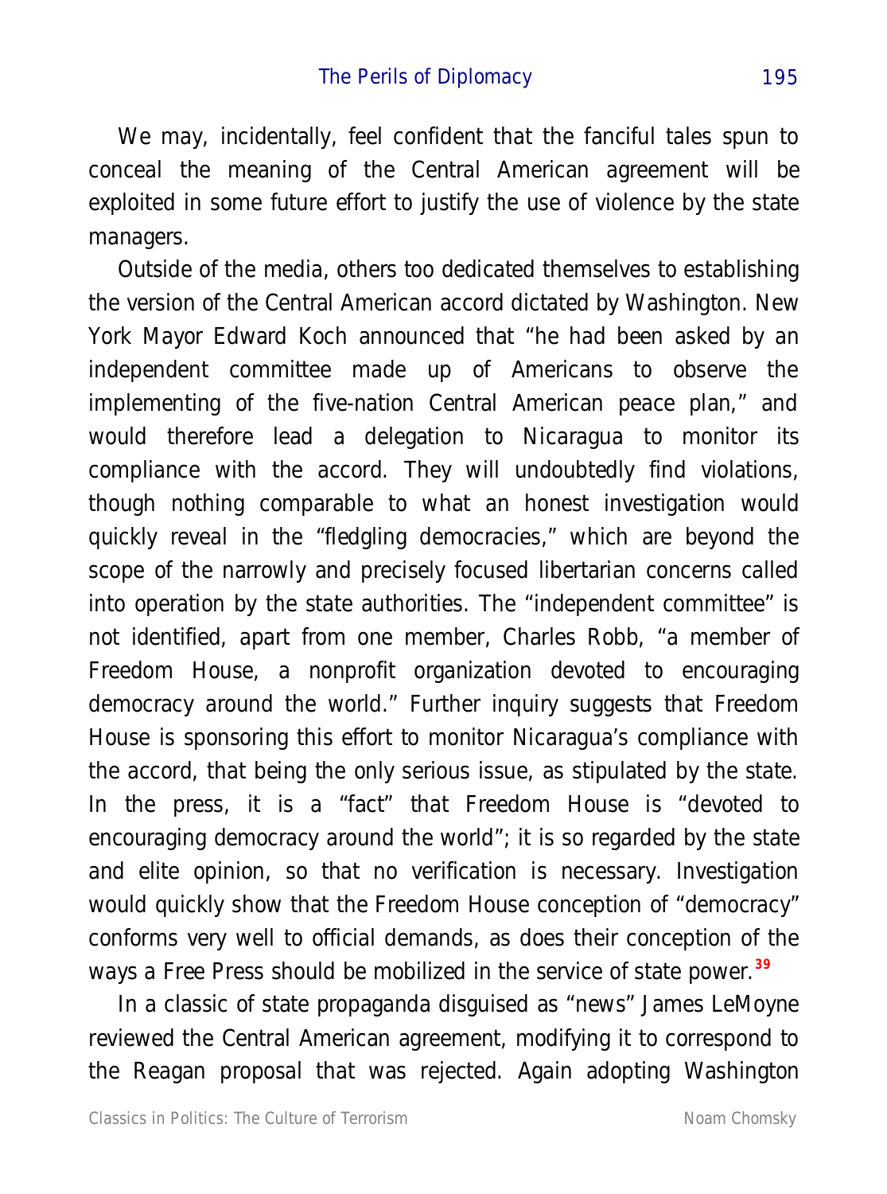We may, incidentally, feel confident that the fanciful tales spun to conceal the meaning of the Central American agreement will be exploited in some future effort to justify the use of violence by the state managers.

Outside of the media, others too dedicated themselves to establishing the version of the Central American accord dictated by Washington. New York Mayor Edward Koch announced that "he had been asked by an independent committee made up of Americans to observe the implementing of the five-nation Central American peace plan," and would therefore lead a delegation to Nicaragua to monitor its compliance with the accord. They will undoubtedly find violations, though nothing comparable to what an honest investigation would quickly reveal in the "fledgling democracies," which are beyond the scope of the narrowly and precisely focused libertarian concerns called into operation by the state authorities. The "independent committee" is not identified, apart from one member, Charles Robb, "a member of Freedom House, a nonprofit organization devoted to encouraging democracy around the world." Further inquiry suggests that Freedom House is sponsoring this effort to monitor Nicaragua's compliance with the accord, that being the only serious issue, as stipulated by the state. In the press, it is a "fact" that Freedom House is "devoted to encouraging democracy around the world"; it is so regarded by the state and elite opinion, so that no verification is necessary. Investigation would quickly show that the Freedom House conception of "democracy" conforms very well to official demands, as does their conception of the ways a Free Press should be mobilized in the service of state power.[39]

In a classic of state propaganda disguised as "news" James LeMoyne reviewed the Central American agreement, modifying it to correspond to the Reagan proposal that was rejected. Again adopting Washington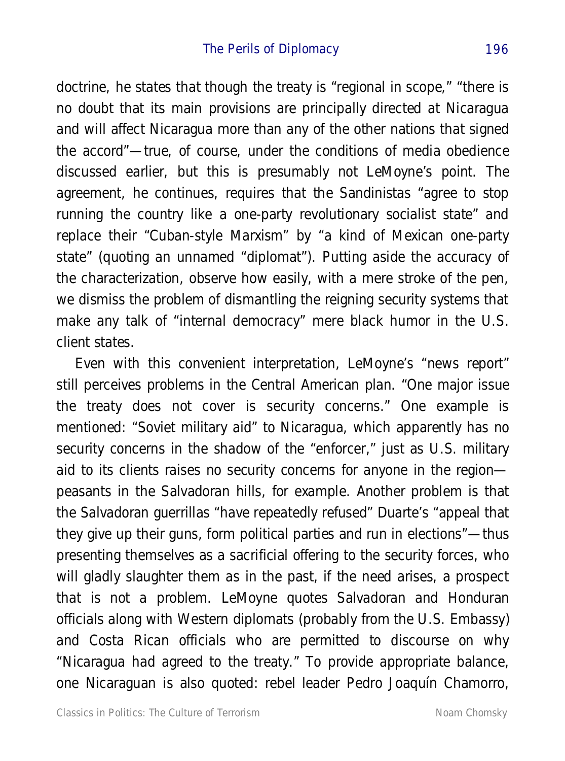doctrine, he states that though the treaty is "regional in scope," "there is no doubt that its main provisions are principally directed at Nicaragua and will affect Nicaragua more than any of the other nations that signed the accord"—true, of course, under the conditions of media obedience discussed earlier, but this is presumably not LeMoyne's point. The agreement, he continues, requires that the Sandinistas "agree to stop running the country like a one-party revolutionary socialist state" and replace their "Cuban-style Marxism" by "a kind of Mexican one-party state" (quoting an unnamed "diplomat"). Putting aside the accuracy of the characterization, observe how easily, with a mere stroke of the pen, we dismiss the problem of dismantling the reigning security systems that make any talk of "internal democracy" mere black humor in the U.S. client states.

Even with this convenient interpretation, LeMoyne's "news report" still perceives problems in the Central American plan. "One major issue the treaty does not cover is security concerns." One example is mentioned: "Soviet military aid" to Nicaragua, which apparently has no security concerns in the shadow of the "enforcer," just as U.S. military aid to its clients raises no security concerns for anyone in the region—peasants in the Salvadoran hills, for example. Another problem is that the Salvadoran guerrillas "have repeatedly refused" Duarte's "appeal that they give up their guns, form political parties and run in elections"—thus presenting themselves as a sacrificial offering to the security forces, who will gladly slaughter them as in the past, if the need arises, a prospect that is not a problem. LeMoyne quotes Salvadoran and Honduran officials along with Western diplomats (probably from the U.S. Embassy) and Costa Rican officials who are permitted to discourse on why "Nicaragua had agreed to the treaty." To provide appropriate balance, one Nicaraguan is also quoted: rebel leader Pedro Joaquín Chamorro,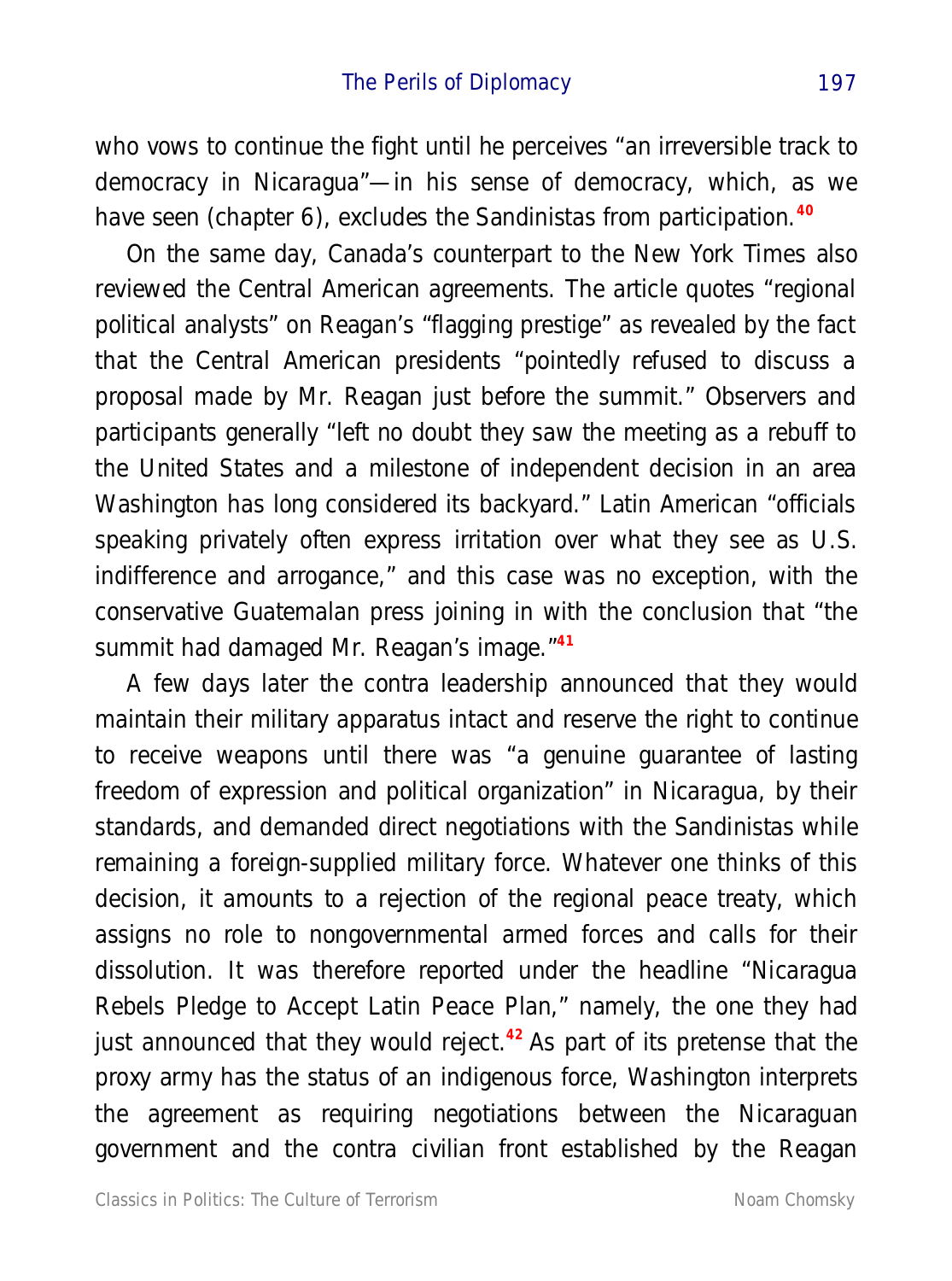who vows to continue the fight until he perceives "an irreversible track to democracy in Nicaragua"—in his sense of democracy, which, as we have seen (chapter 6), excludes the Sandinistas from participation.[40]

On the same day, Canada's counterpart to the New York Times also reviewed the Central American agreements. The article quotes "regional political analysts" on Reagan's "flagging prestige" as revealed by the fact that the Central American presidents "pointedly refused to discuss a proposal made by Mr. Reagan just before the summit." Observers and participants generally "left no doubt they saw the meeting as a rebuff to the United States and a milestone of independent decision in an area Washington has long considered its backyard." Latin American "officials speaking privately often express irritation over what they see as U.S. indifference and arrogance," and this case was no exception, with the conservative Guatemalan press joining in with the conclusion that "the summit had damaged Mr. Reagan's image."[41]

A few days later the contra leadership announced that they would maintain their military apparatus intact and reserve the right to continue to receive weapons until there was "a genuine guarantee of lasting freedom of expression and political organization" in Nicaragua, by their standards, and demanded direct negotiations with the Sandinistas while remaining a foreign-supplied military force. Whatever one thinks of this decision, it amounts to a rejection of the regional peace treaty, which assigns no role to nongovernmental armed forces and calls for their dissolution. It was therefore reported under the headline "Nicaragua Rebels Pledge to Accept Latin Peace Plan," namely, the one they had just announced that they would reject.[42] As part of its pretense that the proxy army has the status of an indigenous force, Washington interprets the agreement as requiring negotiations between the Nicaraguan government and the contra civilian front established by the Reagan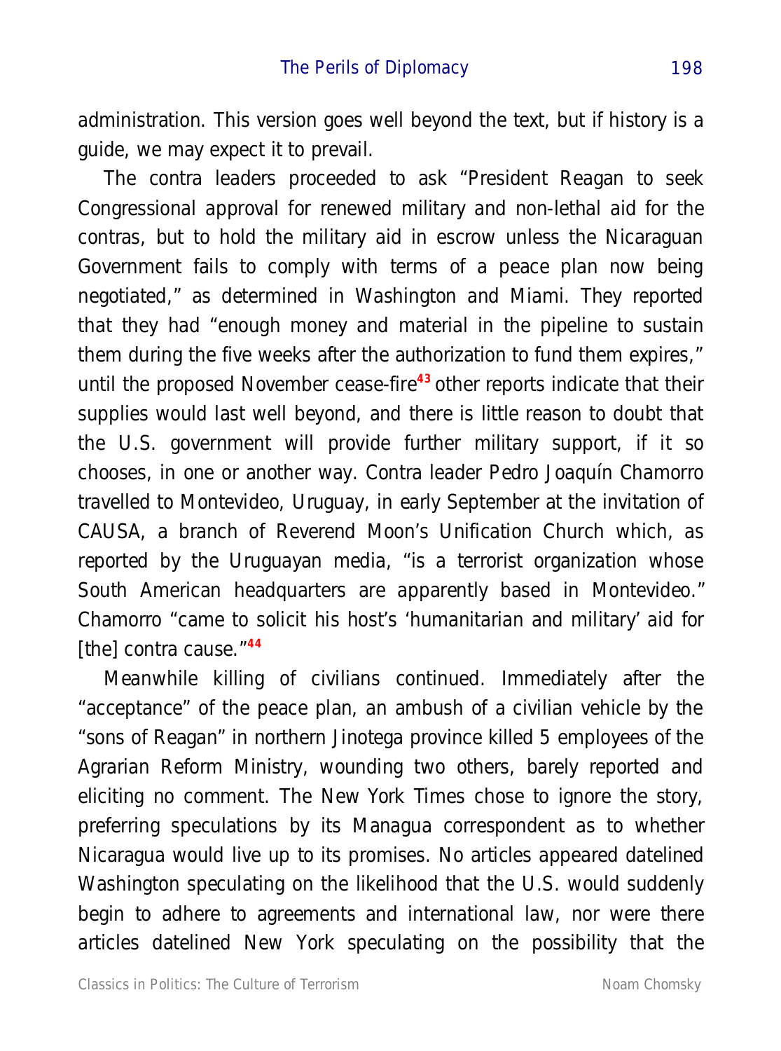administration. This version goes well beyond the text, but if history is a guide, we may expect it to prevail.

The contra leaders proceeded to ask "President Reagan to seek Congressional approval for renewed military and non-lethal aid for the contras, but to hold the military aid in escrow unless the Nicaraguan Government fails to comply with terms of a peace plan now being negotiated," as determined in Washington and Miami. They reported that they had "enough money and material in the pipeline to sustain them during the five weeks after the authorization to fund them expires," until the proposed November cease-fire[43] other reports indicate that their supplies would last well beyond, and there is little reason to doubt that the U.S. government will provide further military support, if it so chooses, in one or another way. Contra leader Pedro Joaquín Chamorro travelled to Montevideo, Uruguay, in early September at the invitation of CAUSA, a branch of Reverend Moon's Unification Church which, as reported by the Uruguayan media, "is a terrorist organization whose South American headquarters are apparently based in Montevideo." Chamorro "came to solicit his host's 'humanitarian and military' aid for [the] contra cause."[44]

Meanwhile killing of civilians continued. Immediately after the "acceptance" of the peace plan, an ambush of a civilian vehicle by the "sons of Reagan" in northern Jinotega province killed 5 employees of the Agrarian Reform Ministry, wounding two others, barely reported and eliciting no comment. The New York Times chose to ignore the story, preferring speculations by its Managua correspondent as to whether Nicaragua would live up to its promises. No articles appeared datelined Washington speculating on the likelihood that the U.S. would suddenly begin to adhere to agreements and international law, nor were there articles datelined New York speculating on the possibility that the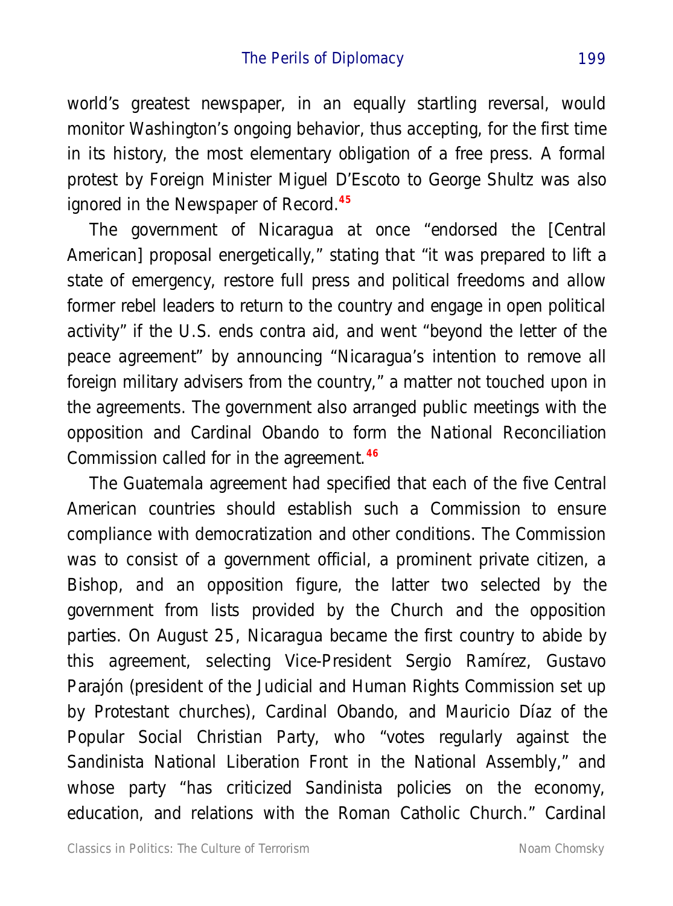world's greatest newspaper, in an equally startling reversal, would monitor Washington's ongoing behavior, thus accepting, for the first time in its history, the most elementary obligation of a free press. A formal protest by Foreign Minister Miguel D'Escoto to George Shultz was also ignored in the Newspaper of Record.[45]

The government of Nicaragua at once "endorsed the [Central American] proposal energetically," stating that "it was prepared to lift a state of emergency, restore full press and political freedoms and allow former rebel leaders to return to the country and engage in open political activity" if the U.S. ends contra aid, and went "beyond the letter of the peace agreement" by announcing "Nicaragua's intention to remove all foreign military advisers from the country," a matter not touched upon in the agreements. The government also arranged public meetings with the opposition and Cardinal Obando to form the National Reconciliation Commission called for in the agreement.[46]

The Guatemala agreement had specified that each of the five Central American countries should establish such a Commission to ensure compliance with democratization and other conditions. The Commission was to consist of a government official, a prominent private citizen, a Bishop, and an opposition figure, the latter two selected by the government from lists provided by the Church and the opposition parties. On August 25, Nicaragua became the first country to abide by this agreement, selecting Vice-President Sergio Ramírez, Gustavo Parajón (president of the Judicial and Human Rights Commission set up by Protestant churches), Cardinal Obando, and Mauricio Díaz of the Popular Social Christian Party, who "votes regularly against the Sandinista National Liberation Front in the National Assembly," and whose party "has criticized Sandinista policies on the economy, education, and relations with the Roman Catholic Church." Cardinal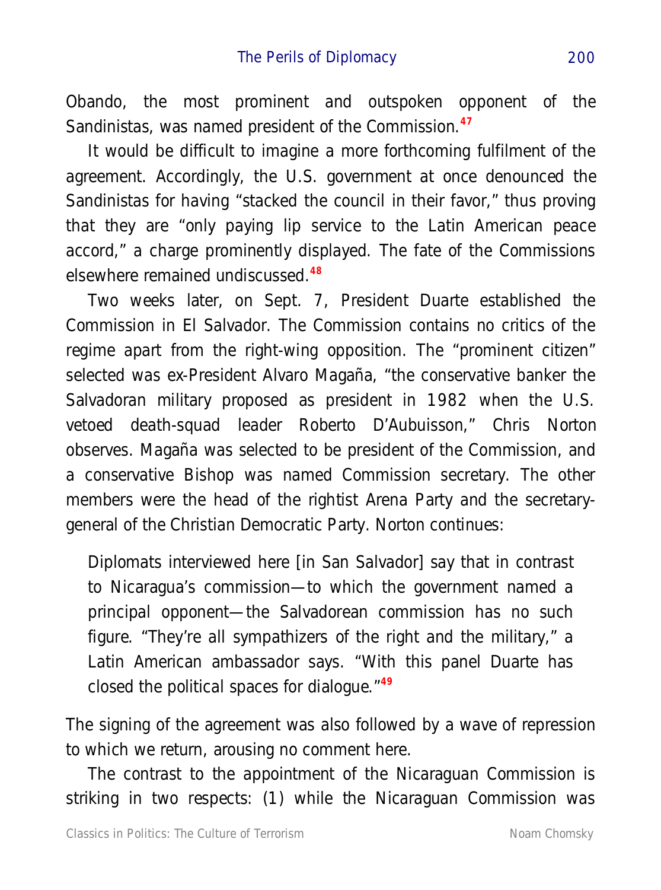Obando, the most prominent and outspoken opponent of the Sandinistas, was named president of the Commission.[47]

It would be difficult to imagine a more forthcoming fulfilment of the agreement. Accordingly, the U.S. government at once denounced the Sandinistas for having "stacked the council in their favor," thus proving that they are "only paying lip service to the Latin American peace accord," a charge prominently displayed. The fate of the Commissions elsewhere remained undiscussed.[48]

Two weeks later, on Sept. 7, President Duarte established the Commission in El Salvador. The Commission contains no critics of the regime apart from the right-wing opposition. The "prominent citizen" selected was ex-President Alvaro Magaña, "the conservative banker the Salvadoran military proposed as president in 1982 when the U.S. vetoed death-squad leader Roberto D'Aubuisson," Chris Norton observes. Magaña was selected to be president of the Commission, and a conservative Bishop was named Commission secretary. The other members were the head of the rightist Arena Party and the secretary-general of the Christian Democratic Party. Norton continues:

> Diplomats interviewed here [in San Salvador] say that in contrast to Nicaragua's commission—to which the government named a principal opponent—the Salvadorean commission has no such figure. "They're all sympathizers of the right and the military," a Latin American ambassador says. "With this panel Duarte has closed the political spaces for dialogue."[49]

The signing of the agreement was also followed by a wave of repression to which we return, arousing no comment here.

The contrast to the appointment of the Nicaraguan Commission is striking in two respects: (1) while the Nicaraguan Commission was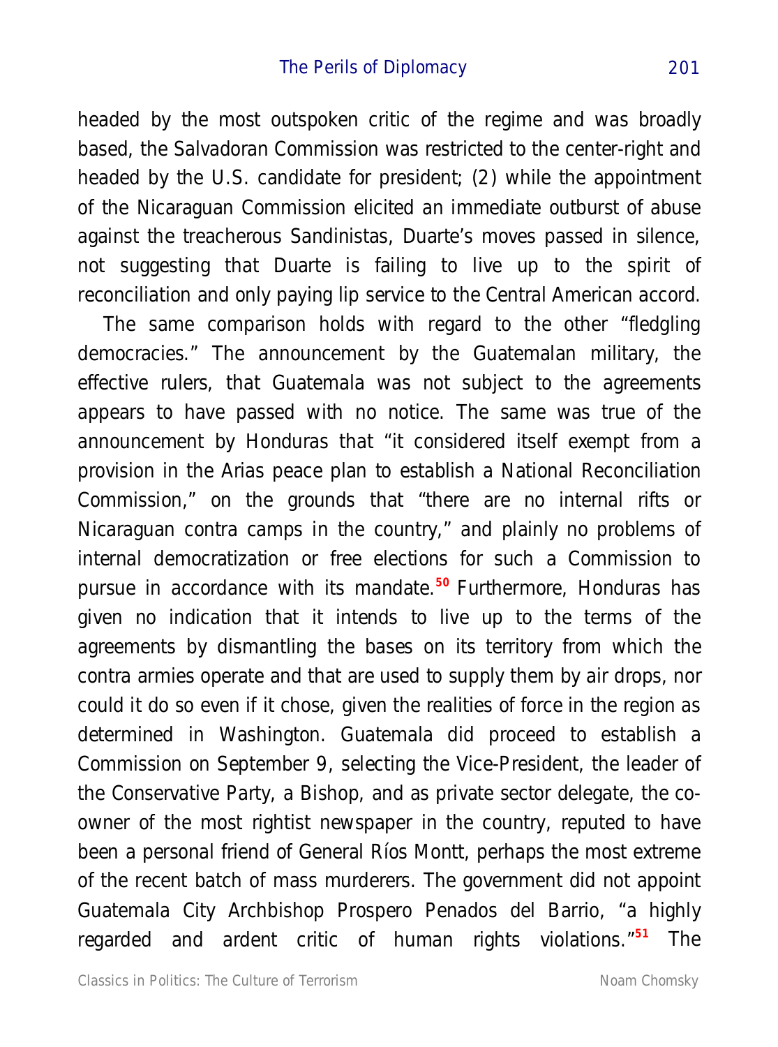headed by the most outspoken critic of the regime and was broadly based, the Salvadoran Commission was restricted to the center-right and headed by the U.S. candidate for president; (2) while the appointment of the Nicaraguan Commission elicited an immediate outburst of abuse against the treacherous Sandinistas, Duarte's moves passed in silence, not suggesting that Duarte is failing to live up to the spirit of reconciliation and only paying lip service to the Central American accord.

The same comparison holds with regard to the other "fledgling democracies." The announcement by the Guatemalan military, the effective rulers, that Guatemala was not subject to the agreements appears to have passed with no notice. The same was true of the announcement by Honduras that "it considered itself exempt from a provision in the Arias peace plan to establish a National Reconciliation Commission," on the grounds that "there are no internal rifts or Nicaraguan contra camps in the country," and plainly no problems of internal democratization or free elections for such a Commission to pursue in accordance with its mandate.[50] Furthermore, Honduras has given no indication that it intends to live up to the terms of the agreements by dismantling the bases on its territory from which the contra armies operate and that are used to supply them by air drops, nor could it do so even if it chose, given the realities of force in the region as determined in Washington. Guatemala did proceed to establish a Commission on September 9, selecting the Vice-President, the leader of the Conservative Party, a Bishop, and as private sector delegate, the co-owner of the most rightist newspaper in the country, reputed to have been a personal friend of General Ríos Montt, perhaps the most extreme of the recent batch of mass murderers. The government did not appoint Guatemala City Archbishop Prospero Penados del Barrio, "a highly regarded and ardent critic of human rights violations."[51] The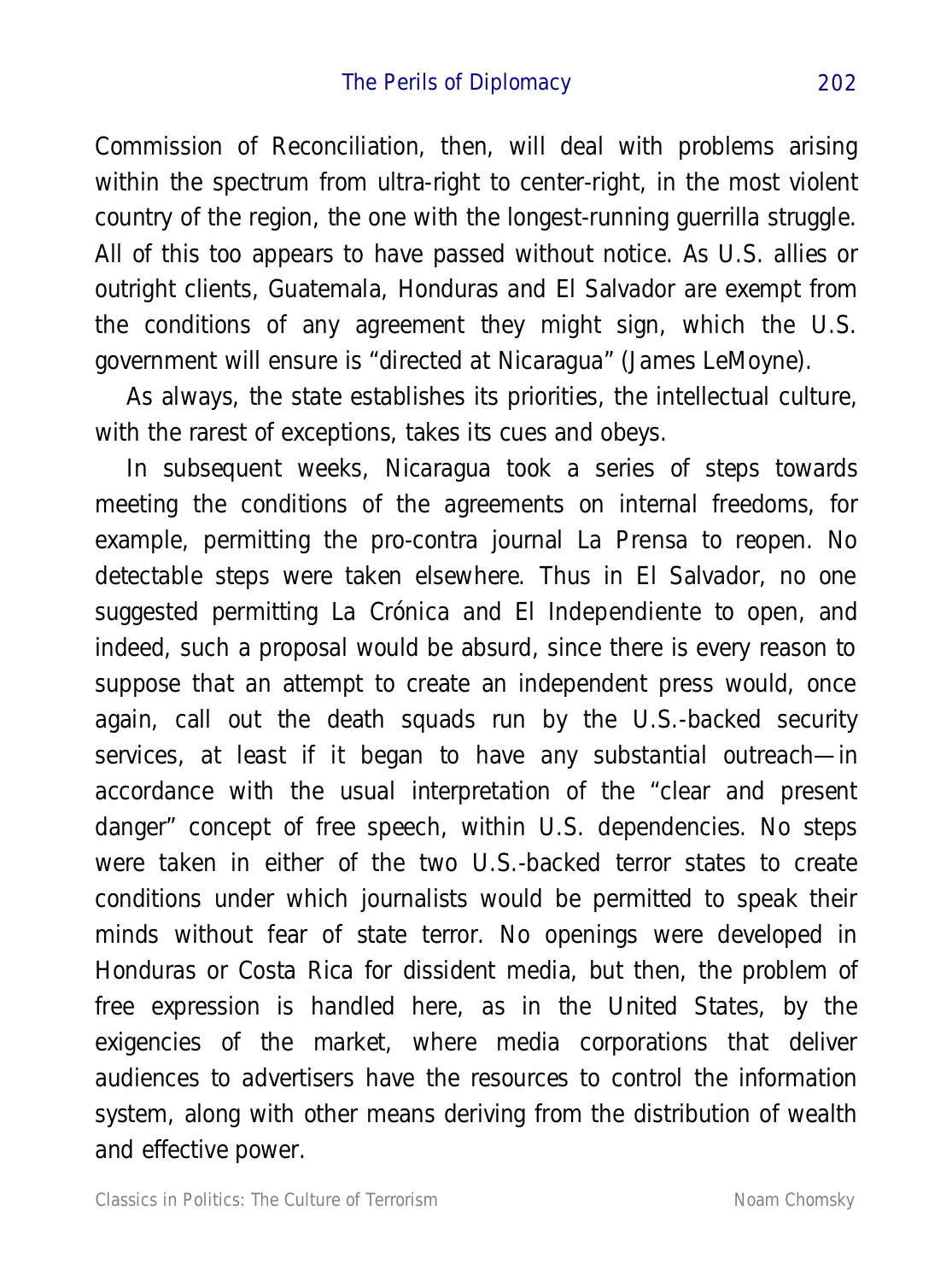Commission of Reconciliation, then, will deal with problems arising within the spectrum from ultra-right to center-right, in the most violent country of the region, the one with the longest-running guerrilla struggle. All of this too appears to have passed without notice. As U.S. allies or outright clients, Guatemala, Honduras and El Salvador are exempt from the conditions of any agreement they might sign, which the U.S. government will ensure is "directed at Nicaragua" (James LeMoyne).

As always, the state establishes its priorities, the intellectual culture, with the rarest of exceptions, takes its cues and obeys.

In subsequent weeks, Nicaragua took a series of steps towards meeting the conditions of the agreements on internal freedoms, for example, permitting the pro-contra journal La Prensa to reopen. No detectable steps were taken elsewhere. Thus in El Salvador, no one suggested permitting La Crónica and El Independiente to open, and indeed, such a proposal would be absurd, since there is every reason to suppose that an attempt to create an independent press would, once again, call out the death squads run by the U.S.-backed security services, at least if it began to have any substantial outreach—in accordance with the usual interpretation of the "clear and present danger" concept of free speech, within U.S. dependencies. No steps were taken in either of the two U.S.-backed terror states to create conditions under which journalists would be permitted to speak their minds without fear of state terror. No openings were developed in Honduras or Costa Rica for dissident media, but then, the problem of free expression is handled here, as in the United States, by the exigencies of the market, where media corporations that deliver audiences to advertisers have the resources to control the information system, along with other means deriving from the distribution of wealth and effective power.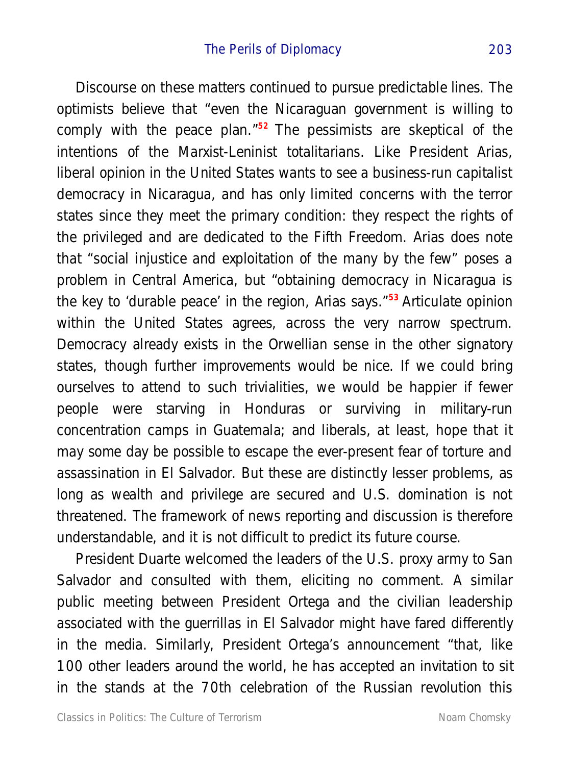Discourse on these matters continued to pursue predictable lines. The optimists believe that "even the Nicaraguan government is willing to comply with the peace plan."[52] The pessimists are skeptical of the intentions of the Marxist-Leninist totalitarians. Like President Arias, liberal opinion in the United States wants to see a business-run capitalist democracy in Nicaragua, and has only limited concerns with the terror states since they meet the primary condition: they respect the rights of the privileged and are dedicated to the Fifth Freedom. Arias does note that "social injustice and exploitation of the many by the few" poses a problem in Central America, but "obtaining democracy in Nicaragua is the key to 'durable peace' in the region, Arias says."[53] Articulate opinion within the United States agrees, across the very narrow spectrum. Democracy already exists in the Orwellian sense in the other signatory states, though further improvements would be nice. If we could bring ourselves to attend to such trivialities, we would be happier if fewer people were starving in Honduras or surviving in military-run concentration camps in Guatemala; and liberals, at least, hope that it may some day be possible to escape the ever-present fear of torture and assassination in El Salvador. But these are distinctly lesser problems, as long as wealth and privilege are secured and U.S. domination is not threatened. The framework of news reporting and discussion is therefore understandable, and it is not difficult to predict its future course.

President Duarte welcomed the leaders of the U.S. proxy army to San Salvador and consulted with them, eliciting no comment. A similar public meeting between President Ortega and the civilian leadership associated with the guerrillas in El Salvador might have fared differently in the media. Similarly, President Ortega's announcement "that, like 100 other leaders around the world, he has accepted an invitation to sit in the stands at the 70th celebration of the Russian revolution this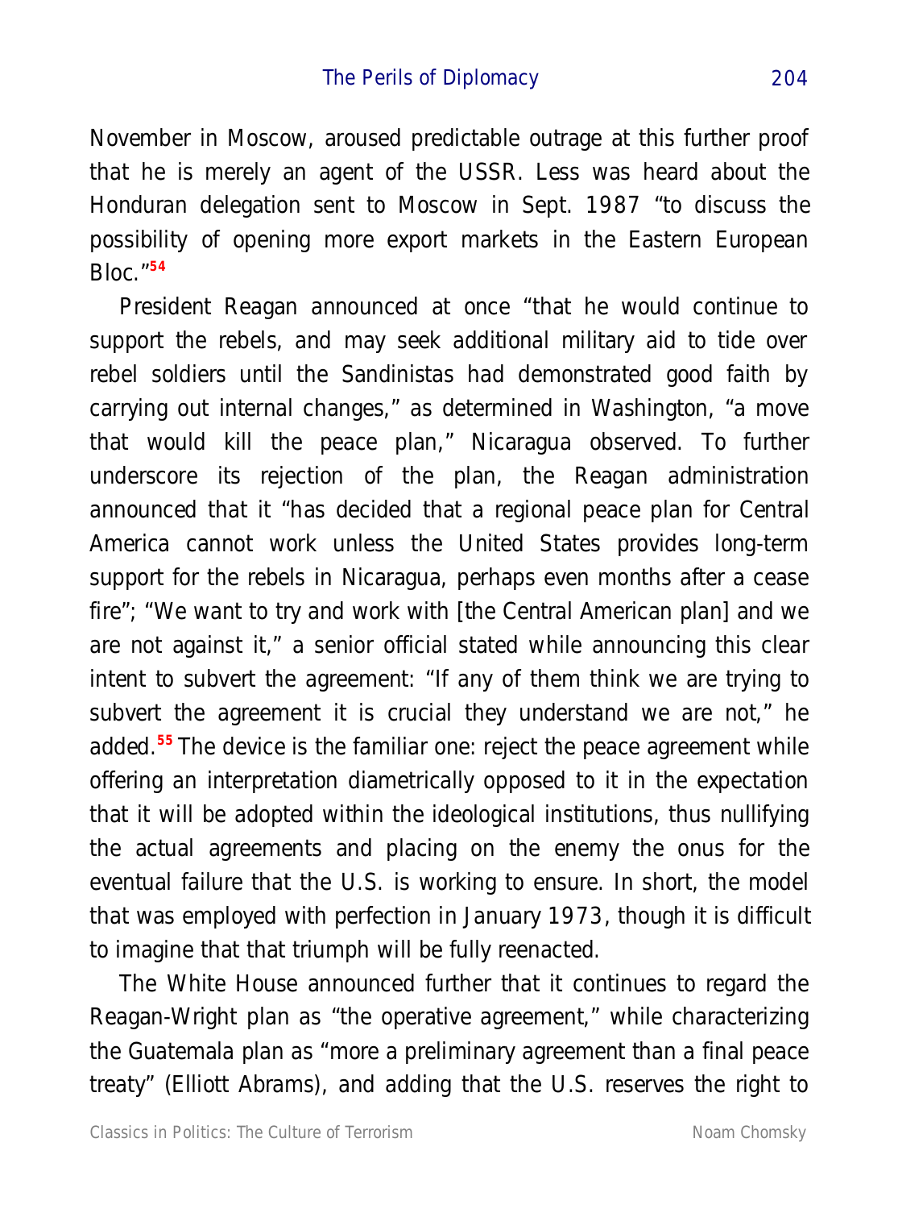November in Moscow, aroused predictable outrage at this further proof that he is merely an agent of the USSR. Less was heard about the Honduran delegation sent to Moscow in Sept. 1987 "to discuss the possibility of opening more export markets in the Eastern European Bloc."[54]

President Reagan announced at once "that he would continue to support the rebels, and may seek additional military aid to tide over rebel soldiers until the Sandinistas had demonstrated good faith by carrying out internal changes," as determined in Washington, "a move that would kill the peace plan," Nicaragua observed. To further underscore its rejection of the plan, the Reagan administration announced that it "has decided that a regional peace plan for Central America cannot work unless the United States provides long-term support for the rebels in Nicaragua, perhaps even months after a cease fire"; "We want to try and work with [the Central American plan] and we are not against it," a senior official stated while announcing this clear intent to subvert the agreement: "If any of them think we are trying to subvert the agreement it is crucial they understand we are not," he added.[55] The device is the familiar one: reject the peace agreement while offering an interpretation diametrically opposed to it in the expectation that it will be adopted within the ideological institutions, thus nullifying the actual agreements and placing on the enemy the onus for the eventual failure that the U.S. is working to ensure. In short, the model that was employed with perfection in January 1973, though it is difficult to imagine that that triumph will be fully reenacted.

The White House announced further that it continues to regard the Reagan-Wright plan as "the operative agreement," while characterizing the Guatemala plan as "more a preliminary agreement than a final peace treaty" (Elliott Abrams), and adding that the U.S. reserves the right to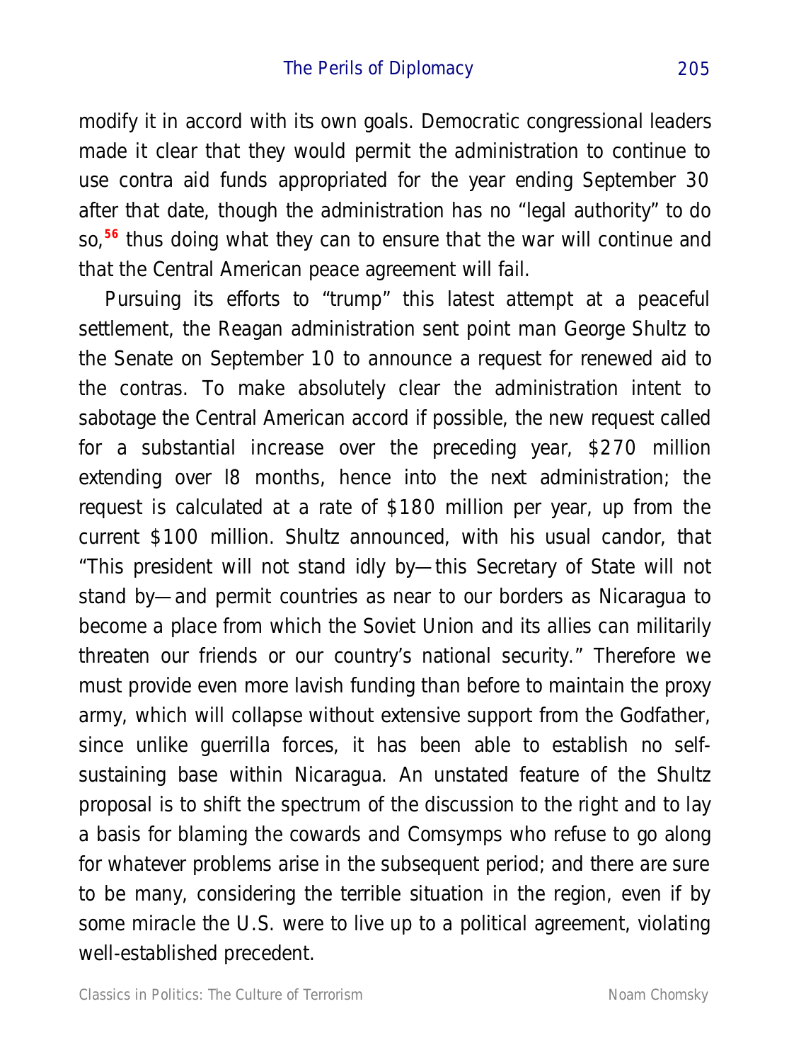modify it in accord with its own goals. Democratic congressional leaders made it clear that they would permit the administration to continue to use contra aid funds appropriated for the year ending September 30 after that date, though the administration has no "legal authority" to do so,[56] thus doing what they can to ensure that the war will continue and that the Central American peace agreement will fail.

Pursuing its efforts to "trump" this latest attempt at a peaceful settlement, the Reagan administration sent point man George Shultz to the Senate on September 10 to announce a request for renewed aid to the contras. To make absolutely clear the administration intent to sabotage the Central American accord if possible, the new request called for a substantial increase over the preceding year, $270 million extending over l8 months, hence into the next administration; the request is calculated at a rate of $180 million per year, up from the current $100 million. Shultz announced, with his usual candor, that "This president will not stand idly by—this Secretary of State will not stand by—and permit countries as near to our borders as Nicaragua to become a place from which the Soviet Union and its allies can militarily threaten our friends or our country's national security." Therefore we must provide even more lavish funding than before to maintain the proxy army, which will collapse without extensive support from the Godfather, since unlike guerrilla forces, it has been able to establish no self-sustaining base within Nicaragua. An unstated feature of the Shultz proposal is to shift the spectrum of the discussion to the right and to lay a basis for blaming the cowards and Comsymps who refuse to go along for whatever problems arise in the subsequent period; and there are sure to be many, considering the terrible situation in the region, even if by some miracle the U.S. were to live up to a political agreement, violating well-established precedent.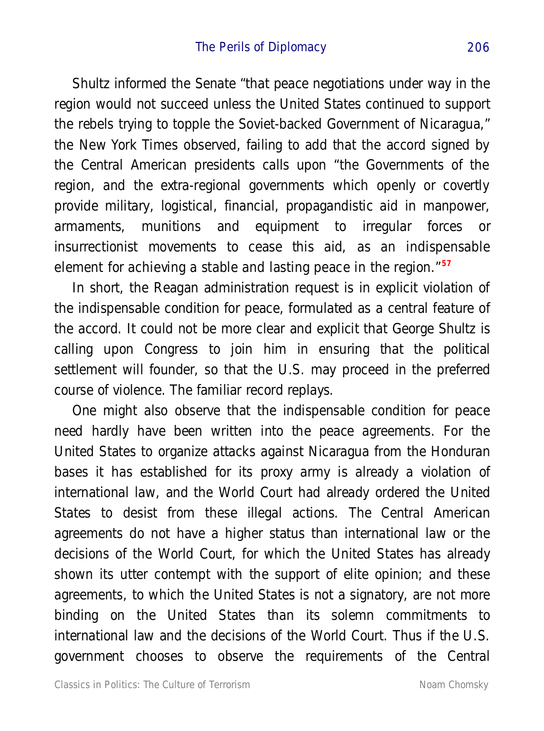Shultz informed the Senate "that peace negotiations under way in the region would not succeed unless the United States continued to support the rebels trying to topple the Soviet-backed Government of Nicaragua," the New York Times observed, failing to add that the accord signed by the Central American presidents calls upon "the Governments of the region, and the extra-regional governments which openly or covertly provide military, logistical, financial, propagandistic aid in manpower, armaments, munitions and equipment to irregular forces or insurrectionist movements to cease this aid, as an indispensable element for achieving a stable and lasting peace in the region."[57]

In short, the Reagan administration request is in explicit violation of the indispensable condition for peace, formulated as a central feature of the accord. It could not be more clear and explicit that George Shultz is calling upon Congress to join him in ensuring that the political settlement will founder, so that the U.S. may proceed in the preferred course of violence. The familiar record replays.

One might also observe that the indispensable condition for peace need hardly have been written into the peace agreements. For the United States to organize attacks against Nicaragua from the Honduran bases it has established for its proxy army is already a violation of international law, and the World Court had already ordered the United States to desist from these illegal actions. The Central American agreements do not have a higher status than international law or the decisions of the World Court, for which the United States has already shown its utter contempt with the support of elite opinion; and these agreements, to which the United States is not a signatory, are not more binding on the United States than its solemn commitments to international law and the decisions of the World Court. Thus if the U.S. government chooses to observe the requirements of the Central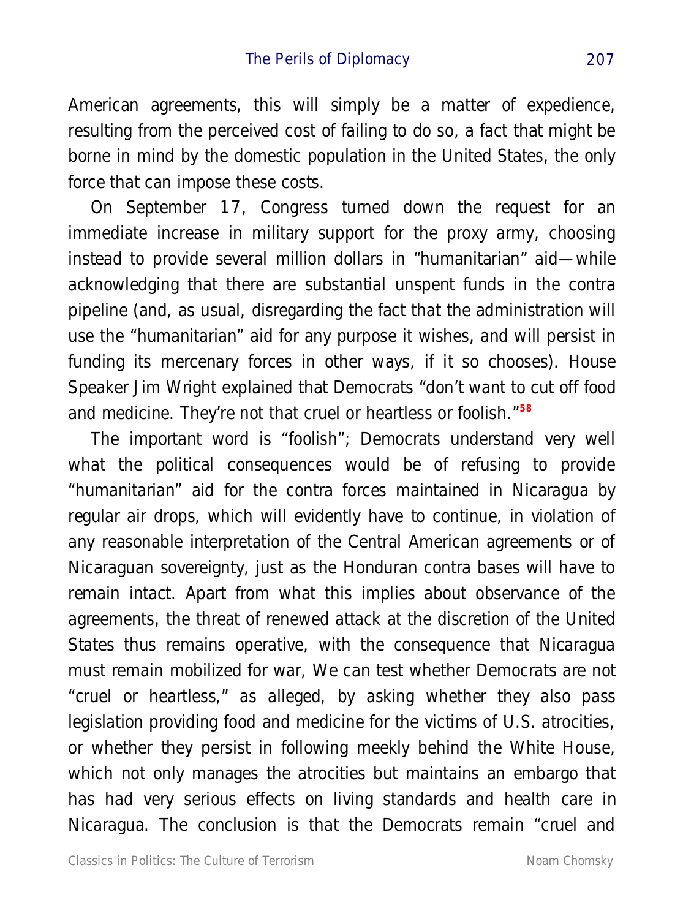American agreements, this will simply be a matter of expedience, resulting from the perceived cost of failing to do so, a fact that might be borne in mind by the domestic population in the United States, the only force that can impose these costs.

On September 17, Congress turned down the request for an immediate increase in military support for the proxy army, choosing instead to provide several million dollars in "humanitarian" aid—while acknowledging that there are substantial unspent funds in the contra pipeline (and, as usual, disregarding the fact that the administration will use the "humanitarian" aid for any purpose it wishes, and will persist in funding its mercenary forces in other ways, if it so chooses). House Speaker Jim Wright explained that Democrats "don't want to cut off food and medicine. They're not that cruel or heartless or foolish."[58]

The important word is "foolish"; Democrats understand very well what the political consequences would be of refusing to provide "humanitarian" aid for the contra forces maintained in Nicaragua by regular air drops, which will evidently have to continue, in violation of any reasonable interpretation of the Central American agreements or of Nicaraguan sovereignty, just as the Honduran contra bases will have to remain intact. Apart from what this implies about observance of the agreements, the threat of renewed attack at the discretion of the United States thus remains operative, with the consequence that Nicaragua must remain mobilized for war, We can test whether Democrats are not "cruel or heartless," as alleged, by asking whether they also pass legislation providing food and medicine for the victims of U.S. atrocities, or whether they persist in following meekly behind the White House, which not only manages the atrocities but maintains an embargo that has had very serious effects on living standards and health care in Nicaragua. The conclusion is that the Democrats remain "cruel and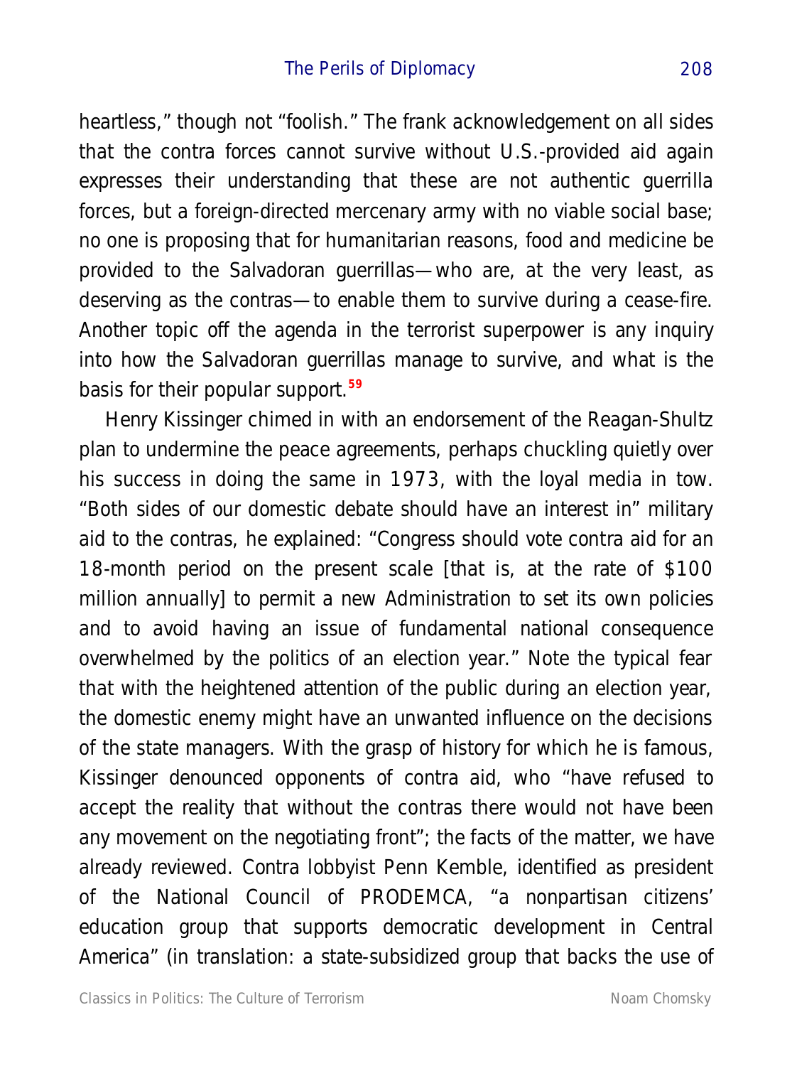heartless," though not "foolish." The frank acknowledgement on all sides that the contra forces cannot survive without U.S.-provided aid again expresses their understanding that these are not authentic guerrilla forces, but a foreign-directed mercenary army with no viable social base; no one is proposing that for humanitarian reasons, food and medicine be provided to the Salvadoran guerrillas—who are, at the very least, as deserving as the contras—to enable them to survive during a cease-fire. Another topic off the agenda in the terrorist superpower is any inquiry into how the Salvadoran guerrillas manage to survive, and what is the basis for their popular support.[59]

Henry Kissinger chimed in with an endorsement of the Reagan-Shultz plan to undermine the peace agreements, perhaps chuckling quietly over his success in doing the same in 1973, with the loyal media in tow. "Both sides of our domestic debate should have an interest in" military aid to the contras, he explained: "Congress should vote contra aid for an 18-month period on the present scale [that is, at the rate of $100 million annually] to permit a new Administration to set its own policies and to avoid having an issue of fundamental national consequence overwhelmed by the politics of an election year." Note the typical fear that with the heightened attention of the public during an election year, the domestic enemy might have an unwanted influence on the decisions of the state managers. With the grasp of history for which he is famous, Kissinger denounced opponents of contra aid, who "have refused to accept the reality that without the contras there would not have been any movement on the negotiating front"; the facts of the matter, we have already reviewed. Contra lobbyist Penn Kemble, identified as president of the National Council of PRODEMCA, "a nonpartisan citizens' education group that supports democratic development in Central America" (in translation: a state-subsidized group that backs the use of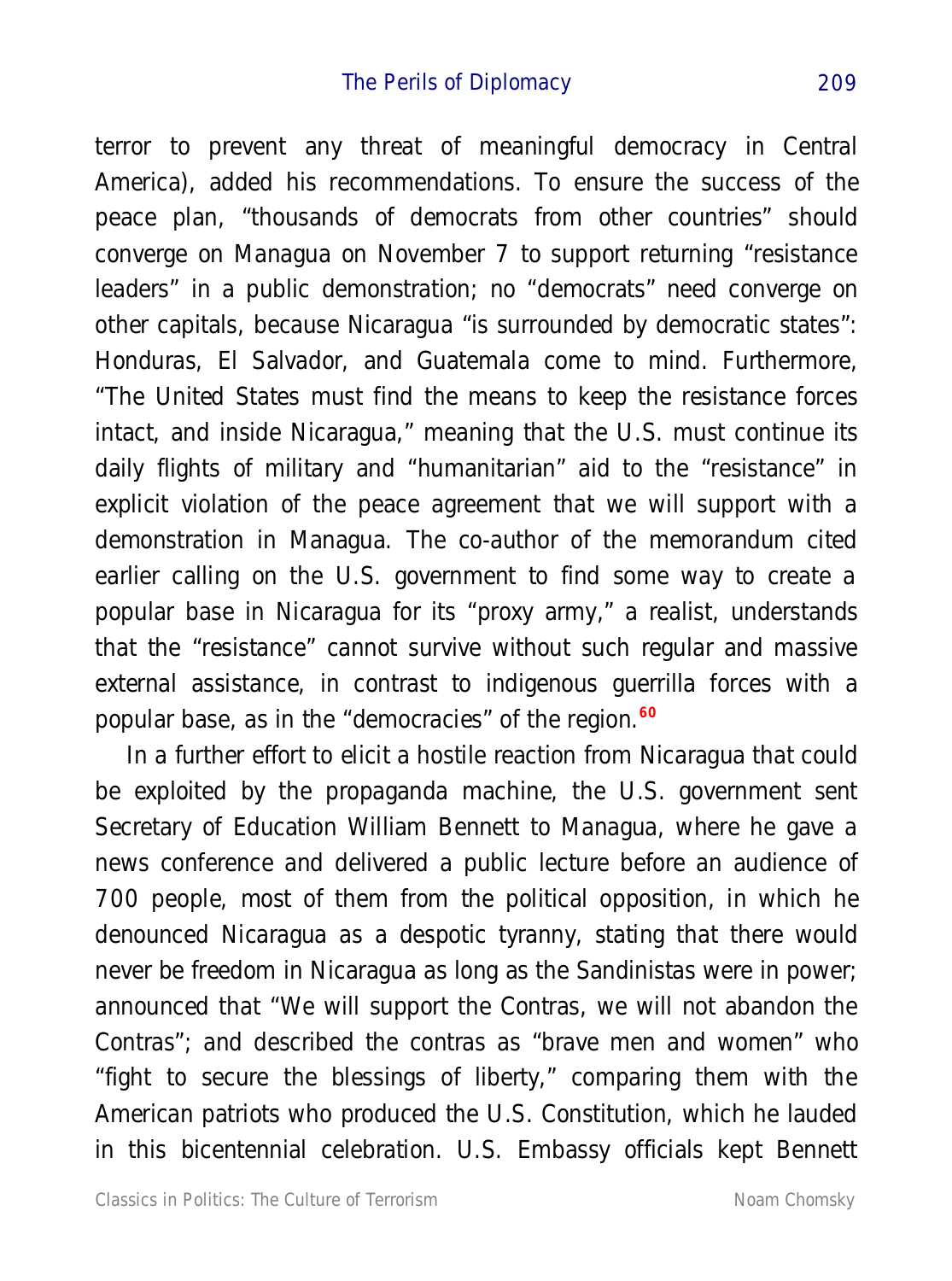terror to prevent any threat of meaningful democracy in Central America), added his recommendations. To ensure the success of the peace plan, "thousands of democrats from other countries" should converge on Managua on November 7 to support returning "resistance leaders" in a public demonstration; no "democrats" need converge on other capitals, because Nicaragua "is surrounded by democratic states": Honduras, El Salvador, and Guatemala come to mind. Furthermore, "The United States must find the means to keep the resistance forces intact, and inside Nicaragua," meaning that the U.S. must continue its daily flights of military and "humanitarian" aid to the "resistance" in explicit violation of the peace agreement that we will support with a demonstration in Managua. The co-author of the memorandum cited earlier calling on the U.S. government to find some way to create a popular base in Nicaragua for its "proxy army," a realist, understands that the "resistance" cannot survive without such regular and massive external assistance, in contrast to indigenous guerrilla forces with a popular base, as in the "democracies" of the region.[60]

In a further effort to elicit a hostile reaction from Nicaragua that could be exploited by the propaganda machine, the U.S. government sent Secretary of Education William Bennett to Managua, where he gave a news conference and delivered a public lecture before an audience of 700 people, most of them from the political opposition, in which he denounced Nicaragua as a despotic tyranny, stating that there would never be freedom in Nicaragua as long as the Sandinistas were in power; announced that "We will support the Contras, we will not abandon the Contras"; and described the contras as "brave men and women" who "fight to secure the blessings of liberty," comparing them with the American patriots who produced the U.S. Constitution, which he lauded in this bicentennial celebration. U.S. Embassy officials kept Bennett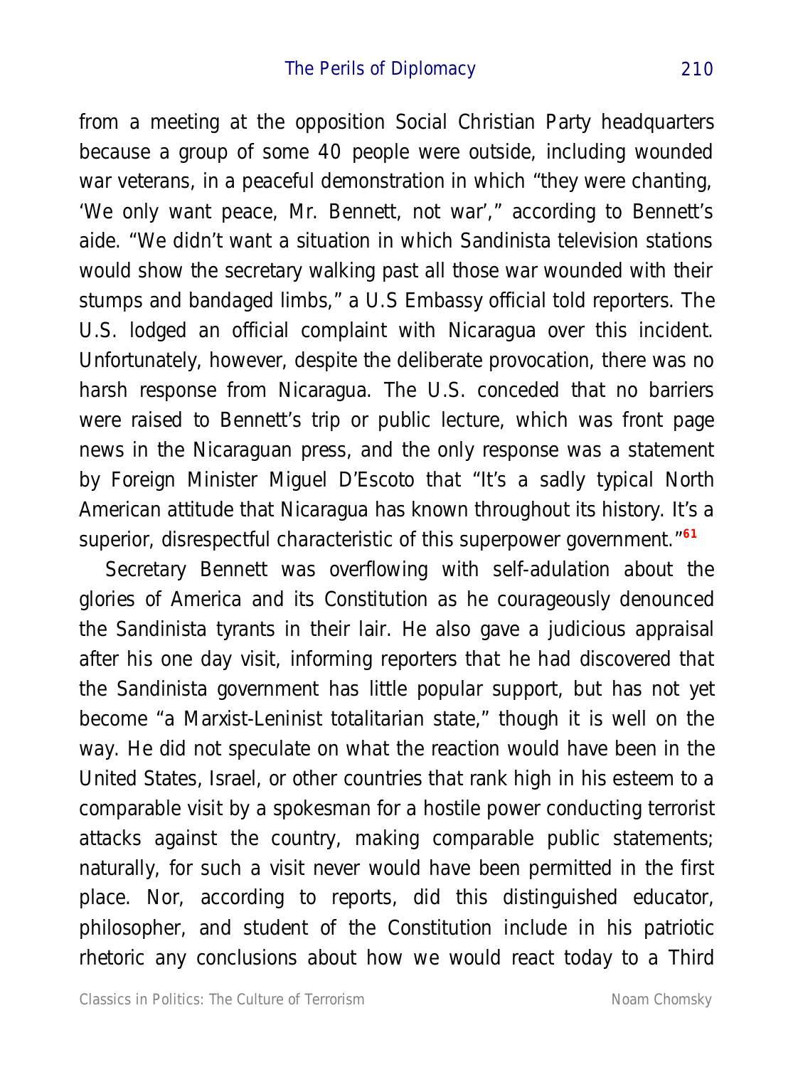from a meeting at the opposition Social Christian Party headquarters because a group of some 40 people were outside, including wounded war veterans, in a peaceful demonstration in which "they were chanting, 'We only want peace, Mr. Bennett, not war'," according to Bennett's aide. "We didn't want a situation in which Sandinista television stations would show the secretary walking past all those war wounded with their stumps and bandaged limbs," a U.S Embassy official told reporters. The U.S. lodged an official complaint with Nicaragua over this incident. Unfortunately, however, despite the deliberate provocation, there was no harsh response from Nicaragua. The U.S. conceded that no barriers were raised to Bennett's trip or public lecture, which was front page news in the Nicaraguan press, and the only response was a statement by Foreign Minister Miguel D'Escoto that "It's a sadly typical North American attitude that Nicaragua has known throughout its history. It's a superior, disrespectful characteristic of this superpower government."[61]

Secretary Bennett was overflowing with self-adulation about the glories of America and its Constitution as he courageously denounced the Sandinista tyrants in their lair. He also gave a judicious appraisal after his one day visit, informing reporters that he had discovered that the Sandinista government has little popular support, but has not yet become "a Marxist-Leninist totalitarian state," though it is well on the way. He did not speculate on what the reaction would have been in the United States, Israel, or other countries that rank high in his esteem to a comparable visit by a spokesman for a hostile power conducting terrorist attacks against the country, making comparable public statements; naturally, for such a visit never would have been permitted in the first place. Nor, according to reports, did this distinguished educator, philosopher, and student of the Constitution include in his patriotic rhetoric any conclusions about how we would react today to a Third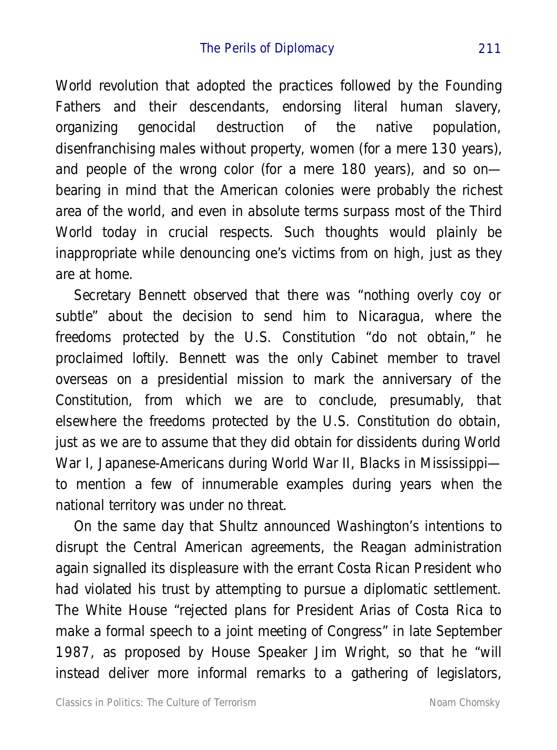World revolution that adopted the practices followed by the Founding Fathers and their descendants, endorsing literal human slavery, organizing genocidal destruction of the native population, disenfranchising males without property, women (for a mere 130 years), and people of the wrong color (for a mere 180 years), and so on—bearing in mind that the American colonies were probably the richest area of the world, and even in absolute terms surpass most of the Third World today in crucial respects. Such thoughts would plainly be inappropriate while denouncing one's victims from on high, just as they are at home.

Secretary Bennett observed that there was "nothing overly coy or subtle" about the decision to send him to Nicaragua, where the freedoms protected by the U.S. Constitution "do not obtain," he proclaimed loftily. Bennett was the only Cabinet member to travel overseas on a presidential mission to mark the anniversary of the Constitution, from which we are to conclude, presumably, that elsewhere the freedoms protected by the U.S. Constitution do obtain, just as we are to assume that they did obtain for dissidents during World War I, Japanese-Americans during World War II, Blacks in Mississippi—to mention a few of innumerable examples during years when the national territory was under no threat.

On the same day that Shultz announced Washington's intentions to disrupt the Central American agreements, the Reagan administration again signalled its displeasure with the errant Costa Rican President who had violated his trust by attempting to pursue a diplomatic settlement. The White House "rejected plans for President Arias of Costa Rica to make a formal speech to a joint meeting of Congress" in late September 1987, as proposed by House Speaker Jim Wright, so that he "will instead deliver more informal remarks to a gathering of legislators,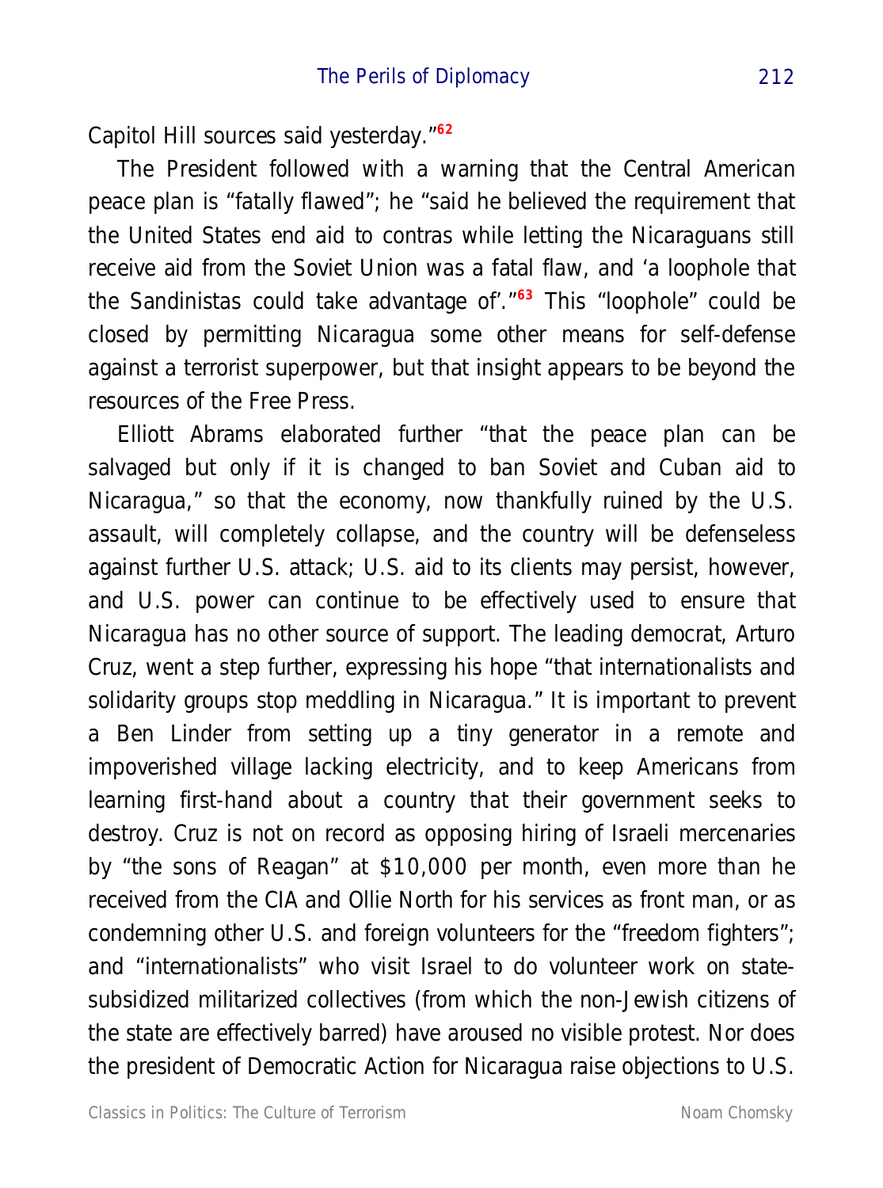Capitol Hill sources said yesterday."[62]

The President followed with a warning that the Central American peace plan is "fatally flawed"; he "said he believed the requirement that the United States end aid to contras while letting the Nicaraguans still receive aid from the Soviet Union was a fatal flaw, and 'a loophole that the Sandinistas could take advantage of'."[63] This "loophole" could be closed by permitting Nicaragua some other means for self-defense against a terrorist superpower, but that insight appears to be beyond the resources of the Free Press.

Elliott Abrams elaborated further "that the peace plan can be salvaged but only if it is changed to ban Soviet and Cuban aid to Nicaragua," so that the economy, now thankfully ruined by the U.S. assault, will completely collapse, and the country will be defenseless against further U.S. attack; U.S. aid to its clients may persist, however, and U.S. power can continue to be effectively used to ensure that Nicaragua has no other source of support. The leading democrat, Arturo Cruz, went a step further, expressing his hope "that internationalists and solidarity groups stop meddling in Nicaragua." It is important to prevent a Ben Linder from setting up a tiny generator in a remote and impoverished village lacking electricity, and to keep Americans from learning first-hand about a country that their government seeks to destroy. Cruz is not on record as opposing hiring of Israeli mercenaries by "the sons of Reagan" at $10,000 per month, even more than he received from the CIA and Ollie North for his services as front man, or as condemning other U.S. and foreign volunteers for the "freedom fighters"; and "internationalists" who visit Israel to do volunteer work on state-subsidized militarized collectives (from which the non-Jewish citizens of the state are effectively barred) have aroused no visible protest. Nor does the president of Democratic Action for Nicaragua raise objections to U.S.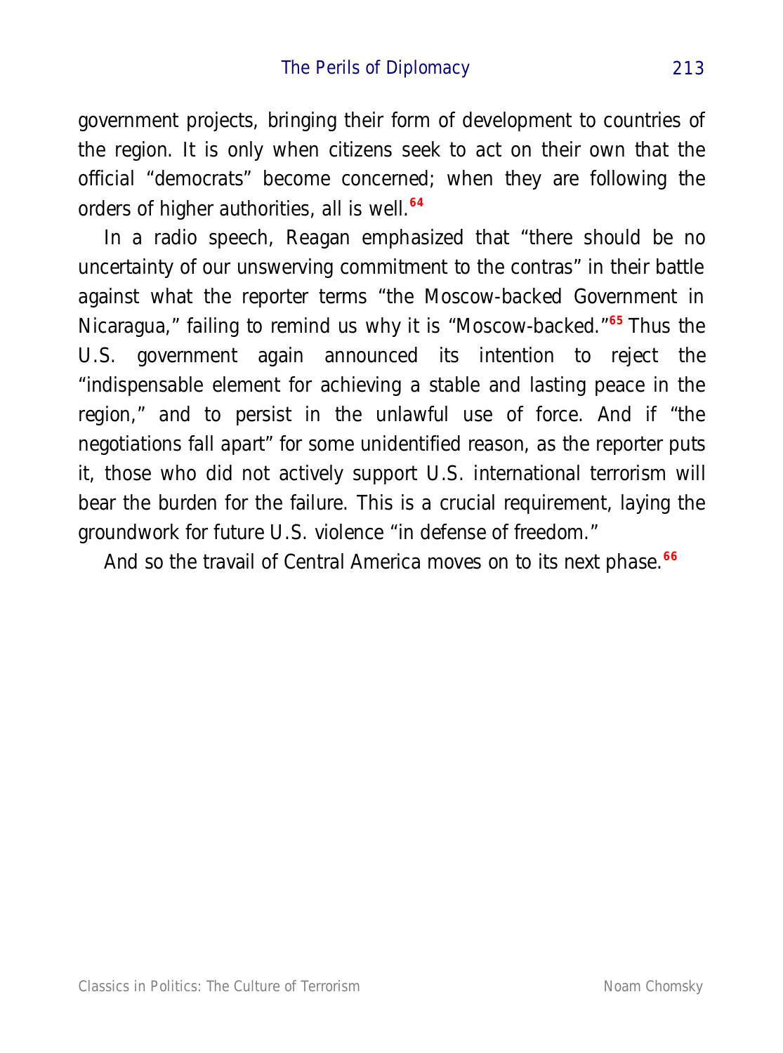government projects, bringing their form of development to countries of the region. It is only when citizens seek to act on their own that the official "democrats" become concerned; when they are following the orders of higher authorities, all is well.[64]

In a radio speech, Reagan emphasized that "there should be no uncertainty of our unswerving commitment to the contras" in their battle against what the reporter terms "the Moscow-backed Government in Nicaragua," failing to remind us why it is "Moscow-backed."[65] Thus the U.S. government again announced its intention to reject the "indispensable element for achieving a stable and lasting peace in the region," and to persist in the unlawful use of force. And if "the negotiations fall apart" for some unidentified reason, as the reporter puts it, those who did not actively support U.S. international terrorism will bear the burden for the failure. This is a crucial requirement, laying the groundwork for future U.S. violence "in defense of freedom."

And so the travail of Central America moves on to its next phase.[66]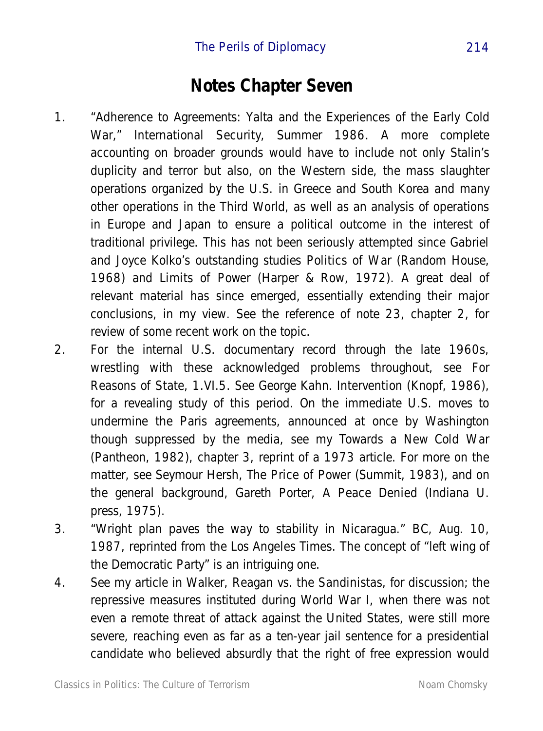# Notes Chapter Seven

1. "Adherence to Agreements: Yalta and the Experiences of the Early Cold War," International Security, Summer 1986. A more complete accounting on broader grounds would have to include not only Stalin's duplicity and terror but also, on the Western side, the mass slaughter operations organized by the U.S. in Greece and South Korea and many other operations in the Third World, as well as an analysis of operations in Europe and Japan to ensure a political outcome in the interest of traditional privilege. This has not been seriously attempted since Gabriel and Joyce Kolko's outstanding studies Politics of War (Random House, 1968) and Limits of Power (Harper & Row, 1972). A great deal of relevant material has since emerged, essentially extending their major conclusions, in my view. See the reference of note 23, chapter 2, for review of some recent work on the topic.
2. For the internal U.S. documentary record through the late 1960s, wrestling with these acknowledged problems throughout, see For Reasons of State, 1.VI.5. See George Kahn. Intervention (Knopf, 1986), for a revealing study of this period. On the immediate U.S. moves to undermine the Paris agreements, announced at once by Washington though suppressed by the media, see my Towards a New Cold War (Pantheon, 1982), chapter 3, reprint of a 1973 article. For more on the matter, see Seymour Hersh, The Price of Power (Summit, 1983), and on the general background, Gareth Porter, A Peace Denied (Indiana U. press, 1975).
3. "Wright plan paves the way to stability in Nicaragua." BC, Aug. 10, 1987, reprinted from the Los Angeles Times. The concept of "left wing of the Democratic Party" is an intriguing one.
4. See my article in Walker, Reagan vs. the Sandinistas, for discussion; the repressive measures instituted during World War I, when there was not even a remote threat of attack against the United States, were still more severe, reaching even as far as a ten-year jail sentence for a presidential candidate who believed absurdly that the right of free expression would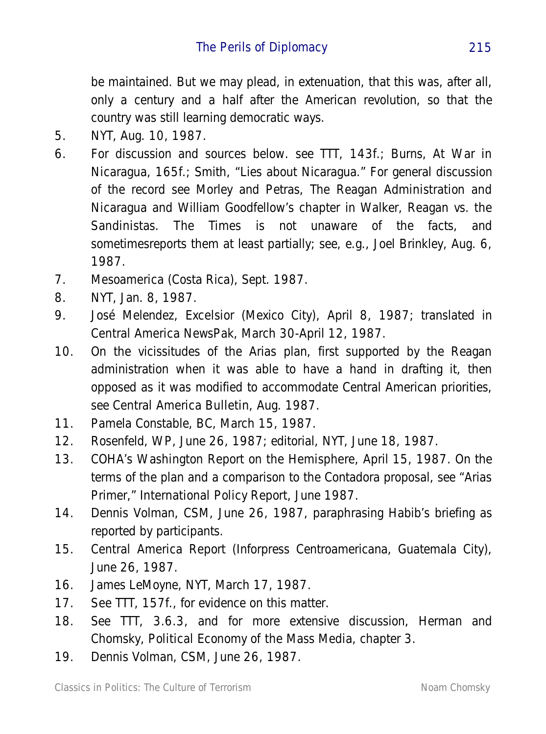be maintained. But we may plead, in extenuation, that this was, after all, only a century and a half after the American revolution, so that the country was still learning democratic ways.

5. NYT, Aug. 10, 1987.
6. For discussion and sources below. see TTT, 143f.; Burns, At War in Nicaragua, 165f.; Smith, "Lies about Nicaragua." For general discussion of the record see Morley and Petras, The Reagan Administration and Nicaragua and William Goodfellow's chapter in Walker, Reagan vs. the Sandinistas. The Times is not unaware of the facts, and sometimesreports them at least partially; see, e.g., Joel Brinkley, Aug. 6, 1987.
7. Mesoamerica (Costa Rica), Sept. 1987.
8. NYT, Jan. 8, 1987.
9. José Melendez, Excelsior (Mexico City), April 8, 1987; translated in Central America NewsPak, March 30-April 12, 1987.
10. On the vicissitudes of the Arias plan, first supported by the Reagan administration when it was able to have a hand in drafting it, then opposed as it was modified to accommodate Central American priorities, see Central America Bulletin, Aug. 1987.
11. Pamela Constable, BC, March 15, 1987.
12. Rosenfeld, WP, June 26, 1987; editorial, NYT, June 18, 1987.
13. COHA's Washington Report on the Hemisphere, April 15, 1987. On the terms of the plan and a comparison to the Contadora proposal, see "Arias Primer," International Policy Report, June 1987.
14. Dennis Volman, CSM, June 26, 1987, paraphrasing Habib's briefing as reported by participants.
15. Central America Report (Inforpress Centroamericana, Guatemala City), June 26, 1987.
16. James LeMoyne, NYT, March 17, 1987.
17. See TTT, 157f., for evidence on this matter.
18. See TTT, 3.6.3, and for more extensive discussion, Herman and Chomsky, Political Economy of the Mass Media, chapter 3.
19. Dennis Volman, CSM, June 26, 1987.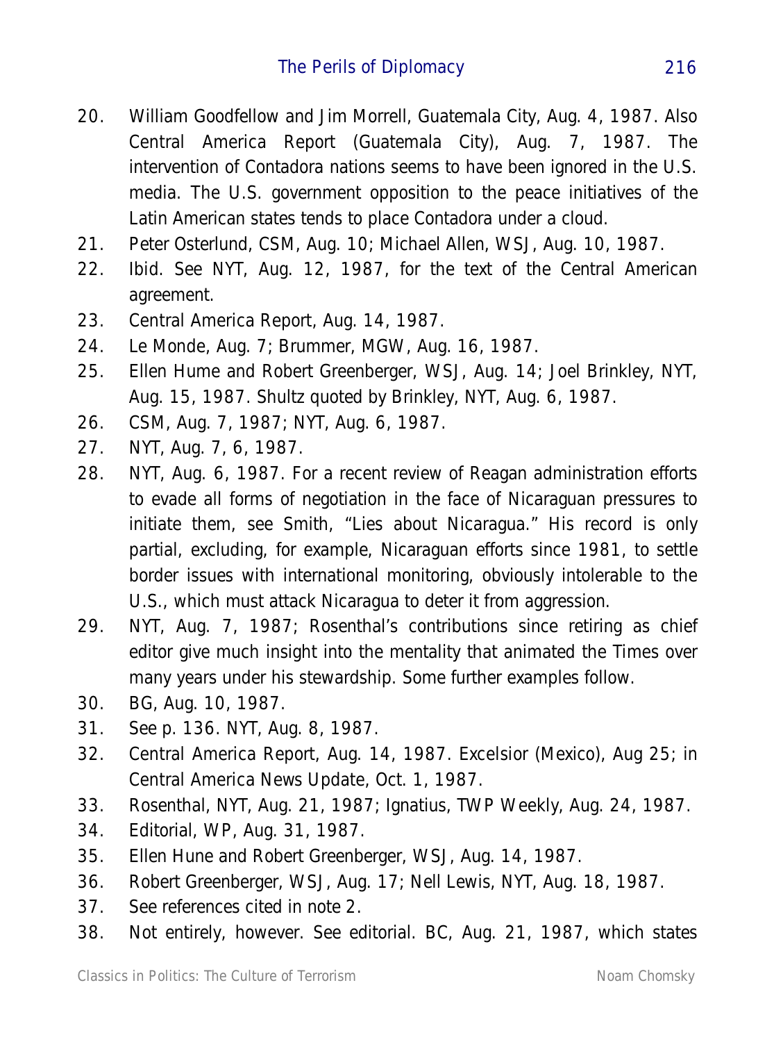20. William Goodfellow and Jim Morrell, Guatemala City, Aug. 4, 1987. Also Central America Report (Guatemala City), Aug. 7, 1987. The intervention of Contadora nations seems to have been ignored in the U.S. media. The U.S. government opposition to the peace initiatives of the Latin American states tends to place Contadora under a cloud.
21. Peter Osterlund, CSM, Aug. 10; Michael Allen, WSJ, Aug. 10, 1987.
22. Ibid. See NYT, Aug. 12, 1987, for the text of the Central American agreement.
23. Central America Report, Aug. 14, 1987.
24. Le Monde, Aug. 7; Brummer, MGW, Aug. 16, 1987.
25. Ellen Hume and Robert Greenberger, WSJ, Aug. 14; Joel Brinkley, NYT, Aug. 15, 1987. Shultz quoted by Brinkley, NYT, Aug. 6, 1987.
26. CSM, Aug. 7, 1987; NYT, Aug. 6, 1987.
27. NYT, Aug. 7, 6, 1987.
28. NYT, Aug. 6, 1987. For a recent review of Reagan administration efforts to evade all forms of negotiation in the face of Nicaraguan pressures to initiate them, see Smith, "Lies about Nicaragua." His record is only partial, excluding, for example, Nicaraguan efforts since 1981, to settle border issues with international monitoring, obviously intolerable to the U.S., which must attack Nicaragua to deter it from aggression.
29. NYT, Aug. 7, 1987; Rosenthal's contributions since retiring as chief editor give much insight into the mentality that animated the Times over many years under his stewardship. Some further examples follow.
30. BG, Aug. 10, 1987.
31. See p. 136. NYT, Aug. 8, 1987.
32. Central America Report, Aug. 14, 1987. Excelsior (Mexico), Aug 25; in Central America News Update, Oct. 1, 1987.
33. Rosenthal, NYT, Aug. 21, 1987; Ignatius, TWP Weekly, Aug. 24, 1987.
34. Editorial, WP, Aug. 31, 1987.
35. Ellen Hune and Robert Greenberger, WSJ, Aug. 14, 1987.
36. Robert Greenberger, WSJ, Aug. 17; Nell Lewis, NYT, Aug. 18, 1987.
37. See references cited in note 2.
38. Not entirely, however. See editorial. BC, Aug. 21, 1987, which states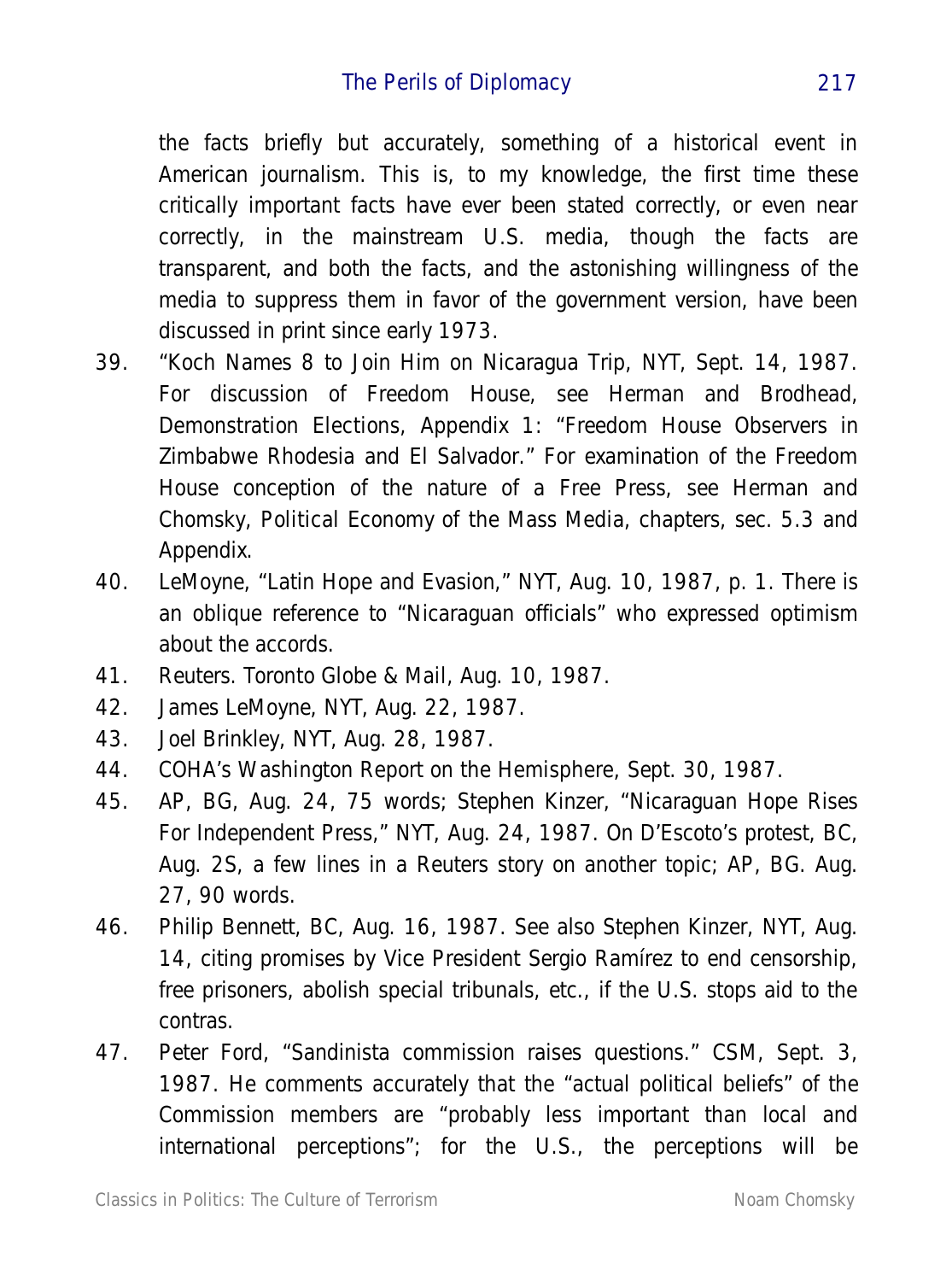the facts briefly but accurately, something of a historical event in American journalism. This is, to my knowledge, the first time these critically important facts have ever been stated correctly, or even near correctly, in the mainstream U.S. media, though the facts are transparent, and both the facts, and the astonishing willingness of the media to suppress them in favor of the government version, have been discussed in print since early 1973.

39. "Koch Names 8 to Join Him on Nicaragua Trip, NYT, Sept. 14, 1987. For discussion of Freedom House, see Herman and Brodhead, Demonstration Elections, Appendix 1: "Freedom House Observers in Zimbabwe Rhodesia and El Salvador." For examination of the Freedom House conception of the nature of a Free Press, see Herman and Chomsky, Political Economy of the Mass Media, chapters, sec. 5.3 and Appendix.
40. LeMoyne, "Latin Hope and Evasion," NYT, Aug. 10, 1987, p. 1. There is an oblique reference to "Nicaraguan officials" who expressed optimism about the accords.
41. Reuters. Toronto Globe & Mail, Aug. 10, 1987.
42. James LeMoyne, NYT, Aug. 22, 1987.
43. Joel Brinkley, NYT, Aug. 28, 1987.
44. COHA's Washington Report on the Hemisphere, Sept. 30, 1987.
45. AP, BG, Aug. 24, 75 words; Stephen Kinzer, "Nicaraguan Hope Rises For Independent Press," NYT, Aug. 24, 1987. On D'Escoto's protest, BC, Aug. 2S, a few lines in a Reuters story on another topic; AP, BG. Aug. 27, 90 words.
46. Philip Bennett, BC, Aug. 16, 1987. See also Stephen Kinzer, NYT, Aug. 14, citing promises by Vice President Sergio Ramírez to end censorship, free prisoners, abolish special tribunals, etc., if the U.S. stops aid to the contras.
47. Peter Ford, "Sandinista commission raises questions." CSM, Sept. 3, 1987. He comments accurately that the "actual political beliefs" of the Commission members are "probably less important than local and international perceptions"; for the U.S., the perceptions will be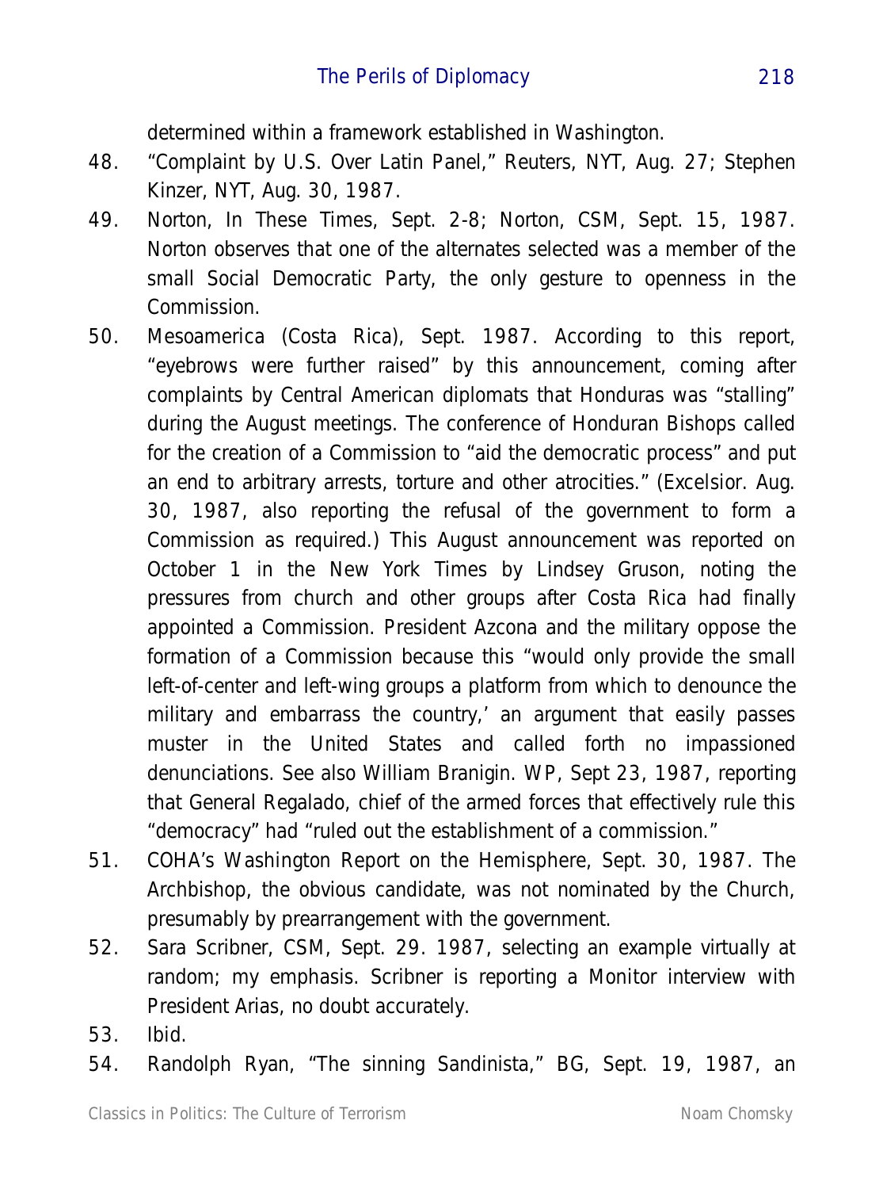determined within a framework established in Washington.

48. "Complaint by U.S. Over Latin Panel," Reuters, NYT, Aug. 27; Stephen Kinzer, NYT, Aug. 30, 1987.

49. Norton, In These Times, Sept. 2-8; Norton, CSM, Sept. 15, 1987. Norton observes that one of the alternates selected was a member of the small Social Democratic Party, the only gesture to openness in the Commission.

50. Mesoamerica (Costa Rica), Sept. 1987. According to this report, "eyebrows were further raised" by this announcement, coming after complaints by Central American diplomats that Honduras was "stalling" during the August meetings. The conference of Honduran Bishops called for the creation of a Commission to "aid the democratic process" and put an end to arbitrary arrests, torture and other atrocities." (Excelsior. Aug. 30, 1987, also reporting the refusal of the government to form a Commission as required.) This August announcement was reported on October 1 in the New York Times by Lindsey Gruson, noting the pressures from church and other groups after Costa Rica had finally appointed a Commission. President Azcona and the military oppose the formation of a Commission because this "would only provide the small left-of-center and left-wing groups a platform from which to denounce the military and embarrass the country,' an argument that easily passes muster in the United States and called forth no impassioned denunciations. See also William Branigin. WP, Sept 23, 1987, reporting that General Regalado, chief of the armed forces that effectively rule this "democracy" had "ruled out the establishment of a commission."

51. COHA's Washington Report on the Hemisphere, Sept. 30, 1987. The Archbishop, the obvious candidate, was not nominated by the Church, presumably by prearrangement with the government.

52. Sara Scribner, CSM, Sept. 29. 1987, selecting an example virtually at random; my emphasis. Scribner is reporting a Monitor interview with President Arias, no doubt accurately.

53. Ibid.

54. Randolph Ryan, "The sinning Sandinista," BG, Sept. 19, 1987, an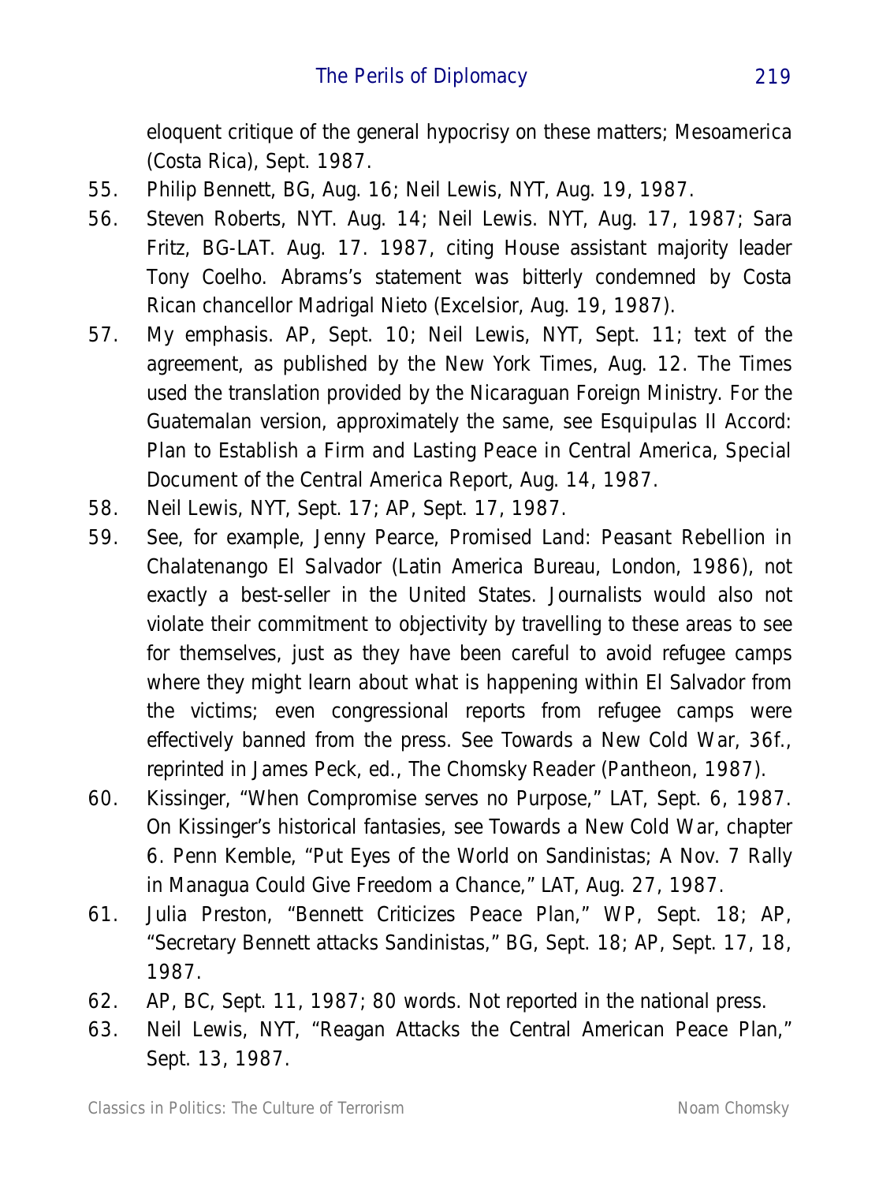eloquent critique of the general hypocrisy on these matters; Mesoamerica (Costa Rica), Sept. 1987.

55. Philip Bennett, BG, Aug. 16; Neil Lewis, NYT, Aug. 19, 1987.
56. Steven Roberts, NYT. Aug. 14; Neil Lewis. NYT, Aug. 17, 1987; Sara Fritz, BG-LAT. Aug. 17. 1987, citing House assistant majority leader Tony Coelho. Abrams's statement was bitterly condemned by Costa Rican chancellor Madrigal Nieto (Excelsior, Aug. 19, 1987).
57. My emphasis. AP, Sept. 10; Neil Lewis, NYT, Sept. 11; text of the agreement, as published by the New York Times, Aug. 12. The Times used the translation provided by the Nicaraguan Foreign Ministry. For the Guatemalan version, approximately the same, see Esquipulas II Accord: Plan to Establish a Firm and Lasting Peace in Central America, Special Document of the Central America Report, Aug. 14, 1987.
58. Neil Lewis, NYT, Sept. 17; AP, Sept. 17, 1987.
59. See, for example, Jenny Pearce, Promised Land: Peasant Rebellion in Chalatenango El Salvador (Latin America Bureau, London, 1986), not exactly a best-seller in the United States. Journalists would also not violate their commitment to objectivity by travelling to these areas to see for themselves, just as they have been careful to avoid refugee camps where they might learn about what is happening within El Salvador from the victims; even congressional reports from refugee camps were effectively banned from the press. See Towards a New Cold War, 36f., reprinted in James Peck, ed., The Chomsky Reader (Pantheon, 1987).
60. Kissinger, "When Compromise serves no Purpose," LAT, Sept. 6, 1987. On Kissinger's historical fantasies, see Towards a New Cold War, chapter 6. Penn Kemble, "Put Eyes of the World on Sandinistas; A Nov. 7 Rally in Managua Could Give Freedom a Chance," LAT, Aug. 27, 1987.
61. Julia Preston, "Bennett Criticizes Peace Plan," WP, Sept. 18; AP, "Secretary Bennett attacks Sandinistas," BG, Sept. 18; AP, Sept. 17, 18, 1987.
62. AP, BC, Sept. 11, 1987; 80 words. Not reported in the national press.
63. Neil Lewis, NYT, "Reagan Attacks the Central American Peace Plan," Sept. 13, 1987.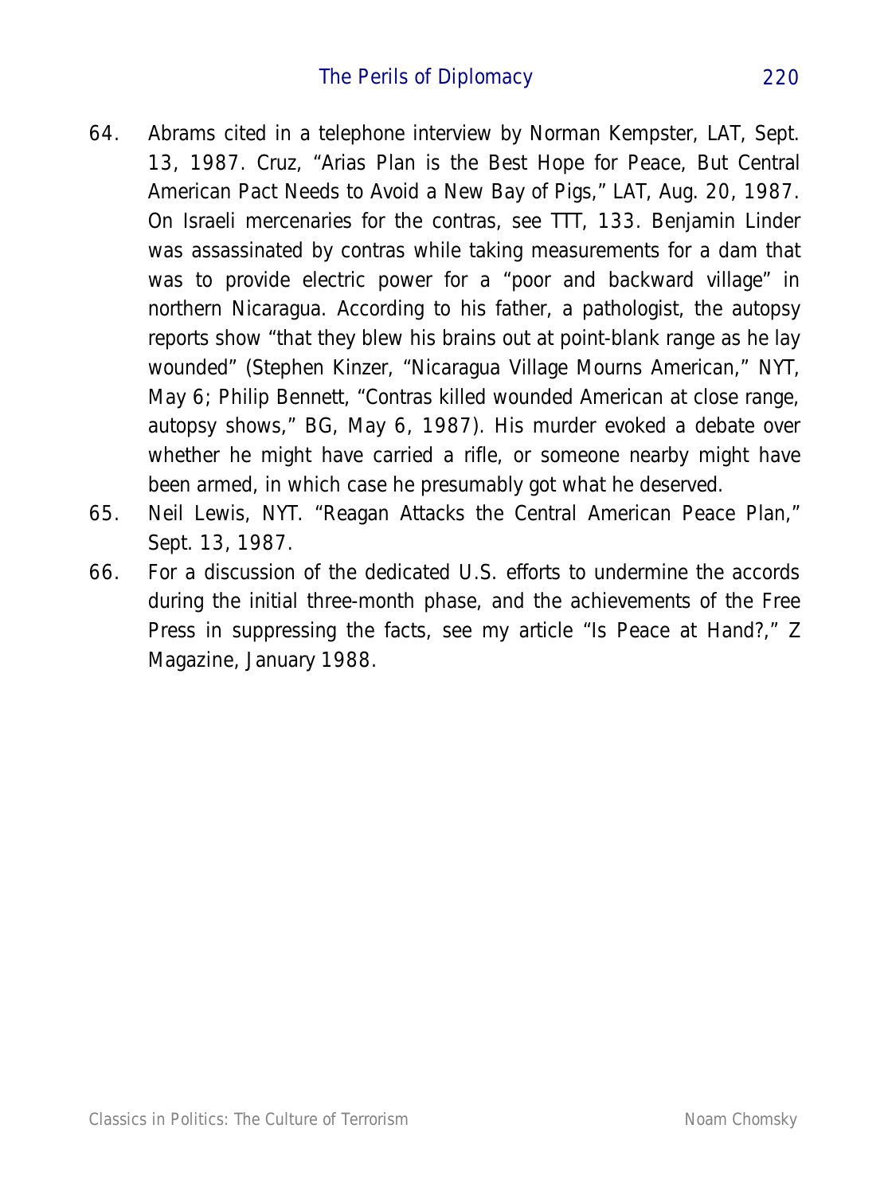64. Abrams cited in a telephone interview by Norman Kempster, LAT, Sept. 13, 1987. Cruz, "Arias Plan is the Best Hope for Peace, But Central American Pact Needs to Avoid a New Bay of Pigs," LAT, Aug. 20, 1987. On Israeli mercenaries for the contras, see TTT, 133. Benjamin Linder was assassinated by contras while taking measurements for a dam that was to provide electric power for a "poor and backward village" in northern Nicaragua. According to his father, a pathologist, the autopsy reports show "that they blew his brains out at point-blank range as he lay wounded" (Stephen Kinzer, "Nicaragua Village Mourns American," NYT, May 6; Philip Bennett, "Contras killed wounded American at close range, autopsy shows," BG, May 6, 1987). His murder evoked a debate over whether he might have carried a rifle, or someone nearby might have been armed, in which case he presumably got what he deserved.
65. Neil Lewis, NYT. "Reagan Attacks the Central American Peace Plan," Sept. 13, 1987.
66. For a discussion of the dedicated U.S. efforts to undermine the accords during the initial three-month phase, and the achievements of the Free Press in suppressing the facts, see my article "Is Peace at Hand?," Z Magazine, January 1988.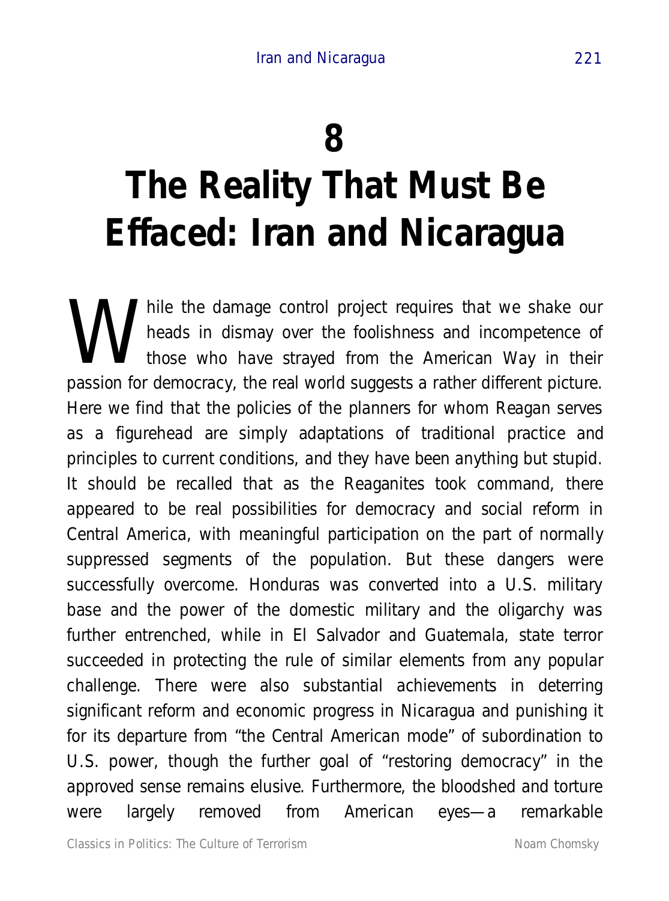# 8

# The Reality That Must Be Effaced: Iran and Nicaragua

While the damage control project requires that we shake our heads in dismay over the foolishness and incompetence of those who have strayed from the American Way in their passion for democracy, the real world suggests a rather different picture. Here we find that the policies of the planners for whom Reagan serves as a figurehead are simply adaptations of traditional practice and principles to current conditions, and they have been anything but stupid. It should be recalled that as the Reaganites took command, there appeared to be real possibilities for democracy and social reform in Central America, with meaningful participation on the part of normally suppressed segments of the population. But these dangers were successfully overcome. Honduras was converted into a U.S. military base and the power of the domestic military and the oligarchy was further entrenched, while in El Salvador and Guatemala, state terror succeeded in protecting the rule of similar elements from any popular challenge. There were also substantial achievements in deterring significant reform and economic progress in Nicaragua and punishing it for its departure from "the Central American mode" of subordination to U.S. power, though the further goal of "restoring democracy" in the approved sense remains elusive. Furthermore, the bloodshed and torture were largely removed from American eyes—a remarkable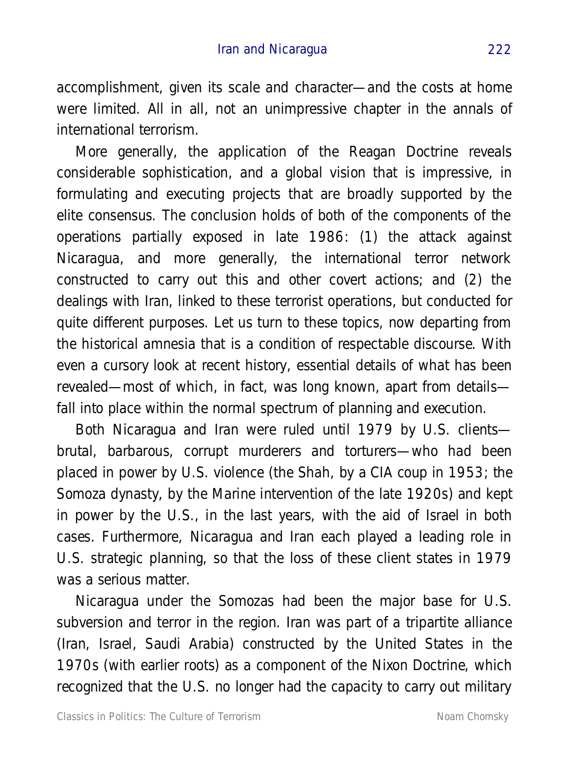accomplishment, given its scale and character—and the costs at home were limited. All in all, not an unimpressive chapter in the annals of international terrorism.

More generally, the application of the Reagan Doctrine reveals considerable sophistication, and a global vision that is impressive, in formulating and executing projects that are broadly supported by the elite consensus. The conclusion holds of both of the components of the operations partially exposed in late 1986: (1) the attack against Nicaragua, and more generally, the international terror network constructed to carry out this and other covert actions; and (2) the dealings with Iran, linked to these terrorist operations, but conducted for quite different purposes. Let us turn to these topics, now departing from the historical amnesia that is a condition of respectable discourse. With even a cursory look at recent history, essential details of what has been revealed—most of which, in fact, was long known, apart from details—fall into place within the normal spectrum of planning and execution.

Both Nicaragua and Iran were ruled until 1979 by U.S. clients—brutal, barbarous, corrupt murderers and torturers—who had been placed in power by U.S. violence (the Shah, by a CIA coup in 1953; the Somoza dynasty, by the Marine intervention of the late 1920s) and kept in power by the U.S., in the last years, with the aid of Israel in both cases. Furthermore, Nicaragua and Iran each played a leading role in U.S. strategic planning, so that the loss of these client states in 1979 was a serious matter.

Nicaragua under the Somozas had been the major base for U.S. subversion and terror in the region. Iran was part of a tripartite alliance (Iran, Israel, Saudi Arabia) constructed by the United States in the 1970s (with earlier roots) as a component of the Nixon Doctrine, which recognized that the U.S. no longer had the capacity to carry out military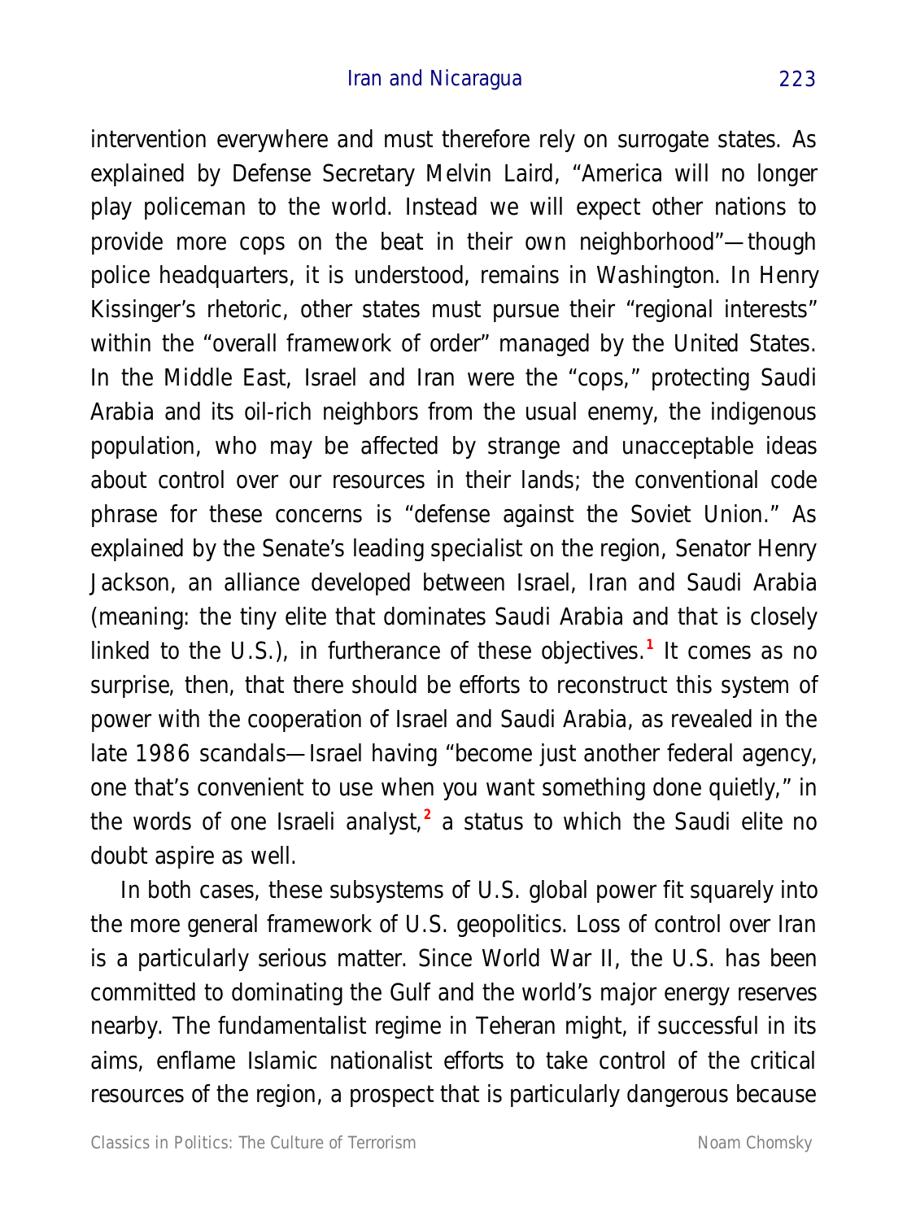intervention everywhere and must therefore rely on surrogate states. As explained by Defense Secretary Melvin Laird, "America will no longer play policeman to the world. Instead we will expect other nations to provide more cops on the beat in their own neighborhood"—though police headquarters, it is understood, remains in Washington. In Henry Kissinger's rhetoric, other states must pursue their "regional interests" within the "overall framework of order" managed by the United States. In the Middle East, Israel and Iran were the "cops," protecting Saudi Arabia and its oil-rich neighbors from the usual enemy, the indigenous population, who may be affected by strange and unacceptable ideas about control over our resources in their lands; the conventional code phrase for these concerns is "defense against the Soviet Union." As explained by the Senate's leading specialist on the region, Senator Henry Jackson, an alliance developed between Israel, Iran and Saudi Arabia (meaning: the tiny elite that dominates Saudi Arabia and that is closely linked to the U.S.), in furtherance of these objectives.[1] It comes as no surprise, then, that there should be efforts to reconstruct this system of power with the cooperation of Israel and Saudi Arabia, as revealed in the late 1986 scandals—Israel having "become just another federal agency, one that's convenient to use when you want something done quietly," in the words of one Israeli analyst,[2] a status to which the Saudi elite no doubt aspire as well.

In both cases, these subsystems of U.S. global power fit squarely into the more general framework of U.S. geopolitics. Loss of control over Iran is a particularly serious matter. Since World War II, the U.S. has been committed to dominating the Gulf and the world's major energy reserves nearby. The fundamentalist regime in Teheran might, if successful in its aims, enflame Islamic nationalist efforts to take control of the critical resources of the region, a prospect that is particularly dangerous because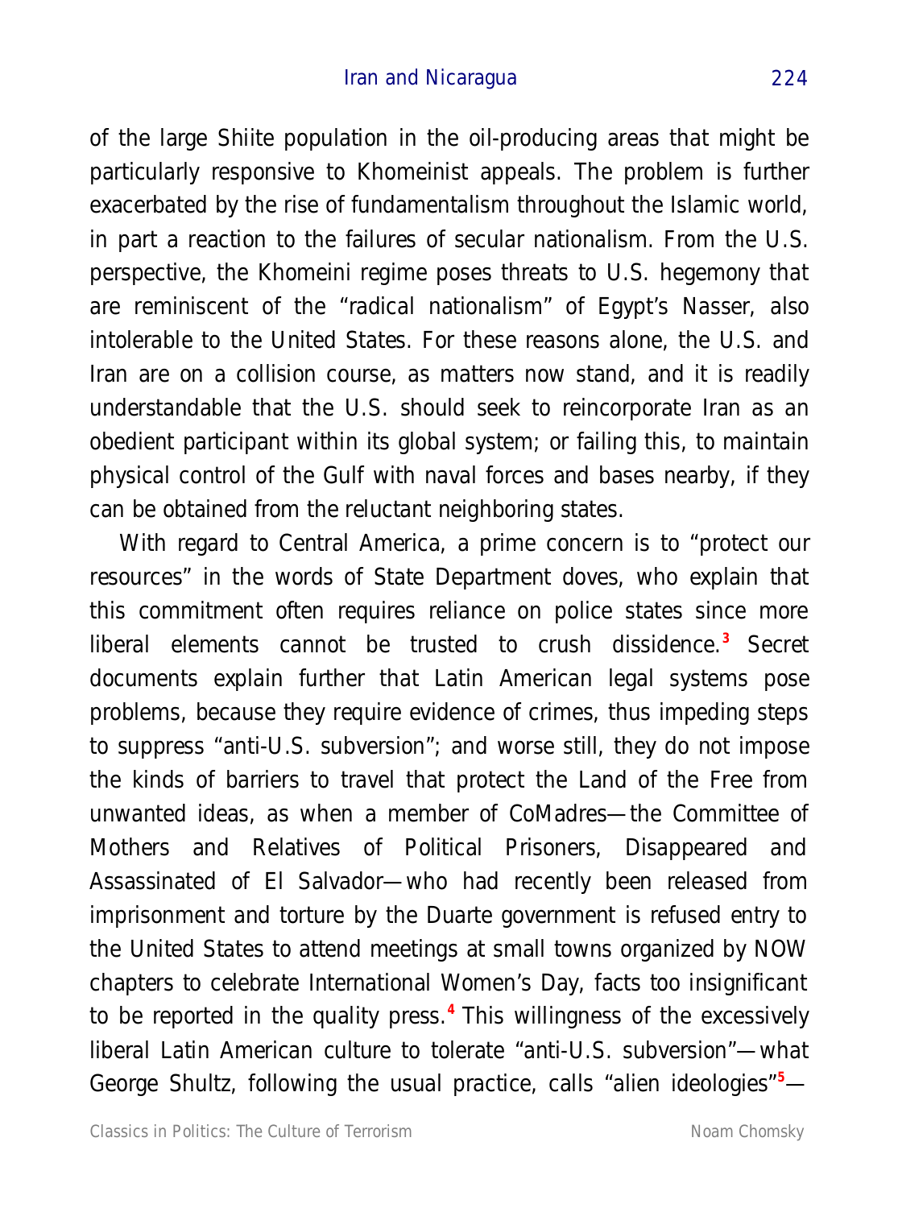of the large Shiite population in the oil-producing areas that might be particularly responsive to Khomeinist appeals. The problem is further exacerbated by the rise of fundamentalism throughout the Islamic world, in part a reaction to the failures of secular nationalism. From the U.S. perspective, the Khomeini regime poses threats to U.S. hegemony that are reminiscent of the "radical nationalism" of Egypt's Nasser, also intolerable to the United States. For these reasons alone, the U.S. and Iran are on a collision course, as matters now stand, and it is readily understandable that the U.S. should seek to reincorporate Iran as an obedient participant within its global system; or failing this, to maintain physical control of the Gulf with naval forces and bases nearby, if they can be obtained from the reluctant neighboring states.

With regard to Central America, a prime concern is to "protect our resources" in the words of State Department doves, who explain that this commitment often requires reliance on police states since more liberal elements cannot be trusted to crush dissidence.[3] Secret documents explain further that Latin American legal systems pose problems, because they require evidence of crimes, thus impeding steps to suppress "anti-U.S. subversion"; and worse still, they do not impose the kinds of barriers to travel that protect the Land of the Free from unwanted ideas, as when a member of CoMadres—the Committee of Mothers and Relatives of Political Prisoners, Disappeared and Assassinated of El Salvador—who had recently been released from imprisonment and torture by the Duarte government is refused entry to the United States to attend meetings at small towns organized by NOW chapters to celebrate International Women's Day, facts too insignificant to be reported in the quality press.[4] This willingness of the excessively liberal Latin American culture to tolerate "anti-U.S. subversion"—what George Shultz, following the usual practice, calls "alien ideologies"[5]—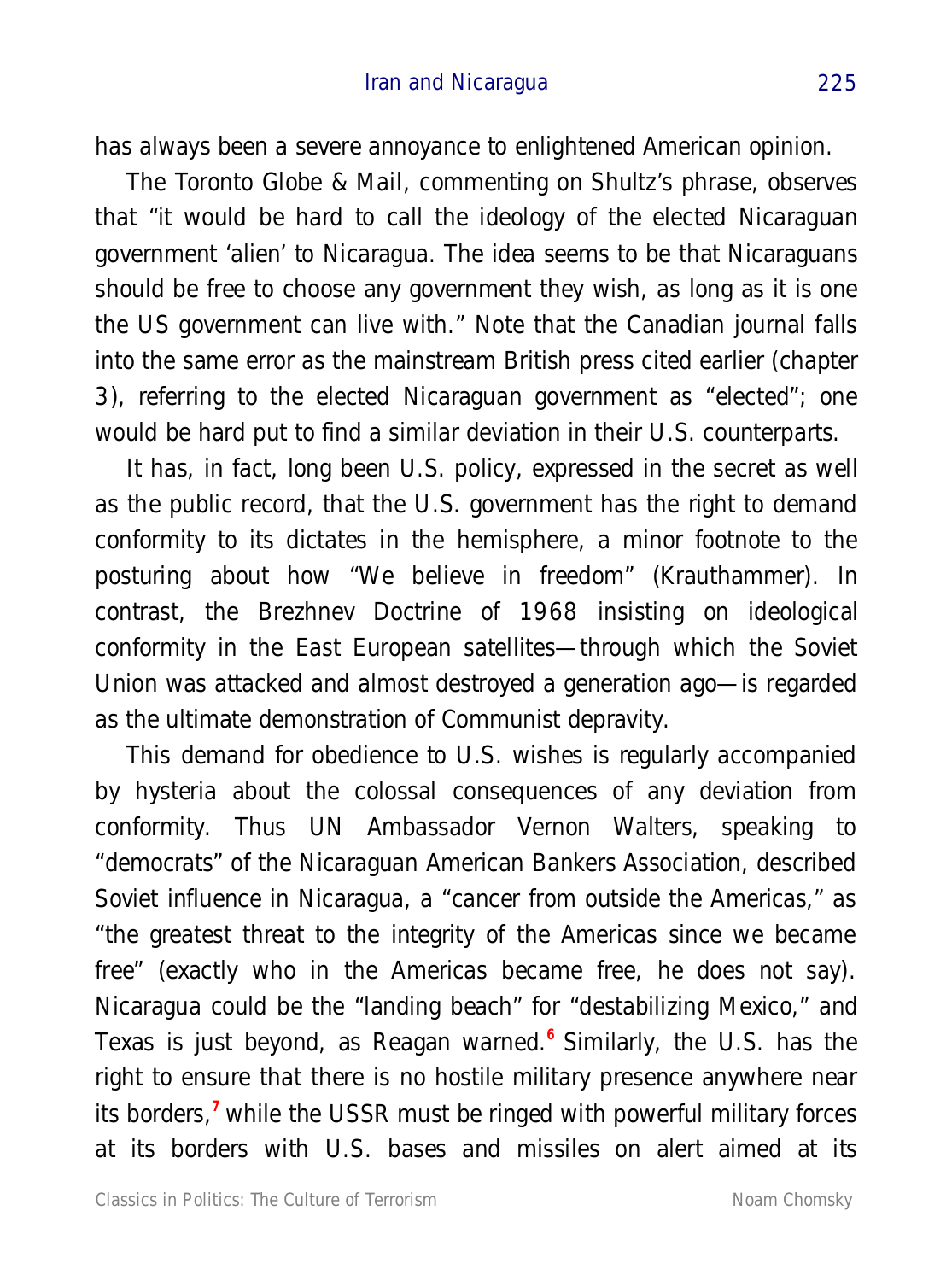has always been a severe annoyance to enlightened American opinion.

The Toronto Globe & Mail, commenting on Shultz's phrase, observes that "it would be hard to call the ideology of the elected Nicaraguan government 'alien' to Nicaragua. The idea seems to be that Nicaraguans should be free to choose any government they wish, as long as it is one the US government can live with." Note that the Canadian journal falls into the same error as the mainstream British press cited earlier (chapter 3), referring to the elected Nicaraguan government as "elected"; one would be hard put to find a similar deviation in their U.S. counterparts.

It has, in fact, long been U.S. policy, expressed in the secret as well as the public record, that the U.S. government has the right to demand conformity to its dictates in the hemisphere, a minor footnote to the posturing about how "We believe in freedom" (Krauthammer). In contrast, the Brezhnev Doctrine of 1968 insisting on ideological conformity in the East European satellites—through which the Soviet Union was attacked and almost destroyed a generation ago—is regarded as the ultimate demonstration of Communist depravity.

This demand for obedience to U.S. wishes is regularly accompanied by hysteria about the colossal consequences of any deviation from conformity. Thus UN Ambassador Vernon Walters, speaking to "democrats" of the Nicaraguan American Bankers Association, described Soviet influence in Nicaragua, a "cancer from outside the Americas," as "the greatest threat to the integrity of the Americas since we became free" (exactly who in the Americas became free, he does not say). Nicaragua could be the "landing beach" for "destabilizing Mexico," and Texas is just beyond, as Reagan warned.[6] Similarly, the U.S. has the right to ensure that there is no hostile military presence anywhere near its borders,[7] while the USSR must be ringed with powerful military forces at its borders with U.S. bases and missiles on alert aimed at its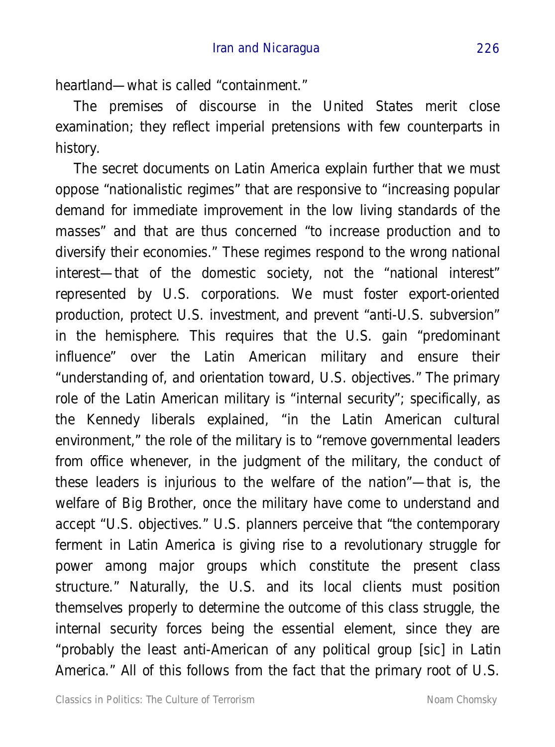heartland—what is called "containment."

The premises of discourse in the United States merit close examination; they reflect imperial pretensions with few counterparts in history.

The secret documents on Latin America explain further that we must oppose "nationalistic regimes" that are responsive to "increasing popular demand for immediate improvement in the low living standards of the masses" and that are thus concerned "to increase production and to diversify their economies." These regimes respond to the wrong national interest—that of the domestic society, not the "national interest" represented by U.S. corporations. We must foster export-oriented production, protect U.S. investment, and prevent "anti-U.S. subversion" in the hemisphere. This requires that the U.S. gain "predominant influence" over the Latin American military and ensure their "understanding of, and orientation toward, U.S. objectives." The primary role of the Latin American military is "internal security"; specifically, as the Kennedy liberals explained, "in the Latin American cultural environment," the role of the military is to "remove governmental leaders from office whenever, in the judgment of the military, the conduct of these leaders is injurious to the welfare of the nation"—that is, the welfare of Big Brother, once the military have come to understand and accept "U.S. objectives." U.S. planners perceive that "the contemporary ferment in Latin America is giving rise to a revolutionary struggle for power among major groups which constitute the present class structure." Naturally, the U.S. and its local clients must position themselves properly to determine the outcome of this class struggle, the internal security forces being the essential element, since they are "probably the least anti-American of any political group [sic] in Latin America." All of this follows from the fact that the primary root of U.S.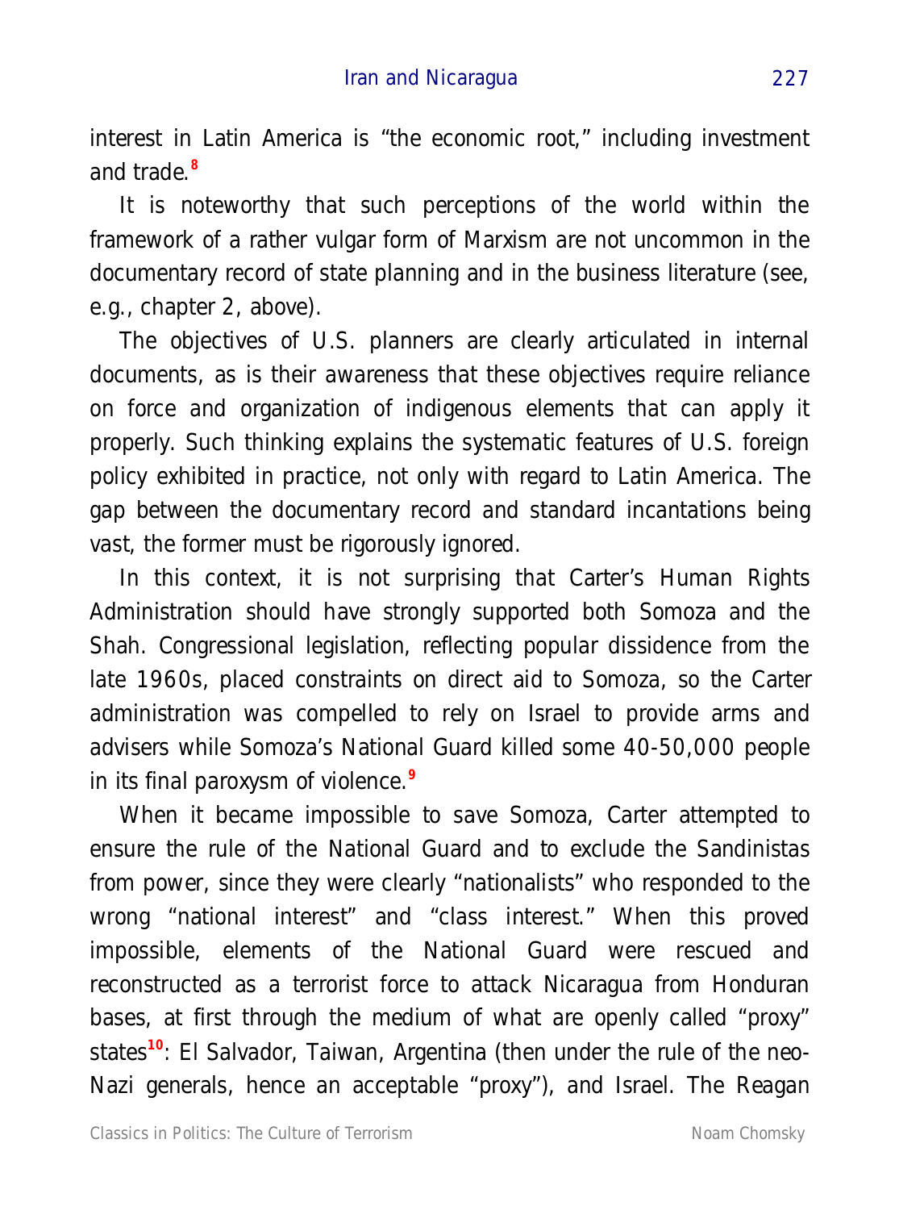interest in Latin America is "the economic root," including investment and trade.[8]

It is noteworthy that such perceptions of the world within the framework of a rather vulgar form of Marxism are not uncommon in the documentary record of state planning and in the business literature (see, e.g., chapter 2, above).

The objectives of U.S. planners are clearly articulated in internal documents, as is their awareness that these objectives require reliance on force and organization of indigenous elements that can apply it properly. Such thinking explains the systematic features of U.S. foreign policy exhibited in practice, not only with regard to Latin America. The gap between the documentary record and standard incantations being vast, the former must be rigorously ignored.

In this context, it is not surprising that Carter's Human Rights Administration should have strongly supported both Somoza and the Shah. Congressional legislation, reflecting popular dissidence from the late 1960s, placed constraints on direct aid to Somoza, so the Carter administration was compelled to rely on Israel to provide arms and advisers while Somoza's National Guard killed some 40-50,000 people in its final paroxysm of violence.[9]

When it became impossible to save Somoza, Carter attempted to ensure the rule of the National Guard and to exclude the Sandinistas from power, since they were clearly "nationalists" who responded to the wrong "national interest" and "class interest." When this proved impossible, elements of the National Guard were rescued and reconstructed as a terrorist force to attack Nicaragua from Honduran bases, at first through the medium of what are openly called "proxy" states[10]: El Salvador, Taiwan, Argentina (then under the rule of the neo-Nazi generals, hence an acceptable "proxy"), and Israel. The Reagan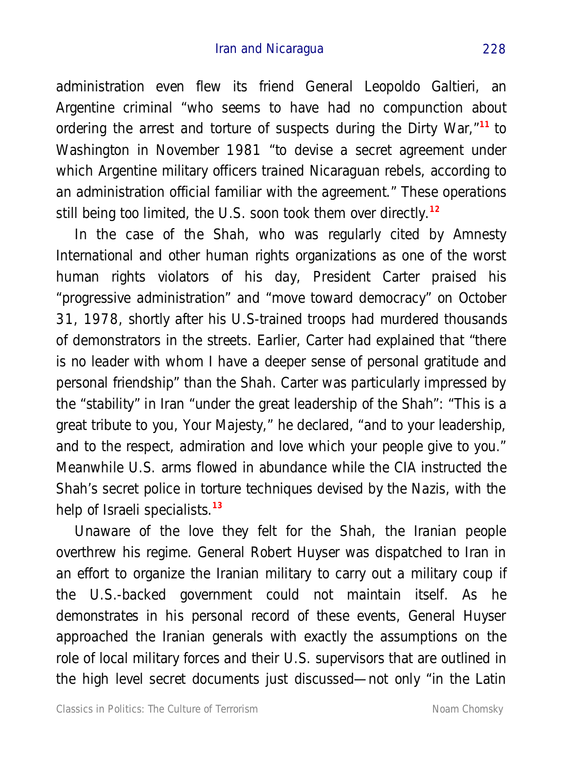administration even flew its friend General Leopoldo Galtieri, an Argentine criminal "who seems to have had no compunction about ordering the arrest and torture of suspects during the Dirty War,"[11] to Washington in November 1981 "to devise a secret agreement under which Argentine military officers trained Nicaraguan rebels, according to an administration official familiar with the agreement." These operations still being too limited, the U.S. soon took them over directly.[12]

In the case of the Shah, who was regularly cited by Amnesty International and other human rights organizations as one of the worst human rights violators of his day, President Carter praised his "progressive administration" and "move toward democracy" on October 31, 1978, shortly after his U.S-trained troops had murdered thousands of demonstrators in the streets. Earlier, Carter had explained that "there is no leader with whom I have a deeper sense of personal gratitude and personal friendship" than the Shah. Carter was particularly impressed by the "stability" in Iran "under the great leadership of the Shah": "This is a great tribute to you, Your Majesty," he declared, "and to your leadership, and to the respect, admiration and love which your people give to you." Meanwhile U.S. arms flowed in abundance while the CIA instructed the Shah's secret police in torture techniques devised by the Nazis, with the help of Israeli specialists.[13]

Unaware of the love they felt for the Shah, the Iranian people overthrew his regime. General Robert Huyser was dispatched to Iran in an effort to organize the Iranian military to carry out a military coup if the U.S.-backed government could not maintain itself. As he demonstrates in his personal record of these events, General Huyser approached the Iranian generals with exactly the assumptions on the role of local military forces and their U.S. supervisors that are outlined in the high level secret documents just discussed—not only "in the Latin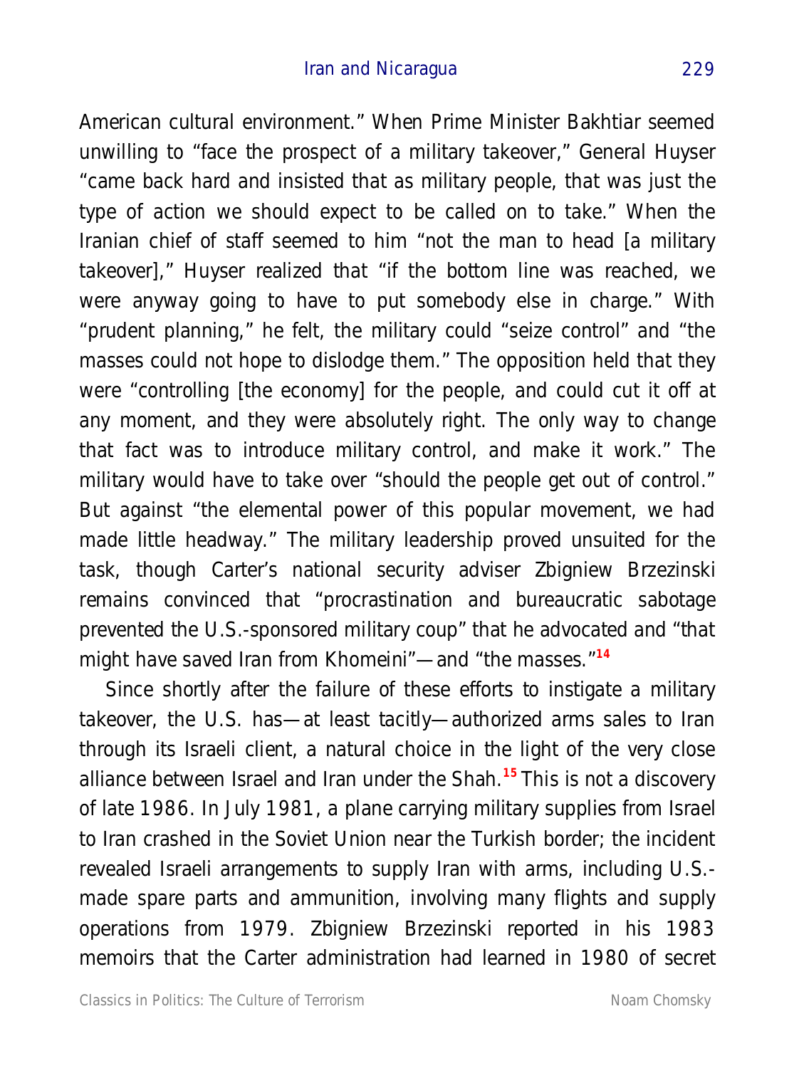American cultural environment." When Prime Minister Bakhtiar seemed unwilling to "face the prospect of a military takeover," General Huyser "came back hard and insisted that as military people, that was just the type of action we should expect to be called on to take." When the Iranian chief of staff seemed to him "not the man to head [a military takeover]," Huyser realized that "if the bottom line was reached, we were anyway going to have to put somebody else in charge." With "prudent planning," he felt, the military could "seize control" and "the masses could not hope to dislodge them." The opposition held that they were "controlling [the economy] for the people, and could cut it off at any moment, and they were absolutely right. The only way to change that fact was to introduce military control, and make it work." The military would have to take over "should the people get out of control." But against "the elemental power of this popular movement, we had made little headway." The military leadership proved unsuited for the task, though Carter's national security adviser Zbigniew Brzezinski remains convinced that "procrastination and bureaucratic sabotage prevented the U.S.-sponsored military coup" that he advocated and "that might have saved Iran from Khomeini"—and "the masses."[14]

Since shortly after the failure of these efforts to instigate a military takeover, the U.S. has—at least tacitly—authorized arms sales to Iran through its Israeli client, a natural choice in the light of the very close alliance between Israel and Iran under the Shah.[15] This is not a discovery of late 1986. In July 1981, a plane carrying military supplies from Israel to Iran crashed in the Soviet Union near the Turkish border; the incident revealed Israeli arrangements to supply Iran with arms, including U.S.-made spare parts and ammunition, involving many flights and supply operations from 1979. Zbigniew Brzezinski reported in his 1983 memoirs that the Carter administration had learned in 1980 of secret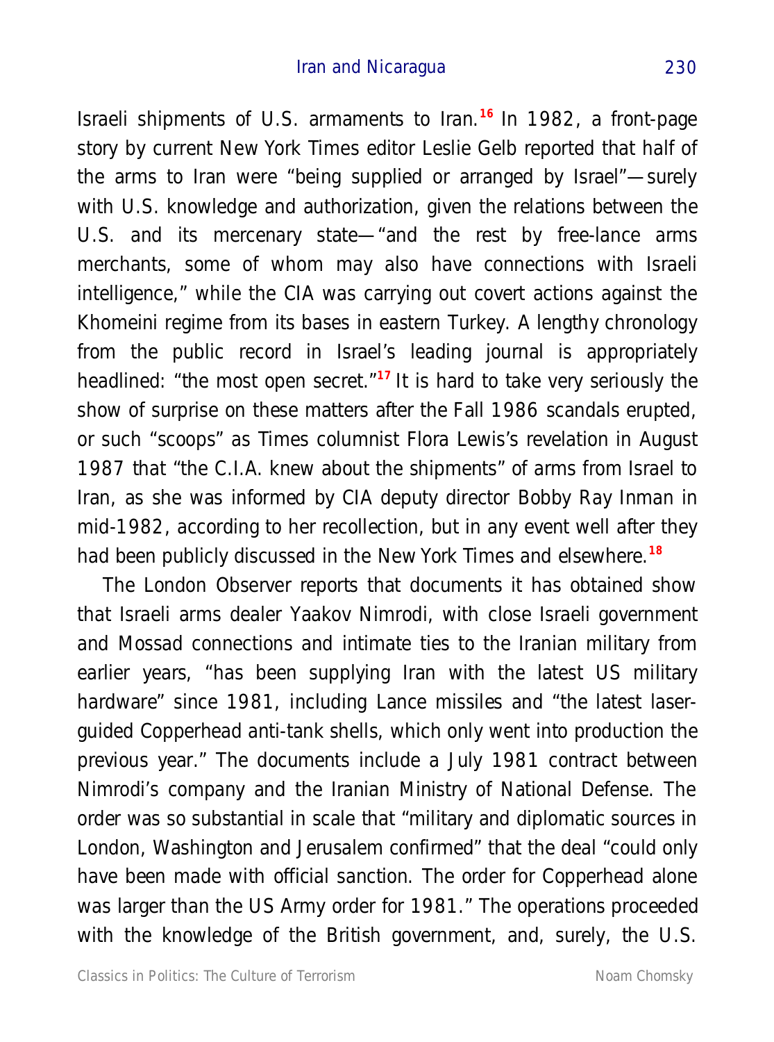Israeli shipments of U.S. armaments to Iran.[16] In 1982, a front-page story by current New York Times editor Leslie Gelb reported that half of the arms to Iran were "being supplied or arranged by Israel"—surely with U.S. knowledge and authorization, given the relations between the U.S. and its mercenary state—"and the rest by free-lance arms merchants, some of whom may also have connections with Israeli intelligence," while the CIA was carrying out covert actions against the Khomeini regime from its bases in eastern Turkey. A lengthy chronology from the public record in Israel's leading journal is appropriately headlined: "the most open secret."[17] It is hard to take very seriously the show of surprise on these matters after the Fall 1986 scandals erupted, or such "scoops" as Times columnist Flora Lewis's revelation in August 1987 that "the C.I.A. knew about the shipments" of arms from Israel to Iran, as she was informed by CIA deputy director Bobby Ray Inman in mid-1982, according to her recollection, but in any event well after they had been publicly discussed in the New York Times and elsewhere.[18]

The London Observer reports that documents it has obtained show that Israeli arms dealer Yaakov Nimrodi, with close Israeli government and Mossad connections and intimate ties to the Iranian military from earlier years, "has been supplying Iran with the latest US military hardware" since 1981, including Lance missiles and "the latest laser-guided Copperhead anti-tank shells, which only went into production the previous year." The documents include a July 1981 contract between Nimrodi's company and the Iranian Ministry of National Defense. The order was so substantial in scale that "military and diplomatic sources in London, Washington and Jerusalem confirmed" that the deal "could only have been made with official sanction. The order for Copperhead alone was larger than the US Army order for 1981." The operations proceeded with the knowledge of the British government, and, surely, the U.S.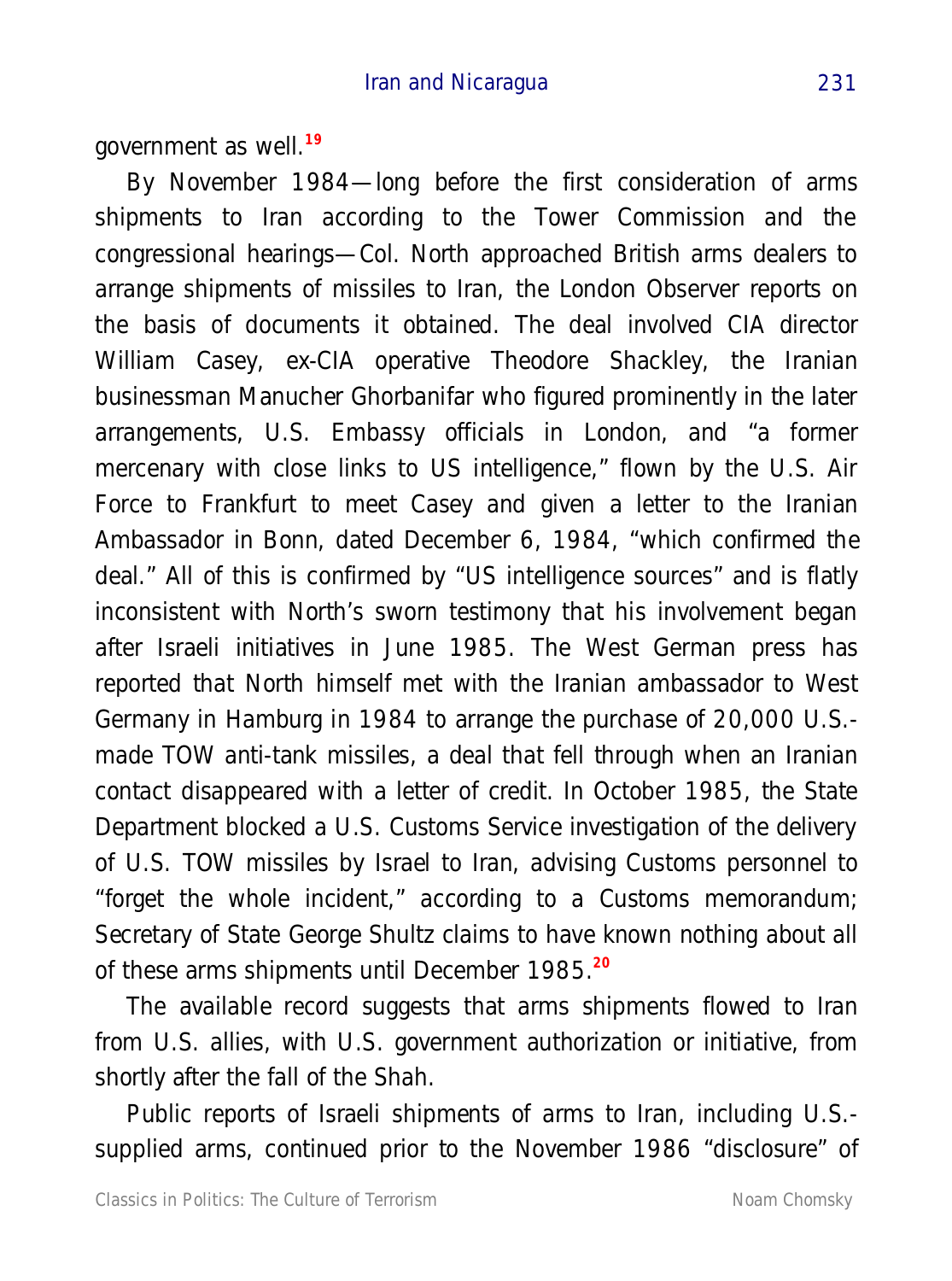government as well.[19]

By November 1984—long before the first consideration of arms shipments to Iran according to the Tower Commission and the congressional hearings—Col. North approached British arms dealers to arrange shipments of missiles to Iran, the London Observer reports on the basis of documents it obtained. The deal involved CIA director William Casey, ex-CIA operative Theodore Shackley, the Iranian businessman Manucher Ghorbanifar who figured prominently in the later arrangements, U.S. Embassy officials in London, and "a former mercenary with close links to US intelligence," flown by the U.S. Air Force to Frankfurt to meet Casey and given a letter to the Iranian Ambassador in Bonn, dated December 6, 1984, "which confirmed the deal." All of this is confirmed by "US intelligence sources" and is flatly inconsistent with North's sworn testimony that his involvement began after Israeli initiatives in June 1985. The West German press has reported that North himself met with the Iranian ambassador to West Germany in Hamburg in 1984 to arrange the purchase of 20,000 U.S.-made TOW anti-tank missiles, a deal that fell through when an Iranian contact disappeared with a letter of credit. In October 1985, the State Department blocked a U.S. Customs Service investigation of the delivery of U.S. TOW missiles by Israel to Iran, advising Customs personnel to "forget the whole incident," according to a Customs memorandum; Secretary of State George Shultz claims to have known nothing about all of these arms shipments until December 1985.[20]

The available record suggests that arms shipments flowed to Iran from U.S. allies, with U.S. government authorization or initiative, from shortly after the fall of the Shah.

Public reports of Israeli shipments of arms to Iran, including U.S.-supplied arms, continued prior to the November 1986 "disclosure" of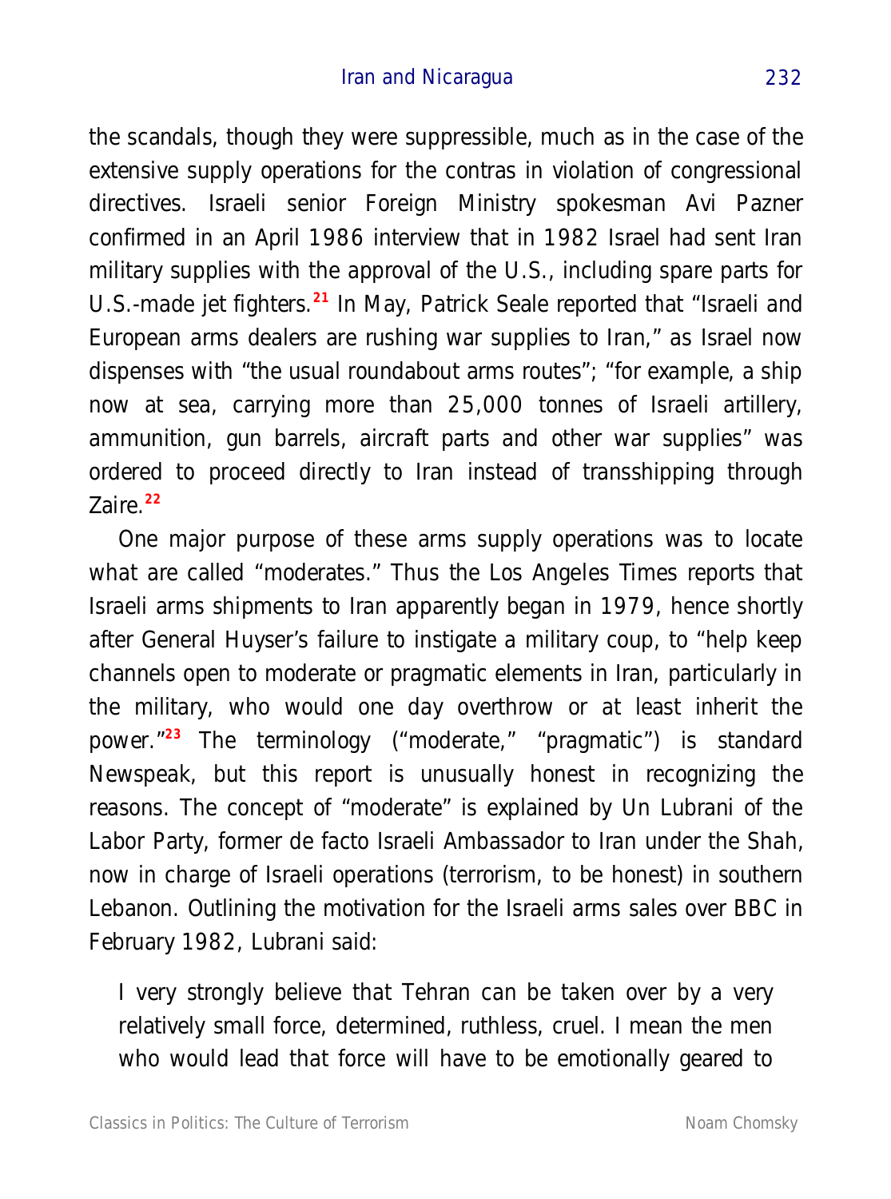the scandals, though they were suppressible, much as in the case of the extensive supply operations for the contras in violation of congressional directives. Israeli senior Foreign Ministry spokesman Avi Pazner confirmed in an April 1986 interview that in 1982 Israel had sent Iran military supplies with the approval of the U.S., including spare parts for U.S.-made jet fighters.[21] In May, Patrick Seale reported that "Israeli and European arms dealers are rushing war supplies to Iran," as Israel now dispenses with "the usual roundabout arms routes"; "for example, a ship now at sea, carrying more than 25,000 tonnes of Israeli artillery, ammunition, gun barrels, aircraft parts and other war supplies" was ordered to proceed directly to Iran instead of transshipping through Zaire.[22]

One major purpose of these arms supply operations was to locate what are called "moderates." Thus the Los Angeles Times reports that Israeli arms shipments to Iran apparently began in 1979, hence shortly after General Huyser's failure to instigate a military coup, to "help keep channels open to moderate or pragmatic elements in Iran, particularly in the military, who would one day overthrow or at least inherit the power."[23] The terminology ("moderate," "pragmatic") is standard Newspeak, but this report is unusually honest in recognizing the reasons. The concept of "moderate" is explained by Un Lubrani of the Labor Party, former de facto Israeli Ambassador to Iran under the Shah, now in charge of Israeli operations (terrorism, to be honest) in southern Lebanon. Outlining the motivation for the Israeli arms sales over BBC in February 1982, Lubrani said:

> I very strongly believe that Tehran can be taken over by a very relatively small force, determined, ruthless, cruel. I mean the men who would lead that force will have to be emotionally geared to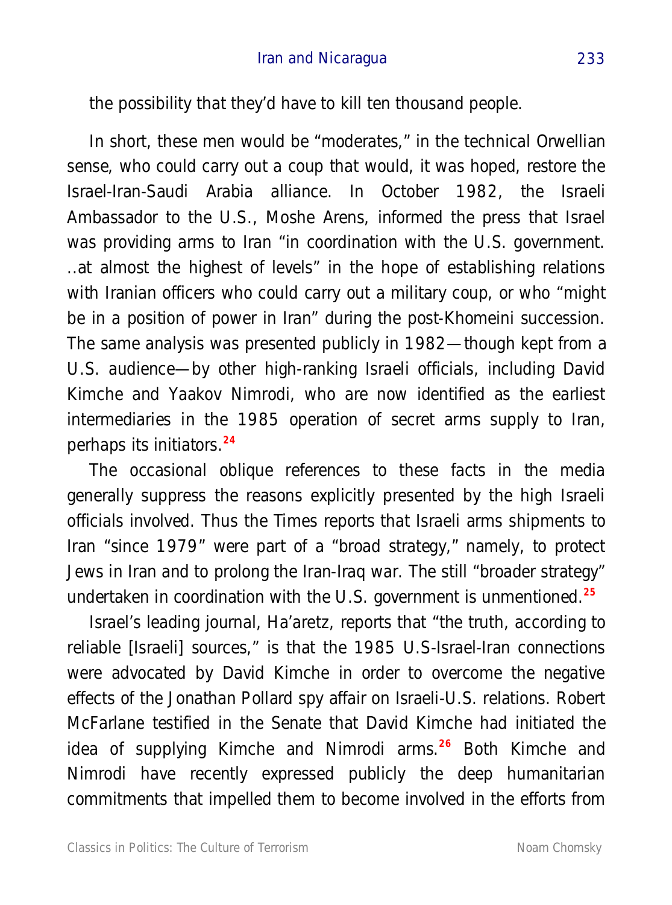the possibility that they'd have to kill ten thousand people.

In short, these men would be "moderates," in the technical Orwellian sense, who could carry out a coup that would, it was hoped, restore the Israel-Iran-Saudi Arabia alliance. In October 1982, the Israeli Ambassador to the U.S., Moshe Arens, informed the press that Israel was providing arms to Iran "in coordination with the U.S. government. ..at almost the highest of levels" in the hope of establishing relations with Iranian officers who could carry out a military coup, or who "might be in a position of power in Iran" during the post-Khomeini succession. The same analysis was presented publicly in 1982—though kept from a U.S. audience—by other high-ranking Israeli officials, including David Kimche and Yaakov Nimrodi, who are now identified as the earliest intermediaries in the 1985 operation of secret arms supply to Iran, perhaps its initiators.[24]

The occasional oblique references to these facts in the media generally suppress the reasons explicitly presented by the high Israeli officials involved. Thus the Times reports that Israeli arms shipments to Iran "since 1979" were part of a "broad strategy," namely, to protect Jews in Iran and to prolong the Iran-Iraq war. The still "broader strategy" undertaken in coordination with the U.S. government is unmentioned.[25]

Israel's leading journal, Ha'aretz, reports that "the truth, according to reliable [Israeli] sources," is that the 1985 U.S-Israel-Iran connections were advocated by David Kimche in order to overcome the negative effects of the Jonathan Pollard spy affair on Israeli-U.S. relations. Robert McFarlane testified in the Senate that David Kimche had initiated the idea of supplying Kimche and Nimrodi arms.[26] Both Kimche and Nimrodi have recently expressed publicly the deep humanitarian commitments that impelled them to become involved in the efforts from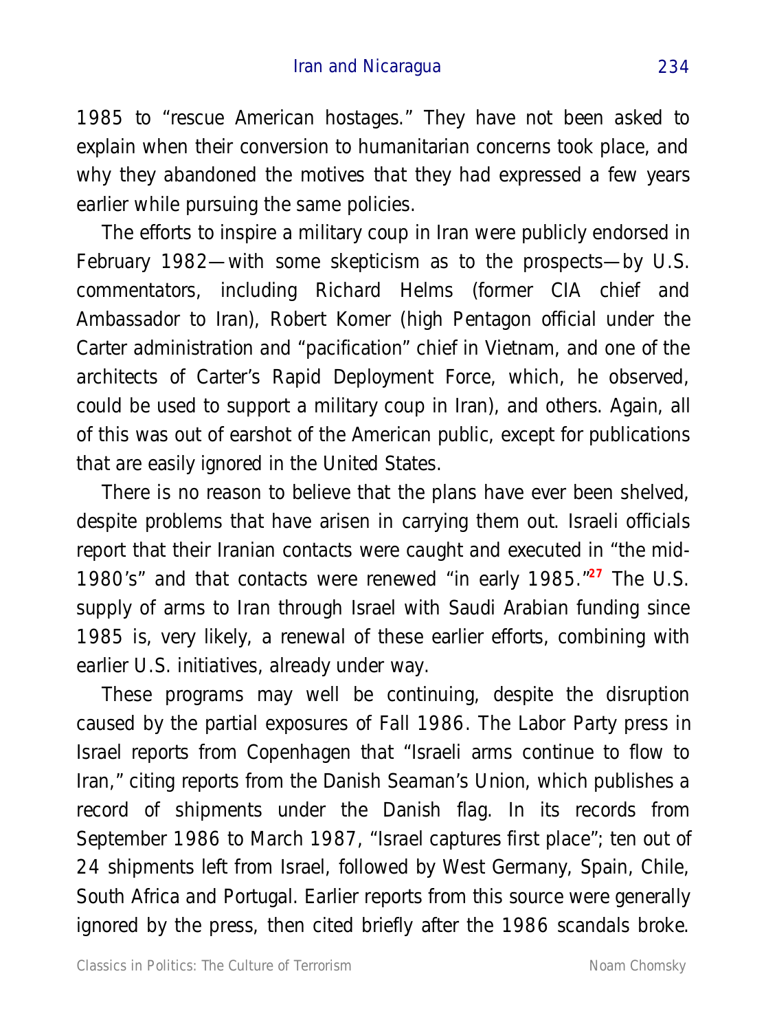1985 to “rescue American hostages.” They have not been asked to explain when their conversion to humanitarian concerns took place, and why they abandoned the motives that they had expressed a few years earlier while pursuing the same policies.

The efforts to inspire a military coup in Iran were publicly endorsed in February 1982—with some skepticism as to the prospects—by U.S. commentators, including Richard Helms (former CIA chief and Ambassador to Iran), Robert Komer (high Pentagon official under the Carter administration and “pacification” chief in Vietnam, and one of the architects of Carter’s Rapid Deployment Force, which, he observed, could be used to support a military coup in Iran), and others. Again, all of this was out of earshot of the American public, except for publications that are easily ignored in the United States.

There is no reason to believe that the plans have ever been shelved, despite problems that have arisen in carrying them out. Israeli officials report that their Iranian contacts were caught and executed in “the mid-1980’s” and that contacts were renewed “in early 1985.”[27] The U.S. supply of arms to Iran through Israel with Saudi Arabian funding since 1985 is, very likely, a renewal of these earlier efforts, combining with earlier U.S. initiatives, already under way.

These programs may well be continuing, despite the disruption caused by the partial exposures of Fall 1986. The Labor Party press in Israel reports from Copenhagen that “Israeli arms continue to flow to Iran,” citing reports from the Danish Seaman’s Union, which publishes a record of shipments under the Danish flag. In its records from September 1986 to March 1987, “Israel captures first place”; ten out of 24 shipments left from Israel, followed by West Germany, Spain, Chile, South Africa and Portugal. Earlier reports from this source were generally ignored by the press, then cited briefly after the 1986 scandals broke.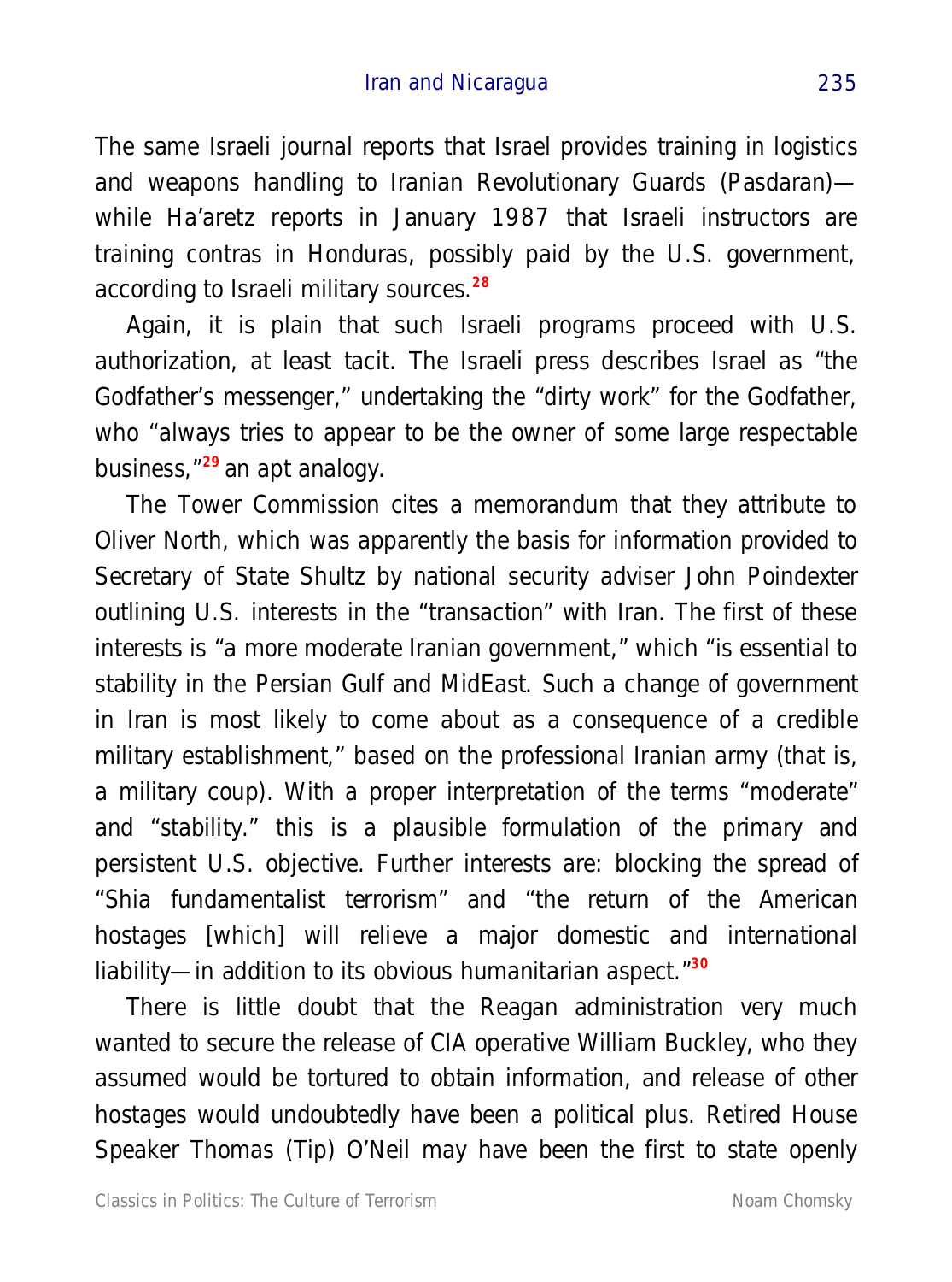The same Israeli journal reports that Israel provides training in logistics and weapons handling to Iranian Revolutionary Guards (Pasdaran)—while Ha'aretz reports in January 1987 that Israeli instructors are training contras in Honduras, possibly paid by the U.S. government, according to Israeli military sources.[28]

Again, it is plain that such Israeli programs proceed with U.S. authorization, at least tacit. The Israeli press describes Israel as "the Godfather's messenger," undertaking the "dirty work" for the Godfather, who "always tries to appear to be the owner of some large respectable business,"[29] an apt analogy.

The Tower Commission cites a memorandum that they attribute to Oliver North, which was apparently the basis for information provided to Secretary of State Shultz by national security adviser John Poindexter outlining U.S. interests in the "transaction" with Iran. The first of these interests is "a more moderate Iranian government," which "is essential to stability in the Persian Gulf and MidEast. Such a change of government in Iran is most likely to come about as a consequence of a credible military establishment," based on the professional Iranian army (that is, a military coup). With a proper interpretation of the terms "moderate" and "stability." this is a plausible formulation of the primary and persistent U.S. objective. Further interests are: blocking the spread of "Shia fundamentalist terrorism" and "the return of the American hostages [which] will relieve a major domestic and international liability—in addition to its obvious humanitarian aspect."[30]

There is little doubt that the Reagan administration very much wanted to secure the release of CIA operative William Buckley, who they assumed would be tortured to obtain information, and release of other hostages would undoubtedly have been a political plus. Retired House Speaker Thomas (Tip) O'Neil may have been the first to state openly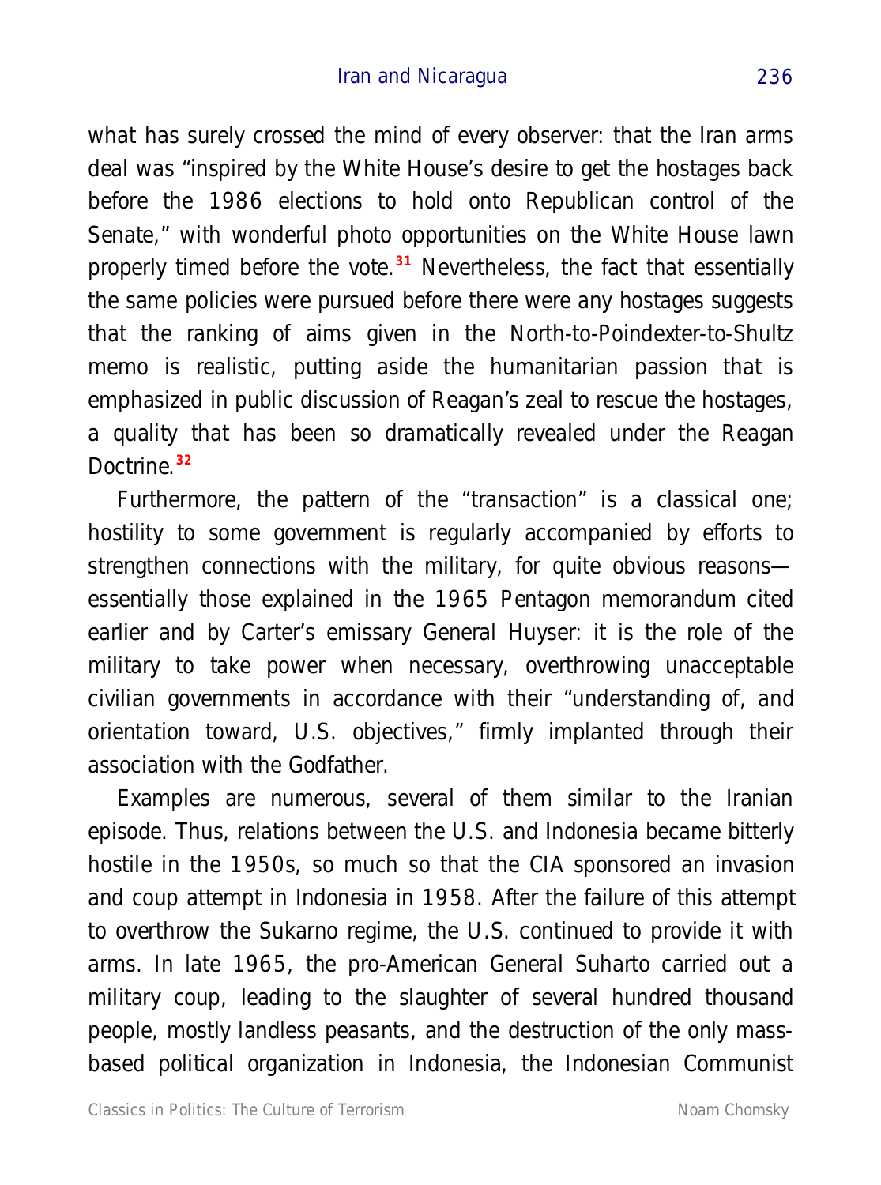what has surely crossed the mind of every observer: that the Iran arms deal was "inspired by the White House's desire to get the hostages back before the 1986 elections to hold onto Republican control of the Senate," with wonderful photo opportunities on the White House lawn properly timed before the vote.[31] Nevertheless, the fact that essentially the same policies were pursued before there were any hostages suggests that the ranking of aims given in the North-to-Poindexter-to-Shultz memo is realistic, putting aside the humanitarian passion that is emphasized in public discussion of Reagan's zeal to rescue the hostages, a quality that has been so dramatically revealed under the Reagan Doctrine.[32]

Furthermore, the pattern of the "transaction" is a classical one; hostility to some government is regularly accompanied by efforts to strengthen connections with the military, for quite obvious reasons—essentially those explained in the 1965 Pentagon memorandum cited earlier and by Carter's emissary General Huyser: it is the role of the military to take power when necessary, overthrowing unacceptable civilian governments in accordance with their "understanding of, and orientation toward, U.S. objectives," firmly implanted through their association with the Godfather.

Examples are numerous, several of them similar to the Iranian episode. Thus, relations between the U.S. and Indonesia became bitterly hostile in the 1950s, so much so that the CIA sponsored an invasion and coup attempt in Indonesia in 1958. After the failure of this attempt to overthrow the Sukarno regime, the U.S. continued to provide it with arms. In late 1965, the pro-American General Suharto carried out a military coup, leading to the slaughter of several hundred thousand people, mostly landless peasants, and the destruction of the only mass-based political organization in Indonesia, the Indonesian Communist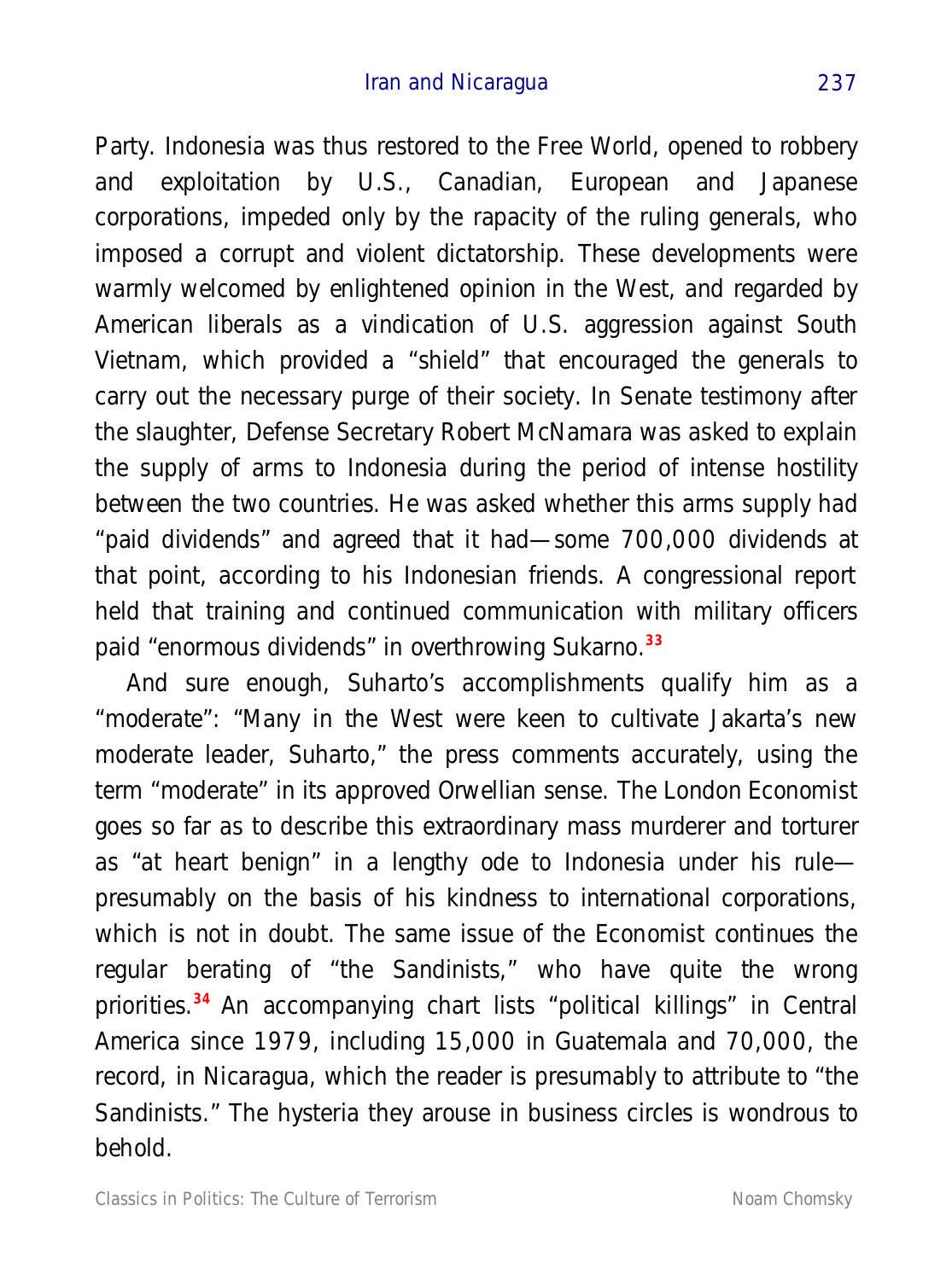Party. Indonesia was thus restored to the Free World, opened to robbery and exploitation by U.S., Canadian, European and Japanese corporations, impeded only by the rapacity of the ruling generals, who imposed a corrupt and violent dictatorship. These developments were warmly welcomed by enlightened opinion in the West, and regarded by American liberals as a vindication of U.S. aggression against South Vietnam, which provided a "shield" that encouraged the generals to carry out the necessary purge of their society. In Senate testimony after the slaughter, Defense Secretary Robert McNamara was asked to explain the supply of arms to Indonesia during the period of intense hostility between the two countries. He was asked whether this arms supply had "paid dividends" and agreed that it had—some 700,000 dividends at that point, according to his Indonesian friends. A congressional report held that training and continued communication with military officers paid "enormous dividends" in overthrowing Sukarno.[33]

And sure enough, Suharto's accomplishments qualify him as a "moderate": "Many in the West were keen to cultivate Jakarta's new moderate leader, Suharto," the press comments accurately, using the term "moderate" in its approved Orwellian sense. The London Economist goes so far as to describe this extraordinary mass murderer and torturer as "at heart benign" in a lengthy ode to Indonesia under his rule—presumably on the basis of his kindness to international corporations, which is not in doubt. The same issue of the Economist continues the regular berating of "the Sandinists," who have quite the wrong priorities.[34] An accompanying chart lists "political killings" in Central America since 1979, including 15,000 in Guatemala and 70,000, the record, in Nicaragua, which the reader is presumably to attribute to "the Sandinists." The hysteria they arouse in business circles is wondrous to behold.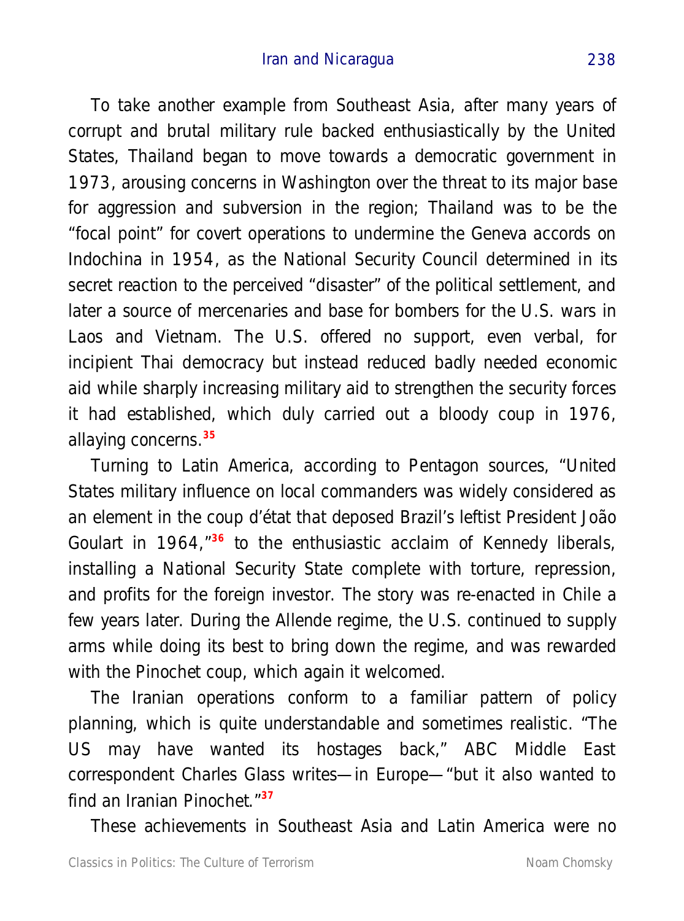To take another example from Southeast Asia, after many years of corrupt and brutal military rule backed enthusiastically by the United States, Thailand began to move towards a democratic government in 1973, arousing concerns in Washington over the threat to its major base for aggression and subversion in the region; Thailand was to be the "focal point" for covert operations to undermine the Geneva accords on Indochina in 1954, as the National Security Council determined in its secret reaction to the perceived "disaster" of the political settlement, and later a source of mercenaries and base for bombers for the U.S. wars in Laos and Vietnam. The U.S. offered no support, even verbal, for incipient Thai democracy but instead reduced badly needed economic aid while sharply increasing military aid to strengthen the security forces it had established, which duly carried out a bloody coup in 1976, allaying concerns.[35]

Turning to Latin America, according to Pentagon sources, "United States military influence on local commanders was widely considered as an element in the coup d'état that deposed Brazil's leftist President João Goulart in 1964,"[36] to the enthusiastic acclaim of Kennedy liberals, installing a National Security State complete with torture, repression, and profits for the foreign investor. The story was re-enacted in Chile a few years later. During the Allende regime, the U.S. continued to supply arms while doing its best to bring down the regime, and was rewarded with the Pinochet coup, which again it welcomed.

The Iranian operations conform to a familiar pattern of policy planning, which is quite understandable and sometimes realistic. "The US may have wanted its hostages back," ABC Middle East correspondent Charles Glass writes—in Europe—"but it also wanted to find an Iranian Pinochet."[37]

These achievements in Southeast Asia and Latin America were no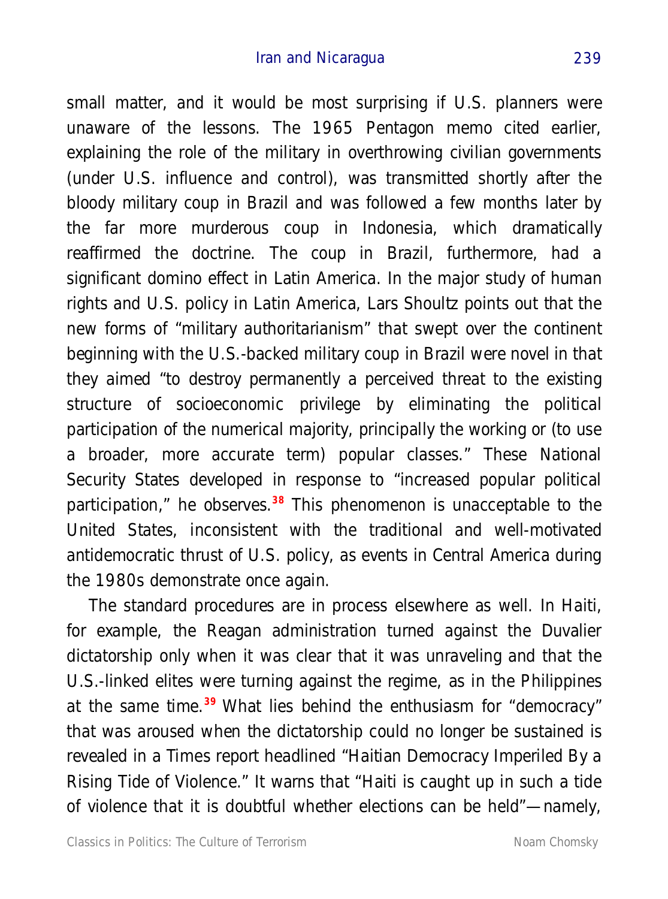small matter, and it would be most surprising if U.S. planners were unaware of the lessons. The 1965 Pentagon memo cited earlier, explaining the role of the military in overthrowing civilian governments (under U.S. influence and control), was transmitted shortly after the bloody military coup in Brazil and was followed a few months later by the far more murderous coup in Indonesia, which dramatically reaffirmed the doctrine. The coup in Brazil, furthermore, had a significant domino effect in Latin America. In the major study of human rights and U.S. policy in Latin America, Lars Shoultz points out that the new forms of "military authoritarianism" that swept over the continent beginning with the U.S.-backed military coup in Brazil were novel in that they aimed "to destroy permanently a perceived threat to the existing structure of socioeconomic privilege by eliminating the political participation of the numerical majority, principally the working or (to use a broader, more accurate term) popular classes." These National Security States developed in response to "increased popular political participation," he observes.[38] This phenomenon is unacceptable to the United States, inconsistent with the traditional and well-motivated antidemocratic thrust of U.S. policy, as events in Central America during the 1980s demonstrate once again.

The standard procedures are in process elsewhere as well. In Haiti, for example, the Reagan administration turned against the Duvalier dictatorship only when it was clear that it was unraveling and that the U.S.-linked elites were turning against the regime, as in the Philippines at the same time.[39] What lies behind the enthusiasm for "democracy" that was aroused when the dictatorship could no longer be sustained is revealed in a Times report headlined "Haitian Democracy Imperiled By a Rising Tide of Violence." It warns that "Haiti is caught up in such a tide of violence that it is doubtful whether elections can be held"—namely,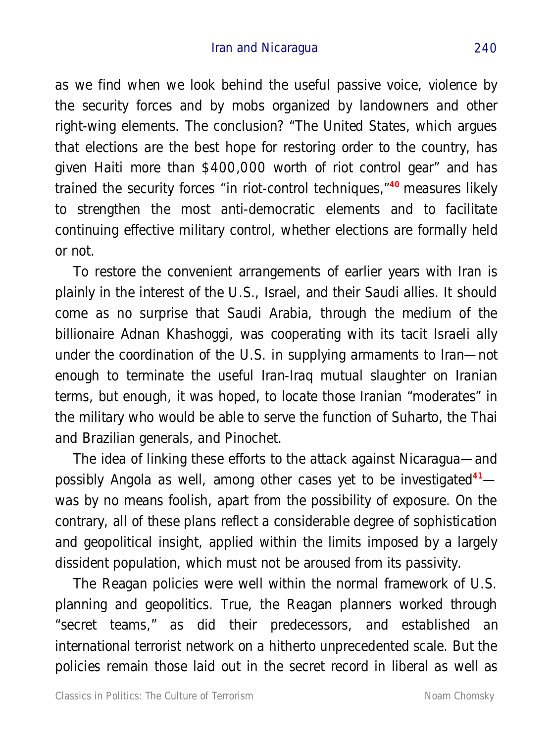as we find when we look behind the useful passive voice, violence by the security forces and by mobs organized by landowners and other right-wing elements. The conclusion? "The United States, which argues that elections are the best hope for restoring order to the country, has given Haiti more than $400,000 worth of riot control gear" and has trained the security forces "in riot-control techniques,"[40] measures likely to strengthen the most anti-democratic elements and to facilitate continuing effective military control, whether elections are formally held or not.

To restore the convenient arrangements of earlier years with Iran is plainly in the interest of the U.S., Israel, and their Saudi allies. It should come as no surprise that Saudi Arabia, through the medium of the billionaire Adnan Khashoggi, was cooperating with its tacit Israeli ally under the coordination of the U.S. in supplying armaments to Iran—not enough to terminate the useful Iran-Iraq mutual slaughter on Iranian terms, but enough, it was hoped, to locate those Iranian "moderates" in the military who would be able to serve the function of Suharto, the Thai and Brazilian generals, and Pinochet.

The idea of linking these efforts to the attack against Nicaragua—and possibly Angola as well, among other cases yet to be investigated[41]—was by no means foolish, apart from the possibility of exposure. On the contrary, all of these plans reflect a considerable degree of sophistication and geopolitical insight, applied within the limits imposed by a largely dissident population, which must not be aroused from its passivity.

The Reagan policies were well within the normal framework of U.S. planning and geopolitics. True, the Reagan planners worked through "secret teams," as did their predecessors, and established an international terrorist network on a hitherto unprecedented scale. But the policies remain those laid out in the secret record in liberal as well as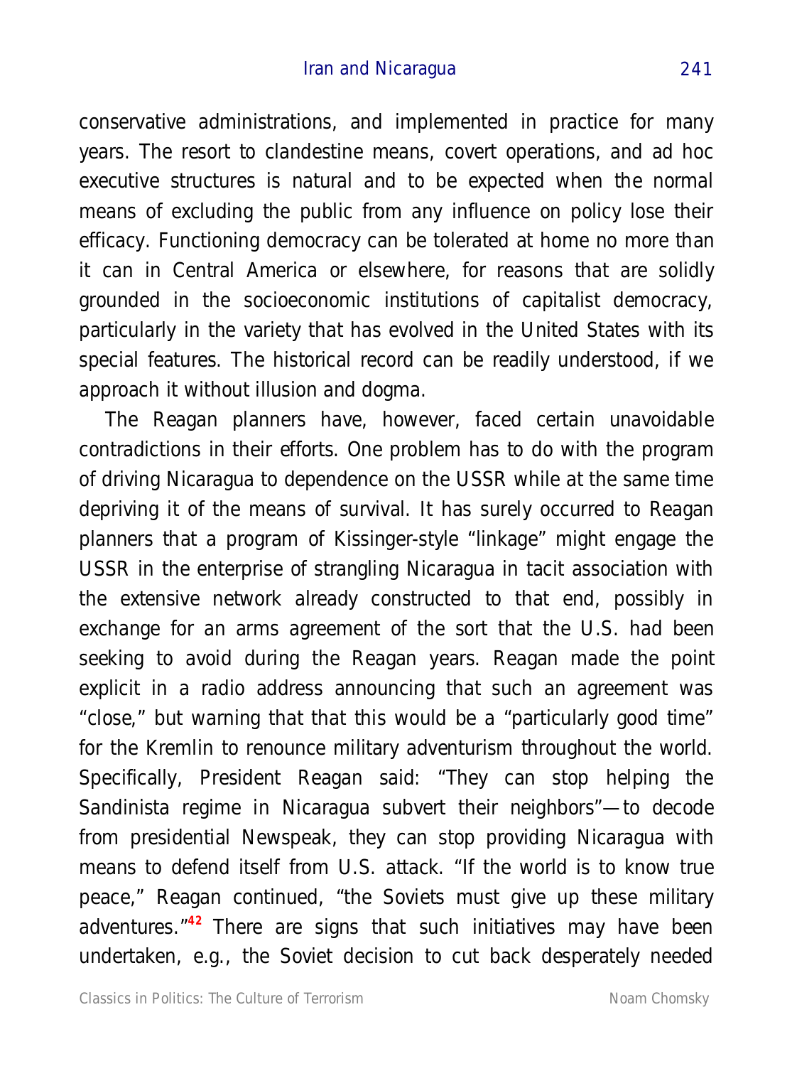conservative administrations, and implemented in practice for many years. The resort to clandestine means, covert operations, and ad hoc executive structures is natural and to be expected when the normal means of excluding the public from any influence on policy lose their efficacy. Functioning democracy can be tolerated at home no more than it can in Central America or elsewhere, for reasons that are solidly grounded in the socioeconomic institutions of capitalist democracy, particularly in the variety that has evolved in the United States with its special features. The historical record can be readily understood, if we approach it without illusion and dogma.

The Reagan planners have, however, faced certain unavoidable contradictions in their efforts. One problem has to do with the program of driving Nicaragua to dependence on the USSR while at the same time depriving it of the means of survival. It has surely occurred to Reagan planners that a program of Kissinger-style "linkage" might engage the USSR in the enterprise of strangling Nicaragua in tacit association with the extensive network already constructed to that end, possibly in exchange for an arms agreement of the sort that the U.S. had been seeking to avoid during the Reagan years. Reagan made the point explicit in a radio address announcing that such an agreement was "close," but warning that that this would be a "particularly good time" for the Kremlin to renounce military adventurism throughout the world. Specifically, President Reagan said: "They can stop helping the Sandinista regime in Nicaragua subvert their neighbors"—to decode from presidential Newspeak, they can stop providing Nicaragua with means to defend itself from U.S. attack. "If the world is to know true peace," Reagan continued, "the Soviets must give up these military adventures."[42] There are signs that such initiatives may have been undertaken, e.g., the Soviet decision to cut back desperately needed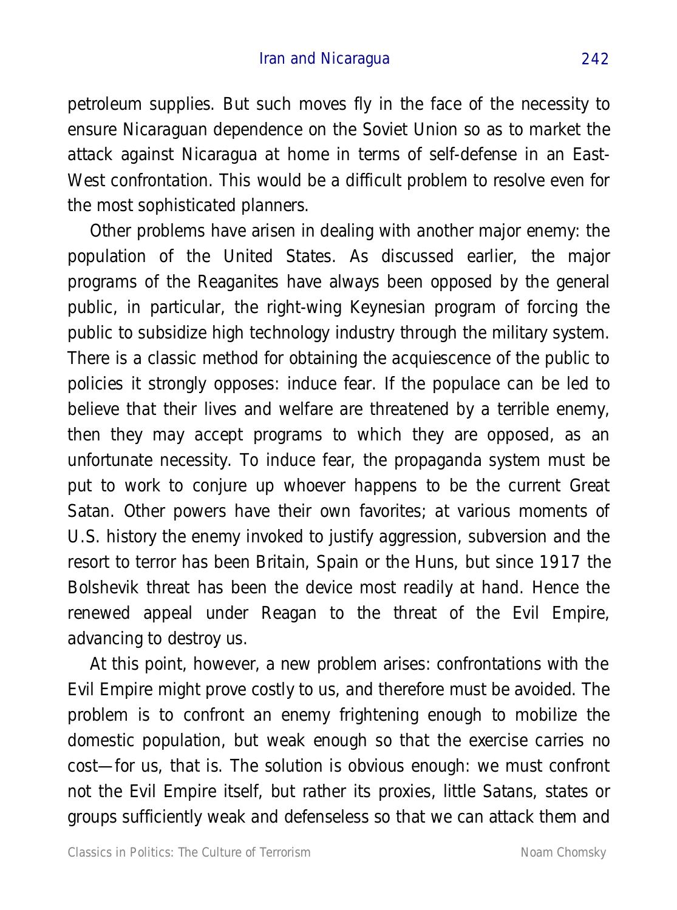petroleum supplies. But such moves fly in the face of the necessity to ensure Nicaraguan dependence on the Soviet Union so as to market the attack against Nicaragua at home in terms of self-defense in an East-West confrontation. This would be a difficult problem to resolve even for the most sophisticated planners.

Other problems have arisen in dealing with another major enemy: the population of the United States. As discussed earlier, the major programs of the Reaganites have always been opposed by the general public, in particular, the right-wing Keynesian program of forcing the public to subsidize high technology industry through the military system. There is a classic method for obtaining the acquiescence of the public to policies it strongly opposes: induce fear. If the populace can be led to believe that their lives and welfare are threatened by a terrible enemy, then they may accept programs to which they are opposed, as an unfortunate necessity. To induce fear, the propaganda system must be put to work to conjure up whoever happens to be the current Great Satan. Other powers have their own favorites; at various moments of U.S. history the enemy invoked to justify aggression, subversion and the resort to terror has been Britain, Spain or the Huns, but since 1917 the Bolshevik threat has been the device most readily at hand. Hence the renewed appeal under Reagan to the threat of the Evil Empire, advancing to destroy us.

At this point, however, a new problem arises: confrontations with the Evil Empire might prove costly to us, and therefore must be avoided. The problem is to confront an enemy frightening enough to mobilize the domestic population, but weak enough so that the exercise carries no cost—for us, that is. The solution is obvious enough: we must confront not the Evil Empire itself, but rather its proxies, little Satans, states or groups sufficiently weak and defenseless so that we can attack them and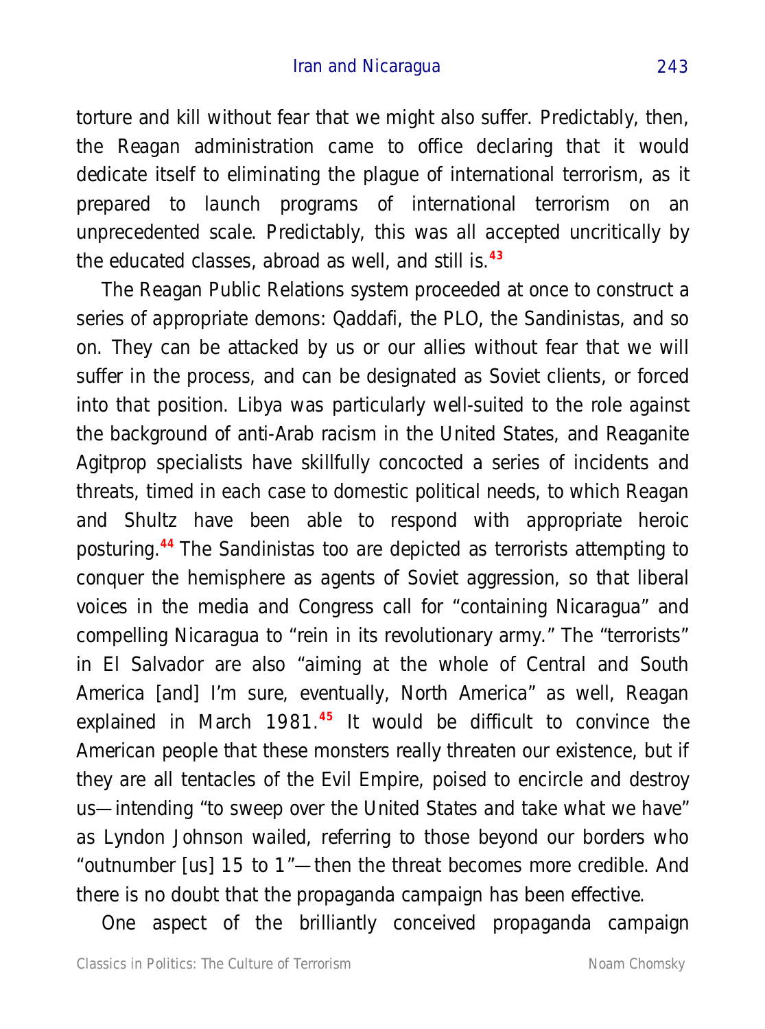torture and kill without fear that we might also suffer. Predictably, then, the Reagan administration came to office declaring that it would dedicate itself to eliminating the plague of international terrorism, as it prepared to launch programs of international terrorism on an unprecedented scale. Predictably, this was all accepted uncritically by the educated classes, abroad as well, and still is.[43]

The Reagan Public Relations system proceeded at once to construct a series of appropriate demons: Qaddafi, the PLO, the Sandinistas, and so on. They can be attacked by us or our allies without fear that we will suffer in the process, and can be designated as Soviet clients, or forced into that position. Libya was particularly well-suited to the role against the background of anti-Arab racism in the United States, and Reaganite Agitprop specialists have skillfully concocted a series of incidents and threats, timed in each case to domestic political needs, to which Reagan and Shultz have been able to respond with appropriate heroic posturing.[44] The Sandinistas too are depicted as terrorists attempting to conquer the hemisphere as agents of Soviet aggression, so that liberal voices in the media and Congress call for "containing Nicaragua" and compelling Nicaragua to "rein in its revolutionary army." The "terrorists" in El Salvador are also "aiming at the whole of Central and South America [and] I'm sure, eventually, North America" as well, Reagan explained in March 1981.[45] It would be difficult to convince the American people that these monsters really threaten our existence, but if they are all tentacles of the Evil Empire, poised to encircle and destroy us—intending "to sweep over the United States and take what we have" as Lyndon Johnson wailed, referring to those beyond our borders who "outnumber [us] 15 to 1"—then the threat becomes more credible. And there is no doubt that the propaganda campaign has been effective.

One aspect of the brilliantly conceived propaganda campaign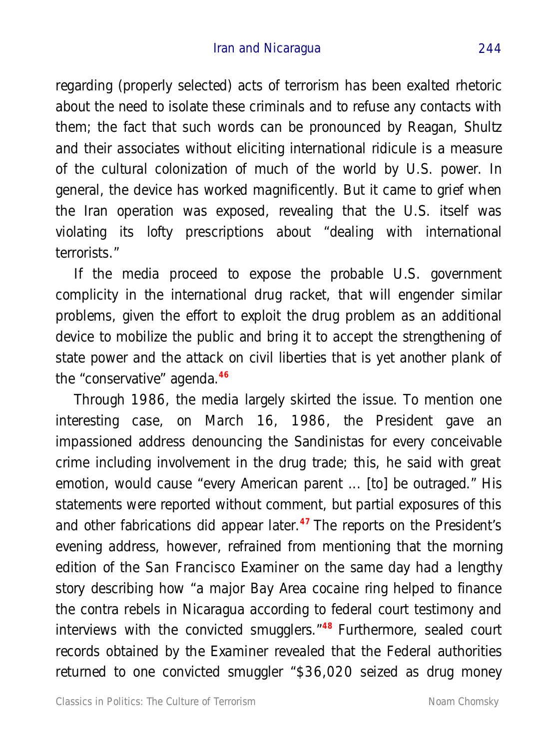regarding (properly selected) acts of terrorism has been exalted rhetoric about the need to isolate these criminals and to refuse any contacts with them; the fact that such words can be pronounced by Reagan, Shultz and their associates without eliciting international ridicule is a measure of the cultural colonization of much of the world by U.S. power. In general, the device has worked magnificently. But it came to grief when the Iran operation was exposed, revealing that the U.S. itself was violating its lofty prescriptions about "dealing with international terrorists."

If the media proceed to expose the probable U.S. government complicity in the international drug racket, that will engender similar problems, given the effort to exploit the drug problem as an additional device to mobilize the public and bring it to accept the strengthening of state power and the attack on civil liberties that is yet another plank of the "conservative" agenda.[46]

Through 1986, the media largely skirted the issue. To mention one interesting case, on March 16, 1986, the President gave an impassioned address denouncing the Sandinistas for every conceivable crime including involvement in the drug trade; this, he said with great emotion, would cause "every American parent ... [to] be outraged." His statements were reported without comment, but partial exposures of this and other fabrications did appear later.[47] The reports on the President's evening address, however, refrained from mentioning that the morning edition of the San Francisco Examiner on the same day had a lengthy story describing how "a major Bay Area cocaine ring helped to finance the contra rebels in Nicaragua according to federal court testimony and interviews with the convicted smugglers."[48] Furthermore, sealed court records obtained by the Examiner revealed that the Federal authorities returned to one convicted smuggler "$36,020 seized as drug money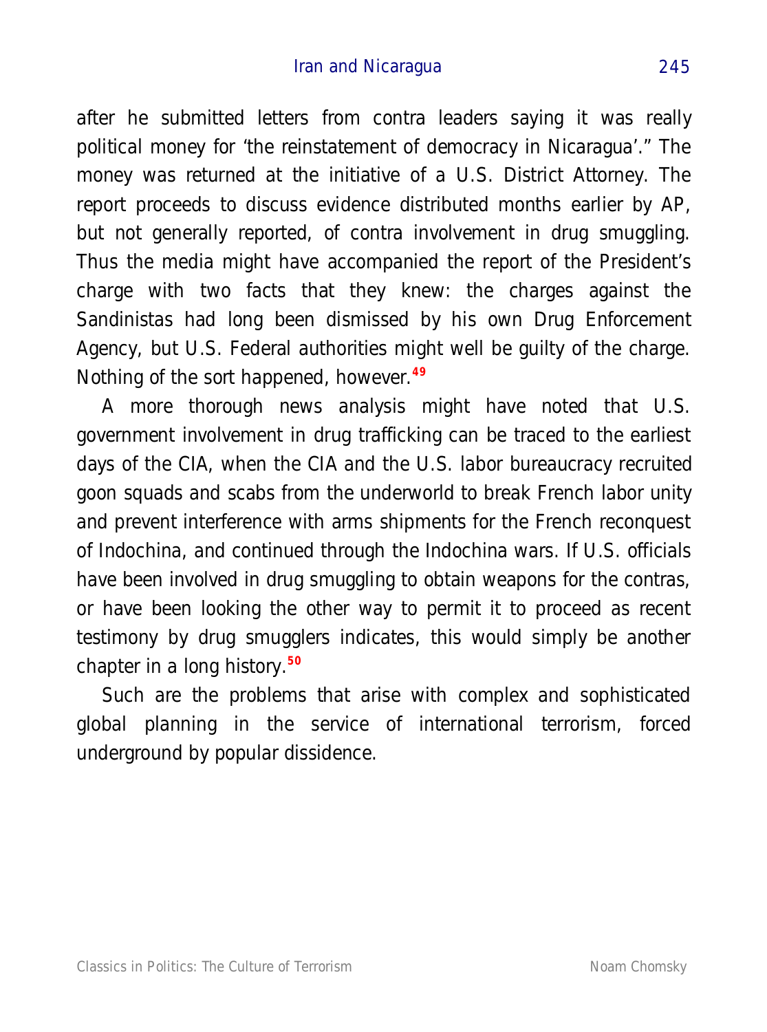after he submitted letters from contra leaders saying it was really political money for 'the reinstatement of democracy in Nicaragua'." The money was returned at the initiative of a U.S. District Attorney. The report proceeds to discuss evidence distributed months earlier by AP, but not generally reported, of contra involvement in drug smuggling. Thus the media might have accompanied the report of the President's charge with two facts that they knew: the charges against the Sandinistas had long been dismissed by his own Drug Enforcement Agency, but U.S. Federal authorities might well be guilty of the charge. Nothing of the sort happened, however.[49]

A more thorough news analysis might have noted that U.S. government involvement in drug trafficking can be traced to the earliest days of the CIA, when the CIA and the U.S. labor bureaucracy recruited goon squads and scabs from the underworld to break French labor unity and prevent interference with arms shipments for the French reconquest of Indochina, and continued through the Indochina wars. If U.S. officials have been involved in drug smuggling to obtain weapons for the contras, or have been looking the other way to permit it to proceed as recent testimony by drug smugglers indicates, this would simply be another chapter in a long history.[50]

Such are the problems that arise with complex and sophisticated global planning in the service of international terrorism, forced underground by popular dissidence.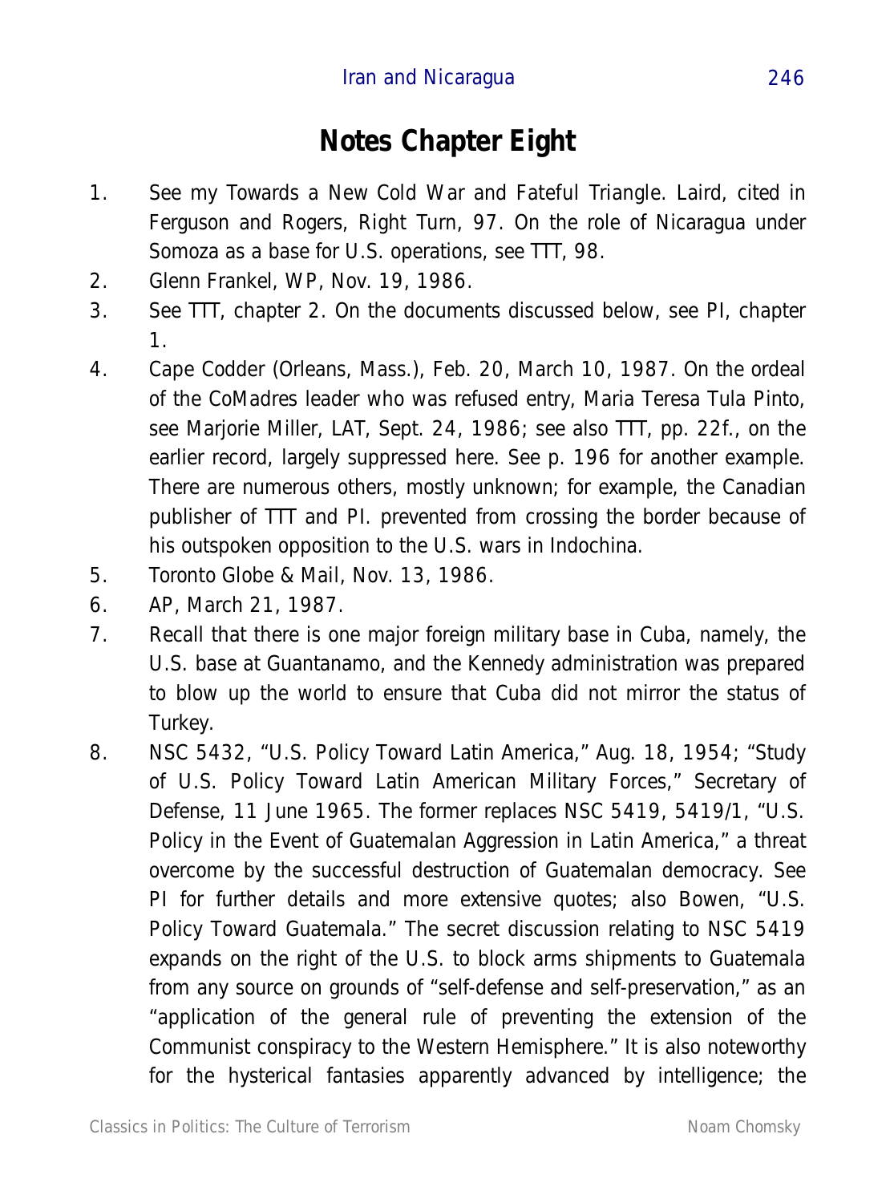# Notes Chapter Eight

1. See my Towards a New Cold War and Fateful Triangle. Laird, cited in Ferguson and Rogers, Right Turn, 97. On the role of Nicaragua under Somoza as a base for U.S. operations, see TTT, 98.
2. Glenn Frankel, WP, Nov. 19, 1986.
3. See TTT, chapter 2. On the documents discussed below, see PI, chapter 1.
4. Cape Codder (Orleans, Mass.), Feb. 20, March 10, 1987. On the ordeal of the CoMadres leader who was refused entry, Maria Teresa Tula Pinto, see Marjorie Miller, LAT, Sept. 24, 1986; see also TTT, pp. 22f., on the earlier record, largely suppressed here. See p. 196 for another example. There are numerous others, mostly unknown; for example, the Canadian publisher of TTT and PI. prevented from crossing the border because of his outspoken opposition to the U.S. wars in Indochina.
5. Toronto Globe & Mail, Nov. 13, 1986.
6. AP, March 21, 1987.
7. Recall that there is one major foreign military base in Cuba, namely, the U.S. base at Guantanamo, and the Kennedy administration was prepared to blow up the world to ensure that Cuba did not mirror the status of Turkey.
8. NSC 5432, "U.S. Policy Toward Latin America," Aug. 18, 1954; "Study of U.S. Policy Toward Latin American Military Forces," Secretary of Defense, 11 June 1965. The former replaces NSC 5419, 5419/1, "U.S. Policy in the Event of Guatemalan Aggression in Latin America," a threat overcome by the successful destruction of Guatemalan democracy. See PI for further details and more extensive quotes; also Bowen, "U.S. Policy Toward Guatemala." The secret discussion relating to NSC 5419 expands on the right of the U.S. to block arms shipments to Guatemala from any source on grounds of "self-defense and self-preservation," as an "application of the general rule of preventing the extension of the Communist conspiracy to the Western Hemisphere." It is also noteworthy for the hysterical fantasies apparently advanced by intelligence; the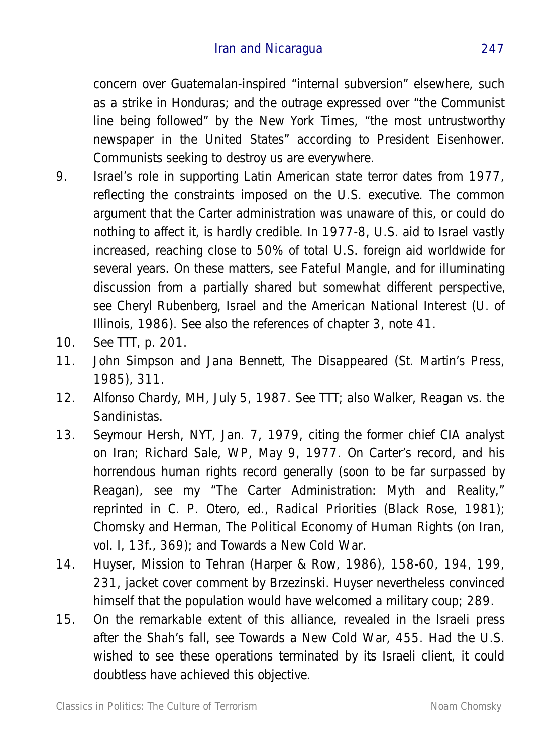concern over Guatemalan-inspired "internal subversion" elsewhere, such as a strike in Honduras; and the outrage expressed over "the Communist line being followed" by the New York Times, "the most untrustworthy newspaper in the United States" according to President Eisenhower. Communists seeking to destroy us are everywhere.

9. Israel's role in supporting Latin American state terror dates from 1977, reflecting the constraints imposed on the U.S. executive. The common argument that the Carter administration was unaware of this, or could do nothing to affect it, is hardly credible. In 1977-8, U.S. aid to Israel vastly increased, reaching close to 50% of total U.S. foreign aid worldwide for several years. On these matters, see Fateful Mangle, and for illuminating discussion from a partially shared but somewhat different perspective, see Cheryl Rubenberg, Israel and the American National Interest (U. of Illinois, 1986). See also the references of chapter 3, note 41.
10. See TTT, p. 201.
11. John Simpson and Jana Bennett, The Disappeared (St. Martin's Press, 1985), 311.
12. Alfonso Chardy, MH, July 5, 1987. See TTT; also Walker, Reagan vs. the Sandinistas.
13. Seymour Hersh, NYT, Jan. 7, 1979, citing the former chief CIA analyst on Iran; Richard Sale, WP, May 9, 1977. On Carter's record, and his horrendous human rights record generally (soon to be far surpassed by Reagan), see my "The Carter Administration: Myth and Reality," reprinted in C. P. Otero, ed., Radical Priorities (Black Rose, 1981); Chomsky and Herman, The Political Economy of Human Rights (on Iran, vol. I, 13f., 369); and Towards a New Cold War.
14. Huyser, Mission to Tehran (Harper & Row, 1986), 158-60, 194, 199, 231, jacket cover comment by Brzezinski. Huyser nevertheless convinced himself that the population would have welcomed a military coup; 289.
15. On the remarkable extent of this alliance, revealed in the Israeli press after the Shah's fall, see Towards a New Cold War, 455. Had the U.S. wished to see these operations terminated by its Israeli client, it could doubtless have achieved this objective.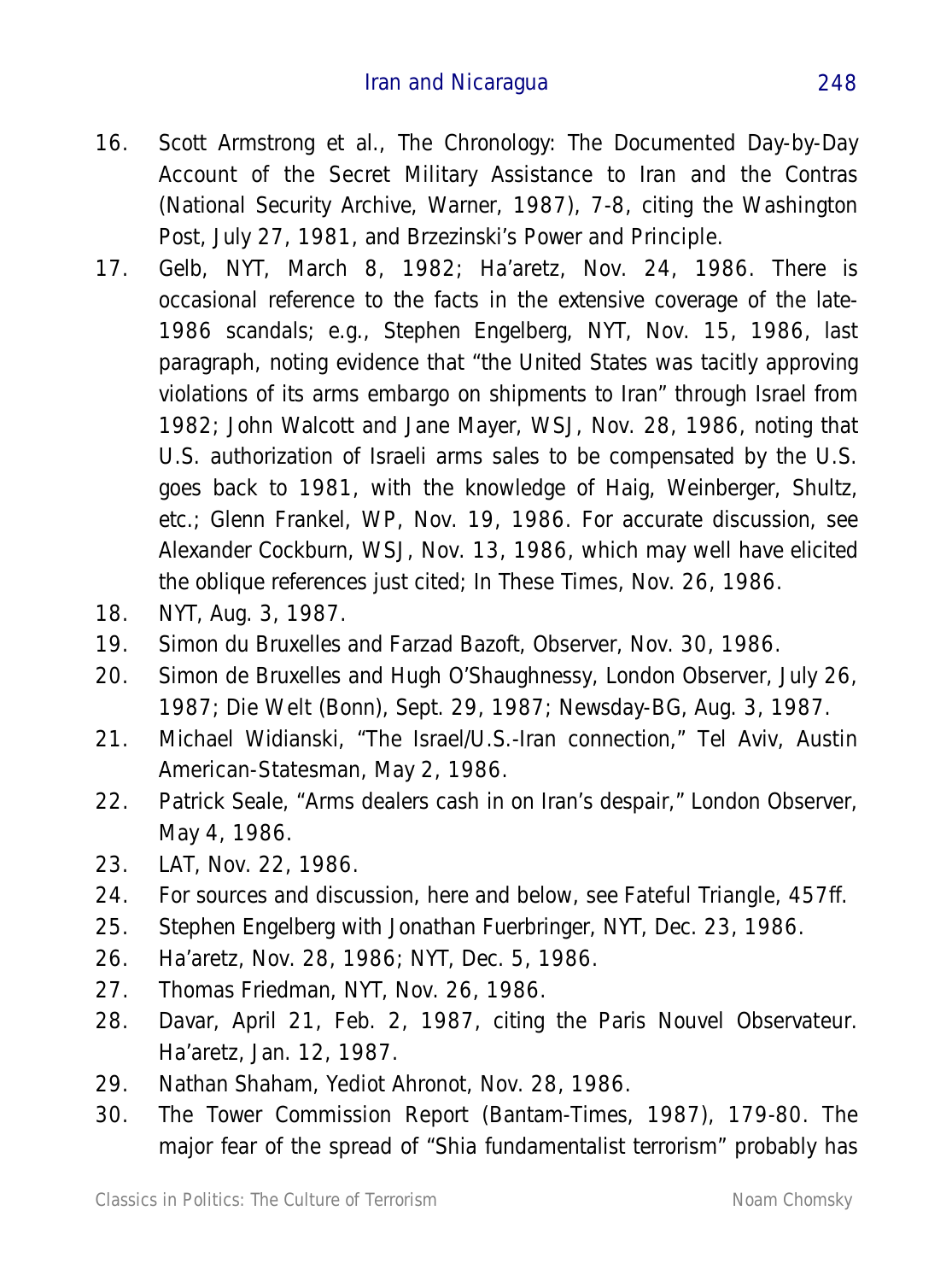16. Scott Armstrong et al., The Chronology: The Documented Day-by-Day Account of the Secret Military Assistance to Iran and the Contras (National Security Archive, Warner, 1987), 7-8, citing the Washington Post, July 27, 1981, and Brzezinski's Power and Principle.
17. Gelb, NYT, March 8, 1982; Ha'aretz, Nov. 24, 1986. There is occasional reference to the facts in the extensive coverage of the late-1986 scandals; e.g., Stephen Engelberg, NYT, Nov. 15, 1986, last paragraph, noting evidence that "the United States was tacitly approving violations of its arms embargo on shipments to Iran" through Israel from 1982; John Walcott and Jane Mayer, WSJ, Nov. 28, 1986, noting that U.S. authorization of Israeli arms sales to be compensated by the U.S. goes back to 1981, with the knowledge of Haig, Weinberger, Shultz, etc.; Glenn Frankel, WP, Nov. 19, 1986. For accurate discussion, see Alexander Cockburn, WSJ, Nov. 13, 1986, which may well have elicited the oblique references just cited; In These Times, Nov. 26, 1986.
18. NYT, Aug. 3, 1987.
19. Simon du Bruxelles and Farzad Bazoft, Observer, Nov. 30, 1986.
20. Simon de Bruxelles and Hugh O'Shaughnessy, London Observer, July 26, 1987; Die Welt (Bonn), Sept. 29, 1987; Newsday-BG, Aug. 3, 1987.
21. Michael Widianski, "The Israel/U.S.-Iran connection," Tel Aviv, Austin American-Statesman, May 2, 1986.
22. Patrick Seale, "Arms dealers cash in on Iran's despair," London Observer, May 4, 1986.
23. LAT, Nov. 22, 1986.
24. For sources and discussion, here and below, see Fateful Triangle, 457ff.
25. Stephen Engelberg with Jonathan Fuerbringer, NYT, Dec. 23, 1986.
26. Ha'aretz, Nov. 28, 1986; NYT, Dec. 5, 1986.
27. Thomas Friedman, NYT, Nov. 26, 1986.
28. Davar, April 21, Feb. 2, 1987, citing the Paris Nouvel Observateur. Ha'aretz, Jan. 12, 1987.
29. Nathan Shaham, Yediot Ahronot, Nov. 28, 1986.
30. The Tower Commission Report (Bantam-Times, 1987), 179-80. The major fear of the spread of "Shia fundamentalist terrorism" probably has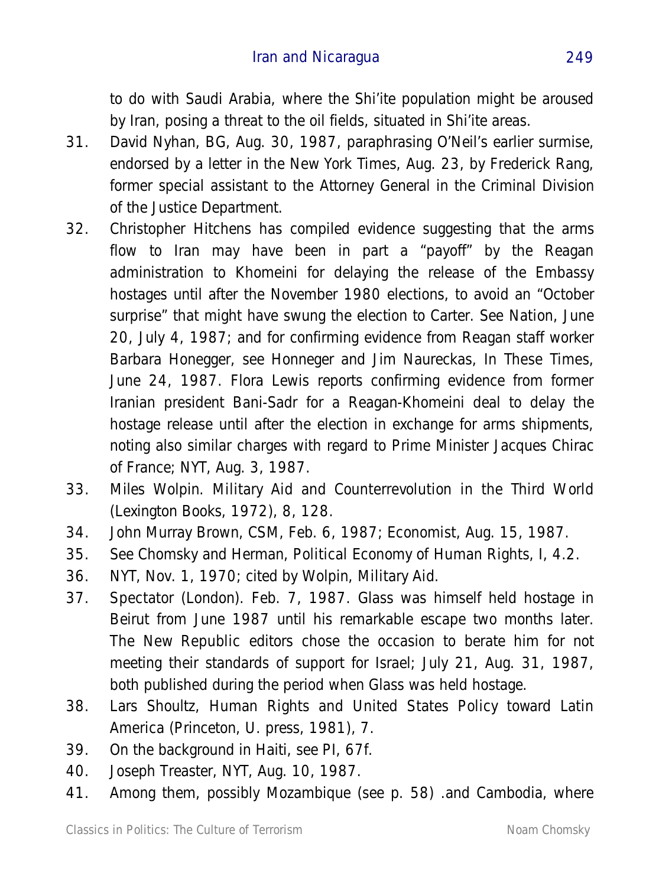to do with Saudi Arabia, where the Shi'ite population might be aroused by Iran, posing a threat to the oil fields, situated in Shi'ite areas.

31. David Nyhan, BG, Aug. 30, 1987, paraphrasing O'Neil's earlier surmise, endorsed by a letter in the New York Times, Aug. 23, by Frederick Rang, former special assistant to the Attorney General in the Criminal Division of the Justice Department.
32. Christopher Hitchens has compiled evidence suggesting that the arms flow to Iran may have been in part a "payoff" by the Reagan administration to Khomeini for delaying the release of the Embassy hostages until after the November 1980 elections, to avoid an "October surprise" that might have swung the election to Carter. See Nation, June 20, July 4, 1987; and for confirming evidence from Reagan staff worker Barbara Honegger, see Honneger and Jim Naureckas, In These Times, June 24, 1987. Flora Lewis reports confirming evidence from former Iranian president Bani-Sadr for a Reagan-Khomeini deal to delay the hostage release until after the election in exchange for arms shipments, noting also similar charges with regard to Prime Minister Jacques Chirac of France; NYT, Aug. 3, 1987.
33. Miles Wolpin. Military Aid and Counterrevolution in the Third World (Lexington Books, 1972), 8, 128.
34. John Murray Brown, CSM, Feb. 6, 1987; Economist, Aug. 15, 1987.
35. See Chomsky and Herman, Political Economy of Human Rights, I, 4.2.
36. NYT, Nov. 1, 1970; cited by Wolpin, Military Aid.
37. Spectator (London). Feb. 7, 1987. Glass was himself held hostage in Beirut from June 1987 until his remarkable escape two months later. The New Republic editors chose the occasion to berate him for not meeting their standards of support for Israel; July 21, Aug. 31, 1987, both published during the period when Glass was held hostage.
38. Lars Shoultz, Human Rights and United States Policy toward Latin America (Princeton, U. press, 1981), 7.
39. On the background in Haiti, see PI, 67f.
40. Joseph Treaster, NYT, Aug. 10, 1987.
41. Among them, possibly Mozambique (see p. 58) .and Cambodia, where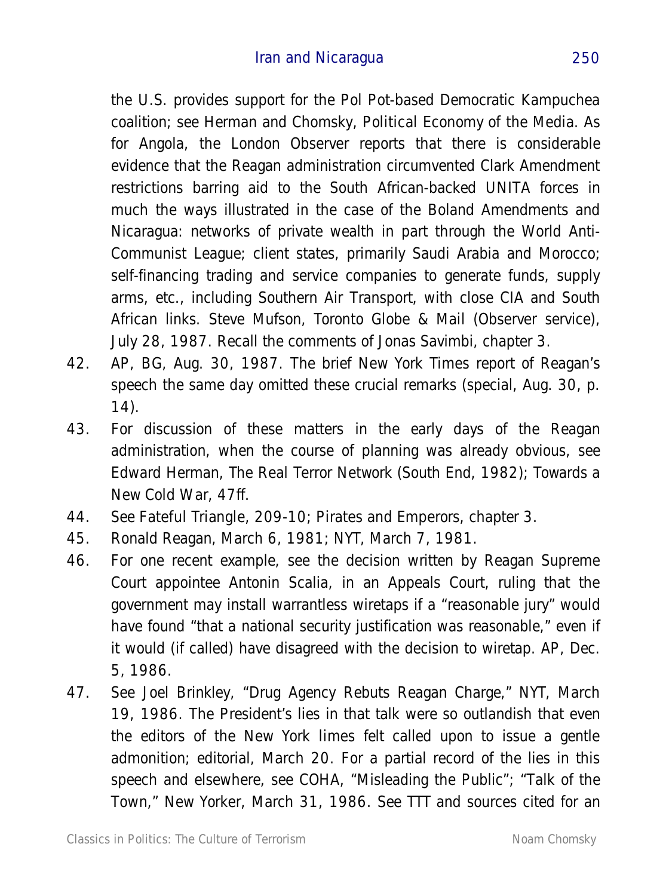the U.S. provides support for the Pol Pot-based Democratic Kampuchea coalition; see Herman and Chomsky, Political Economy of the Media. As for Angola, the London Observer reports that there is considerable evidence that the Reagan administration circumvented Clark Amendment restrictions barring aid to the South African-backed UNITA forces in much the ways illustrated in the case of the Boland Amendments and Nicaragua: networks of private wealth in part through the World Anti-Communist League; client states, primarily Saudi Arabia and Morocco; self-financing trading and service companies to generate funds, supply arms, etc., including Southern Air Transport, with close CIA and South African links. Steve Mufson, Toronto Globe & Mail (Observer service), July 28, 1987. Recall the comments of Jonas Savimbi, chapter 3.

42. AP, BG, Aug. 30, 1987. The brief New York Times report of Reagan's speech the same day omitted these crucial remarks (special, Aug. 30, p. 14).
43. For discussion of these matters in the early days of the Reagan administration, when the course of planning was already obvious, see Edward Herman, The Real Terror Network (South End, 1982); Towards a New Cold War, 47ff.
44. See Fateful Triangle, 209-10; Pirates and Emperors, chapter 3.
45. Ronald Reagan, March 6, 1981; NYT, March 7, 1981.
46. For one recent example, see the decision written by Reagan Supreme Court appointee Antonin Scalia, in an Appeals Court, ruling that the government may install warrantless wiretaps if a "reasonable jury" would have found "that a national security justification was reasonable," even if it would (if called) have disagreed with the decision to wiretap. AP, Dec. 5, 1986.
47. See Joel Brinkley, "Drug Agency Rebuts Reagan Charge," NYT, March 19, 1986. The President's lies in that talk were so outlandish that even the editors of the New York limes felt called upon to issue a gentle admonition; editorial, March 20. For a partial record of the lies in this speech and elsewhere, see COHA, "Misleading the Public"; "Talk of the Town," New Yorker, March 31, 1986. See TTT and sources cited for an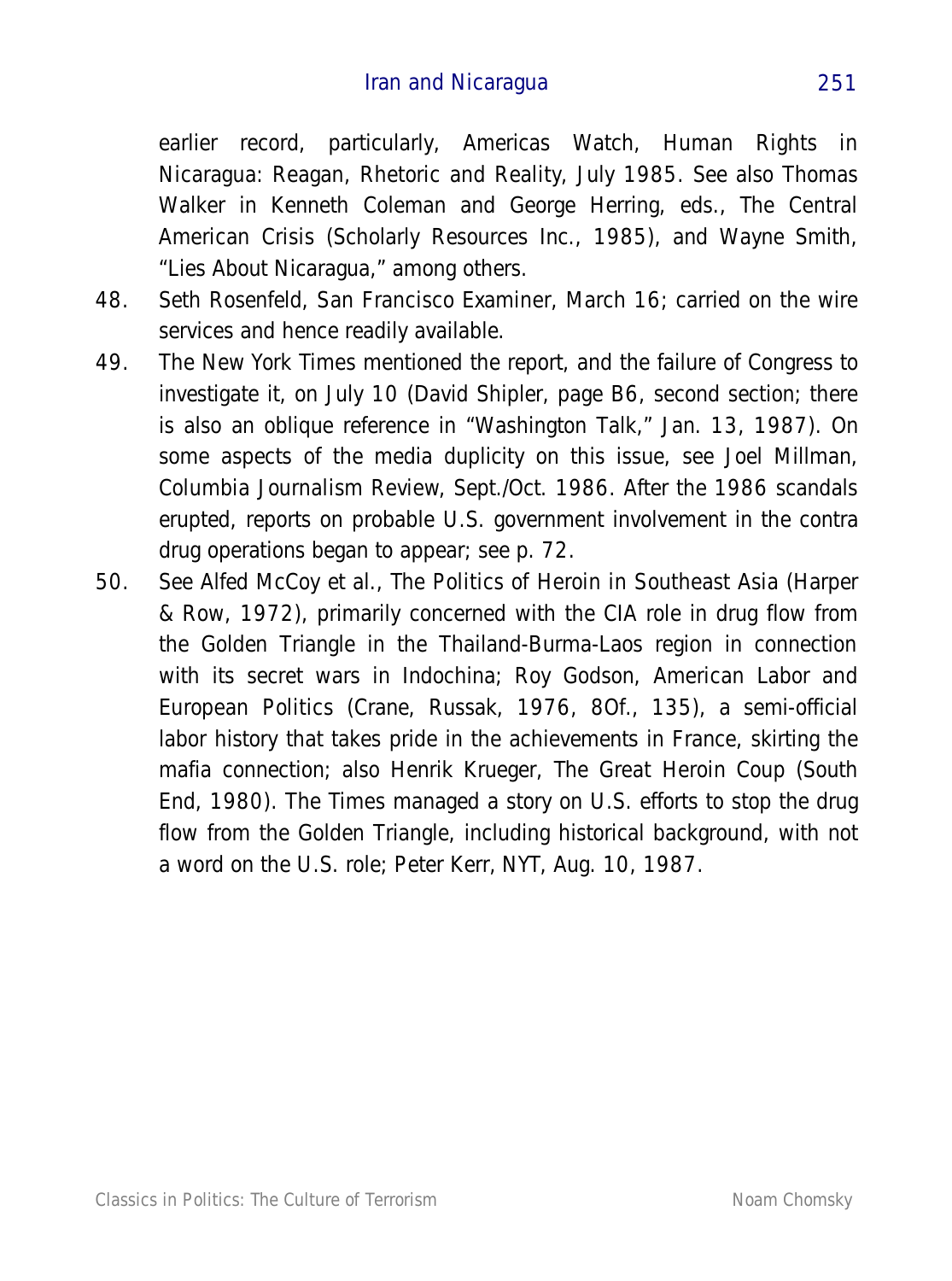earlier record, particularly, Americas Watch, Human Rights in Nicaragua: Reagan, Rhetoric and Reality, July 1985. See also Thomas Walker in Kenneth Coleman and George Herring, eds., The Central American Crisis (Scholarly Resources Inc., 1985), and Wayne Smith, "Lies About Nicaragua," among others.

48. Seth Rosenfeld, San Francisco Examiner, March 16; carried on the wire services and hence readily available.

49. The New York Times mentioned the report, and the failure of Congress to investigate it, on July 10 (David Shipler, page B6, second section; there is also an oblique reference in "Washington Talk," Jan. 13, 1987). On some aspects of the media duplicity on this issue, see Joel Millman, Columbia Journalism Review, Sept./Oct. 1986. After the 1986 scandals erupted, reports on probable U.S. government involvement in the contra drug operations began to appear; see p. 72.

50. See Alfed McCoy et al., The Politics of Heroin in Southeast Asia (Harper & Row, 1972), primarily concerned with the CIA role in drug flow from the Golden Triangle in the Thailand-Burma-Laos region in connection with its secret wars in Indochina; Roy Godson, American Labor and European Politics (Crane, Russak, 1976, 8Of., 135), a semi-official labor history that takes pride in the achievements in France, skirting the mafia connection; also Henrik Krueger, The Great Heroin Coup (South End, 1980). The Times managed a story on U.S. efforts to stop the drug flow from the Golden Triangle, including historical background, with not a word on the U.S. role; Peter Kerr, NYT, Aug. 10, 1987.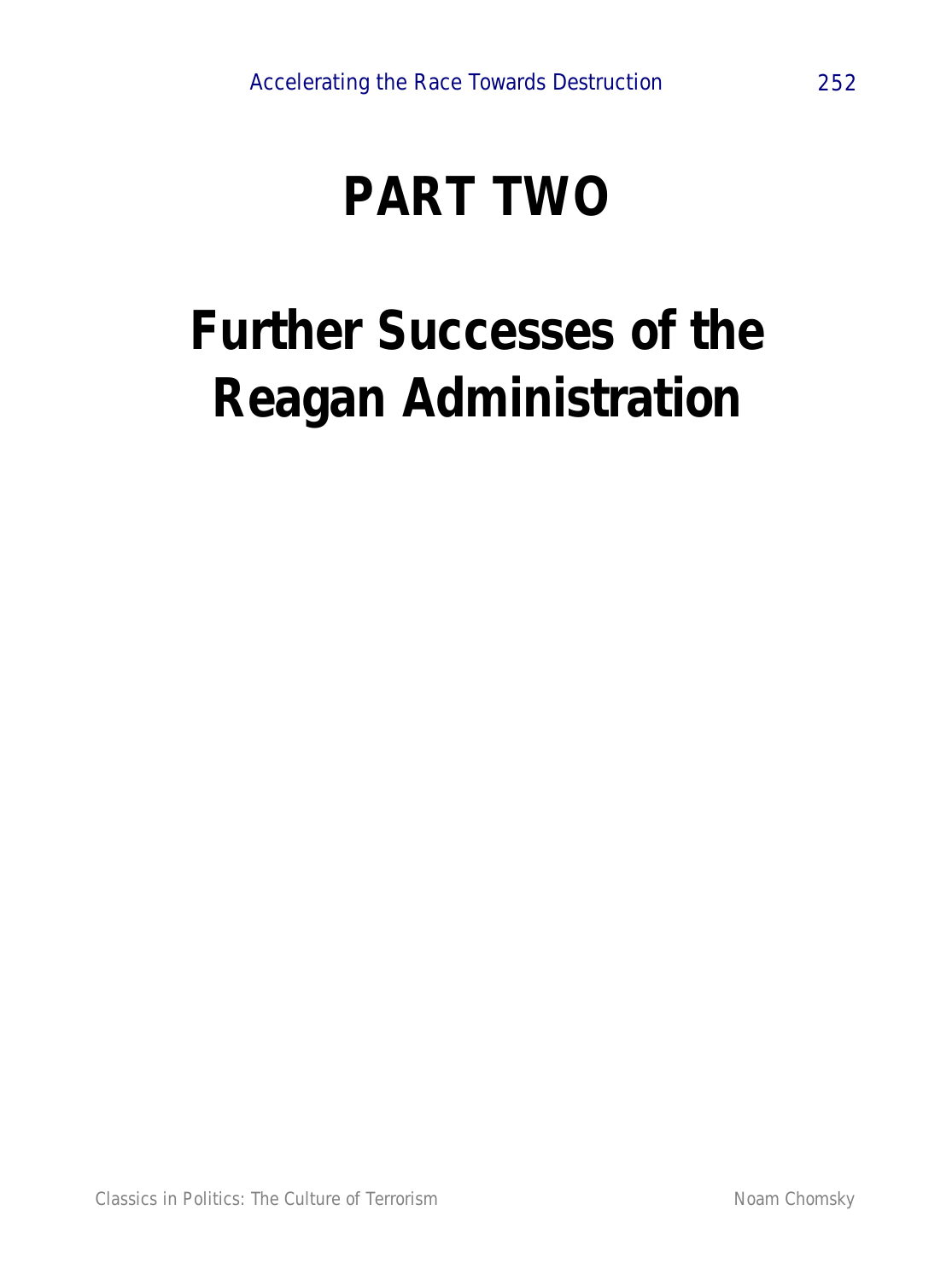# PART TWO

# Further Successes of the Reagan Administration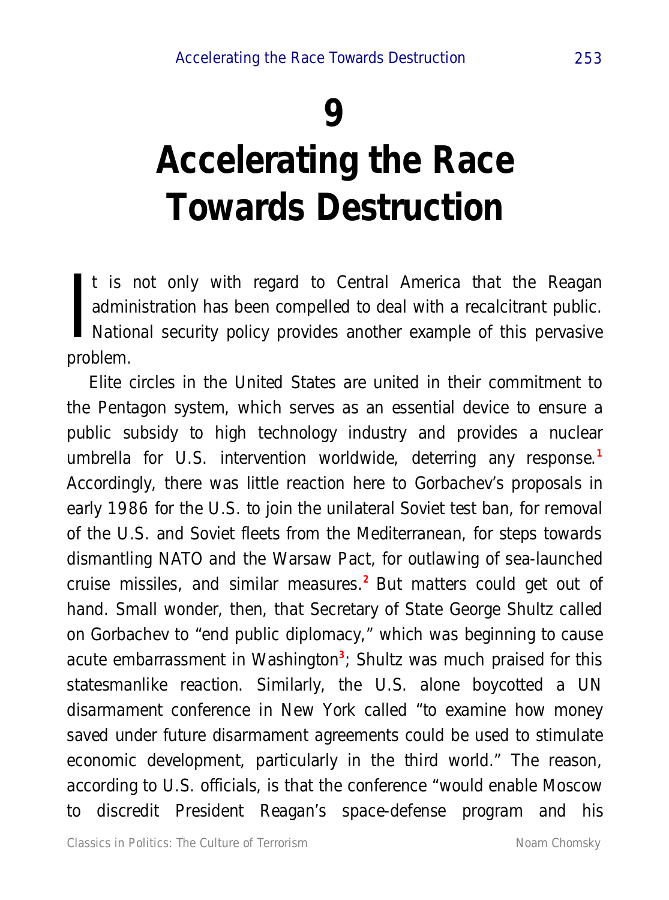# 9

# Accelerating the Race Towards Destruction

It is not only with regard to Central America that the Reagan administration has been compelled to deal with a recalcitrant public. National security policy provides another example of this pervasive problem.

Elite circles in the United States are united in their commitment to the Pentagon system, which serves as an essential device to ensure a public subsidy to high technology industry and provides a nuclear umbrella for U.S. intervention worldwide, deterring any response.[1] Accordingly, there was little reaction here to Gorbachev's proposals in early 1986 for the U.S. to join the unilateral Soviet test ban, for removal of the U.S. and Soviet fleets from the Mediterranean, for steps towards dismantling NATO and the Warsaw Pact, for outlawing of sea-launched cruise missiles, and similar measures.[2] But matters could get out of hand. Small wonder, then, that Secretary of State George Shultz called on Gorbachev to "end public diplomacy," which was beginning to cause acute embarrassment in Washington[3]; Shultz was much praised for this statesmanlike reaction. Similarly, the U.S. alone boycotted a UN disarmament conference in New York called "to examine how money saved under future disarmament agreements could be used to stimulate economic development, particularly in the third world." The reason, according to U.S. officials, is that the conference "would enable Moscow to discredit President Reagan's space-defense program and his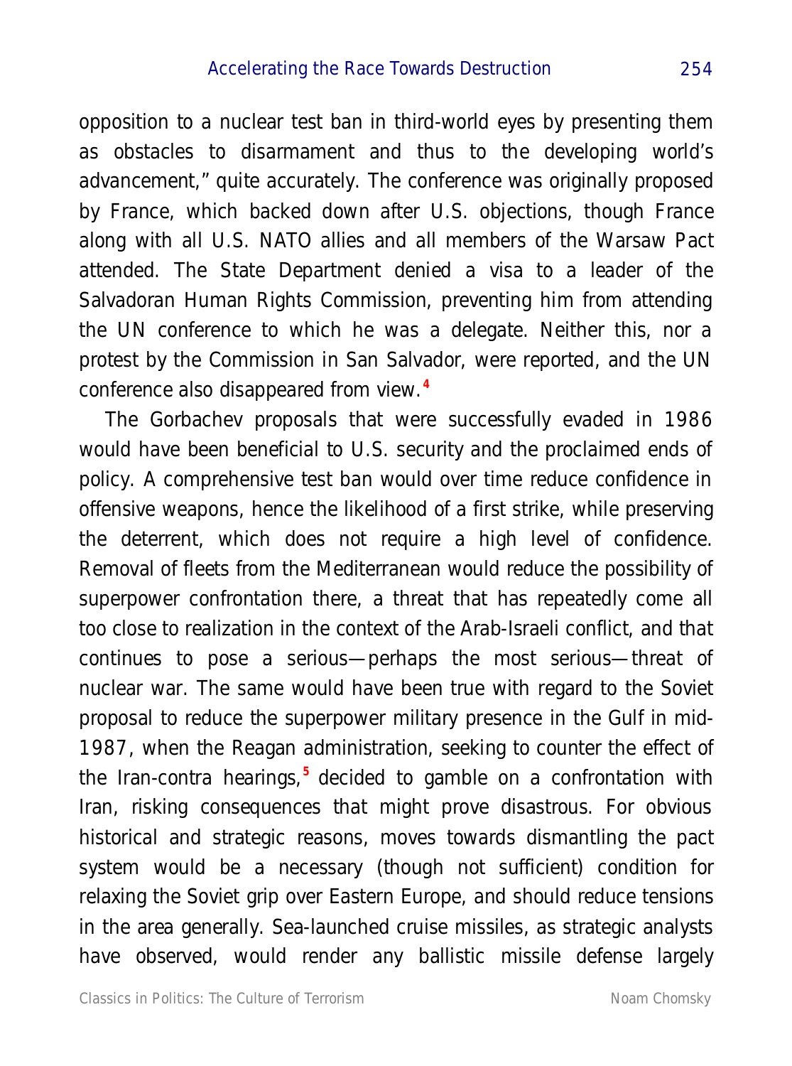opposition to a nuclear test ban in third-world eyes by presenting them as obstacles to disarmament and thus to the developing world's advancement," quite accurately. The conference was originally proposed by France, which backed down after U.S. objections, though France along with all U.S. NATO allies and all members of the Warsaw Pact attended. The State Department denied a visa to a leader of the Salvadoran Human Rights Commission, preventing him from attending the UN conference to which he was a delegate. Neither this, nor a protest by the Commission in San Salvador, were reported, and the UN conference also disappeared from view.[4]

The Gorbachev proposals that were successfully evaded in 1986 would have been beneficial to U.S. security and the proclaimed ends of policy. A comprehensive test ban would over time reduce confidence in offensive weapons, hence the likelihood of a first strike, while preserving the deterrent, which does not require a high level of confidence. Removal of fleets from the Mediterranean would reduce the possibility of superpower confrontation there, a threat that has repeatedly come all too close to realization in the context of the Arab-Israeli conflict, and that continues to pose a serious—perhaps the most serious—threat of nuclear war. The same would have been true with regard to the Soviet proposal to reduce the superpower military presence in the Gulf in mid-1987, when the Reagan administration, seeking to counter the effect of the Iran-contra hearings,[5] decided to gamble on a confrontation with Iran, risking consequences that might prove disastrous. For obvious historical and strategic reasons, moves towards dismantling the pact system would be a necessary (though not sufficient) condition for relaxing the Soviet grip over Eastern Europe, and should reduce tensions in the area generally. Sea-launched cruise missiles, as strategic analysts have observed, would render any ballistic missile defense largely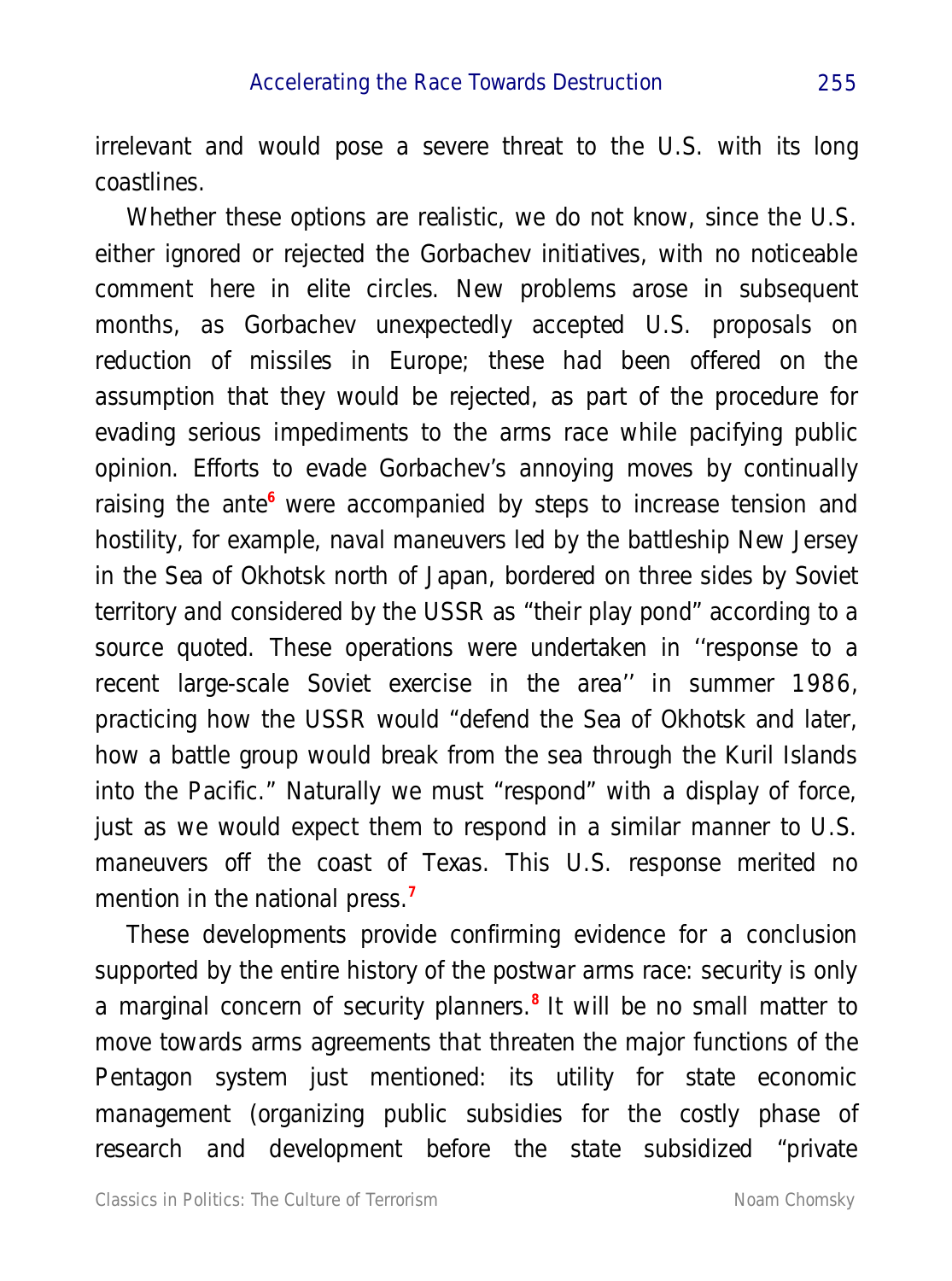irrelevant and would pose a severe threat to the U.S. with its long coastlines.

Whether these options are realistic, we do not know, since the U.S. either ignored or rejected the Gorbachev initiatives, with no noticeable comment here in elite circles. New problems arose in subsequent months, as Gorbachev unexpectedly accepted U.S. proposals on reduction of missiles in Europe; these had been offered on the assumption that they would be rejected, as part of the procedure for evading serious impediments to the arms race while pacifying public opinion. Efforts to evade Gorbachev's annoying moves by continually raising the ante[6] were accompanied by steps to increase tension and hostility, for example, naval maneuvers led by the battleship New Jersey in the Sea of Okhotsk north of Japan, bordered on three sides by Soviet territory and considered by the USSR as "their play pond" according to a source quoted. These operations were undertaken in ''response to a recent large-scale Soviet exercise in the area'' in summer 1986, practicing how the USSR would "defend the Sea of Okhotsk and later, how a battle group would break from the sea through the Kuril Islands into the Pacific." Naturally we must "respond" with a display of force, just as we would expect them to respond in a similar manner to U.S. maneuvers off the coast of Texas. This U.S. response merited no mention in the national press.[7]

These developments provide confirming evidence for a conclusion supported by the entire history of the postwar arms race: security is only a marginal concern of security planners.[8] It will be no small matter to move towards arms agreements that threaten the major functions of the Pentagon system just mentioned: its utility for state economic management (organizing public subsidies for the costly phase of research and development before the state subsidized "private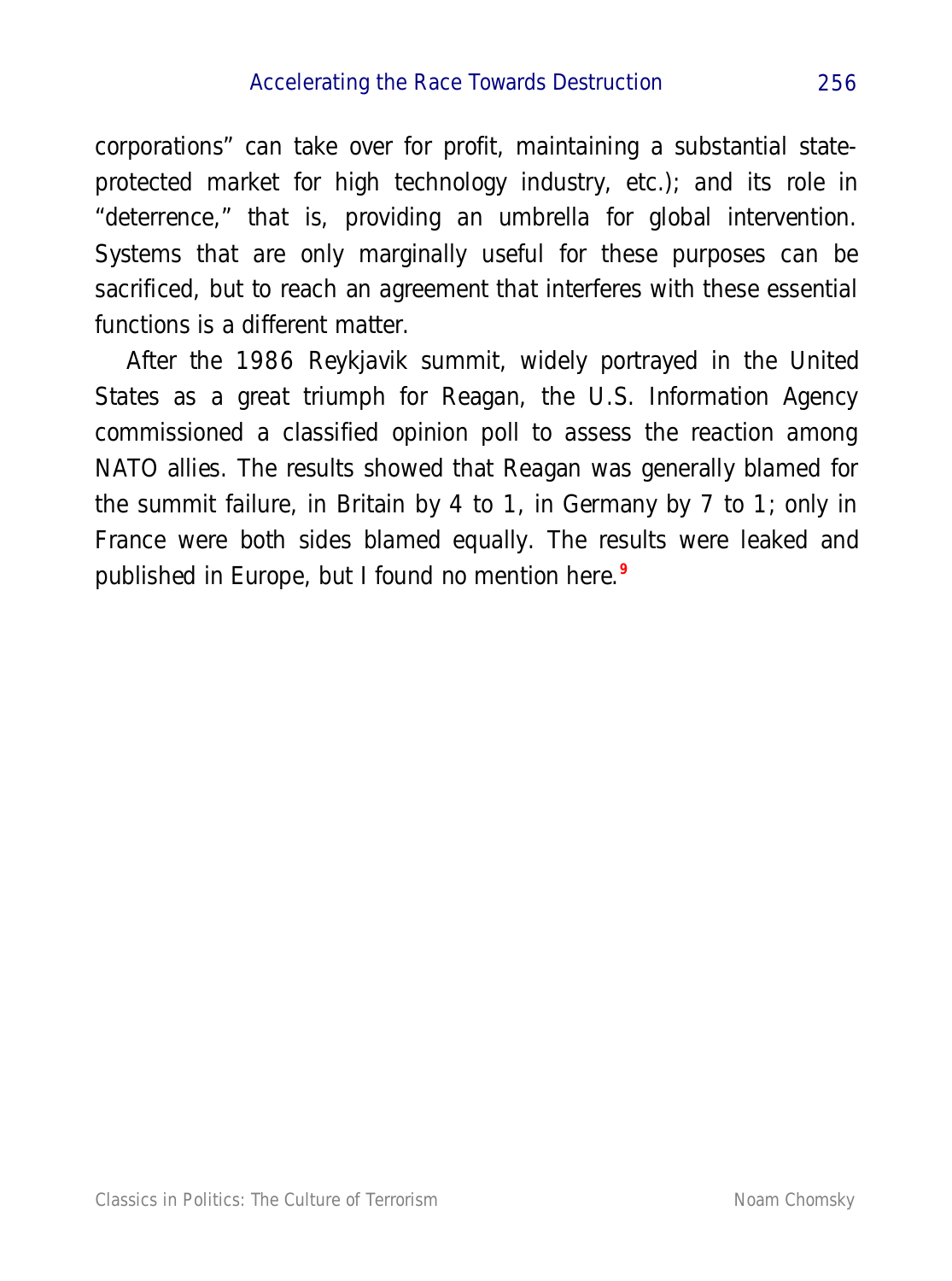corporations" can take over for profit, maintaining a substantial state-protected market for high technology industry, etc.); and its role in "deterrence," that is, providing an umbrella for global intervention. Systems that are only marginally useful for these purposes can be sacrificed, but to reach an agreement that interferes with these essential functions is a different matter.

After the 1986 Reykjavik summit, widely portrayed in the United States as a great triumph for Reagan, the U.S. Information Agency commissioned a classified opinion poll to assess the reaction among NATO allies. The results showed that Reagan was generally blamed for the summit failure, in Britain by 4 to 1, in Germany by 7 to 1; only in France were both sides blamed equally. The results were leaked and published in Europe, but I found no mention here.[9]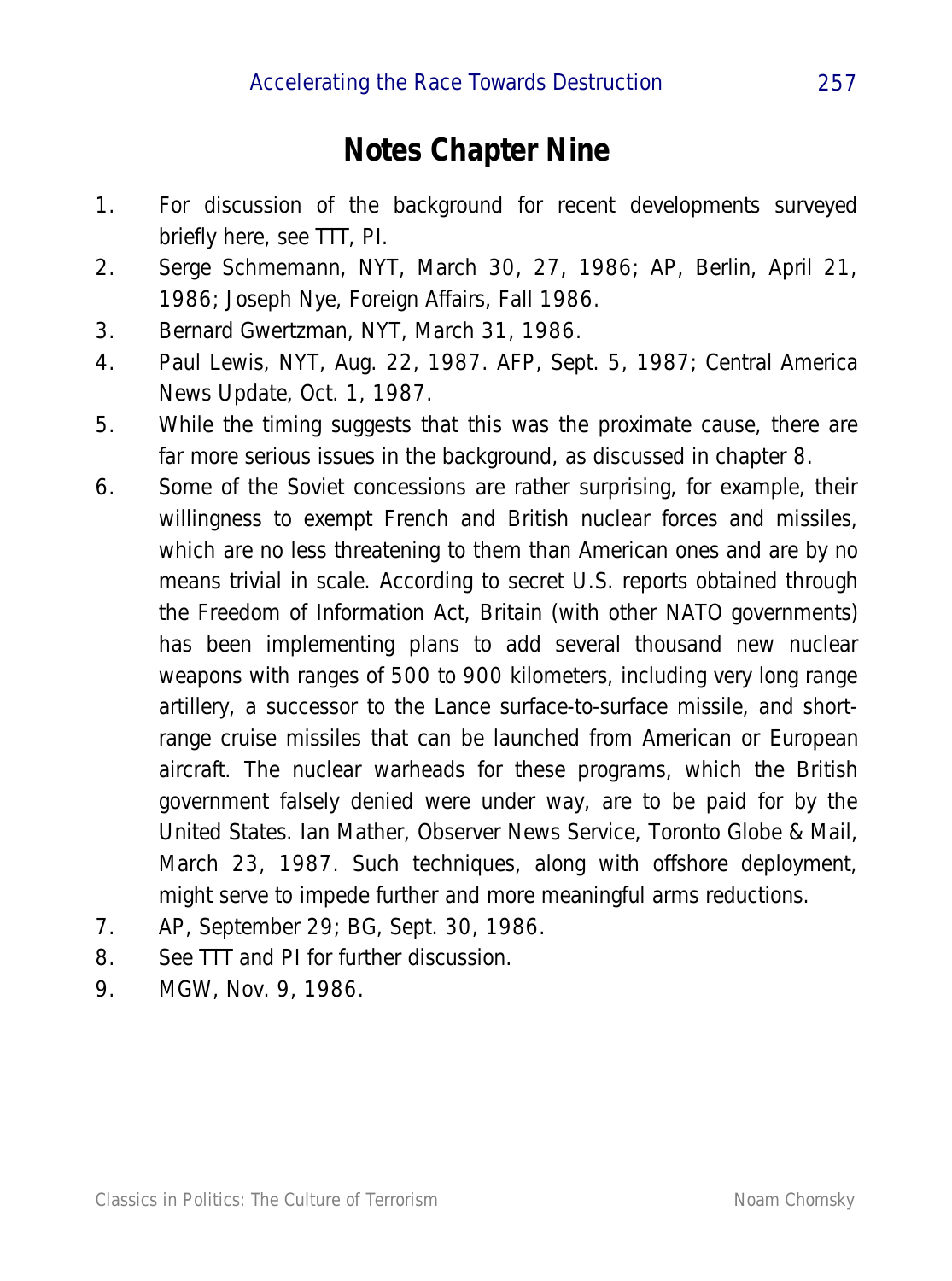# Notes Chapter Nine

1. For discussion of the background for recent developments surveyed briefly here, see TTT, PI.
2. Serge Schmemann, NYT, March 30, 27, 1986; AP, Berlin, April 21, 1986; Joseph Nye, Foreign Affairs, Fall 1986.
3. Bernard Gwertzman, NYT, March 31, 1986.
4. Paul Lewis, NYT, Aug. 22, 1987. AFP, Sept. 5, 1987; Central America News Update, Oct. 1, 1987.
5. While the timing suggests that this was the proximate cause, there are far more serious issues in the background, as discussed in chapter 8.
6. Some of the Soviet concessions are rather surprising, for example, their willingness to exempt French and British nuclear forces and missiles, which are no less threatening to them than American ones and are by no means trivial in scale. According to secret U.S. reports obtained through the Freedom of Information Act, Britain (with other NATO governments) has been implementing plans to add several thousand new nuclear weapons with ranges of 500 to 900 kilometers, including very long range artillery, a successor to the Lance surface-to-surface missile, and short-range cruise missiles that can be launched from American or European aircraft. The nuclear warheads for these programs, which the British government falsely denied were under way, are to be paid for by the United States. Ian Mather, Observer News Service, Toronto Globe & Mail, March 23, 1987. Such techniques, along with offshore deployment, might serve to impede further and more meaningful arms reductions.
7. AP, September 29; BG, Sept. 30, 1986.
8. See TTT and PI for further discussion.
9. MGW, Nov. 9, 1986.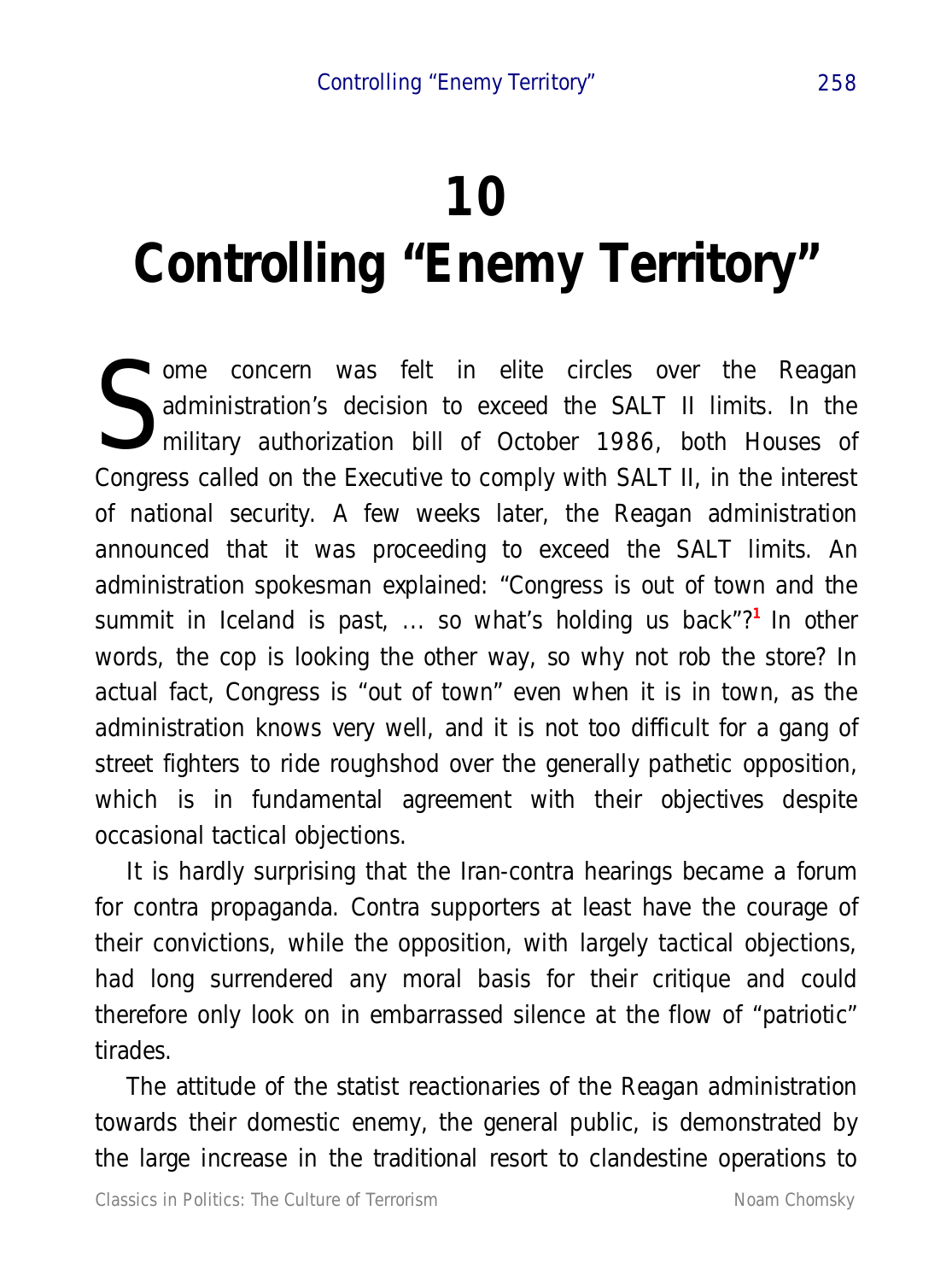# 10
# Controlling "Enemy Territory"

Some concern was felt in elite circles over the Reagan administration's decision to exceed the SALT II limits. In the military authorization bill of October 1986, both Houses of Congress called on the Executive to comply with SALT II, in the interest of national security. A few weeks later, the Reagan administration announced that it was proceeding to exceed the SALT limits. An administration spokesman explained: "Congress is out of town and the summit in Iceland is past, ... so what's holding us back"?[1] In other words, the cop is looking the other way, so why not rob the store? In actual fact, Congress is "out of town" even when it is in town, as the administration knows very well, and it is not too difficult for a gang of street fighters to ride roughshod over the generally pathetic opposition, which is in fundamental agreement with their objectives despite occasional tactical objections.

It is hardly surprising that the Iran-contra hearings became a forum for contra propaganda. Contra supporters at least have the courage of their convictions, while the opposition, with largely tactical objections, had long surrendered any moral basis for their critique and could therefore only look on in embarrassed silence at the flow of "patriotic" tirades.

The attitude of the statist reactionaries of the Reagan administration towards their domestic enemy, the general public, is demonstrated by the large increase in the traditional resort to clandestine operations to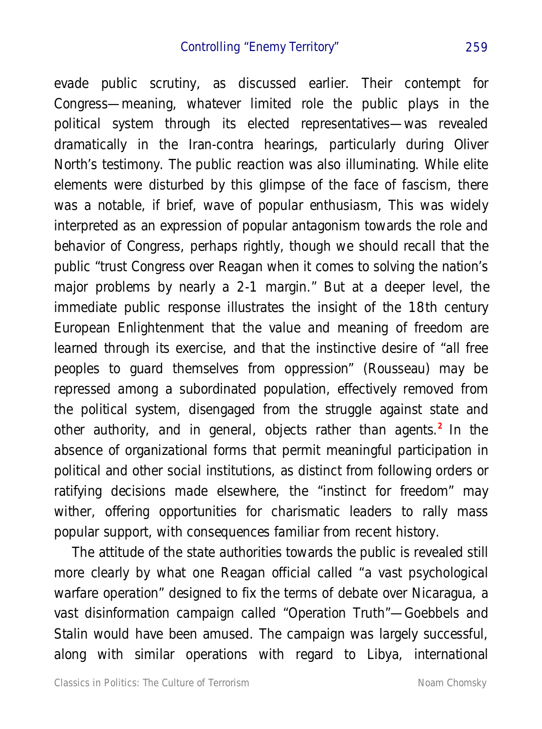evade public scrutiny, as discussed earlier. Their contempt for Congress—meaning, whatever limited role the public plays in the political system through its elected representatives—was revealed dramatically in the Iran-contra hearings, particularly during Oliver North's testimony. The public reaction was also illuminating. While elite elements were disturbed by this glimpse of the face of fascism, there was a notable, if brief, wave of popular enthusiasm, This was widely interpreted as an expression of popular antagonism towards the role and behavior of Congress, perhaps rightly, though we should recall that the public "trust Congress over Reagan when it comes to solving the nation's major problems by nearly a 2-1 margin." But at a deeper level, the immediate public response illustrates the insight of the 18th century European Enlightenment that the value and meaning of freedom are learned through its exercise, and that the instinctive desire of "all free peoples to guard themselves from oppression" (Rousseau) may be repressed among a subordinated population, effectively removed from the political system, disengaged from the struggle against state and other authority, and in general, objects rather than agents.[2] In the absence of organizational forms that permit meaningful participation in political and other social institutions, as distinct from following orders or ratifying decisions made elsewhere, the "instinct for freedom" may wither, offering opportunities for charismatic leaders to rally mass popular support, with consequences familiar from recent history.

The attitude of the state authorities towards the public is revealed still more clearly by what one Reagan official called "a vast psychological warfare operation" designed to fix the terms of debate over Nicaragua, a vast disinformation campaign called "Operation Truth"—Goebbels and Stalin would have been amused. The campaign was largely successful, along with similar operations with regard to Libya, international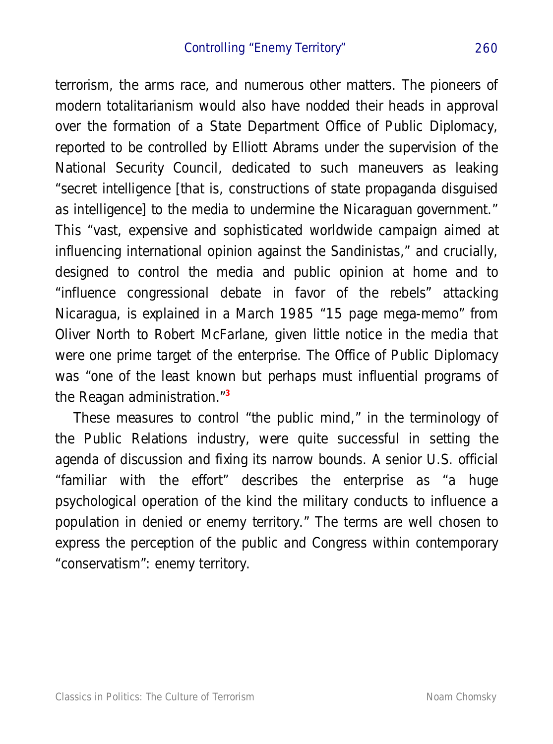terrorism, the arms race, and numerous other matters. The pioneers of modern totalitarianism would also have nodded their heads in approval over the formation of a State Department Office of Public Diplomacy, reported to be controlled by Elliott Abrams under the supervision of the National Security Council, dedicated to such maneuvers as leaking "secret intelligence [that is, constructions of state propaganda disguised as intelligence] to the media to undermine the Nicaraguan government." This "vast, expensive and sophisticated worldwide campaign aimed at influencing international opinion against the Sandinistas," and crucially, designed to control the media and public opinion at home and to "influence congressional debate in favor of the rebels" attacking Nicaragua, is explained in a March 1985 "15 page mega-memo" from Oliver North to Robert McFarlane, given little notice in the media that were one prime target of the enterprise. The Office of Public Diplomacy was "one of the least known but perhaps must influential programs of the Reagan administration."[3]

These measures to control "the public mind," in the terminology of the Public Relations industry, were quite successful in setting the agenda of discussion and fixing its narrow bounds. A senior U.S. official "familiar with the effort" describes the enterprise as "a huge psychological operation of the kind the military conducts to influence a population in denied or enemy territory." The terms are well chosen to express the perception of the public and Congress within contemporary "conservatism": enemy territory.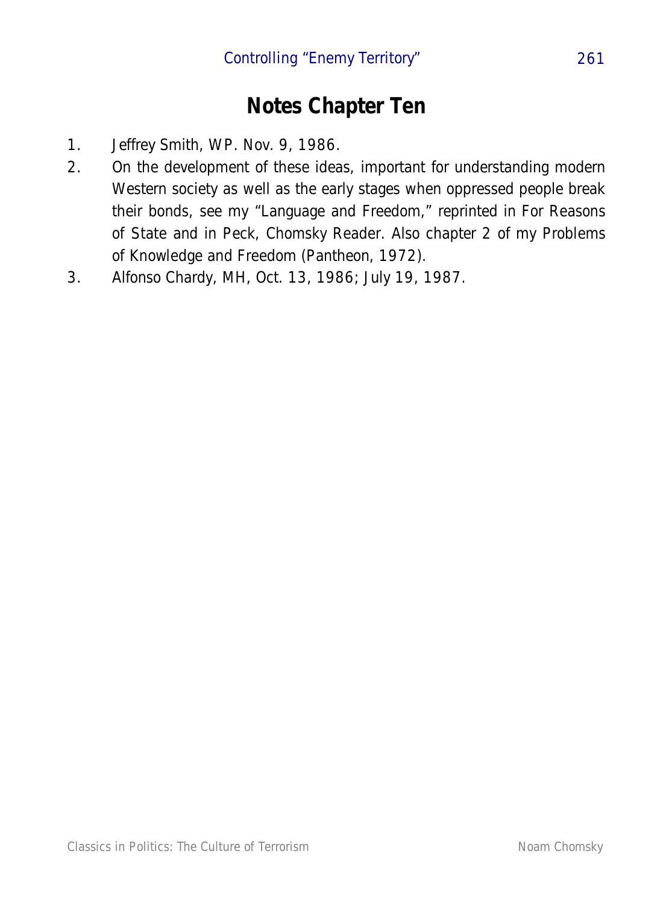# Notes Chapter Ten

1. Jeffrey Smith, WP. Nov. 9, 1986.
2. On the development of these ideas, important for understanding modern Western society as well as the early stages when oppressed people break their bonds, see my "Language and Freedom," reprinted in For Reasons of State and in Peck, Chomsky Reader. Also chapter 2 of my Problems of Knowledge and Freedom (Pantheon, 1972).
3. Alfonso Chardy, MH, Oct. 13, 1986; July 19, 1987.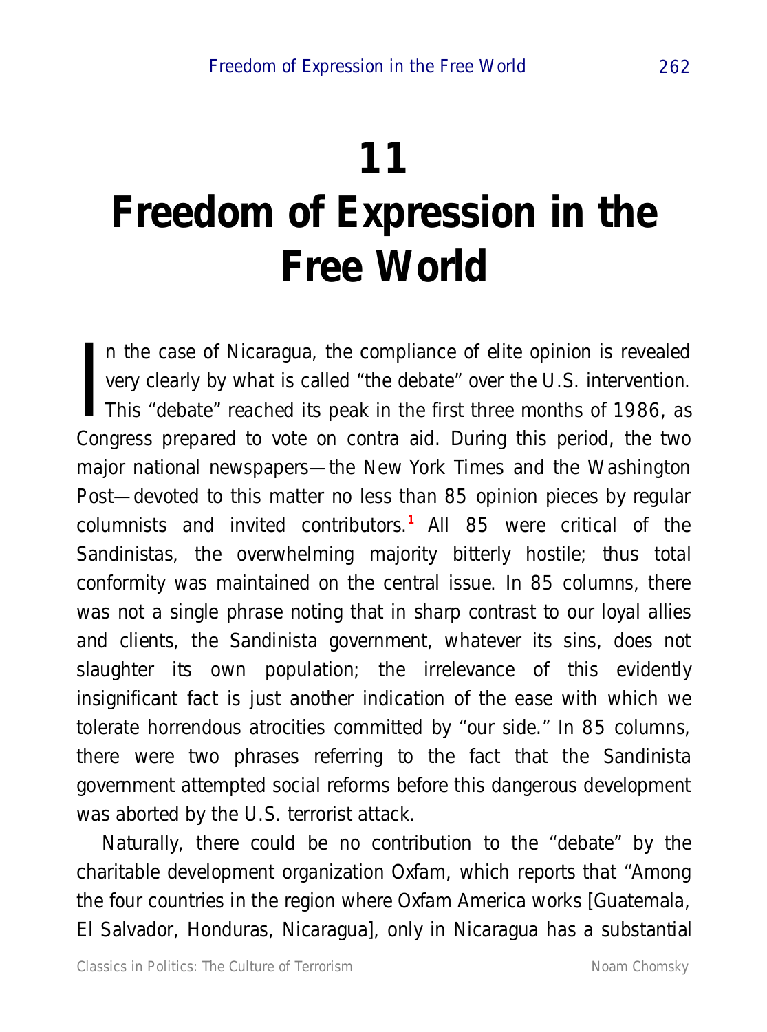# 11
# Freedom of Expression in the Free World

In the case of Nicaragua, the compliance of elite opinion is revealed very clearly by what is called "the debate" over the U.S. intervention. This "debate" reached its peak in the first three months of 1986, as Congress prepared to vote on contra aid. During this period, the two major national newspapers—the New York Times and the Washington Post—devoted to this matter no less than 85 opinion pieces by regular columnists and invited contributors.[1] All 85 were critical of the Sandinistas, the overwhelming majority bitterly hostile; thus total conformity was maintained on the central issue. In 85 columns, there was not a single phrase noting that in sharp contrast to our loyal allies and clients, the Sandinista government, whatever its sins, does not slaughter its own population; the irrelevance of this evidently insignificant fact is just another indication of the ease with which we tolerate horrendous atrocities committed by "our side." In 85 columns, there were two phrases referring to the fact that the Sandinista government attempted social reforms before this dangerous development was aborted by the U.S. terrorist attack.

Naturally, there could be no contribution to the "debate" by the charitable development organization Oxfam, which reports that "Among the four countries in the region where Oxfam America works [Guatemala, El Salvador, Honduras, Nicaragua], only in Nicaragua has a substantial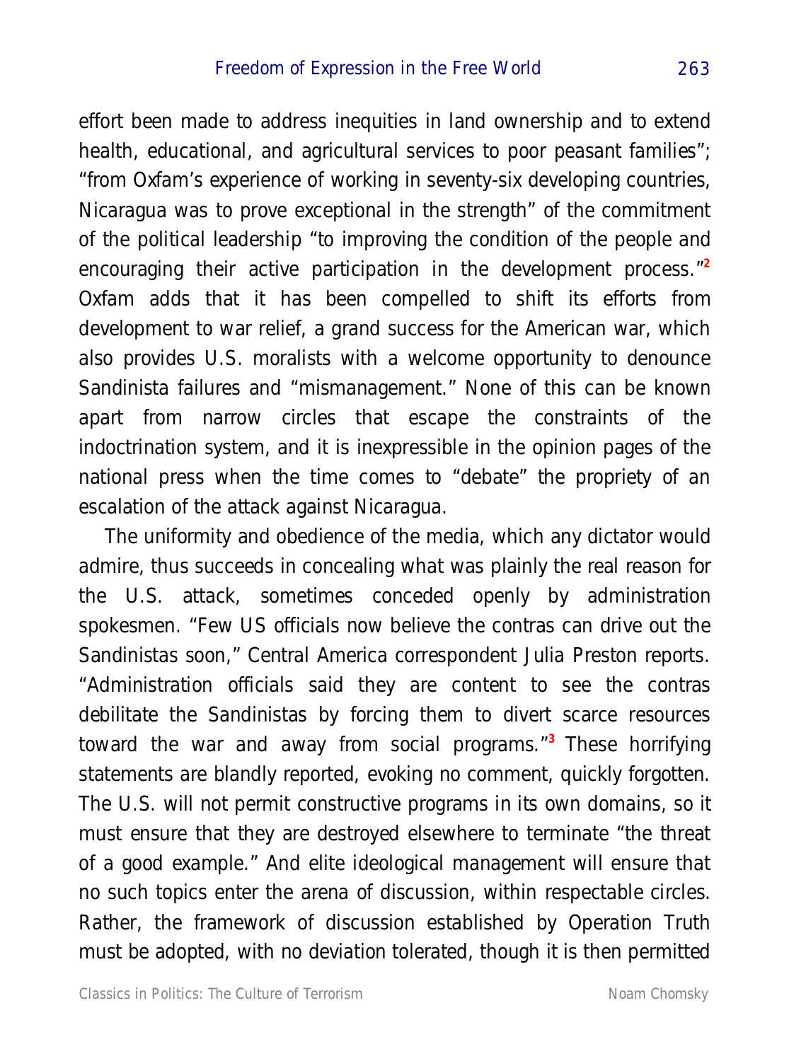effort been made to address inequities in land ownership and to extend health, educational, and agricultural services to poor peasant families"; "from Oxfam's experience of working in seventy-six developing countries, Nicaragua was to prove exceptional in the strength" of the commitment of the political leadership "to improving the condition of the people and encouraging their active participation in the development process."[2] Oxfam adds that it has been compelled to shift its efforts from development to war relief, a grand success for the American war, which also provides U.S. moralists with a welcome opportunity to denounce Sandinista failures and "mismanagement." None of this can be known apart from narrow circles that escape the constraints of the indoctrination system, and it is inexpressible in the opinion pages of the national press when the time comes to "debate" the propriety of an escalation of the attack against Nicaragua.

The uniformity and obedience of the media, which any dictator would admire, thus succeeds in concealing what was plainly the real reason for the U.S. attack, sometimes conceded openly by administration spokesmen. "Few US officials now believe the contras can drive out the Sandinistas soon," Central America correspondent Julia Preston reports. "Administration officials said they are content to see the contras debilitate the Sandinistas by forcing them to divert scarce resources toward the war and away from social programs."[3] These horrifying statements are blandly reported, evoking no comment, quickly forgotten. The U.S. will not permit constructive programs in its own domains, so it must ensure that they are destroyed elsewhere to terminate "the threat of a good example." And elite ideological management will ensure that no such topics enter the arena of discussion, within respectable circles. Rather, the framework of discussion established by Operation Truth must be adopted, with no deviation tolerated, though it is then permitted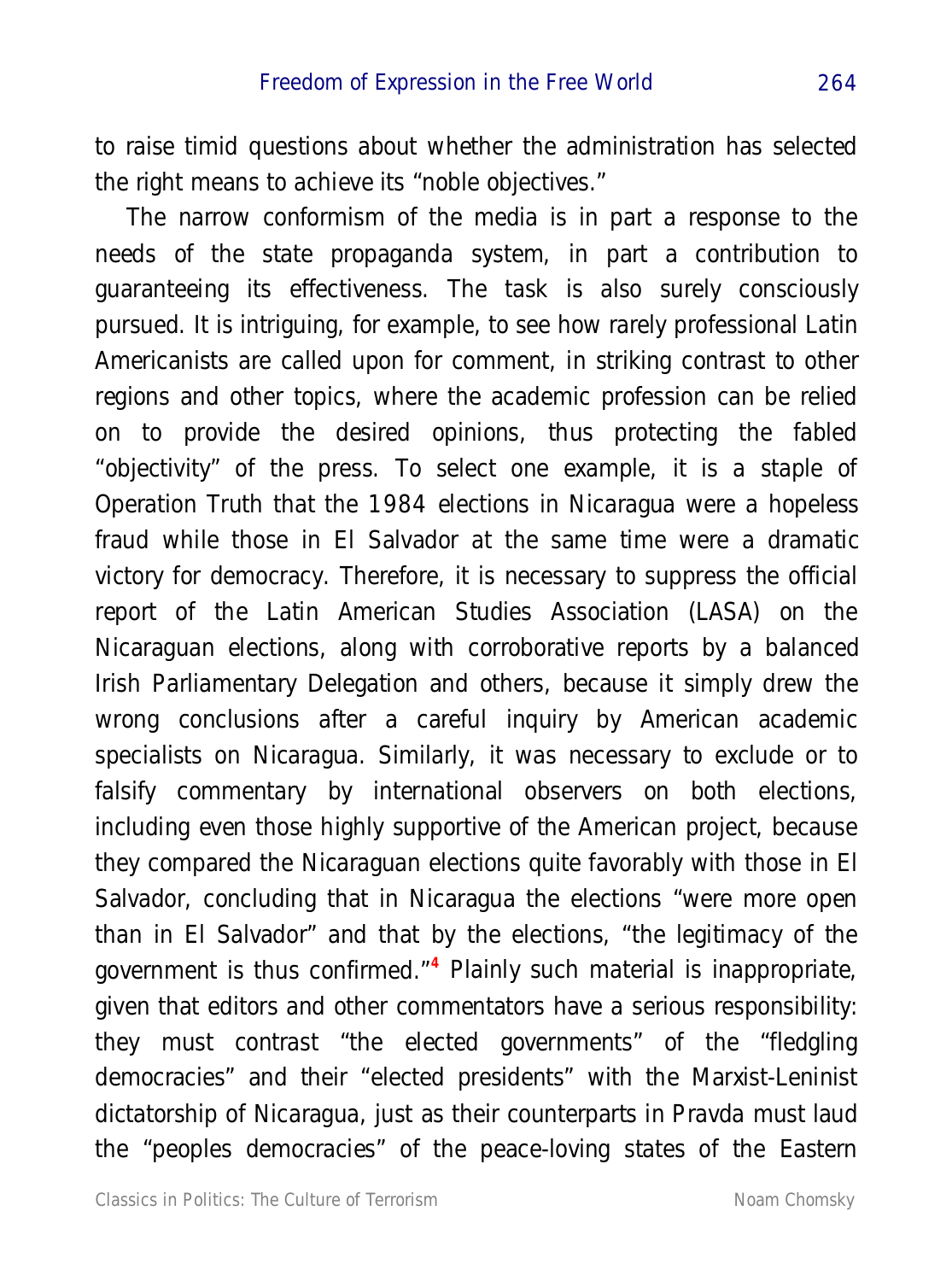to raise timid questions about whether the administration has selected the right means to achieve its "noble objectives."

The narrow conformism of the media is in part a response to the needs of the state propaganda system, in part a contribution to guaranteeing its effectiveness. The task is also surely consciously pursued. It is intriguing, for example, to see how rarely professional Latin Americanists are called upon for comment, in striking contrast to other regions and other topics, where the academic profession can be relied on to provide the desired opinions, thus protecting the fabled "objectivity" of the press. To select one example, it is a staple of Operation Truth that the 1984 elections in Nicaragua were a hopeless fraud while those in El Salvador at the same time were a dramatic victory for democracy. Therefore, it is necessary to suppress the official report of the Latin American Studies Association (LASA) on the Nicaraguan elections, along with corroborative reports by a balanced Irish Parliamentary Delegation and others, because it simply drew the wrong conclusions after a careful inquiry by American academic specialists on Nicaragua. Similarly, it was necessary to exclude or to falsify commentary by international observers on both elections, including even those highly supportive of the American project, because they compared the Nicaraguan elections quite favorably with those in El Salvador, concluding that in Nicaragua the elections "were more open than in El Salvador" and that by the elections, "the legitimacy of the government is thus confirmed."[4] Plainly such material is inappropriate, given that editors and other commentators have a serious responsibility: they must contrast "the elected governments" of the "fledgling democracies" and their "elected presidents" with the Marxist-Leninist dictatorship of Nicaragua, just as their counterparts in Pravda must laud the "peoples democracies" of the peace-loving states of the Eastern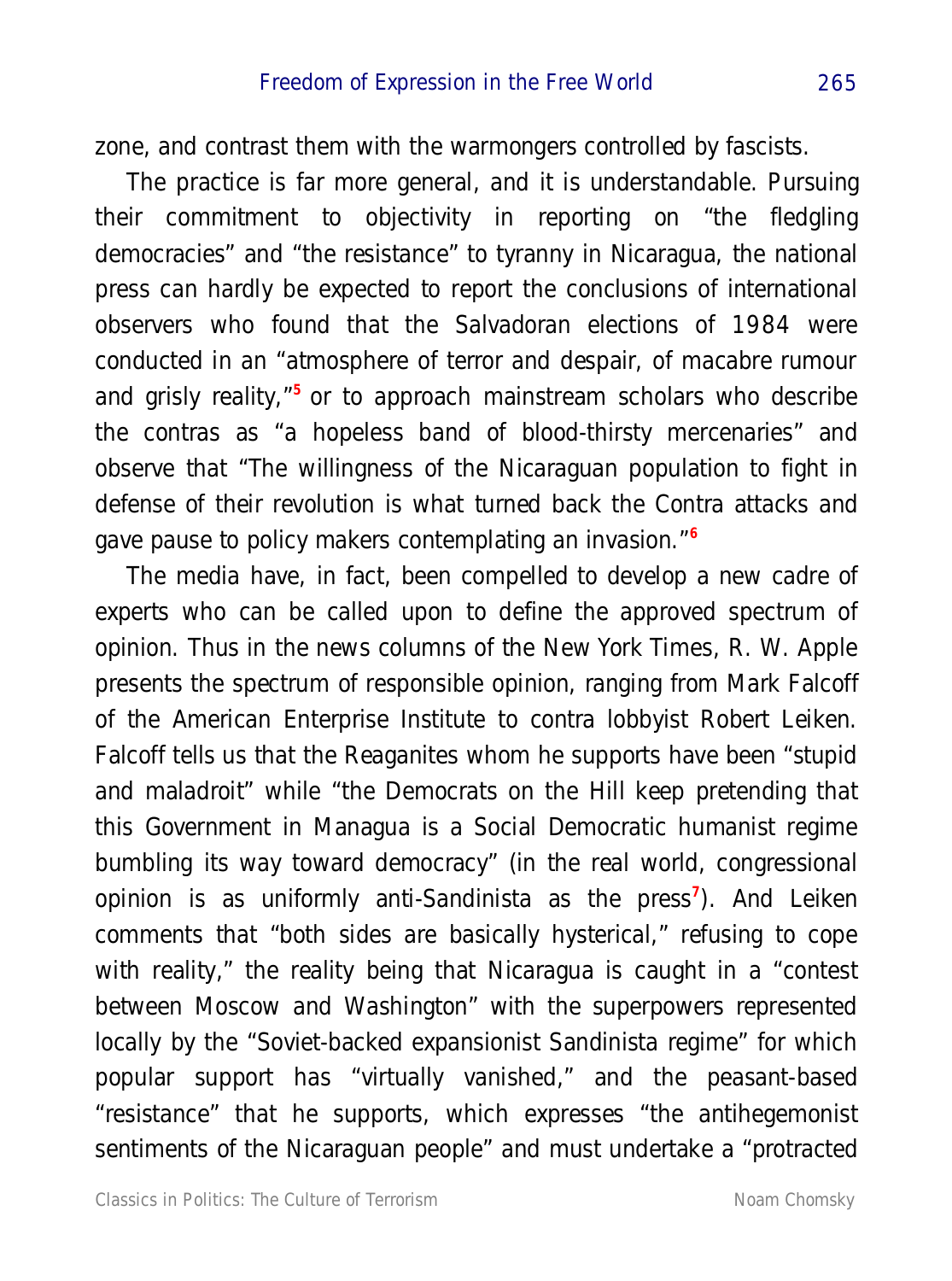zone, and contrast them with the warmongers controlled by fascists.

The practice is far more general, and it is understandable. Pursuing their commitment to objectivity in reporting on "the fledgling democracies" and "the resistance" to tyranny in Nicaragua, the national press can hardly be expected to report the conclusions of international observers who found that the Salvadoran elections of 1984 were conducted in an "atmosphere of terror and despair, of macabre rumour and grisly reality,"[5] or to approach mainstream scholars who describe the contras as "a hopeless band of blood-thirsty mercenaries" and observe that "The willingness of the Nicaraguan population to fight in defense of their revolution is what turned back the Contra attacks and gave pause to policy makers contemplating an invasion."[6]

The media have, in fact, been compelled to develop a new cadre of experts who can be called upon to define the approved spectrum of opinion. Thus in the news columns of the New York Times, R. W. Apple presents the spectrum of responsible opinion, ranging from Mark Falcoff of the American Enterprise Institute to contra lobbyist Robert Leiken. Falcoff tells us that the Reaganites whom he supports have been "stupid and maladroit" while "the Democrats on the Hill keep pretending that this Government in Managua is a Social Democratic humanist regime bumbling its way toward democracy" (in the real world, congressional opinion is as uniformly anti-Sandinista as the press[7]). And Leiken comments that "both sides are basically hysterical," refusing to cope with reality," the reality being that Nicaragua is caught in a "contest between Moscow and Washington" with the superpowers represented locally by the "Soviet-backed expansionist Sandinista regime" for which popular support has "virtually vanished," and the peasant-based "resistance" that he supports, which expresses "the antihegemonist sentiments of the Nicaraguan people" and must undertake a "protracted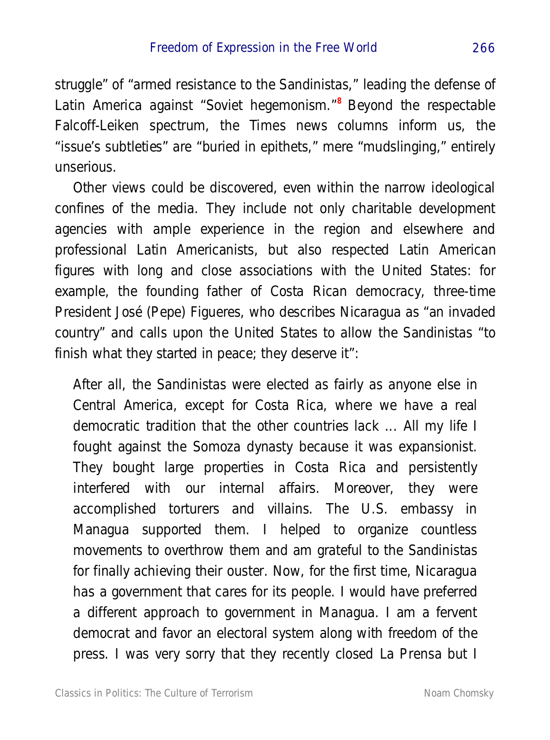struggle" of "armed resistance to the Sandinistas," leading the defense of Latin America against "Soviet hegemonism."[8] Beyond the respectable Falcoff-Leiken spectrum, the Times news columns inform us, the "issue's subtleties" are "buried in epithets," mere "mudslinging," entirely unserious.

Other views could be discovered, even within the narrow ideological confines of the media. They include not only charitable development agencies with ample experience in the region and elsewhere and professional Latin Americanists, but also respected Latin American figures with long and close associations with the United States: for example, the founding father of Costa Rican democracy, three-time President José (Pepe) Figueres, who describes Nicaragua as "an invaded country" and calls upon the United States to allow the Sandinistas "to finish what they started in peace; they deserve it":

> After all, the Sandinistas were elected as fairly as anyone else in Central America, except for Costa Rica, where we have a real democratic tradition that the other countries lack ... All my life I fought against the Somoza dynasty because it was expansionist. They bought large properties in Costa Rica and persistently interfered with our internal affairs. Moreover, they were accomplished torturers and villains. The U.S. embassy in Managua supported them. I helped to organize countless movements to overthrow them and am grateful to the Sandinistas for finally achieving their ouster. Now, for the first time, Nicaragua has a government that cares for its people. I would have preferred a different approach to government in Managua. I am a fervent democrat and favor an electoral system along with freedom of the press. I was very sorry that they recently closed La Prensa but I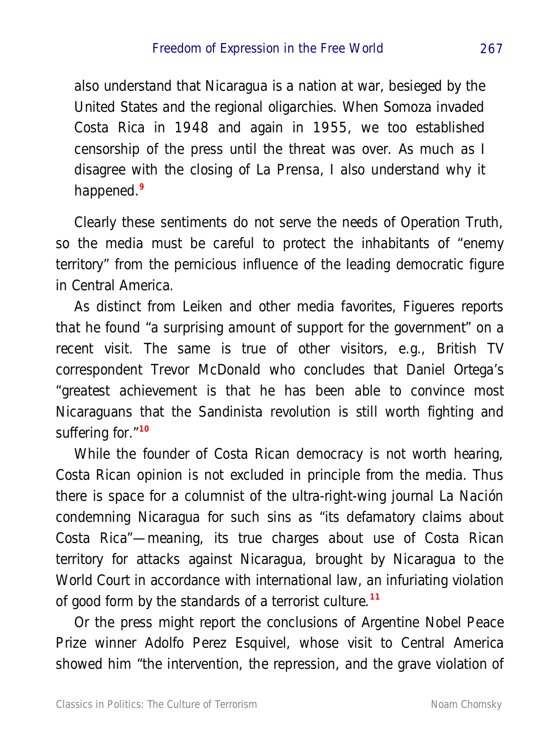also understand that Nicaragua is a nation at war, besieged by the United States and the regional oligarchies. When Somoza invaded Costa Rica in 1948 and again in 1955, we too established censorship of the press until the threat was over. As much as I disagree with the closing of La Prensa, I also understand why it happened.[9]

Clearly these sentiments do not serve the needs of Operation Truth, so the media must be careful to protect the inhabitants of "enemy territory" from the pernicious influence of the leading democratic figure in Central America.

As distinct from Leiken and other media favorites, Figueres reports that he found "a surprising amount of support for the government" on a recent visit. The same is true of other visitors, e.g., British TV correspondent Trevor McDonald who concludes that Daniel Ortega's "greatest achievement is that he has been able to convince most Nicaraguans that the Sandinista revolution is still worth fighting and suffering for."[10]

While the founder of Costa Rican democracy is not worth hearing, Costa Rican opinion is not excluded in principle from the media. Thus there is space for a columnist of the ultra-right-wing journal La Nación condemning Nicaragua for such sins as "its defamatory claims about Costa Rica"—meaning, its true charges about use of Costa Rican territory for attacks against Nicaragua, brought by Nicaragua to the World Court in accordance with international law, an infuriating violation of good form by the standards of a terrorist culture.[11]

Or the press might report the conclusions of Argentine Nobel Peace Prize winner Adolfo Perez Esquivel, whose visit to Central America showed him "the intervention, the repression, and the grave violation of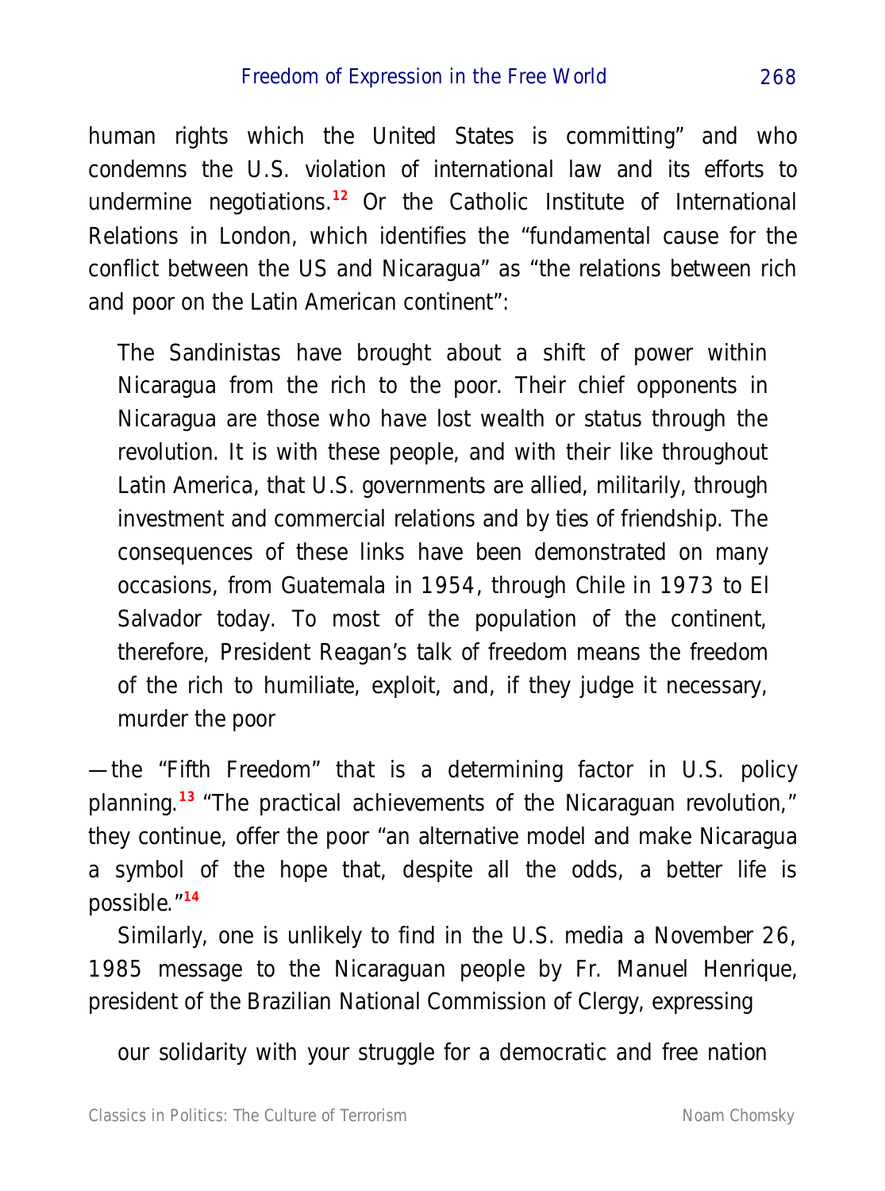human rights which the United States is committing" and who condemns the U.S. violation of international law and its efforts to undermine negotiations.[12] Or the Catholic Institute of International Relations in London, which identifies the "fundamental cause for the conflict between the US and Nicaragua" as "the relations between rich and poor on the Latin American continent":

> The Sandinistas have brought about a shift of power within Nicaragua from the rich to the poor. Their chief opponents in Nicaragua are those who have lost wealth or status through the revolution. It is with these people, and with their like throughout Latin America, that U.S. governments are allied, militarily, through investment and commercial relations and by ties of friendship. The consequences of these links have been demonstrated on many occasions, from Guatemala in 1954, through Chile in 1973 to El Salvador today. To most of the population of the continent, therefore, President Reagan's talk of freedom means the freedom of the rich to humiliate, exploit, and, if they judge it necessary, murder the poor

—the "Fifth Freedom" that is a determining factor in U.S. policy planning.[13] "The practical achievements of the Nicaraguan revolution," they continue, offer the poor "an alternative model and make Nicaragua a symbol of the hope that, despite all the odds, a better life is possible."[14]

Similarly, one is unlikely to find in the U.S. media a November 26, 1985 message to the Nicaraguan people by Fr. Manuel Henrique, president of the Brazilian National Commission of Clergy, expressing

> our solidarity with your struggle for a democratic and free nation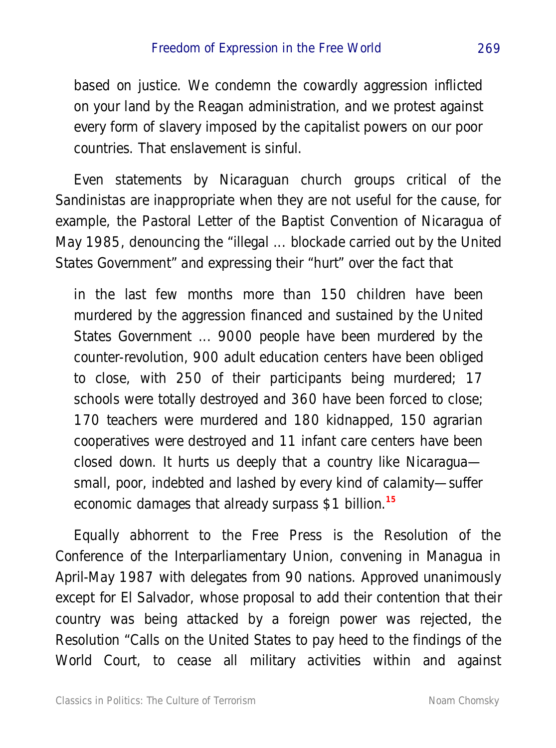> based on justice. We condemn the cowardly aggression inflicted on your land by the Reagan administration, and we protest against every form of slavery imposed by the capitalist powers on our poor countries. That enslavement is sinful.

Even statements by Nicaraguan church groups critical of the Sandinistas are inappropriate when they are not useful for the cause, for example, the Pastoral Letter of the Baptist Convention of Nicaragua of May 1985, denouncing the "illegal ... blockade carried out by the United States Government" and expressing their "hurt" over the fact that

> in the last few months more than 150 children have been murdered by the aggression financed and sustained by the United States Government ... 9000 people have been murdered by the counter-revolution, 900 adult education centers have been obliged to close, with 250 of their participants being murdered; 17 schools were totally destroyed and 360 have been forced to close; 170 teachers were murdered and 180 kidnapped, 150 agrarian cooperatives were destroyed and 11 infant care centers have been closed down. It hurts us deeply that a country like Nicaragua—small, poor, indebted and lashed by every kind of calamity—suffer economic damages that already surpass $1 billion.[15]

Equally abhorrent to the Free Press is the Resolution of the Conference of the Interparliamentary Union, convening in Managua in April-May 1987 with delegates from 90 nations. Approved unanimously except for El Salvador, whose proposal to add their contention that their country was being attacked by a foreign power was rejected, the Resolution "Calls on the United States to pay heed to the findings of the World Court, to cease all military activities within and against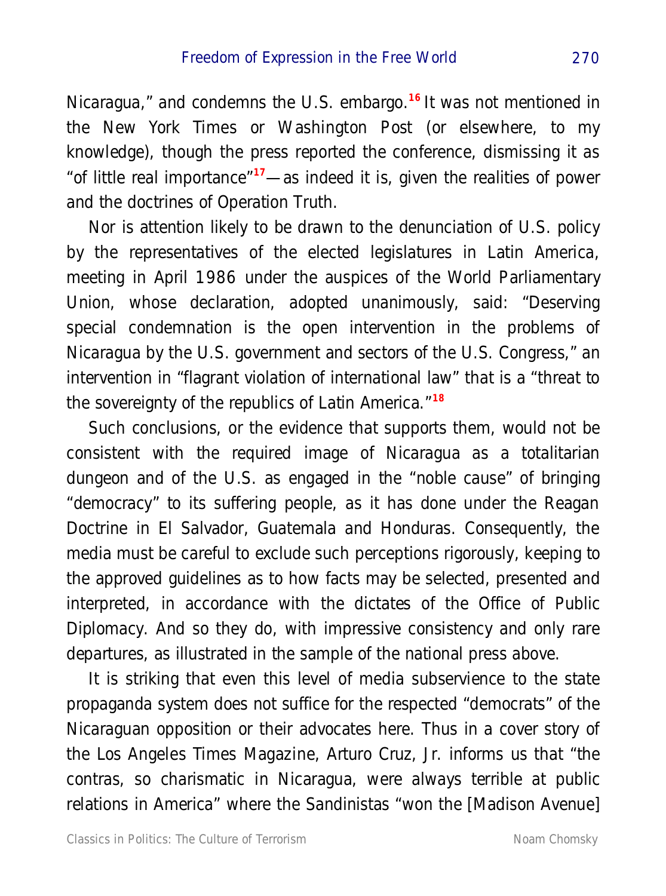Nicaragua," and condemns the U.S. embargo.[16] It was not mentioned in the New York Times or Washington Post (or elsewhere, to my knowledge), though the press reported the conference, dismissing it as "of little real importance"[17]—as indeed it is, given the realities of power and the doctrines of Operation Truth.

Nor is attention likely to be drawn to the denunciation of U.S. policy by the representatives of the elected legislatures in Latin America, meeting in April 1986 under the auspices of the World Parliamentary Union, whose declaration, adopted unanimously, said: "Deserving special condemnation is the open intervention in the problems of Nicaragua by the U.S. government and sectors of the U.S. Congress," an intervention in "flagrant violation of international law" that is a "threat to the sovereignty of the republics of Latin America."[18]

Such conclusions, or the evidence that supports them, would not be consistent with the required image of Nicaragua as a totalitarian dungeon and of the U.S. as engaged in the "noble cause" of bringing "democracy" to its suffering people, as it has done under the Reagan Doctrine in El Salvador, Guatemala and Honduras. Consequently, the media must be careful to exclude such perceptions rigorously, keeping to the approved guidelines as to how facts may be selected, presented and interpreted, in accordance with the dictates of the Office of Public Diplomacy. And so they do, with impressive consistency and only rare departures, as illustrated in the sample of the national press above.

It is striking that even this level of media subservience to the state propaganda system does not suffice for the respected "democrats" of the Nicaraguan opposition or their advocates here. Thus in a cover story of the Los Angeles Times Magazine, Arturo Cruz, Jr. informs us that "the contras, so charismatic in Nicaragua, were always terrible at public relations in America" where the Sandinistas "won the [Madison Avenue]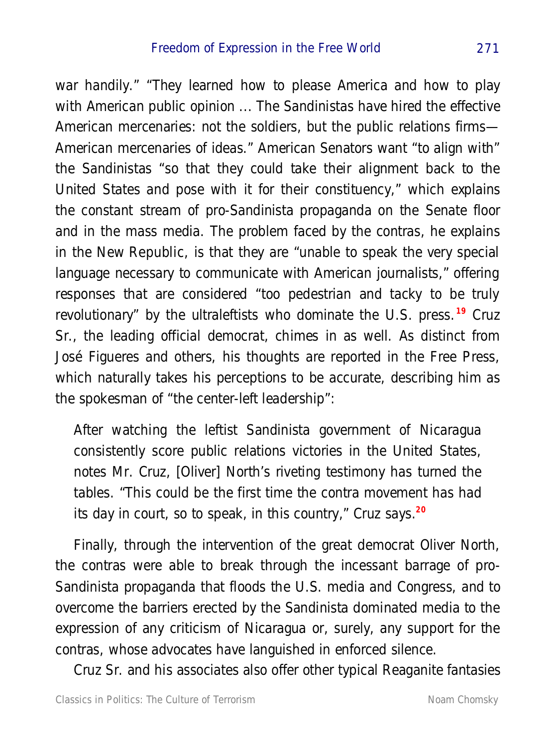war handily." "They learned how to please America and how to play with American public opinion ... The Sandinistas have hired the effective American mercenaries: not the soldiers, but the public relations firms—American mercenaries of ideas." American Senators want "to align with" the Sandinistas "so that they could take their alignment back to the United States and pose with it for their constituency," which explains the constant stream of pro-Sandinista propaganda on the Senate floor and in the mass media. The problem faced by the contras, he explains in the New Republic, is that they are "unable to speak the very special language necessary to communicate with American journalists," offering responses that are considered "too pedestrian and tacky to be truly revolutionary" by the ultraleftists who dominate the U.S. press.[19] Cruz Sr., the leading official democrat, chimes in as well. As distinct from José Figueres and others, his thoughts are reported in the Free Press, which naturally takes his perceptions to be accurate, describing him as the spokesman of "the center-left leadership":

> After watching the leftist Sandinista government of Nicaragua consistently score public relations victories in the United States, notes Mr. Cruz, [Oliver] North's riveting testimony has turned the tables. "This could be the first time the contra movement has had its day in court, so to speak, in this country," Cruz says.[20]

Finally, through the intervention of the great democrat Oliver North, the contras were able to break through the incessant barrage of pro-Sandinista propaganda that floods the U.S. media and Congress, and to overcome the barriers erected by the Sandinista dominated media to the expression of any criticism of Nicaragua or, surely, any support for the contras, whose advocates have languished in enforced silence.

Cruz Sr. and his associates also offer other typical Reaganite fantasies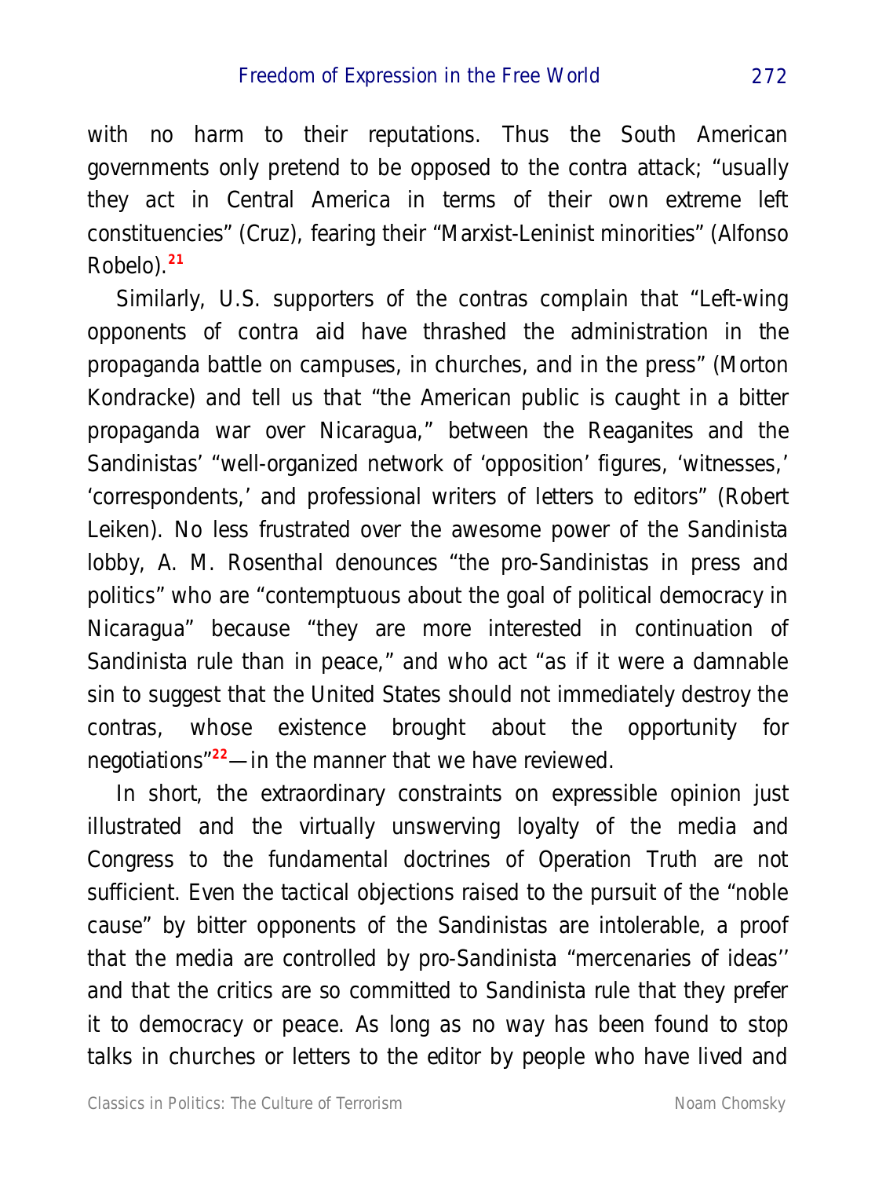with no harm to their reputations. Thus the South American governments only pretend to be opposed to the contra attack; "usually they act in Central America in terms of their own extreme left constituencies" (Cruz), fearing their "Marxist-Leninist minorities" (Alfonso Robelo).[21]

Similarly, U.S. supporters of the contras complain that "Left-wing opponents of contra aid have thrashed the administration in the propaganda battle on campuses, in churches, and in the press" (Morton Kondracke) and tell us that "the American public is caught in a bitter propaganda war over Nicaragua," between the Reaganites and the Sandinistas' "well-organized network of 'opposition' figures, 'witnesses,' 'correspondents,' and professional writers of letters to editors" (Robert Leiken). No less frustrated over the awesome power of the Sandinista lobby, A. M. Rosenthal denounces "the pro-Sandinistas in press and politics" who are "contemptuous about the goal of political democracy in Nicaragua" because "they are more interested in continuation of Sandinista rule than in peace," and who act "as if it were a damnable sin to suggest that the United States should not immediately destroy the contras, whose existence brought about the opportunity for negotiations"[22]—in the manner that we have reviewed.

In short, the extraordinary constraints on expressible opinion just illustrated and the virtually unswerving loyalty of the media and Congress to the fundamental doctrines of Operation Truth are not sufficient. Even the tactical objections raised to the pursuit of the "noble cause" by bitter opponents of the Sandinistas are intolerable, a proof that the media are controlled by pro-Sandinista "mercenaries of ideas" and that the critics are so committed to Sandinista rule that they prefer it to democracy or peace. As long as no way has been found to stop talks in churches or letters to the editor by people who have lived and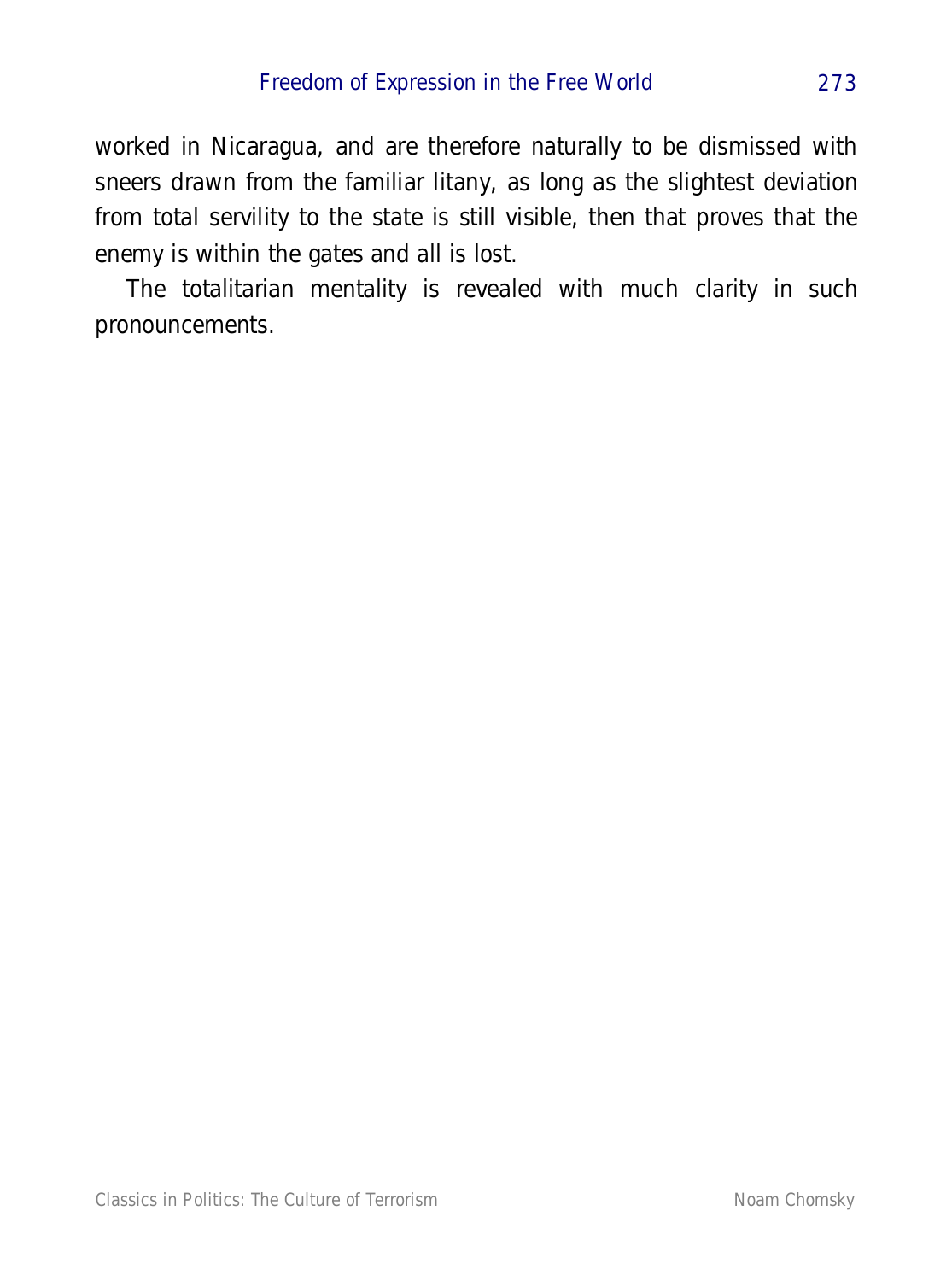worked in Nicaragua, and are therefore naturally to be dismissed with sneers drawn from the familiar litany, as long as the slightest deviation from total servility to the state is still visible, then that proves that the enemy is within the gates and all is lost.

The totalitarian mentality is revealed with much clarity in such pronouncements.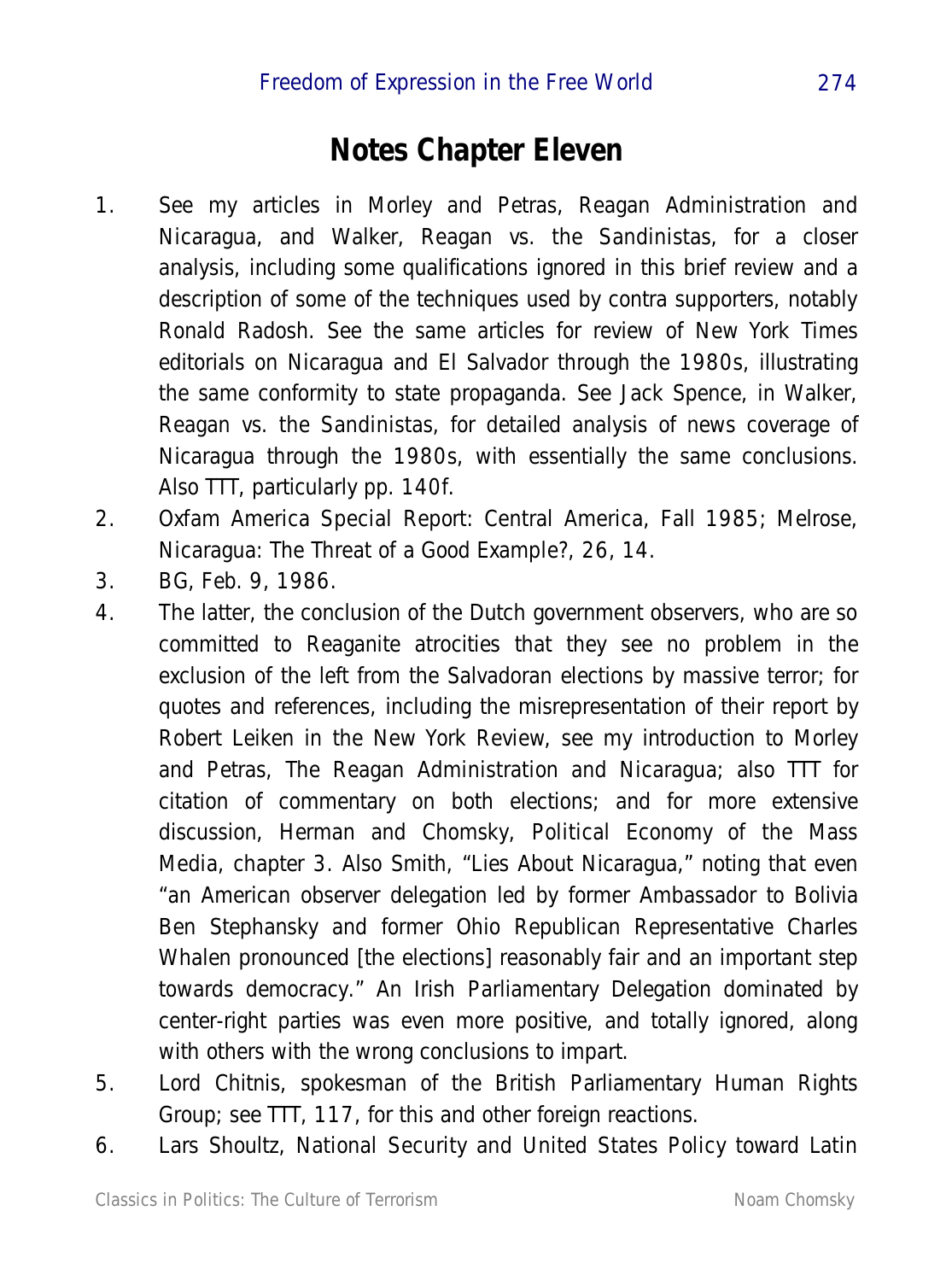# Notes Chapter Eleven

1. See my articles in Morley and Petras, Reagan Administration and Nicaragua, and Walker, Reagan vs. the Sandinistas, for a closer analysis, including some qualifications ignored in this brief review and a description of some of the techniques used by contra supporters, notably Ronald Radosh. See the same articles for review of New York Times editorials on Nicaragua and El Salvador through the 1980s, illustrating the same conformity to state propaganda. See Jack Spence, in Walker, Reagan vs. the Sandinistas, for detailed analysis of news coverage of Nicaragua through the 1980s, with essentially the same conclusions. Also TTT, particularly pp. 140f.
2. Oxfam America Special Report: Central America, Fall 1985; Melrose, Nicaragua: The Threat of a Good Example?, 26, 14.
3. BG, Feb. 9, 1986.
4. The latter, the conclusion of the Dutch government observers, who are so committed to Reaganite atrocities that they see no problem in the exclusion of the left from the Salvadoran elections by massive terror; for quotes and references, including the misrepresentation of their report by Robert Leiken in the New York Review, see my introduction to Morley and Petras, The Reagan Administration and Nicaragua; also TTT for citation of commentary on both elections; and for more extensive discussion, Herman and Chomsky, Political Economy of the Mass Media, chapter 3. Also Smith, "Lies About Nicaragua," noting that even "an American observer delegation led by former Ambassador to Bolivia Ben Stephansky and former Ohio Republican Representative Charles Whalen pronounced [the elections] reasonably fair and an important step towards democracy." An Irish Parliamentary Delegation dominated by center-right parties was even more positive, and totally ignored, along with others with the wrong conclusions to impart.
5. Lord Chitnis, spokesman of the British Parliamentary Human Rights Group; see TTT, 117, for this and other foreign reactions.
6. Lars Shoultz, National Security and United States Policy toward Latin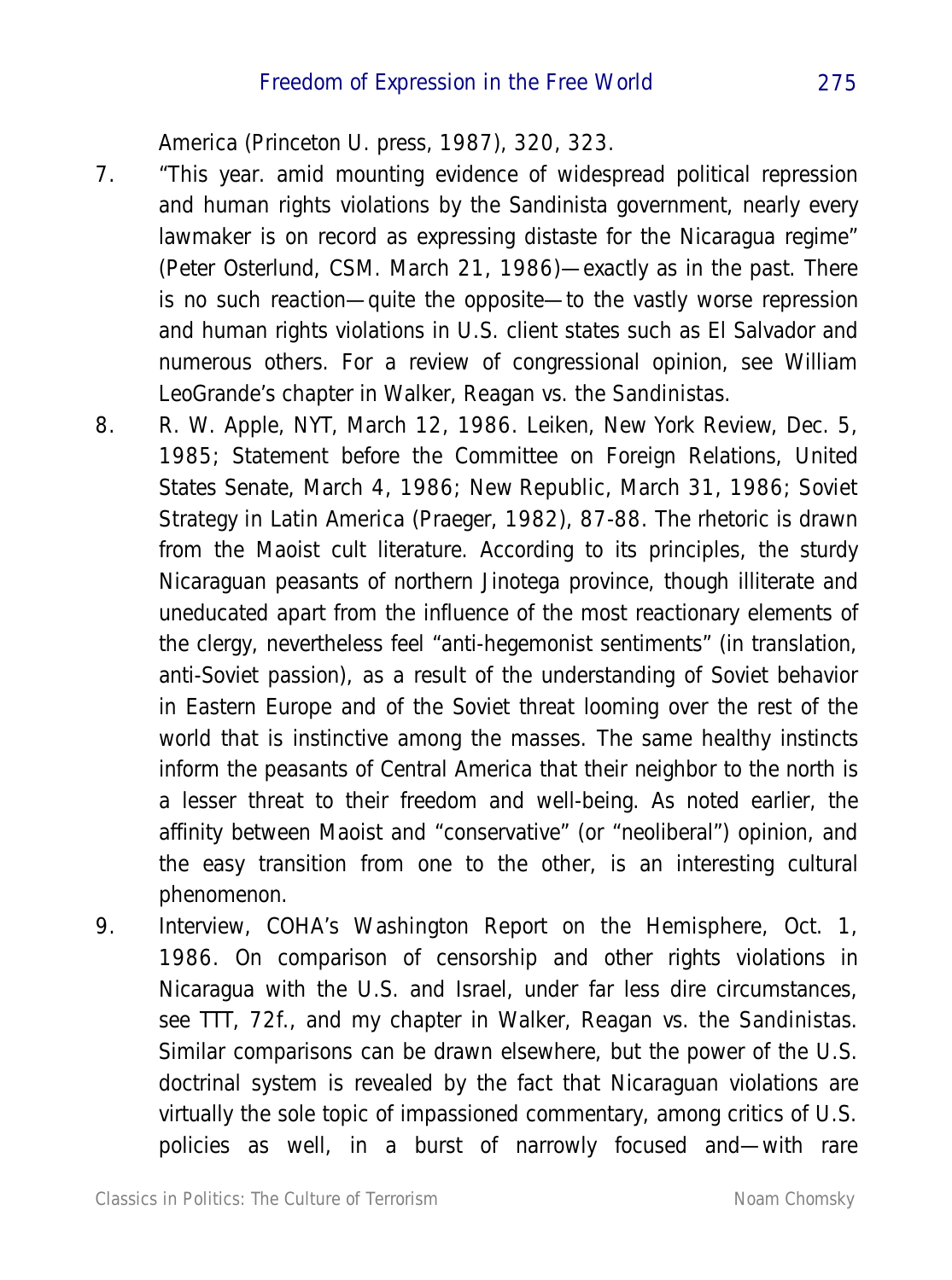America (Princeton U. press, 1987), 320, 323.

7. "This year. amid mounting evidence of widespread political repression and human rights violations by the Sandinista government, nearly every lawmaker is on record as expressing distaste for the Nicaragua regime" (Peter Osterlund, CSM. March 21, 1986)—exactly as in the past. There is no such reaction—quite the opposite—to the vastly worse repression and human rights violations in U.S. client states such as El Salvador and numerous others. For a review of congressional opinion, see William LeoGrande's chapter in Walker, Reagan vs. the Sandinistas.

8. R. W. Apple, NYT, March 12, 1986. Leiken, New York Review, Dec. 5, 1985; Statement before the Committee on Foreign Relations, United States Senate, March 4, 1986; New Republic, March 31, 1986; Soviet Strategy in Latin America (Praeger, 1982), 87-88. The rhetoric is drawn from the Maoist cult literature. According to its principles, the sturdy Nicaraguan peasants of northern Jinotega province, though illiterate and uneducated apart from the influence of the most reactionary elements of the clergy, nevertheless feel "anti-hegemonist sentiments" (in translation, anti-Soviet passion), as a result of the understanding of Soviet behavior in Eastern Europe and of the Soviet threat looming over the rest of the world that is instinctive among the masses. The same healthy instincts inform the peasants of Central America that their neighbor to the north is a lesser threat to their freedom and well-being. As noted earlier, the affinity between Maoist and "conservative" (or "neoliberal") opinion, and the easy transition from one to the other, is an interesting cultural phenomenon.

9. Interview, COHA's Washington Report on the Hemisphere, Oct. 1, 1986. On comparison of censorship and other rights violations in Nicaragua with the U.S. and Israel, under far less dire circumstances, see TTT, 72f., and my chapter in Walker, Reagan vs. the Sandinistas. Similar comparisons can be drawn elsewhere, but the power of the U.S. doctrinal system is revealed by the fact that Nicaraguan violations are virtually the sole topic of impassioned commentary, among critics of U.S. policies as well, in a burst of narrowly focused and—with rare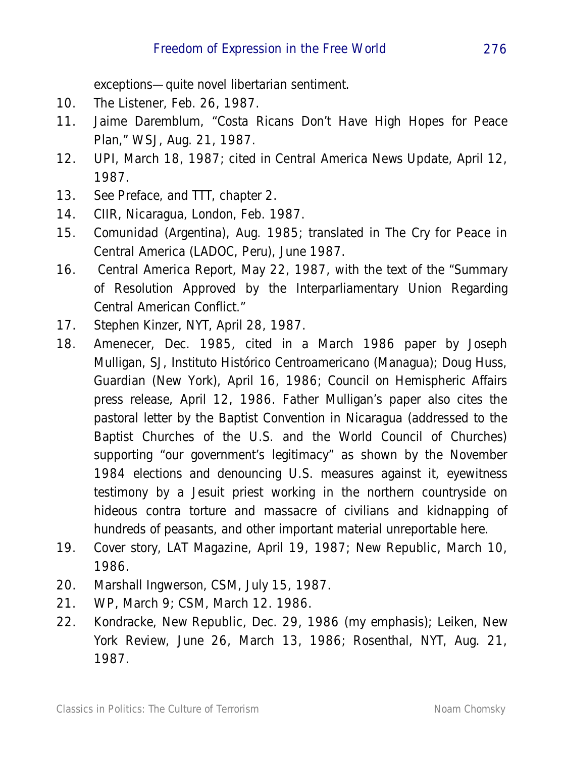exceptions—quite novel libertarian sentiment.

10. The Listener, Feb. 26, 1987.
11. Jaime Daremblum, "Costa Ricans Don't Have High Hopes for Peace Plan," WSJ, Aug. 21, 1987.
12. UPI, March 18, 1987; cited in Central America News Update, April 12, 1987.
13. See Preface, and TTT, chapter 2.
14. CIIR, Nicaragua, London, Feb. 1987.
15. Comunidad (Argentina), Aug. 1985; translated in The Cry for Peace in Central America (LADOC, Peru), June 1987.
16. Central America Report, May 22, 1987, with the text of the "Summary of Resolution Approved by the Interparliamentary Union Regarding Central American Conflict."
17. Stephen Kinzer, NYT, April 28, 1987.
18. Amenecer, Dec. 1985, cited in a March 1986 paper by Joseph Mulligan, SJ, Instituto Histórico Centroamericano (Managua); Doug Huss, Guardian (New York), April 16, 1986; Council on Hemispheric Affairs press release, April 12, 1986. Father Mulligan's paper also cites the pastoral letter by the Baptist Convention in Nicaragua (addressed to the Baptist Churches of the U.S. and the World Council of Churches) supporting "our government's legitimacy" as shown by the November 1984 elections and denouncing U.S. measures against it, eyewitness testimony by a Jesuit priest working in the northern countryside on hideous contra torture and massacre of civilians and kidnapping of hundreds of peasants, and other important material unreportable here.
19. Cover story, LAT Magazine, April 19, 1987; New Republic, March 10, 1986.
20. Marshall Ingwerson, CSM, July 15, 1987.
21. WP, March 9; CSM, March 12. 1986.
22. Kondracke, New Republic, Dec. 29, 1986 (my emphasis); Leiken, New York Review, June 26, March 13, 1986; Rosenthal, NYT, Aug. 21, 1987.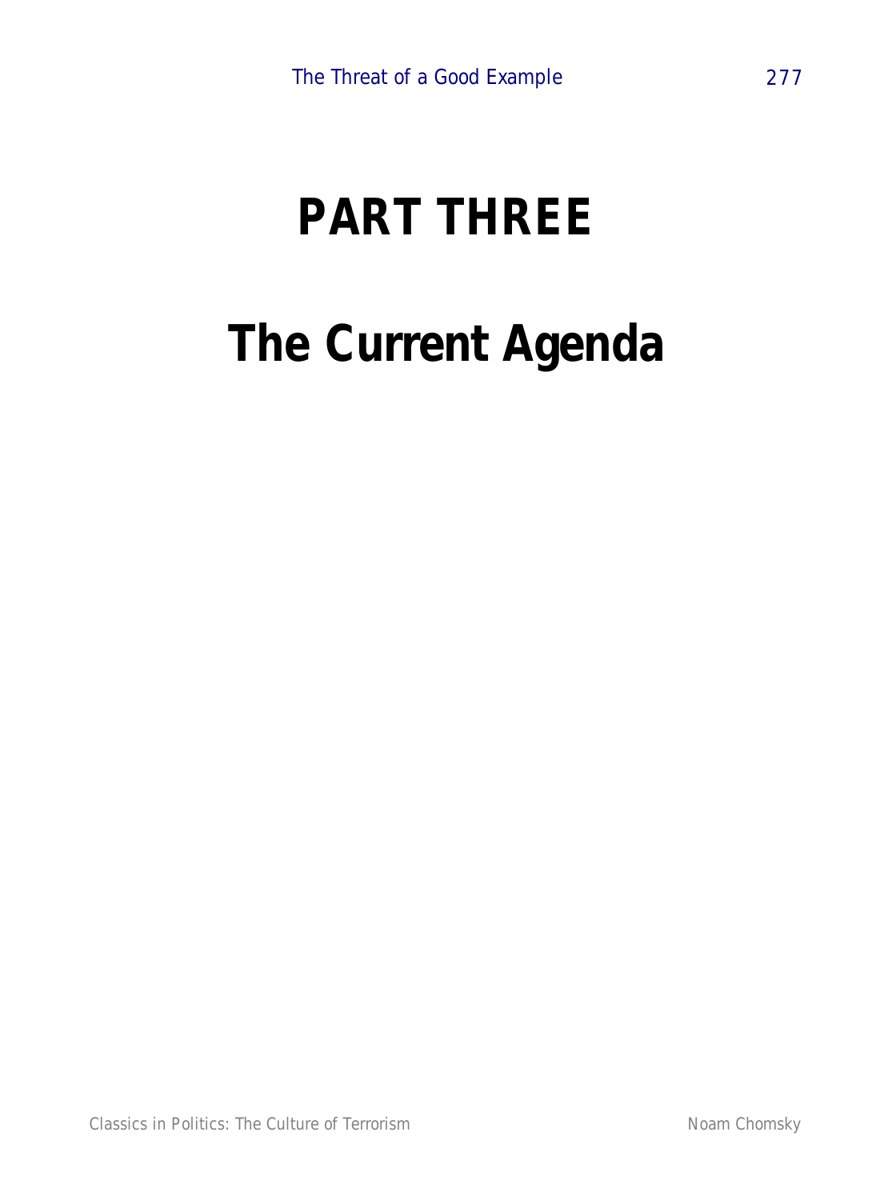# PART THREE

# The Current Agenda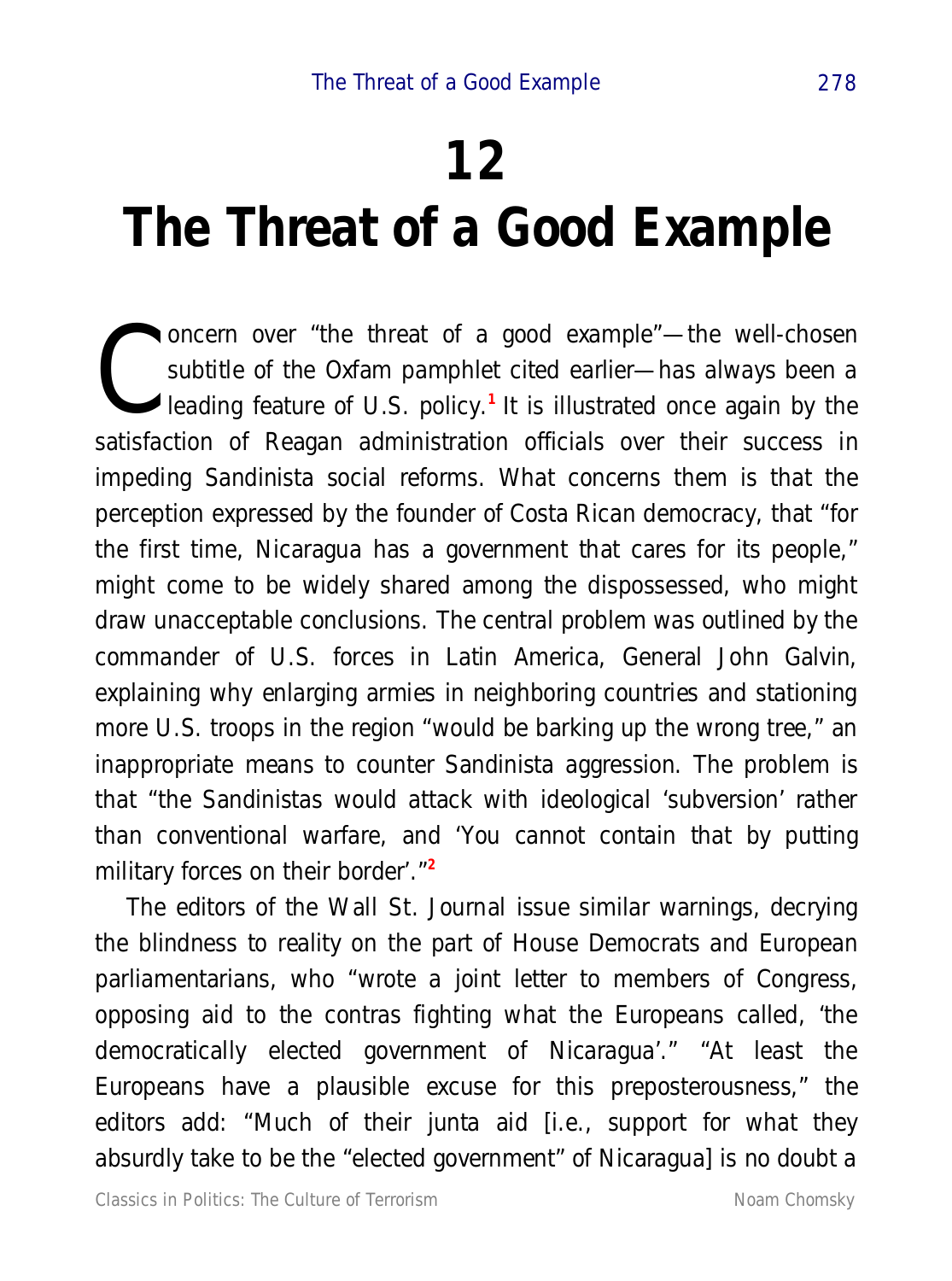# 12
# The Threat of a Good Example

Concern over "the threat of a good example"—the well-chosen subtitle of the Oxfam pamphlet cited earlier—has always been a leading feature of U.S. policy.[1] It is illustrated once again by the satisfaction of Reagan administration officials over their success in impeding Sandinista social reforms. What concerns them is that the perception expressed by the founder of Costa Rican democracy, that "for the first time, Nicaragua has a government that cares for its people," might come to be widely shared among the dispossessed, who might draw unacceptable conclusions. The central problem was outlined by the commander of U.S. forces in Latin America, General John Galvin, explaining why enlarging armies in neighboring countries and stationing more U.S. troops in the region "would be barking up the wrong tree," an inappropriate means to counter Sandinista aggression. The problem is that "the Sandinistas would attack with ideological 'subversion' rather than conventional warfare, and 'You cannot contain that by putting military forces on their border'."[2]

The editors of the Wall St. Journal issue similar warnings, decrying the blindness to reality on the part of House Democrats and European parliamentarians, who "wrote a joint letter to members of Congress, opposing aid to the contras fighting what the Europeans called, 'the democratically elected government of Nicaragua'." "At least the Europeans have a plausible excuse for this preposterousness," the editors add: "Much of their junta aid [i.e., support for what they absurdly take to be the "elected government" of Nicaragua] is no doubt a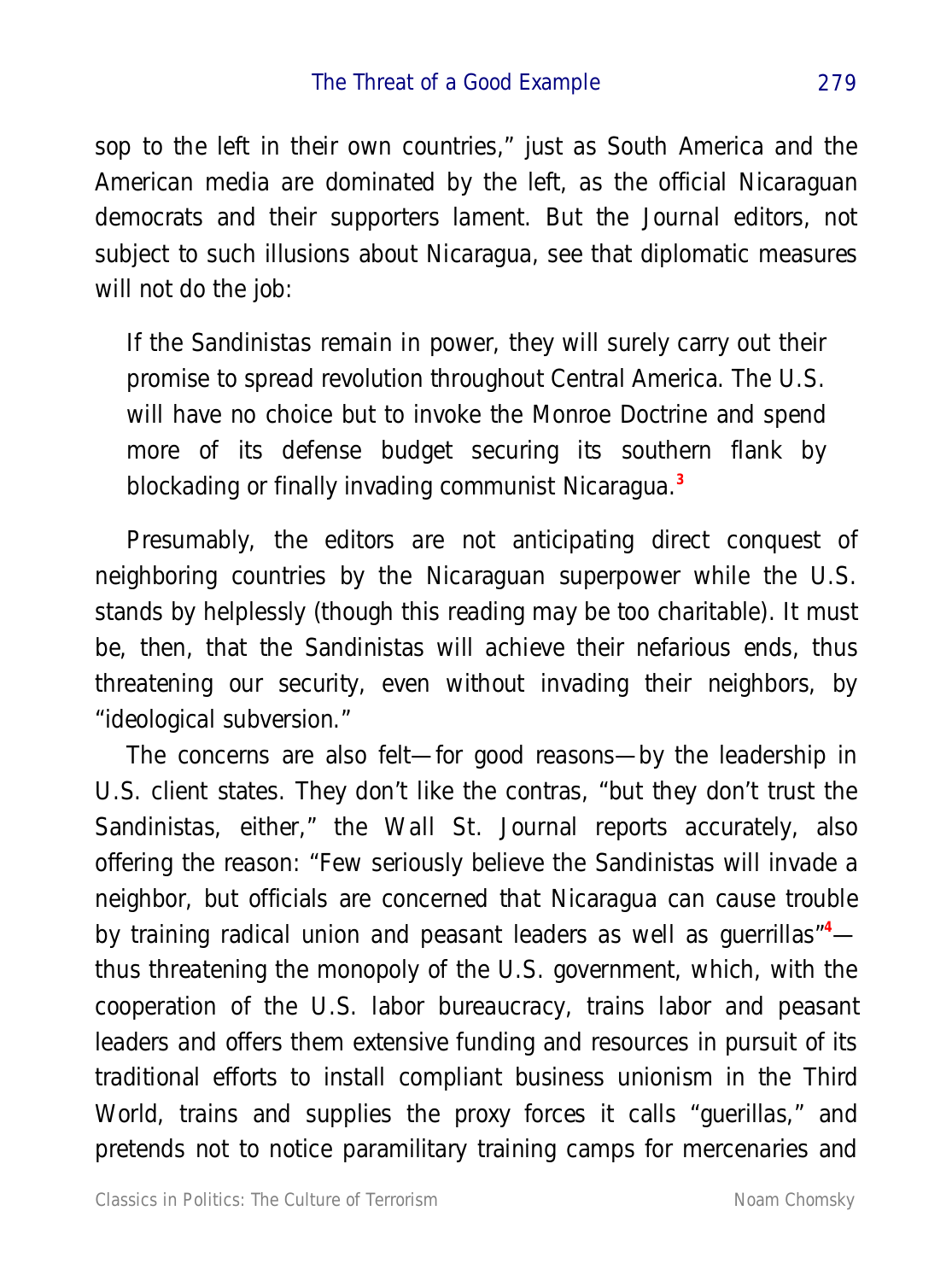sop to the left in their own countries," just as South America and the American media are dominated by the left, as the official Nicaraguan democrats and their supporters lament. But the Journal editors, not subject to such illusions about Nicaragua, see that diplomatic measures will not do the job:

> If the Sandinistas remain in power, they will surely carry out their promise to spread revolution throughout Central America. The U.S. will have no choice but to invoke the Monroe Doctrine and spend more of its defense budget securing its southern flank by blockading or finally invading communist Nicaragua.[3]

Presumably, the editors are not anticipating direct conquest of neighboring countries by the Nicaraguan superpower while the U.S. stands by helplessly (though this reading may be too charitable). It must be, then, that the Sandinistas will achieve their nefarious ends, thus threatening our security, even without invading their neighbors, by "ideological subversion."

The concerns are also felt—for good reasons—by the leadership in U.S. client states. They don't like the contras, "but they don't trust the Sandinistas, either," the Wall St. Journal reports accurately, also offering the reason: "Few seriously believe the Sandinistas will invade a neighbor, but officials are concerned that Nicaragua can cause trouble by training radical union and peasant leaders as well as guerrillas"[4]—thus threatening the monopoly of the U.S. government, which, with the cooperation of the U.S. labor bureaucracy, trains labor and peasant leaders and offers them extensive funding and resources in pursuit of its traditional efforts to install compliant business unionism in the Third World, trains and supplies the proxy forces it calls "guerillas," and pretends not to notice paramilitary training camps for mercenaries and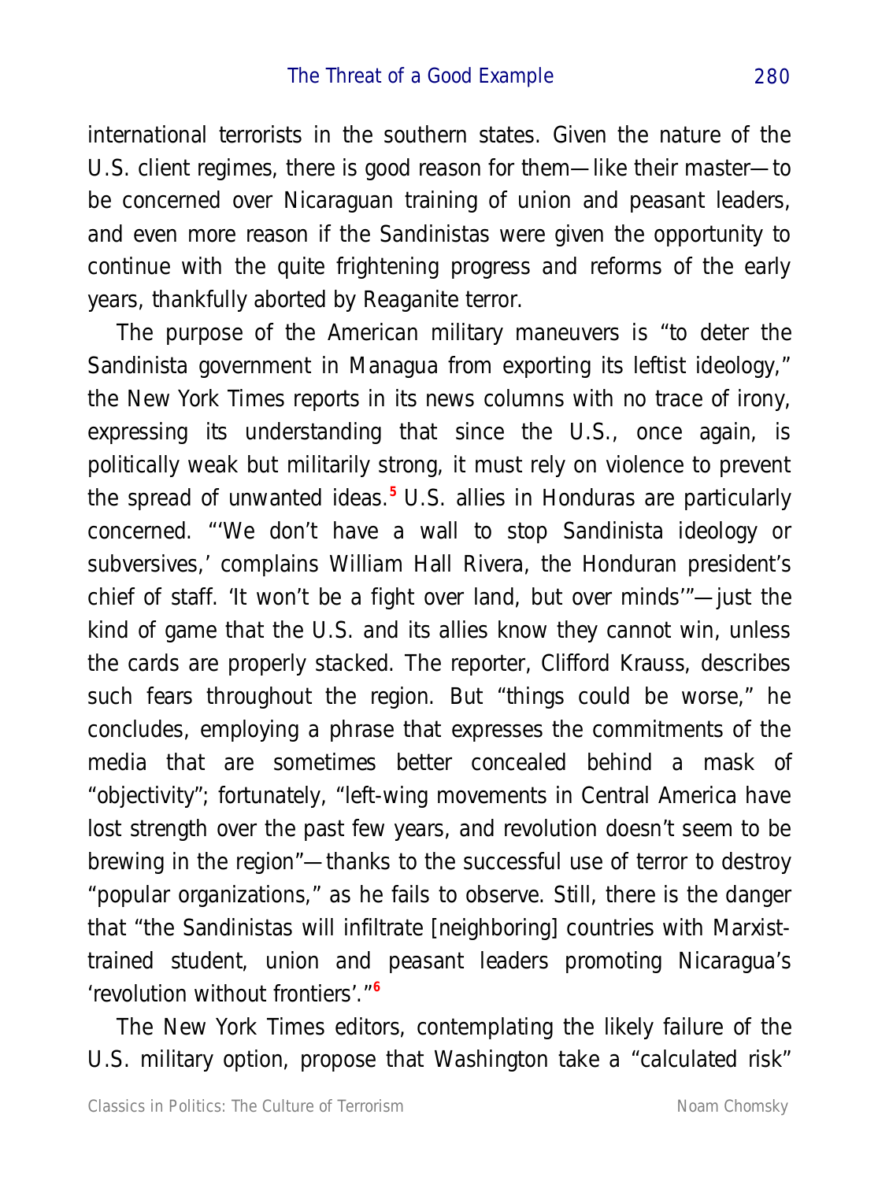international terrorists in the southern states. Given the nature of the U.S. client regimes, there is good reason for them—like their master—to be concerned over Nicaraguan training of union and peasant leaders, and even more reason if the Sandinistas were given the opportunity to continue with the quite frightening progress and reforms of the early years, thankfully aborted by Reaganite terror.

The purpose of the American military maneuvers is "to deter the Sandinista government in Managua from exporting its leftist ideology," the New York Times reports in its news columns with no trace of irony, expressing its understanding that since the U.S., once again, is politically weak but militarily strong, it must rely on violence to prevent the spread of unwanted ideas.[5] U.S. allies in Honduras are particularly concerned. "'We don't have a wall to stop Sandinista ideology or subversives,' complains William Hall Rivera, the Honduran president's chief of staff. 'It won't be a fight over land, but over minds'"—just the kind of game that the U.S. and its allies know they cannot win, unless the cards are properly stacked. The reporter, Clifford Krauss, describes such fears throughout the region. But "things could be worse," he concludes, employing a phrase that expresses the commitments of the media that are sometimes better concealed behind a mask of "objectivity"; fortunately, "left-wing movements in Central America have lost strength over the past few years, and revolution doesn't seem to be brewing in the region"—thanks to the successful use of terror to destroy "popular organizations," as he fails to observe. Still, there is the danger that "the Sandinistas will infiltrate [neighboring] countries with Marxist-trained student, union and peasant leaders promoting Nicaragua's 'revolution without frontiers'."[6]

The New York Times editors, contemplating the likely failure of the U.S. military option, propose that Washington take a "calculated risk"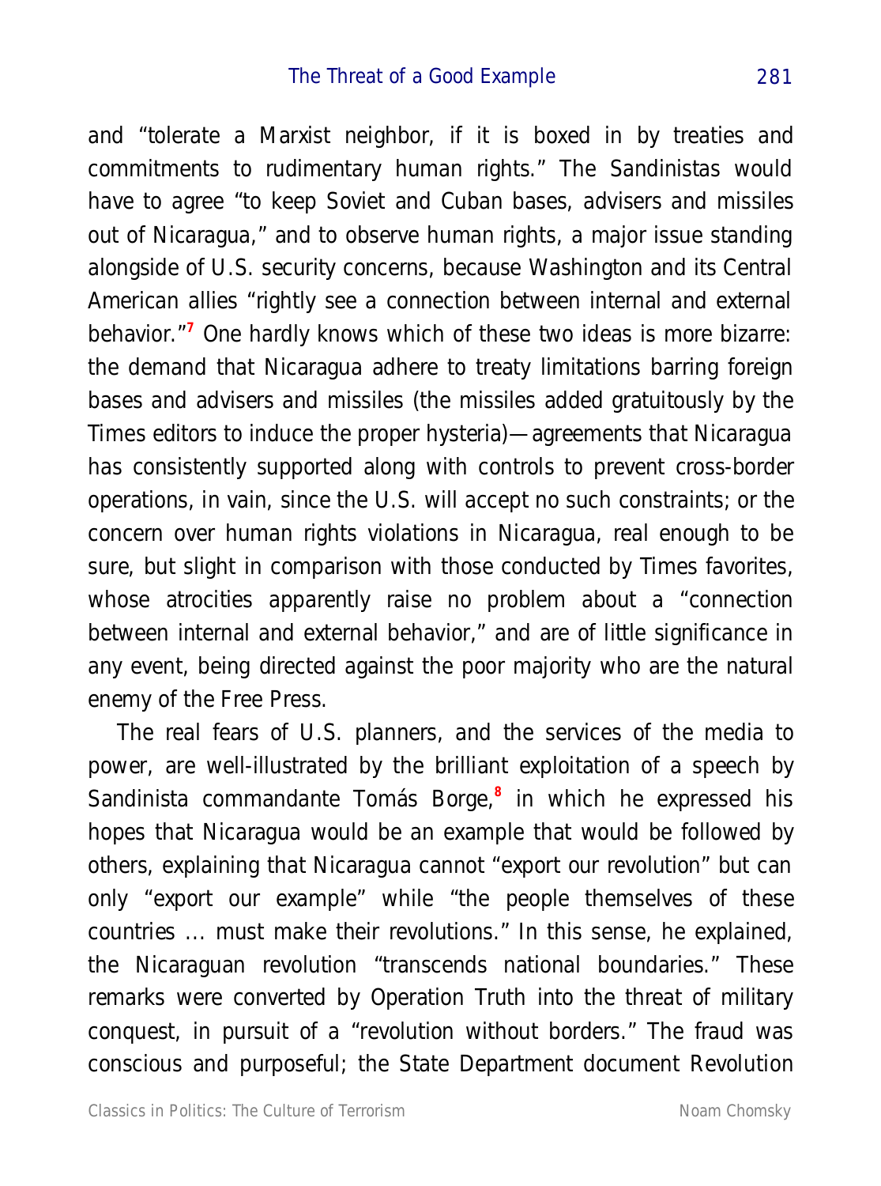and "tolerate a Marxist neighbor, if it is boxed in by treaties and commitments to rudimentary human rights." The Sandinistas would have to agree "to keep Soviet and Cuban bases, advisers and missiles out of Nicaragua," and to observe human rights, a major issue standing alongside of U.S. security concerns, because Washington and its Central American allies "rightly see a connection between internal and external behavior."[7] One hardly knows which of these two ideas is more bizarre: the demand that Nicaragua adhere to treaty limitations barring foreign bases and advisers and missiles (the missiles added gratuitously by the Times editors to induce the proper hysteria)—agreements that Nicaragua has consistently supported along with controls to prevent cross-border operations, in vain, since the U.S. will accept no such constraints; or the concern over human rights violations in Nicaragua, real enough to be sure, but slight in comparison with those conducted by Times favorites, whose atrocities apparently raise no problem about a "connection between internal and external behavior," and are of little significance in any event, being directed against the poor majority who are the natural enemy of the Free Press.

The real fears of U.S. planners, and the services of the media to power, are well-illustrated by the brilliant exploitation of a speech by Sandinista commandante Tomás Borge,[8] in which he expressed his hopes that Nicaragua would be an example that would be followed by others, explaining that Nicaragua cannot "export our revolution" but can only "export our example" while "the people themselves of these countries ... must make their revolutions." In this sense, he explained, the Nicaraguan revolution "transcends national boundaries." These remarks were converted by Operation Truth into the threat of military conquest, in pursuit of a "revolution without borders." The fraud was conscious and purposeful; the State Department document Revolution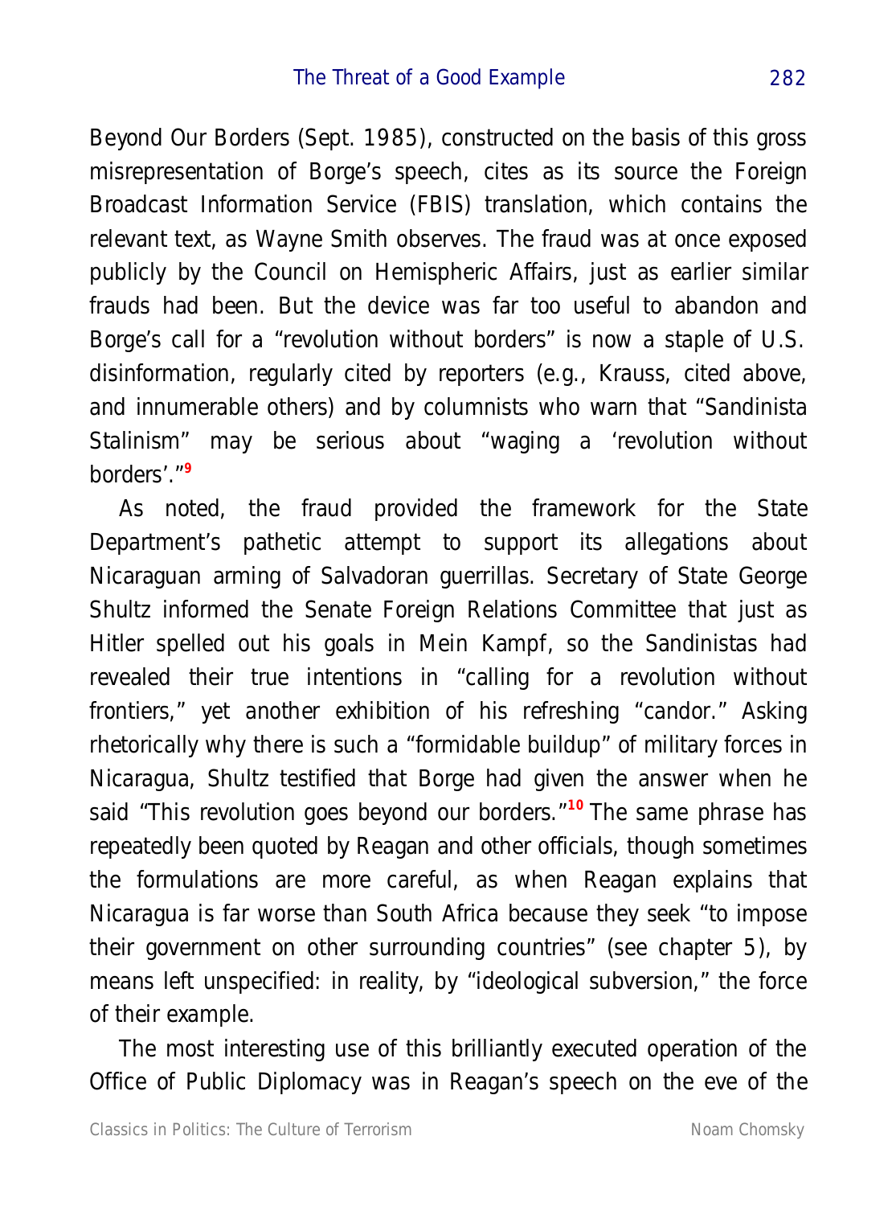Beyond Our Borders (Sept. 1985), constructed on the basis of this gross misrepresentation of Borge's speech, cites as its source the Foreign Broadcast Information Service (FBIS) translation, which contains the relevant text, as Wayne Smith observes. The fraud was at once exposed publicly by the Council on Hemispheric Affairs, just as earlier similar frauds had been. But the device was far too useful to abandon and Borge's call for a "revolution without borders" is now a staple of U.S. disinformation, regularly cited by reporters (e.g., Krauss, cited above, and innumerable others) and by columnists who warn that "Sandinista Stalinism" may be serious about "waging a 'revolution without borders'."[9]

As noted, the fraud provided the framework for the State Department's pathetic attempt to support its allegations about Nicaraguan arming of Salvadoran guerrillas. Secretary of State George Shultz informed the Senate Foreign Relations Committee that just as Hitler spelled out his goals in Mein Kampf, so the Sandinistas had revealed their true intentions in "calling for a revolution without frontiers," yet another exhibition of his refreshing "candor." Asking rhetorically why there is such a "formidable buildup" of military forces in Nicaragua, Shultz testified that Borge had given the answer when he said "This revolution goes beyond our borders."[10] The same phrase has repeatedly been quoted by Reagan and other officials, though sometimes the formulations are more careful, as when Reagan explains that Nicaragua is far worse than South Africa because they seek "to impose their government on other surrounding countries" (see chapter 5), by means left unspecified: in reality, by "ideological subversion," the force of their example.

The most interesting use of this brilliantly executed operation of the Office of Public Diplomacy was in Reagan's speech on the eve of the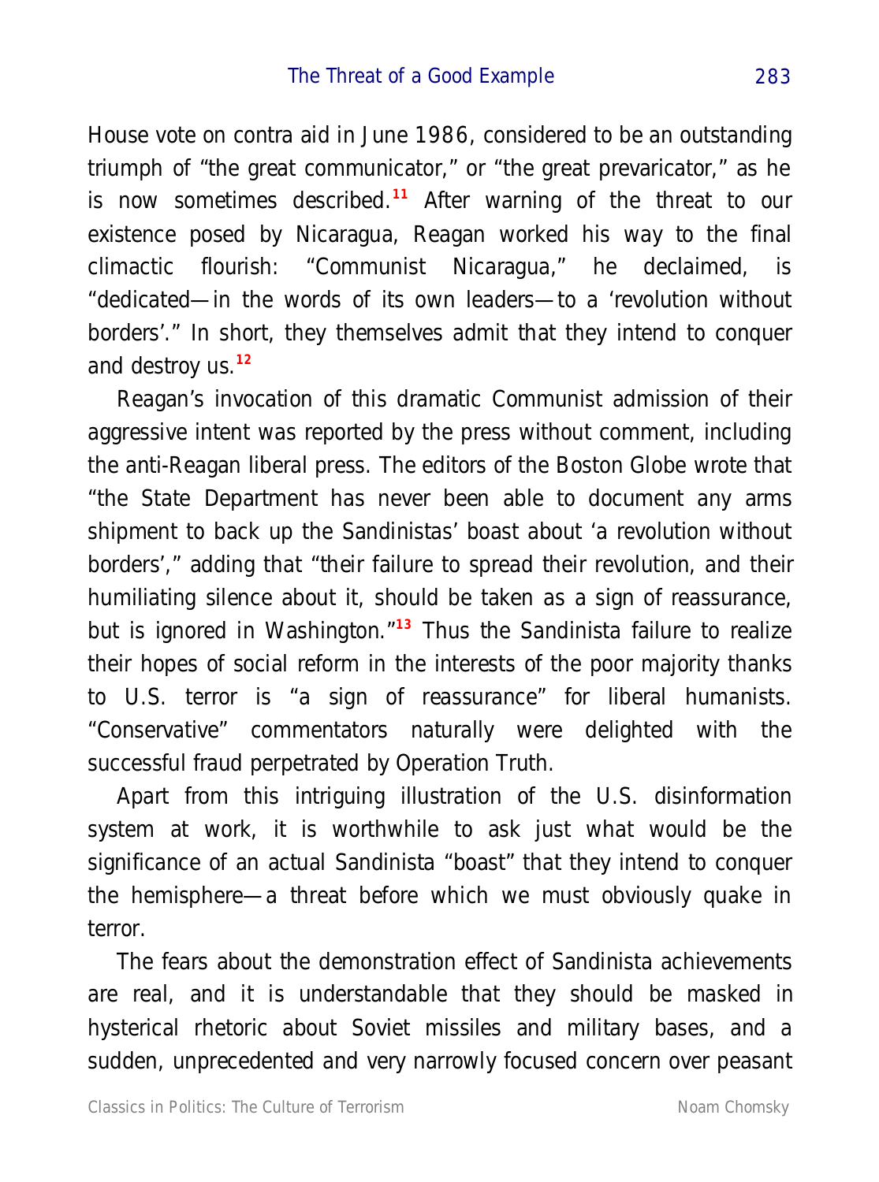House vote on contra aid in June 1986, considered to be an outstanding triumph of "the great communicator," or "the great prevaricator," as he is now sometimes described.[11] After warning of the threat to our existence posed by Nicaragua, Reagan worked his way to the final climactic flourish: "Communist Nicaragua," he declaimed, is "dedicated—in the words of its own leaders—to a 'revolution without borders'." In short, they themselves admit that they intend to conquer and destroy us.[12]

Reagan's invocation of this dramatic Communist admission of their aggressive intent was reported by the press without comment, including the anti-Reagan liberal press. The editors of the Boston Globe wrote that "the State Department has never been able to document any arms shipment to back up the Sandinistas' boast about 'a revolution without borders'," adding that "their failure to spread their revolution, and their humiliating silence about it, should be taken as a sign of reassurance, but is ignored in Washington."[13] Thus the Sandinista failure to realize their hopes of social reform in the interests of the poor majority thanks to U.S. terror is "a sign of reassurance" for liberal humanists. "Conservative" commentators naturally were delighted with the successful fraud perpetrated by Operation Truth.

Apart from this intriguing illustration of the U.S. disinformation system at work, it is worthwhile to ask just what would be the significance of an actual Sandinista "boast" that they intend to conquer the hemisphere—a threat before which we must obviously quake in terror.

The fears about the demonstration effect of Sandinista achievements are real, and it is understandable that they should be masked in hysterical rhetoric about Soviet missiles and military bases, and a sudden, unprecedented and very narrowly focused concern over peasant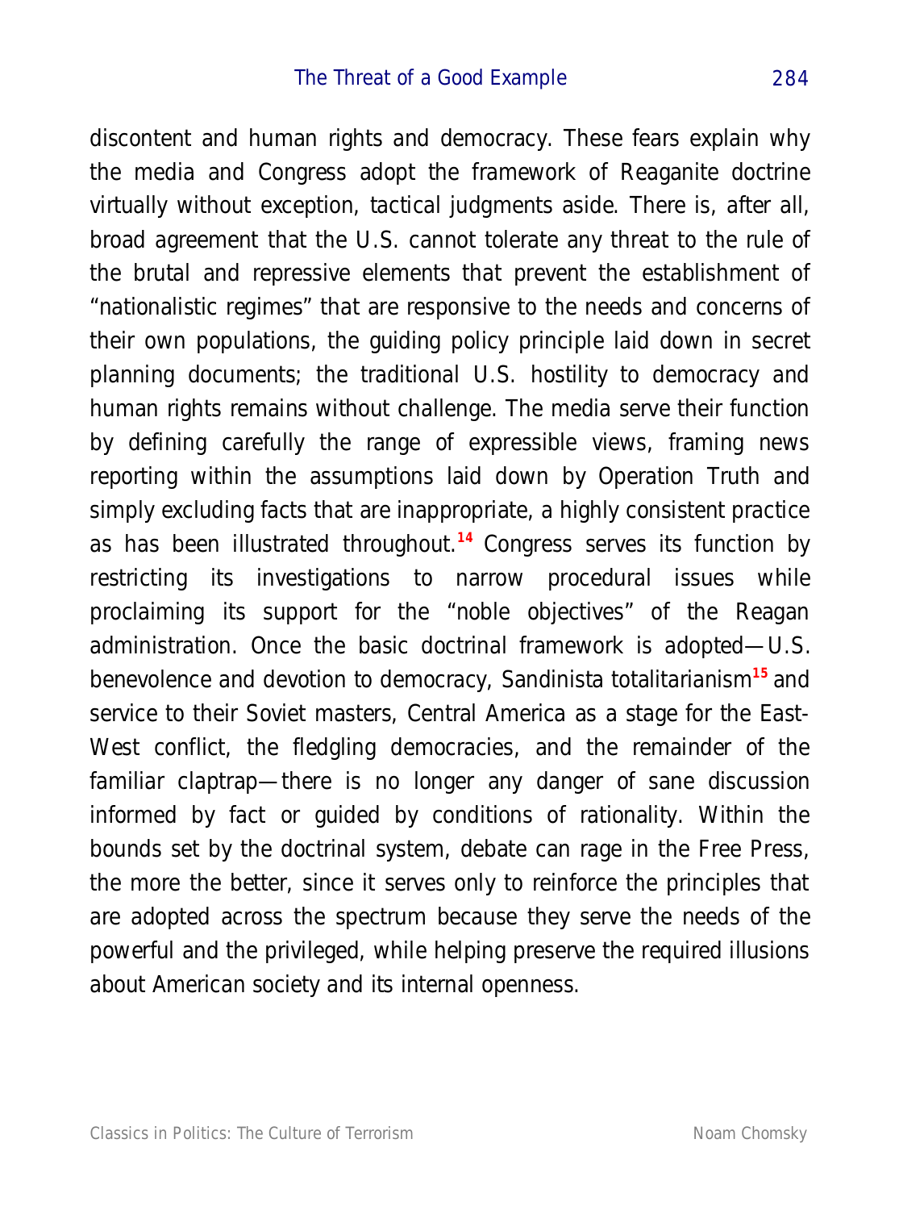discontent and human rights and democracy. These fears explain why the media and Congress adopt the framework of Reaganite doctrine virtually without exception, tactical judgments aside. There is, after all, broad agreement that the U.S. cannot tolerate any threat to the rule of the brutal and repressive elements that prevent the establishment of "nationalistic regimes" that are responsive to the needs and concerns of their own populations, the guiding policy principle laid down in secret planning documents; the traditional U.S. hostility to democracy and human rights remains without challenge. The media serve their function by defining carefully the range of expressible views, framing news reporting within the assumptions laid down by Operation Truth and simply excluding facts that are inappropriate, a highly consistent practice as has been illustrated throughout.[14] Congress serves its function by restricting its investigations to narrow procedural issues while proclaiming its support for the "noble objectives" of the Reagan administration. Once the basic doctrinal framework is adopted—U.S. benevolence and devotion to democracy, Sandinista totalitarianism[15] and service to their Soviet masters, Central America as a stage for the East-West conflict, the fledgling democracies, and the remainder of the familiar claptrap—there is no longer any danger of sane discussion informed by fact or guided by conditions of rationality. Within the bounds set by the doctrinal system, debate can rage in the Free Press, the more the better, since it serves only to reinforce the principles that are adopted across the spectrum because they serve the needs of the powerful and the privileged, while helping preserve the required illusions about American society and its internal openness.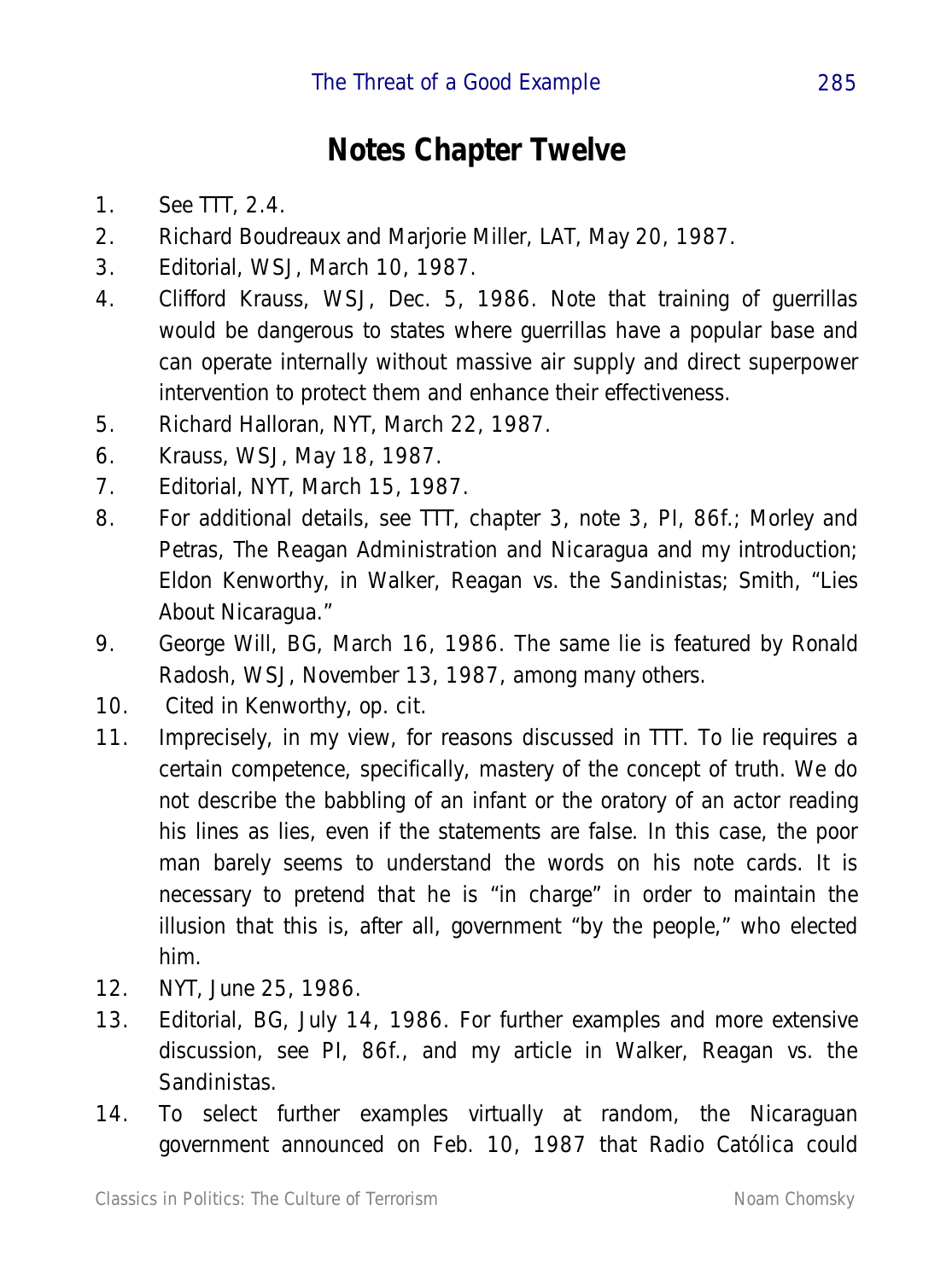# Notes Chapter Twelve

1. See TTT, 2.4.
2. Richard Boudreaux and Marjorie Miller, LAT, May 20, 1987.
3. Editorial, WSJ, March 10, 1987.
4. Clifford Krauss, WSJ, Dec. 5, 1986. Note that training of guerrillas would be dangerous to states where guerrillas have a popular base and can operate internally without massive air supply and direct superpower intervention to protect them and enhance their effectiveness.
5. Richard Halloran, NYT, March 22, 1987.
6. Krauss, WSJ, May 18, 1987.
7. Editorial, NYT, March 15, 1987.
8. For additional details, see TTT, chapter 3, note 3, PI, 86f.; Morley and Petras, The Reagan Administration and Nicaragua and my introduction; Eldon Kenworthy, in Walker, Reagan vs. the Sandinistas; Smith, "Lies About Nicaragua."
9. George Will, BG, March 16, 1986. The same lie is featured by Ronald Radosh, WSJ, November 13, 1987, among many others.
10. Cited in Kenworthy, op. cit.
11. Imprecisely, in my view, for reasons discussed in TTT. To lie requires a certain competence, specifically, mastery of the concept of truth. We do not describe the babbling of an infant or the oratory of an actor reading his lines as lies, even if the statements are false. In this case, the poor man barely seems to understand the words on his note cards. It is necessary to pretend that he is "in charge" in order to maintain the illusion that this is, after all, government "by the people," who elected him.
12. NYT, June 25, 1986.
13. Editorial, BG, July 14, 1986. For further examples and more extensive discussion, see PI, 86f., and my article in Walker, Reagan vs. the Sandinistas.
14. To select further examples virtually at random, the Nicaraguan government announced on Feb. 10, 1987 that Radio Católica could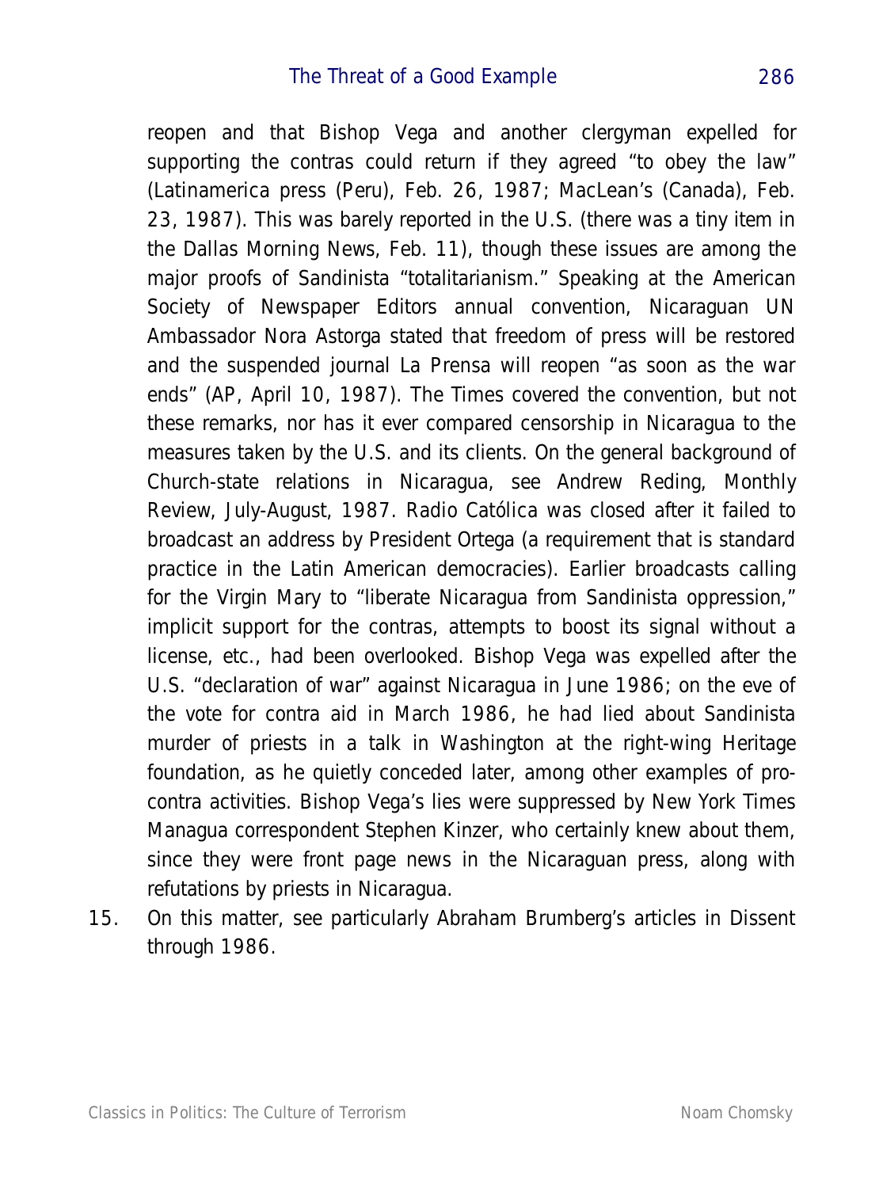reopen and that Bishop Vega and another clergyman expelled for supporting the contras could return if they agreed "to obey the law" (Latinamerica press (Peru), Feb. 26, 1987; MacLean's (Canada), Feb. 23, 1987). This was barely reported in the U.S. (there was a tiny item in the Dallas Morning News, Feb. 11), though these issues are among the major proofs of Sandinista "totalitarianism." Speaking at the American Society of Newspaper Editors annual convention, Nicaraguan UN Ambassador Nora Astorga stated that freedom of press will be restored and the suspended journal La Prensa will reopen "as soon as the war ends" (AP, April 10, 1987). The Times covered the convention, but not these remarks, nor has it ever compared censorship in Nicaragua to the measures taken by the U.S. and its clients. On the general background of Church-state relations in Nicaragua, see Andrew Reding, Monthly Review, July-August, 1987. Radio Católica was closed after it failed to broadcast an address by President Ortega (a requirement that is standard practice in the Latin American democracies). Earlier broadcasts calling for the Virgin Mary to "liberate Nicaragua from Sandinista oppression," implicit support for the contras, attempts to boost its signal without a license, etc., had been overlooked. Bishop Vega was expelled after the U.S. "declaration of war" against Nicaragua in June 1986; on the eve of the vote for contra aid in March 1986, he had lied about Sandinista murder of priests in a talk in Washington at the right-wing Heritage foundation, as he quietly conceded later, among other examples of pro-contra activities. Bishop Vega's lies were suppressed by New York Times Managua correspondent Stephen Kinzer, who certainly knew about them, since they were front page news in the Nicaraguan press, along with refutations by priests in Nicaragua.

15. On this matter, see particularly Abraham Brumberg's articles in Dissent through 1986.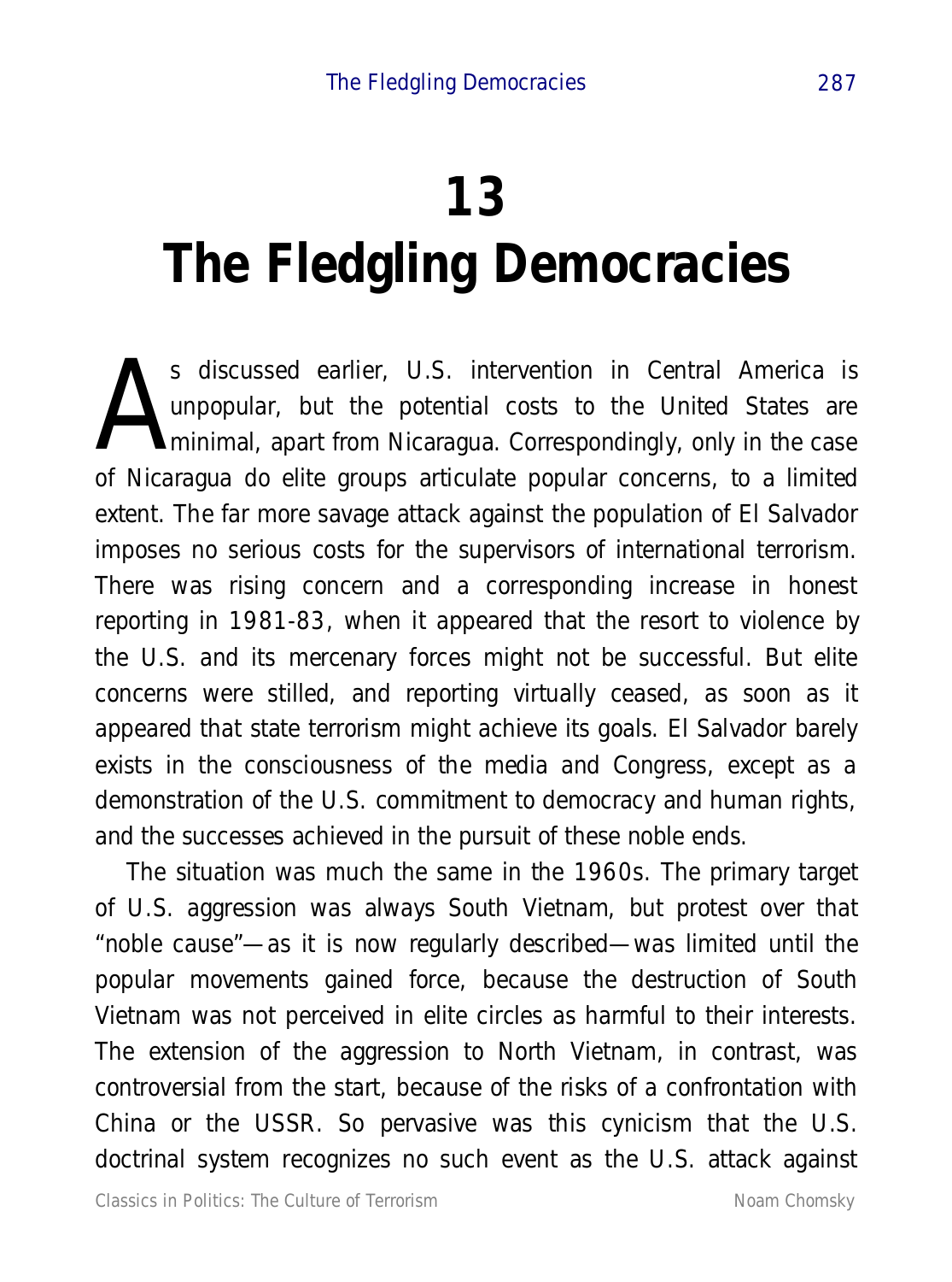# 13
# The Fledgling Democracies

As discussed earlier, U.S. intervention in Central America is unpopular, but the potential costs to the United States are minimal, apart from Nicaragua. Correspondingly, only in the case of Nicaragua do elite groups articulate popular concerns, to a limited extent. The far more savage attack against the population of El Salvador imposes no serious costs for the supervisors of international terrorism. There was rising concern and a corresponding increase in honest reporting in 1981-83, when it appeared that the resort to violence by the U.S. and its mercenary forces might not be successful. But elite concerns were stilled, and reporting virtually ceased, as soon as it appeared that state terrorism might achieve its goals. El Salvador barely exists in the consciousness of the media and Congress, except as a demonstration of the U.S. commitment to democracy and human rights, and the successes achieved in the pursuit of these noble ends.

The situation was much the same in the 1960s. The primary target of U.S. aggression was always South Vietnam, but protest over that "noble cause"—as it is now regularly described—was limited until the popular movements gained force, because the destruction of South Vietnam was not perceived in elite circles as harmful to their interests. The extension of the aggression to North Vietnam, in contrast, was controversial from the start, because of the risks of a confrontation with China or the USSR. So pervasive was this cynicism that the U.S. doctrinal system recognizes no such event as the U.S. attack against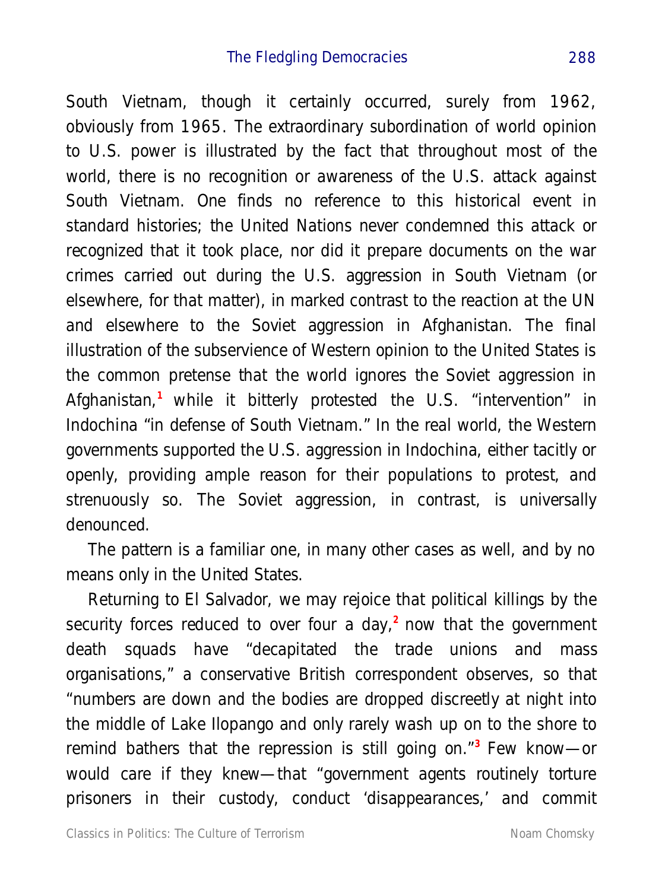South Vietnam, though it certainly occurred, surely from 1962, obviously from 1965. The extraordinary subordination of world opinion to U.S. power is illustrated by the fact that throughout most of the world, there is no recognition or awareness of the U.S. attack against South Vietnam. One finds no reference to this historical event in standard histories; the United Nations never condemned this attack or recognized that it took place, nor did it prepare documents on the war crimes carried out during the U.S. aggression in South Vietnam (or elsewhere, for that matter), in marked contrast to the reaction at the UN and elsewhere to the Soviet aggression in Afghanistan. The final illustration of the subservience of Western opinion to the United States is the common pretense that the world ignores the Soviet aggression in Afghanistan,[1] while it bitterly protested the U.S. "intervention" in Indochina "in defense of South Vietnam." In the real world, the Western governments supported the U.S. aggression in Indochina, either tacitly or openly, providing ample reason for their populations to protest, and strenuously so. The Soviet aggression, in contrast, is universally denounced.

The pattern is a familiar one, in many other cases as well, and by no means only in the United States.

Returning to El Salvador, we may rejoice that political killings by the security forces reduced to over four a day,[2] now that the government death squads have "decapitated the trade unions and mass organisations," a conservative British correspondent observes, so that "numbers are down and the bodies are dropped discreetly at night into the middle of Lake Ilopango and only rarely wash up on to the shore to remind bathers that the repression is still going on."[3] Few know—or would care if they knew—that "government agents routinely torture prisoners in their custody, conduct 'disappearances,' and commit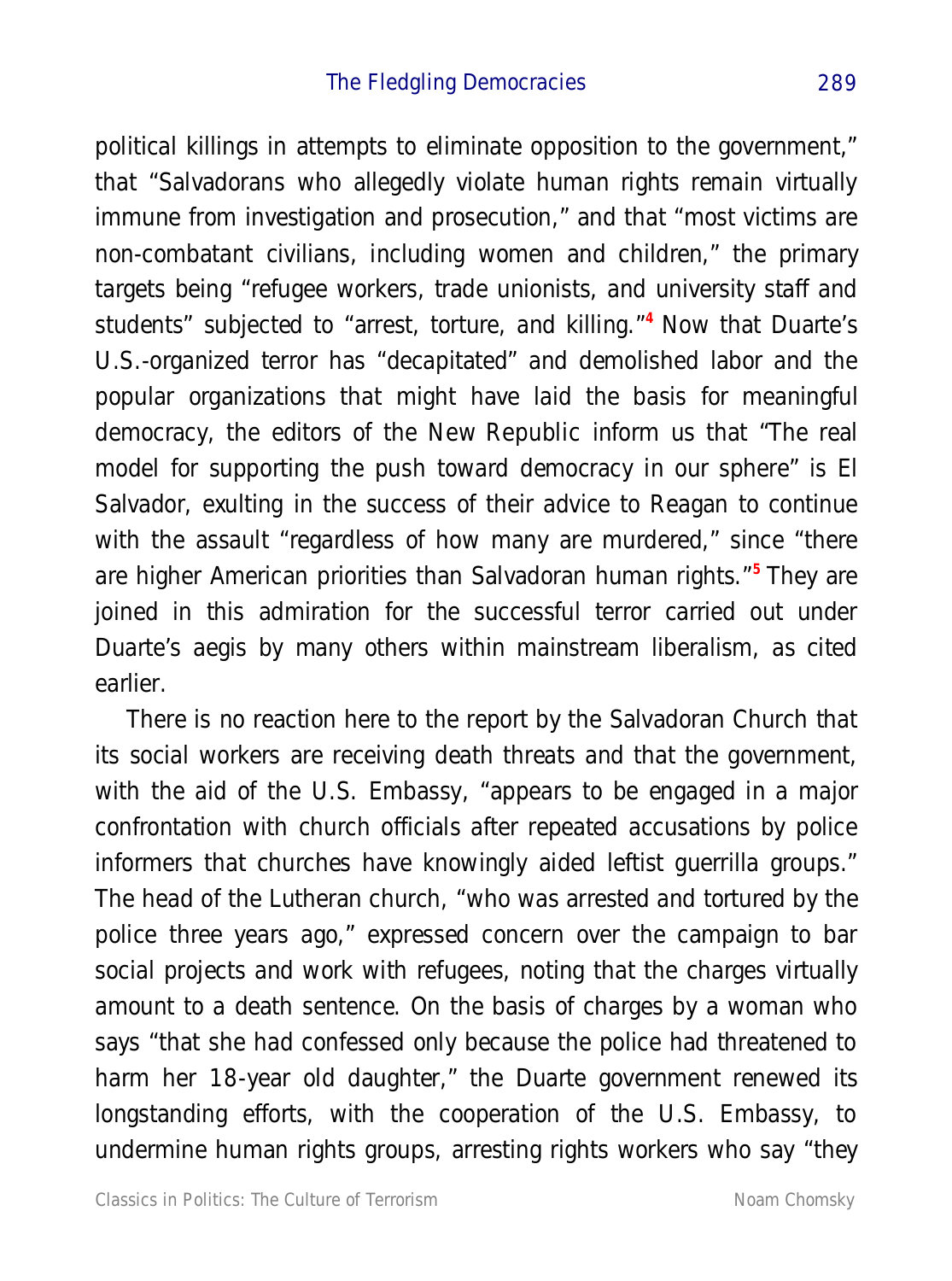political killings in attempts to eliminate opposition to the government," that "Salvadorans who allegedly violate human rights remain virtually immune from investigation and prosecution," and that "most victims are non-combatant civilians, including women and children," the primary targets being "refugee workers, trade unionists, and university staff and students" subjected to "arrest, torture, and killing."[4] Now that Duarte's U.S.-organized terror has "decapitated" and demolished labor and the popular organizations that might have laid the basis for meaningful democracy, the editors of the New Republic inform us that "The real model for supporting the push toward democracy in our sphere" is El Salvador, exulting in the success of their advice to Reagan to continue with the assault "regardless of how many are murdered," since "there are higher American priorities than Salvadoran human rights."[5] They are joined in this admiration for the successful terror carried out under Duarte's aegis by many others within mainstream liberalism, as cited earlier.

There is no reaction here to the report by the Salvadoran Church that its social workers are receiving death threats and that the government, with the aid of the U.S. Embassy, "appears to be engaged in a major confrontation with church officials after repeated accusations by police informers that churches have knowingly aided leftist guerrilla groups." The head of the Lutheran church, "who was arrested and tortured by the police three years ago," expressed concern over the campaign to bar social projects and work with refugees, noting that the charges virtually amount to a death sentence. On the basis of charges by a woman who says "that she had confessed only because the police had threatened to harm her 18-year old daughter," the Duarte government renewed its longstanding efforts, with the cooperation of the U.S. Embassy, to undermine human rights groups, arresting rights workers who say "they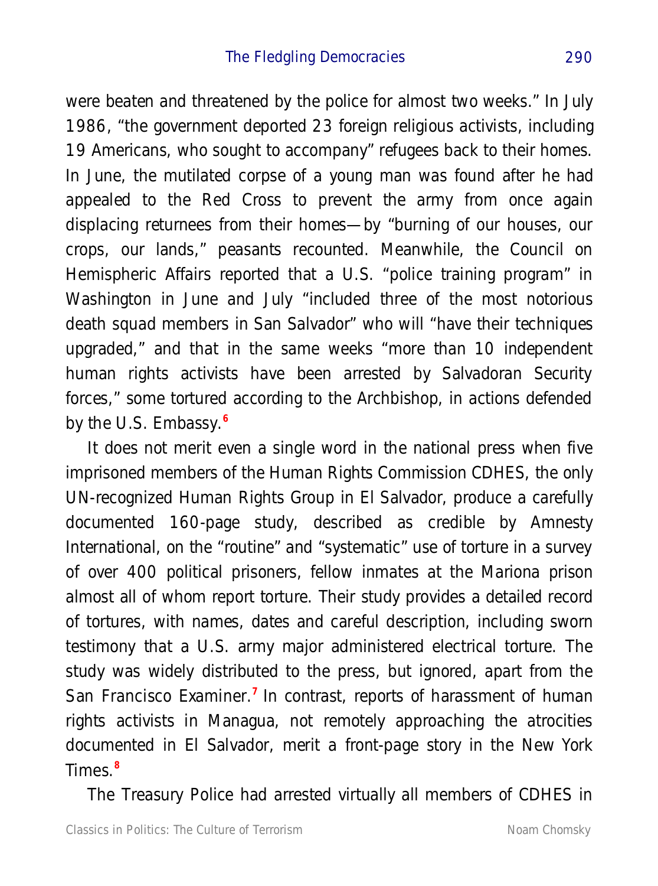were beaten and threatened by the police for almost two weeks." In July 1986, "the government deported 23 foreign religious activists, including 19 Americans, who sought to accompany" refugees back to their homes. In June, the mutilated corpse of a young man was found after he had appealed to the Red Cross to prevent the army from once again displacing returnees from their homes—by "burning of our houses, our crops, our lands," peasants recounted. Meanwhile, the Council on Hemispheric Affairs reported that a U.S. "police training program" in Washington in June and July "included three of the most notorious death squad members in San Salvador" who will "have their techniques upgraded," and that in the same weeks "more than 10 independent human rights activists have been arrested by Salvadoran Security forces," some tortured according to the Archbishop, in actions defended by the U.S. Embassy.[6]

It does not merit even a single word in the national press when five imprisoned members of the Human Rights Commission CDHES, the only UN-recognized Human Rights Group in El Salvador, produce a carefully documented 160-page study, described as credible by Amnesty International, on the "routine" and "systematic" use of torture in a survey of over 400 political prisoners, fellow inmates at the Mariona prison almost all of whom report torture. Their study provides a detailed record of tortures, with names, dates and careful description, including sworn testimony that a U.S. army major administered electrical torture. The study was widely distributed to the press, but ignored, apart from the San Francisco Examiner.[7] In contrast, reports of harassment of human rights activists in Managua, not remotely approaching the atrocities documented in El Salvador, merit a front-page story in the New York Times.[8]

The Treasury Police had arrested virtually all members of CDHES in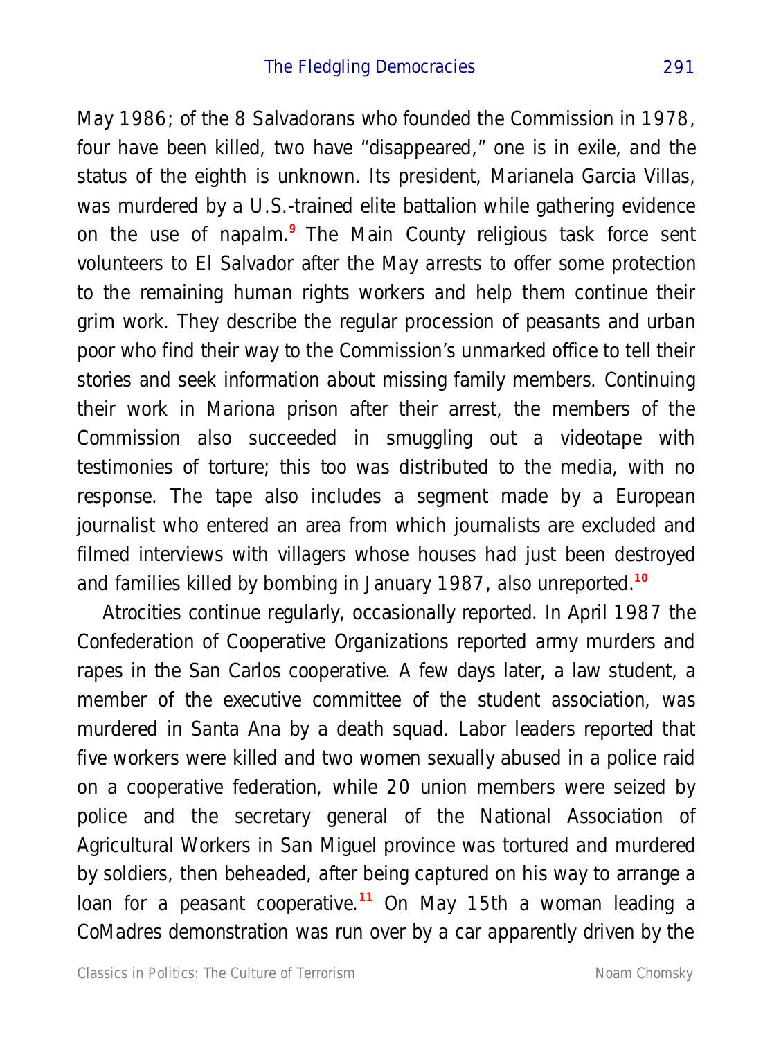May 1986; of the 8 Salvadorans who founded the Commission in 1978, four have been killed, two have "disappeared," one is in exile, and the status of the eighth is unknown. Its president, Marianela Garcia Villas, was murdered by a U.S.-trained elite battalion while gathering evidence on the use of napalm.[9] The Main County religious task force sent volunteers to El Salvador after the May arrests to offer some protection to the remaining human rights workers and help them continue their grim work. They describe the regular procession of peasants and urban poor who find their way to the Commission's unmarked office to tell their stories and seek information about missing family members. Continuing their work in Mariona prison after their arrest, the members of the Commission also succeeded in smuggling out a videotape with testimonies of torture; this too was distributed to the media, with no response. The tape also includes a segment made by a European journalist who entered an area from which journalists are excluded and filmed interviews with villagers whose houses had just been destroyed and families killed by bombing in January 1987, also unreported.[10]

Atrocities continue regularly, occasionally reported. In April 1987 the Confederation of Cooperative Organizations reported army murders and rapes in the San Carlos cooperative. A few days later, a law student, a member of the executive committee of the student association, was murdered in Santa Ana by a death squad. Labor leaders reported that five workers were killed and two women sexually abused in a police raid on a cooperative federation, while 20 union members were seized by police and the secretary general of the National Association of Agricultural Workers in San Miguel province was tortured and murdered by soldiers, then beheaded, after being captured on his way to arrange a loan for a peasant cooperative.[11] On May 15th a woman leading a CoMadres demonstration was run over by a car apparently driven by the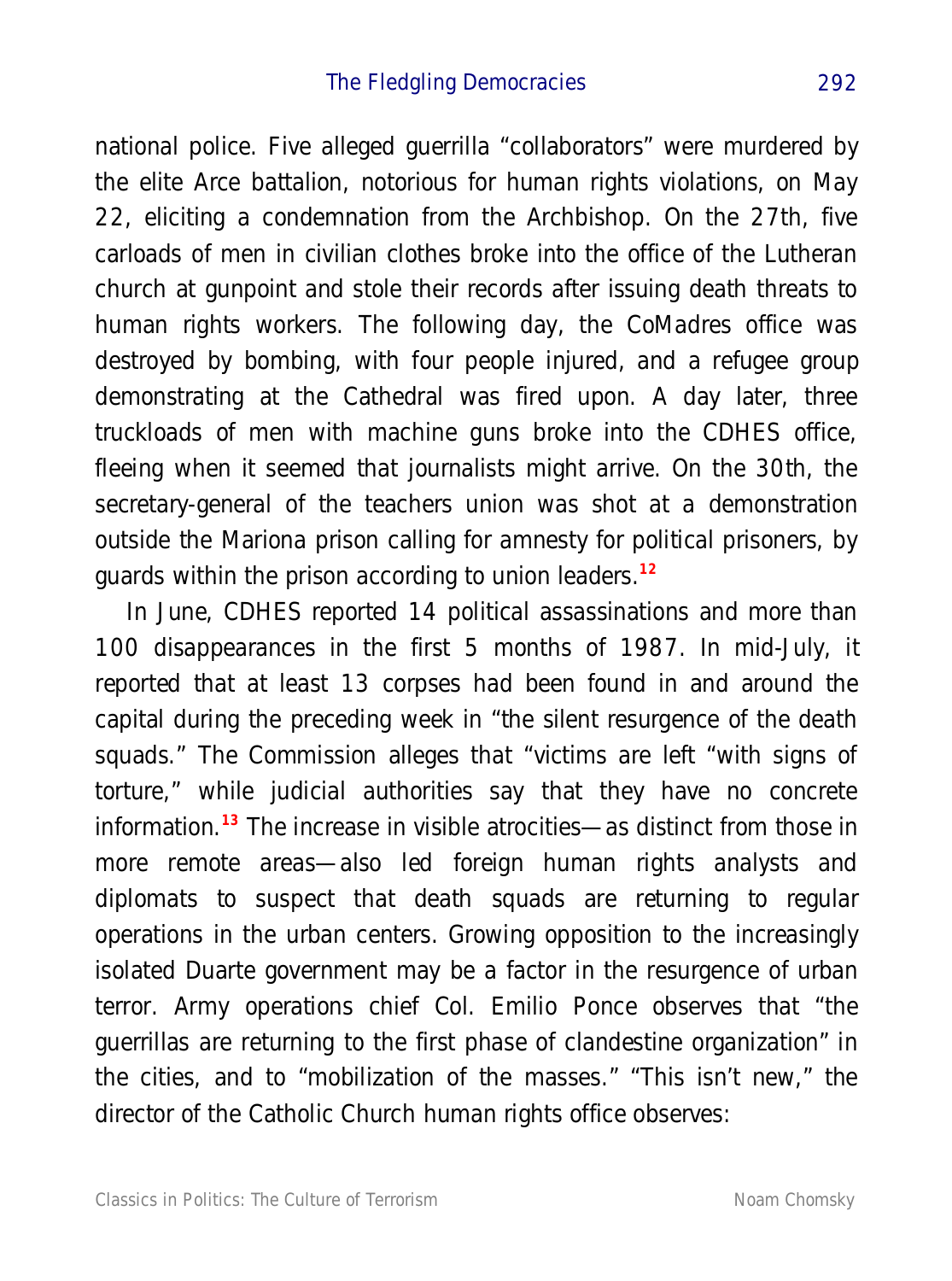national police. Five alleged guerrilla "collaborators" were murdered by the elite Arce battalion, notorious for human rights violations, on May 22, eliciting a condemnation from the Archbishop. On the 27th, five carloads of men in civilian clothes broke into the office of the Lutheran church at gunpoint and stole their records after issuing death threats to human rights workers. The following day, the CoMadres office was destroyed by bombing, with four people injured, and a refugee group demonstrating at the Cathedral was fired upon. A day later, three truckloads of men with machine guns broke into the CDHES office, fleeing when it seemed that journalists might arrive. On the 30th, the secretary-general of the teachers union was shot at a demonstration outside the Mariona prison calling for amnesty for political prisoners, by guards within the prison according to union leaders.[12]

In June, CDHES reported 14 political assassinations and more than 100 disappearances in the first 5 months of 1987. In mid-July, it reported that at least 13 corpses had been found in and around the capital during the preceding week in "the silent resurgence of the death squads." The Commission alleges that "victims are left "with signs of torture," while judicial authorities say that they have no concrete information.[13] The increase in visible atrocities—as distinct from those in more remote areas—also led foreign human rights analysts and diplomats to suspect that death squads are returning to regular operations in the urban centers. Growing opposition to the increasingly isolated Duarte government may be a factor in the resurgence of urban terror. Army operations chief Col. Emilio Ponce observes that "the guerrillas are returning to the first phase of clandestine organization" in the cities, and to "mobilization of the masses." "This isn't new," the director of the Catholic Church human rights office observes: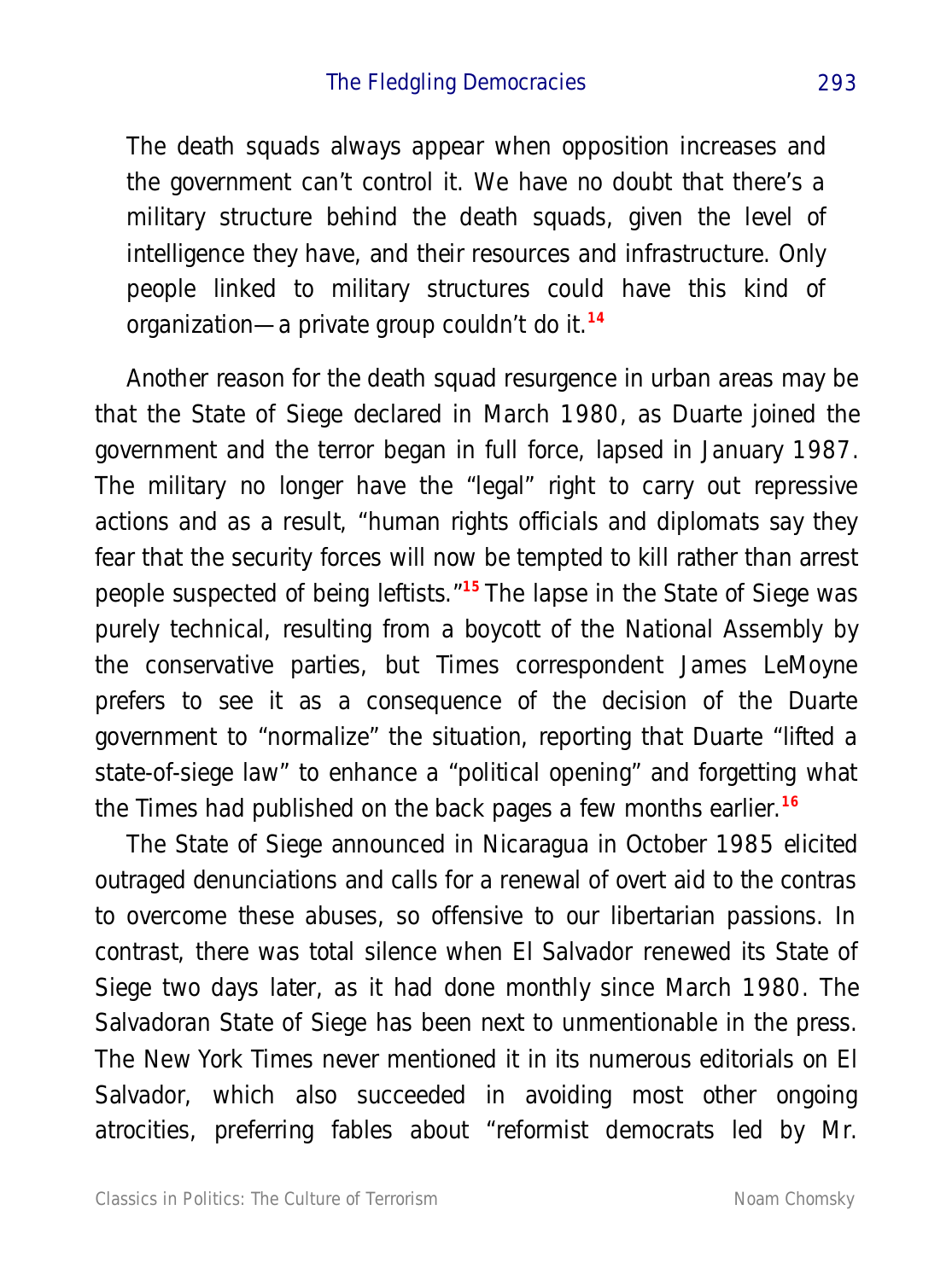> The death squads always appear when opposition increases and the government can't control it. We have no doubt that there's a military structure behind the death squads, given the level of intelligence they have, and their resources and infrastructure. Only people linked to military structures could have this kind of organization—a private group couldn't do it.[14]

Another reason for the death squad resurgence in urban areas may be that the State of Siege declared in March 1980, as Duarte joined the government and the terror began in full force, lapsed in January 1987. The military no longer have the "legal" right to carry out repressive actions and as a result, "human rights officials and diplomats say they fear that the security forces will now be tempted to kill rather than arrest people suspected of being leftists."[15] The lapse in the State of Siege was purely technical, resulting from a boycott of the National Assembly by the conservative parties, but Times correspondent James LeMoyne prefers to see it as a consequence of the decision of the Duarte government to "normalize" the situation, reporting that Duarte "lifted a state-of-siege law" to enhance a "political opening" and forgetting what the Times had published on the back pages a few months earlier.[16]

The State of Siege announced in Nicaragua in October 1985 elicited outraged denunciations and calls for a renewal of overt aid to the contras to overcome these abuses, so offensive to our libertarian passions. In contrast, there was total silence when El Salvador renewed its State of Siege two days later, as it had done monthly since March 1980. The Salvadoran State of Siege has been next to unmentionable in the press. The New York Times never mentioned it in its numerous editorials on El Salvador, which also succeeded in avoiding most other ongoing atrocities, preferring fables about "reformist democrats led by Mr.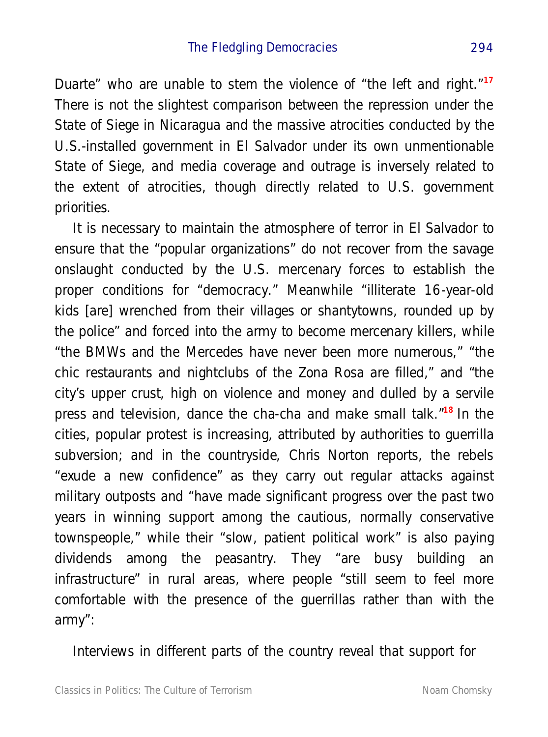Duarte" who are unable to stem the violence of "the left and right."[17] There is not the slightest comparison between the repression under the State of Siege in Nicaragua and the massive atrocities conducted by the U.S.-installed government in El Salvador under its own unmentionable State of Siege, and media coverage and outrage is inversely related to the extent of atrocities, though directly related to U.S. government priorities.

It is necessary to maintain the atmosphere of terror in El Salvador to ensure that the "popular organizations" do not recover from the savage onslaught conducted by the U.S. mercenary forces to establish the proper conditions for "democracy." Meanwhile "illiterate 16-year-old kids [are] wrenched from their villages or shantytowns, rounded up by the police" and forced into the army to become mercenary killers, while "the BMWs and the Mercedes have never been more numerous," "the chic restaurants and nightclubs of the Zona Rosa are filled," and "the city's upper crust, high on violence and money and dulled by a servile press and television, dance the cha-cha and make small talk."[18] In the cities, popular protest is increasing, attributed by authorities to guerrilla subversion; and in the countryside, Chris Norton reports, the rebels "exude a new confidence" as they carry out regular attacks against military outposts and "have made significant progress over the past two years in winning support among the cautious, normally conservative townspeople," while their "slow, patient political work" is also paying dividends among the peasantry. They "are busy building an infrastructure" in rural areas, where people "still seem to feel more comfortable with the presence of the guerrillas rather than with the army":

Interviews in different parts of the country reveal that support for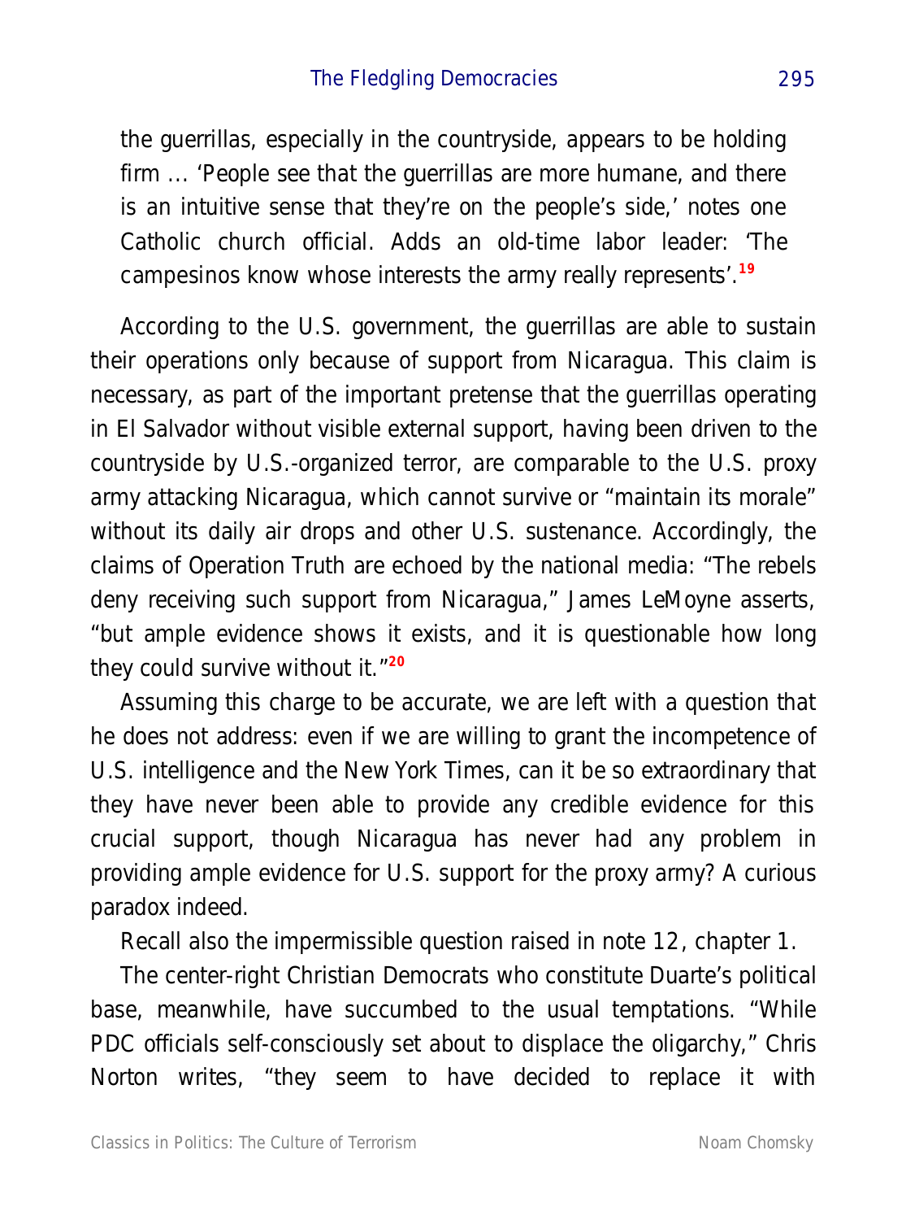the guerrillas, especially in the countryside, appears to be holding firm ... 'People see that the guerrillas are more humane, and there is an intuitive sense that they're on the people's side,' notes one Catholic church official. Adds an old-time labor leader: 'The campesinos know whose interests the army really represents'.[19]

According to the U.S. government, the guerrillas are able to sustain their operations only because of support from Nicaragua. This claim is necessary, as part of the important pretense that the guerrillas operating in El Salvador without visible external support, having been driven to the countryside by U.S.-organized terror, are comparable to the U.S. proxy army attacking Nicaragua, which cannot survive or "maintain its morale" without its daily air drops and other U.S. sustenance. Accordingly, the claims of Operation Truth are echoed by the national media: "The rebels deny receiving such support from Nicaragua," James LeMoyne asserts, "but ample evidence shows it exists, and it is questionable how long they could survive without it."[20]

Assuming this charge to be accurate, we are left with a question that he does not address: even if we are willing to grant the incompetence of U.S. intelligence and the New York Times, can it be so extraordinary that they have never been able to provide any credible evidence for this crucial support, though Nicaragua has never had any problem in providing ample evidence for U.S. support for the proxy army? A curious paradox indeed.

Recall also the impermissible question raised in note 12, chapter 1.

The center-right Christian Democrats who constitute Duarte's political base, meanwhile, have succumbed to the usual temptations. "While PDC officials self-consciously set about to displace the oligarchy," Chris Norton writes, "they seem to have decided to replace it with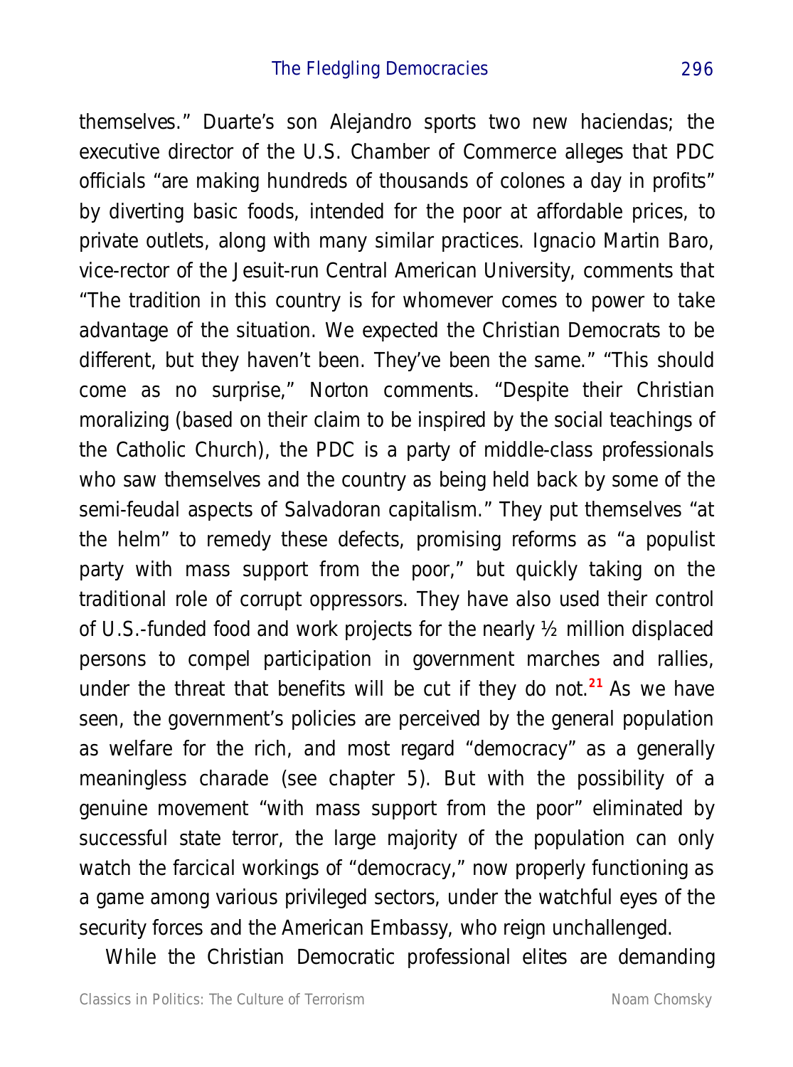themselves." Duarte's son Alejandro sports two new haciendas; the executive director of the U.S. Chamber of Commerce alleges that PDC officials "are making hundreds of thousands of colones a day in profits" by diverting basic foods, intended for the poor at affordable prices, to private outlets, along with many similar practices. Ignacio Martin Baro, vice-rector of the Jesuit-run Central American University, comments that "The tradition in this country is for whomever comes to power to take advantage of the situation. We expected the Christian Democrats to be different, but they haven't been. They've been the same." "This should come as no surprise," Norton comments. "Despite their Christian moralizing (based on their claim to be inspired by the social teachings of the Catholic Church), the PDC is a party of middle-class professionals who saw themselves and the country as being held back by some of the semi-feudal aspects of Salvadoran capitalism." They put themselves "at the helm" to remedy these defects, promising reforms as "a populist party with mass support from the poor," but quickly taking on the traditional role of corrupt oppressors. They have also used their control of U.S.-funded food and work projects for the nearly ½ million displaced persons to compel participation in government marches and rallies, under the threat that benefits will be cut if they do not.[21] As we have seen, the government's policies are perceived by the general population as welfare for the rich, and most regard "democracy" as a generally meaningless charade (see chapter 5). But with the possibility of a genuine movement "with mass support from the poor" eliminated by successful state terror, the large majority of the population can only watch the farcical workings of "democracy," now properly functioning as a game among various privileged sectors, under the watchful eyes of the security forces and the American Embassy, who reign unchallenged.

While the Christian Democratic professional elites are demanding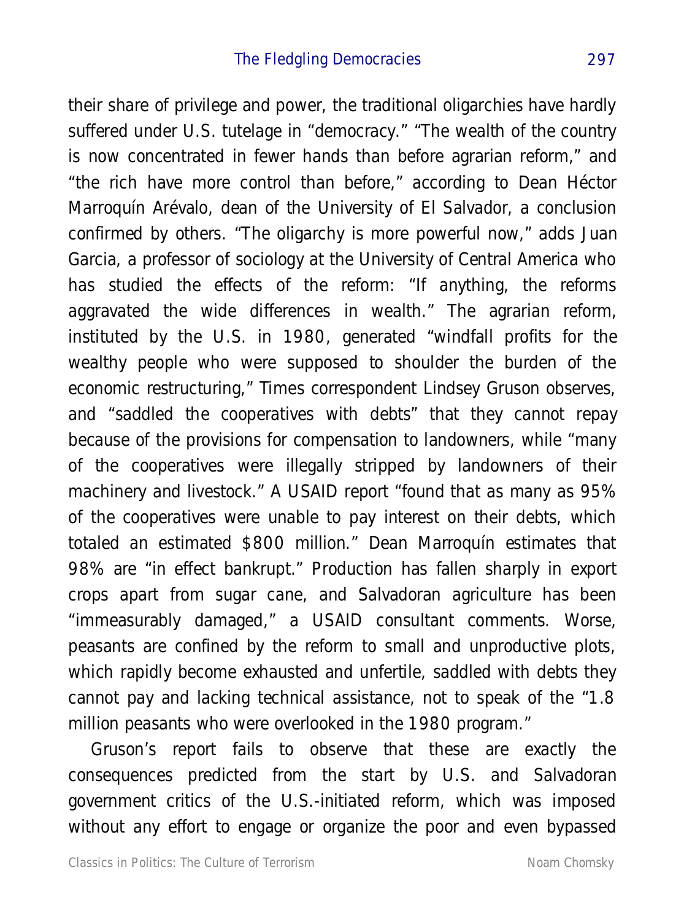their share of privilege and power, the traditional oligarchies have hardly suffered under U.S. tutelage in "democracy." "The wealth of the country is now concentrated in fewer hands than before agrarian reform," and "the rich have more control than before," according to Dean Héctor Marroquín Arévalo, dean of the University of El Salvador, a conclusion confirmed by others. "The oligarchy is more powerful now," adds Juan Garcia, a professor of sociology at the University of Central America who has studied the effects of the reform: "If anything, the reforms aggravated the wide differences in wealth." The agrarian reform, instituted by the U.S. in 1980, generated "windfall profits for the wealthy people who were supposed to shoulder the burden of the economic restructuring," Times correspondent Lindsey Gruson observes, and "saddled the cooperatives with debts" that they cannot repay because of the provisions for compensation to landowners, while "many of the cooperatives were illegally stripped by landowners of their machinery and livestock." A USAID report "found that as many as 95% of the cooperatives were unable to pay interest on their debts, which totaled an estimated $800 million." Dean Marroquín estimates that 98% are "in effect bankrupt." Production has fallen sharply in export crops apart from sugar cane, and Salvadoran agriculture has been "immeasurably damaged," a USAID consultant comments. Worse, peasants are confined by the reform to small and unproductive plots, which rapidly become exhausted and unfertile, saddled with debts they cannot pay and lacking technical assistance, not to speak of the "1.8 million peasants who were overlooked in the 1980 program."

Gruson's report fails to observe that these are exactly the consequences predicted from the start by U.S. and Salvadoran government critics of the U.S.-initiated reform, which was imposed without any effort to engage or organize the poor and even bypassed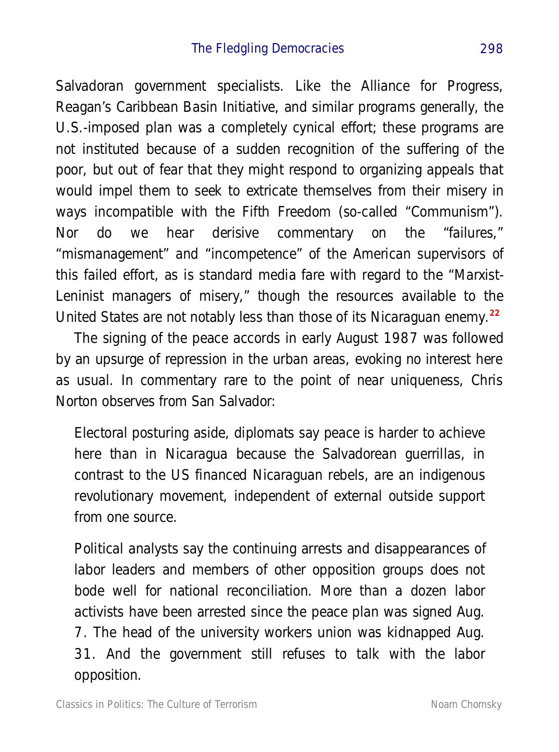Salvadoran government specialists. Like the Alliance for Progress, Reagan's Caribbean Basin Initiative, and similar programs generally, the U.S.-imposed plan was a completely cynical effort; these programs are not instituted because of a sudden recognition of the suffering of the poor, but out of fear that they might respond to organizing appeals that would impel them to seek to extricate themselves from their misery in ways incompatible with the Fifth Freedom (so-called "Communism"). Nor do we hear derisive commentary on the "failures," "mismanagement" and "incompetence" of the American supervisors of this failed effort, as is standard media fare with regard to the "Marxist-Leninist managers of misery," though the resources available to the United States are not notably less than those of its Nicaraguan enemy.[22]

The signing of the peace accords in early August 1987 was followed by an upsurge of repression in the urban areas, evoking no interest here as usual. In commentary rare to the point of near uniqueness, Chris Norton observes from San Salvador:

> Electoral posturing aside, diplomats say peace is harder to achieve here than in Nicaragua because the Salvadorean guerrillas, in contrast to the US financed Nicaraguan rebels, are an indigenous revolutionary movement, independent of external outside support from one source.
>
> Political analysts say the continuing arrests and disappearances of labor leaders and members of other opposition groups does not bode well for national reconciliation. More than a dozen labor activists have been arrested since the peace plan was signed Aug. 7. The head of the university workers union was kidnapped Aug. 31. And the government still refuses to talk with the labor opposition.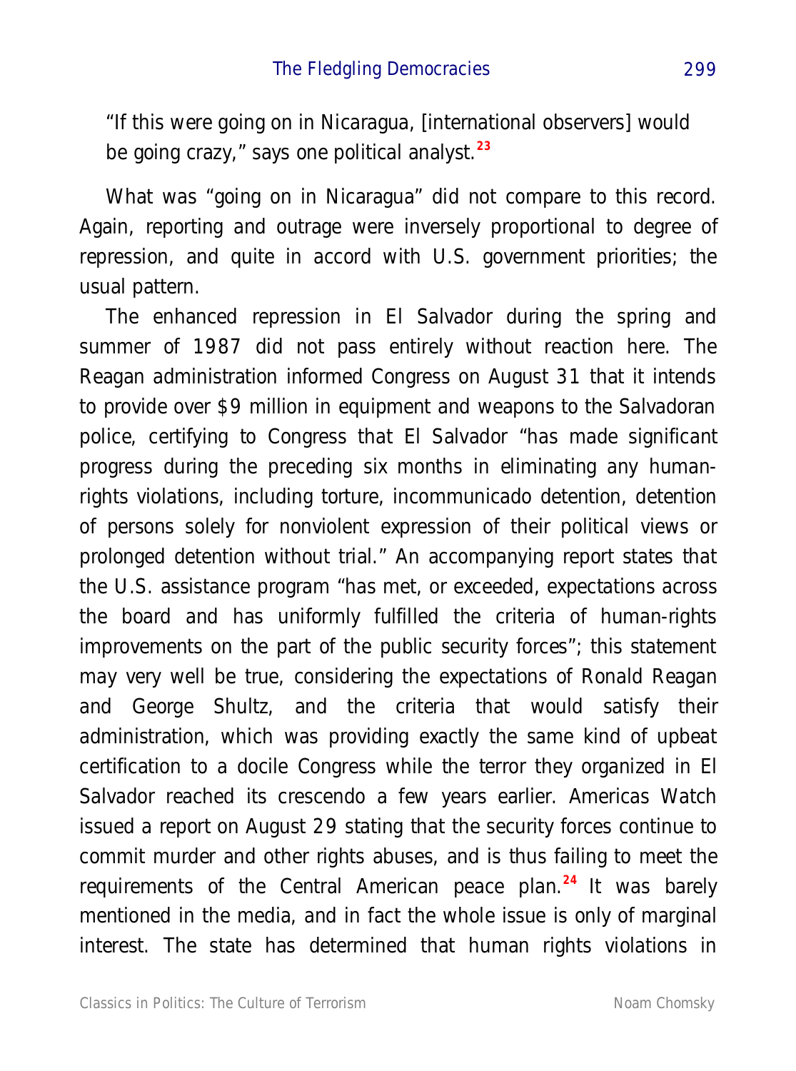"If this were going on in Nicaragua, [international observers] would be going crazy," says one political analyst.[23]

What was "going on in Nicaragua" did not compare to this record. Again, reporting and outrage were inversely proportional to degree of repression, and quite in accord with U.S. government priorities; the usual pattern.

The enhanced repression in El Salvador during the spring and summer of 1987 did not pass entirely without reaction here. The Reagan administration informed Congress on August 31 that it intends to provide over $9 million in equipment and weapons to the Salvadoran police, certifying to Congress that El Salvador "has made significant progress during the preceding six months in eliminating any human-rights violations, including torture, incommunicado detention, detention of persons solely for nonviolent expression of their political views or prolonged detention without trial." An accompanying report states that the U.S. assistance program "has met, or exceeded, expectations across the board and has uniformly fulfilled the criteria of human-rights improvements on the part of the public security forces"; this statement may very well be true, considering the expectations of Ronald Reagan and George Shultz, and the criteria that would satisfy their administration, which was providing exactly the same kind of upbeat certification to a docile Congress while the terror they organized in El Salvador reached its crescendo a few years earlier. Americas Watch issued a report on August 29 stating that the security forces continue to commit murder and other rights abuses, and is thus failing to meet the requirements of the Central American peace plan.[24] It was barely mentioned in the media, and in fact the whole issue is only of marginal interest. The state has determined that human rights violations in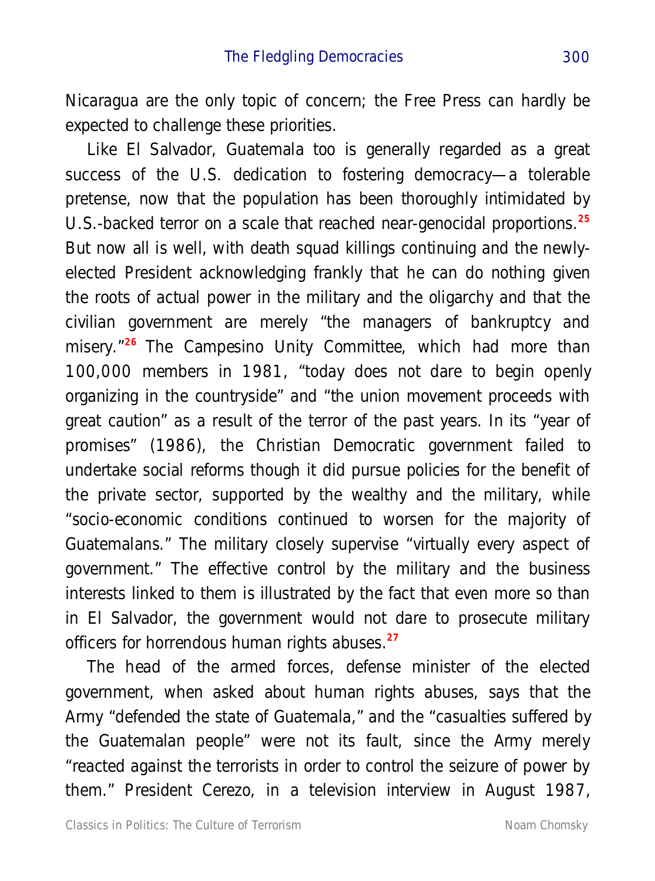Nicaragua are the only topic of concern; the Free Press can hardly be expected to challenge these priorities.

Like El Salvador, Guatemala too is generally regarded as a great success of the U.S. dedication to fostering democracy—a tolerable pretense, now that the population has been thoroughly intimidated by U.S.-backed terror on a scale that reached near-genocidal proportions.[25] But now all is well, with death squad killings continuing and the newly-elected President acknowledging frankly that he can do nothing given the roots of actual power in the military and the oligarchy and that the civilian government are merely "the managers of bankruptcy and misery."[26] The Campesino Unity Committee, which had more than 100,000 members in 1981, "today does not dare to begin openly organizing in the countryside" and "the union movement proceeds with great caution" as a result of the terror of the past years. In its "year of promises" (1986), the Christian Democratic government failed to undertake social reforms though it did pursue policies for the benefit of the private sector, supported by the wealthy and the military, while "socio-economic conditions continued to worsen for the majority of Guatemalans." The military closely supervise "virtually every aspect of government." The effective control by the military and the business interests linked to them is illustrated by the fact that even more so than in El Salvador, the government would not dare to prosecute military officers for horrendous human rights abuses.[27]

The head of the armed forces, defense minister of the elected government, when asked about human rights abuses, says that the Army "defended the state of Guatemala," and the "casualties suffered by the Guatemalan people" were not its fault, since the Army merely "reacted against the terrorists in order to control the seizure of power by them." President Cerezo, in a television interview in August 1987,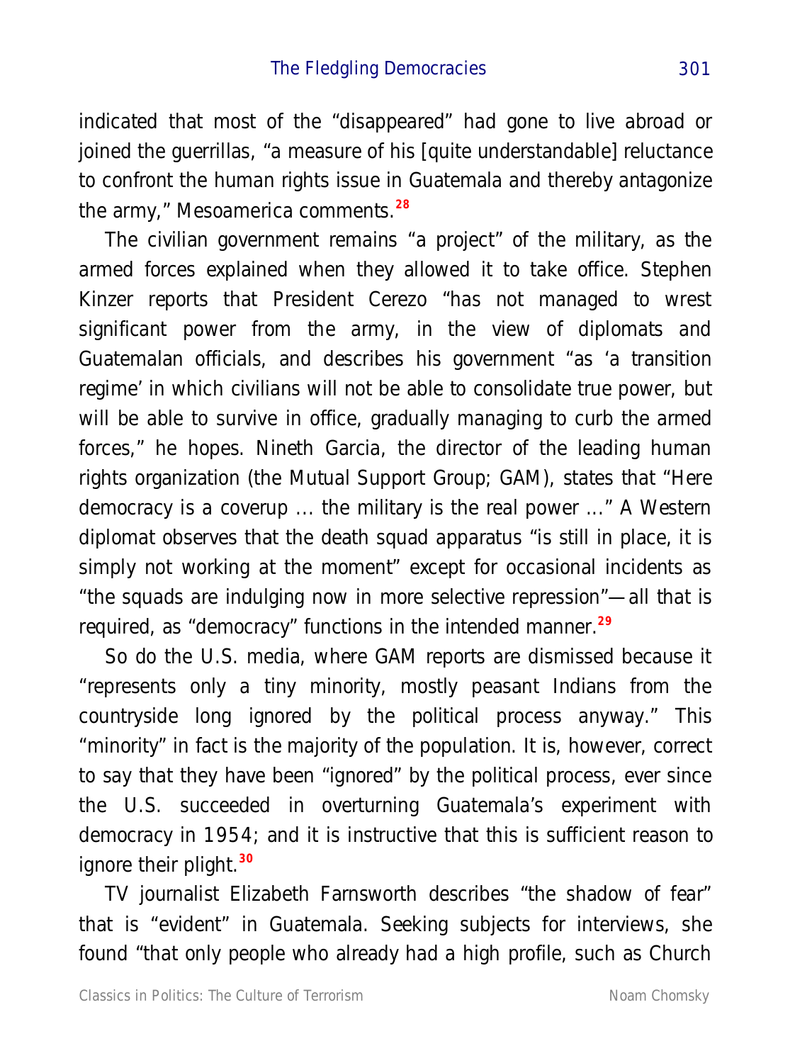indicated that most of the “disappeared” had gone to live abroad or joined the guerrillas, “a measure of his [quite understandable] reluctance to confront the human rights issue in Guatemala and thereby antagonize the army,” Mesoamerica comments.[28]

The civilian government remains “a project” of the military, as the armed forces explained when they allowed it to take office. Stephen Kinzer reports that President Cerezo “has not managed to wrest significant power from the army, in the view of diplomats and Guatemalan officials, and describes his government “as ‘a transition regime’ in which civilians will not be able to consolidate true power, but will be able to survive in office, gradually managing to curb the armed forces,” he hopes. Nineth Garcia, the director of the leading human rights organization (the Mutual Support Group; GAM), states that “Here democracy is a coverup ... the military is the real power ...” A Western diplomat observes that the death squad apparatus “is still in place, it is simply not working at the moment” except for occasional incidents as “the squads are indulging now in more selective repression”—all that is required, as “democracy” functions in the intended manner.[29]

So do the U.S. media, where GAM reports are dismissed because it “represents only a tiny minority, mostly peasant Indians from the countryside long ignored by the political process anyway.” This “minority” in fact is the majority of the population. It is, however, correct to say that they have been “ignored” by the political process, ever since the U.S. succeeded in overturning Guatemala’s experiment with democracy in 1954; and it is instructive that this is sufficient reason to ignore their plight.[30]

TV journalist Elizabeth Farnsworth describes “the shadow of fear” that is “evident” in Guatemala. Seeking subjects for interviews, she found “that only people who already had a high profile, such as Church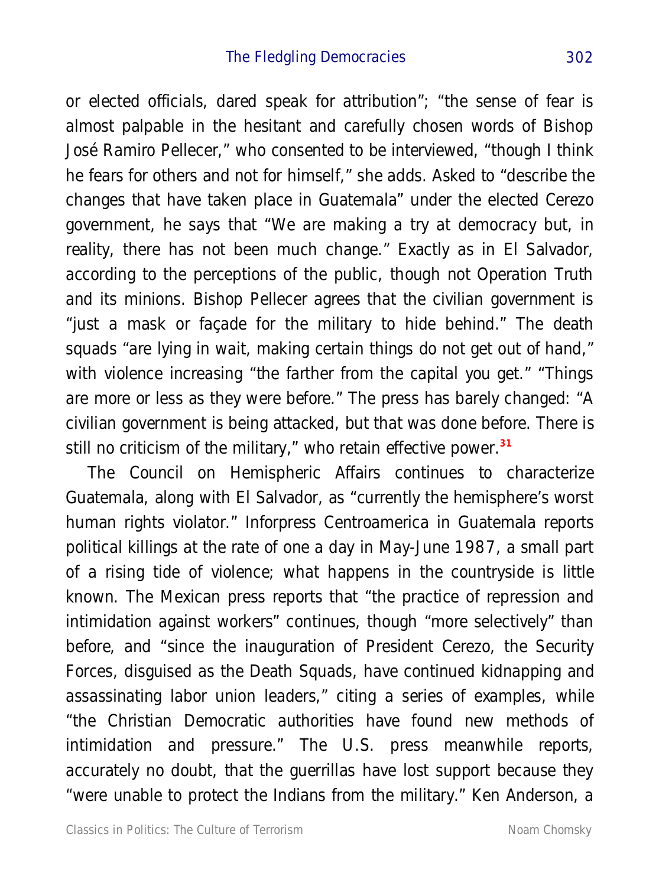or elected officials, dared speak for attribution"; "the sense of fear is almost palpable in the hesitant and carefully chosen words of Bishop José Ramiro Pellecer," who consented to be interviewed, "though I think he fears for others and not for himself," she adds. Asked to "describe the changes that have taken place in Guatemala" under the elected Cerezo government, he says that "We are making a try at democracy but, in reality, there has not been much change." Exactly as in El Salvador, according to the perceptions of the public, though not Operation Truth and its minions. Bishop Pellecer agrees that the civilian government is "just a mask or façade for the military to hide behind." The death squads "are lying in wait, making certain things do not get out of hand," with violence increasing "the farther from the capital you get." "Things are more or less as they were before." The press has barely changed: "A civilian government is being attacked, but that was done before. There is still no criticism of the military," who retain effective power.[31]

The Council on Hemispheric Affairs continues to characterize Guatemala, along with El Salvador, as "currently the hemisphere's worst human rights violator." Inforpress Centroamerica in Guatemala reports political killings at the rate of one a day in May-June 1987, a small part of a rising tide of violence; what happens in the countryside is little known. The Mexican press reports that "the practice of repression and intimidation against workers" continues, though "more selectively" than before, and "since the inauguration of President Cerezo, the Security Forces, disguised as the Death Squads, have continued kidnapping and assassinating labor union leaders," citing a series of examples, while "the Christian Democratic authorities have found new methods of intimidation and pressure." The U.S. press meanwhile reports, accurately no doubt, that the guerrillas have lost support because they "were unable to protect the Indians from the military." Ken Anderson, a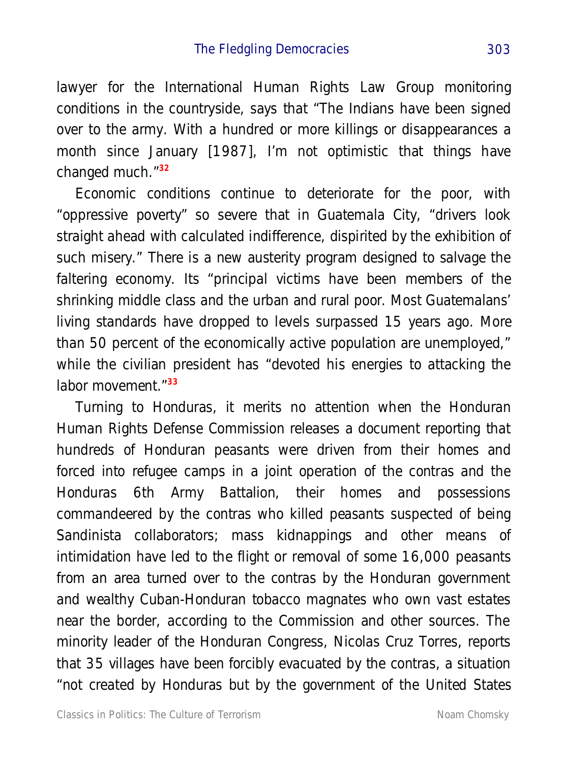lawyer for the International Human Rights Law Group monitoring conditions in the countryside, says that "The Indians have been signed over to the army. With a hundred or more killings or disappearances a month since January [1987], I'm not optimistic that things have changed much."[32]

Economic conditions continue to deteriorate for the poor, with "oppressive poverty" so severe that in Guatemala City, "drivers look straight ahead with calculated indifference, dispirited by the exhibition of such misery." There is a new austerity program designed to salvage the faltering economy. Its "principal victims have been members of the shrinking middle class and the urban and rural poor. Most Guatemalans' living standards have dropped to levels surpassed 15 years ago. More than 50 percent of the economically active population are unemployed," while the civilian president has "devoted his energies to attacking the labor movement."[33]

Turning to Honduras, it merits no attention when the Honduran Human Rights Defense Commission releases a document reporting that hundreds of Honduran peasants were driven from their homes and forced into refugee camps in a joint operation of the contras and the Honduras 6th Army Battalion, their homes and possessions commandeered by the contras who killed peasants suspected of being Sandinista collaborators; mass kidnappings and other means of intimidation have led to the flight or removal of some 16,000 peasants from an area turned over to the contras by the Honduran government and wealthy Cuban-Honduran tobacco magnates who own vast estates near the border, according to the Commission and other sources. The minority leader of the Honduran Congress, Nicolas Cruz Torres, reports that 35 villages have been forcibly evacuated by the contras, a situation "not created by Honduras but by the government of the United States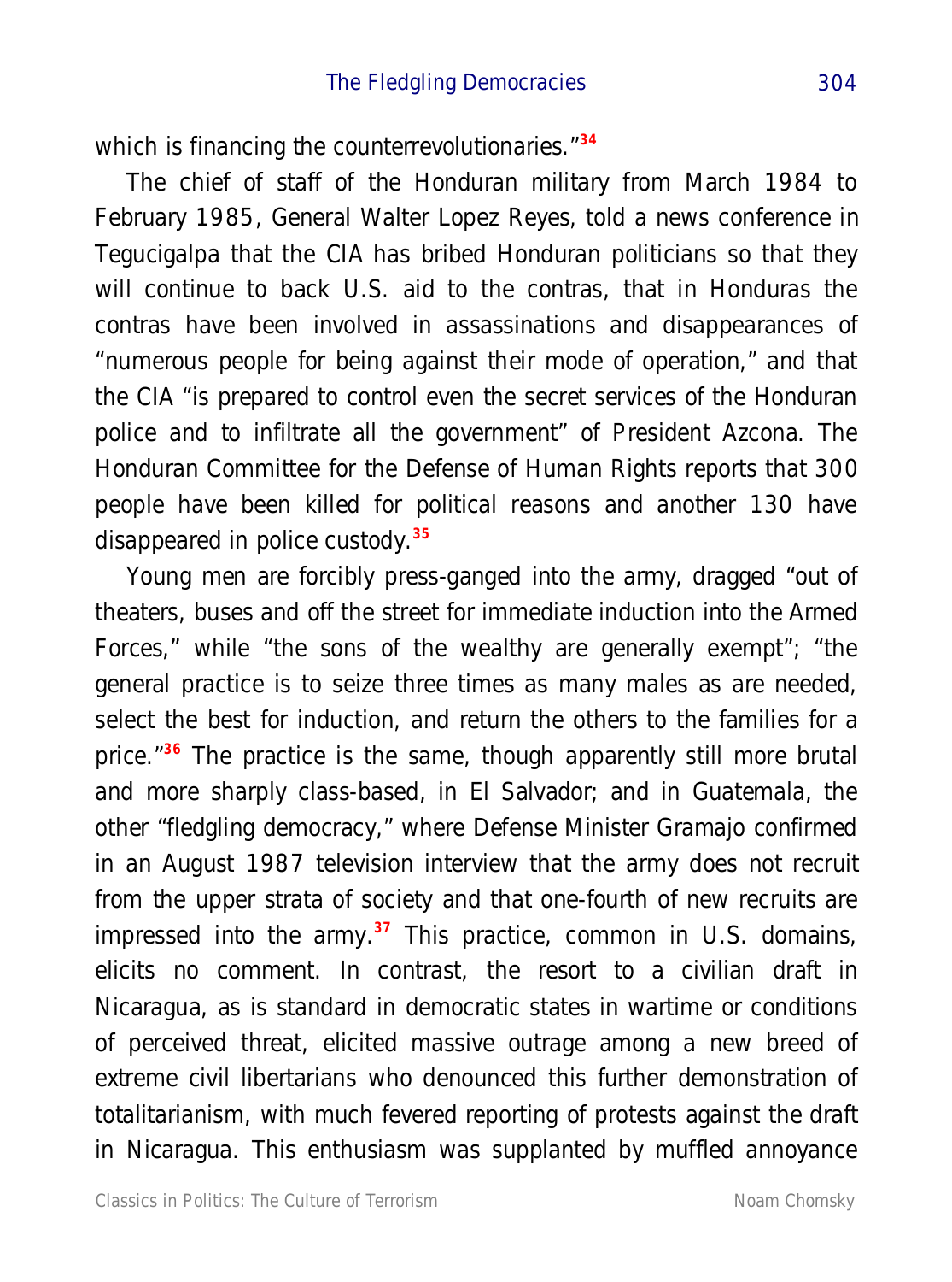which is financing the counterrevolutionaries."[34]

The chief of staff of the Honduran military from March 1984 to February 1985, General Walter Lopez Reyes, told a news conference in Tegucigalpa that the CIA has bribed Honduran politicians so that they will continue to back U.S. aid to the contras, that in Honduras the contras have been involved in assassinations and disappearances of "numerous people for being against their mode of operation," and that the CIA "is prepared to control even the secret services of the Honduran police and to infiltrate all the government" of President Azcona. The Honduran Committee for the Defense of Human Rights reports that 300 people have been killed for political reasons and another 130 have disappeared in police custody.[35]

Young men are forcibly press-ganged into the army, dragged "out of theaters, buses and off the street for immediate induction into the Armed Forces," while "the sons of the wealthy are generally exempt"; "the general practice is to seize three times as many males as are needed, select the best for induction, and return the others to the families for a price."[36] The practice is the same, though apparently still more brutal and more sharply class-based, in El Salvador; and in Guatemala, the other "fledgling democracy," where Defense Minister Gramajo confirmed in an August 1987 television interview that the army does not recruit from the upper strata of society and that one-fourth of new recruits are impressed into the army.[37] This practice, common in U.S. domains, elicits no comment. In contrast, the resort to a civilian draft in Nicaragua, as is standard in democratic states in wartime or conditions of perceived threat, elicited massive outrage among a new breed of extreme civil libertarians who denounced this further demonstration of totalitarianism, with much fevered reporting of protests against the draft in Nicaragua. This enthusiasm was supplanted by muffled annoyance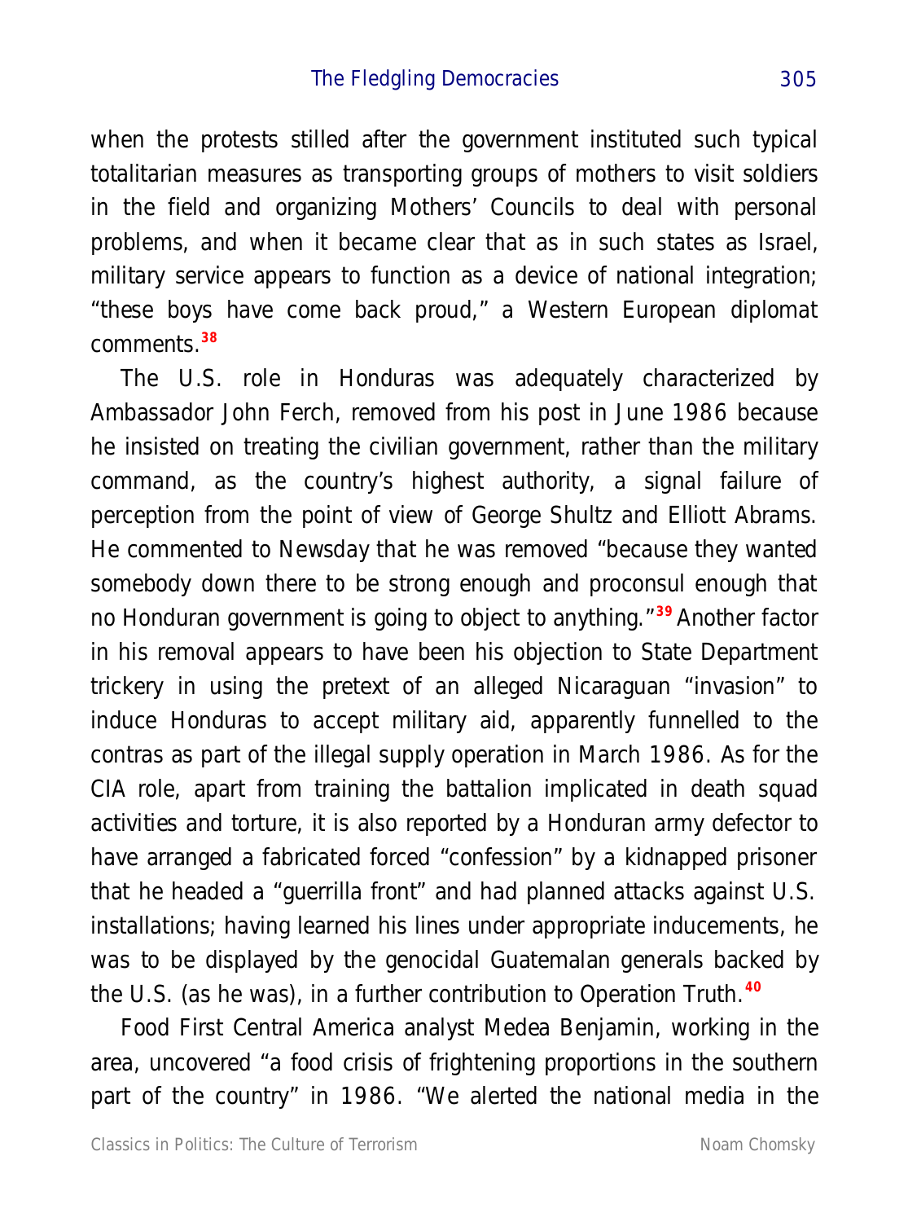when the protests stilled after the government instituted such typical totalitarian measures as transporting groups of mothers to visit soldiers in the field and organizing Mothers' Councils to deal with personal problems, and when it became clear that as in such states as Israel, military service appears to function as a device of national integration; "these boys have come back proud," a Western European diplomat comments.[38]

The U.S. role in Honduras was adequately characterized by Ambassador John Ferch, removed from his post in June 1986 because he insisted on treating the civilian government, rather than the military command, as the country's highest authority, a signal failure of perception from the point of view of George Shultz and Elliott Abrams. He commented to Newsday that he was removed "because they wanted somebody down there to be strong enough and proconsul enough that no Honduran government is going to object to anything."[39] Another factor in his removal appears to have been his objection to State Department trickery in using the pretext of an alleged Nicaraguan "invasion" to induce Honduras to accept military aid, apparently funnelled to the contras as part of the illegal supply operation in March 1986. As for the CIA role, apart from training the battalion implicated in death squad activities and torture, it is also reported by a Honduran army defector to have arranged a fabricated forced "confession" by a kidnapped prisoner that he headed a "guerrilla front" and had planned attacks against U.S. installations; having learned his lines under appropriate inducements, he was to be displayed by the genocidal Guatemalan generals backed by the U.S. (as he was), in a further contribution to Operation Truth.[40]

Food First Central America analyst Medea Benjamin, working in the area, uncovered "a food crisis of frightening proportions in the southern part of the country" in 1986. "We alerted the national media in the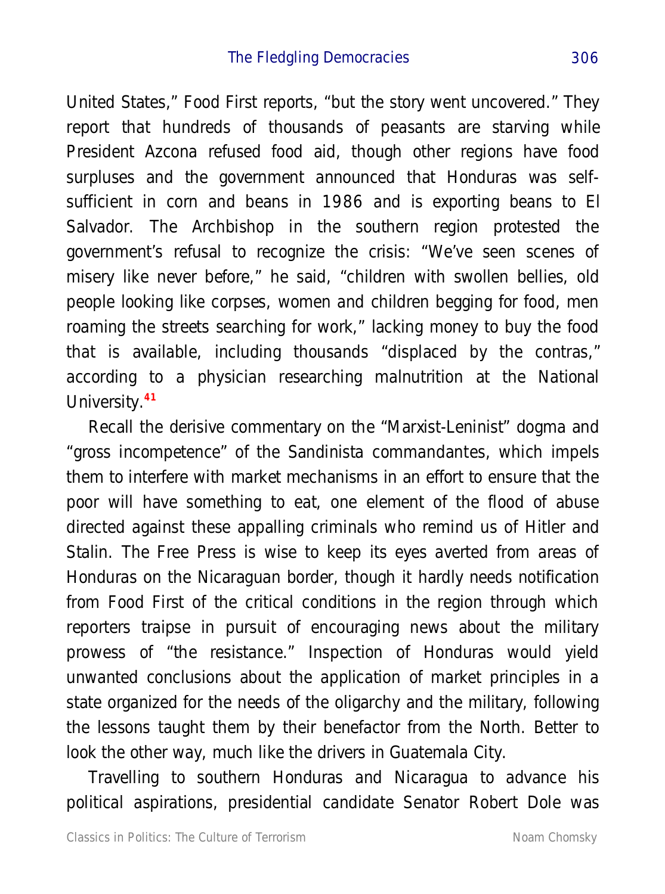United States," Food First reports, "but the story went uncovered." They report that hundreds of thousands of peasants are starving while President Azcona refused food aid, though other regions have food surpluses and the government announced that Honduras was self-sufficient in corn and beans in 1986 and is exporting beans to El Salvador. The Archbishop in the southern region protested the government's refusal to recognize the crisis: "We've seen scenes of misery like never before," he said, "children with swollen bellies, old people looking like corpses, women and children begging for food, men roaming the streets searching for work," lacking money to buy the food that is available, including thousands "displaced by the contras," according to a physician researching malnutrition at the National University.[41]

Recall the derisive commentary on the "Marxist-Leninist" dogma and "gross incompetence" of the Sandinista commandantes, which impels them to interfere with market mechanisms in an effort to ensure that the poor will have something to eat, one element of the flood of abuse directed against these appalling criminals who remind us of Hitler and Stalin. The Free Press is wise to keep its eyes averted from areas of Honduras on the Nicaraguan border, though it hardly needs notification from Food First of the critical conditions in the region through which reporters traipse in pursuit of encouraging news about the military prowess of "the resistance." Inspection of Honduras would yield unwanted conclusions about the application of market principles in a state organized for the needs of the oligarchy and the military, following the lessons taught them by their benefactor from the North. Better to look the other way, much like the drivers in Guatemala City.

Travelling to southern Honduras and Nicaragua to advance his political aspirations, presidential candidate Senator Robert Dole was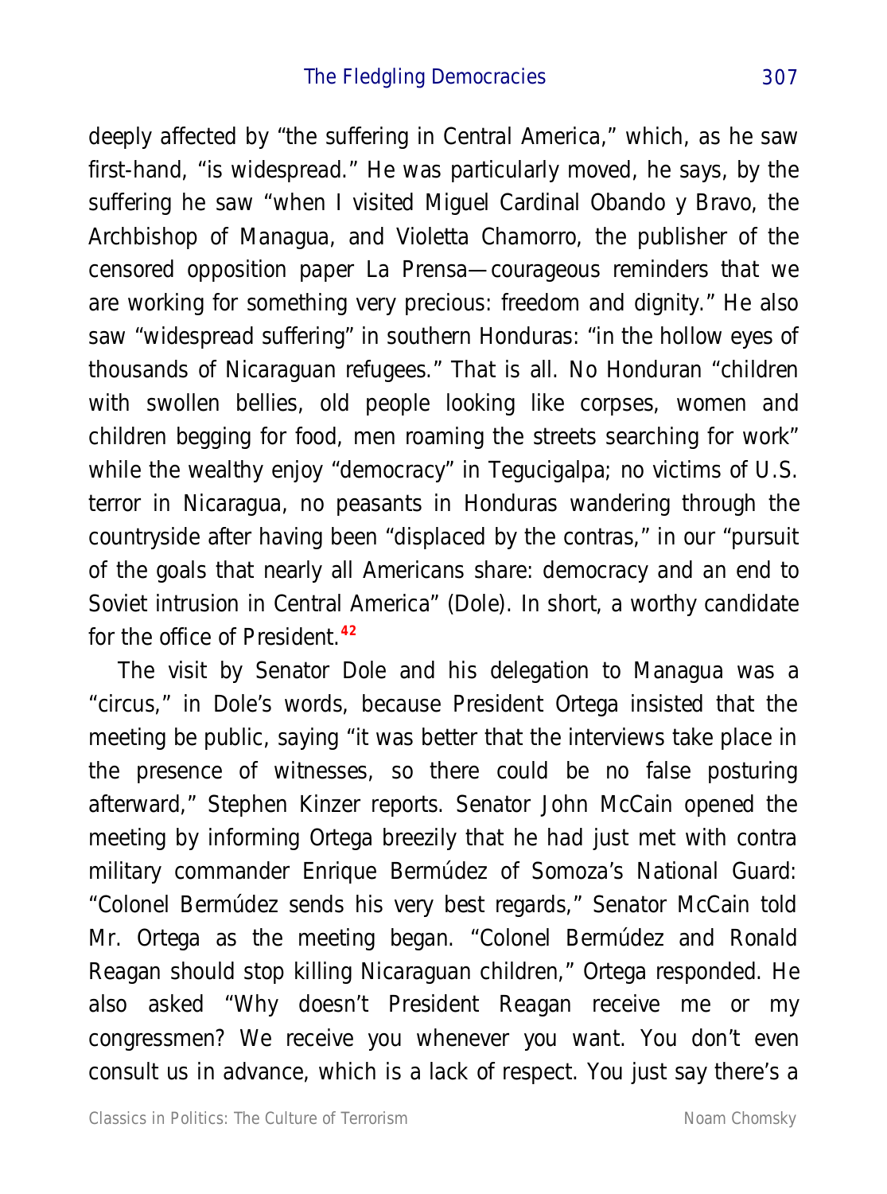deeply affected by "the suffering in Central America," which, as he saw first-hand, "is widespread." He was particularly moved, he says, by the suffering he saw "when I visited Miguel Cardinal Obando y Bravo, the Archbishop of Managua, and Violetta Chamorro, the publisher of the censored opposition paper La Prensa—courageous reminders that we are working for something very precious: freedom and dignity." He also saw "widespread suffering" in southern Honduras: "in the hollow eyes of thousands of Nicaraguan refugees." That is all. No Honduran "children with swollen bellies, old people looking like corpses, women and children begging for food, men roaming the streets searching for work" while the wealthy enjoy "democracy" in Tegucigalpa; no victims of U.S. terror in Nicaragua, no peasants in Honduras wandering through the countryside after having been "displaced by the contras," in our "pursuit of the goals that nearly all Americans share: democracy and an end to Soviet intrusion in Central America" (Dole). In short, a worthy candidate for the office of President.[42]

The visit by Senator Dole and his delegation to Managua was a "circus," in Dole's words, because President Ortega insisted that the meeting be public, saying "it was better that the interviews take place in the presence of witnesses, so there could be no false posturing afterward," Stephen Kinzer reports. Senator John McCain opened the meeting by informing Ortega breezily that he had just met with contra military commander Enrique Bermúdez of Somoza's National Guard: "Colonel Bermúdez sends his very best regards," Senator McCain told Mr. Ortega as the meeting began. "Colonel Bermúdez and Ronald Reagan should stop killing Nicaraguan children," Ortega responded. He also asked "Why doesn't President Reagan receive me or my congressmen? We receive you whenever you want. You don't even consult us in advance, which is a lack of respect. You just say there's a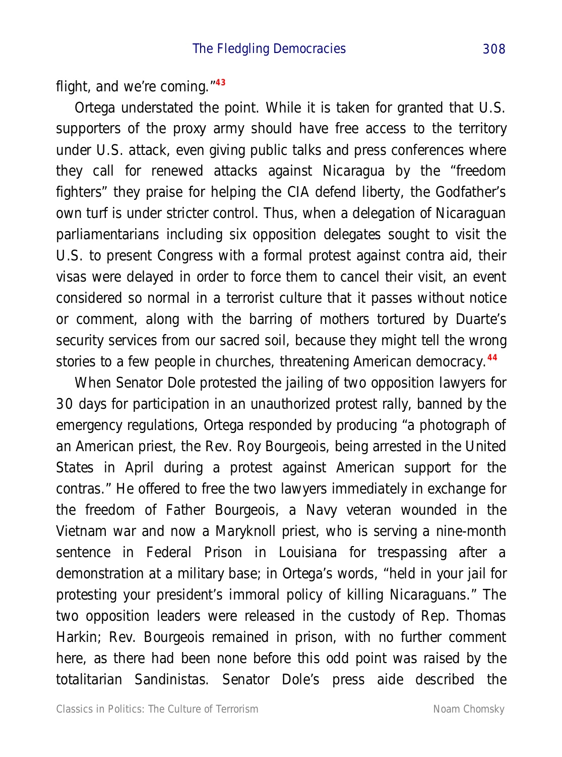flight, and we're coming."[43]

Ortega understated the point. While it is taken for granted that U.S. supporters of the proxy army should have free access to the territory under U.S. attack, even giving public talks and press conferences where they call for renewed attacks against Nicaragua by the "freedom fighters" they praise for helping the CIA defend liberty, the Godfather's own turf is under stricter control. Thus, when a delegation of Nicaraguan parliamentarians including six opposition delegates sought to visit the U.S. to present Congress with a formal protest against contra aid, their visas were delayed in order to force them to cancel their visit, an event considered so normal in a terrorist culture that it passes without notice or comment, along with the barring of mothers tortured by Duarte's security services from our sacred soil, because they might tell the wrong stories to a few people in churches, threatening American democracy.[44]

When Senator Dole protested the jailing of two opposition lawyers for 30 days for participation in an unauthorized protest rally, banned by the emergency regulations, Ortega responded by producing "a photograph of an American priest, the Rev. Roy Bourgeois, being arrested in the United States in April during a protest against American support for the contras." He offered to free the two lawyers immediately in exchange for the freedom of Father Bourgeois, a Navy veteran wounded in the Vietnam war and now a Maryknoll priest, who is serving a nine-month sentence in Federal Prison in Louisiana for trespassing after a demonstration at a military base; in Ortega's words, "held in your jail for protesting your president's immoral policy of killing Nicaraguans." The two opposition leaders were released in the custody of Rep. Thomas Harkin; Rev. Bourgeois remained in prison, with no further comment here, as there had been none before this odd point was raised by the totalitarian Sandinistas. Senator Dole's press aide described the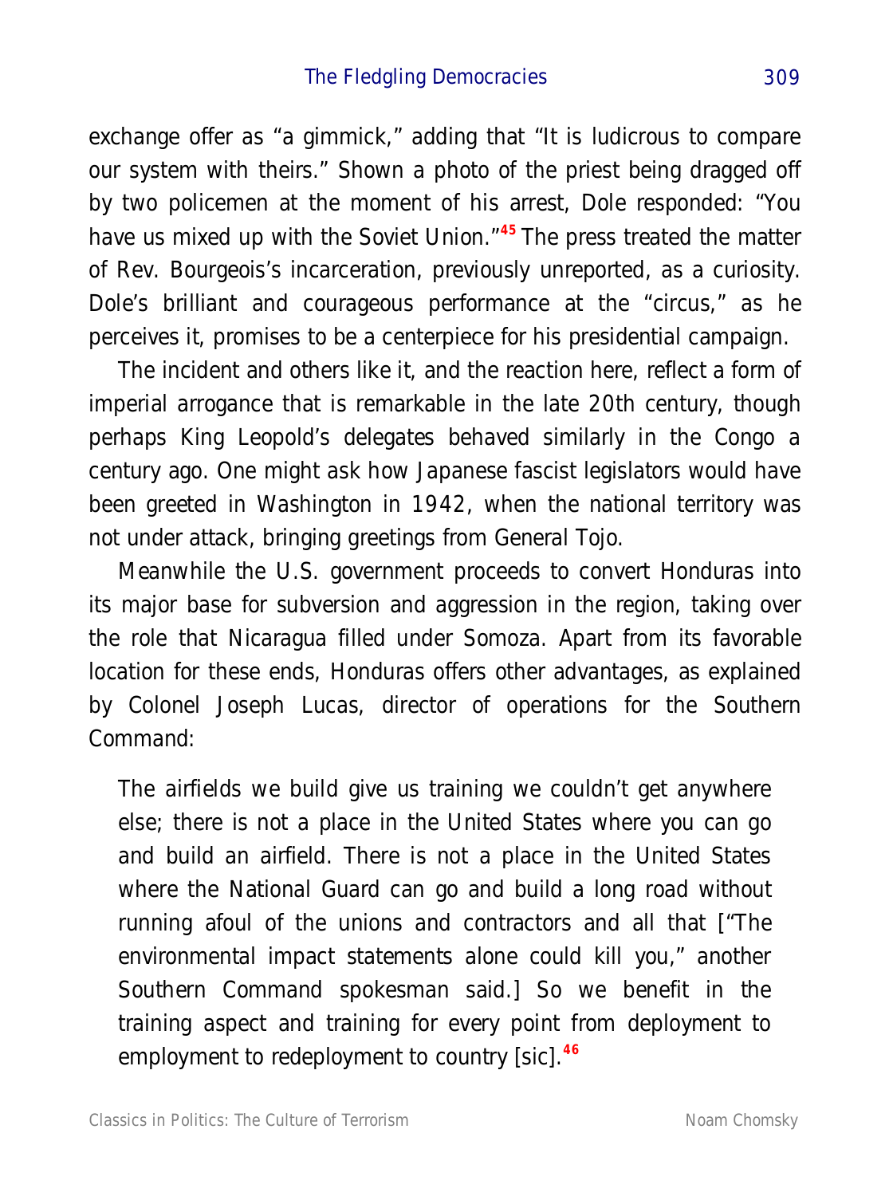exchange offer as "a gimmick," adding that "It is ludicrous to compare our system with theirs." Shown a photo of the priest being dragged off by two policemen at the moment of his arrest, Dole responded: "You have us mixed up with the Soviet Union."[45] The press treated the matter of Rev. Bourgeois's incarceration, previously unreported, as a curiosity. Dole's brilliant and courageous performance at the "circus," as he perceives it, promises to be a centerpiece for his presidential campaign.

The incident and others like it, and the reaction here, reflect a form of imperial arrogance that is remarkable in the late 20th century, though perhaps King Leopold's delegates behaved similarly in the Congo a century ago. One might ask how Japanese fascist legislators would have been greeted in Washington in 1942, when the national territory was not under attack, bringing greetings from General Tojo.

Meanwhile the U.S. government proceeds to convert Honduras into its major base for subversion and aggression in the region, taking over the role that Nicaragua filled under Somoza. Apart from its favorable location for these ends, Honduras offers other advantages, as explained by Colonel Joseph Lucas, director of operations for the Southern Command:

> The airfields we build give us training we couldn't get anywhere else; there is not a place in the United States where you can go and build an airfield. There is not a place in the United States where the National Guard can go and build a long road without running afoul of the unions and contractors and all that ["The environmental impact statements alone could kill you," another Southern Command spokesman said.] So we benefit in the training aspect and training for every point from deployment to employment to redeployment to country [sic].[46]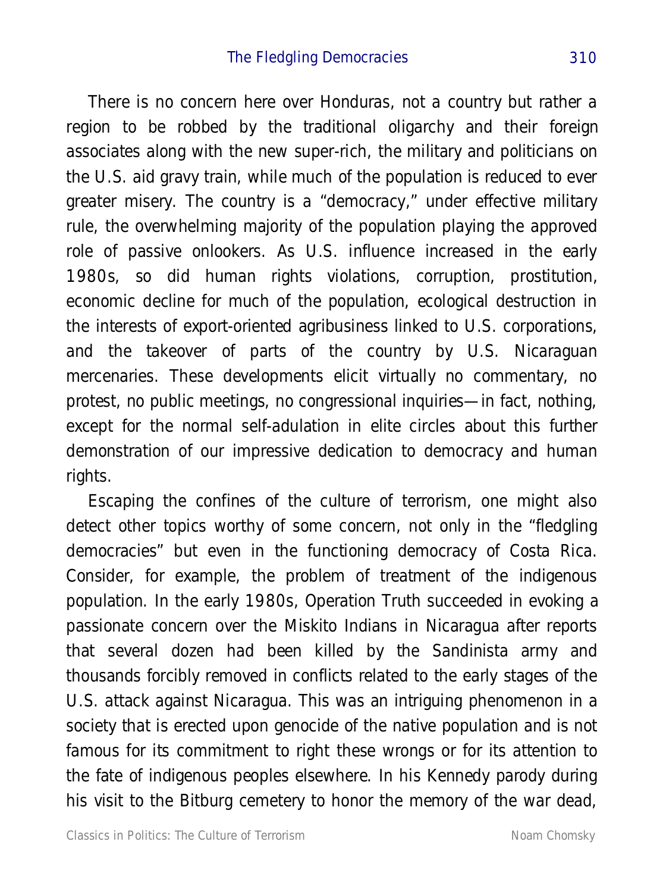There is no concern here over Honduras, not a country but rather a region to be robbed by the traditional oligarchy and their foreign associates along with the new super-rich, the military and politicians on the U.S. aid gravy train, while much of the population is reduced to ever greater misery. The country is a "democracy," under effective military rule, the overwhelming majority of the population playing the approved role of passive onlookers. As U.S. influence increased in the early 1980s, so did human rights violations, corruption, prostitution, economic decline for much of the population, ecological destruction in the interests of export-oriented agribusiness linked to U.S. corporations, and the takeover of parts of the country by U.S. Nicaraguan mercenaries. These developments elicit virtually no commentary, no protest, no public meetings, no congressional inquiries—in fact, nothing, except for the normal self-adulation in elite circles about this further demonstration of our impressive dedication to democracy and human rights.

Escaping the confines of the culture of terrorism, one might also detect other topics worthy of some concern, not only in the "fledgling democracies" but even in the functioning democracy of Costa Rica. Consider, for example, the problem of treatment of the indigenous population. In the early 1980s, Operation Truth succeeded in evoking a passionate concern over the Miskito Indians in Nicaragua after reports that several dozen had been killed by the Sandinista army and thousands forcibly removed in conflicts related to the early stages of the U.S. attack against Nicaragua. This was an intriguing phenomenon in a society that is erected upon genocide of the native population and is not famous for its commitment to right these wrongs or for its attention to the fate of indigenous peoples elsewhere. In his Kennedy parody during his visit to the Bitburg cemetery to honor the memory of the war dead,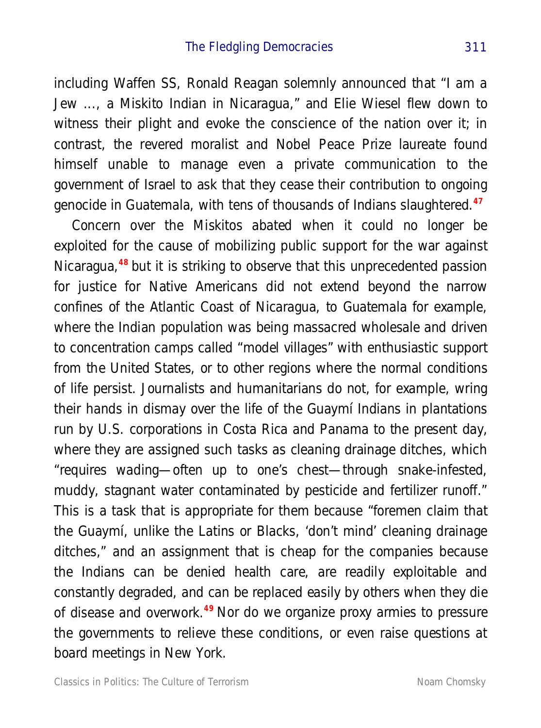including Waffen SS, Ronald Reagan solemnly announced that "I am a Jew ..., a Miskito Indian in Nicaragua," and Elie Wiesel flew down to witness their plight and evoke the conscience of the nation over it; in contrast, the revered moralist and Nobel Peace Prize laureate found himself unable to manage even a private communication to the government of Israel to ask that they cease their contribution to ongoing genocide in Guatemala, with tens of thousands of Indians slaughtered.[47]

Concern over the Miskitos abated when it could no longer be exploited for the cause of mobilizing public support for the war against Nicaragua,[48] but it is striking to observe that this unprecedented passion for justice for Native Americans did not extend beyond the narrow confines of the Atlantic Coast of Nicaragua, to Guatemala for example, where the Indian population was being massacred wholesale and driven to concentration camps called "model villages" with enthusiastic support from the United States, or to other regions where the normal conditions of life persist. Journalists and humanitarians do not, for example, wring their hands in dismay over the life of the Guaymí Indians in plantations run by U.S. corporations in Costa Rica and Panama to the present day, where they are assigned such tasks as cleaning drainage ditches, which "requires wading—often up to one's chest—through snake-infested, muddy, stagnant water contaminated by pesticide and fertilizer runoff." This is a task that is appropriate for them because "foremen claim that the Guaymí, unlike the Latins or Blacks, 'don't mind' cleaning drainage ditches," and an assignment that is cheap for the companies because the Indians can be denied health care, are readily exploitable and constantly degraded, and can be replaced easily by others when they die of disease and overwork.[49] Nor do we organize proxy armies to pressure the governments to relieve these conditions, or even raise questions at board meetings in New York.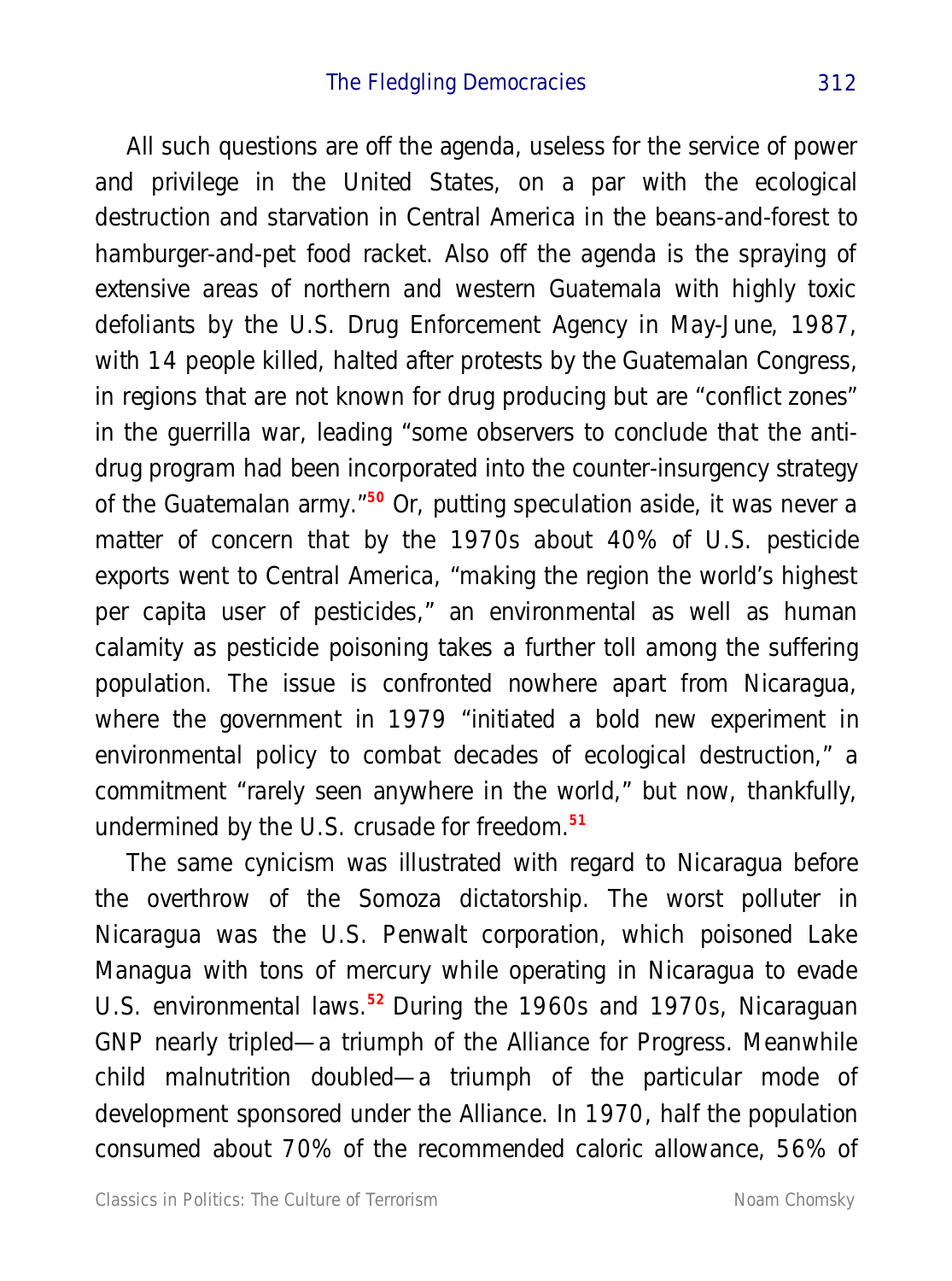All such questions are off the agenda, useless for the service of power and privilege in the United States, on a par with the ecological destruction and starvation in Central America in the beans-and-forest to hamburger-and-pet food racket. Also off the agenda is the spraying of extensive areas of northern and western Guatemala with highly toxic defoliants by the U.S. Drug Enforcement Agency in May-June, 1987, with 14 people killed, halted after protests by the Guatemalan Congress, in regions that are not known for drug producing but are "conflict zones" in the guerrilla war, leading "some observers to conclude that the anti-drug program had been incorporated into the counter-insurgency strategy of the Guatemalan army."[50] Or, putting speculation aside, it was never a matter of concern that by the 1970s about 40% of U.S. pesticide exports went to Central America, "making the region the world's highest per capita user of pesticides," an environmental as well as human calamity as pesticide poisoning takes a further toll among the suffering population. The issue is confronted nowhere apart from Nicaragua, where the government in 1979 "initiated a bold new experiment in environmental policy to combat decades of ecological destruction," a commitment "rarely seen anywhere in the world," but now, thankfully, undermined by the U.S. crusade for freedom.[51]

The same cynicism was illustrated with regard to Nicaragua before the overthrow of the Somoza dictatorship. The worst polluter in Nicaragua was the U.S. Penwalt corporation, which poisoned Lake Managua with tons of mercury while operating in Nicaragua to evade U.S. environmental laws.[52] During the 1960s and 1970s, Nicaraguan GNP nearly tripled—a triumph of the Alliance for Progress. Meanwhile child malnutrition doubled—a triumph of the particular mode of development sponsored under the Alliance. In 1970, half the population consumed about 70% of the recommended caloric allowance, 56% of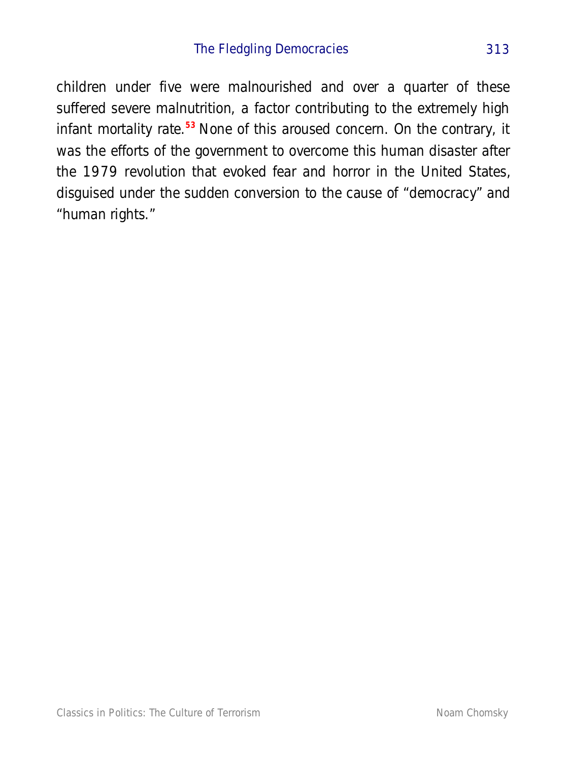children under five were malnourished and over a quarter of these suffered severe malnutrition, a factor contributing to the extremely high infant mortality rate.[53] None of this aroused concern. On the contrary, it was the efforts of the government to overcome this human disaster after the 1979 revolution that evoked fear and horror in the United States, disguised under the sudden conversion to the cause of “democracy” and “human rights.”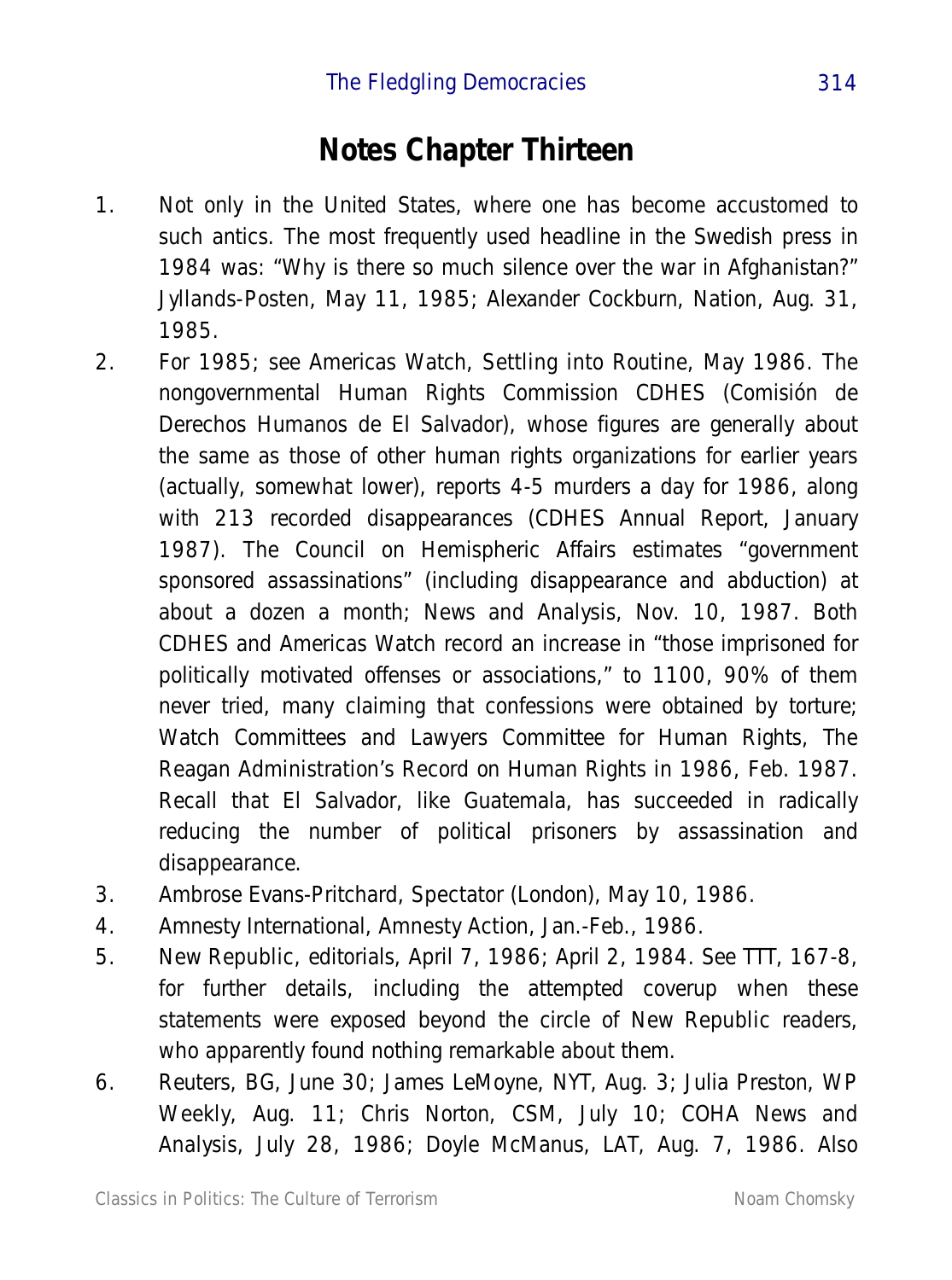# Notes Chapter Thirteen

1. Not only in the United States, where one has become accustomed to such antics. The most frequently used headline in the Swedish press in 1984 was: "Why is there so much silence over the war in Afghanistan?" Jyllands-Posten, May 11, 1985; Alexander Cockburn, Nation, Aug. 31, 1985.
2. For 1985; see Americas Watch, Settling into Routine, May 1986. The nongovernmental Human Rights Commission CDHES (Comisión de Derechos Humanos de El Salvador), whose figures are generally about the same as those of other human rights organizations for earlier years (actually, somewhat lower), reports 4-5 murders a day for 1986, along with 213 recorded disappearances (CDHES Annual Report, January 1987). The Council on Hemispheric Affairs estimates "government sponsored assassinations" (including disappearance and abduction) at about a dozen a month; News and Analysis, Nov. 10, 1987. Both CDHES and Americas Watch record an increase in "those imprisoned for politically motivated offenses or associations," to 1100, 90% of them never tried, many claiming that confessions were obtained by torture; Watch Committees and Lawyers Committee for Human Rights, The Reagan Administration's Record on Human Rights in 1986, Feb. 1987. Recall that El Salvador, like Guatemala, has succeeded in radically reducing the number of political prisoners by assassination and disappearance.
3. Ambrose Evans-Pritchard, Spectator (London), May 10, 1986.
4. Amnesty International, Amnesty Action, Jan.-Feb., 1986.
5. New Republic, editorials, April 7, 1986; April 2, 1984. See TTT, 167-8, for further details, including the attempted coverup when these statements were exposed beyond the circle of New Republic readers, who apparently found nothing remarkable about them.
6. Reuters, BG, June 30; James LeMoyne, NYT, Aug. 3; Julia Preston, WP Weekly, Aug. 11; Chris Norton, CSM, July 10; COHA News and Analysis, July 28, 1986; Doyle McManus, LAT, Aug. 7, 1986. Also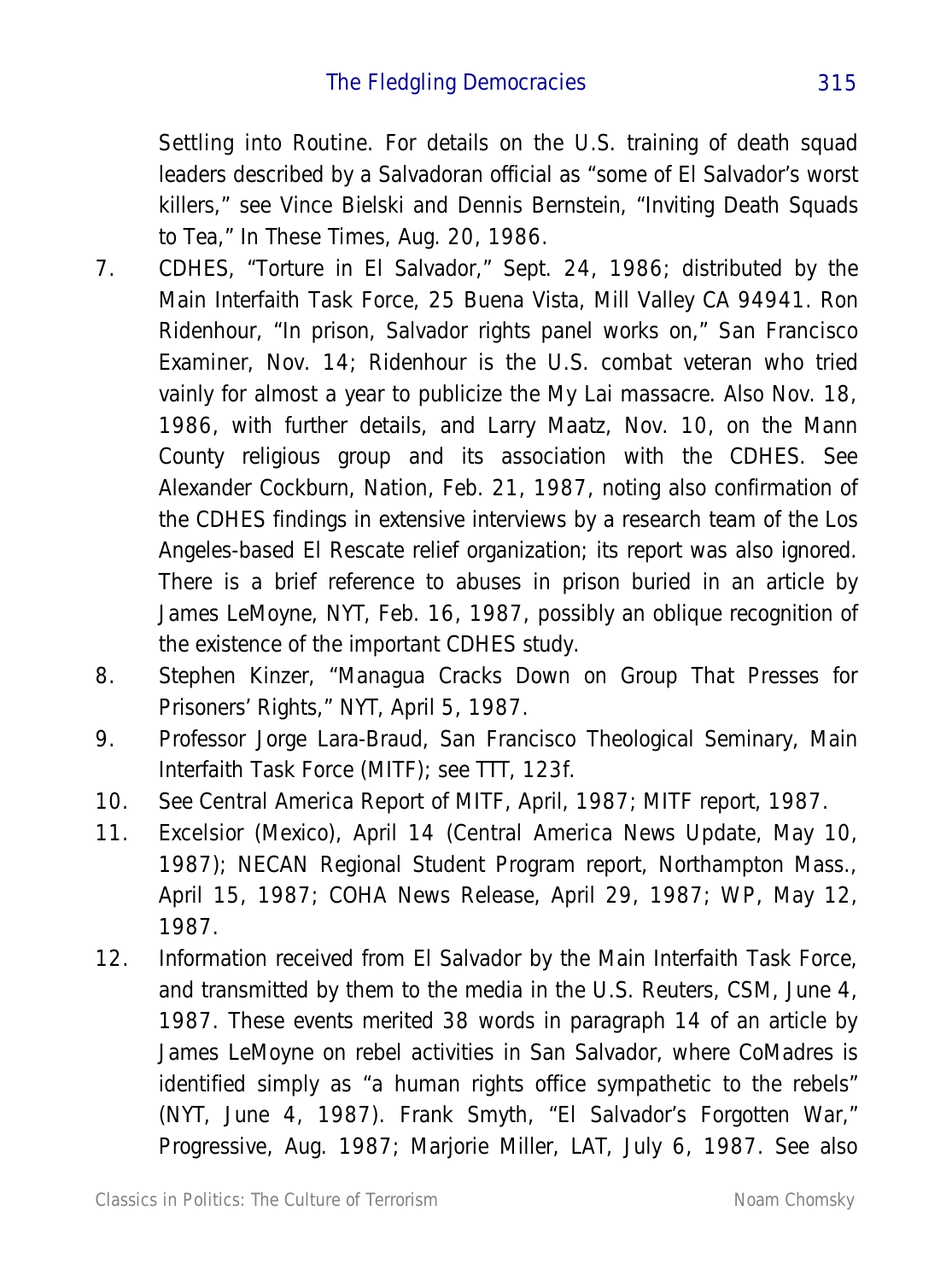Settling into Routine. For details on the U.S. training of death squad leaders described by a Salvadoran official as "some of El Salvador's worst killers," see Vince Bielski and Dennis Bernstein, "Inviting Death Squads to Tea," In These Times, Aug. 20, 1986.

7. CDHES, "Torture in El Salvador," Sept. 24, 1986; distributed by the Main Interfaith Task Force, 25 Buena Vista, Mill Valley CA 94941. Ron Ridenhour, "In prison, Salvador rights panel works on," San Francisco Examiner, Nov. 14; Ridenhour is the U.S. combat veteran who tried vainly for almost a year to publicize the My Lai massacre. Also Nov. 18, 1986, with further details, and Larry Maatz, Nov. 10, on the Mann County religious group and its association with the CDHES. See Alexander Cockburn, Nation, Feb. 21, 1987, noting also confirmation of the CDHES findings in extensive interviews by a research team of the Los Angeles-based El Rescate relief organization; its report was also ignored. There is a brief reference to abuses in prison buried in an article by James LeMoyne, NYT, Feb. 16, 1987, possibly an oblique recognition of the existence of the important CDHES study.
8. Stephen Kinzer, "Managua Cracks Down on Group That Presses for Prisoners' Rights," NYT, April 5, 1987.
9. Professor Jorge Lara-Braud, San Francisco Theological Seminary, Main Interfaith Task Force (MITF); see TTT, 123f.
10. See Central America Report of MITF, April, 1987; MITF report, 1987.
11. Excelsior (Mexico), April 14 (Central America News Update, May 10, 1987); NECAN Regional Student Program report, Northampton Mass., April 15, 1987; COHA News Release, April 29, 1987; WP, May 12, 1987.
12. Information received from El Salvador by the Main Interfaith Task Force, and transmitted by them to the media in the U.S. Reuters, CSM, June 4, 1987. These events merited 38 words in paragraph 14 of an article by James LeMoyne on rebel activities in San Salvador, where CoMadres is identified simply as "a human rights office sympathetic to the rebels" (NYT, June 4, 1987). Frank Smyth, "El Salvador's Forgotten War," Progressive, Aug. 1987; Marjorie Miller, LAT, July 6, 1987. See also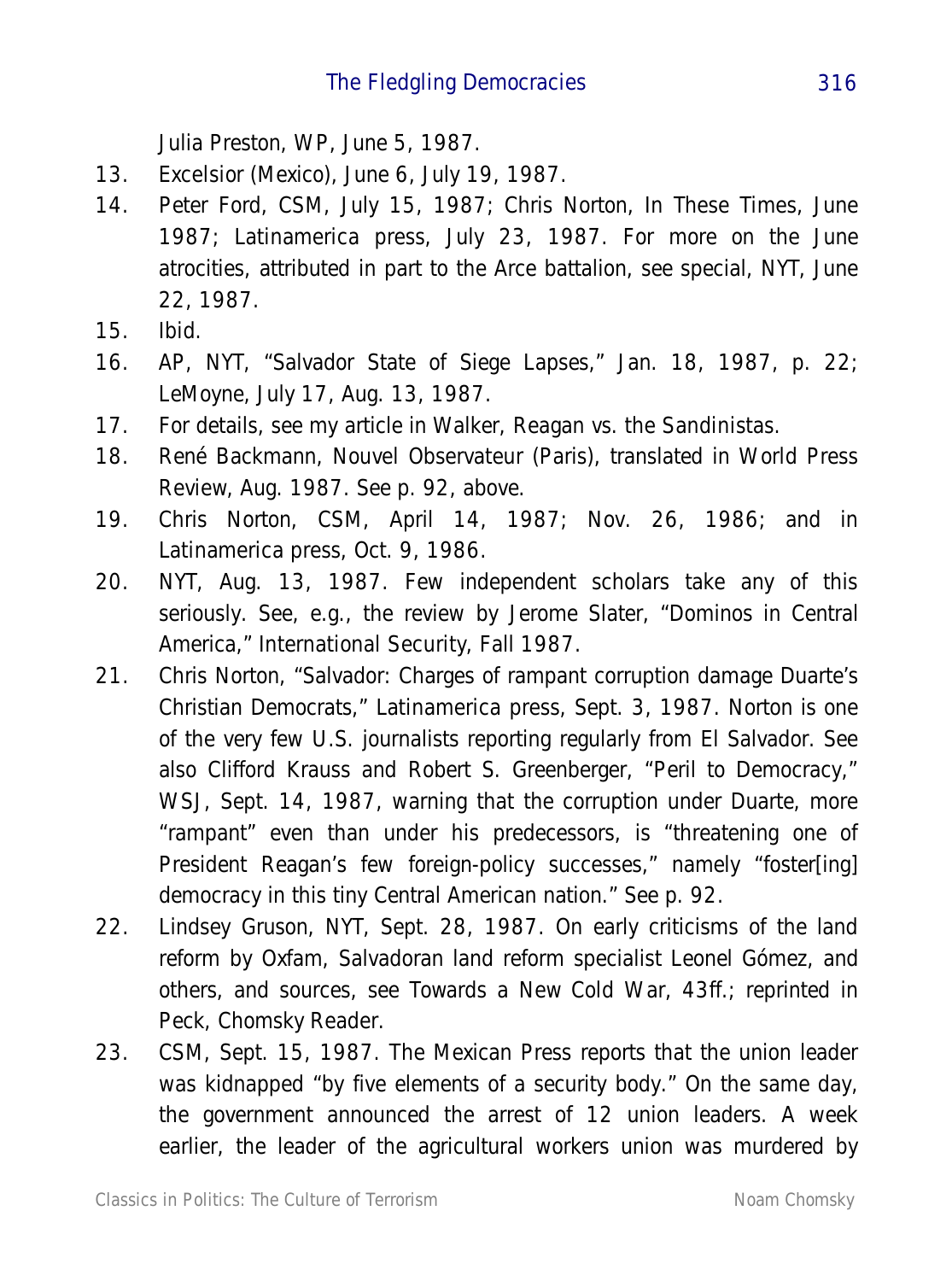Julia Preston, WP, June 5, 1987.

13. Excelsior (Mexico), June 6, July 19, 1987.
14. Peter Ford, CSM, July 15, 1987; Chris Norton, In These Times, June 1987; Latinamerica press, July 23, 1987. For more on the June atrocities, attributed in part to the Arce battalion, see special, NYT, June 22, 1987.
15. Ibid.
16. AP, NYT, "Salvador State of Siege Lapses," Jan. 18, 1987, p. 22; LeMoyne, July 17, Aug. 13, 1987.
17. For details, see my article in Walker, Reagan vs. the Sandinistas.
18. René Backmann, Nouvel Observateur (Paris), translated in World Press Review, Aug. 1987. See p. 92, above.
19. Chris Norton, CSM, April 14, 1987; Nov. 26, 1986; and in Latinamerica press, Oct. 9, 1986.
20. NYT, Aug. 13, 1987. Few independent scholars take any of this seriously. See, e.g., the review by Jerome Slater, "Dominos in Central America," International Security, Fall 1987.
21. Chris Norton, "Salvador: Charges of rampant corruption damage Duarte's Christian Democrats," Latinamerica press, Sept. 3, 1987. Norton is one of the very few U.S. journalists reporting regularly from El Salvador. See also Clifford Krauss and Robert S. Greenberger, "Peril to Democracy," WSJ, Sept. 14, 1987, warning that the corruption under Duarte, more "rampant" even than under his predecessors, is "threatening one of President Reagan's few foreign-policy successes," namely "foster[ing] democracy in this tiny Central American nation." See p. 92.
22. Lindsey Gruson, NYT, Sept. 28, 1987. On early criticisms of the land reform by Oxfam, Salvadoran land reform specialist Leonel Gómez, and others, and sources, see Towards a New Cold War, 43ff.; reprinted in Peck, Chomsky Reader.
23. CSM, Sept. 15, 1987. The Mexican Press reports that the union leader was kidnapped "by five elements of a security body." On the same day, the government announced the arrest of 12 union leaders. A week earlier, the leader of the agricultural workers union was murdered by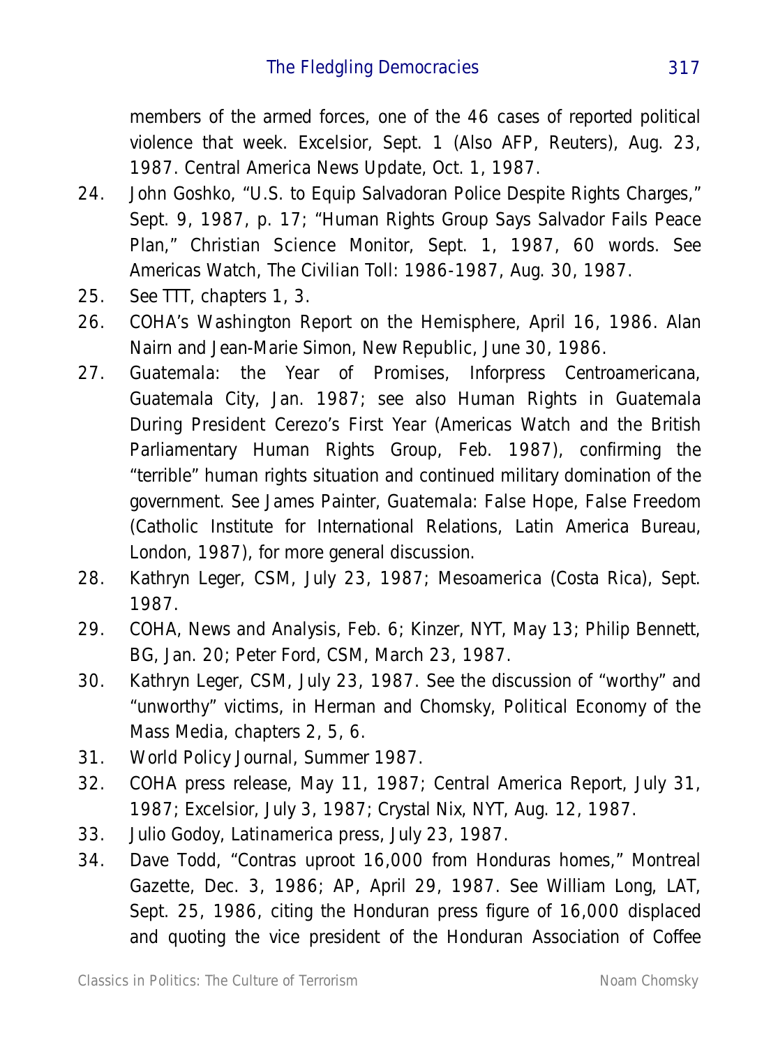members of the armed forces, one of the 46 cases of reported political violence that week. Excelsior, Sept. 1 (Also AFP, Reuters), Aug. 23, 1987. Central America News Update, Oct. 1, 1987.

24. John Goshko, "U.S. to Equip Salvadoran Police Despite Rights Charges," Sept. 9, 1987, p. 17; "Human Rights Group Says Salvador Fails Peace Plan," Christian Science Monitor, Sept. 1, 1987, 60 words. See Americas Watch, The Civilian Toll: 1986-1987, Aug. 30, 1987.
25. See TTT, chapters 1, 3.
26. COHA's Washington Report on the Hemisphere, April 16, 1986. Alan Nairn and Jean-Marie Simon, New Republic, June 30, 1986.
27. Guatemala: the Year of Promises, Inforpress Centroamericana, Guatemala City, Jan. 1987; see also Human Rights in Guatemala During President Cerezo's First Year (Americas Watch and the British Parliamentary Human Rights Group, Feb. 1987), confirming the "terrible" human rights situation and continued military domination of the government. See James Painter, Guatemala: False Hope, False Freedom (Catholic Institute for International Relations, Latin America Bureau, London, 1987), for more general discussion.
28. Kathryn Leger, CSM, July 23, 1987; Mesoamerica (Costa Rica), Sept. 1987.
29. COHA, News and Analysis, Feb. 6; Kinzer, NYT, May 13; Philip Bennett, BG, Jan. 20; Peter Ford, CSM, March 23, 1987.
30. Kathryn Leger, CSM, July 23, 1987. See the discussion of "worthy" and "unworthy" victims, in Herman and Chomsky, Political Economy of the Mass Media, chapters 2, 5, 6.
31. World Policy Journal, Summer 1987.
32. COHA press release, May 11, 1987; Central America Report, July 31, 1987; Excelsior, July 3, 1987; Crystal Nix, NYT, Aug. 12, 1987.
33. Julio Godoy, Latinamerica press, July 23, 1987.
34. Dave Todd, "Contras uproot 16,000 from Honduras homes," Montreal Gazette, Dec. 3, 1986; AP, April 29, 1987. See William Long, LAT, Sept. 25, 1986, citing the Honduran press figure of 16,000 displaced and quoting the vice president of the Honduran Association of Coffee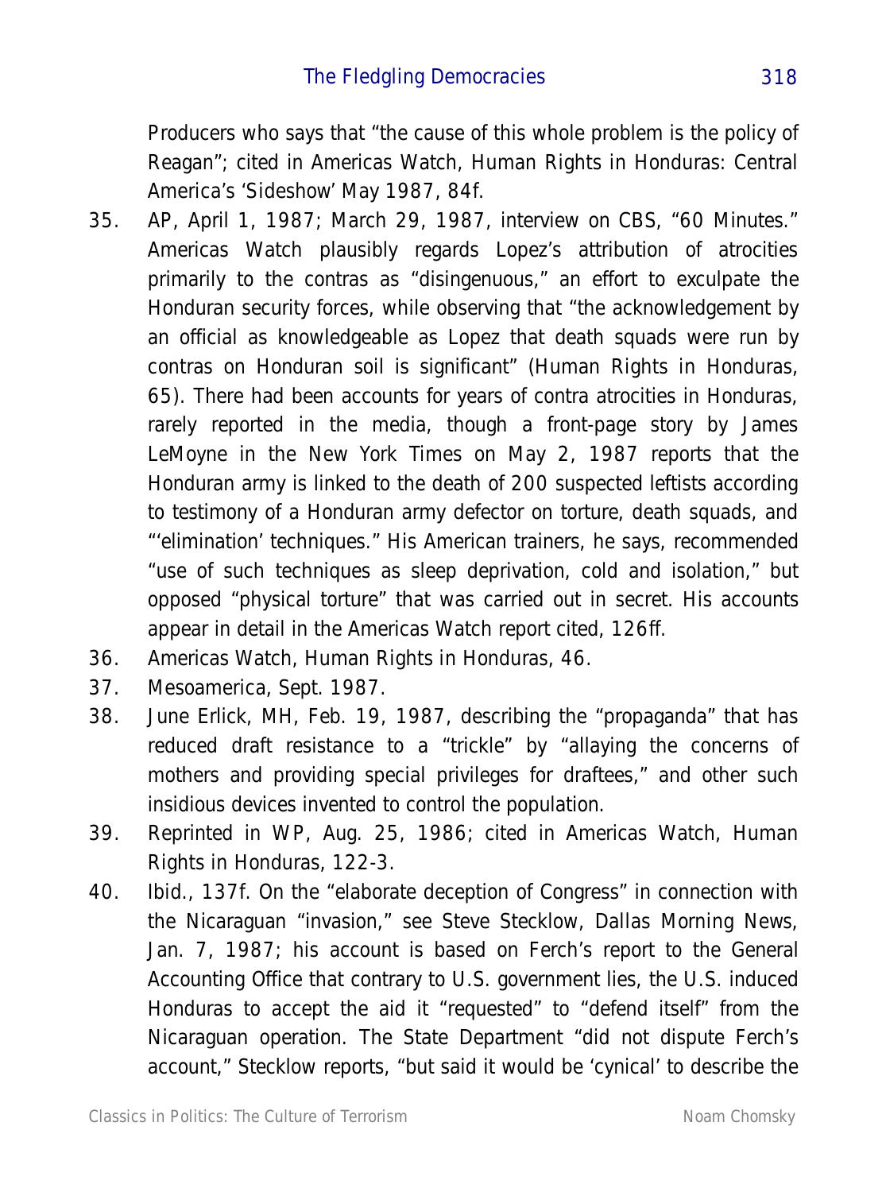Producers who says that "the cause of this whole problem is the policy of Reagan"; cited in Americas Watch, Human Rights in Honduras: Central America's 'Sideshow' May 1987, 84f.

35. AP, April 1, 1987; March 29, 1987, interview on CBS, "60 Minutes." Americas Watch plausibly regards Lopez's attribution of atrocities primarily to the contras as "disingenuous," an effort to exculpate the Honduran security forces, while observing that "the acknowledgement by an official as knowledgeable as Lopez that death squads were run by contras on Honduran soil is significant" (Human Rights in Honduras, 65). There had been accounts for years of contra atrocities in Honduras, rarely reported in the media, though a front-page story by James LeMoyne in the New York Times on May 2, 1987 reports that the Honduran army is linked to the death of 200 suspected leftists according to testimony of a Honduran army defector on torture, death squads, and "'elimination' techniques." His American trainers, he says, recommended "use of such techniques as sleep deprivation, cold and isolation," but opposed "physical torture" that was carried out in secret. His accounts appear in detail in the Americas Watch report cited, 126ff.
36. Americas Watch, Human Rights in Honduras, 46.
37. Mesoamerica, Sept. 1987.
38. June Erlick, MH, Feb. 19, 1987, describing the "propaganda" that has reduced draft resistance to a "trickle" by "allaying the concerns of mothers and providing special privileges for draftees," and other such insidious devices invented to control the population.
39. Reprinted in WP, Aug. 25, 1986; cited in Americas Watch, Human Rights in Honduras, 122-3.
40. Ibid., 137f. On the "elaborate deception of Congress" in connection with the Nicaraguan "invasion," see Steve Stecklow, Dallas Morning News, Jan. 7, 1987; his account is based on Ferch's report to the General Accounting Office that contrary to U.S. government lies, the U.S. induced Honduras to accept the aid it "requested" to "defend itself" from the Nicaraguan operation. The State Department "did not dispute Ferch's account," Stecklow reports, "but said it would be 'cynical' to describe the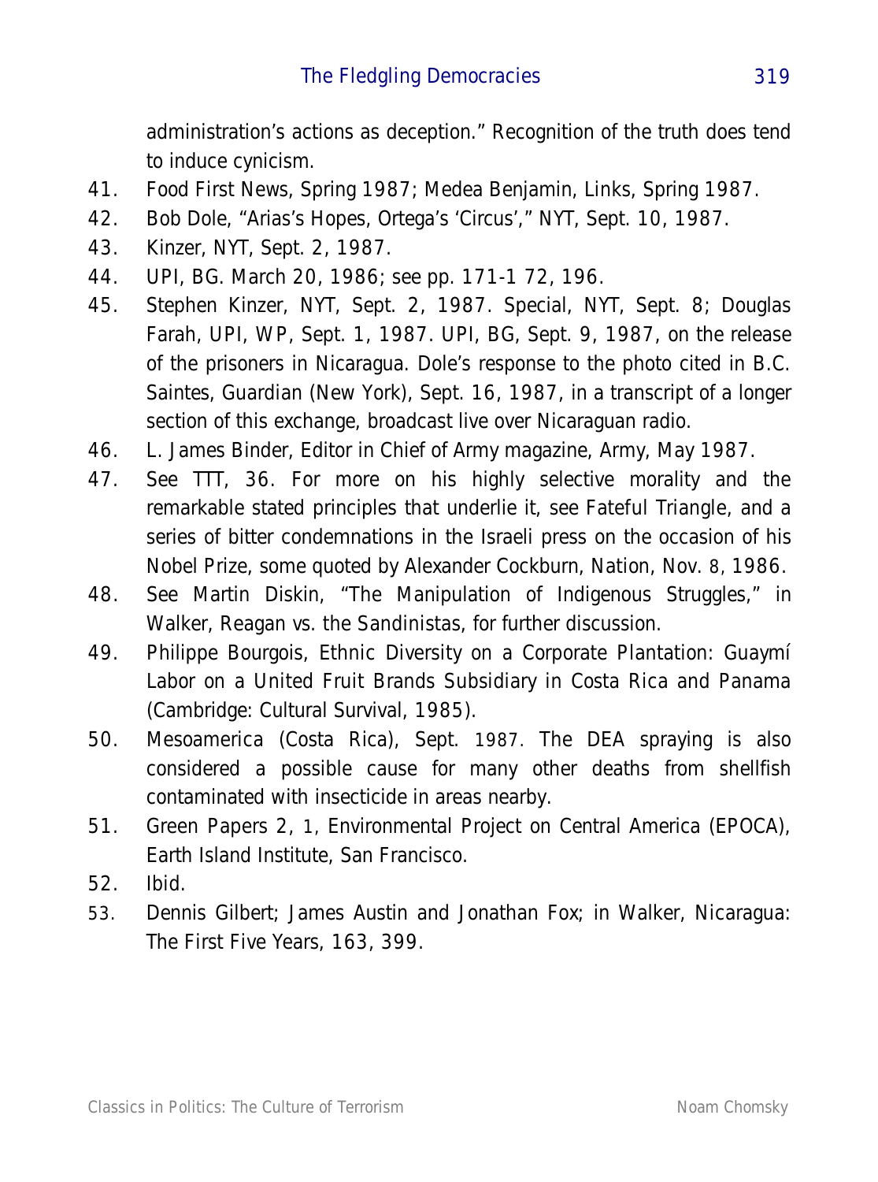administration's actions as deception." Recognition of the truth does tend to induce cynicism.

41. Food First News, Spring 1987; Medea Benjamin, Links, Spring 1987.
42. Bob Dole, "Arias's Hopes, Ortega's 'Circus'," NYT, Sept. 10, 1987.
43. Kinzer, NYT, Sept. 2, 1987.
44. UPI, BG. March 20, 1986; see pp. 171-1 72, 196.
45. Stephen Kinzer, NYT, Sept. 2, 1987. Special, NYT, Sept. 8; Douglas Farah, UPI, WP, Sept. 1, 1987. UPI, BG, Sept. 9, 1987, on the release of the prisoners in Nicaragua. Dole's response to the photo cited in B.C. Saintes, Guardian (New York), Sept. 16, 1987, in a transcript of a longer section of this exchange, broadcast live over Nicaraguan radio.
46. L. James Binder, Editor in Chief of Army magazine, Army, May 1987.
47. See TTT, 36. For more on his highly selective morality and the remarkable stated principles that underlie it, see Fateful Triangle, and a series of bitter condemnations in the Israeli press on the occasion of his Nobel Prize, some quoted by Alexander Cockburn, Nation, Nov. 8, 1986.
48. See Martin Diskin, "The Manipulation of Indigenous Struggles," in Walker, Reagan vs. the Sandinistas, for further discussion.
49. Philippe Bourgois, Ethnic Diversity on a Corporate Plantation: Guaymí Labor on a United Fruit Brands Subsidiary in Costa Rica and Panama (Cambridge: Cultural Survival, 1985).
50. Mesoamerica (Costa Rica), Sept. 1987. The DEA spraying is also considered a possible cause for many other deaths from shellfish contaminated with insecticide in areas nearby.
51. Green Papers 2, 1, Environmental Project on Central America (EPOCA), Earth Island Institute, San Francisco.
52. Ibid.
53. Dennis Gilbert; James Austin and Jonathan Fox; in Walker, Nicaragua: The First Five Years, 163, 399.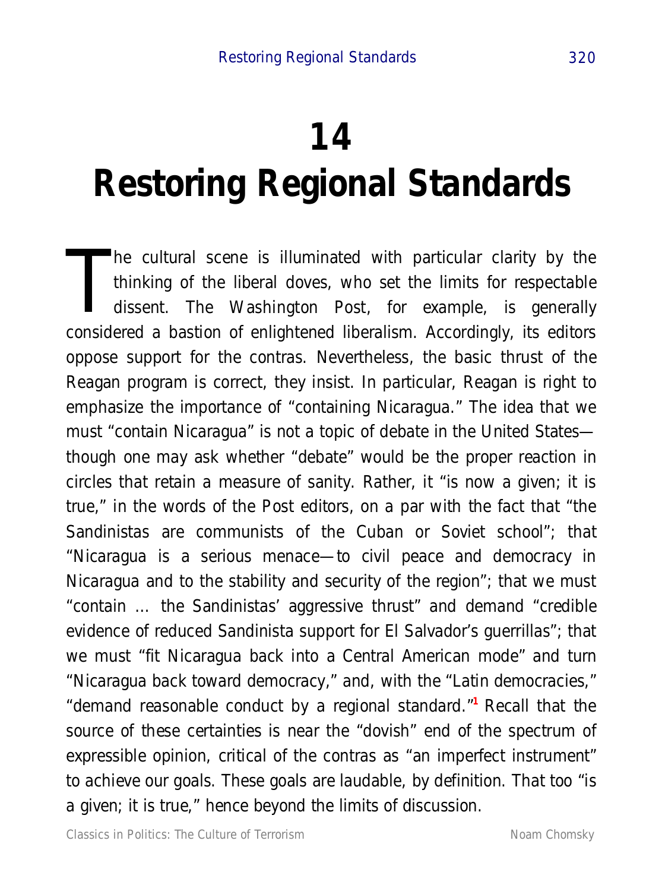# 14

# Restoring Regional Standards

The cultural scene is illuminated with particular clarity by the thinking of the liberal doves, who set the limits for respectable dissent. The Washington Post, for example, is generally considered a bastion of enlightened liberalism. Accordingly, its editors oppose support for the contras. Nevertheless, the basic thrust of the Reagan program is correct, they insist. In particular, Reagan is right to emphasize the importance of "containing Nicaragua." The idea that we must "contain Nicaragua" is not a topic of debate in the United States—though one may ask whether "debate" would be the proper reaction in circles that retain a measure of sanity. Rather, it "is now a given; it is true," in the words of the Post editors, on a par with the fact that "the Sandinistas are communists of the Cuban or Soviet school"; that "Nicaragua is a serious menace—to civil peace and democracy in Nicaragua and to the stability and security of the region"; that we must "contain ... the Sandinistas' aggressive thrust" and demand "credible evidence of reduced Sandinista support for El Salvador's guerrillas"; that we must "fit Nicaragua back into a Central American mode" and turn "Nicaragua back toward democracy," and, with the "Latin democracies," "demand reasonable conduct by a regional standard."[1] Recall that the source of these certainties is near the "dovish" end of the spectrum of expressible opinion, critical of the contras as "an imperfect instrument" to achieve our goals. These goals are laudable, by definition. That too "is a given; it is true," hence beyond the limits of discussion.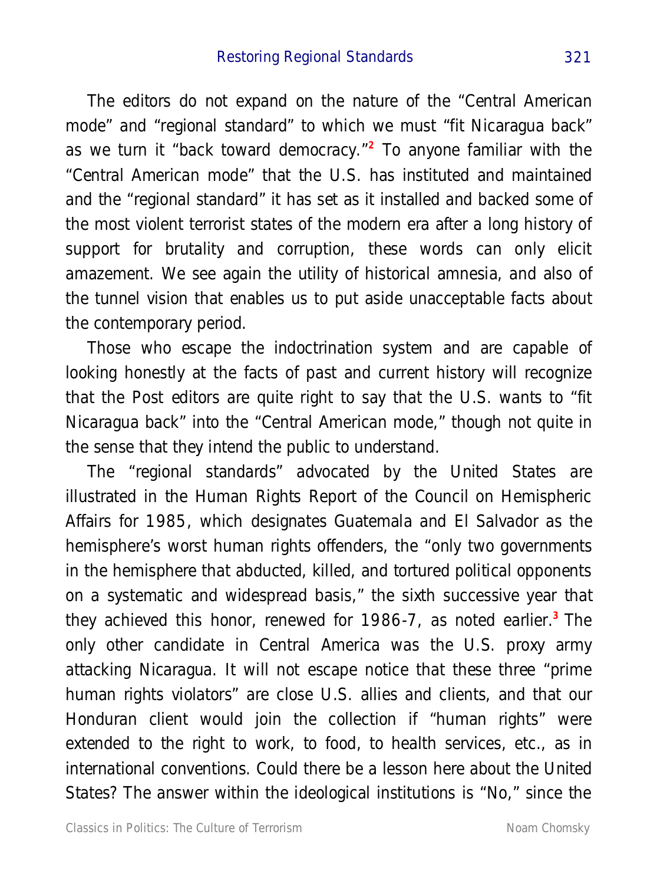The editors do not expand on the nature of the "Central American mode" and "regional standard" to which we must "fit Nicaragua back" as we turn it "back toward democracy."[2] To anyone familiar with the "Central American mode" that the U.S. has instituted and maintained and the "regional standard" it has set as it installed and backed some of the most violent terrorist states of the modern era after a long history of support for brutality and corruption, these words can only elicit amazement. We see again the utility of historical amnesia, and also of the tunnel vision that enables us to put aside unacceptable facts about the contemporary period.

Those who escape the indoctrination system and are capable of looking honestly at the facts of past and current history will recognize that the Post editors are quite right to say that the U.S. wants to "fit Nicaragua back" into the "Central American mode," though not quite in the sense that they intend the public to understand.

The "regional standards" advocated by the United States are illustrated in the Human Rights Report of the Council on Hemispheric Affairs for 1985, which designates Guatemala and El Salvador as the hemisphere's worst human rights offenders, the "only two governments in the hemisphere that abducted, killed, and tortured political opponents on a systematic and widespread basis," the sixth successive year that they achieved this honor, renewed for 1986-7, as noted earlier.[3] The only other candidate in Central America was the U.S. proxy army attacking Nicaragua. It will not escape notice that these three "prime human rights violators" are close U.S. allies and clients, and that our Honduran client would join the collection if "human rights" were extended to the right to work, to food, to health services, etc., as in international conventions. Could there be a lesson here about the United States? The answer within the ideological institutions is "No," since the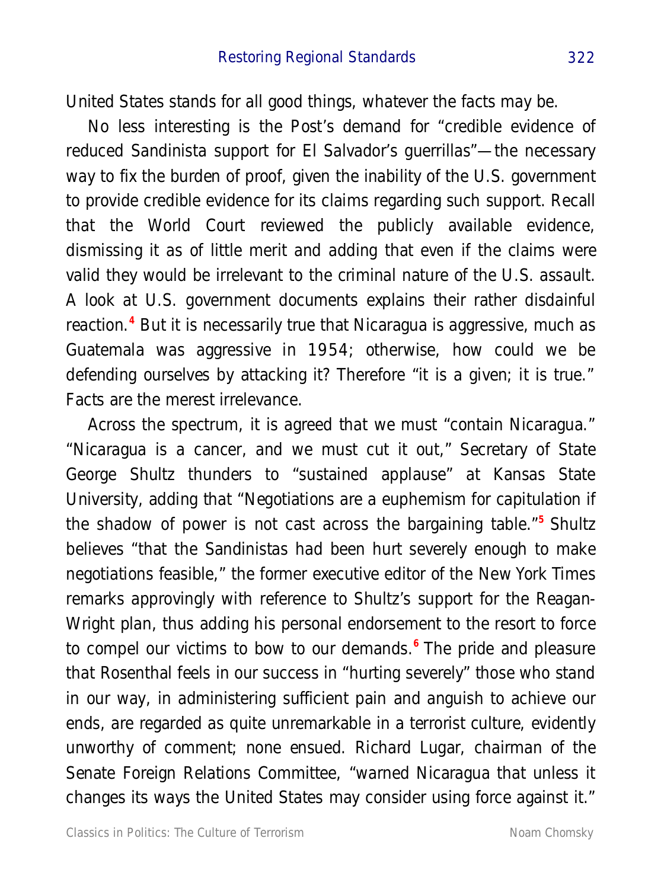United States stands for all good things, whatever the facts may be.

No less interesting is the Post's demand for "credible evidence of reduced Sandinista support for El Salvador's guerrillas"—the necessary way to fix the burden of proof, given the inability of the U.S. government to provide credible evidence for its claims regarding such support. Recall that the World Court reviewed the publicly available evidence, dismissing it as of little merit and adding that even if the claims were valid they would be irrelevant to the criminal nature of the U.S. assault. A look at U.S. government documents explains their rather disdainful reaction.[4] But it is necessarily true that Nicaragua is aggressive, much as Guatemala was aggressive in 1954; otherwise, how could we be defending ourselves by attacking it? Therefore "it is a given; it is true." Facts are the merest irrelevance.

Across the spectrum, it is agreed that we must "contain Nicaragua." "Nicaragua is a cancer, and we must cut it out," Secretary of State George Shultz thunders to "sustained applause" at Kansas State University, adding that "Negotiations are a euphemism for capitulation if the shadow of power is not cast across the bargaining table."[5] Shultz believes "that the Sandinistas had been hurt severely enough to make negotiations feasible," the former executive editor of the New York Times remarks approvingly with reference to Shultz's support for the Reagan-Wright plan, thus adding his personal endorsement to the resort to force to compel our victims to bow to our demands.[6] The pride and pleasure that Rosenthal feels in our success in "hurting severely" those who stand in our way, in administering sufficient pain and anguish to achieve our ends, are regarded as quite unremarkable in a terrorist culture, evidently unworthy of comment; none ensued. Richard Lugar, chairman of the Senate Foreign Relations Committee, "warned Nicaragua that unless it changes its ways the United States may consider using force against it."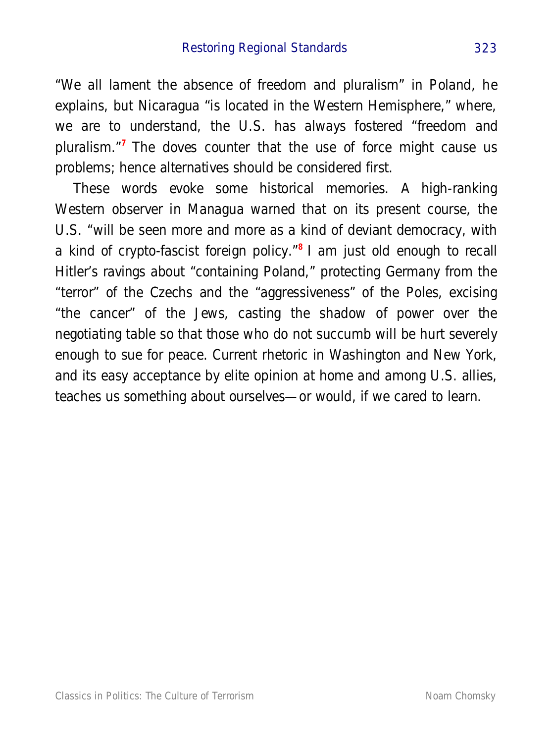"We all lament the absence of freedom and pluralism" in Poland, he explains, but Nicaragua "is located in the Western Hemisphere," where, we are to understand, the U.S. has always fostered "freedom and pluralism."[7] The doves counter that the use of force might cause us problems; hence alternatives should be considered first.

These words evoke some historical memories. A high-ranking Western observer in Managua warned that on its present course, the U.S. "will be seen more and more as a kind of deviant democracy, with a kind of crypto-fascist foreign policy."[8] I am just old enough to recall Hitler's ravings about "containing Poland," protecting Germany from the "terror" of the Czechs and the "aggressiveness" of the Poles, excising "the cancer" of the Jews, casting the shadow of power over the negotiating table so that those who do not succumb will be hurt severely enough to sue for peace. Current rhetoric in Washington and New York, and its easy acceptance by elite opinion at home and among U.S. allies, teaches us something about ourselves—or would, if we cared to learn.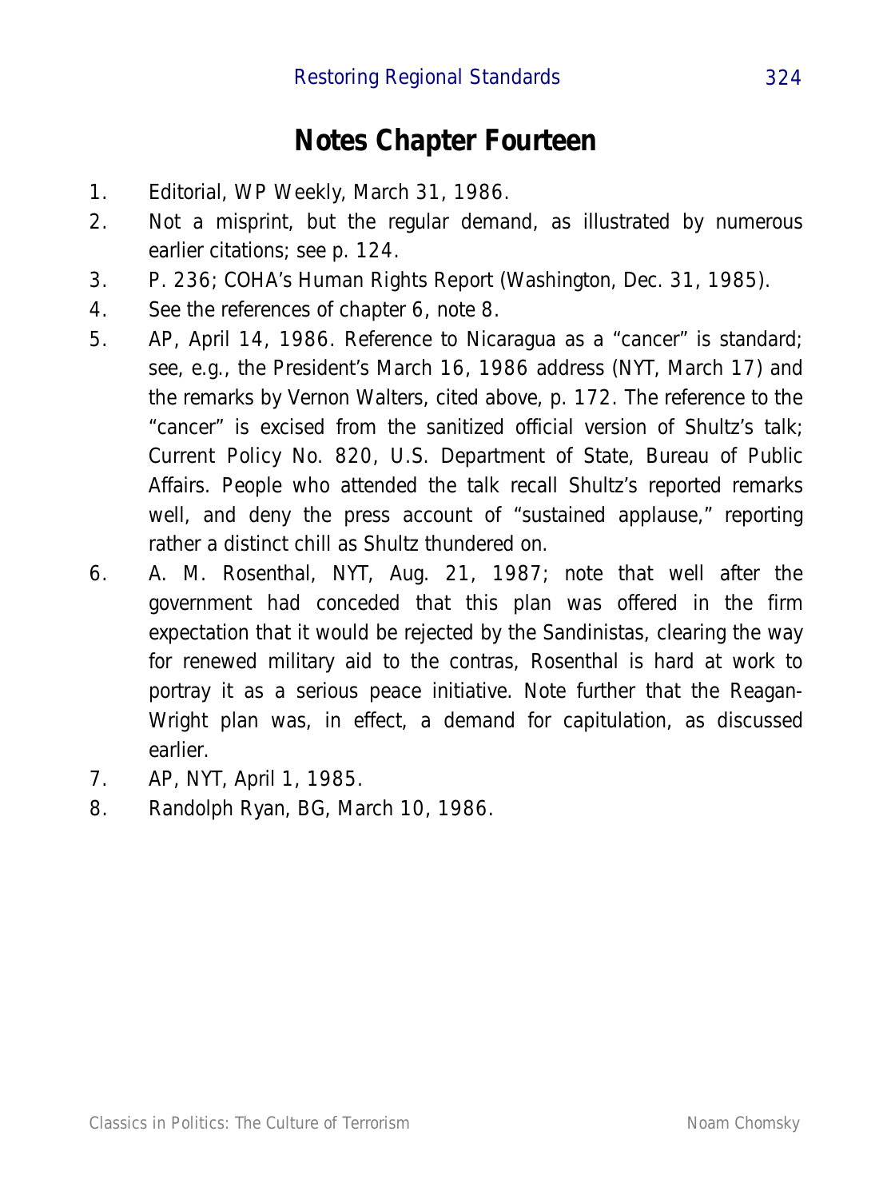# Notes Chapter Fourteen

1. Editorial, WP Weekly, March 31, 1986.
2. Not a misprint, but the regular demand, as illustrated by numerous earlier citations; see p. 124.
3. P. 236; COHA's Human Rights Report (Washington, Dec. 31, 1985).
4. See the references of chapter 6, note 8.
5. AP, April 14, 1986. Reference to Nicaragua as a "cancer" is standard; see, e.g., the President's March 16, 1986 address (NYT, March 17) and the remarks by Vernon Walters, cited above, p. 172. The reference to the "cancer" is excised from the sanitized official version of Shultz's talk; Current Policy No. 820, U.S. Department of State, Bureau of Public Affairs. People who attended the talk recall Shultz's reported remarks well, and deny the press account of "sustained applause," reporting rather a distinct chill as Shultz thundered on.
6. A. M. Rosenthal, NYT, Aug. 21, 1987; note that well after the government had conceded that this plan was offered in the firm expectation that it would be rejected by the Sandinistas, clearing the way for renewed military aid to the contras, Rosenthal is hard at work to portray it as a serious peace initiative. Note further that the Reagan-Wright plan was, in effect, a demand for capitulation, as discussed earlier.
7. AP, NYT, April 1, 1985.
8. Randolph Ryan, BG, March 10, 1986.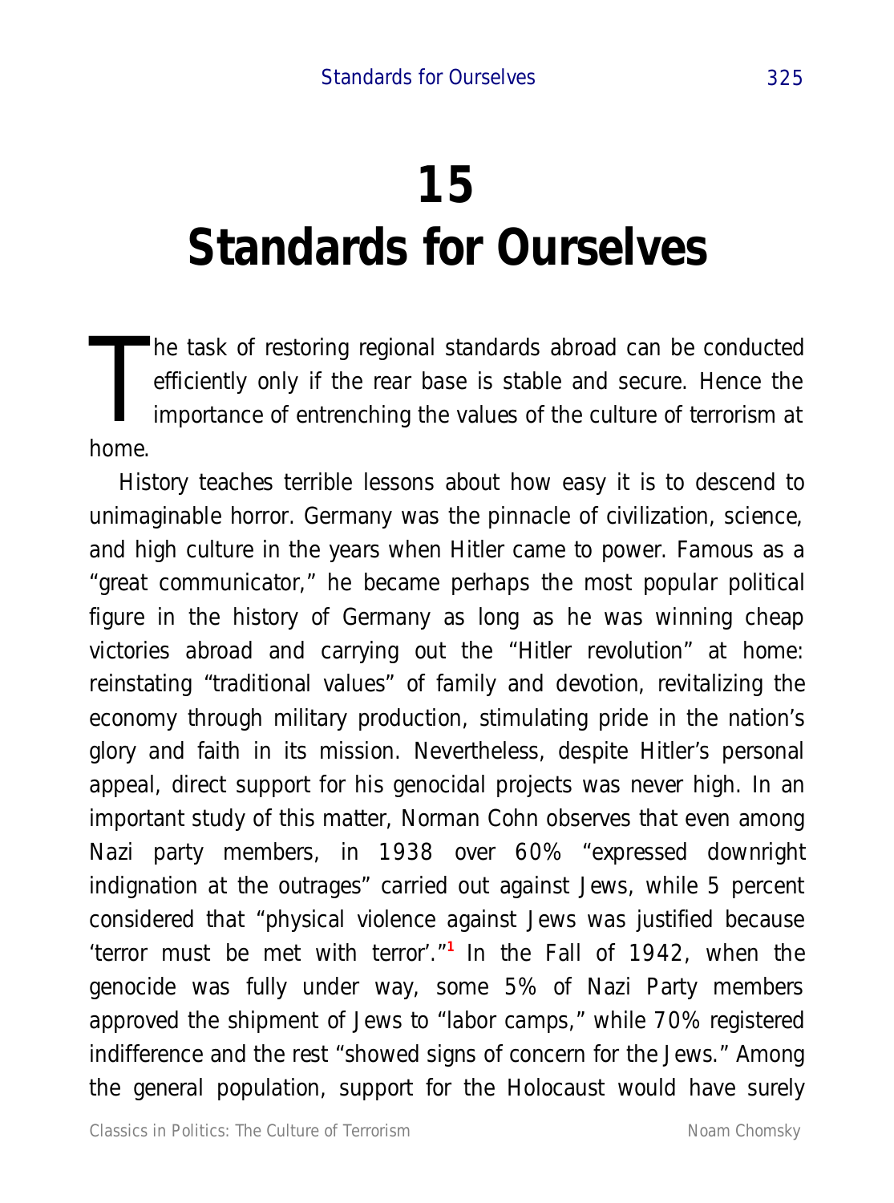# 15
# Standards for Ourselves

The task of restoring regional standards abroad can be conducted efficiently only if the rear base is stable and secure. Hence the importance of entrenching the values of the culture of terrorism at home.

History teaches terrible lessons about how easy it is to descend to unimaginable horror. Germany was the pinnacle of civilization, science, and high culture in the years when Hitler came to power. Famous as a "great communicator," he became perhaps the most popular political figure in the history of Germany as long as he was winning cheap victories abroad and carrying out the "Hitler revolution" at home: reinstating "traditional values" of family and devotion, revitalizing the economy through military production, stimulating pride in the nation's glory and faith in its mission. Nevertheless, despite Hitler's personal appeal, direct support for his genocidal projects was never high. In an important study of this matter, Norman Cohn observes that even among Nazi party members, in 1938 over 60% "expressed downright indignation at the outrages" carried out against Jews, while 5 percent considered that "physical violence against Jews was justified because 'terror must be met with terror'."[1] In the Fall of 1942, when the genocide was fully under way, some 5% of Nazi Party members approved the shipment of Jews to "labor camps," while 70% registered indifference and the rest "showed signs of concern for the Jews." Among the general population, support for the Holocaust would have surely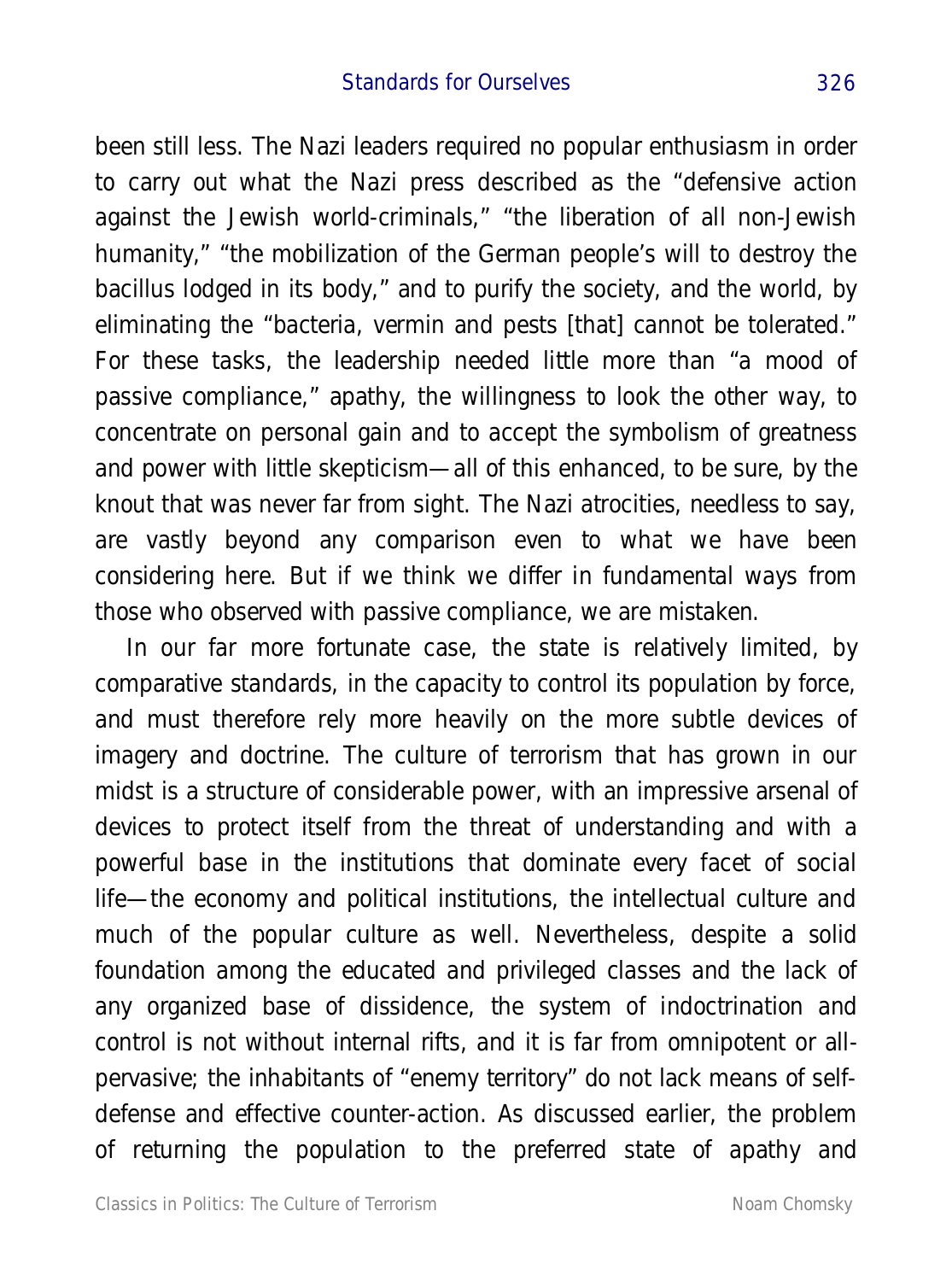been still less. The Nazi leaders required no popular enthusiasm in order to carry out what the Nazi press described as the "defensive action against the Jewish world-criminals," "the liberation of all non-Jewish humanity," "the mobilization of the German people's will to destroy the bacillus lodged in its body," and to purify the society, and the world, by eliminating the "bacteria, vermin and pests [that] cannot be tolerated." For these tasks, the leadership needed little more than "a mood of passive compliance," apathy, the willingness to look the other way, to concentrate on personal gain and to accept the symbolism of greatness and power with little skepticism—all of this enhanced, to be sure, by the knout that was never far from sight. The Nazi atrocities, needless to say, are vastly beyond any comparison even to what we have been considering here. But if we think we differ in fundamental ways from those who observed with passive compliance, we are mistaken.

In our far more fortunate case, the state is relatively limited, by comparative standards, in the capacity to control its population by force, and must therefore rely more heavily on the more subtle devices of imagery and doctrine. The culture of terrorism that has grown in our midst is a structure of considerable power, with an impressive arsenal of devices to protect itself from the threat of understanding and with a powerful base in the institutions that dominate every facet of social life—the economy and political institutions, the intellectual culture and much of the popular culture as well. Nevertheless, despite a solid foundation among the educated and privileged classes and the lack of any organized base of dissidence, the system of indoctrination and control is not without internal rifts, and it is far from omnipotent or all-pervasive; the inhabitants of "enemy territory" do not lack means of self-defense and effective counter-action. As discussed earlier, the problem of returning the population to the preferred state of apathy and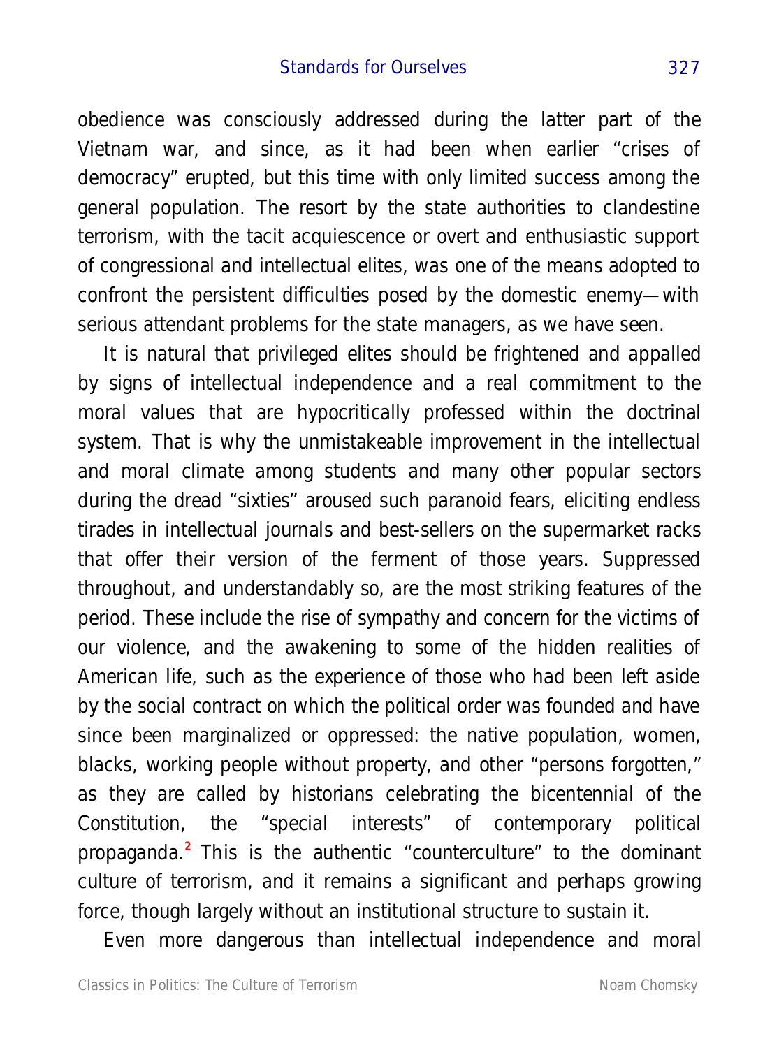obedience was consciously addressed during the latter part of the Vietnam war, and since, as it had been when earlier "crises of democracy" erupted, but this time with only limited success among the general population. The resort by the state authorities to clandestine terrorism, with the tacit acquiescence or overt and enthusiastic support of congressional and intellectual elites, was one of the means adopted to confront the persistent difficulties posed by the domestic enemy—with serious attendant problems for the state managers, as we have seen.

It is natural that privileged elites should be frightened and appalled by signs of intellectual independence and a real commitment to the moral values that are hypocritically professed within the doctrinal system. That is why the unmistakeable improvement in the intellectual and moral climate among students and many other popular sectors during the dread "sixties" aroused such paranoid fears, eliciting endless tirades in intellectual journals and best-sellers on the supermarket racks that offer their version of the ferment of those years. Suppressed throughout, and understandably so, are the most striking features of the period. These include the rise of sympathy and concern for the victims of our violence, and the awakening to some of the hidden realities of American life, such as the experience of those who had been left aside by the social contract on which the political order was founded and have since been marginalized or oppressed: the native population, women, blacks, working people without property, and other "persons forgotten," as they are called by historians celebrating the bicentennial of the Constitution, the "special interests" of contemporary political propaganda.[2] This is the authentic "counterculture" to the dominant culture of terrorism, and it remains a significant and perhaps growing force, though largely without an institutional structure to sustain it.

Even more dangerous than intellectual independence and moral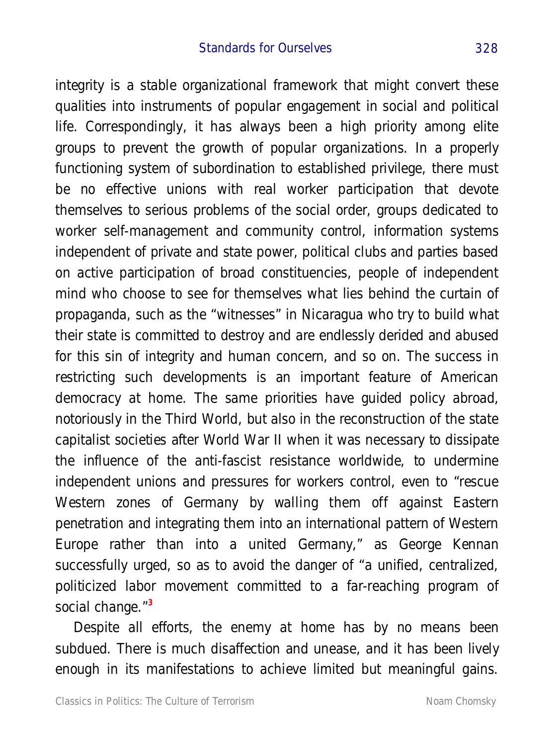integrity is a stable organizational framework that might convert these qualities into instruments of popular engagement in social and political life. Correspondingly, it has always been a high priority among elite groups to prevent the growth of popular organizations. In a properly functioning system of subordination to established privilege, there must be no effective unions with real worker participation that devote themselves to serious problems of the social order, groups dedicated to worker self-management and community control, information systems independent of private and state power, political clubs and parties based on active participation of broad constituencies, people of independent mind who choose to see for themselves what lies behind the curtain of propaganda, such as the "witnesses" in Nicaragua who try to build what their state is committed to destroy and are endlessly derided and abused for this sin of integrity and human concern, and so on. The success in restricting such developments is an important feature of American democracy at home. The same priorities have guided policy abroad, notoriously in the Third World, but also in the reconstruction of the state capitalist societies after World War II when it was necessary to dissipate the influence of the anti-fascist resistance worldwide, to undermine independent unions and pressures for workers control, even to "rescue Western zones of Germany by walling them off against Eastern penetration and integrating them into an international pattern of Western Europe rather than into a united Germany," as George Kennan successfully urged, so as to avoid the danger of "a unified, centralized, politicized labor movement committed to a far-reaching program of social change."[3]

Despite all efforts, the enemy at home has by no means been subdued. There is much disaffection and unease, and it has been lively enough in its manifestations to achieve limited but meaningful gains.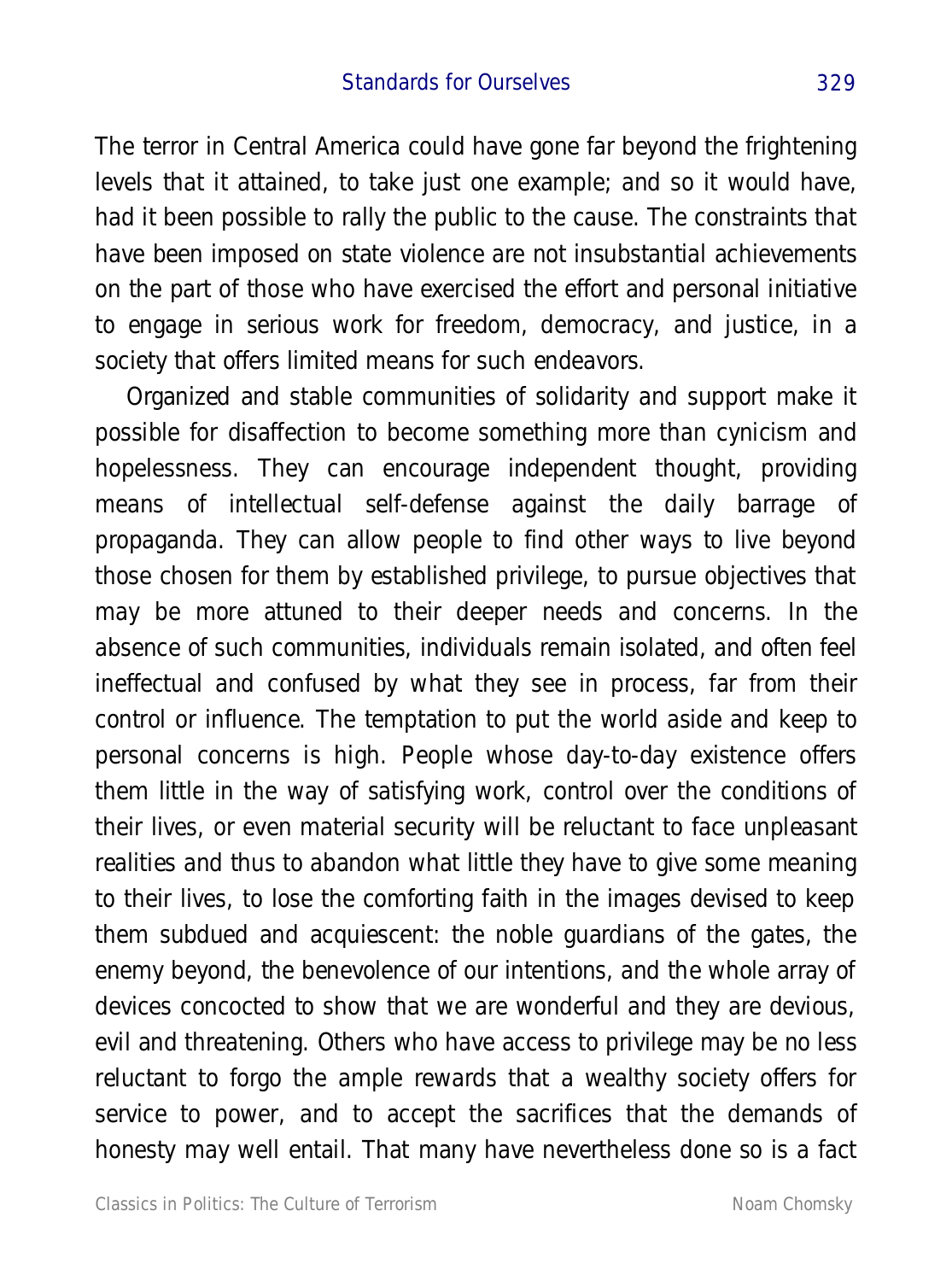The terror in Central America could have gone far beyond the frightening levels that it attained, to take just one example; and so it would have, had it been possible to rally the public to the cause. The constraints that have been imposed on state violence are not insubstantial achievements on the part of those who have exercised the effort and personal initiative to engage in serious work for freedom, democracy, and justice, in a society that offers limited means for such endeavors.

Organized and stable communities of solidarity and support make it possible for disaffection to become something more than cynicism and hopelessness. They can encourage independent thought, providing means of intellectual self-defense against the daily barrage of propaganda. They can allow people to find other ways to live beyond those chosen for them by established privilege, to pursue objectives that may be more attuned to their deeper needs and concerns. In the absence of such communities, individuals remain isolated, and often feel ineffectual and confused by what they see in process, far from their control or influence. The temptation to put the world aside and keep to personal concerns is high. People whose day-to-day existence offers them little in the way of satisfying work, control over the conditions of their lives, or even material security will be reluctant to face unpleasant realities and thus to abandon what little they have to give some meaning to their lives, to lose the comforting faith in the images devised to keep them subdued and acquiescent: the noble guardians of the gates, the enemy beyond, the benevolence of our intentions, and the whole array of devices concocted to show that we are wonderful and they are devious, evil and threatening. Others who have access to privilege may be no less reluctant to forgo the ample rewards that a wealthy society offers for service to power, and to accept the sacrifices that the demands of honesty may well entail. That many have nevertheless done so is a fact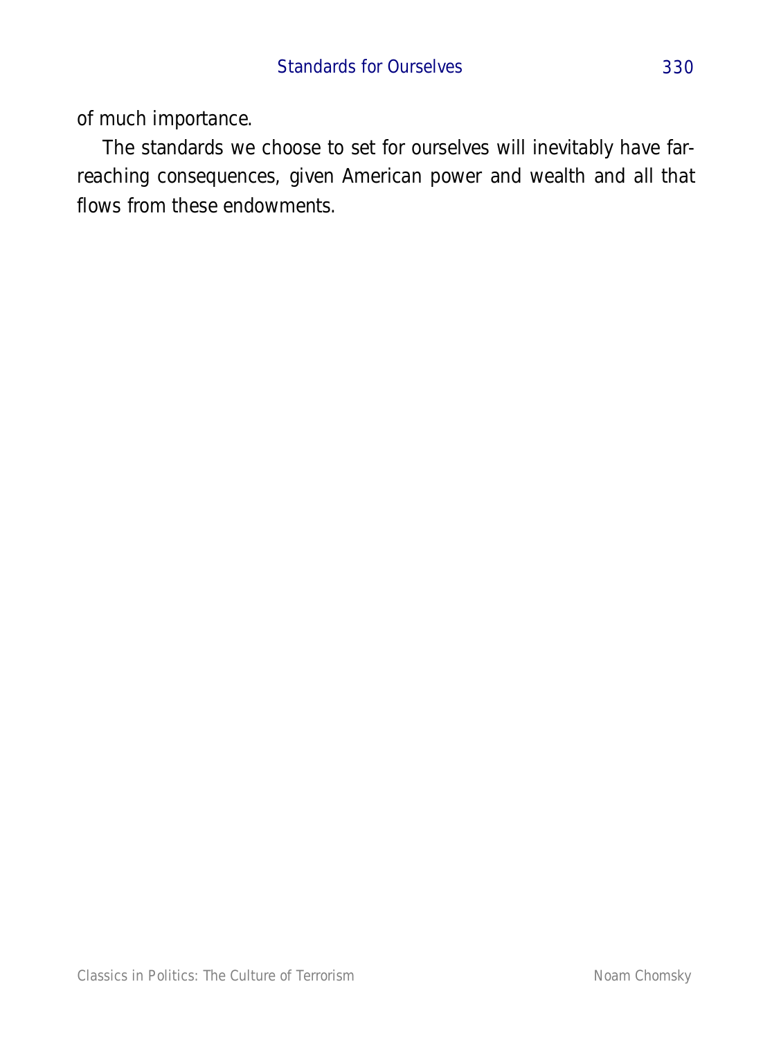of much importance.

The standards we choose to set for ourselves will inevitably have far-reaching consequences, given American power and wealth and all that flows from these endowments.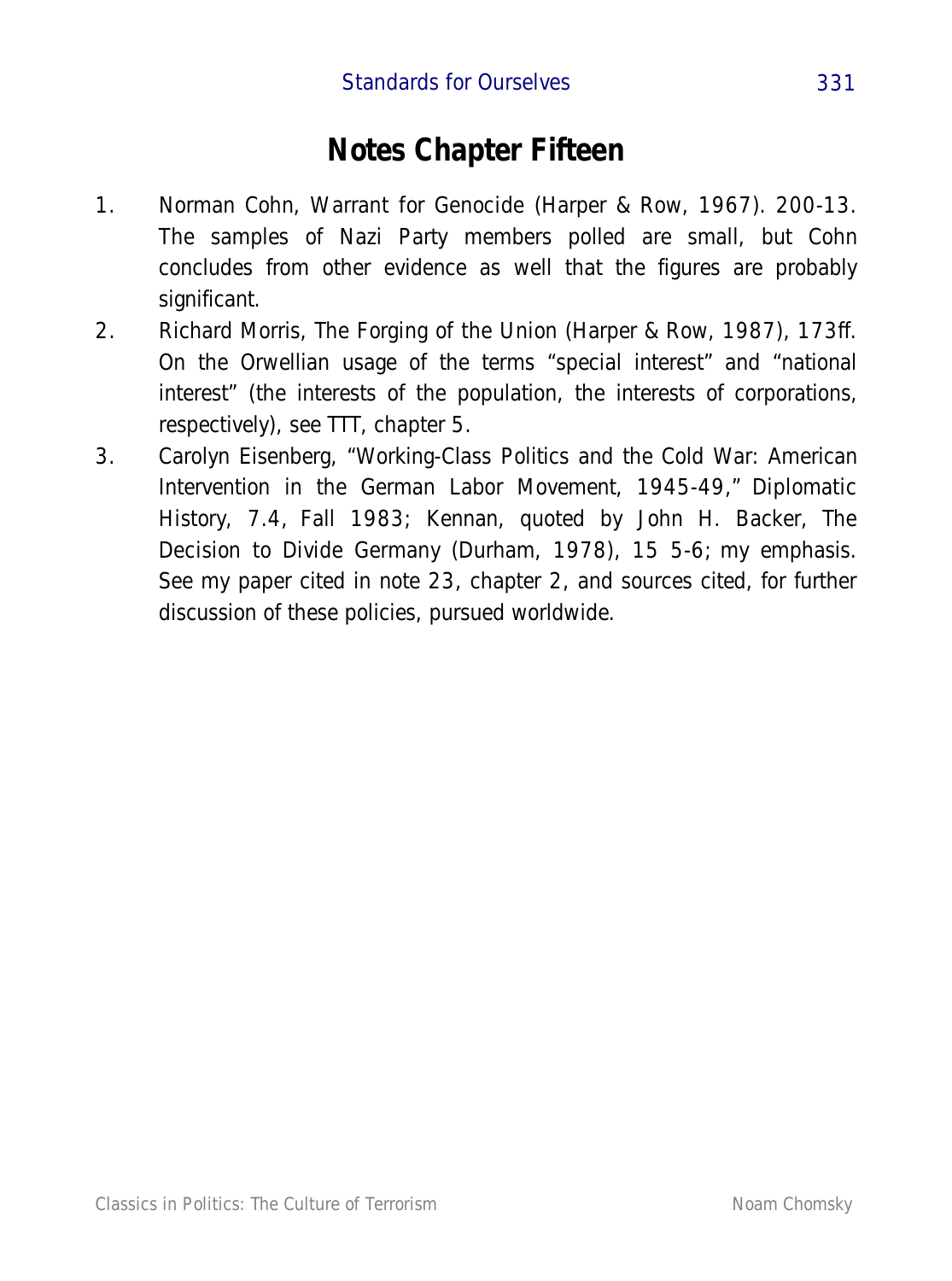# Notes Chapter Fifteen

1. Norman Cohn, Warrant for Genocide (Harper & Row, 1967). 200-13. The samples of Nazi Party members polled are small, but Cohn concludes from other evidence as well that the figures are probably significant.
2. Richard Morris, The Forging of the Union (Harper & Row, 1987), 173ff. On the Orwellian usage of the terms "special interest" and "national interest" (the interests of the population, the interests of corporations, respectively), see TTT, chapter 5.
3. Carolyn Eisenberg, "Working-Class Politics and the Cold War: American Intervention in the German Labor Movement, 1945-49," Diplomatic History, 7.4, Fall 1983; Kennan, quoted by John H. Backer, The Decision to Divide Germany (Durham, 1978), 15 5-6; my emphasis. See my paper cited in note 23, chapter 2, and sources cited, for further discussion of these policies, pursued worldwide.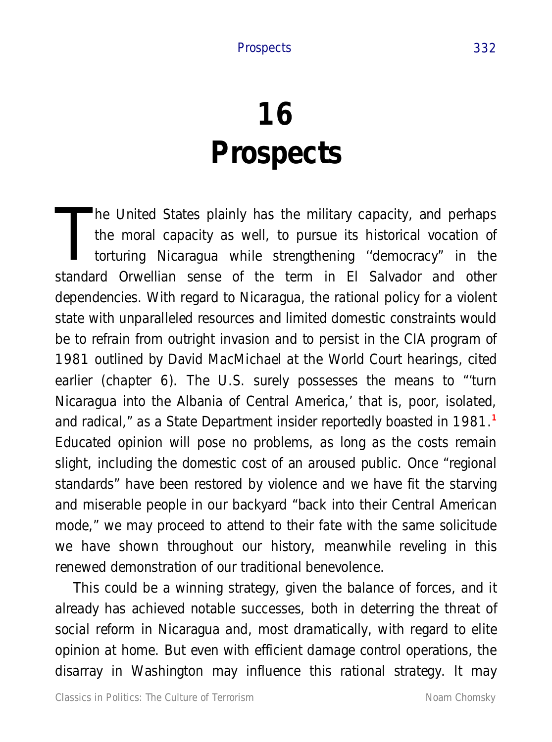# 16 Prospects

The United States plainly has the military capacity, and perhaps the moral capacity as well, to pursue its historical vocation of torturing Nicaragua while strengthening ''democracy'' in the standard Orwellian sense of the term in El Salvador and other dependencies. With regard to Nicaragua, the rational policy for a violent state with unparalleled resources and limited domestic constraints would be to refrain from outright invasion and to persist in the CIA program of 1981 outlined by David MacMichael at the World Court hearings, cited earlier (chapter 6). The U.S. surely possesses the means to "'turn Nicaragua into the Albania of Central America,' that is, poor, isolated, and radical," as a State Department insider reportedly boasted in 1981.[1] Educated opinion will pose no problems, as long as the costs remain slight, including the domestic cost of an aroused public. Once "regional standards" have been restored by violence and we have fit the starving and miserable people in our backyard "back into their Central American mode," we may proceed to attend to their fate with the same solicitude we have shown throughout our history, meanwhile reveling in this renewed demonstration of our traditional benevolence.

This could be a winning strategy, given the balance of forces, and it already has achieved notable successes, both in deterring the threat of social reform in Nicaragua and, most dramatically, with regard to elite opinion at home. But even with efficient damage control operations, the disarray in Washington may influence this rational strategy. It may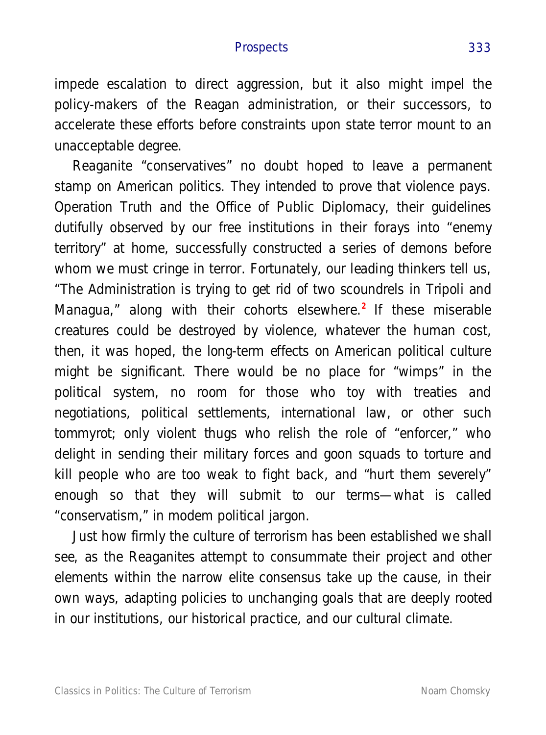impede escalation to direct aggression, but it also might impel the policy-makers of the Reagan administration, or their successors, to accelerate these efforts before constraints upon state terror mount to an unacceptable degree.

Reaganite “conservatives” no doubt hoped to leave a permanent stamp on American politics. They intended to prove that violence pays. Operation Truth and the Office of Public Diplomacy, their guidelines dutifully observed by our free institutions in their forays into “enemy territory” at home, successfully constructed a series of demons before whom we must cringe in terror. Fortunately, our leading thinkers tell us, “The Administration is trying to get rid of two scoundrels in Tripoli and Managua,” along with their cohorts elsewhere.[2] If these miserable creatures could be destroyed by violence, whatever the human cost, then, it was hoped, the long-term effects on American political culture might be significant. There would be no place for “wimps” in the political system, no room for those who toy with treaties and negotiations, political settlements, international law, or other such tommyrot; only violent thugs who relish the role of “enforcer,” who delight in sending their military forces and goon squads to torture and kill people who are too weak to fight back, and “hurt them severely” enough so that they will submit to our terms—what is called “conservatism,” in modem political jargon.

Just how firmly the culture of terrorism has been established we shall see, as the Reaganites attempt to consummate their project and other elements within the narrow elite consensus take up the cause, in their own ways, adapting policies to unchanging goals that are deeply rooted in our institutions, our historical practice, and our cultural climate.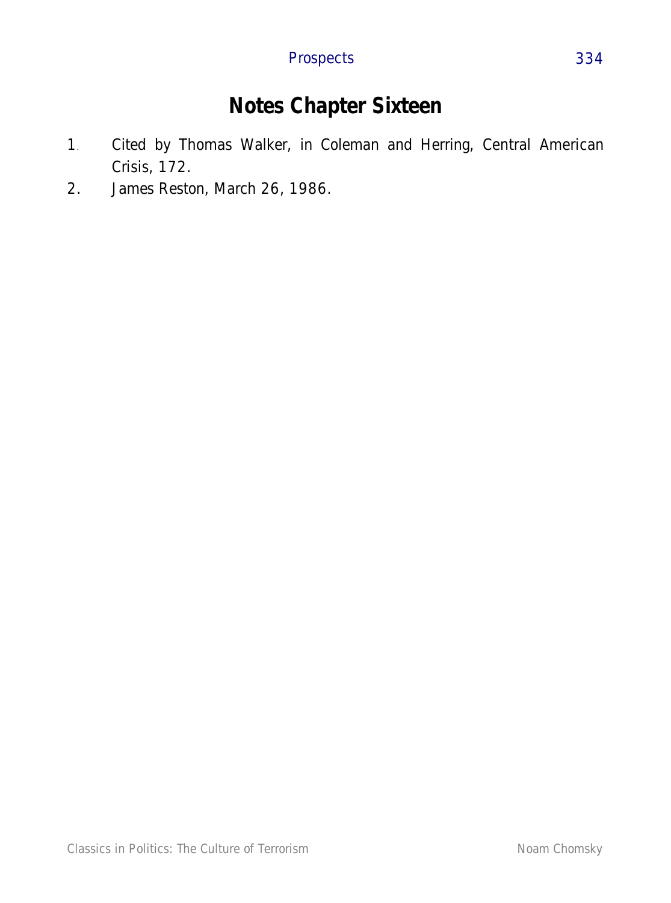# Notes Chapter Sixteen

1. Cited by Thomas Walker, in Coleman and Herring, Central American Crisis, 172.
2. James Reston, March 26, 1986.